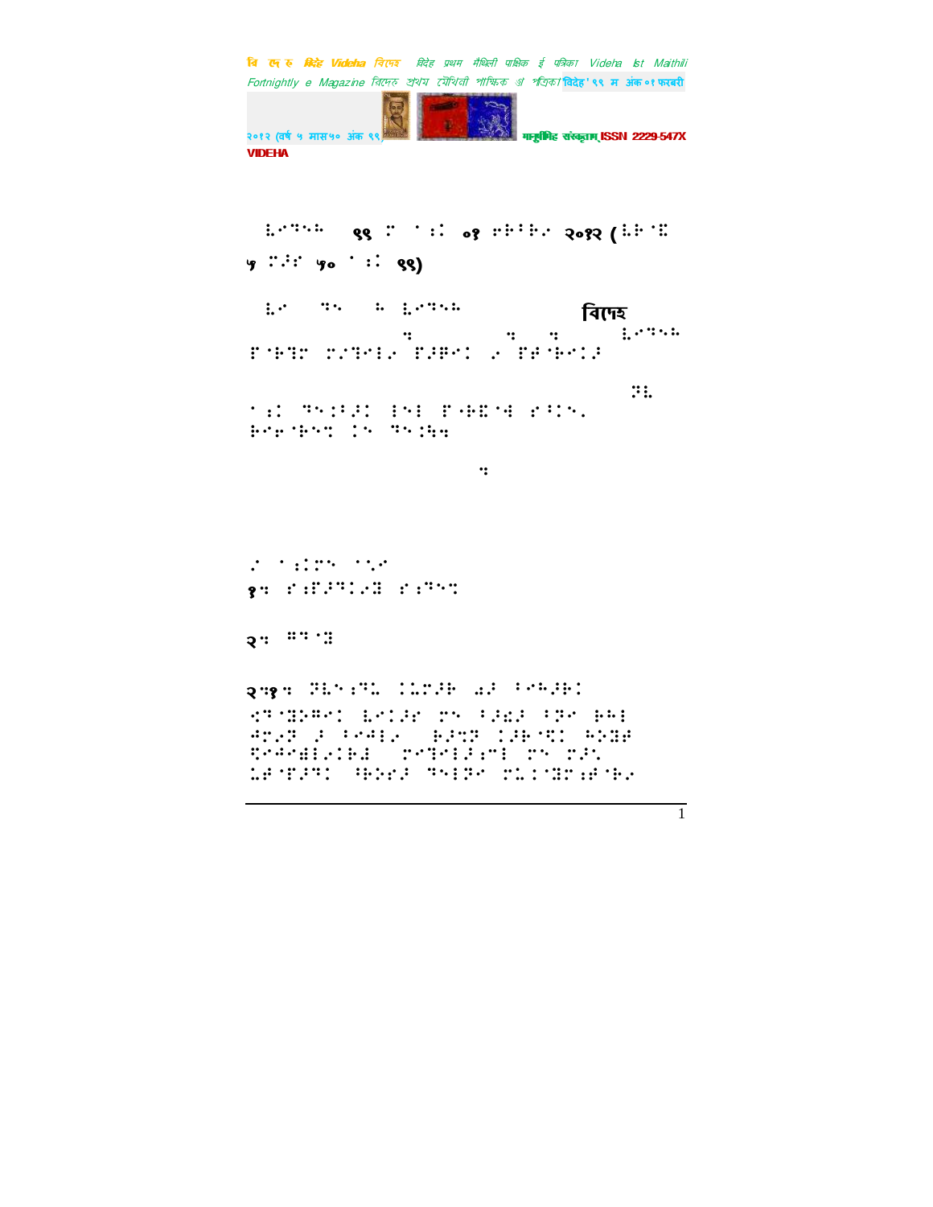९९ ०१ २०१२ (

५ ५० ९९)

বিদেহ

१:

२:

२:१: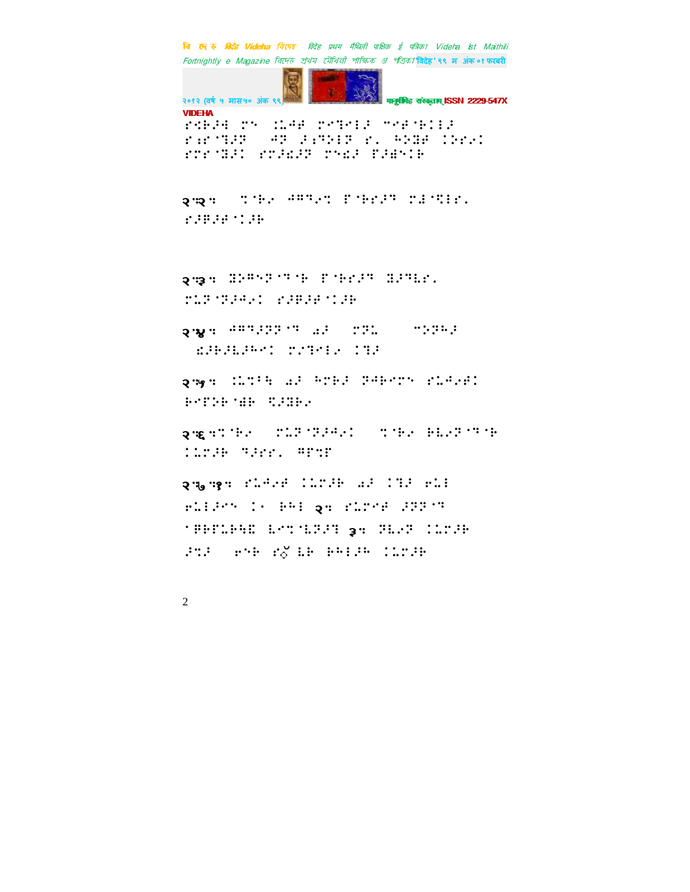⠗⠪⠗⠼⠻⠀⠍⠝⠀⠒⠥⠚⠋⠀⠍⠑⠙⠑⠇⠼⠀⠉⠑⠋⠈⠗⠅⠇⠇⠼
⠗⠆⠗⠈⠙⠼⠝⠀⠀⠲⠝⠀⠼⠆⠙⠕⠇⠝⠀⠗⠄⠀⠓⠕⠝⠋⠀⠅⠕⠗⠴⠅
⠗⠍⠗⠈⠝⠼⠅⠀⠗⠍⠼⠪⠼⠝⠀⠍⠑⠪⠼⠀⠏⠼⠱⠑⠅⠗

२.२: ⠀⠀⠹⠈⠗⠴⠀⠲⠫⠙⠴⠹⠀⠏⠈⠗⠗⠼⠝⠀⠍⠼⠈⠩⠇⠗⠄
⠗⠼⠏⠼⠋⠈⠅⠼⠗

२.३: ⠨⠕⠫⠑⠝⠈⠙⠈⠗⠀⠏⠈⠗⠗⠼⠝⠀⠨⠼⠙⠧⠗⠄
⠍⠥⠝⠈⠝⠼⠲⠴⠅⠀⠗⠼⠏⠼⠋⠈⠅⠼⠗

२.४: ⠲⠫⠙⠼⠝⠝⠈⠙⠀⠔⠼⠀⠀⠍⠝⠥⠀⠀⠀⠉⠕⠝⠓⠼
⠀⠪⠼⠗⠼⠧⠼⠓⠅⠀⠍⠴⠙⠑⠇⠴⠀⠅⠙⠼

२.५: ⠅⠥⠹⠼⠓⠀⠔⠼⠀⠓⠍⠗⠼⠀⠝⠲⠗⠑⠍⠑⠀⠗⠥⠲⠴⠋⠅
⠗⠑⠏⠕⠗⠈⠱⠗⠀⠩⠼⠨⠗⠴

२.६:⠹⠈⠗⠴⠀⠀⠍⠥⠝⠈⠝⠼⠲⠴⠅⠀⠀⠹⠈⠗⠴⠀⠗⠧⠴⠝⠈⠙⠈⠗
⠅⠥⠍⠼⠗⠀⠙⠼⠗⠗⠄⠀⠫⠏⠹⠏

२.७.१: ⠗⠥⠲⠴⠋⠀⠅⠥⠍⠼⠗⠀⠔⠼⠀⠅⠙⠼⠀⠗⠥⠇
⠗⠥⠇⠼⠑⠝⠀⠅⠴⠀⠗⠓⠇⠀२: ⠗⠥⠍⠑⠋⠀⠼⠝⠝⠈⠙
⠈⠏⠗⠏⠥⠗⠓⠨⠀⠧⠑⠹⠈⠧⠝⠼⠙⠀३: ⠝⠧⠴⠝⠀⠅⠥⠍⠼⠗
⠼⠹⠼⠀⠀⠗⠑⠗⠀⠗⠧⠀⠧⠗⠀⠗⠓⠇⠼⠓⠀⠅⠥⠍⠼⠗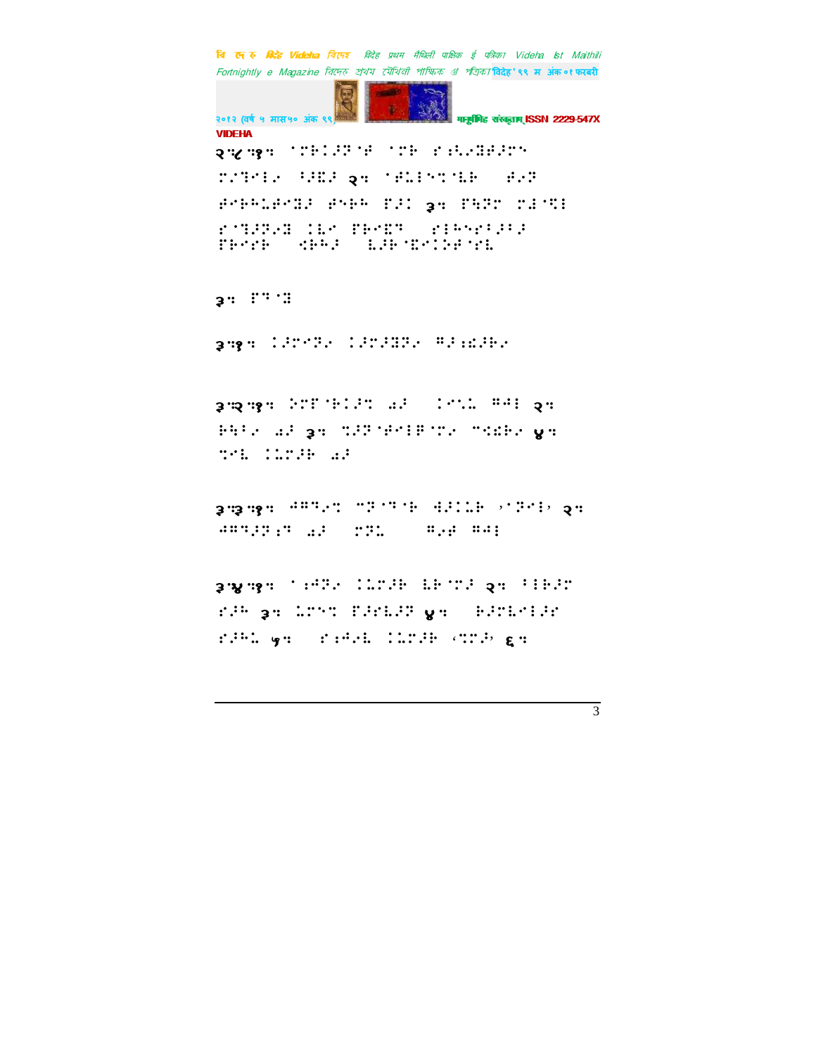२.८.१. ⠀⠍⠗⠃⠇⠚⠝⠁⠋⠀⠁⠍⠗⠀⠋⠡⠪⠐⠕⠩⠐⠋⠚⠍⠝⠀⠍⠎⠙⠑⠇⠐⠀⠓⠚⠫⠚⠀२. ⠁⠋⠥⠇⠇⠑⠞⠁⠇⠗⠀⠀⠋⠐⠝⠀⠋⠑⠗⠓⠥⠋⠑⠩⠚⠀⠋⠑⠗⠓⠀⠏⠚⠇⠀३. ⠏⠓⠝⠍⠀⠍⠚⠁⠞⠇⠀⠋⠁⠙⠚⠝⠐⠩⠀⠇⠇⠑⠀⠏⠗⠑⠫⠙⠀⠀⠋⠇⠓⠑⠋⠃⠚⠃⠚⠀⠏⠗⠑⠋⠗⠀⠀⠫⠗⠓⠚⠀⠀⠇⠚⠗⠁⠫⠑⠇⠕⠋⠁⠋⠇

३. ⠏⠙⠁⠩

३.१. ⠇⠚⠍⠑⠝⠐⠀⠇⠚⠍⠚⠩⠝⠐⠀⠛⠚⠡⠫⠚⠗⠐

३.२.१. ⠕⠍⠏⠁⠗⠇⠚⠞⠀⠅⠚⠀⠀⠇⠑⠞⠥⠀⠛⠙⠇⠀२. ⠗⠓⠃⠐⠀⠅⠚⠀३. ⠞⠚⠝⠁⠋⠑⠇⠏⠁⠍⠐⠀⠉⠫⠗⠐⠀४. ⠞⠑⠇⠀⠇⠥⠍⠚⠗⠀⠅⠚

३.३.१. ⠙⠛⠙⠐⠞⠀⠉⠝⠁⠙⠁⠗⠀⠙⠚⠇⠥⠗⠀⠂⠁⠝⠑⠇⠂⠀२. ⠙⠛⠙⠚⠝⠡⠙⠀⠅⠚⠀⠀⠍⠝⠥⠀⠀⠀⠀⠛⠐⠋⠀⠛⠙⠇

३.४.१. ⠁⠡⠙⠝⠐⠀⠇⠥⠍⠚⠗⠀⠇⠗⠁⠍⠚⠀२. ⠃⠇⠗⠚⠍⠀⠋⠚⠓⠀३. ⠥⠍⠑⠞⠀⠏⠚⠋⠇⠚⠝⠀४. ⠀⠗⠚⠍⠇⠑⠇⠚⠋⠀⠋⠚⠓⠥⠀५. ⠀⠋⠡⠙⠐⠇⠀⠇⠥⠍⠚⠗⠀⠐⠞⠍⠚⠂⠀६.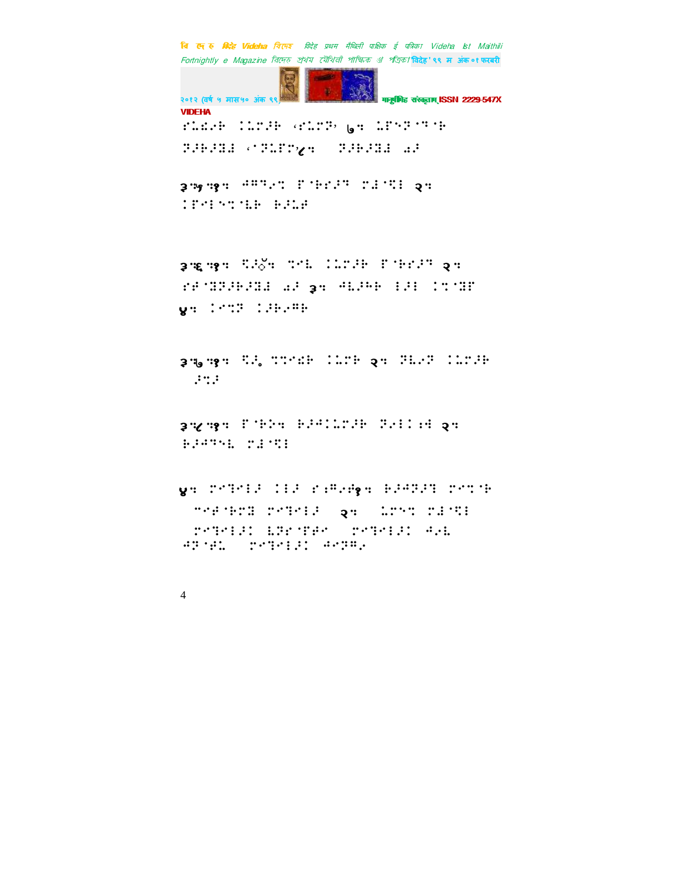⠋⠥⠜⠂⠗ ⠅⠥⠍⠜⠗ ⠳⠋⠥⠍⠝⠽ ६⠒ ⠥⠏⠝⠙⠁⠙⠁⠗

⠝⠜⠗⠜⠝⠼ ⠐⠁⠝⠥⠏⠍⠒८⠒ ⠝⠜⠗⠜⠝⠼ ⠩⠜

३⠒५⠒१⠒ ⠚⠻⠙⠂⠉ ⠏⠁⠗⠋⠜⠙ ⠍⠼⠁⠩⠇ २⠒ ⠅⠏⠊⠇⠝⠉⠁⠡⠗ ⠗⠜⠥⠱

३⠒६⠒१⠒ ⠩⠜ॅ⠒ ⠉⠊⠡ ⠅⠥⠍⠜⠗ ⠏⠁⠗⠋⠜⠙ २⠒ ⠋⠱⠁⠯⠝⠜⠗⠜⠼ ⠩⠜ ३⠒ ⠚⠡⠜⠻⠗ ⠇⠜⠇ ⠅⠉⠁⠯⠏ ४⠒ ⠅⠊⠉⠝ ⠅⠜⠗⠂⠻⠗

३⠒७⠒१⠒ ⠩⠜़ ⠉⠉⠊⠻⠗ ⠅⠥⠍⠗ २⠒ ⠝⠡⠂⠙ ⠅⠥⠍⠜⠗ ⠜⠉⠜

३⠒८⠒१⠒ ⠏⠁⠗⠕⠒ ⠗⠜⠚⠅⠥⠍⠜⠗ ⠝⠂⠇⠅⠒⠖ २⠒ ⠗⠜⠚⠙⠝⠡ ⠍⠼⠁⠩⠇

४⠒ ⠍⠊⠙⠊⠇⠜ ⠅⠇⠜ ⠋⠒⠻⠂⠖१⠒ ⠗⠜⠚⠝⠜⠙ ⠍⠊⠉⠁⠗ ⠉⠊⠋⠁⠗⠍⠯ ⠍⠊⠙⠊⠇⠜ २⠒ ⠥⠍⠊⠉ ⠍⠼⠁⠩⠇ ⠍⠊⠙⠊⠇⠜⠅ ⠡⠝⠋⠁⠏⠋⠊ ⠍⠊⠙⠊⠇⠜⠅ ⠚⠂⠡ ⠚⠝⠁⠖⠥ ⠍⠊⠙⠊⠇⠜⠅ ⠚⠊⠝⠻⠂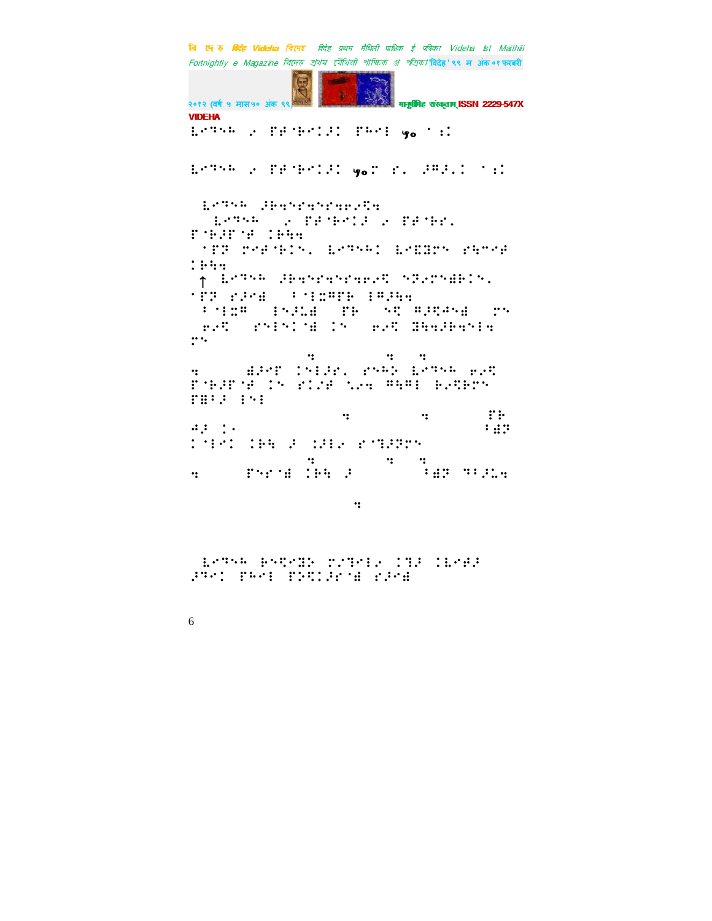⠇⠉⠹⠓⠓ ⠂ ⠏⠋⠈⠃⠉�ARE ⠏⠓⠉⠇ ५० ⠁⠆⠅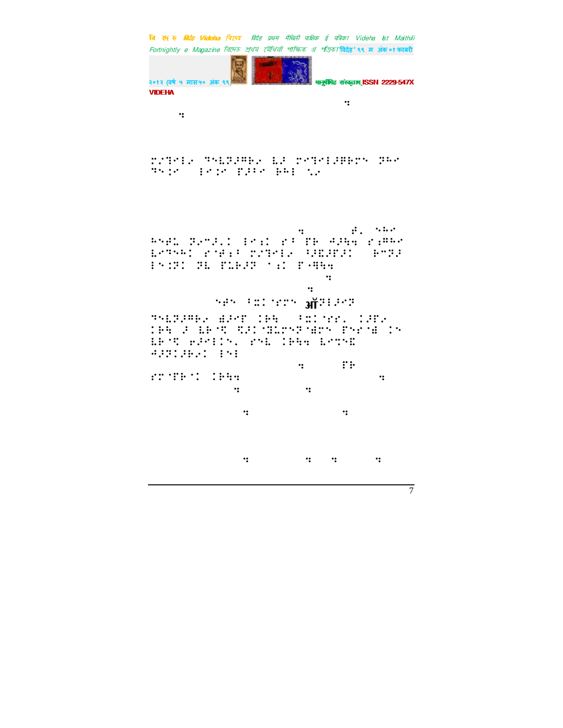⠩⠒ ⠒

⠍⠎⠙⠋⠇⠊ ⠙⠑⠇⠝⠜⠛⠗⠊ ⠇⠜ ⠏⠋⠙⠋⠇⠜⠛⠗⠍⠝ ⠝⠓⠋ ⠙⠑⠅⠋ ⠁⠁⠇⠋⠅⠋ ⠏⠜⠃⠋ ⠗⠓⠇ ⠐⠢⠊

⠒ ⠎⠂ ⠐⠓⠋ ⠓⠑⠋⠇ ⠝⠊⠍⠜⠂⠅ ⠇⠑⠡⠅ ⠎⠃ ⠏⠗ ⠲⠜⠹ ⠎⠡⠛⠓⠋ ⠇⠋⠙⠑⠓⠅ ⠎⠋⠎⠡⠃ ⠍⠎⠙⠋⠇⠊ ⠃⠜⠿⠜⠏⠜⠅ ⠗⠍⠝⠜ ⠇⠑⠅⠝⠅ ⠝⠇ ⠏⠇⠗⠜⠝ ⠁⠡⠅ ⠏⠲⠹⠹ ⠒ ⠒

⠐⠎⠑ ⠃⠭⠅⠋⠎⠍⠑ ऑ⠝⠇⠜⠋⠝

⠙⠑⠇⠝⠜⠛⠗⠊ ⠫⠜⠋⠏ ⠅⠗⠹ ⠃⠭⠅⠋⠎⠂ ⠅⠜⠏⠊ ⠅⠗⠹ ⠜ ⠇⠗⠋⠹ ⠹⠜⠅⠋⠿⠭⠍⠑⠝⠋⠱⠍⠑ ⠏⠑⠎⠋⠱ ⠅⠑ ⠇⠗⠋⠹ ⠢⠜⠋⠇⠅⠑⠂ ⠎⠑⠇ ⠅⠗⠹⠹ ⠇⠋⠍⠑⠿ ⠲⠜⠝⠅⠜⠗⠊⠅ ⠇⠑⠇ ⠒ ⠏⠗ ⠎⠍⠋⠏⠗⠁⠅ ⠅⠗⠹⠹ ⠒ ⠒ ⠒ ⠒ ⠒ ⠒ ⠒ ⠒ ⠒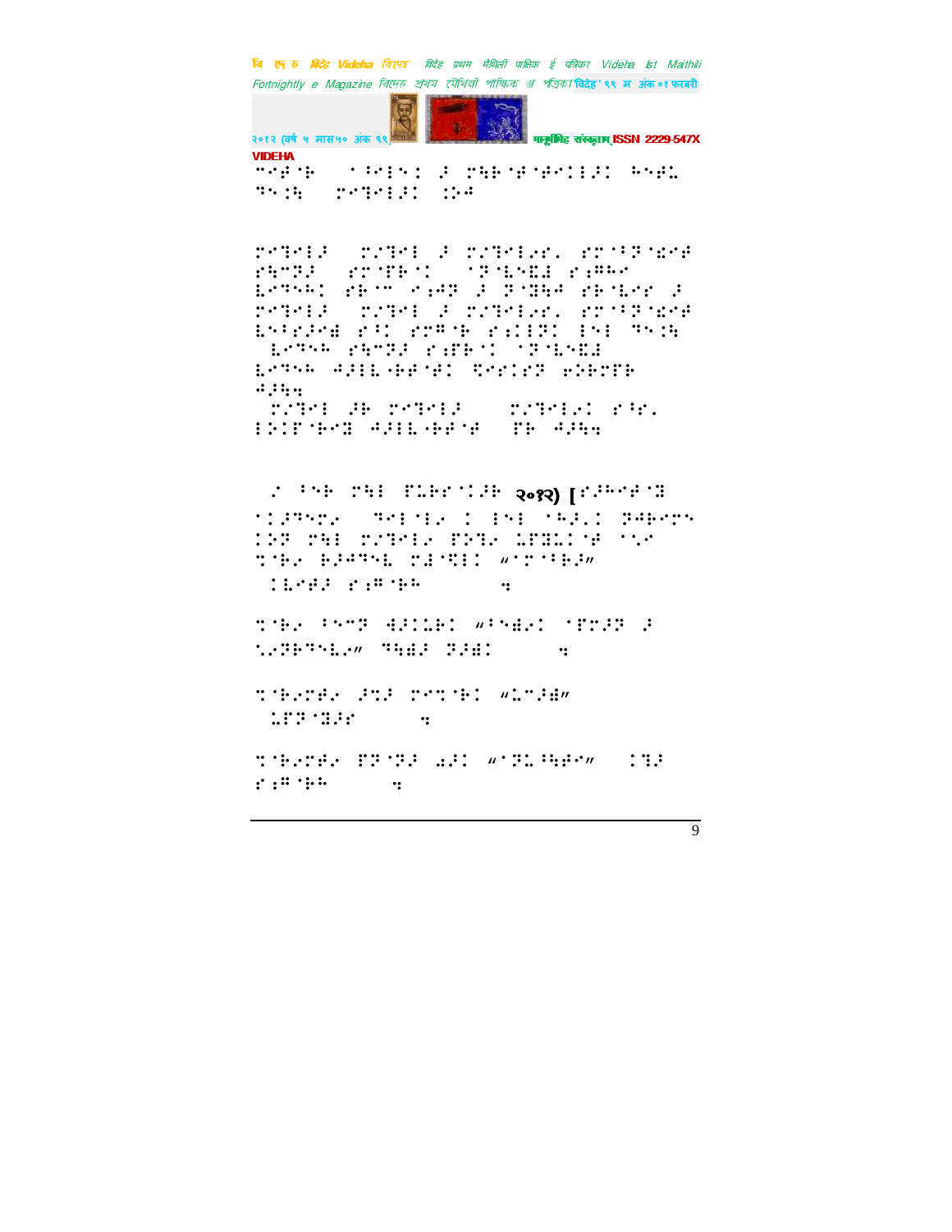VIDEHA

⠋⠊⠞⠀⠀⠁⠑⠊⠝⠀⠚⠀⠍⠓⠃⠫⠙⠊⠚⠀⠓⠝⠛
⠛⠝⠓⠀⠀⠍⠉⠛⠊⠚⠀⠓⠁

⠍⠉⠛⠊⠚⠀⠀⠍⠛⠊⠀⠚⠀⠍⠛⠊⠗⠀⠗⠁⠗⠑
⠗⠓⠛⠚⠀⠀⠗⠋⠃⠁⠀⠀⠁⠗⠑⠓⠀⠗⠊⠓⠗
⠇⠉⠓⠁⠀⠗⠃⠉⠀⠊⠚⠀⠚⠀⠗⠙⠓⠀⠗⠃⠇⠗⠀⠚
⠍⠉⠛⠊⠚⠀⠀⠍⠛⠊⠀⠚⠀⠍⠛⠊⠗⠀⠗⠁⠗⠑
⠇⠝⠗⠚⠓⠀⠗⠁⠀⠗⠍⠃⠀⠗⠊⠃⠁⠀⠊⠝⠊⠀⠛⠝⠓
⠀⠇⠉⠓⠁⠀⠗⠓⠛⠚⠀⠗⠋⠃⠁⠀⠁⠗⠑⠓
⠇⠉⠓⠁⠀⠚⠊⠇⠃⠋⠁⠀⠗⠊⠗⠀⠃⠗⠋⠃
⠚⠓⠲

⠀⠍⠛⠊⠀⠚⠃⠀⠍⠉⠛⠊⠚⠀⠀⠍⠛⠊⠁⠀⠗⠓⠗
⠊⠕⠋⠃⠉⠀⠚⠊⠇⠃⠋⠀⠀⠋⠃⠀⠚⠓⠲

⠀⠌⠀⠁⠝⠃⠀⠍⠓⠊⠀⠋⠇⠃⠗⠁⠚⠃ २०१२) [⠗⠚⠓⠋⠙
⠁⠊⠚⠛⠉⠀⠀⠛⠊⠊⠁⠀⠊⠀⠊⠝⠊⠀⠁⠓⠚⠁⠀⠏⠚⠃⠗⠝
⠊⠕⠏⠀⠍⠓⠊⠀⠍⠛⠊⠁⠀⠋⠕⠛⠀⠇⠋⠙⠇⠋⠀⠁⠁
⠹⠃⠁⠀⠃⠚⠛⠝⠇⠀⠍⠙⠊⠀"⠁⠗⠁⠃⠚"
⠀⠊⠇⠋⠚⠀⠗⠍⠃⠓⠀⠀⠀⠀⠲

⠹⠃⠁⠀⠁⠝⠏⠀⠙⠚⠊⠇⠃⠊⠀"⠁⠝⠙⠁⠀⠁⠋⠗⠏⠀⠚
⠁⠏⠃⠛⠝⠇⠁"⠀⠛⠓⠙⠚⠀⠏⠚⠙⠀⠀⠀⠀⠲

⠹⠃⠁⠗⠋⠁⠀⠚⠹⠚⠀⠍⠉⠹⠃⠊⠀"⠇⠉⠚⠙"
⠀⠇⠋⠏⠙⠚⠗⠀⠀⠀⠲

⠹⠃⠁⠗⠋⠁⠀⠋⠏⠏⠚⠀⠁⠚⠊⠀"⠁⠏⠇⠓⠋⠗"⠀⠀⠊⠛⠚
⠗⠍⠃⠓⠀⠀⠀⠲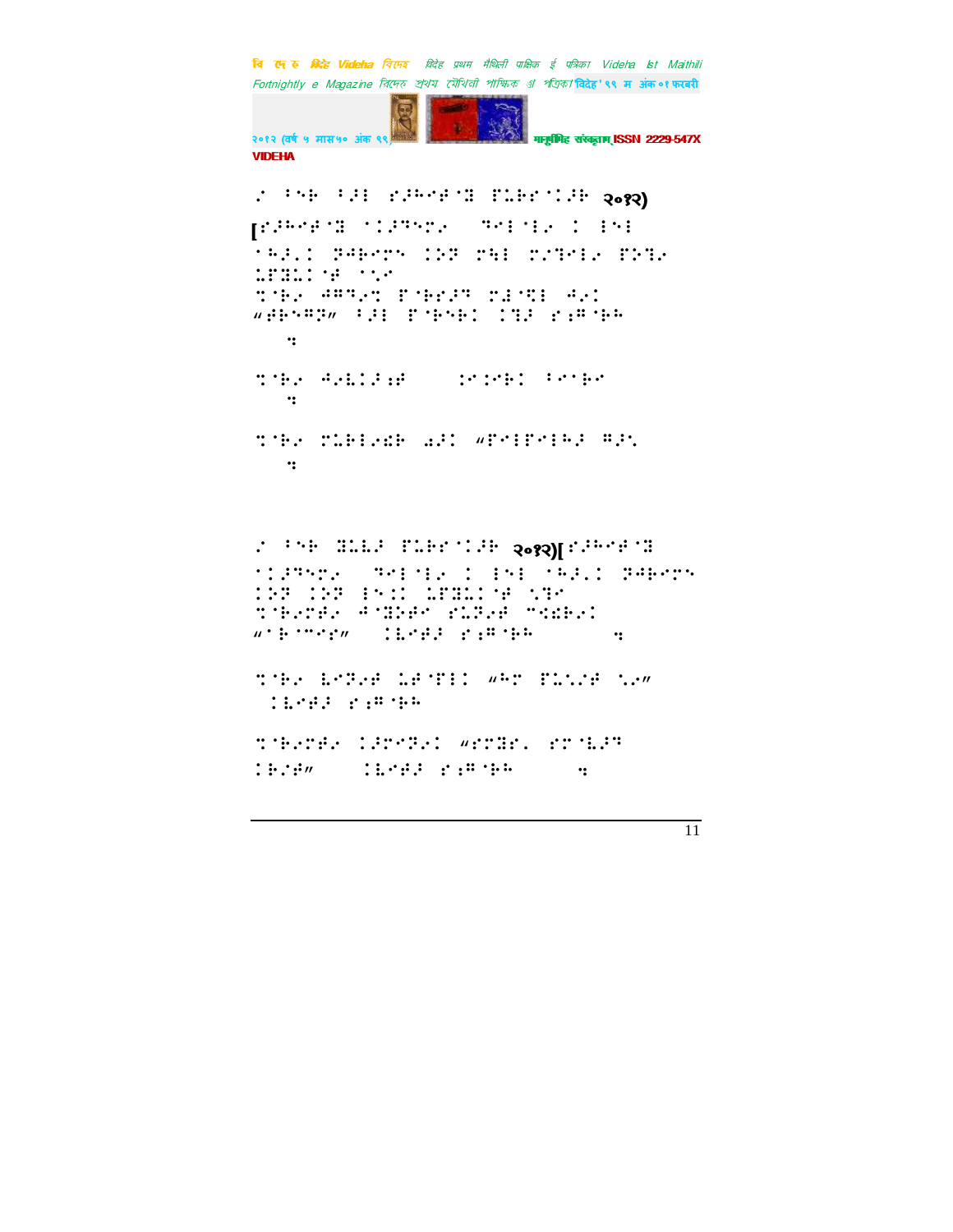२०१२)

[

२०१२)[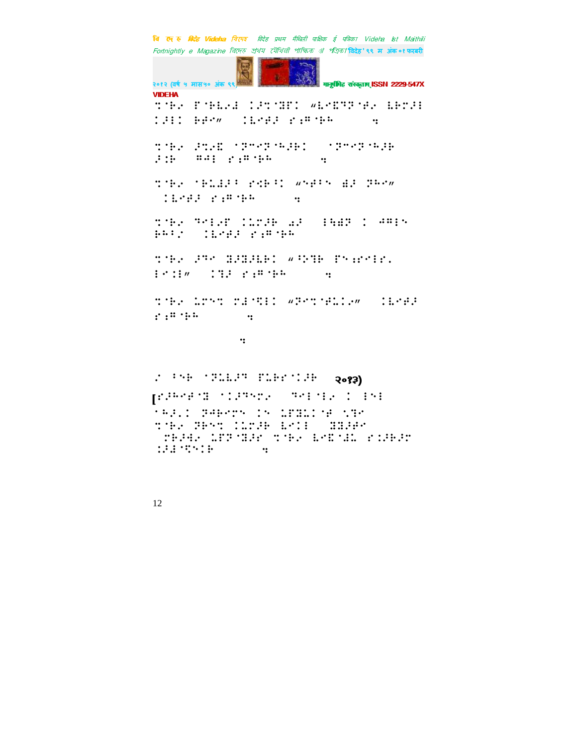⠍⠀⠸⠀⠖⠀⠑⠊⠄⠓⠀⠀⠀⠀⠀⠀⠀⠀⠀⠀⠀⠀⠀⠀⠀⠀⠀⠀⠀⠀⠀⠀⠀⠀⠀⠀⠀⠀⠀⠀⠀⠀⠀⠀⠀⠀⠀⠀⠀⠀⠀⠀⠀⠀⠀⠀⠀

२०१३)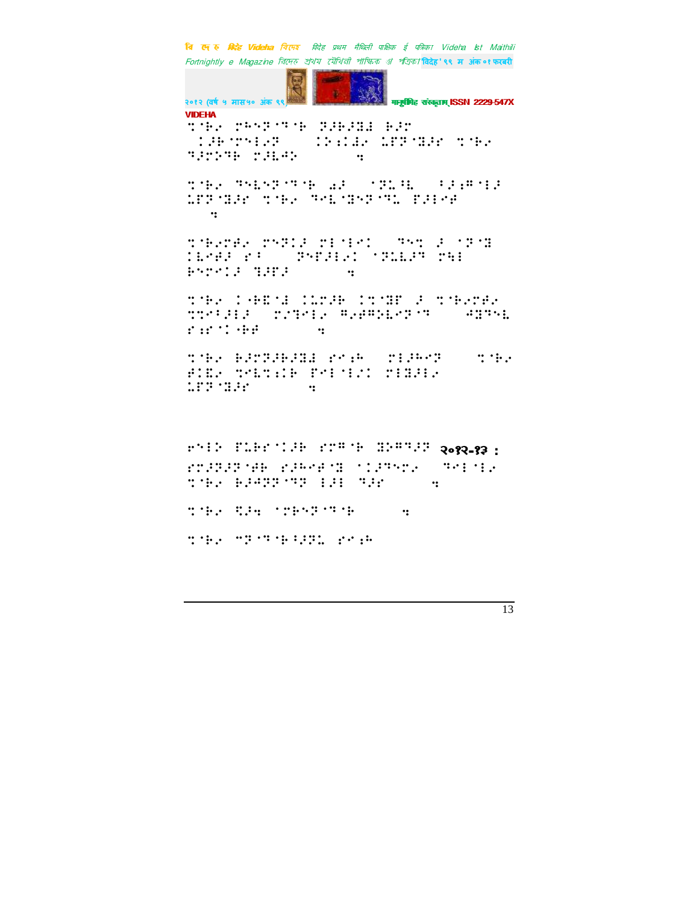२०१२-१३ :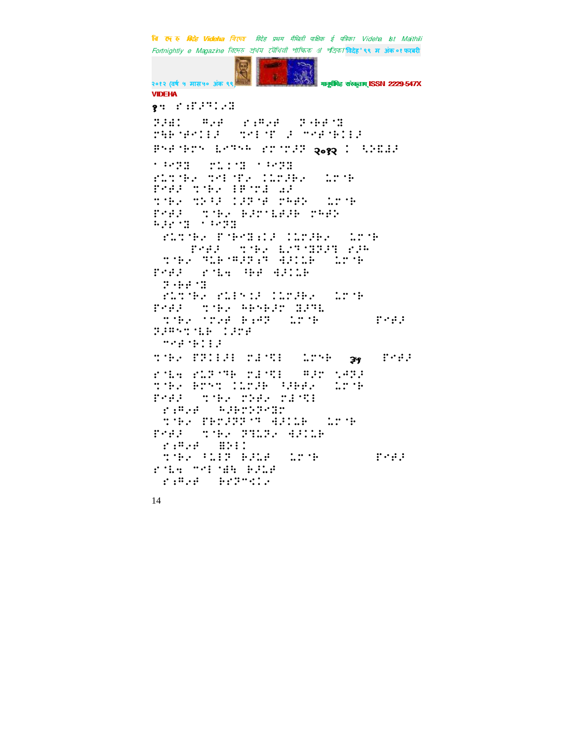१५ ⠐⠗⠁⠍⠁⠝⠁⠽⠁⠝⠁

⠝⠼⠙⠁ ⠓⠁⠗⠑ ⠗⠁⠓⠁⠗⠑ ⠝⠁⠍⠁⠗⠁⠝

⠍⠓⠁⠃⠓⠁⠗⠁⠞⠁ ⠅⠁⠞⠓⠁ ⠼⠁ ⠞⠁⠗⠁⠃⠁⠞⠁

⠏⠗⠁⠃⠓⠁ ⠏⠗⠁⠅⠁⠱⠁ ⠗⠁⠝⠁ ⠍⠁⠓⠁ २०१२ ⠁ ⠑⠙⠊⠞⠊⠕

⠁⠇⠁⠝⠁ ⠍⠁⠞⠁⠝⠁ ⠁⠇⠁⠝⠁

⠗⠁⠝⠁⠃⠁ ⠅⠁⠞⠁⠗⠁ ⠞⠁⠗⠁⠃⠁ ⠞⠁⠗⠁

⠏⠁⠗⠁ ⠅⠁⠃⠁ ⠃⠁⠗⠁⠝⠁ ⠙⠁

⠅⠁⠃⠁ ⠅⠁⠗⠁ ⠞⠁⠗⠁⠃⠁ ⠍⠁⠗⠁ ⠞⠁⠗⠁

⠏⠁⠗⠁ ⠅⠁⠃⠁ ⠃⠁⠗⠁⠃⠁ ⠍⠁⠗⠁

⠓⠁⠗⠁⠝⠁ ⠁⠇⠁⠝⠁

⠗⠁⠝⠁⠃⠁ ⠏⠁⠗⠁⠝⠁ ⠞⠁⠗⠁⠃⠁ ⠞⠁⠗⠁

⠏⠁⠗⠁ ⠅⠁⠃⠁ ⠃⠁⠗⠁⠝⠁ ⠗⠁⠓⠁

⠅⠁⠃⠁ ⠝⠁⠃⠁⠗⠁⠝⠁ ⠙⠁⠗⠁⠃⠁ ⠞⠁⠗⠁

⠏⠁⠗⠁ ⠗⠁⠃⠁ ⠓⠁⠗⠁ ⠙⠁⠗⠁⠃⠁

⠝⠁⠗⠁⠝⠁

⠗⠁⠝⠁⠃⠁ ⠗⠁⠝⠁⠗⠁ ⠞⠁⠗⠁⠃⠁ ⠞⠁⠗⠁

⠏⠁⠗⠁ ⠅⠁⠃⠁ ⠓⠁⠗⠁⠃⠁ ⠝⠁⠗⠁

⠅⠁⠃⠁ ⠞⠁⠗⠁ ⠃⠁⠗⠁ ⠞⠁⠗⠁ ⠏⠁⠗⠁

⠝⠁⠗⠁⠅⠁⠃⠁ ⠞⠁⠗⠁

⠍⠁⠗⠁⠃⠁

⠅⠁⠃⠁ ⠏⠁⠗⠁⠃⠁ ⠍⠁⠗⠁ ⠞⠁⠗⠁ ३५ ⠏⠁⠗⠁

⠗⠁⠃⠁ ⠗⠁⠗⠁⠃⠁ ⠍⠁⠗⠁ ⠓⠁⠗⠁ ⠅⠁⠗⠁

⠅⠁⠃⠁ ⠃⠁⠗⠁ ⠞⠁⠗⠁ ⠓⠁⠗⠁ ⠞⠁⠗⠁

⠏⠁⠗⠁ ⠅⠁⠃⠁ ⠍⠁⠗⠁ ⠍⠁⠗⠁

⠗⠁⠓⠁⠗⠁ ⠓⠁⠃⠁⠗⠁⠝⠁

⠅⠁⠃⠁ ⠏⠁⠗⠁⠝⠁ ⠙⠁⠗⠁⠃⠁ ⠞⠁⠗⠁

⠏⠁⠗⠁ ⠅⠁⠃⠁ ⠝⠁⠗⠁ ⠙⠁⠗⠁⠃⠁

⠗⠁⠓⠁⠗⠁ ⠓⠁⠗⠁

⠅⠁⠃⠁ ⠓⠁⠗⠁ ⠃⠁⠗⠁ ⠞⠁⠗⠁ ⠏⠁⠗⠁

⠗⠁⠃⠁ ⠍⠁⠗⠁ ⠃⠁⠗⠁

⠗⠁⠓⠁⠗⠁ ⠃⠁⠗⠁⠝⠁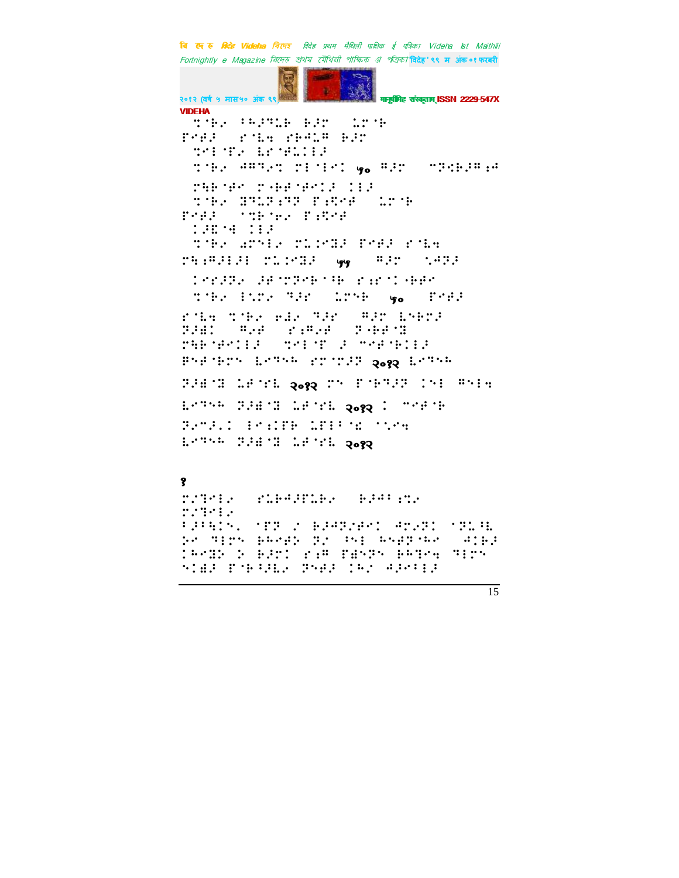VIDEHA

⠹⠈⠗⠢⠀⠠⠓⠔⠹⠥⠗⠀⠗⠔⠚⠀⠀⠥⠚⠈⠗
⠋⠊⠋⠔⠀⠀⠎⠈⠇⠹⠀⠎⠗⠲⠥⠛⠀⠗⠔⠚

⠹⠊⠇⠈⠋⠢⠀⠇⠎⠈⠋⠥⠉⠇⠔

⠹⠈⠗⠢⠀⠲⠛⠙⠢⠹⠀⠉⠇⠈⠇⠊⠉⠀५० ⠛⠔⠚⠀⠀⠊⠝⠹⠗⠔⠛⠰⠲

⠉⠻⠗⠈⠋⠊⠀⠉⠤⠗⠋⠈⠋⠊⠉⠔⠀⠉⠇⠔
⠹⠈⠗⠢⠀⠝⠙⠥⠝⠰⠝⠝⠀⠋⠰⠩⠊⠋⠀⠀⠥⠚⠈⠗
⠋⠊⠋⠔⠀⠀⠈⠹⠗⠈⠗⠢⠀⠋⠰⠩⠊⠋

⠉⠔⠭⠈⠹⠀⠉⠇⠔

⠹⠈⠗⠢⠀⠜⠚⠊⠇⠢⠀⠉⠥⠉⠊⠝⠔⠀⠋⠊⠋⠔⠀⠎⠈⠇⠹
⠉⠻⠰⠛⠔⠇⠔⠇⠀⠉⠥⠉⠊⠝⠔⠀⠀५१⠀⠀⠛⠔⠚⠀⠀⠡⠲⠝⠔

⠉⠊⠎⠔⠝⠢⠀⠔⠋⠈⠝⠝⠊⠗⠈⠓⠗⠀⠎⠰⠗⠈⠉⠤⠗⠋⠊

⠹⠈⠗⠢⠀⠇⠡⠉⠢⠀⠙⠔⠚⠀⠀⠥⠚⠊⠗⠀⠀५०⠀⠀⠋⠊⠋⠔

⠎⠈⠇⠹⠀⠹⠈⠗⠢⠀⠑⠜⠢⠀⠙⠔⠚⠀⠀⠛⠔⠚⠀⠇⠊⠗⠉⠔
⠝⠔⠫⠉⠀⠀⠛⠢⠋⠀⠀⠎⠰⠛⠢⠋⠀⠀⠝⠤⠗⠋⠈⠝
⠉⠻⠗⠈⠋⠊⠉⠇⠔⠀⠀⠹⠊⠇⠈⠋⠀⠔⠀⠊⠊⠋⠈⠗⠉⠇⠔
⠃⠊⠋⠈⠗⠉⠊⠀⠇⠊⠙⠊⠓⠀⠎⠉⠈⠉⠔⠝⠀२०१२ ⠇⠊⠙⠊⠓

⠝⠔⠫⠈⠝⠀⠥⠋⠈⠎⠇⠀२०१२ ⠉⠊⠀⠋⠈⠗⠙⠔⠝⠀⠉⠊⠇⠀⠛⠊⠇⠹

⠇⠊⠙⠊⠓⠀⠝⠔⠫⠈⠝⠀⠥⠋⠈⠎⠇⠀२०१२ ⠉⠀⠊⠊⠋⠈⠗

⠝⠢⠉⠔⠉⠉⠀⠇⠊⠰⠉⠋⠗⠀⠥⠋⠇⠈⠈⠪⠀⠈⠡⠊⠹
⠇⠊⠙⠊⠓⠀⠝⠔⠫⠈⠝⠀⠥⠋⠈⠎⠇⠀२०१२

१

⠉⠒⠙⠊⠇⠢⠀⠀⠎⠥⠗⠲⠔⠋⠥⠗⠢⠀⠀⠗⠔⠲⠈⠰⠹⠢
⠉⠒⠙⠊⠇⠢
⠈⠔⠈⠻⠉⠊⠂⠀⠈⠋⠝⠀⠌⠀⠗⠔⠲⠝⠌⠋⠊⠉⠀⠲⠉⠢⠝⠉⠀⠈⠝⠥⠈⠇
⠕⠊⠀⠙⠇⠉⠊⠀⠗⠓⠊⠋⠕⠀⠝⠌⠀⠘⠊⠇⠀⠓⠊⠋⠝⠈⠓⠊⠀⠀⠲⠉⠗⠔
⠉⠓⠊⠝⠕⠀⠕⠀⠗⠔⠉⠉⠀⠎⠰⠛⠀⠋⠫⠊⠝⠊⠀⠗⠓⠙⠊⠹⠀⠙⠇⠉⠊
⠊⠉⠫⠔⠀⠋⠈⠗⠈⠔⠇⠢⠀⠝⠊⠋⠔⠀⠉⠓⠌⠀⠲⠔⠊⠈⠇⠔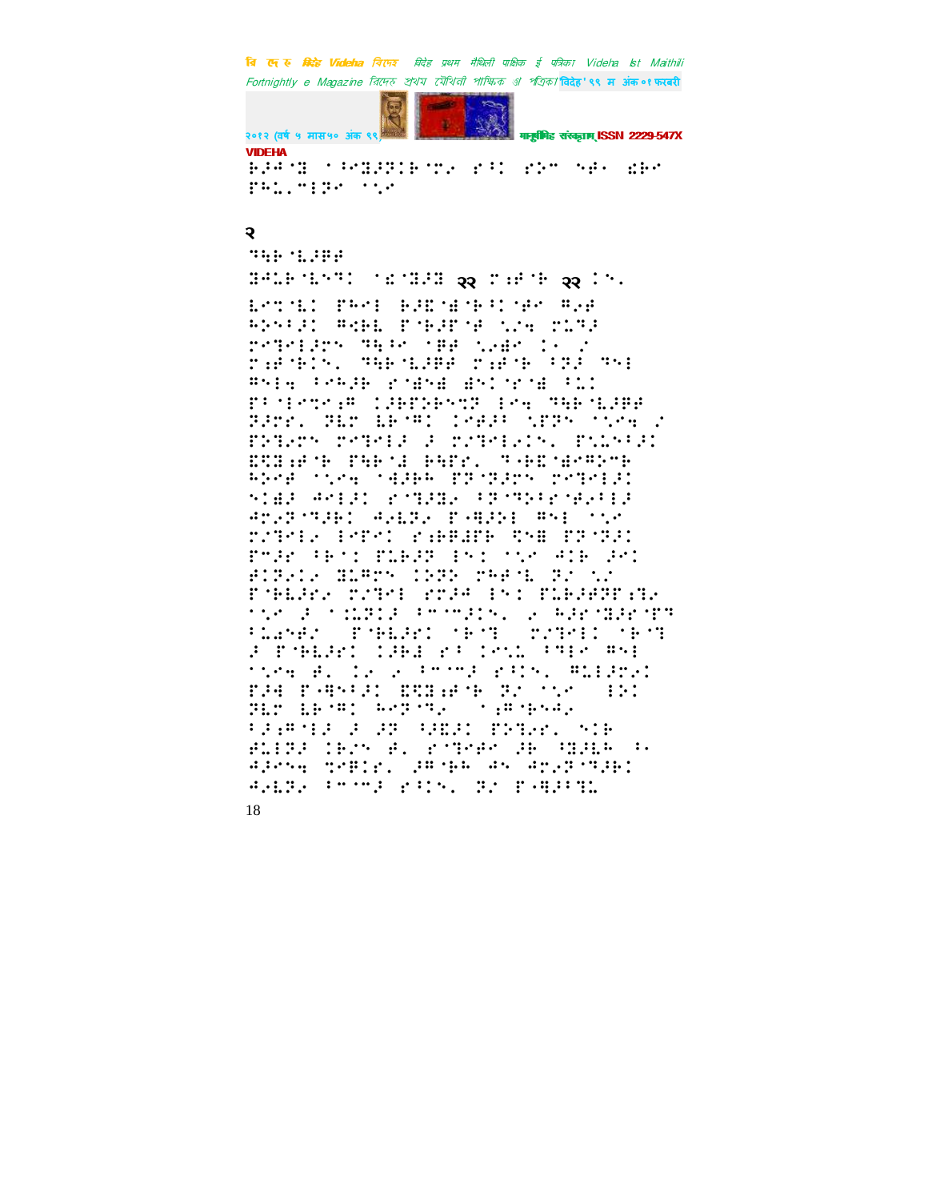## २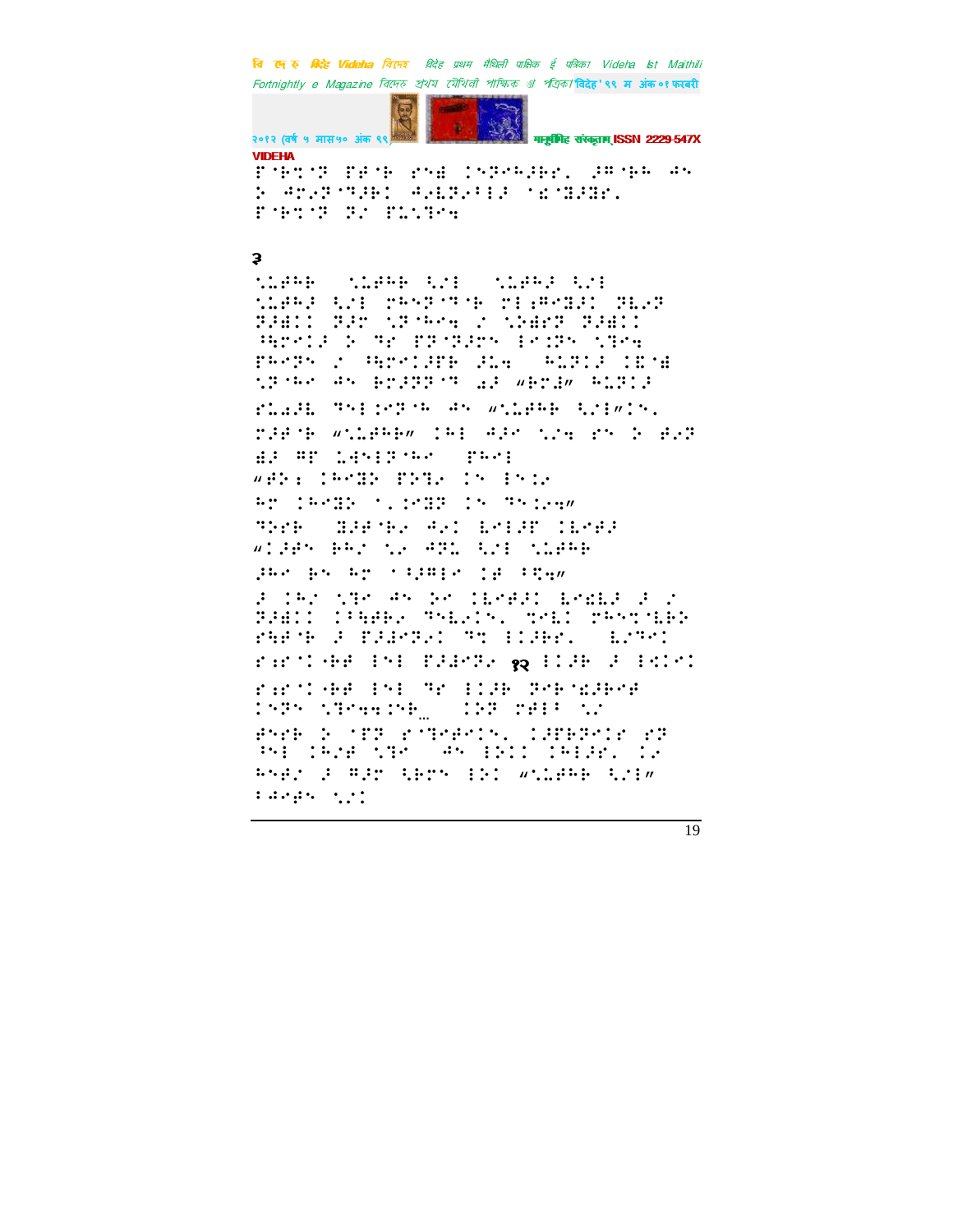३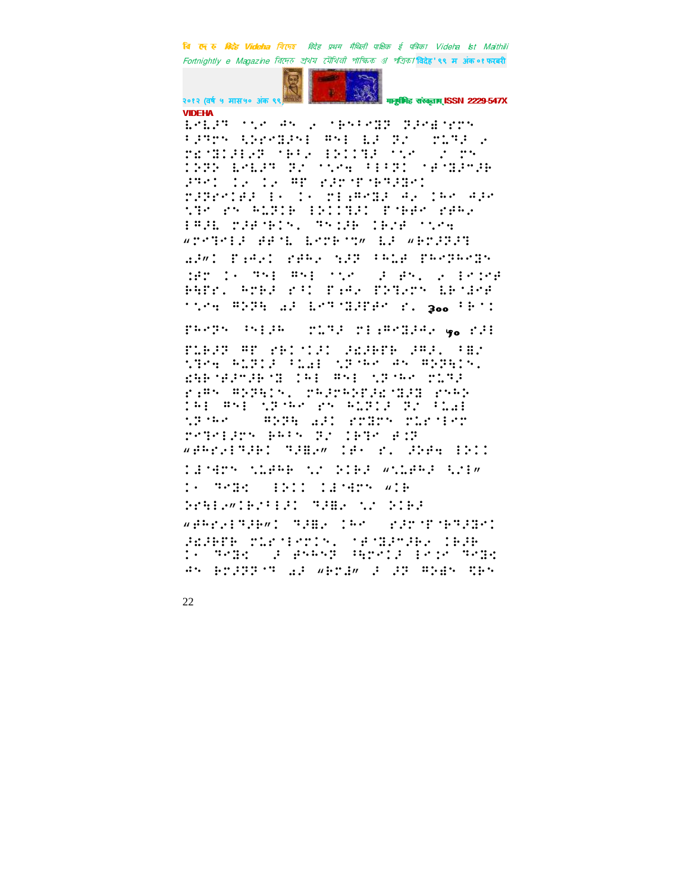VIDEHA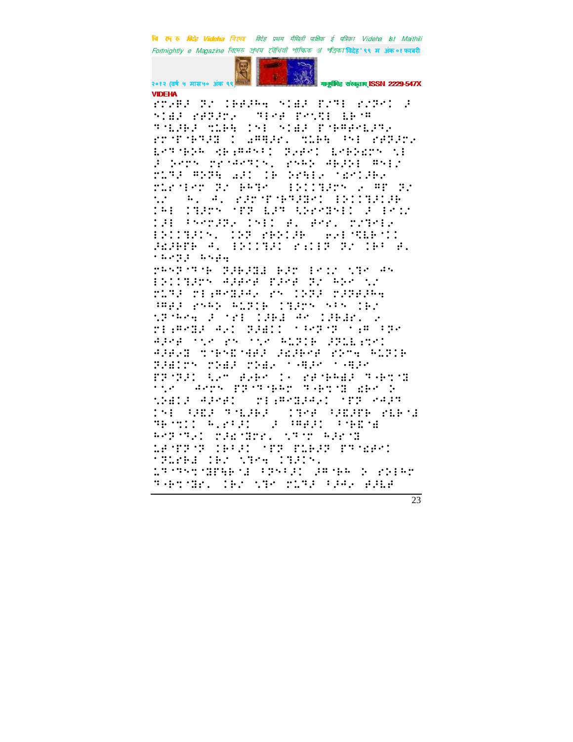VIDEHA

⠗⠗⠂⠋⠆⠀⠝⠆⠀⠅⠃⠋⠆⠓⠱⠀⠎⠅⠛⠆⠀⠏⠔⠙⠇⠀⠗⠔⠝⠂⠅⠀⠆
⠎⠅⠛⠆⠀⠗⠋⠝⠆⠗⠂⠀⠀⠙⠇⠊⠋⠀⠏⠗⠝⠟⠇⠀⠇⠃⠊⠛
⠙⠊⠇⠆⠗⠆⠀⠹⠥⠗⠓⠀⠅⠎⠇⠀⠎⠅⠛⠆⠀⠏⠊⠗⠛⠋⠊⠇⠆⠙⠂
⠗⠗⠈⠏⠊⠗⠙⠆⠝⠀⠅⠀⠁⠛⠙⠆⠗⠄⠀⠹⠥⠗⠓⠀⠁⠎⠇⠀⠗⠋⠝⠆⠗⠂
⠇⠊⠙⠊⠗⠕⠗⠀⠻⠗⠆⠛⠁⠎⠂⠅⠀⠝⠂⠋⠊⠅⠀⠇⠊⠗⠕⠩⠗⠝⠀⠎⠇
⠆⠀⠕⠊⠗⠝⠀⠏⠗⠊⠁⠊⠙⠊⠎⠄⠀⠗⠎⠓⠕⠀⠁⠗⠆⠕⠇⠀⠛⠎⠇⠌
⠏⠥⠙⠆⠀⠛⠕⠝⠓⠀⠁⠆⠅⠀⠅⠃⠀⠕⠗⠓⠇⠂⠀⠈⠩⠅⠅⠆⠗⠂
⠏⠥⠗⠈⠇⠗⠗⠀⠝⠌⠀⠗⠓⠙⠊⠀⠀⠇⠕⠅⠅⠙⠆⠗⠝⠀⠂⠀⠛⠏⠀⠝⠌
⠹⠌⠀⠀⠓⠄⠀⠁⠄⠀⠗⠆⠗⠈⠏⠊⠗⠙⠆⠛⠊⠅⠀⠇⠕⠅⠅⠙⠆⠅⠆⠗
⠅⠓⠇⠀⠅⠙⠆⠗⠝⠀⠈⠏⠝⠀⠇⠆⠙⠀⠹⠕⠗⠊⠛⠎⠇⠅⠀⠆⠀⠇⠊⠅⠌
⠅⠆⠇⠀⠁⠝⠊⠗⠝⠆⠗⠂⠀⠅⠎⠇⠅⠀⠋⠄⠀⠋⠗⠊⠄⠀⠗⠔⠙⠊⠇⠂
⠇⠕⠅⠅⠙⠆⠅⠎⠄⠀⠅⠕⠝⠀⠗⠓⠕⠅⠆⠗⠀⠀⠗⠂⠇⠈⠹⠇⠃⠈⠅⠅
⠆⠩⠆⠗⠋⠗⠀⠁⠄⠀⠇⠕⠅⠅⠙⠆⠅⠀⠗⠪⠅⠇⠝⠀⠝⠌⠀⠅⠗⠁⠀⠋⠄
⠁⠓⠊⠝⠆⠀⠓⠎⠋⠱

⠗⠓⠎⠝⠈⠙⠈⠗⠀⠝⠆⠗⠆⠙⠆⠀⠗⠆⠗⠀⠇⠊⠅⠌⠀⠹⠙⠊⠀⠁⠎
⠇⠕⠅⠅⠙⠆⠗⠝⠀⠁⠆⠗⠊⠋⠀⠏⠆⠊⠋⠀⠝⠌⠀⠓⠕⠊⠀⠹⠌
⠏⠥⠙⠆⠀⠍⠇⠪⠛⠊⠙⠆⠁⠂⠀⠗⠝⠀⠅⠕⠝⠆⠀⠍⠆⠝⠋⠆⠓⠱
⠁⠛⠋⠆⠀⠗⠎⠓⠕⠀⠓⠥⠝⠅⠃⠀⠅⠙⠆⠗⠝⠀⠎⠁⠎⠀⠅⠃⠌
⠹⠝⠈⠓⠊⠱⠀⠆⠀⠈⠗⠇⠀⠅⠆⠗⠆⠀⠁⠊⠀⠅⠆⠗⠆⠗⠄⠀⠂
⠍⠇⠪⠛⠊⠙⠆⠀⠁⠂⠅⠀⠝⠆⠛⠅⠅⠀⠈⠁⠊⠝⠈⠝⠀⠈⠪⠛⠀⠁⠝⠊
⠁⠆⠊⠋⠀⠈⠹⠊⠀⠗⠝⠀⠈⠹⠊⠀⠓⠥⠝⠅⠃⠀⠆⠝⠥⠇⠪⠹⠊⠅
⠁⠆⠋⠂⠙⠀⠹⠈⠃⠎⠩⠈⠁⠋⠆⠀⠆⠩⠆⠃⠊⠋⠀⠗⠕⠝⠱⠀⠓⠥⠝⠅⠃
⠝⠆⠛⠅⠗⠝⠀⠍⠕⠛⠆⠀⠍⠕⠛⠂⠀⠈⠁⠛⠆⠊⠀⠈⠁⠛⠆⠊
⠏⠝⠈⠝⠆⠅⠀⠩⠂⠍⠀⠋⠂⠃⠊⠀⠅⠂⠀⠗⠋⠈⠃⠓⠛⠆⠀⠙⠂⠃⠹⠈⠙
⠈⠹⠊⠀⠀⠁⠊⠗⠝⠀⠏⠝⠈⠙⠈⠃⠓⠗⠀⠙⠂⠃⠹⠈⠙⠀⠮⠃⠊⠀⠕
⠹⠕⠛⠅⠆⠀⠁⠆⠊⠋⠅⠀⠀⠍⠇⠪⠛⠊⠙⠆⠁⠂⠅⠀⠈⠏⠝⠀⠢⠆⠏⠙
⠅⠎⠇⠀⠁⠆⠩⠆⠀⠙⠊⠇⠆⠗⠆⠀⠀⠅⠙⠊⠋⠀⠁⠩⠆⠏⠗⠀⠗⠇⠃⠈⠙
⠙⠗⠈⠹⠅⠅⠀⠓⠄⠗⠁⠆⠅⠀⠀⠆⠀⠁⠛⠋⠆⠅⠀⠁⠃⠩⠈⠙
⠓⠊⠝⠈⠙⠂⠅⠀⠍⠆⠩⠈⠙⠗⠄⠀⠹⠙⠈⠗⠀⠓⠆⠗⠈⠙
⠇⠋⠈⠏⠝⠈⠝⠀⠅⠃⠁⠆⠅⠀⠈⠏⠝⠀⠏⠥⠗⠆⠝⠀⠏⠝⠈⠩⠋⠊⠅
⠈⠝⠥⠗⠃⠙⠀⠅⠃⠌⠀⠹⠙⠊⠱⠀⠅⠙⠆⠅⠎⠄
⠥⠝⠈⠙⠎⠹⠈⠙⠗⠓⠃⠈⠙⠀⠁⠝⠎⠁⠆⠅⠀⠆⠛⠈⠃⠓⠀⠕⠀⠗⠕⠇⠓⠗
⠙⠂⠃⠹⠈⠙⠗⠄⠀⠅⠃⠌⠀⠹⠙⠊⠀⠍⠥⠙⠆⠀⠁⠆⠁⠂⠀⠋⠆⠇⠋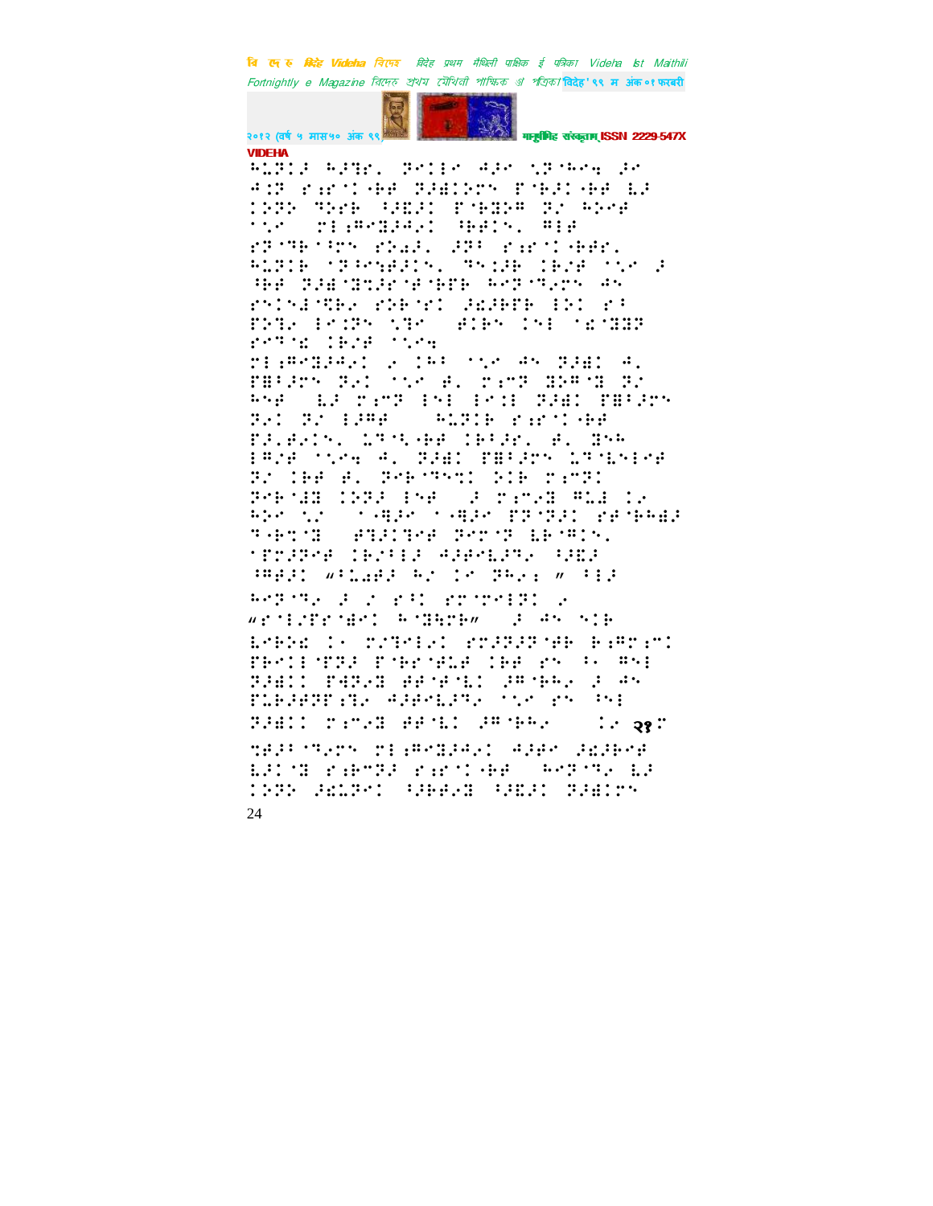VIDEHA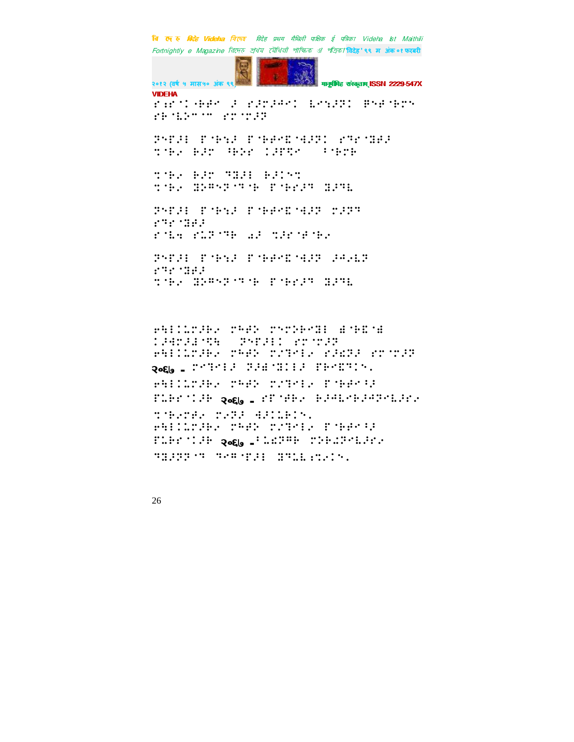⠗⠆⠗⠈⠅⠐⠗⠋⠋⠀⠼⠀⠗⠼⠗⠼⠙⠉⠅⠀⠇⠉⠒⠼⠗⠅⠀⠏⠝⠋⠈⠗⠗⠝
⠗⠗⠈⠇⠵⠉⠈⠉⠀⠗⠗⠈⠗⠼⠗

⠝⠝⠋⠼⠇⠀⠋⠈⠗⠒⠼⠀⠋⠈⠗⠋⠉⠛⠈⠻⠼⠝⠅⠀⠗⠹⠗⠈⠹⠗⠼
⠹⠈⠗⠢⠀⠗⠼⠗⠀⠓⠗⠵⠗⠀⠅⠼⠋⠻⠉⠀⠀⠐⠈⠗⠗⠗

⠹⠈⠗⠢⠀⠗⠼⠗⠀⠹⠻⠼⠇⠀⠗⠼⠅⠉⠹
⠹⠈⠗⠢⠀⠻⠵⠻⠒⠝⠈⠹⠈⠗⠀⠋⠈⠗⠗⠼⠹⠀⠻⠼⠹⠇

⠝⠝⠋⠼⠇⠀⠋⠈⠗⠒⠼⠀⠋⠈⠗⠋⠉⠛⠈⠻⠼⠝⠀⠗⠼⠝⠹
⠗⠹⠗⠈⠹⠗⠼
⠗⠈⠇⠹⠀⠗⠇⠝⠈⠹⠗⠀⠜⠼⠀⠹⠼⠗⠈⠋⠈⠗⠢

⠝⠝⠋⠼⠇⠀⠋⠈⠗⠒⠼⠀⠋⠈⠗⠋⠉⠛⠈⠻⠼⠝⠀⠼⠻⠢⠇⠝
⠗⠹⠗⠈⠹⠗⠼
⠹⠈⠗⠢⠀⠻⠵⠻⠒⠝⠈⠹⠈⠗⠀⠋⠈⠗⠗⠼⠹⠀⠻⠼⠹⠇

⠗⠻⠇⠅⠇⠗⠼⠗⠢⠀⠗⠓⠋⠵⠀⠗⠉⠗⠵⠗⠉⠻⠇⠀⠙⠈⠗⠛⠈⠙
⠅⠼⠻⠗⠼⠙⠈⠹⠻⠀⠀⠝⠝⠋⠼⠇⠅⠀⠗⠗⠈⠗⠼⠝
⠗⠻⠇⠅⠇⠗⠼⠗⠢⠀⠗⠓⠋⠵⠀⠗⠼⠹⠉⠇⠢⠀⠗⠼⠩⠝⠼⠀⠗⠗⠈⠗⠼⠝
२०६७ - ⠗⠉⠹⠉⠇⠼⠀⠝⠼⠙⠈⠻⠅⠇⠼⠀⠋⠗⠉⠛⠹⠅⠉⠲
⠗⠻⠇⠅⠇⠗⠼⠗⠢⠀⠗⠓⠋⠵⠀⠗⠼⠹⠉⠇⠢⠀⠋⠈⠗⠋⠉⠐⠼
⠋⠇⠗⠗⠈⠅⠼⠗⠀२०६७ - ⠗⠋⠈⠋⠗⠢⠀⠗⠼⠻⠇⠉⠗⠼⠻⠝⠉⠇⠼⠗⠢
⠹⠈⠗⠢⠗⠋⠢⠀⠗⠢⠝⠼⠀⠻⠼⠅⠇⠗⠅⠉⠲
⠗⠻⠇⠅⠇⠗⠼⠗⠢⠀⠗⠓⠋⠵⠀⠗⠼⠹⠉⠇⠢⠀⠋⠈⠗⠋⠉⠐⠼
⠋⠇⠗⠗⠈⠅⠼⠗⠀२०६७ -⠐⠇⠩⠝⠻⠗⠀⠗⠵⠗⠩⠝⠉⠇⠼⠗⠢
⠹⠻⠼⠝⠝⠈⠹⠀⠹⠉⠻⠈⠋⠼⠇⠀⠻⠹⠇⠇⠆⠹⠢⠅⠉⠲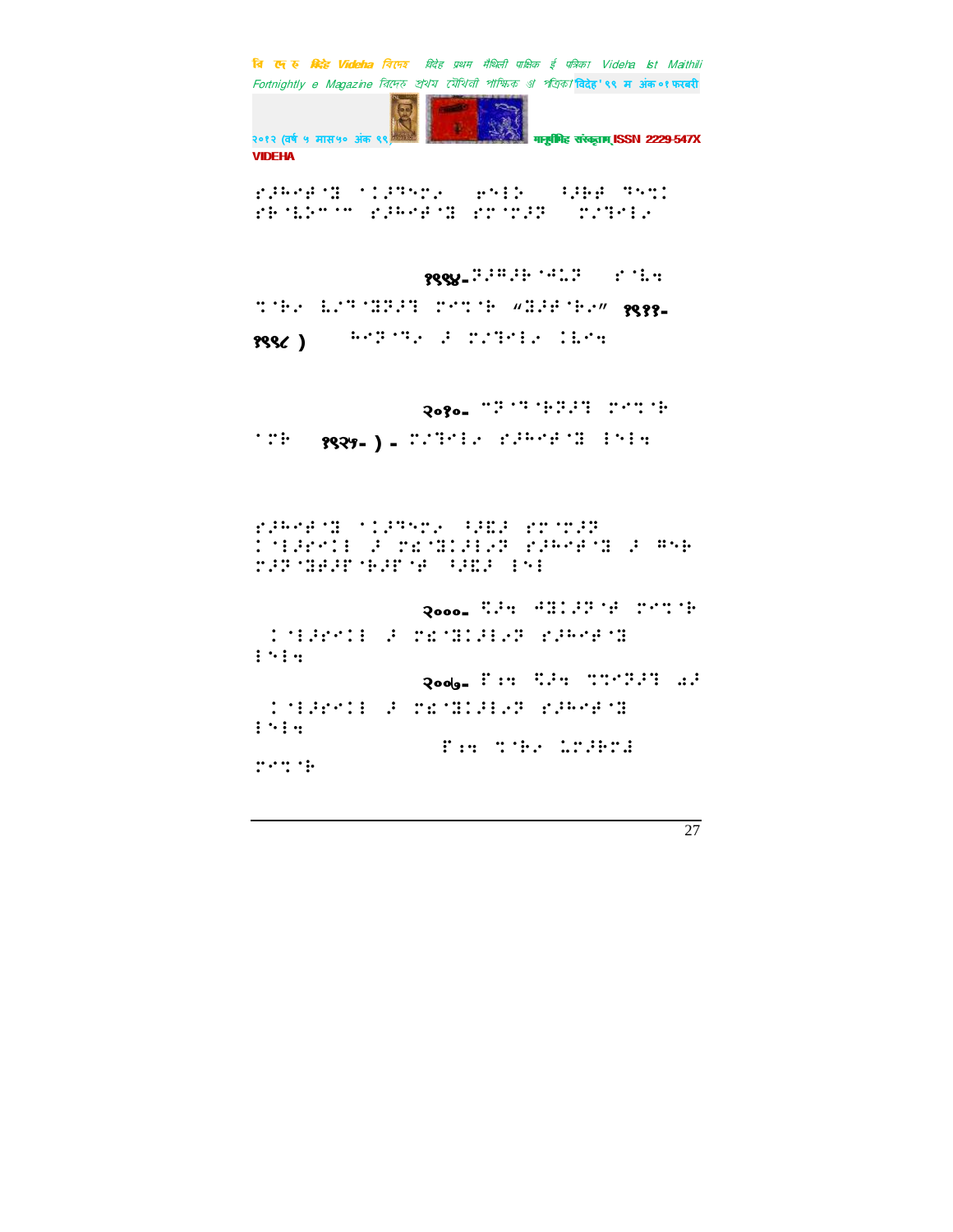⠗⠐⠓⠋⠝⠈⠻⠀⠁⠅⠐⠹⠝⠉⠎⠀⠀⠑⠝⠇⠕⠀⠀⠪⠐⠓⠋⠀⠹⠝⠅⠅
⠗⠓⠈⠇⠕⠉⠉⠀⠗⠐⠓⠋⠝⠈⠻⠀⠗⠉⠈⠉⠐⠏⠀⠀⠉⠎⠹⠝⠇⠎

१९९५-⠏⠐⠍⠐⠓⠈⠙⠥⠏⠀⠀⠗⠈⠇⠩

⠅⠈⠓⠎⠀⠇⠎⠹⠈⠻⠏⠐⠹⠀⠉⠝⠅⠈⠓⠀“⠻⠐⠋⠈⠓⠎”⠀१९९१-
१९९८ )⠀⠀⠀⠓⠝⠏⠈⠹⠎⠀⠐⠀⠉⠎⠹⠝⠇⠎⠀⠅⠇⠝⠩

२०१०- ⠉⠏⠈⠹⠈⠓⠏⠐⠹⠀⠉⠝⠅⠈⠓
⠈⠉⠓⠀⠀१९२५- ) - ⠉⠎⠹⠝⠇⠎⠀⠗⠐⠓⠋⠝⠈⠻⠀⠇⠝⠇⠩

⠗⠐⠓⠋⠝⠈⠻⠀⠁⠅⠐⠹⠝⠉⠎⠀⠪⠐⠿⠐⠀⠗⠉⠈⠉⠐⠏
⠅⠈⠇⠐⠗⠝⠅⠇⠀⠐⠀⠉⠣⠈⠻⠅⠐⠇⠎⠏⠀⠗⠐⠓⠋⠝⠈⠻⠀⠐⠀⠍⠝⠓
⠉⠐⠏⠈⠻⠐⠋⠈⠓⠐⠋⠈⠋⠀⠪⠐⠿⠐⠀⠇⠝⠇

२०००- ⠹⠐⠩⠀⠙⠻⠅⠐⠏⠈⠋⠀⠉⠝⠅⠈⠓
⠅⠈⠇⠐⠗⠝⠅⠇⠀⠐⠀⠉⠣⠈⠻⠅⠐⠇⠎⠏⠀⠗⠐⠓⠋⠝⠈⠻
⠇⠝⠇⠩

२००७- ⠋⠱⠩⠀⠹⠐⠩⠀⠅⠅⠝⠏⠐⠹⠀⠫⠐
⠅⠈⠇⠐⠗⠝⠅⠇⠀⠐⠀⠉⠣⠈⠻⠅⠐⠇⠎⠏⠀⠗⠐⠓⠋⠝⠈⠻
⠇⠝⠇⠩

⠋⠱⠩⠀⠅⠈⠓⠎⠀⠇⠉⠐⠓⠉⠐
⠉⠝⠅⠈⠓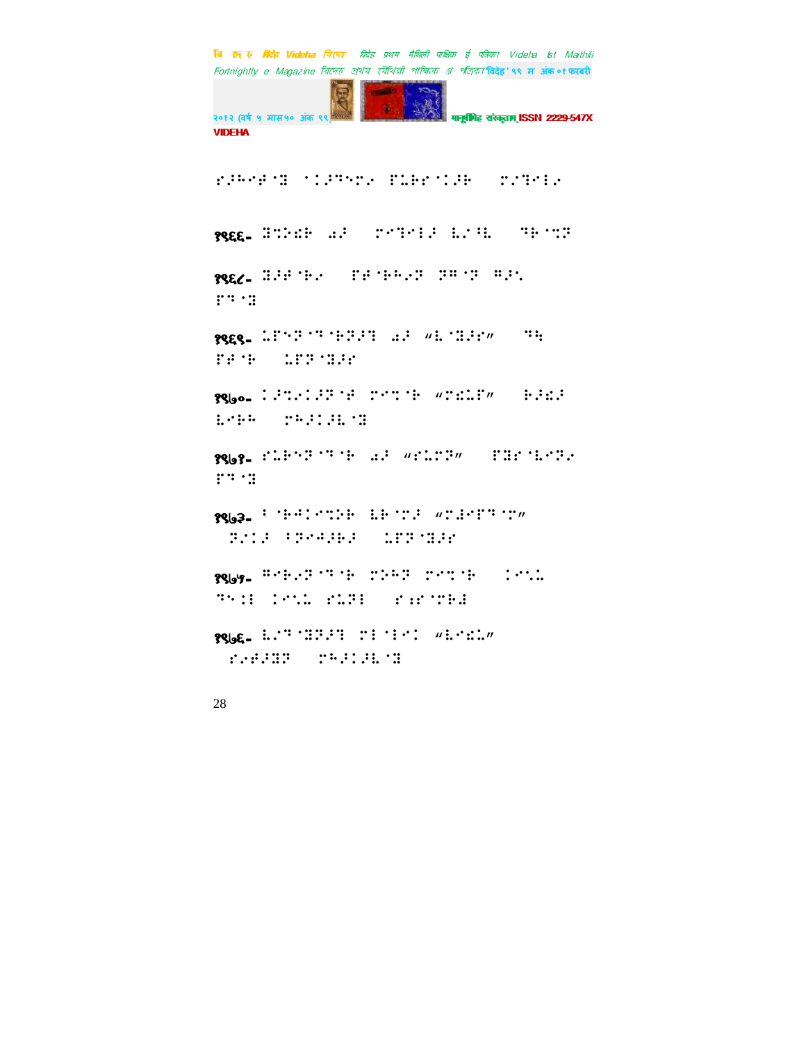१९६६- ⠝⠙⠵⠿⠗ ⠥⠜ ⠉⠊⠟⠊⠇⠜ ⠇⠎⠓⠇ ⠹⠗⠈⠙⠝

१९६८- ⠝⠜⠞⠈⠗⠐ ⠋⠞⠈⠗⠓⠐⠝ ⠝⠛⠈⠝ ⠛⠜⠡ ⠋⠹⠈⠝

१९६९- ⠅⠋⠪⠝⠈⠹⠈⠗⠝⠜⠹ ⠥⠜ "⠇⠈⠝⠜⠎" ⠹⠓ ⠋⠞⠈⠗ ⠅⠋⠝⠈⠝⠜⠎

१९७०- ⠅⠜⠙⠐⠅⠜⠝⠈⠞ ⠉⠊⠙⠈⠗ "⠉⠿⠅⠋" ⠗⠜⠿⠜ ⠇⠊⠗⠓ ⠉⠓⠜⠅⠜⠇⠈⠝

१९७१- ⠎⠅⠗⠪⠝⠈⠹⠈⠗ ⠥⠜ "⠎⠅⠉⠝" ⠋⠝⠎⠈⠇⠊⠝⠐ ⠋⠹⠈⠝

१९७३- ⠃⠈⠗⠲⠅⠊⠙⠵⠗ ⠇⠗⠈⠉⠜ "⠉⠻⠊⠋⠹⠈⠉" ⠝⠐⠅⠜ ⠃⠝⠊⠲⠜⠗⠜ ⠅⠋⠝⠈⠝⠜⠎

१९७५- ⠛⠊⠗⠐⠝⠈⠹⠈⠗ ⠉⠵⠓⠝ ⠉⠊⠙⠈⠗ ⠅⠊⠡⠅ ⠹⠪⠅⠇ ⠅⠊⠡⠅ ⠎⠅⠝⠇ ⠎⠣⠎⠈⠉⠗⠻

१९७६- ⠇⠐⠹⠈⠝⠝⠜⠹ ⠉⠇⠈⠇⠊⠅ "⠇⠊⠿⠅" ⠎⠐⠞⠜⠝⠝ ⠉⠓⠜⠅⠜⠇⠈⠝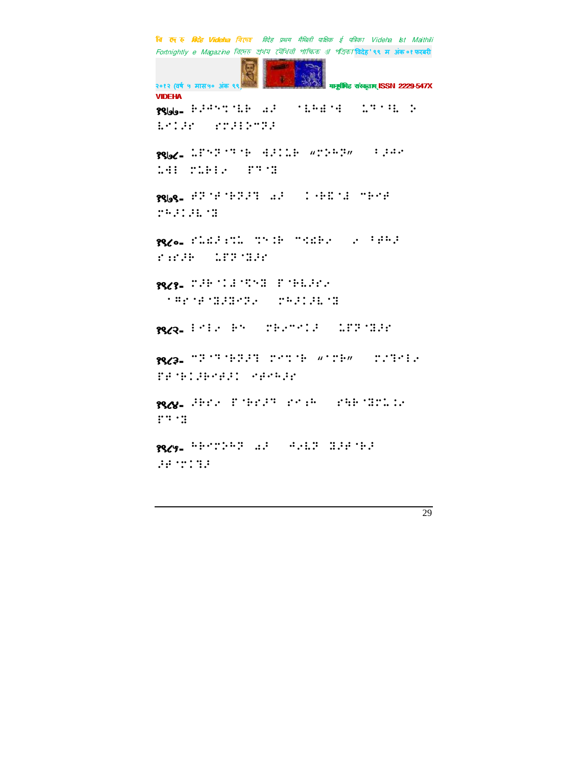१७७-

१७८-

१७९-

१८०-

१८१-

१८२-

१८३-

१८४-

१८५-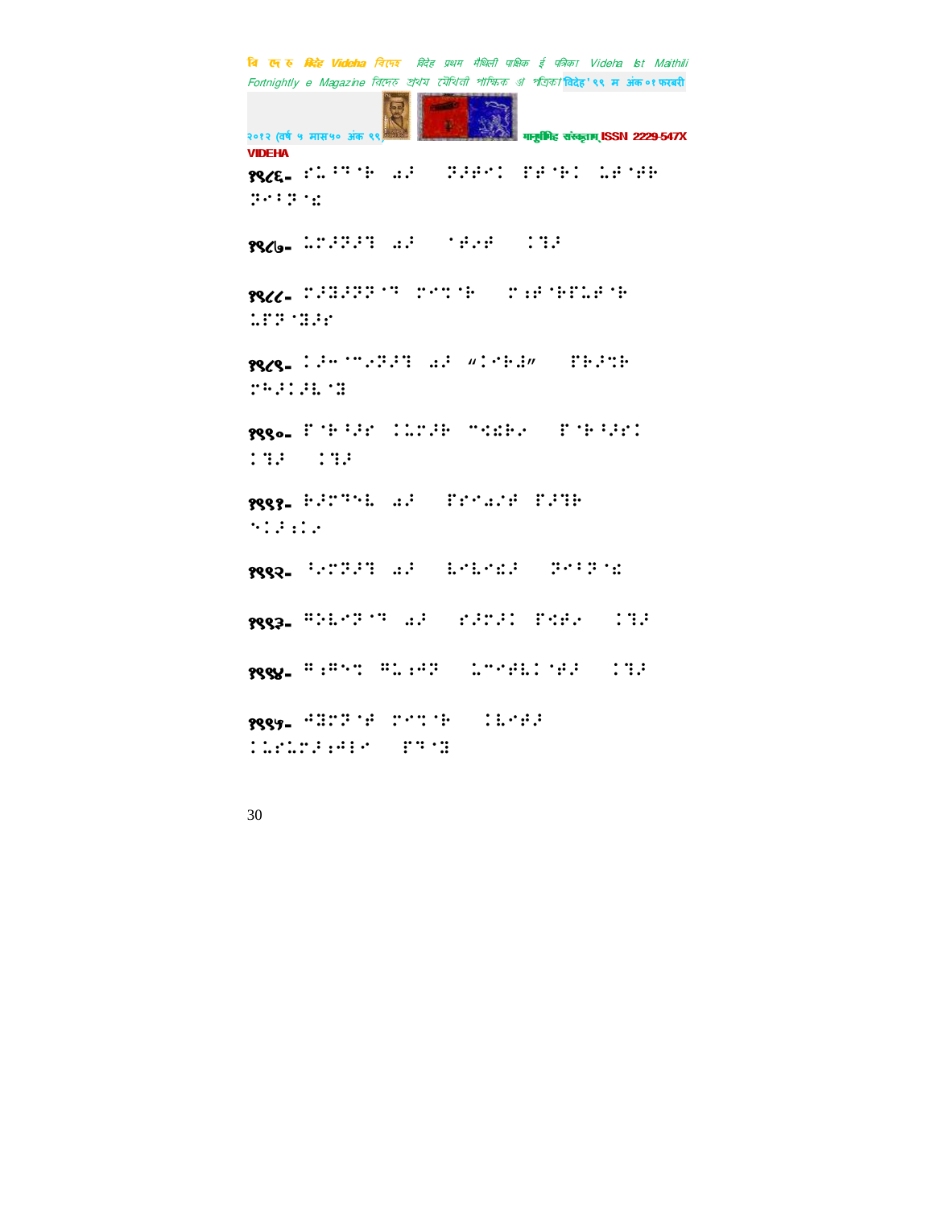१९८६- ⠎�HEREDOC

१९८६- ⠗⠥⠝⠩⠯⠞ ⠔⠐⠂ ⠏⠐⠂⠚⠋⠅⠢ ⠛⠋⠈⠃⠅⠢ ⠥⠋⠈⠋⠃ ⠏⠋⠸⠏⠈⠜

१९८७- ⠥⠍⠐⠂⠏⠐⠂⠹ ⠔⠐⠂ ⠈⠋⠐⠂⠋ ⠅⠹⠐⠂

१९८८- ⠍⠐⠂⠹⠐⠂⠏⠏⠈⠹ ⠍⠋⠞⠈⠃ ⠍⠆⠋⠈⠃⠛⠥⠋⠈⠃ ⠥⠛⠏⠈⠹⠐⠂⠗

१९८९- ⠅⠐⠂⠤⠈⠉⠐⠏⠐⠂⠹ ⠔⠐⠂ "⠅⠋⠃⠸" ⠛⠃⠐⠂⠞⠃ ⠍⠓⠐⠂⠅⠐⠂⠇⠈⠹

१९९०- ⠛⠈⠃⠸⠐⠂⠗ ⠅⠥⠍⠐⠂⠃ ⠉⠜⠃⠐ ⠛⠈⠃⠸⠐⠂⠗⠅ ⠅⠹⠐⠂ ⠅⠹⠐⠂

१९९१- ⠃⠐⠂⠍⠩⠇ ⠔⠐⠂ ⠛⠗⠋⠔⠐⠋ ⠛⠐⠂⠹⠃ ⠑⠅⠐⠂⠆⠅⠐

१९९२- ⠸⠐⠍⠏⠐⠂⠹ ⠔⠐⠂ ⠇⠋⠇⠋⠜⠐⠂ ⠏⠋⠸⠏⠈⠜

१९९३- ⠛⠕⠇⠋⠏⠈⠹ ⠔⠐⠂ ⠗⠐⠂⠍⠐⠂⠅ ⠛⠜⠋⠐ ⠅⠹⠐⠂

१९९४- ⠛⠆⠛⠑⠞ ⠛⠥⠆⠙⠏ ⠥⠉⠋⠇⠅⠈⠋⠐⠂ ⠅⠹⠐⠂

१९९५- ⠙⠹⠍⠏⠈⠋ ⠍⠋⠞⠈⠃ ⠅⠇⠋⠋⠐⠂ ⠅⠥⠗⠥⠍⠐⠂⠆⠙⠸⠋ ⠛⠩⠈⠹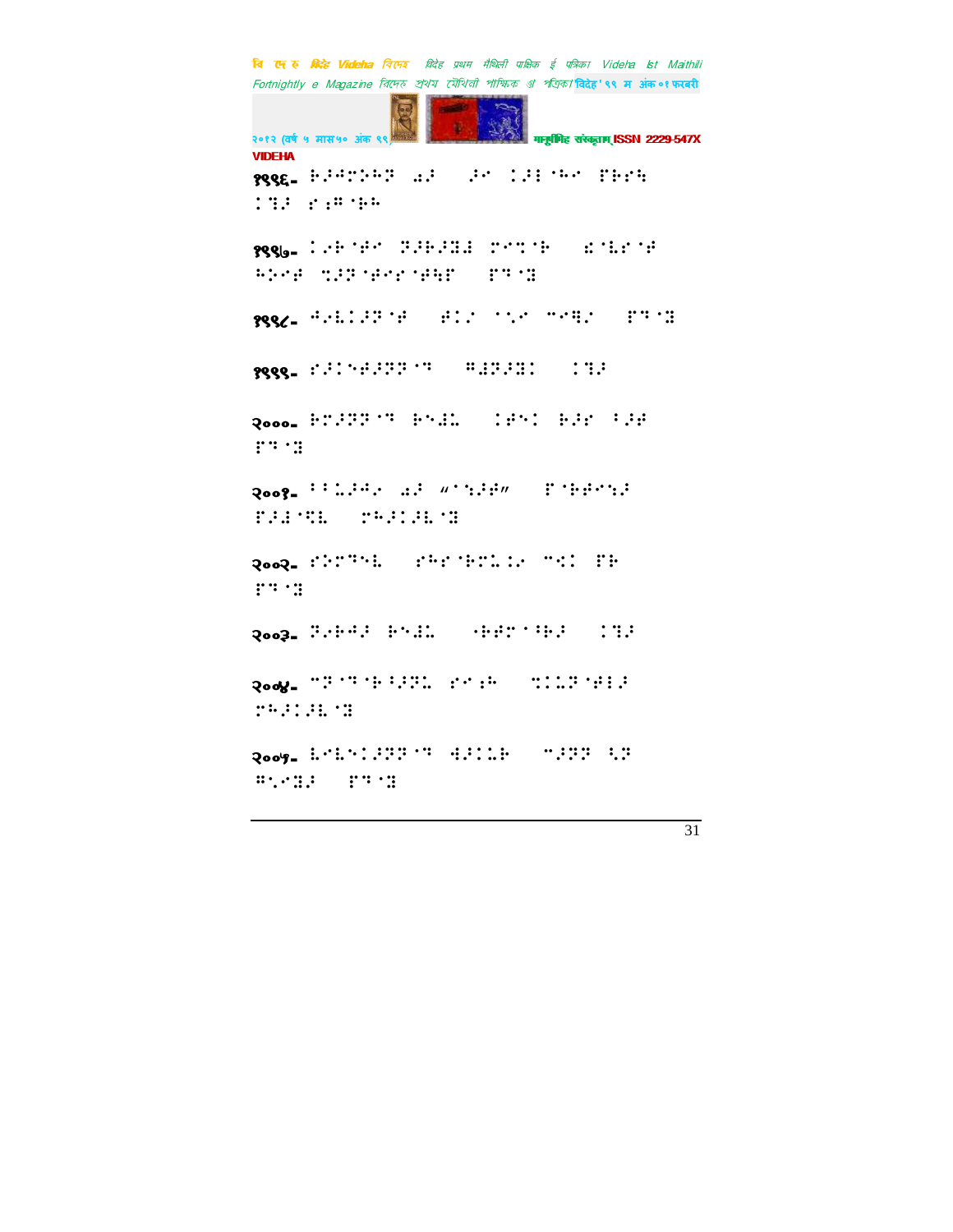१९९६- ⠗⠆⠚⠍⠪⠓⠝ ⠁⠆ ⠆⠉ ⠅⠆⠇⠓⠉ ⠏⠗⠎⠹ ⠅⠻⠆ ⠎⠔⠛⠓⠓

१९९७- ⠅⠑⠗⠊⠑ ⠝⠆⠗⠆⠫⠚ ⠍⠉⠞⠗ ⠸⠣⠎⠊ ⠓⠕⠑⠊ ⠹⠆⠝⠊⠉⠎⠊⠹⠏ ⠏⠻⠫

१९९८- ⠚⠑⠇⠅⠆⠝⠊ ⠊⠅⠆ ⠡⠉ ⠉⠑⠛⠆ ⠏⠻⠫

१९९९- ⠎⠆⠅⠑⠊⠆⠝⠝⠻ ⠛⠚⠝⠆⠫⠅ ⠅⠻⠆

२०००- ⠗⠍⠆⠝⠝⠻ ⠗⠑⠚⠡ ⠅⠊⠑⠅ ⠗⠆⠎ ⠃⠆⠊ ⠏⠻⠫

२००१- ⠃⠃⠡⠆⠚⠊ ⠁⠆ "⠡⠹⠆⠊" ⠏⠗⠊⠑⠹⠆ ⠏⠆⠚⠻⠇ ⠍⠓⠆⠅⠆⠇⠫

२००२- ⠎⠕⠍⠻⠑⠇ ⠎⠓⠎⠗⠍⠡⠕⠊ ⠉⠣⠅ ⠏⠗ ⠏⠻⠫

२००३- ⠝⠊⠗⠚⠆ ⠗⠑⠚⠡ ⠊⠗⠊⠍⠃⠗⠆ ⠅⠻⠆

२००४- ⠉⠝⠻⠗⠃⠆⠝⠡ ⠎⠑⠔⠓ ⠹⠅⠡⠝⠊⠇⠆ ⠍⠓⠆⠅⠆⠇⠫

२००५- ⠇⠑⠇⠑⠅⠆⠝⠝⠻ ⠙⠆⠅⠡⠗ ⠉⠆⠝⠝ ⠣⠝ ⠛⠡⠑⠫⠆ ⠏⠻⠫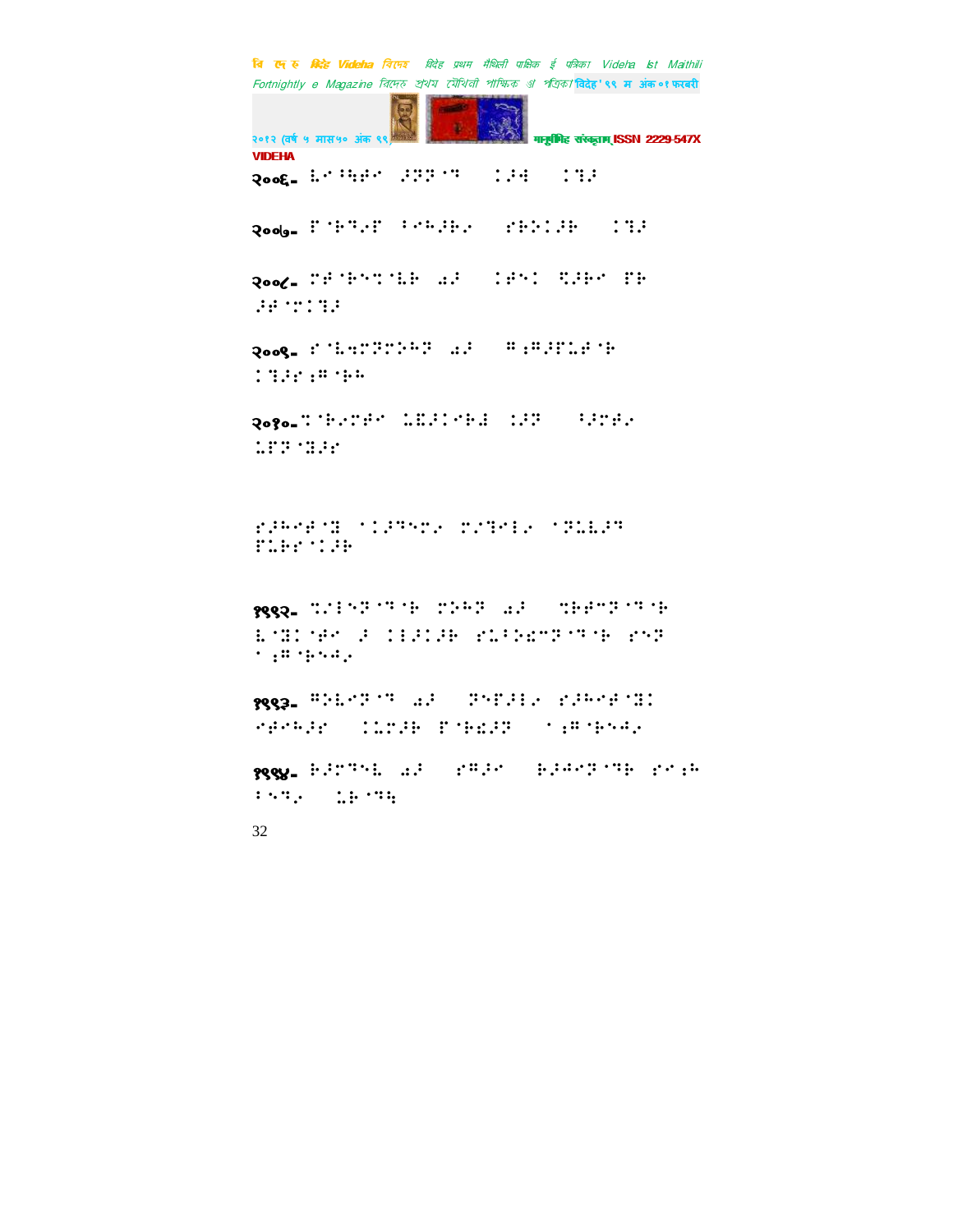२००६- ⠇⠊⠾⠓⠋⠊⠀⠼⠻⠻⠈⠛⠀⠀⠀⠅⠼⠿⠀⠀⠀⠅⠛⠼

२००७- ⠏⠈⠗⠙⠜⠏⠀⠳⠊⠓⠼⠗⠜⠀⠀⠀⠎⠗⠕⠅⠼⠗⠀⠀⠀⠅⠛⠼

२००८- ⠍⠋⠈⠗⠑⠉⠈⠇⠗⠀⠠⠼⠀⠀⠀⠅⠋⠑⠅⠀⠩⠼⠗⠊⠀⠏⠗⠀⠼⠋⠈⠍⠅⠛⠼

२००९- ⠎⠈⠇⠒⠍⠻⠍⠕⠓⠻⠀⠠⠼⠀⠀⠀⠣⠆⠣⠼⠏⠥⠋⠈⠗⠀⠅⠛⠼⠎⠆⠣⠈⠗⠓

२०१०- ⠉⠈⠗⠜⠍⠋⠊⠀⠥⠫⠼⠅⠊⠗⠔⠀⠅⠼⠻⠀⠀⠀⠳⠼⠍⠋⠜⠀⠥⠏⠻⠈⠻⠼⠎

⠎⠼⠓⠊⠋⠈⠻⠀⠈⠅⠼⠙⠑⠍⠜⠀⠍⠜⠙⠊⠇⠜⠀⠈⠻⠥⠇⠼⠙⠀⠏⠥⠗⠎⠈⠅⠼⠗

१९९२- ⠉⠜⠇⠑⠻⠈⠙⠈⠗⠀⠍⠕⠓⠻⠀⠠⠼⠀⠀⠀⠙⠗⠋⠉⠻⠈⠙⠈⠗⠀⠇⠈⠻⠅⠈⠋⠊⠀⠼⠀⠅⠇⠼⠅⠼⠗⠀⠎⠥⠳⠕⠫⠉⠻⠈⠙⠈⠗⠀⠎⠑⠻⠀⠁⠆⠣⠈⠗⠑⠩⠜

१९९३- ⠣⠕⠇⠊⠻⠈⠙⠀⠠⠼⠀⠀⠀⠻⠑⠏⠼⠇⠜⠀⠎⠼⠓⠊⠋⠈⠻⠅⠀⠊⠋⠊⠓⠼⠎⠀⠀⠀⠅⠥⠍⠼⠗⠀⠏⠈⠗⠫⠼⠻⠀⠀⠀⠁⠆⠣⠈⠗⠑⠩⠜

१९९४- ⠗⠼⠍⠙⠑⠇⠀⠠⠼⠀⠀⠀⠎⠣⠼⠊⠀⠀⠀⠗⠼⠩⠊⠻⠈⠙⠗⠀⠎⠊⠆⠓⠀⠳⠑⠙⠜⠀⠀⠀⠥⠗⠈⠙⠹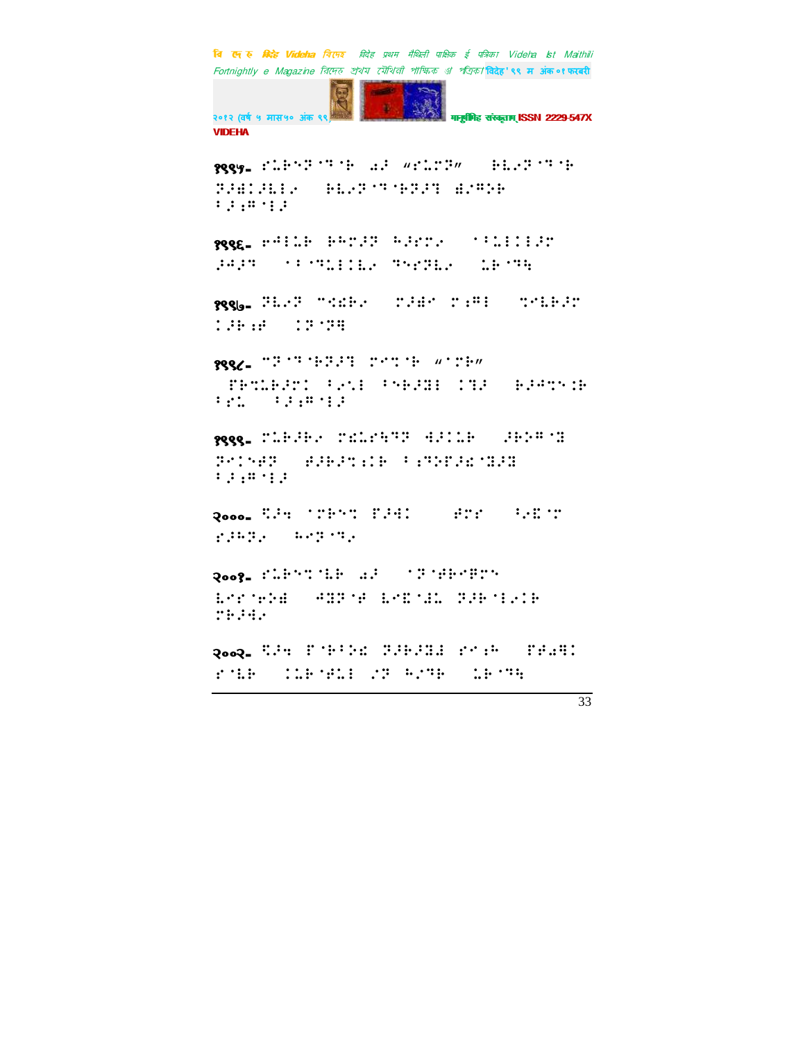१९९५- ⠋⠥⠗⠑⠵⠂⠙⠂⠗ ⠔⠜ "⠋⠥⠍⠝" ⠗⠇⠯⠵⠂⠙⠂⠗ ⠝⠜⠿⠅⠜⠇⠇⠯ ⠗⠇⠯⠵⠂⠙⠂⠗⠝⠜⠹ ⠾⠠⠻⠕⠗ ⠃⠜⠆⠻⠂⠇⠜

१९९६- ⠎⠙⠇⠥⠗ ⠗⠓⠍⠜⠝ ⠓⠜⠎⠍⠯ ⠂⠃⠥⠇⠇⠇⠜⠍ ⠜⠙⠜⠹ ⠂⠃⠂⠹⠥⠇⠇⠇⠯ ⠹⠑⠎⠝⠇⠯ ⠥⠗⠂⠹⠻

१९९७- ⠝⠇⠯⠝ ⠉⠣⠗⠯ ⠍⠜⠾⠉ ⠍⠆⠻⠇ ⠹⠂⠇⠗⠜⠍ ⠅⠜⠗⠆⠋ ⠅⠝⠂⠝⠻

१९९८- ⠉⠝⠂⠙⠂⠗⠝⠜⠹ ⠍⠑⠹⠂⠗ "⠂⠍⠗" ⠏⠗⠹⠥⠗⠜⠍⠅ ⠃⠯⠥⠇ ⠃⠑⠗⠜⠾⠇ ⠅⠹⠜ ⠗⠜⠙⠹⠑⠅⠗ ⠃⠎⠥ ⠃⠜⠆⠻⠂⠇⠜

१९९९- ⠍⠥⠗⠜⠗⠯ ⠍⠣⠥⠎⠻⠝ ⠙⠜⠅⠥⠗ ⠜⠗⠕⠻⠂⠾ ⠝⠑⠅⠑⠋⠝ ⠱⠜⠗⠜⠹⠆⠅⠗ ⠃⠆⠹⠕⠏⠜⠣⠂⠾⠜⠾ ⠃⠜⠆⠻⠂⠇⠜

२०००- ⠩⠜⠻ ⠂⠍⠗⠑⠹ ⠏⠜⠙⠅ ⠱⠍⠎ ⠃⠯⠮⠂⠍ ⠎⠜⠓⠝⠯ ⠓⠑⠝⠂⠙⠯

२००१- ⠋⠥⠗⠑⠹⠂⠇⠗ ⠔⠜ ⠂⠝⠂⠱⠗⠑⠻⠍⠑ ⠇⠑⠎⠂⠗⠕⠾ ⠙⠾⠝⠂⠋ ⠇⠑⠮⠂⠾⠥ ⠝⠜⠗⠂⠇⠯⠅⠗ ⠍⠗⠜⠙⠯

२००२- ⠩⠜⠻ ⠏⠂⠗⠃⠕⠣ ⠝⠜⠗⠜⠾⠾ ⠎⠑⠆⠓ ⠏⠋⠔⠻⠅ ⠎⠂⠇⠗ ⠅⠥⠗⠂⠋⠥⠇ ⠯⠝ ⠓⠯⠙⠗ ⠥⠗⠂⠹⠻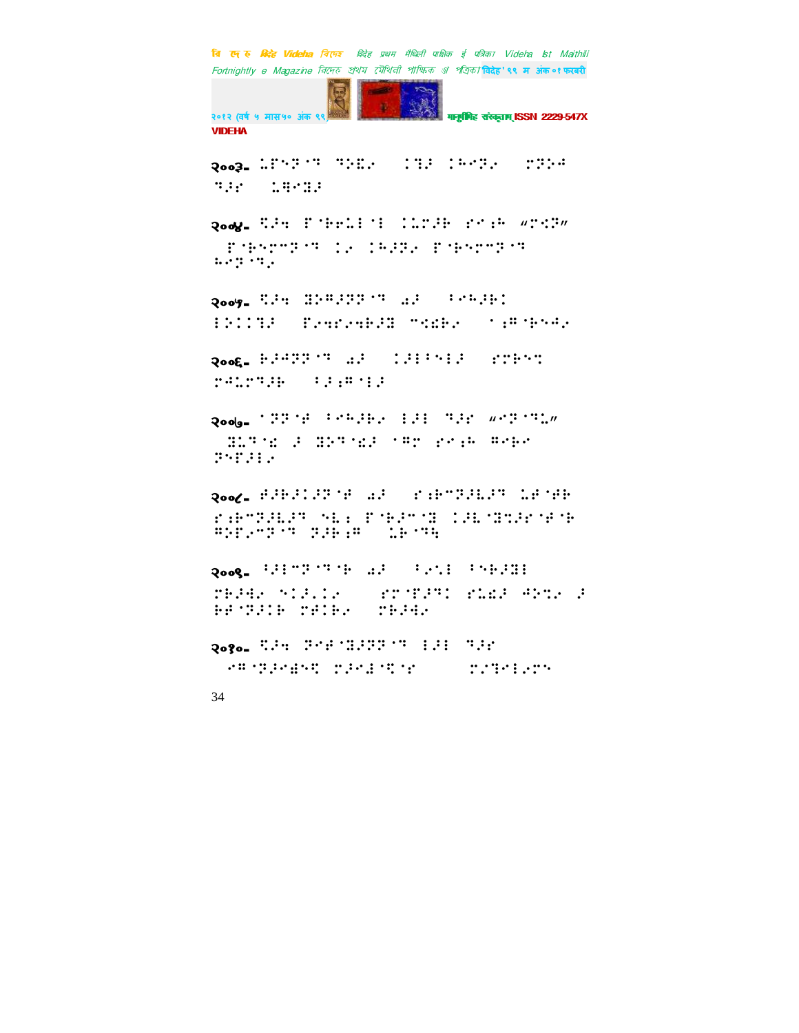२००३-

२००४-

२००५-

२००६-

२००७-

२००८-

२००९-

२०१०-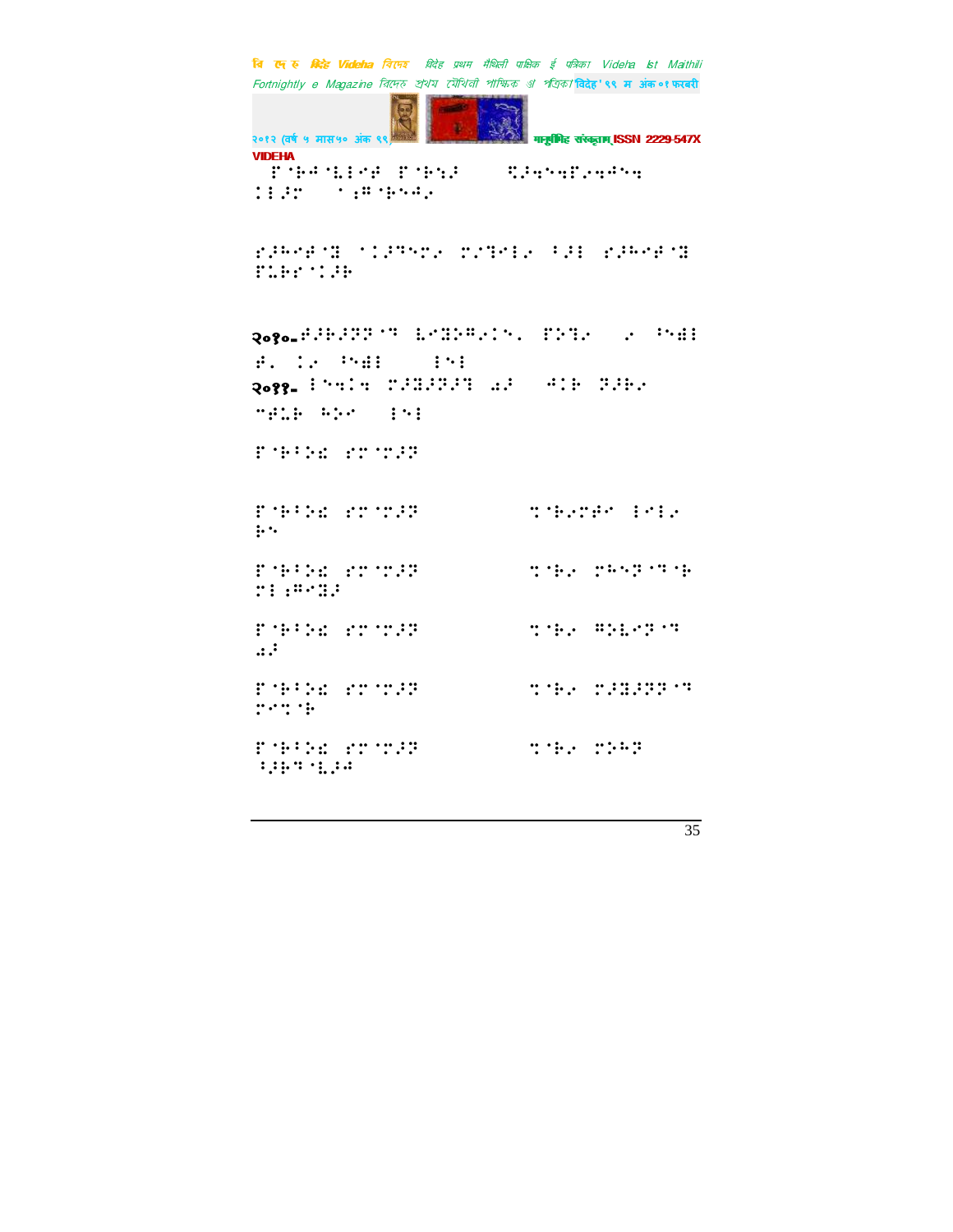VIDEHA

⠀⠋⠈⠗⠚⠈⠇⠇⠊⠋ ⠋⠈⠗⠪⠗ ⠹⠗⠪⠪⠋⠪⠪⠚⠪⠪ ⠅⠇⠗⠉ ⠁⠜⠛⠈⠗⠪⠚⠪

⠎⠗⠓⠊⠋⠈⠝ ⠁⠅⠗⠟⠊⠉⠪ ⠉⠪⠟⠊⠇⠪ ⠃⠗⠇ ⠎⠗⠓⠊⠋⠈⠝ ⠋⠥⠗⠗⠈⠅⠗⠗

२०१०- ⠋⠗⠗⠗⠟⠟⠈⠟ ⠇⠊⠝⠕⠛⠪⠅⠪⠂ ⠋⠕⠟⠪ ⠪ ⠃⠪⠫⠇ ⠋⠂ ⠅⠪ ⠃⠪⠫⠇ ⠇⠪⠇

२०११- ⠇⠪⠪⠅⠪ ⠉⠗⠝⠗⠟⠗⠟ ⠡⠗ ⠚⠅⠗ ⠟⠗⠗⠪ ⠐⠋⠥⠗ ⠓⠕⠊ ⠇⠪⠇

⠋⠈⠗⠃⠕⠩ ⠎⠉⠈⠉⠗⠟

⠋⠈⠗⠃⠕⠩ ⠎⠉⠈⠉⠗⠟ ⠹⠈⠗⠪⠉⠋⠊ ⠇⠊⠇⠪ ⠗⠪

⠋⠈⠗⠃⠕⠩ ⠎⠉⠈⠉⠗⠟ ⠹⠈⠗⠪ ⠉⠓⠪⠟⠈⠟⠈⠗ ⠉⠇⠜⠛⠊⠝⠗

⠋⠈⠗⠃⠕⠩ ⠎⠉⠈⠉⠗⠟ ⠹⠈⠗⠪ ⠛⠕⠇⠊⠟⠈⠟ ⠡⠗

⠋⠈⠗⠃⠕⠩ ⠎⠉⠈⠉⠗⠟ ⠹⠈⠗⠪ ⠉⠗⠝⠗⠟⠟⠈⠟ ⠉⠊⠹⠈⠗

⠋⠈⠗⠃⠕⠩ ⠎⠉⠈⠉⠗⠟ ⠹⠈⠗⠪ ⠉⠕⠓⠟ ⠩⠗⠗⠟⠈⠇⠗⠚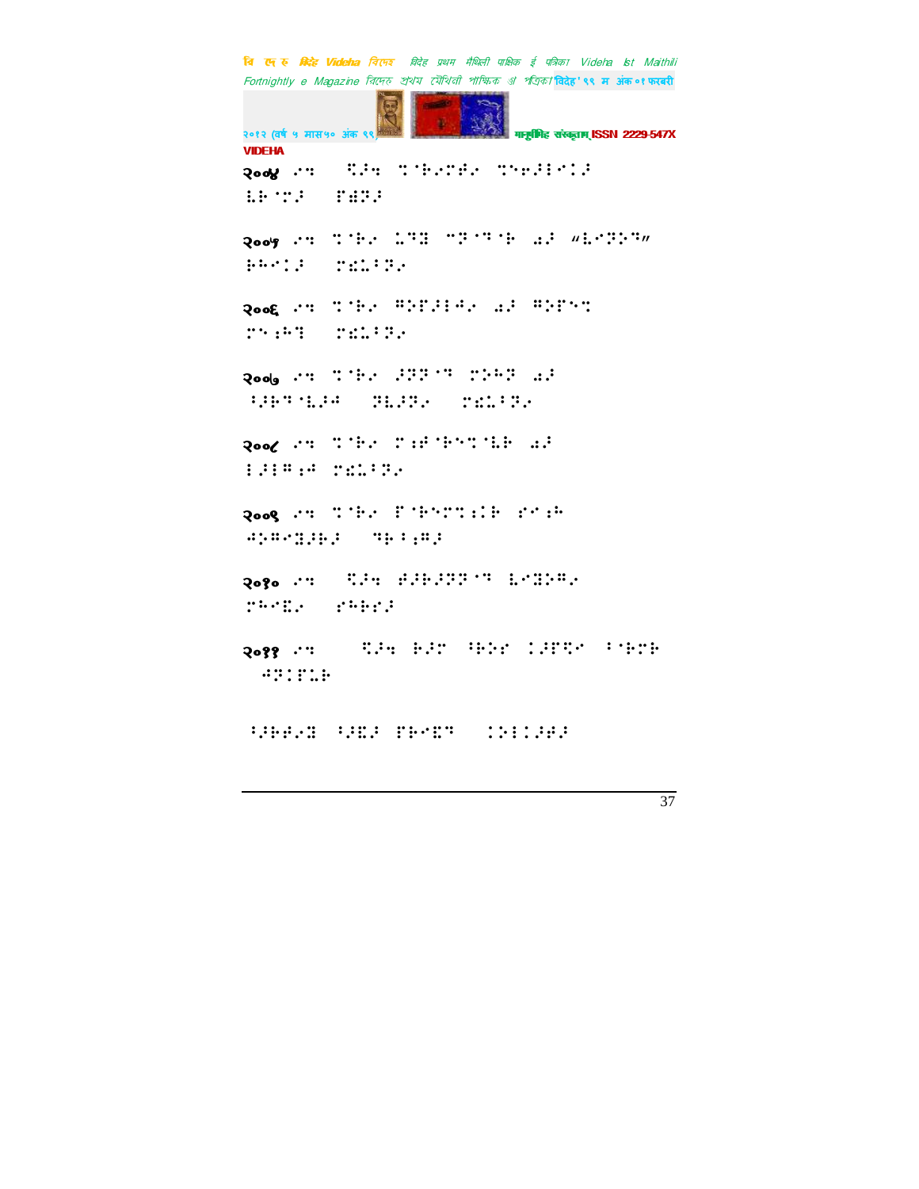२००४ ⠔⠹ ⠀⠻⠼⠹ ⠹⠈⠗⠔⠍⠌⠔ ⠹⠞⠎⠼⠇⠊⠅⠼ ⠇⠗⠈⠍⠼ ⠀⠋⠫⠝⠼

२००५ ⠔⠹ ⠹⠈⠗⠔ ⠥⠙⠿ ⠉⠝⠈⠙⠈⠗ ⠜⠼ "⠇⠊⠝⠕⠙" ⠗⠓⠊⠅⠼ ⠀⠍⠩⠥⠃⠝⠔

२००६ ⠔⠹ ⠹⠈⠗⠔ ⠛⠕⠋⠼⠇⠣⠔ ⠜⠼ ⠛⠕⠋⠑⠹ ⠍⠑⠆⠓⠙ ⠀⠍⠩⠥⠃⠝⠔

२००७ ⠔⠹ ⠹⠈⠗⠔ ⠼⠝⠝⠈⠙ ⠍⠕⠓⠝ ⠜⠼ ⠃⠼⠗⠙⠈⠇⠼⠣ ⠀⠝⠇⠼⠝⠔ ⠀⠍⠩⠥⠃⠝⠔

२००८ ⠔⠹ ⠹⠈⠗⠔ ⠍⠆⠌⠈⠗⠑⠹⠈⠇⠗ ⠜⠼ ⠇⠼⠇⠛⠆⠣ ⠍⠩⠥⠃⠝⠔

२००९ ⠔⠹ ⠹⠈⠗⠔ ⠋⠈⠗⠑⠍⠹⠆⠅⠗ ⠎⠊⠆⠓ ⠣⠕⠛⠊⠿⠼⠗⠼ ⠀⠙⠗⠃⠆⠛⠼

२०१० ⠔⠹ ⠀⠻⠼⠹ ⠌⠼⠗⠼⠝⠝⠈⠙ ⠇⠊⠿⠕⠛⠔ ⠍⠓⠊⠡⠔ ⠀⠎⠓⠗⠎⠼

२०११ ⠔⠹ ⠀⠀⠀⠻⠼⠹ ⠗⠼⠍ ⠈⠗⠕⠎ ⠅⠼⠋⠻⠊ ⠃⠈⠗⠍⠗ ⠀⠣⠝⠅⠋⠥⠗

⠃⠼⠗⠌⠔⠿ ⠃⠼⠡⠼ ⠋⠗⠊⠡⠙ ⠀⠅⠕⠇⠅⠼⠌⠼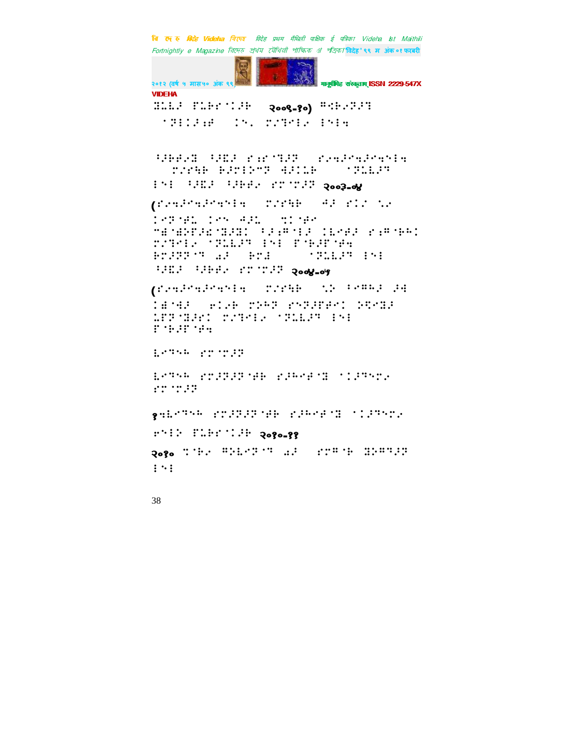⠙⠇⠇⠡ ⠏⠇⠃⠗⠈⠊⠡⠓ २००९-१०) ⠛⠹⠃⠜⠝⠡⠹

⠈⠝⠇⠊⠡⠷⠋ ⠊⠑⠄ ⠍⠎⠹⠑⠇⠜ ⠇⠑⠇⠹

⠂⠡⠓⠋⠜⠙ ⠂⠡⠻⠡ ⠗⠷⠗⠈⠹⠡⠝ ⠗⠜⠹⠡⠗⠹⠡⠗⠹⠑⠇⠹
⠍⠎⠗⠹⠓ ⠓⠡⠗⠇⠕⠉⠝ ⠹⠡⠊⠇⠓ ⠈⠝⠥⠇⠡⠝
⠇⠑⠇ ⠂⠡⠻⠡ ⠂⠡⠓⠋⠜ ⠎⠗⠈⠗⠡⠝ २००३-०४

(⠗⠜⠹⠡⠗⠹⠡⠗⠹⠑⠇⠹ ⠍⠎⠗⠹⠓ ⠹⠡ ⠗⠊⠎ ⠣⠜
⠊⠝⠈⠋⠇ ⠊⠗⠑ ⠹⠡⠇ ⠹⠊⠈⠋⠗
⠉⠫⠈⠫⠕⠏⠡⠪⠈⠙⠡⠙⠊ ⠂⠡⠷⠛⠈⠊⠡ ⠊⠇⠑⠋⠡ ⠗⠷⠛⠈⠓⠓⠊
⠍⠎⠹⠑⠇⠜ ⠈⠝⠥⠇⠡⠝ ⠇⠑⠇ ⠏⠈⠃⠡⠏⠈⠋⠹
⠓⠗⠡⠝⠝⠈⠹ ⠩⠡ ⠓⠗⠫ ⠈⠝⠥⠇⠡⠝ ⠇⠑⠇
⠂⠡⠻⠡ ⠂⠡⠓⠋⠜ ⠎⠗⠈⠗⠡⠝ २००४-०५

(⠗⠜⠹⠡⠗⠹⠡⠗⠹⠑⠇⠹ ⠍⠎⠗⠹⠓ ⠣⠕ ⠂⠑⠛⠓⠡ ⠡⠹
⠊⠫⠈⠹⠡ ⠑⠊⠜⠓ ⠍⠕⠓⠝ ⠗⠑⠝⠡⠏⠋⠑⠊ ⠕⠹⠑⠙⠡
⠥⠏⠝⠈⠙⠡⠗⠊ ⠍⠎⠹⠑⠇⠜ ⠈⠝⠥⠇⠡⠝ ⠇⠑⠇
⠏⠈⠃⠡⠏⠈⠋⠹

⠇⠑⠹⠑⠓ ⠎⠗⠈⠗⠡⠝

⠇⠑⠹⠑⠓ ⠎⠗⠡⠝⠡⠝⠈⠋⠓ ⠗⠡⠓⠑⠋⠈⠙ ⠈⠊⠡⠹⠑⠍⠜
⠎⠗⠈⠗⠡⠝

१⠹⠇⠑⠹⠑⠓ ⠎⠗⠡⠝⠡⠝⠈⠋⠓ ⠗⠡⠓⠑⠋⠈⠙ ⠈⠊⠡⠹⠑⠍⠜

⠑⠑⠇⠕ ⠏⠇⠃⠗⠈⠊⠡⠓ २०१०-११

२०१० ⠹⠈⠃⠜ ⠛⠕⠇⠑⠝⠈⠹ ⠩⠡ ⠎⠗⠛⠈⠓ ⠙⠕⠛⠹⠡⠝
⠇⠑⠇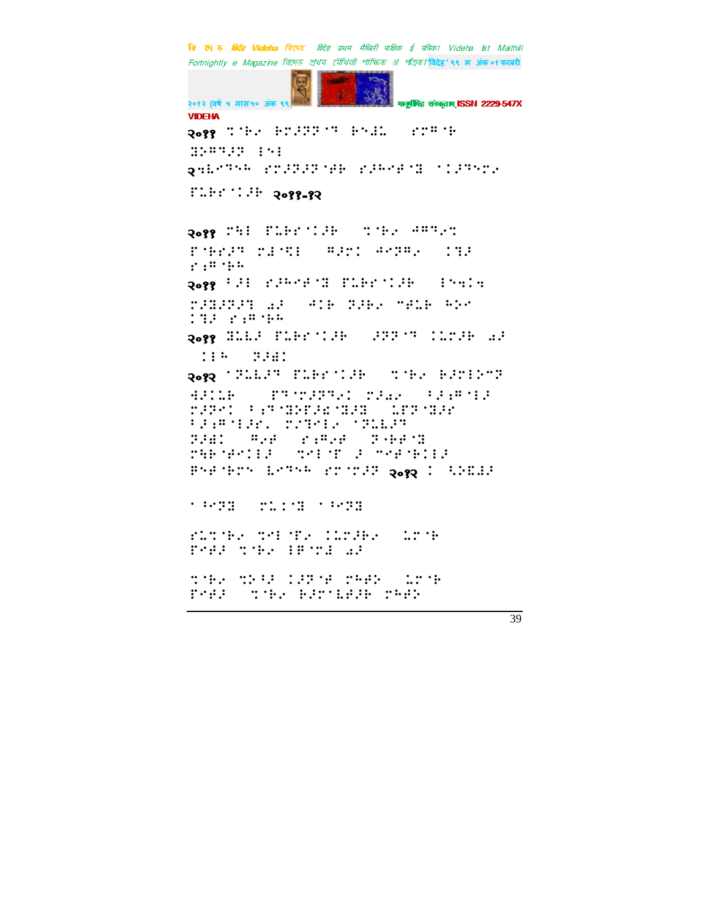२०११ ⠹⠈⠗⠩ ⠗⠉⠽⠝⠽⠈⠹ ⠗⠢⠯⠡ ⠀⠎⠉⠻⠈⠗
⠭⠵⠻⠹⠼⠝ ⠇⠢⠇

२५⠇⠊⠹⠢ ⠎⠉⠼⠝⠼⠝⠈⠋⠗ ⠎⠼⠓⠊⠋⠈⠭ ⠈⠅⠼⠹⠊⠉⠩

⠋⠥⠗⠎⠈⠅⠼⠗ २०११-१२

२०११ ⠉⠓⠇ ⠋⠥⠗⠎⠈⠅⠼⠗ ⠀⠹⠈⠗⠩ ⠙⠻⠹⠩⠹
⠋⠈⠗⠎⠼⠹ ⠉⠜⠈⠹⠇ ⠀⠻⠼⠉⠅ ⠙⠊⠝⠻⠩ ⠀⠅⠹⠼
⠎⠆⠻⠈⠗⠓

२०११ ⠃⠼⠇ ⠎⠼⠓⠊⠋⠈⠭ ⠋⠥⠗⠎⠈⠅⠼⠗ ⠀⠇⠢⠹⠅⠒
⠉⠼⠭⠼⠝⠼⠹ ⠶⠼ ⠀⠙⠅⠗ ⠝⠼⠗⠩ ⠊⠋⠥⠗ ⠓⠵⠊
⠅⠹⠼ ⠎⠆⠻⠈⠗⠓

२०११ ⠭⠥⠇⠼ ⠋⠥⠗⠎⠈⠅⠼⠗ ⠀⠼⠝⠝⠈⠹ ⠅⠥⠉⠼⠗ ⠶⠼
⠀⠅⠇⠓ ⠀⠝⠼⠜⠅

२०१२ ⠈⠝⠥⠇⠼⠹ ⠋⠥⠗⠎⠈⠅⠼⠗ ⠀⠹⠈⠗⠩ ⠗⠼⠉⠇⠵⠊⠹
⠙⠼⠅⠥⠗ ⠀⠀⠋⠹⠈⠉⠼⠝⠹⠩⠅ ⠉⠼⠜⠩ ⠀⠃⠼⠆⠻⠈⠇⠼
⠉⠼⠝⠊⠅ ⠃⠆⠹⠈⠭⠵⠋⠼⠜⠈⠭⠼⠭ ⠀⠥⠋⠝⠈⠭⠼⠎
⠃⠼⠆⠻⠈⠇⠼⠎⠂ ⠉⠼⠹⠊⠇⠩ ⠈⠝⠥⠇⠼⠹
⠝⠼⠜⠅ ⠀⠻⠩⠋ ⠀⠎⠆⠻⠩⠋ ⠀⠝⠈⠗⠋⠈⠭
⠉⠓⠗⠈⠋⠊⠅⠇⠼ ⠀⠹⠊⠇⠈⠋ ⠼ ⠊⠋⠈⠗⠅⠇⠼
⠗⠢⠋⠈⠗⠉⠢ ⠇⠊⠹⠢ ⠎⠉⠈⠉⠼⠝ २०१२ ⠅ ⠓⠵⠫⠼⠎

⠁⠃⠊⠝⠭ ⠀⠉⠥⠅⠈⠭ ⠁⠃⠊⠝⠭

⠎⠥⠹⠈⠗⠩ ⠹⠊⠇⠈⠋⠩ ⠅⠥⠉⠼⠗⠩ ⠀⠥⠉⠈⠗
⠋⠊⠋⠼ ⠹⠈⠗⠩ ⠇⠗⠈⠉⠜ ⠶⠼

⠹⠈⠗⠩ ⠹⠵⠃⠼ ⠅⠼⠝⠈⠋ ⠉⠓⠋⠵ ⠀⠥⠉⠈⠗
⠋⠊⠋⠼ ⠀⠹⠈⠗⠩ ⠗⠼⠉⠇⠋⠼⠗ ⠉⠓⠋⠵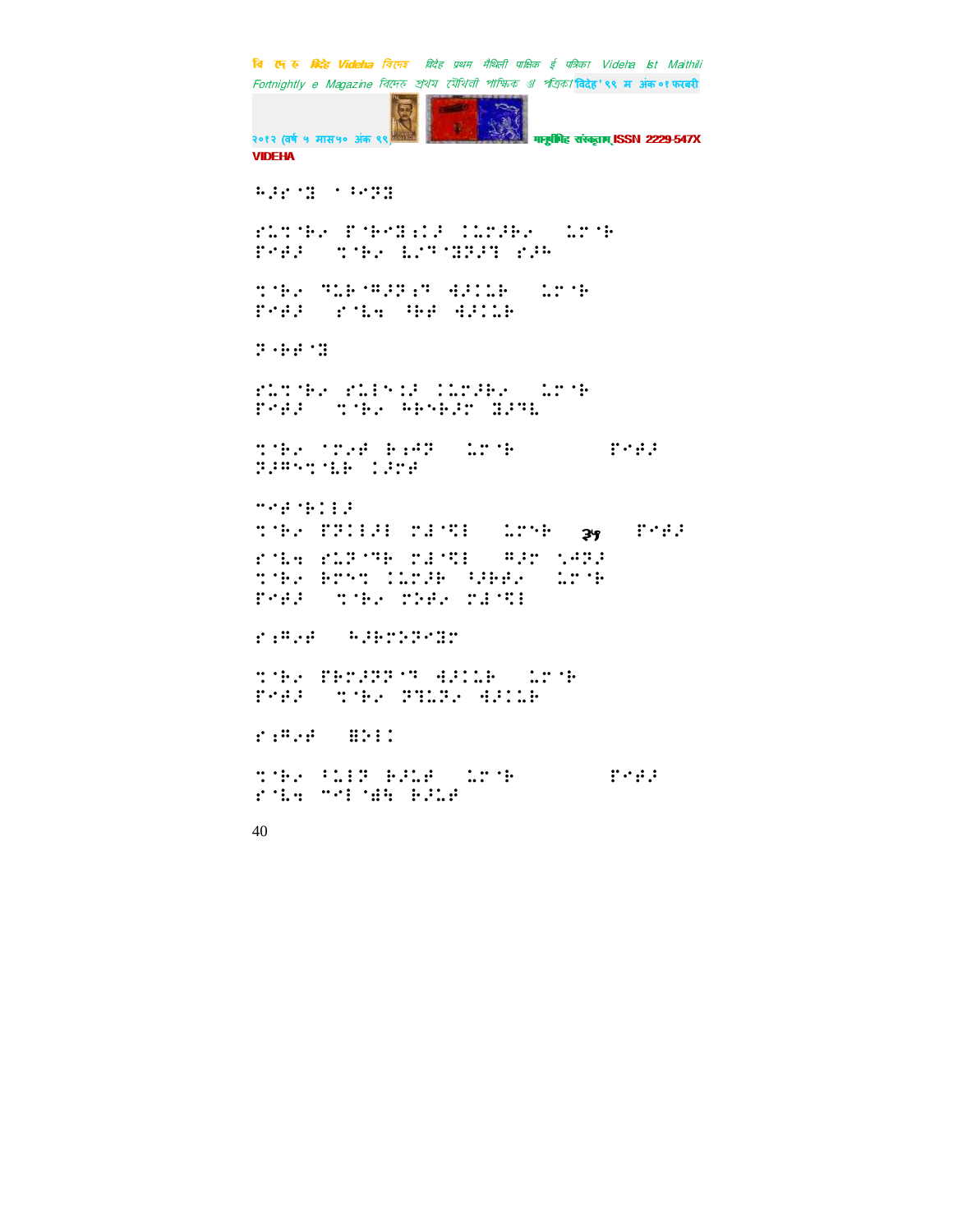⠓⠼⠗⠈⠝ ⠁⠓⠢⠝

⠗⠩⠹⠈⠗⠎ ⠋⠈⠗⠢⠝⠱⠣ ⠣⠩⠗⠼⠗⠎ ⠩⠗⠈⠗
⠋⠢⠋⠼ ⠹⠈⠗⠎ ⠧⠎⠒⠈⠝⠝⠼⠹ ⠗⠼⠓

⠹⠈⠗⠎ ⠒⠩⠗⠈⠛⠼⠝⠱⠒ ⠙⠼⠣⠩⠗ ⠩⠗⠈⠗
⠋⠢⠋⠼ ⠗⠈⠧⠹ ⠓⠗⠋ ⠙⠼⠣⠩⠗

⠝⠐⠗⠋⠈⠝

⠗⠩⠹⠈⠗⠎ ⠗⠩⠇⠢⠣⠼ ⠣⠩⠗⠼⠗⠎ ⠩⠗⠈⠗
⠋⠢⠋⠼ ⠹⠈⠗⠎ ⠓⠗⠢⠗⠼⠗ ⠝⠼⠒⠧

⠹⠈⠗⠎ ⠁⠗⠎⠋ ⠗⠱⠙⠝ ⠩⠗⠈⠗ ⠋⠢⠋⠼
⠝⠼⠛⠢⠹⠈⠧⠗ ⠣⠼⠗⠋

⠉⠢⠋⠈⠗⠣⠇⠼
⠹⠈⠗⠎ ⠋⠝⠣⠇⠼⠇ ⠗⠱⠈⠹⠇ ⠩⠗⠢⠗ ३५ ⠋⠢⠋⠼
⠗⠈⠧⠹ ⠗⠩⠝⠈⠒⠗ ⠗⠱⠈⠹⠇ ⠛⠼⠗ ⠡⠙⠝⠼
⠹⠈⠗⠎ ⠗⠗⠢⠹ ⠣⠩⠗⠼⠗ ⠓⠼⠗⠋⠎ ⠩⠗⠈⠗
⠋⠢⠋⠼ ⠹⠈⠗⠎ ⠗⠕⠋⠎ ⠗⠱⠈⠹⠇

⠗⠱⠛⠎⠋ ⠓⠼⠗⠗⠕⠝⠢⠝⠗

⠹⠈⠗⠎ ⠋⠗⠗⠼⠝⠝⠈⠒ ⠙⠼⠣⠩⠗ ⠩⠗⠈⠗
⠋⠢⠋⠼ ⠹⠈⠗⠎ ⠝⠒⠩⠝⠎ ⠙⠼⠣⠩⠗

⠗⠱⠛⠎⠋ ⠝⠕⠇⠣

⠹⠈⠗⠎ ⠓⠩⠇⠝ ⠗⠼⠩⠋ ⠩⠗⠈⠗ ⠋⠢⠋⠼
⠗⠈⠧⠹ ⠉⠢⠇⠈⠱⠓ ⠗⠼⠩⠋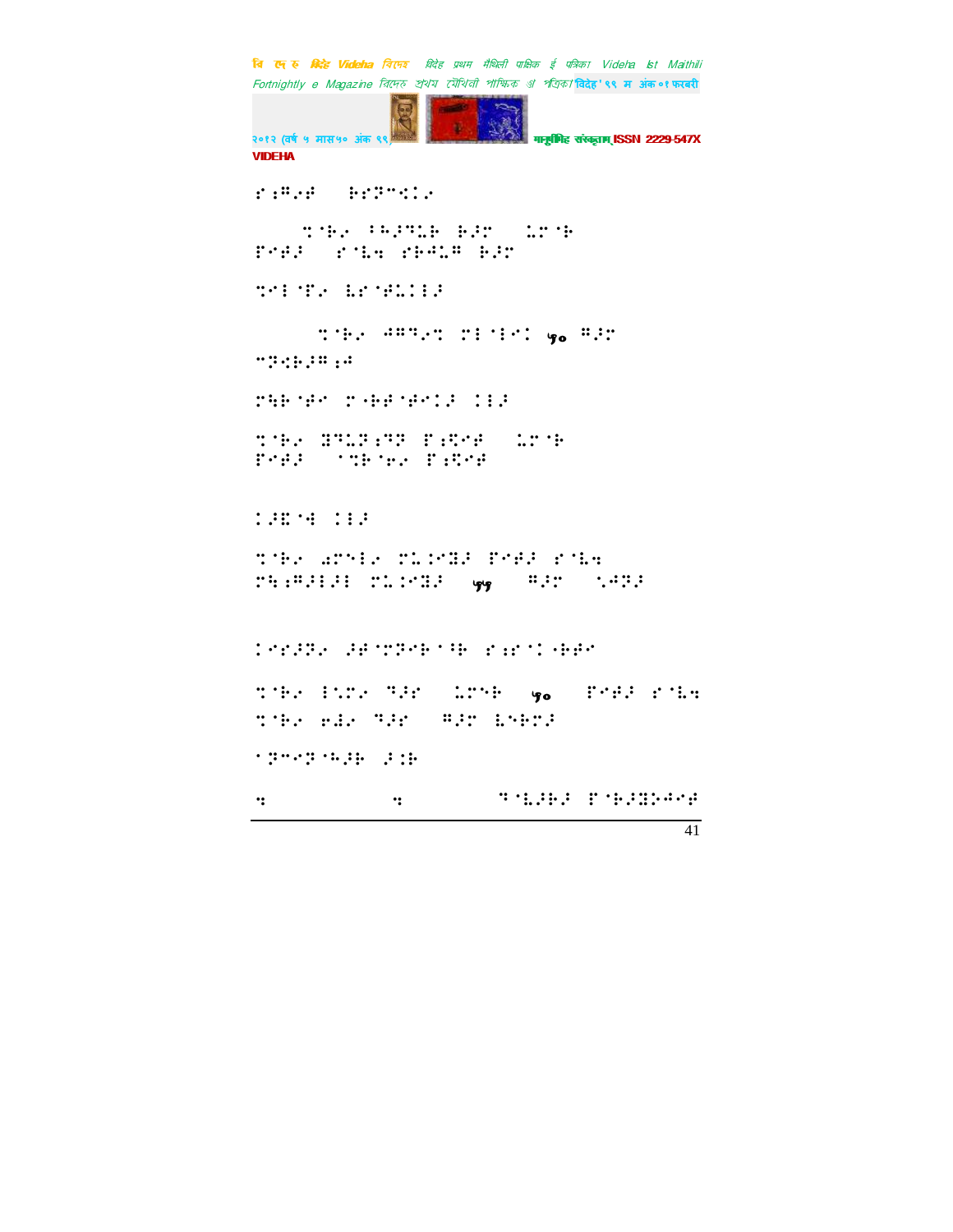⠗⠆⠣⠲⠋ ⠀⠀⠃⠗⠝⠉⠅⠇⠲

⠀⠀⠀⠀⠀⠀⠀⠀⠀⠀⠀⠀⠀⠀⠀⠀⠀⠀⠀⠀

⠀⠀⠀⠀⠀⠀⠀⠀⠀⠀⠀⠀⠀⠀⠀⠀⠀⠀⠀⠀⠀⠀⠀⠀⠀⠀⠀⠀⠀⠀

⠀⠀⠀⠀⠀⠀⠀⠀⠀⠀⠀⠀⠀⠀⠀⠀⠀⠀⠀⠀⠀⠀ ५० ⠀⠀⠀

⠀⠀⠀⠀⠀⠀⠀⠀⠀⠀

⠀⠀⠀⠀⠀⠀⠀⠀⠀⠀⠀⠀⠀⠀⠀⠀⠀⠀⠀⠀

⠀⠀⠀⠀⠀⠀⠀⠀⠀⠀⠀⠀⠀⠀⠀⠀⠀⠀⠀⠀⠀⠀⠀⠀⠀⠀⠀

⠀⠀⠀⠀⠀⠀⠀⠀⠀⠀

⠀⠀⠀⠀⠀⠀⠀⠀⠀⠀⠀⠀⠀⠀⠀⠀⠀⠀⠀⠀⠀⠀⠀⠀⠀⠀⠀⠀⠀⠀⠀⠀⠀⠀⠀⠀⠀⠀⠀⠀⠀⠀⠀ ५५ ⠀⠀⠀⠀⠀⠀⠀

⠀⠀⠀⠀⠀⠀⠀⠀⠀⠀⠀⠀⠀⠀⠀⠀⠀⠀⠀⠀⠀⠀⠀⠀⠀⠀⠀

⠀⠀⠀⠀⠀⠀⠀⠀⠀⠀⠀⠀⠀⠀⠀⠀⠀⠀⠀ ५० ⠀⠀⠀⠀⠀⠀⠀⠀⠀⠀⠀⠀⠀⠀⠀⠀⠀⠀⠀⠀⠀⠀⠀⠀⠀⠀⠀⠀⠀⠀⠀⠀⠀⠀⠀⠀⠀⠀⠀⠀⠀⠀⠀

⠀⠀⠀⠀⠀⠀⠀⠀⠀⠀⠀⠀⠀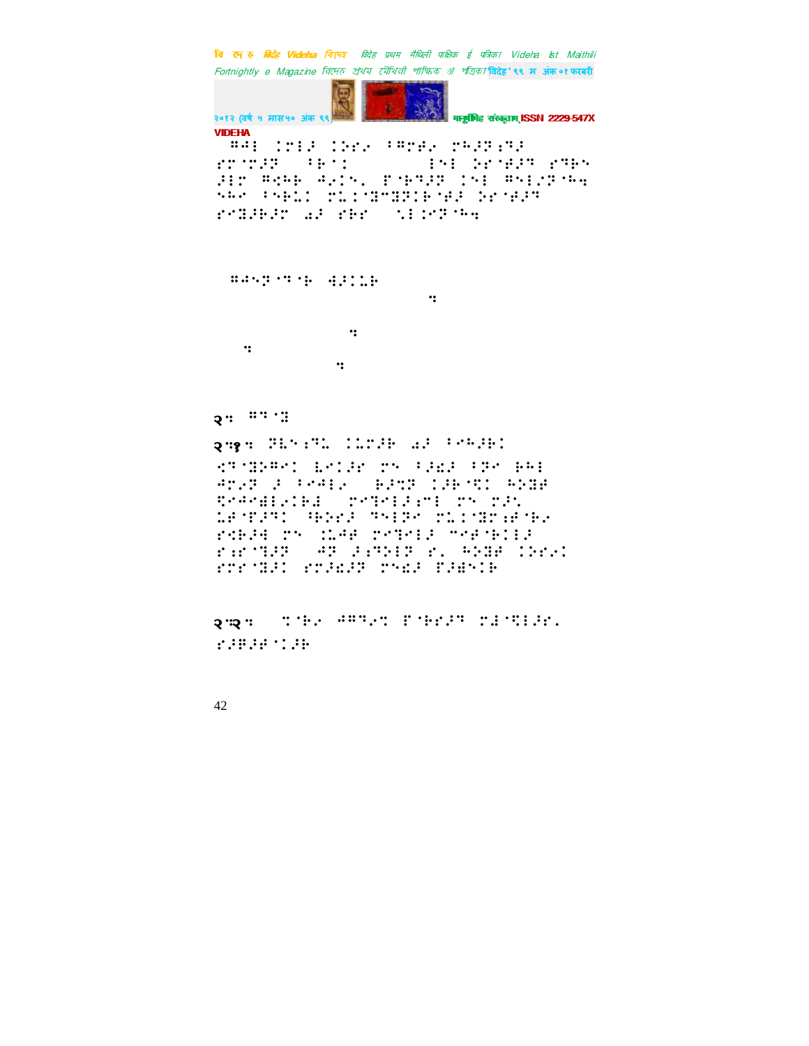VIDEHA

⠛⠊⠇ ⠅⠍⠇⠜ ⠅⠵⠗⠴ ⠈⠛⠍⠗⠴ ⠍⠓⠜⠝⠖⠙⠜
⠗⠍⠘⠍⠜⠝ ⠈⠃⠘⠅ ⠇⠢⠇ ⠵⠗⠘⠗⠜⠙ ⠗⠙⠋⠢
⠜⠇⠍ ⠛⠫⠓⠃ ⠊⠴⠅⠢⠂ ⠏⠘⠃⠙⠜⠝ ⠅⠢⠇ ⠛⠢⠇⠌⠝⠘⠓⠲
⠬⠓⠔ ⠈⠢⠃⠉⠅ ⠍⠉⠅⠘⠝⠍⠻⠝⠅⠃⠘⠗⠜ ⠵⠗⠘⠗⠜⠙
⠗⠔⠻⠃⠜⠗ �澳⠜ ⠗⠃⠗ ⠈⠡⠇⠅⠍⠝⠘⠓⠲

⠛⠊⠢⠝⠘⠙⠘⠃ ⠹⠜⠅⠉⠃
⠲
⠲
⠲
⠲

२: ⠛⠙⠘⠻

२.१: ⠝⠇⠢⠖⠙⠉ ⠅⠉⠍⠜⠃ ⠬⠜ ⠈⠢⠓⠜⠃⠅
⠫⠙⠘⠻⠕⠛⠢⠅ ⠧⠢⠅⠜⠗ ⠍⠢ ⠈⠜⠫⠜ ⠈⠝⠔ ⠃⠓⠇
⠊⠍⠴⠝ ⠜ ⠈⠢⠊⠇⠴ ⠃⠜⠩⠝ ⠅⠜⠃⠘⠟⠅ ⠓⠕⠻⠋
⠟⠢⠊⠔⠻⠇⠴⠅⠃⠹ ⠍⠢⠙⠢⠇⠜⠖⠍⠇ ⠍⠢ ⠍⠜⠡
⠉⠋⠘⠏⠜⠙⠅ ⠓⠃⠕⠗⠜ ⠙⠢⠇⠝⠔ ⠍⠉⠅⠘⠻⠗⠖⠋⠘⠃⠴
⠗⠫⠃⠜⠙ ⠍⠢ ⠅⠉⠊⠋ ⠍⠢⠙⠢⠇⠜ ⠔⠢⠋⠘⠃⠅⠇⠜
⠗⠖⠗⠘⠙⠜⠝ ⠊⠝ ⠜⠖⠙⠕⠇⠝ ⠗⠂ ⠓⠕⠻⠋ ⠅⠵⠗⠴⠅
⠗⠍⠗⠘⠻⠜⠅ ⠗⠍⠜⠫⠜⠝ ⠍⠢⠫⠜ ⠏⠜⠯⠢⠅⠃

२.२: ⠹⠘⠃⠴ ⠊⠛⠙⠴⠹ ⠏⠘⠃⠗⠜⠙ ⠍⠹⠘⠟⠇⠜⠗⠂
⠗⠜⠷⠜⠋⠘⠅⠜⠃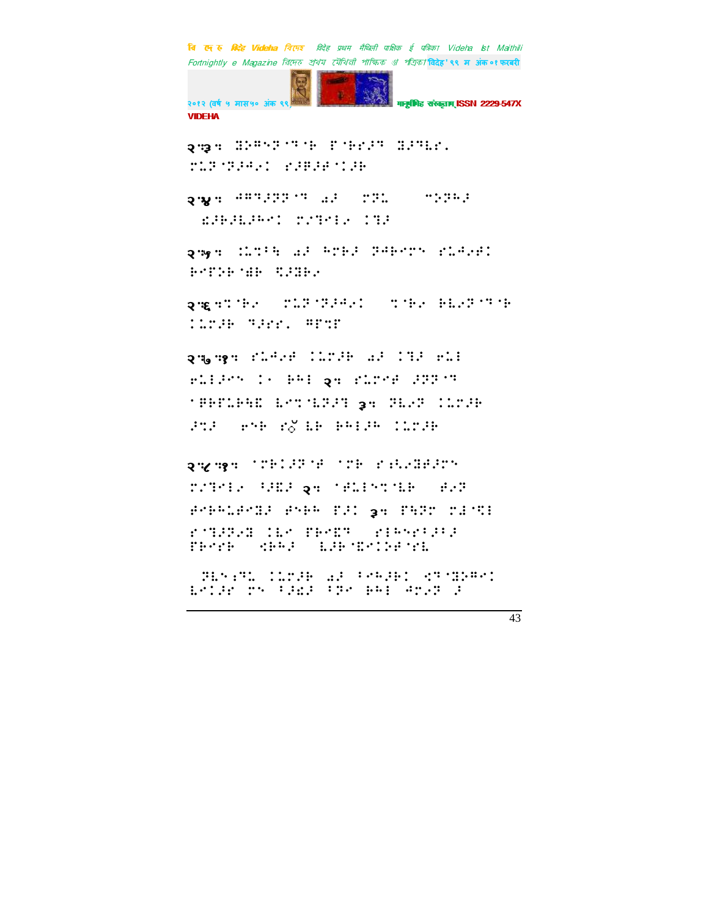२⁚३⁚ ⠝⠪⠻⠎⠝⠈⠙⠈⠗ ⠋⠈⠗⠎⠼⠙ ⠝⠼⠙⠇⠎⠲ ⠍⠥⠝⠈⠝⠼⠲⠎⠅ ⠎⠼⠃⠼⠋⠈⠅⠼⠗

२⁚४⁚ ⠲⠻⠙⠼⠝⠝⠈⠙ �ILLEGIBLE

२⁚५⁚ ⠅⠥⠉⠖⠓ ⠁⠼ ⠓⠉⠗⠼ ⠝⠲⠗⠑⠉⠝ ⠎⠥⠲⠎⠋⠅ ⠗⠑⠋⠕⠗⠈⠛⠗ ⠹⠼⠝⠗⠎

२⁚६⁚⠹⠈⠗⠎ ⠍⠥⠝⠈⠝⠼⠲⠎⠅ ⠹⠈⠗⠎ ⠗⠇⠎⠝⠈⠙⠈⠗ ⠅⠥⠉⠼⠗ ⠙⠼⠎⠎⠲ ⠻⠋⠹⠋

२⁚७⁚१⁚ ⠎⠥⠲⠎⠋ ⠅⠥⠉⠼⠗ ⠁⠼ ⠅⠙⠼ ⠑⠥⠇ ⠑⠥⠇⠼⠑⠝ ⠅⠂ ⠗⠓⠇ २⁚ ⠎⠥⠉⠑⠋ ⠼⠝⠝⠈⠙ ⠈⠗⠗⠋⠥⠗⠓⠭ ⠇⠑⠹⠈⠇⠝⠼⠙ ३⠈ ⠝⠇⠎⠝ ⠅⠥⠉⠼⠗ ⠼⠹⠼ ⠑⠝⠗ ⠎⠕̆⠇⠗ ⠗⠓⠇⠼⠗ ⠅⠥⠉⠼⠗

२⁚८⁚१⁚ ⠈⠉⠗⠅⠼⠝⠈⠋ ⠈⠉⠗ ⠎⠣⠇⠎⠝⠋⠼⠉⠝ ⠍⠎⠙⠑⠇⠎ ⠓⠼⠭⠼ २⁚ ⠈⠋⠥⠇⠑⠹⠈⠇⠗ ⠋⠎⠝ ⠋⠑⠗⠓⠥⠋⠑⠝⠼ ⠋⠑⠗⠓ ⠋⠼⠅ ३⁚ ⠋⠓⠝⠉ ⠍⠼⠈⠹⠇ ⠎⠈⠙⠼⠝⠎⠝ ⠅⠇⠑ ⠋⠗⠑⠭⠙ ⠎⠇⠓⠑⠗⠖⠼⠖⠼ ⠋⠗⠑⠗⠗ ⠻⠗⠓⠼ ⠇⠼⠗⠈⠭⠑⠅⠕⠋⠈⠗⠇

⠝⠇⠑⠣⠙⠥ ⠅⠥⠉⠼⠗ ⠁⠼ ⠖⠑⠓⠼⠗⠅ ⠻⠙⠈⠝⠪⠻⠅ ⠇⠑⠅⠼⠗ ⠉⠝ ⠖⠼⠭⠼ ⠖⠝⠑ ⠗⠓⠇ ⠲⠉⠎⠝ ⠼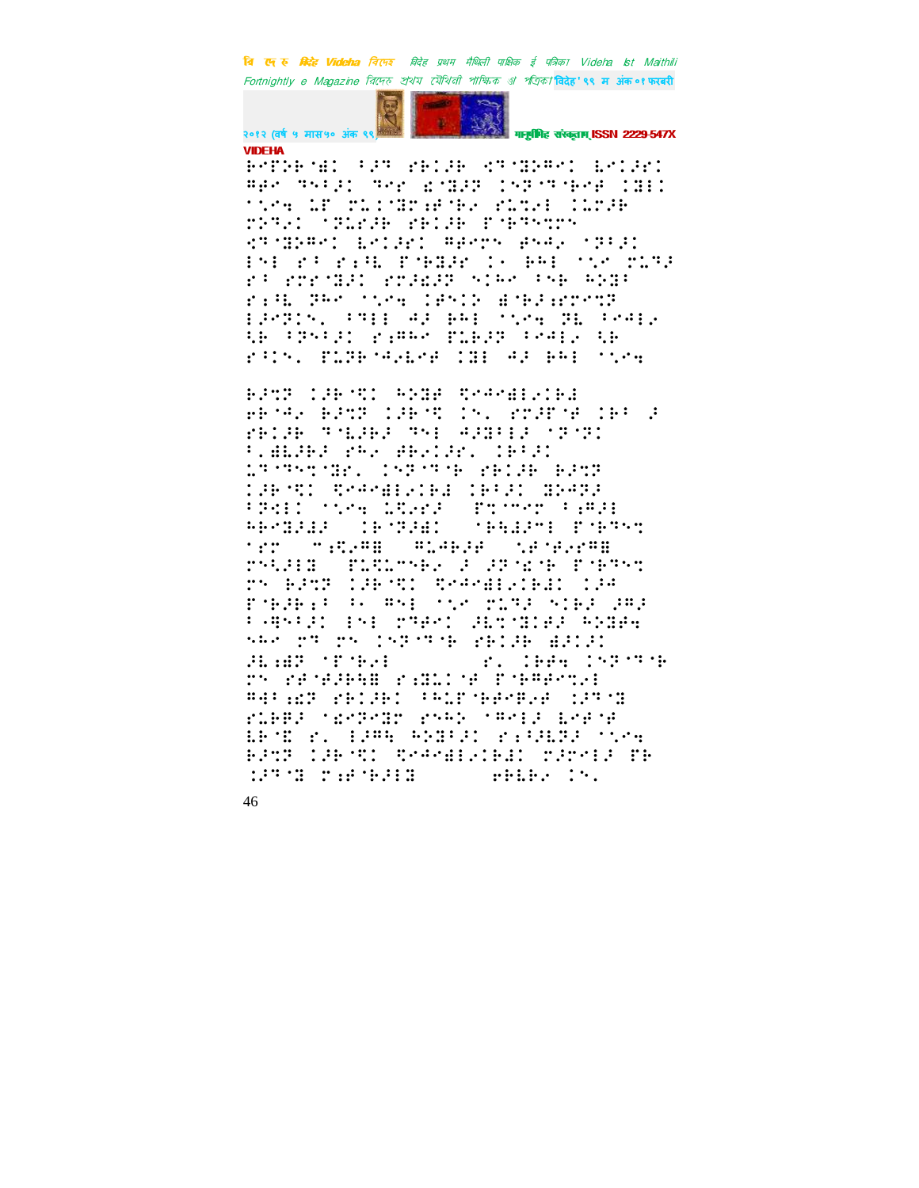BETTE AT A TERRITORIE AND LATER LATER #\*\* #\*\*\*\* #\*\* #\*\*\*\* **\*\*\*\*\*\*\*\* \*\*\*\*** \*\*\*\* LE TIITIEREN EIREN INDEN THE TERM THE TERMS THE PROPERTY ingenen likkan menten aser (11) ERE ER ERBE FYBELE IN BRE YNA FIFE an anangan angan sina ang anga r:Al Pet (1809 1891) di Bladrord izerin. Pril 40 kei (1809 Pb Peulo ta (antal rigno bibli ingli la rada. Bibbadhe ibi ad bha dhe

BEZER INFORMATION REMAINSTEEL PROFIE BRITE (1988) (1998) PRIEMS (1999) FEITH THER THE ADMINISTRATION Pidhana aka ammilan, (emil 15 YEAR IN TEACHER THE THE BEAT 1919 Transfeld (1911) BBATE Parkl (1809 12825 - Braker (1911) ABRIBLIS (18039) (1881891 Fr#955 **THE CONSTRUCT THE REPORT OF A SET ON A SET OF A SET OF A SET OF A SET OF A SET OF A SET OF A SET OF A SET OF** POSTIE PLECOPIE P PROBINSIPPERS re Bezh (1981) (Resmeddeller (18 rofdeid a mee that moral tier defe Calegoria (1981) profect (alterial) (Alegoria) The rest of the state of the state of the state of the state of the state of the state of the state of the st arabe (provi and reactive proprieta ro pendenhe ranche pierweren #40 (22 FRIDED FRIDE) (21 WE FOR THE FURRY MESTAL RELEASEMENT ACT BEME P. 1998 BOBRE PAPERE MANA BENE LUBRUN SKRABLIGEAN DUDKIJE EB dian dangan (1976) ka kalendar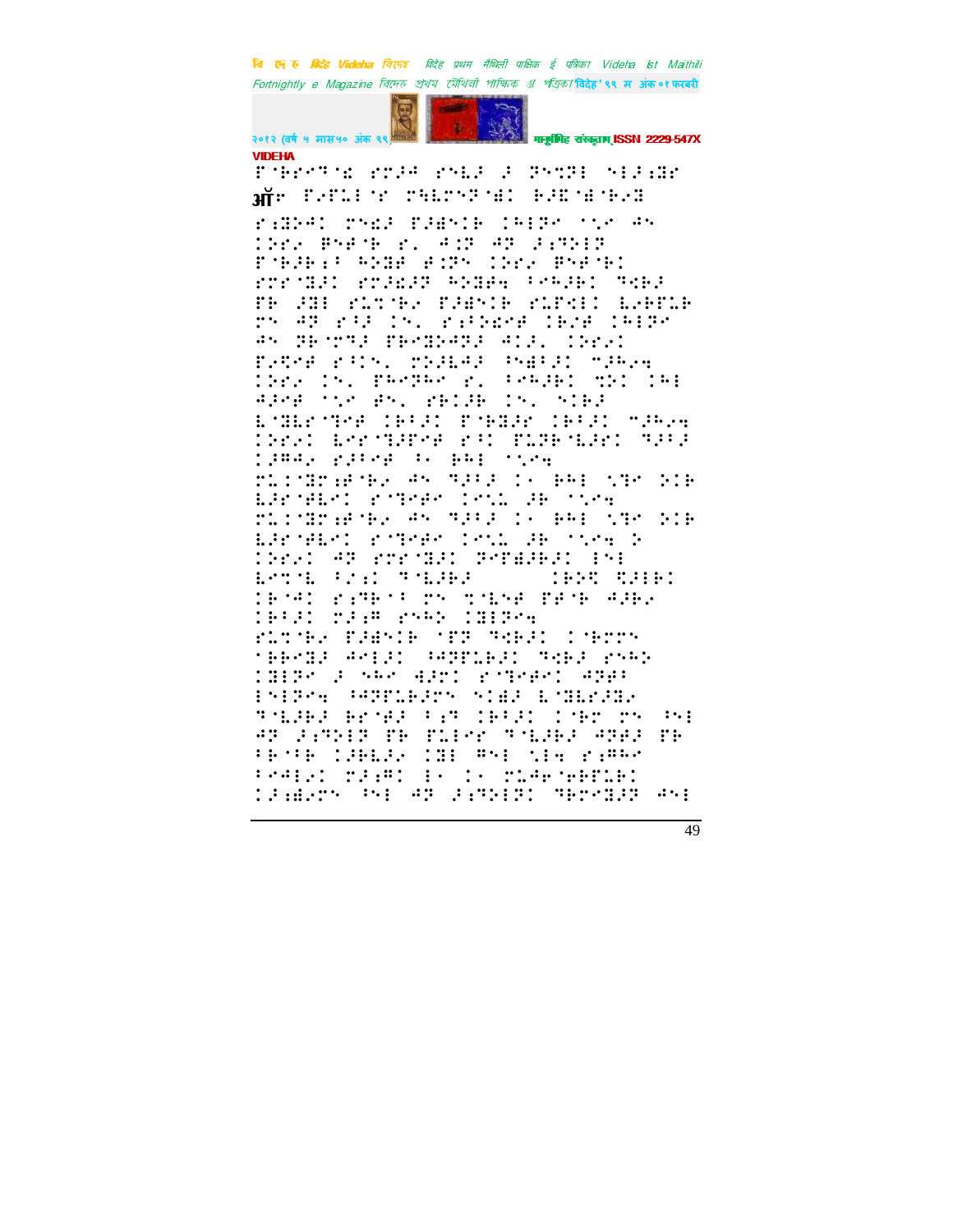VIDEHA

ॐ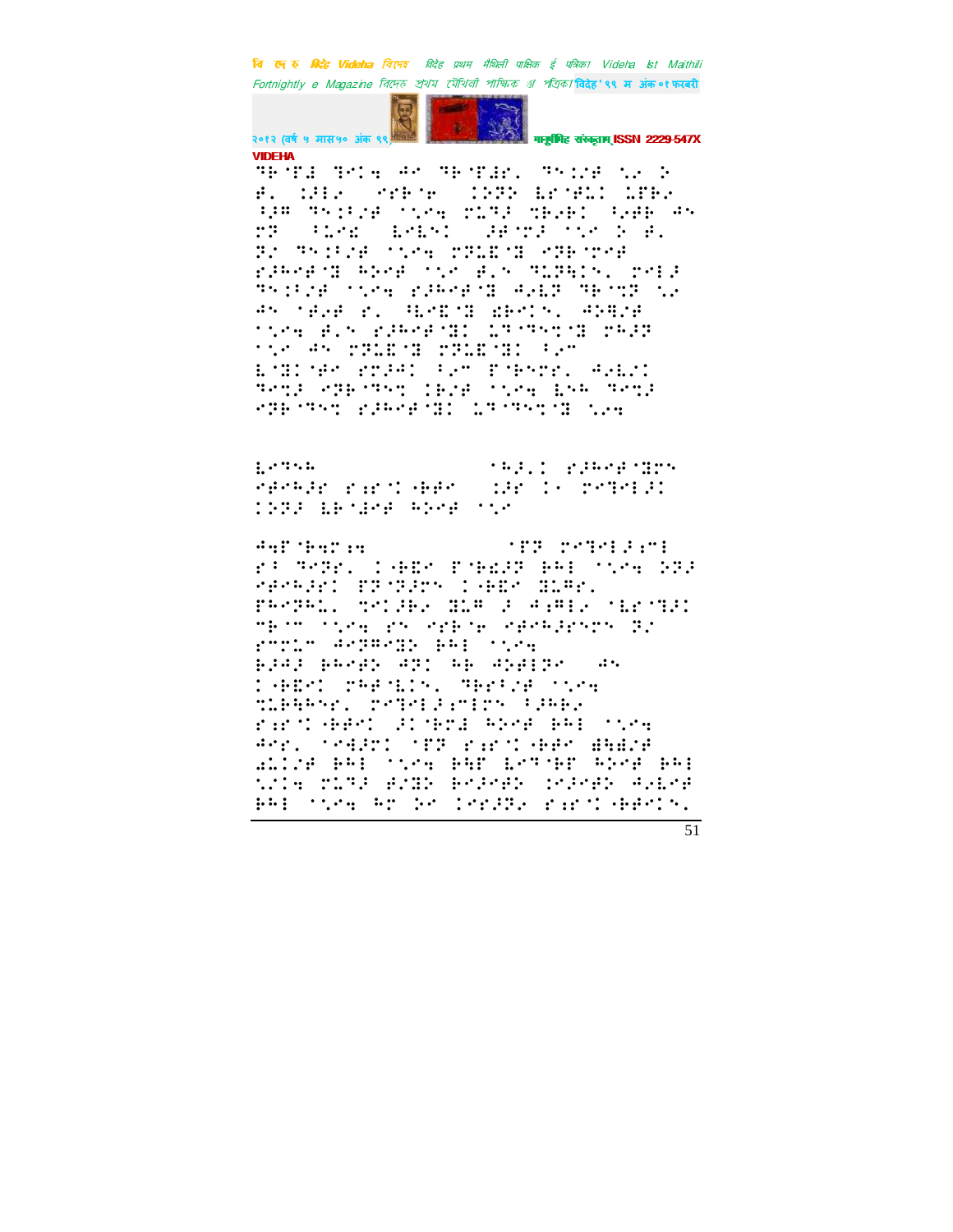VIDEHA

⠻⠗⠺⠋⠼ ⠻⠉⠇⠾ ⠓⠉ ⠻⠗⠺⠋⠯⠗⠄ ⠻⠑⠅⠌⠋ ⠣⠎ ⠕ ⠋⠄ ⠅⠚⠇⠎ ⠎⠗⠗⠊⠗ ⠅⠝⠝⠕ ⠇⠗⠊⠋⠥⠅ ⠥⠋⠗⠎ ⠦⠚⠍ ⠻⠑⠅⠦⠌⠋ ⠣⠎⠾ ⠍⠥⠻⠚ ⠹⠗⠖⠗⠅ ⠦⠎⠋⠗ ⠓⠑ ⠍⠝ ⠦⠥⠗⠨ ⠇⠑⠇⠑⠅ ⠚⠋⠊⠍⠚ ⠣⠎ ⠕ ⠋⠄ ⠝⠌ ⠻⠑⠅⠦⠌⠋ ⠣⠎⠾ ⠍⠝⠥⠨⠊⠾ ⠎⠝⠗⠊⠍⠗⠋ ⠗⠚⠓⠑⠋⠊⠾ ⠓⠕⠑⠋ ⠣⠎ ⠋⠄⠑ ⠹⠥⠝⠓⠅⠑⠄ ⠍⠑⠇⠚ ⠻⠑⠅⠦⠌⠋ ⠣⠎⠾ ⠗⠚⠓⠑⠋⠊⠾ ⠓⠖⠇⠝ ⠻⠗⠊⠹⠝ ⠣⠖ ⠓⠑ ⠊⠋⠖⠋ ⠗⠄ ⠳⠇⠑⠨⠊⠾ ⠫⠗⠑⠅⠑⠄ ⠓⠕⠻⠌⠋ ⠣⠎⠾ ⠋⠄⠑ ⠗⠚⠓⠑⠋⠊⠾⠅ ⠥⠹⠊⠻⠑⠹⠊⠾ ⠍⠓⠚⠝ ⠣⠎ ⠓⠑ ⠍⠝⠥⠨⠊⠾ ⠍⠝⠥⠨⠊⠾⠅ ⠦⠎⠍ ⠇⠊⠾⠅⠊⠗⠉ ⠗⠍⠚⠓⠅ ⠦⠎⠍ ⠏⠊⠗⠑⠍⠗⠄ ⠓⠖⠇⠑⠅ ⠻⠑⠹⠚ ⠑⠝⠗⠊⠻⠑⠹ ⠅⠗⠌⠋ ⠣⠎⠾ ⠇⠑⠓ ⠻⠑⠹⠚ ⠑⠝⠗⠊⠻⠑⠹ ⠗⠚⠓⠑⠋⠊⠾⠅ ⠥⠹⠊⠻⠑⠹⠊⠾ ⠣⠎⠾

⠇⠑⠻⠑⠓ ⠊⠓⠚⠄⠅ ⠗⠚⠓⠑⠋⠊⠾⠑ ⠗⠋⠑⠓⠚⠗ ⠗⠐⠗⠊⠅⠤⠃⠋⠑ ⠅⠚⠗ ⠅⠤ ⠍⠑⠻⠑⠇⠚⠅ ⠅⠝⠝⠚ ⠇⠃⠊⠯⠑⠋ ⠓⠕⠑⠋ ⠣⠎

⠓⠩⠏⠊⠃⠩⠗⠐⠾ ⠊⠏⠝ ⠍⠑⠻⠑⠇⠚⠐⠍⠇ ⠗⠦ ⠻⠑⠝⠗⠄ ⠅⠤⠃⠨⠑ ⠏⠊⠃⠖⠚⠝ ⠃⠓⠇ ⠣⠎⠾ ⠅⠝⠚ ⠗⠋⠑⠓⠚⠗⠅ ⠏⠝⠊⠝⠚⠗⠑ ⠅⠤⠃⠨⠑ ⠹⠥⠍⠗⠄ ⠏⠓⠑⠝⠓⠅⠄ ⠹⠑⠅⠚⠃⠎ ⠹⠥⠍ ⠚ ⠓⠐⠍⠇⠎ ⠊⠇⠗⠻⠚⠅ ⠍⠃⠊⠍ ⠣⠎⠾ ⠗⠑ ⠑⠗⠃⠊⠗ ⠗⠋⠑⠓⠚⠗⠑⠗⠑ ⠝⠌ ⠗⠍⠗⠥⠍ ⠓⠑⠝⠍⠑⠹⠃ ⠃⠓⠇ ⠣⠎⠾ ⠃⠚⠓⠚ ⠃⠓⠑⠋⠃ ⠓⠝⠅ ⠓⠃ ⠓⠕⠋⠇⠝⠑ ⠓⠑ ⠅⠤⠃⠨⠑⠅ ⠍⠓⠋⠊⠇⠅⠑⠄ ⠻⠗⠦⠌⠋ ⠣⠎⠾ ⠹⠥⠃⠓⠓⠑⠗⠄ ⠍⠑⠻⠑⠇⠚⠐⠍⠇⠗⠑ ⠦⠚⠓⠃⠎ ⠗⠐⠗⠊⠅⠤⠃⠋⠑⠅ ⠚⠅⠊⠃⠍⠨ ⠓⠕⠑⠋ ⠃⠓⠇ ⠣⠎⠾ ⠓⠑⠗⠄ ⠊⠑⠯⠚⠗⠅ ⠊⠏⠝ ⠗⠐⠗⠊⠅⠤⠃⠋⠑ ⠫⠓⠫⠌⠋ ⠫⠅⠅⠌⠋ ⠃⠓⠇ ⠣⠎⠾ ⠃⠓⠏ ⠇⠑⠻⠊⠃⠏ ⠓⠕⠑⠋ ⠃⠓⠇ ⠣⠅⠇⠾ ⠍⠥⠻⠚ ⠋⠌⠹⠃ ⠃⠑⠚⠑⠋⠃ ⠅⠌⠚⠑⠋⠃ ⠓⠖⠇⠑⠋ ⠃⠓⠇ ⠣⠎⠾ ⠓⠗ ⠕⠑ ⠅⠑⠗⠚⠝⠎ ⠗⠐⠗⠊⠅⠤⠃⠋⠑⠅⠑⠄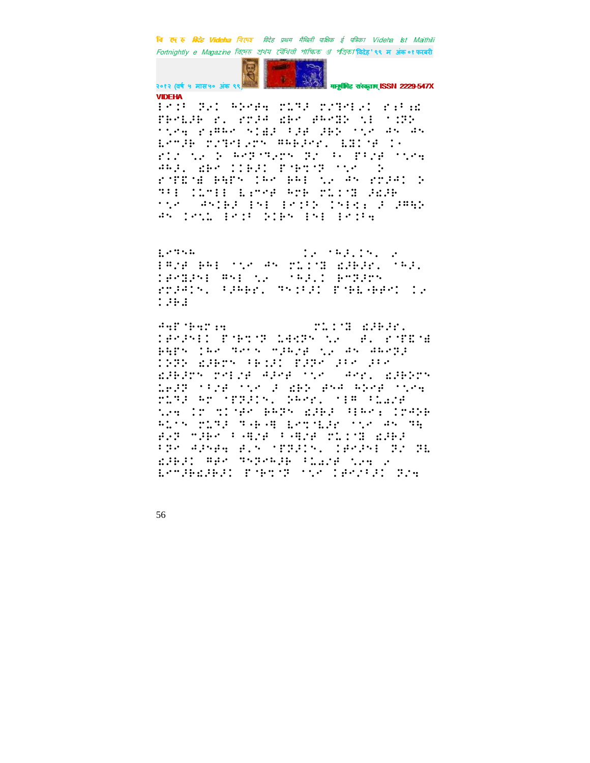VIDEHA

⠇⠉⠅⠁ ⠝⠎⠅ ⠓⠕⠑⠋⠹ ⠍⠥⠙⠚ ⠍⠴⠙⠑⠇⠊⠅ ⠗⠂⠁⠼

⠋⠓⠑⠐⠚⠃ ⠗⠂ ⠗⠍⠚⠺ ⠫⠃⠑ ⠻⠓⠑⠙⠕ ⠱⠇ ⠐⠅⠝⠕

⠈⠱⠑⠹ ⠗⠂⠻⠓⠑ ⠎⠅⠿⠚ ⠁⠴⠿ ⠚⠃⠕ ⠈⠱⠑ ⠻⠎ ⠻⠎

⠐⠑⠉⠚⠃ ⠍⠴⠙⠑⠇⠊⠗⠝ ⠻⠓⠃⠚⠑⠂ ⠐⠃⠙⠊⠿ ⠅⠂

⠗⠅⠴ ⠱⠊ ⠕ ⠓⠑⠏⠊⠙⠊⠗⠝ ⠝⠴ ⠁⠂ ⠏⠁⠴⠿ ⠈⠱⠑⠹

⠻⠓⠚⠂ ⠫⠃⠑ ⠅⠅⠃⠚⠅ ⠋⠊⠃⠉⠊⠝ ⠈⠱⠑ ⠕

⠗⠊⠏⠑⠊⠿ ⠃⠹⠏⠝ ⠅⠓⠑ ⠃⠓⠇ ⠱⠊ ⠻⠎ ⠗⠍⠚⠺⠅ ⠕

⠙⠁⠇ ⠅⠥⠉⠇⠇ ⠐⠇⠂⠉⠑⠿ ⠓⠗⠃ ⠍⠥⠅⠊⠙ ⠚⠿⠚⠃

⠈⠱⠑ ⠻⠎⠅⠃⠚ ⠇⠎⠇ ⠇⠉⠅⠁⠕ ⠅⠎⠇⠩ ⠚ ⠚⠻⠹⠕

⠻⠎ ⠅⠑⠱⠥ ⠇⠉⠅⠁ ⠕⠅⠃⠝ ⠇⠎⠇ ⠇⠉⠅⠹

⠐⠑⠙⠎⠓ ⠅⠂ ⠈⠓⠚⠂⠅⠎⠂ ⠂

⠇⠻⠴⠿ ⠃⠓⠇ ⠈⠱⠑ ⠻⠎ ⠍⠥⠅⠊⠙ ⠿⠚⠃⠚⠑⠂ ⠈⠓⠚⠂

⠅⠋⠑⠙⠚⠎⠇ ⠻⠎⠇ ⠱⠊ ⠈⠓⠚⠂⠅ ⠃⠑⠙⠚⠗⠝

⠗⠍⠚⠺⠅⠎⠂ ⠁⠚⠓⠃⠑⠂ ⠙⠎⠅⠁⠚⠅ ⠏⠊⠃⠐⠇⠊⠃⠃⠑⠅ ⠅⠂

⠅⠚⠃⠼

⠺⠹⠏⠊⠃⠹⠏⠂⠹ ⠍⠥⠅⠊⠙ ⠿⠚⠃⠚⠑⠂

⠅⠻⠑⠚⠎⠇⠅ ⠏⠊⠃⠉⠊⠝ ⠥⠩⠅⠝⠎ ⠱⠊ ⠻⠂ ⠗⠊⠏⠑⠊⠿

⠃⠹⠏⠝ ⠅⠓⠑ ⠙⠑⠗⠝ ⠉⠚⠓⠴⠿ ⠱⠊ ⠻⠎ ⠻⠓⠑⠙⠚

⠅⠚⠝⠕ ⠿⠚⠃⠑⠝ ⠁⠃⠅⠚⠅ ⠏⠚⠝⠑ ⠚⠁⠑ ⠚⠁⠑

⠿⠚⠃⠚⠗⠝ ⠗⠑⠇⠴⠿ ⠺⠚⠑⠿ ⠈⠱⠑ ⠺⠑⠗⠂ ⠿⠚⠃⠕⠗⠝

⠥⠑⠚⠝ ⠁⠁⠴⠿ ⠈⠱⠑ ⠚ ⠫⠃⠕ ⠿⠎⠺ ⠓⠕⠑⠿ ⠈⠱⠑⠹

⠍⠥⠙⠚ ⠓⠗ ⠊⠏⠝⠚⠅⠎⠂ ⠕⠓⠑⠗⠂ ⠈⠇⠻ ⠁⠥⠫⠴⠿

⠱⠑⠹ ⠅⠗ ⠙⠅⠊⠿⠑ ⠃⠓⠝⠎ ⠿⠚⠃⠚ ⠙⠇⠓⠑⠂ ⠅⠗⠺⠕⠃

⠓⠥⠅⠎ ⠍⠥⠙⠚ ⠙⠂⠃⠐⠻ ⠐⠑⠉⠊⠐⠇⠚⠗ ⠈⠱⠑ ⠻⠎ ⠙⠹

⠿⠑⠝ ⠉⠚⠃⠑ ⠁⠐⠻⠴⠿ ⠁⠐⠻⠴⠿ ⠍⠥⠅⠊⠙ ⠿⠚⠃⠚

⠁⠝⠑ ⠺⠚⠎⠿⠹ ⠿⠂⠎ ⠊⠏⠝⠚⠅⠎⠂ ⠅⠻⠑⠚⠎⠇ ⠝⠴ ⠝⠇

⠿⠚⠃⠚⠅ ⠻⠿⠑ ⠙⠎⠝⠑⠓⠚⠃ ⠁⠥⠫⠴⠿ ⠱⠑⠹ ⠂

⠐⠑⠉⠚⠃⠿⠚⠃⠚⠅ ⠏⠊⠃⠉⠊⠝ ⠈⠱⠑ ⠅⠻⠑⠴⠁⠚⠅ ⠝⠴⠹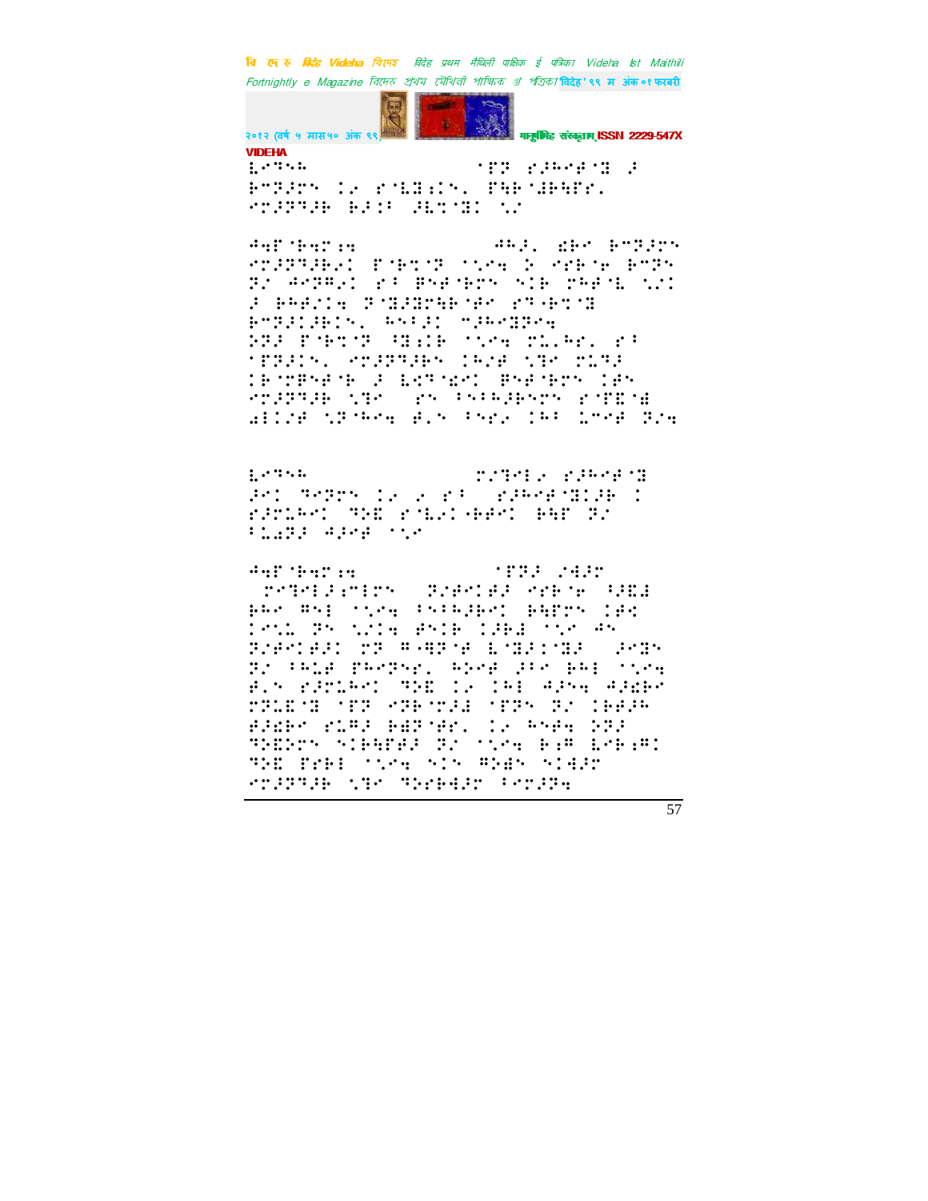VIDEHA

⠇⠔⠙⠪⠓ ⠈⠏⠝ ⠗⠼⠓⠔⠋⠈⠝ ⠼
⠃⠉⠝⠼⠗⠝ ⠇⠆ ⠗⠈⠇⠝⠡⠇⠝⠄ ⠋⠓⠃⠈⠚⠓⠋⠗⠄
⠑⠗⠼⠝⠙⠼⠃ ⠃⠼⠡⠁ ⠼⠇⠒⠈⠝⠇ ⠒⠆

⠙⠩⠋⠈⠃⠩⠗⠡⠪ ⠙⠓⠼⠄ ⠫⠃⠉ ⠃⠉⠝⠼⠗⠝
⠑⠗⠼⠝⠙⠼⠃⠆⠇ ⠋⠈⠃⠒⠈⠝ ⠈⠒⠑⠪ ⠕ ⠑⠗⠃⠈⠢ ⠃⠉⠝⠝
⠝⠆ ⠙⠑⠝⠻⠆⠇ ⠗⠁ ⠏⠎⠋⠈⠃⠗⠝ ⠎⠇⠃ ⠏⠓⠋⠈⠇ ⠒⠆⠇
⠼ ⠃⠓⠋⠆⠇⠪ ⠝⠈⠝⠼⠝⠗⠓⠃⠈⠋⠉ ⠗⠙⠐⠃⠒⠈⠝
⠃⠉⠝⠼⠇⠼⠃⠇⠝⠄ ⠓⠎⠁⠼⠇ ⠉⠼⠓⠉⠝⠝⠑⠪
⠕⠝⠼ ⠋⠈⠃⠒⠈⠝ ⠈⠝⠡⠇⠃ ⠈⠒⠑⠪ ⠗⠇⠄⠓⠗⠄ ⠗⠁
⠈⠏⠝⠼⠇⠝⠄ ⠑⠗⠼⠝⠙⠼⠃⠝ ⠇⠓⠆⠋ ⠒⠙⠑ ⠗⠇⠙⠼
⠇⠃⠈⠗⠏⠎⠋⠈⠃ ⠼ ⠇⠎⠙⠈⠫⠉⠇ ⠏⠎⠋⠈⠃⠗⠝ ⠇⠋⠝
⠑⠗⠼⠝⠙⠼⠃ ⠒⠙⠑ ⠗⠝ ⠁⠎⠁⠓⠼⠃⠎⠗⠝ ⠗⠈⠏⠫⠈⠾
⠾⠇⠇⠆⠋ ⠒⠝⠈⠓⠑⠪ ⠋⠄⠝ ⠁⠎⠗⠆ ⠇⠓⠁ ⠇⠉⠑⠋ ⠝⠆⠪

⠇⠔⠙⠪⠓ ⠗⠆⠙⠑⠇⠆ ⠗⠼⠓⠑⠋⠈⠝
⠼⠑⠇ ⠙⠑⠝⠗⠝ ⠇⠆ ⠆ ⠗⠁ ⠗⠼⠓⠑⠋⠈⠝⠇⠼⠃ ⠇
⠗⠼⠗⠇⠓⠑⠇ ⠙⠕⠫ ⠗⠈⠇⠆⠇⠐⠃⠋⠑⠇ ⠃⠓⠋ ⠝⠆
⠁⠇⠾⠝⠼ ⠙⠼⠑⠋ ⠒⠆

⠙⠩⠋⠈⠃⠩⠗⠡⠪ ⠈⠏⠝⠼ ⠌⠙⠼⠗
⠗⠑⠙⠑⠇⠼⠗⠑⠇⠗⠝ ⠝⠆⠋⠑⠇⠋⠼ ⠑⠗⠃⠈⠢ ⠁⠼⠫⠼
⠃⠓⠑ ⠻⠎⠇ ⠈⠒⠑⠪ ⠁⠎⠁⠓⠼⠃⠑⠇ ⠃⠓⠋⠗⠝ ⠇⠋⠪
⠇⠑⠒⠇ ⠝⠝ ⠒⠆⠇⠪ ⠋⠎⠇⠃ ⠇⠼⠃⠼ ⠈⠒⠑ ⠙⠝
⠝⠆⠋⠑⠇⠋⠼⠇ ⠗⠝ ⠻⠐⠹⠝⠈⠋ ⠇⠈⠝⠼⠇⠈⠝⠼ ⠼⠑⠝⠝
⠝⠆ ⠁⠓⠇⠼ ⠏⠓⠑⠝⠎⠗⠄ ⠓⠕⠑⠋ ⠼⠁⠑ ⠃⠓⠇ ⠈⠒⠑⠪
⠋⠄⠝ ⠗⠼⠗⠇⠓⠑⠇ ⠙⠕⠫ ⠇⠆ ⠇⠓⠇ ⠙⠼⠝⠪ ⠙⠼⠫⠃⠑
⠗⠝⠇⠫⠈⠝ ⠈⠏⠝ ⠑⠝⠃⠈⠗⠼⠼ ⠈⠏⠝⠝ ⠝⠆ ⠇⠃⠋⠼⠓
⠋⠼⠫⠃⠑ ⠗⠇⠻⠼ ⠃⠻⠝⠈⠋⠗⠄ ⠇⠆ ⠓⠎⠋⠪ ⠕⠝⠼
⠙⠕⠫⠇⠗⠝ ⠎⠇⠃⠓⠋⠋⠼ ⠝⠆ ⠈⠒⠑⠪ ⠃⠡⠻ ⠇⠑⠃⠡⠻⠇
⠙⠕⠫ ⠋⠗⠃⠇ ⠈⠒⠑⠪ ⠎⠇⠝ ⠻⠕⠫⠝ ⠎⠇⠙⠼⠗
⠑⠗⠼⠝⠙⠼⠃ ⠒⠙⠑ ⠙⠕⠗⠃⠙⠼⠗ ⠁⠑⠗⠼⠝⠪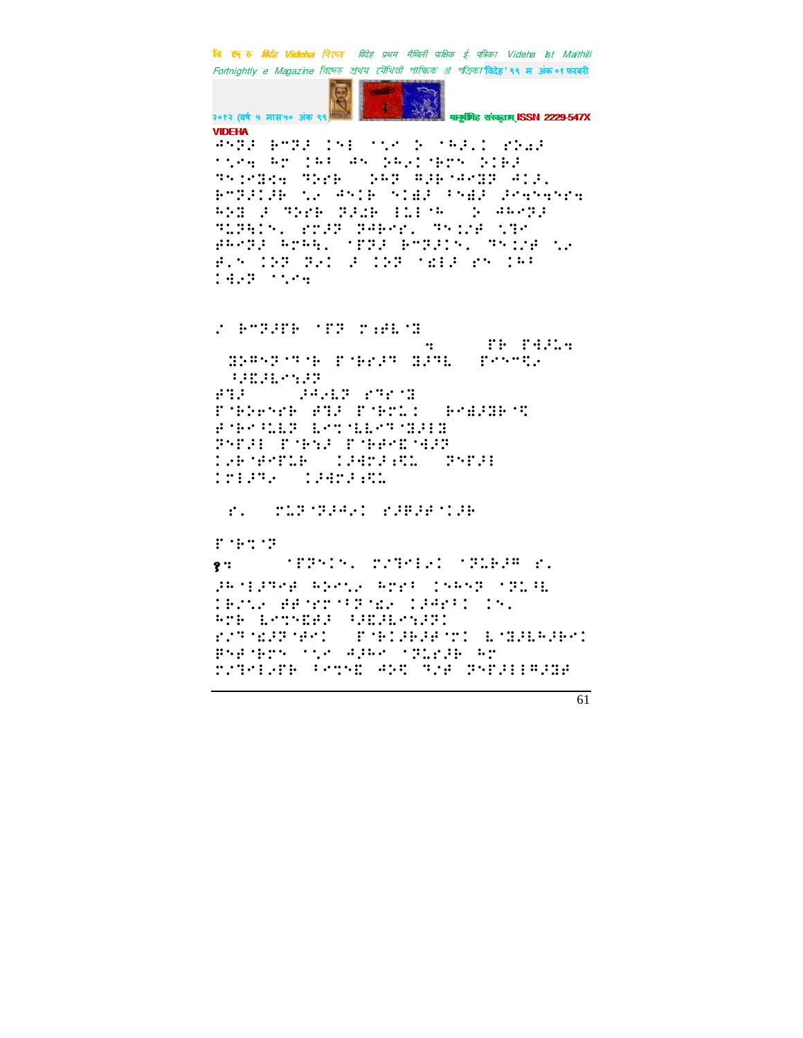VIDEHA

⠼⠝⠽⠺⠀⠗⠉⠽⠺⠀⠅⠝⠇⠀⠁⠣⠊⠀⠕⠀⠁⠓⠺⠄⠅⠀⠎⠕⠔⠺
⠁⠣⠑⠹⠀⠓⠗⠀⠅⠓⠂⠀⠼⠝⠀⠕⠓⠐⠅⠁⠗⠗⠝⠀⠕⠅⠗⠺
⠹⠝⠅⠑⠻⠹⠀⠹⠕⠑⠗⠀⠀⠕⠓⠽⠀⠻⠺⠗⠈⠼⠑⠻⠽⠀⠼⠅⠺⠄
⠗⠉⠽⠺⠅⠺⠗⠀⠣⠐⠀⠼⠝⠅⠗⠀⠝⠅⠻⠺⠀⠂⠝⠻⠺⠀⠺⠑⠹⠝⠹⠝⠑⠹
⠓⠕⠻⠀⠺⠀⠹⠕⠑⠗⠀⠽⠺⠩⠗⠀⠃⠥⠇⠁⠓⠀⠀⠕⠀⠼⠓⠑⠽⠺
⠹⠥⠽⠓⠅⠝⠄⠀⠎⠉⠺⠽⠀⠽⠼⠗⠑⠎⠄⠀⠹⠝⠅⠌⠋⠀⠣⠹⠑
⠋⠓⠑⠽⠺⠀⠓⠉⠓⠓⠄⠀⠁⠟⠽⠺⠀⠗⠉⠽⠺⠅⠝⠄⠀⠹⠝⠅⠌⠋⠀⠣⠐
⠋⠄⠝⠀⠅⠕⠽⠀⠽⠐⠅⠀⠺⠀⠅⠕⠽⠀⠁⠩⠇⠺⠀⠎⠝⠀⠅⠓⠂
⠅⠻⠐⠽⠀⠁⠣⠑⠹

⠌⠀⠗⠉⠽⠺⠟⠗⠀⠁⠟⠽⠀⠍⠜⠋⠇⠈⠻

⠹⠀⠀⠀⠀⠀⠀⠟⠗⠀⠟⠻⠺⠥⠹

⠻⠕⠻⠝⠽⠈⠹⠈⠗⠀⠟⠈⠗⠑⠺⠽⠀⠻⠺⠹⠇⠀⠀⠟⠑⠝⠉⠩⠐
⠀⠂⠮⠺⠇⠑⠝⠺⠽

⠋⠹⠺⠀⠀⠀⠀⠀⠺⠼⠐⠇⠽⠀⠎⠹⠑⠈⠻

⠟⠈⠗⠕⠑⠝⠑⠗⠀⠋⠹⠺⠀⠟⠈⠗⠉⠥⠅⠀⠀⠗⠑⠻⠺⠻⠗⠈⠩

⠋⠈⠗⠑⠂⠥⠇⠽⠀⠇⠑⠹⠈⠇⠇⠑⠹⠈⠻⠺⠇⠻

⠽⠝⠟⠺⠇⠀⠟⠈⠗⠝⠺⠀⠟⠈⠗⠗⠑⠮⠈⠻⠽

⠅⠐⠗⠈⠼⠑⠟⠥⠗⠀⠀⠅⠺⠻⠉⠺⠜⠩⠇⠀⠀⠽⠝⠟⠺⠇
⠅⠍⠇⠺⠹⠐⠀⠀⠅⠺⠻⠉⠺⠜⠩⠇

⠀⠎⠄⠀⠀⠍⠥⠽⠈⠽⠺⠼⠐⠅⠀⠎⠺⠯⠺⠋⠈⠅⠺⠗

⠟⠈⠗⠹⠈⠽

१⠹⠀⠀⠀⠀⠀⠁⠟⠽⠝⠅⠝⠄⠀⠍⠌⠹⠑⠇⠐⠅⠀⠁⠽⠥⠗⠺⠯⠀⠎⠄

⠺⠓⠈⠇⠺⠹⠑⠋⠀⠓⠕⠑⠣⠐⠀⠓⠉⠎⠂⠀⠅⠝⠓⠝⠽⠀⠁⠽⠥⠂⠇
⠅⠗⠌⠣⠐⠀⠋⠋⠈⠎⠉⠈⠂⠽⠈⠩⠐⠀⠅⠺⠻⠎⠂⠅⠀⠅⠝⠄
⠓⠉⠗⠀⠇⠑⠹⠝⠮⠋⠺⠀⠂⠮⠺⠇⠑⠝⠺⠽⠅
⠎⠌⠹⠈⠩⠺⠽⠈⠋⠑⠅⠀⠀⠟⠈⠗⠅⠺⠗⠺⠋⠈⠍⠅⠀⠇⠈⠻⠺⠇⠓⠺⠗⠑⠅
⠃⠝⠋⠈⠗⠉⠝⠀⠁⠣⠐⠀⠼⠺⠓⠑⠀⠁⠽⠥⠑⠺⠗⠀⠓⠉
⠍⠌⠹⠑⠇⠐⠟⠗⠀⠂⠑⠹⠮⠀⠼⠕⠩⠀⠹⠌⠋⠀⠽⠝⠟⠺⠇⠇⠯⠺⠻⠋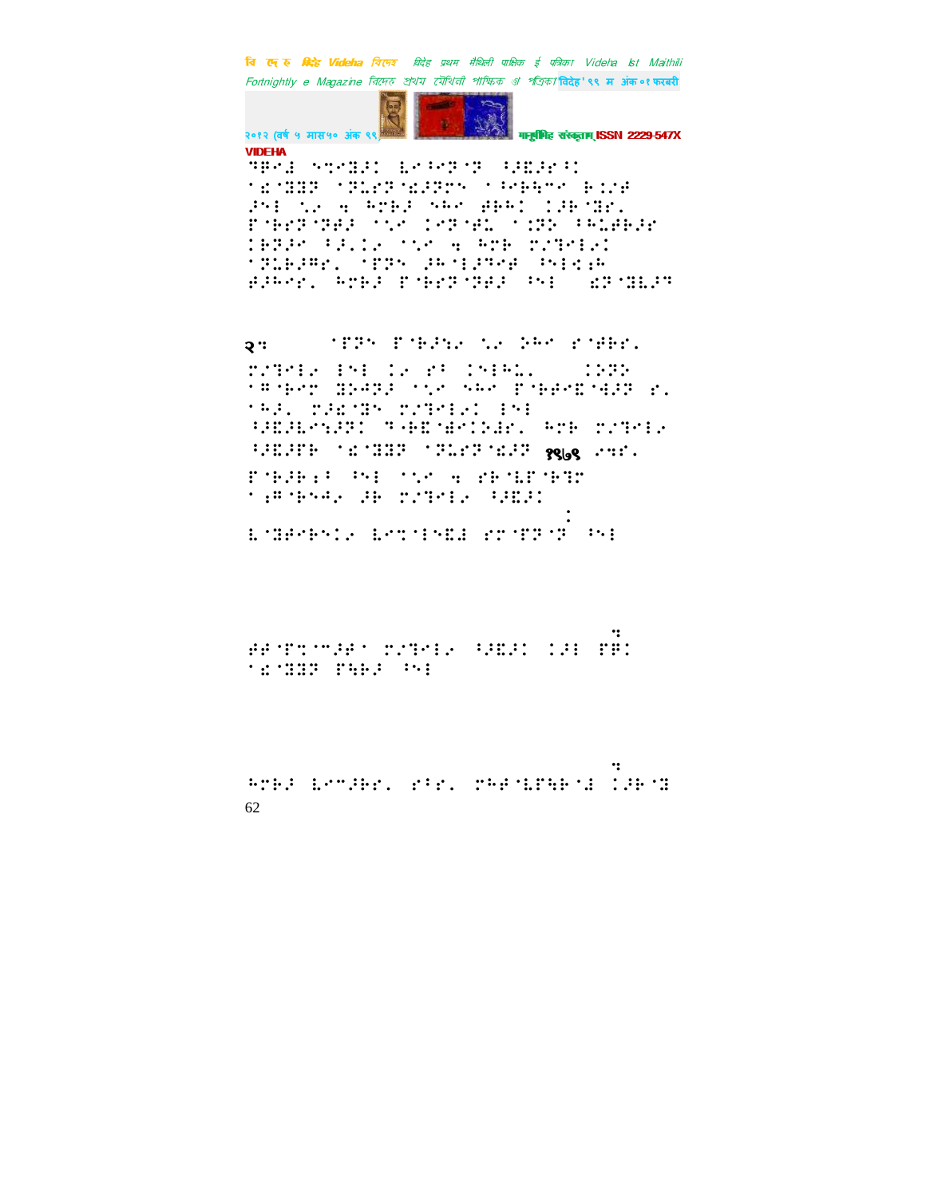२ः

१९७९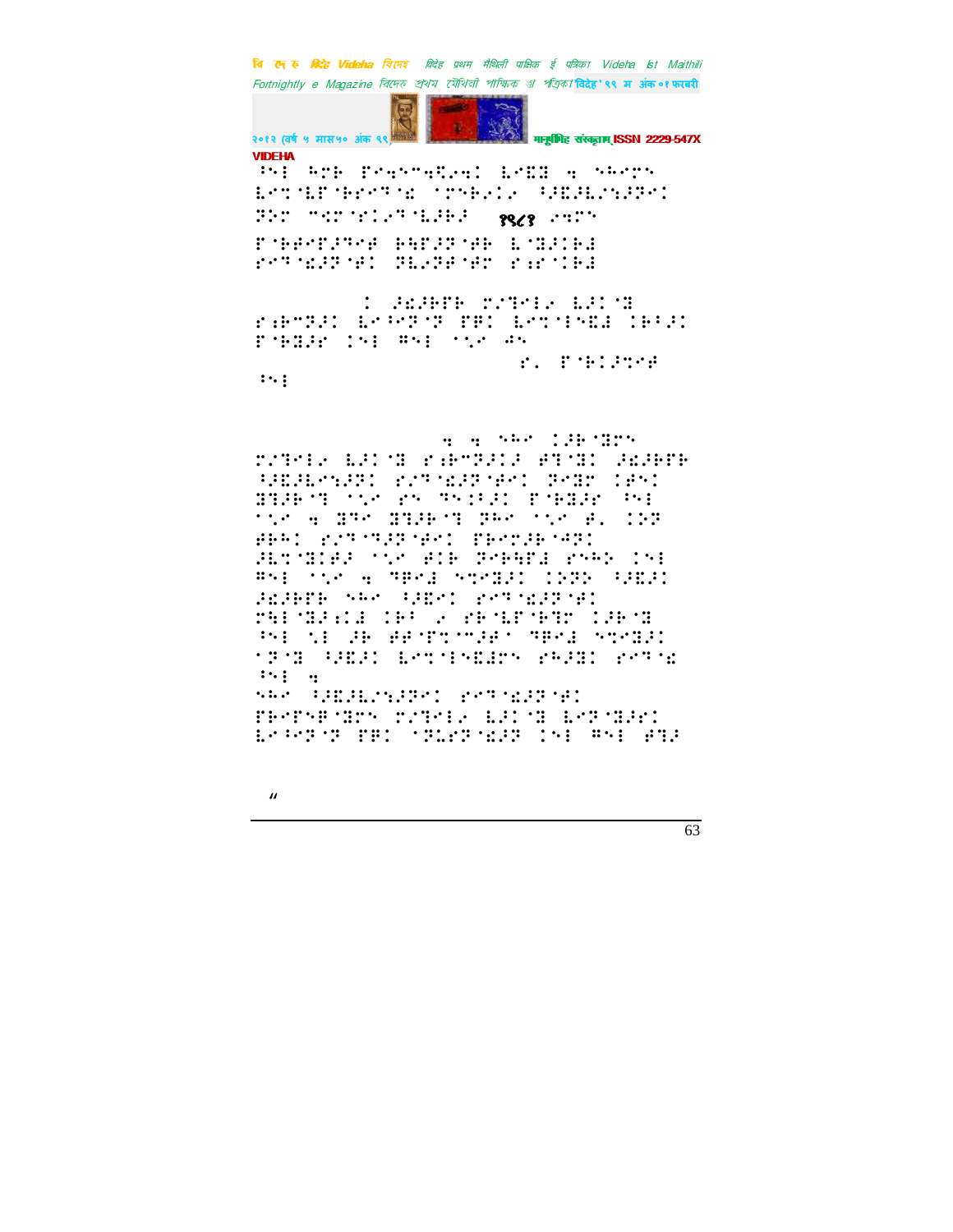१९८१

“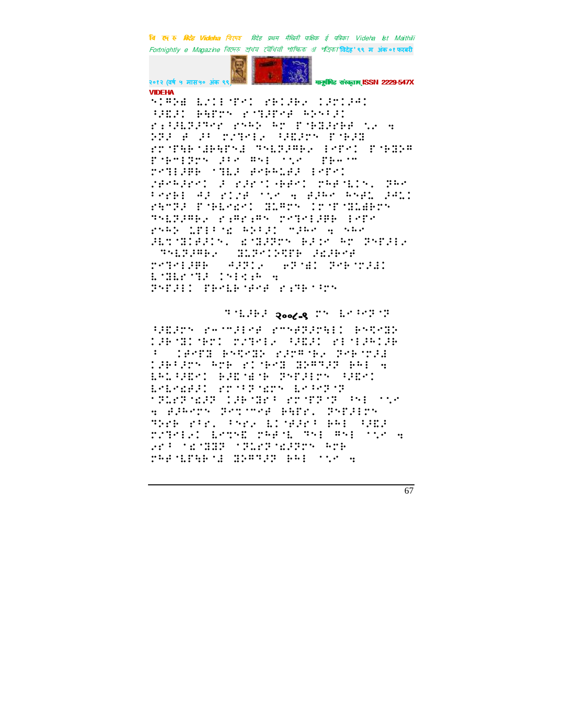**VIDEHA**

२००८-९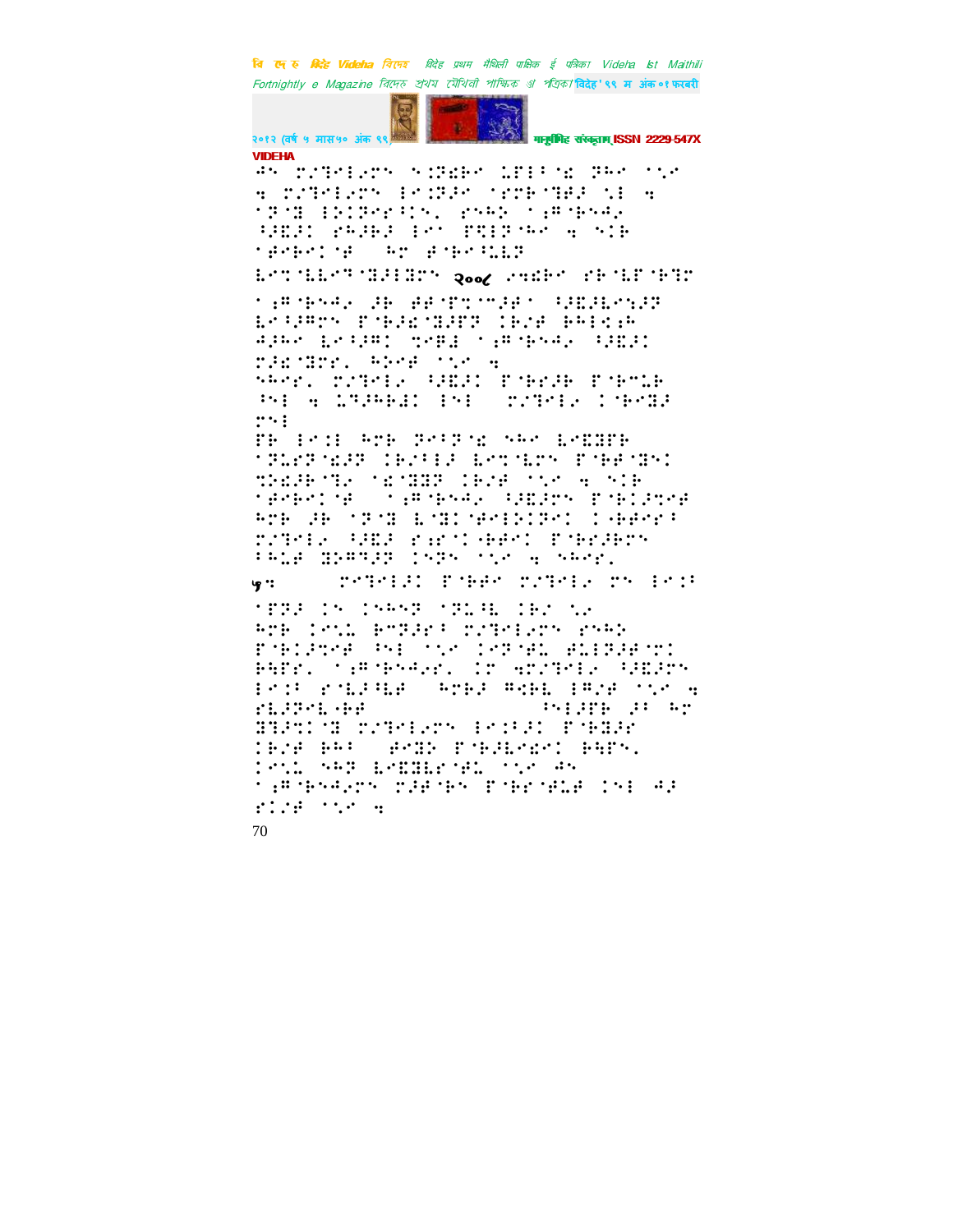⠂⠓⠀⠗⠴⠹⠑⠇⠐⠗⠝⠀⠎⠄⠽⠫⠃⠑⠀⠅⠟⠇⠂⠈⠜⠀⠽⠓⠑⠀⠁⠞⠑⠀⠪⠀⠗⠴⠹⠑⠇⠐⠗⠝⠀⠇⠑⠄⠽⠚⠑⠀⠈⠗⠍⠃⠈⠹⠋⠚⠀⠞⠇⠀⠪⠀⠈⠽⠈⠙⠀⠇⠕⠄⠽⠑⠗⠂⠄⠝⠂⠀⠗⠎⠓⠕⠀⠁⠦⠈⠃⠎⠣⠐⠀⠂⠫⠩⠚⠄⠀⠗⠓⠚⠋⠀⠇⠑⠀⠏⠻⠇⠽⠈⠓⠑⠀⠪⠀⠎⠄⠃⠀⠈⠋⠃⠑⠄⠈⠋⠀⠀⠓⠗⠀⠋⠈⠃⠑⠂⠩⠃⠽

⠇⠑⠞⠈⠩⠇⠑⠹⠈⠙⠚⠇⠙⠗⠝⠀२००८⠀⠎⠪⠫⠃⠑⠀⠗⠃⠈⠩⠋⠈⠃⠹⠗

⠁⠦⠈⠃⠎⠣⠐⠀⠚⠃⠀⠋⠋⠈⠏⠞⠈⠔⠚⠑⠂⠀⠂⠫⠩⠚⠇⠑⠪⠚⠽⠀⠇⠑⠂⠚⠦⠗⠝⠀⠏⠈⠃⠚⠫⠈⠙⠚⠋⠽⠀⠊⠃⠴⠋⠀⠃⠓⠇⠅⠦⠓⠀⠚⠚⠓⠑⠀⠇⠑⠂⠚⠦⠄⠀⠞⠑⠋⠇⠀⠁⠦⠈⠃⠎⠣⠐⠀⠂⠫⠩⠚⠄⠀⠗⠚⠫⠈⠙⠗⠑⠂⠀⠓⠕⠑⠋⠀⠁⠞⠑⠀⠪⠀⠎⠓⠑⠗⠂⠀⠗⠴⠹⠑⠇⠐⠀⠂⠫⠩⠚⠄⠀⠏⠈⠃⠑⠗⠚⠃⠀⠏⠈⠃⠑⠡⠃⠀⠻⠇⠀⠪⠀⠡⠹⠚⠓⠃⠚⠄⠀⠇⠎⠇⠀⠀⠗⠴⠹⠑⠇⠐⠀⠊⠈⠃⠑⠙⠚⠀⠗⠎⠇

⠏⠃⠀⠇⠑⠄⠇⠀⠓⠗⠃⠀⠽⠑⠂⠽⠈⠫⠀⠎⠓⠑⠀⠇⠑⠫⠙⠏⠃⠀⠈⠽⠡⠗⠈⠫⠚⠽⠀⠊⠃⠴⠂⠇⠚⠀⠇⠑⠞⠈⠇⠗⠝⠀⠏⠈⠃⠋⠈⠙⠎⠄⠀⠞⠃⠫⠚⠃⠈⠹⠐⠀⠈⠫⠈⠙⠙⠽⠀⠊⠃⠴⠋⠀⠁⠞⠑⠀⠪⠀⠎⠄⠃⠀⠈⠋⠃⠑⠄⠈⠋⠀⠀⠁⠦⠈⠃⠎⠣⠐⠀⠂⠫⠩⠚⠗⠝⠀⠏⠈⠃⠄⠚⠞⠑⠋⠀⠓⠗⠃⠀⠚⠃⠀⠈⠽⠈⠙⠀⠇⠈⠙⠄⠈⠋⠑⠇⠕⠄⠽⠑⠄⠀⠄⠃⠋⠑⠗⠂⠀⠗⠴⠹⠑⠇⠐⠀⠂⠫⠩⠚⠀⠗⠣⠗⠄⠃⠋⠋⠑⠄⠀⠏⠈⠃⠑⠗⠚⠃⠗⠝⠀⠂⠓⠡⠋⠀⠙⠕⠦⠹⠚⠽⠀⠊⠎⠽⠝⠀⠁⠞⠑⠀⠪⠀⠎⠓⠑⠗⠂

५⠪⠀⠀⠀⠀⠗⠑⠹⠑⠇⠚⠄⠀⠏⠈⠃⠋⠑⠀⠗⠴⠹⠑⠇⠐⠀⠗⠝⠀⠇⠑⠄⠂

⠈⠏⠽⠚⠀⠊⠝⠀⠊⠎⠓⠎⠹⠀⠈⠽⠡⠈⠓⠀⠊⠃⠴⠀⠞⠐⠀⠓⠗⠃⠀⠊⠑⠞⠡⠀⠃⠑⠽⠚⠗⠂⠀⠗⠴⠹⠑⠇⠐⠗⠝⠀⠗⠎⠓⠕⠀⠏⠈⠃⠄⠚⠞⠑⠋⠀⠻⠇⠀⠁⠞⠑⠀⠊⠑⠽⠈⠋⠡⠀⠋⠡⠇⠽⠚⠋⠈⠗⠄⠀⠃⠓⠋⠗⠂⠀⠁⠦⠈⠃⠎⠣⠑⠗⠂⠀⠊⠗⠀⠪⠗⠴⠹⠑⠇⠐⠀⠂⠫⠩⠚⠗⠝⠀⠇⠑⠄⠂⠀⠗⠈⠇⠚⠂⠇⠋⠀⠀⠓⠗⠃⠚⠀⠓⠪⠃⠇⠀⠇⠦⠴⠋⠀⠁⠞⠑⠀⠪⠀⠗⠇⠚⠽⠑⠇⠤⠃⠋⠀⠀⠀⠀⠀⠀⠀⠀⠀⠀⠀⠻⠇⠚⠋⠃⠀⠚⠂⠀⠓⠗⠀⠙⠹⠚⠞⠄⠈⠙⠀⠗⠴⠹⠑⠇⠐⠗⠝⠀⠇⠑⠄⠂⠚⠄⠀⠏⠈⠃⠙⠚⠑⠀⠊⠃⠴⠋⠀⠃⠓⠂⠀⠀⠋⠑⠙⠕⠀⠏⠈⠃⠚⠇⠑⠫⠑⠄⠀⠃⠓⠋⠗⠂⠀⠊⠑⠞⠡⠀⠎⠓⠹⠀⠇⠑⠫⠙⠇⠑⠈⠋⠡⠀⠁⠞⠑⠀⠓⠎⠀⠁⠦⠈⠃⠎⠣⠑⠗⠝⠀⠗⠚⠋⠈⠃⠝⠀⠏⠈⠃⠑⠗⠈⠋⠡⠋⠀⠊⠎⠇⠀⠓⠚⠀⠗⠊⠴⠋⠀⠁⠞⠑⠀⠪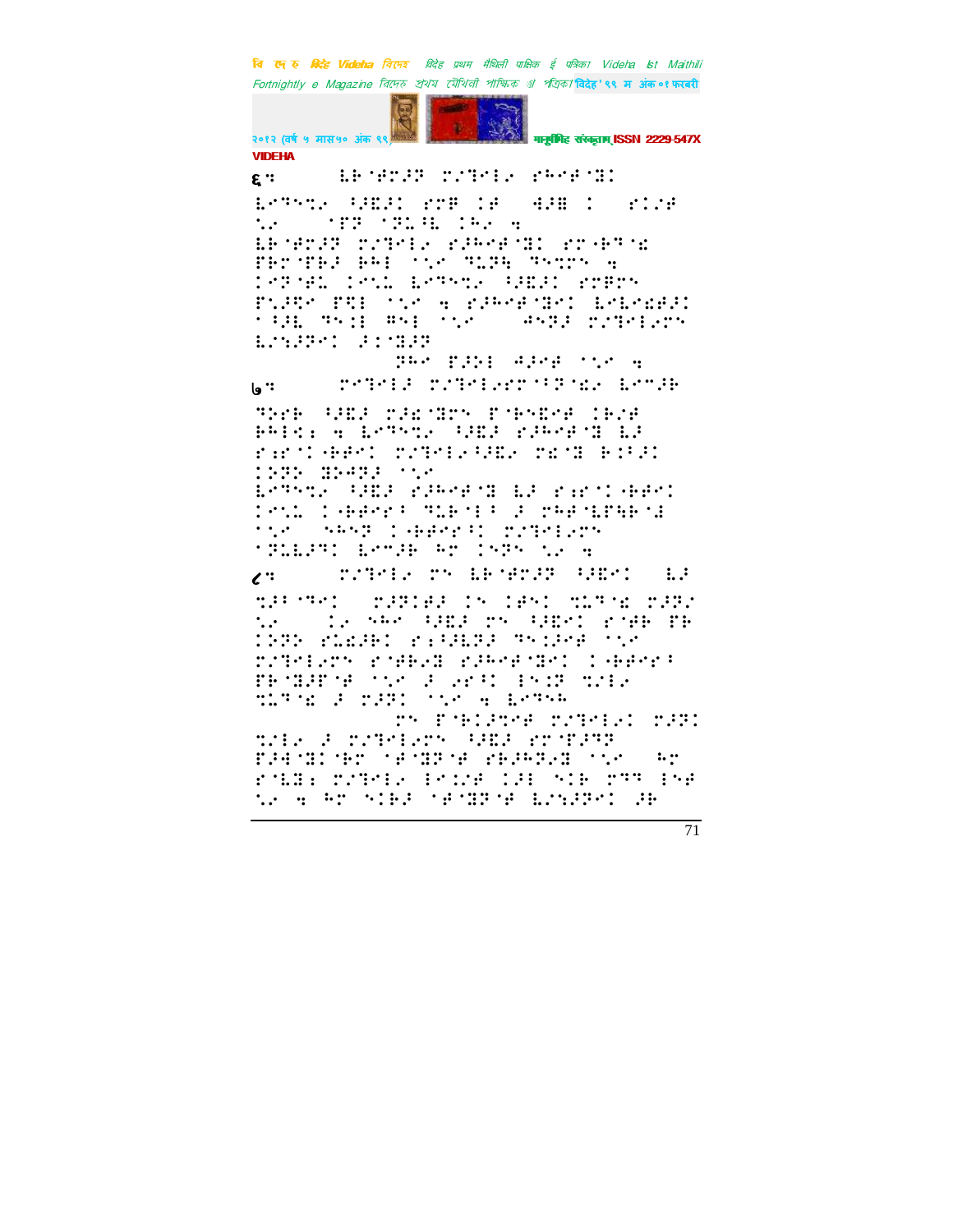६:

७:

८: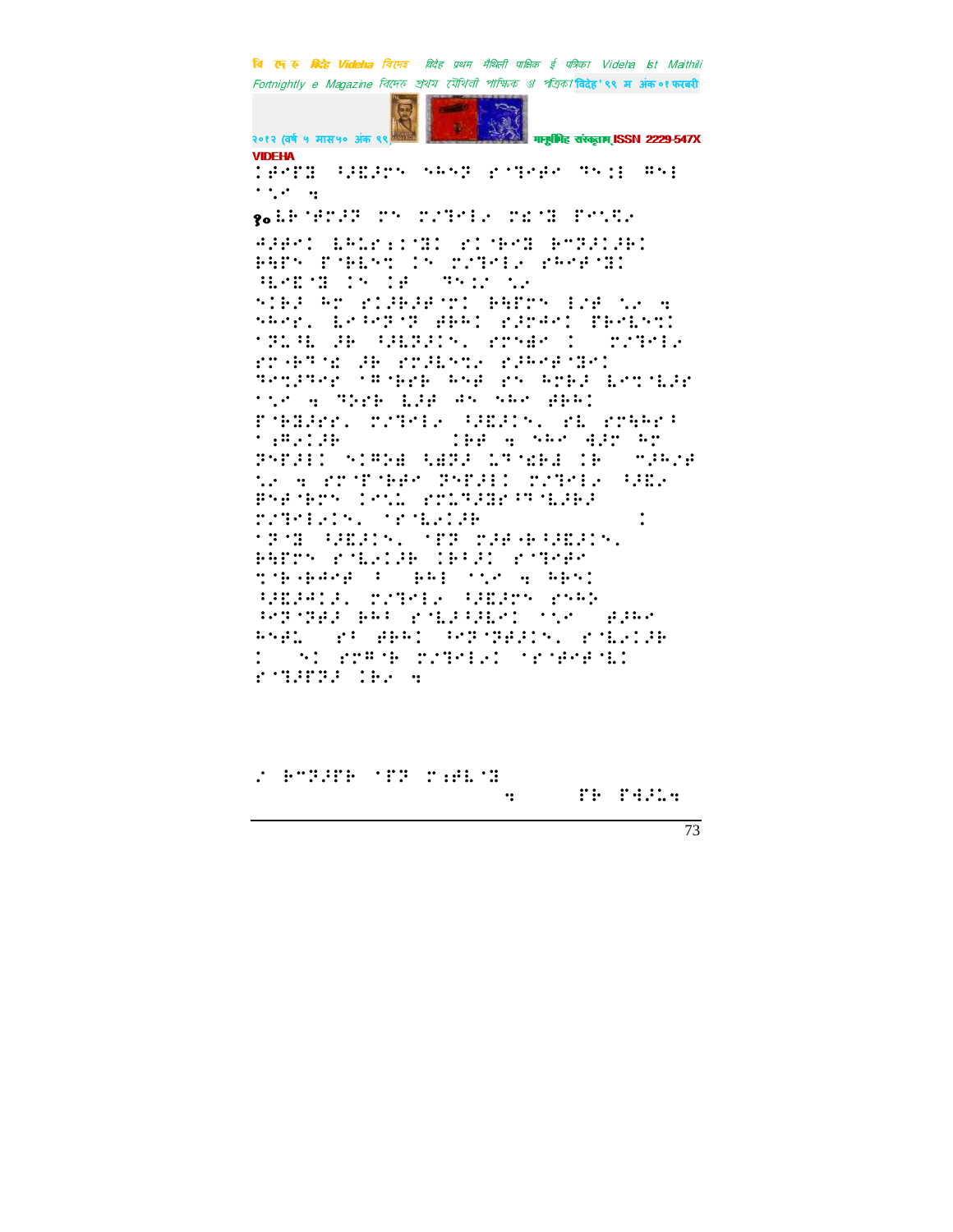⠇⠋⠑⠋⠝⠀⠳⠚⠏⠚⠗⠝⠀⠎⠓⠝⠟⠀⠗⠊⠹⠑⠚⠑⠀⠹⠝⠒⠇⠀⠻⠝⠇
⠁⠣⠊⠀⠹

१० ⠇⠗⠊⠋⠗⠚⠟⠀⠗⠝⠀⠗⠌⠹⠑⠇⠎⠀⠗⠜⠊⠝⠀⠏⠑⠣⠩⠎

⠙⠚⠋⠑⠇⠀⠇⠓⠥⠗⠆⠇⠊⠝⠇⠀⠗⠇⠊⠗⠑⠝⠀⠃⠍⠟⠚⠇⠚⠗⠇
⠗⠓⠋⠗⠝⠀⠏⠊⠗⠇⠝⠍⠀⠇⠝⠀⠗⠌⠹⠑⠇⠎⠀⠗⠓⠑⠋⠊⠝⠇
⠳⠇⠑⠊⠝⠀⠇⠝⠀⠇⠋⠀⠀⠹⠝⠆⠌⠀⠣⠎
⠎⠇⠗⠚⠀⠓⠍⠀⠗⠇⠚⠗⠚⠋⠊⠍⠇⠀⠗⠓⠋⠗⠝⠀⠇⠌⠋⠀⠣⠎⠀⠹
⠎⠓⠑⠗⠂⠀⠇⠑⠳⠑⠟⠊⠟⠀⠋⠗⠓⠇⠀⠗⠚⠗⠙⠑⠇⠀⠏⠗⠑⠇⠝⠍⠇
⠊⠟⠥⠳⠇⠀⠚⠗⠀⠳⠚⠇⠟⠚⠇⠝⠂⠀⠗⠍⠝⠙⠑⠀⠇⠀⠀⠗⠌⠹⠑⠇⠎
⠗⠍⠤⠗⠹⠊⠜⠀⠚⠗⠀⠗⠍⠚⠇⠝⠍⠎⠀⠗⠚⠓⠑⠋⠊⠝⠑⠇
⠹⠑⠍⠚⠹⠑⠗⠀⠊⠻⠊⠗⠑⠗⠀⠓⠝⠋⠀⠗⠝⠀⠓⠗⠗⠚⠀⠇⠑⠍⠊⠇⠚⠗
⠁⠣⠊⠀⠹⠀⠹⠕⠗⠗⠀⠇⠚⠋⠀⠙⠝⠀⠎⠓⠑⠀⠋⠗⠓⠇
⠏⠊⠗⠆⠚⠑⠗⠂⠀⠗⠌⠹⠑⠇⠎⠀⠳⠚⠇⠝⠂⠀⠗⠇⠀⠗⠍⠳⠓⠗⠳
⠁⠆⠻⠎⠇⠚⠗⠀⠀⠀⠀⠀⠀⠀⠀⠀⠇⠗⠋⠀⠹⠀⠎⠓⠑⠀⠙⠚⠗⠀⠓⠍
⠹⠝⠏⠚⠇⠇⠀⠎⠇⠻⠕⠜⠀⠅⠜⠟⠚⠀⠥⠹⠊⠜⠗⠜⠀⠇⠗⠀⠀⠍⠚⠓⠌⠋
⠣⠎⠀⠹⠀⠗⠍⠊⠏⠊⠗⠗⠑⠀⠹⠝⠏⠚⠇⠇⠀⠗⠌⠹⠑⠇⠎⠀⠳⠜⠎
⠻⠝⠋⠊⠗⠍⠝⠀⠇⠑⠝⠥⠀⠗⠍⠥⠹⠚⠜⠗⠳⠹⠊⠇⠚⠗⠚
⠗⠌⠹⠑⠇⠎⠇⠝⠂⠀⠊⠗⠊⠇⠎⠇⠚⠗⠀⠀⠀⠀⠀⠀⠀⠀⠀⠀⠀⠀⠀⠇
⠊⠟⠊⠝⠀⠳⠜⠚⠇⠝⠂⠀⠊⠏⠟⠀⠗⠚⠋⠤⠗⠳⠜⠚⠇⠝⠂
⠗⠓⠋⠗⠝⠀⠗⠊⠇⠎⠇⠚⠗⠀⠇⠗⠳⠚⠇⠀⠗⠊⠹⠑⠗⠑
⠍⠊⠗⠤⠗⠓⠑⠋⠀⠳⠀⠀⠗⠓⠇⠀⠁⠣⠊⠀⠹⠀⠓⠗⠝⠇
⠳⠜⠚⠙⠇⠚⠂⠀⠗⠌⠹⠑⠇⠎⠀⠳⠜⠚⠗⠝⠀⠗⠝⠓⠕
⠳⠑⠟⠊⠹⠑⠚⠀⠗⠓⠇⠀⠗⠊⠇⠚⠳⠚⠇⠑⠇⠀⠁⠣⠊⠀⠀⠋⠚⠓⠑
⠓⠝⠑⠥⠀⠀⠗⠳⠀⠋⠗⠓⠇⠀⠳⠑⠟⠊⠹⠑⠚⠇⠝⠂⠀⠗⠊⠇⠎⠇⠚⠗
⠇⠀⠀⠎⠇⠀⠗⠍⠻⠊⠗⠀⠗⠌⠹⠑⠇⠎⠇⠀⠊⠗⠊⠋⠑⠋⠊⠇⠇
⠗⠊⠹⠚⠏⠟⠚⠀⠇⠗⠎⠀⠹

⠌⠀⠗⠍⠟⠚⠏⠗⠀⠊⠏⠟⠀⠍⠆⠋⠇⠊⠝
⠹⠀⠀⠀⠀⠀⠀⠏⠗⠀⠏⠙⠚⠥⠹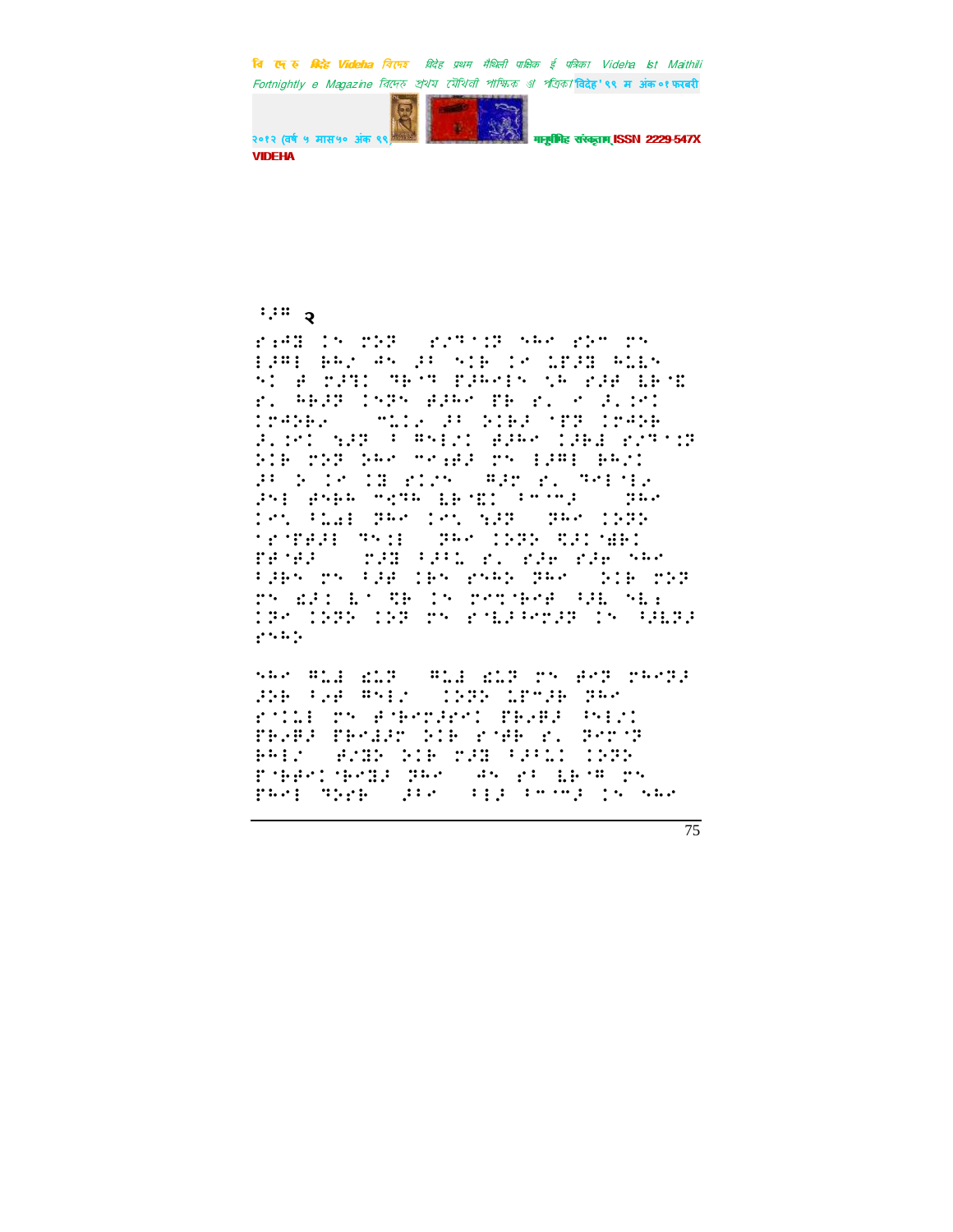२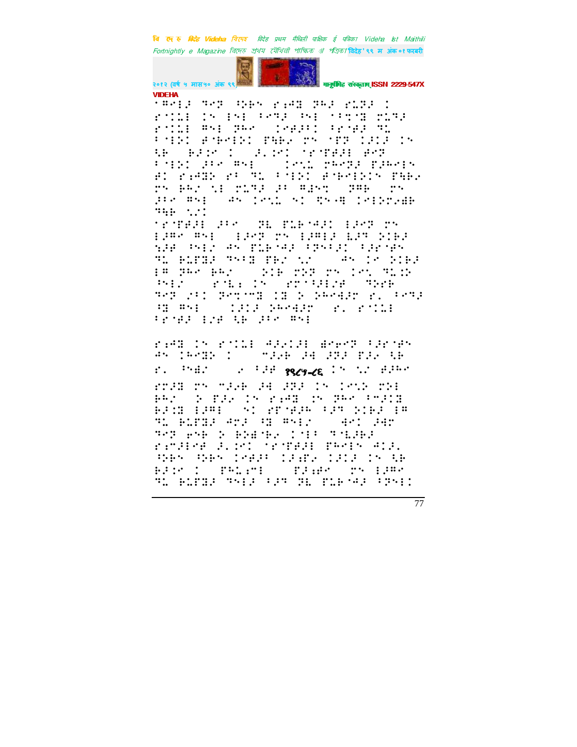'⠻⠑⠇⠜⠀⠙⠑⠝⠀⠳⠕⠃⠎⠀⠗⠆⠺⠯⠀⠝⠓⠜⠀⠗⠥⠝⠜⠀⠇

⠗⠊⠥⠇⠀⠇⠎⠀⠇⠎⠇⠀⠋⠑⠙⠜⠀⠓⠎⠇⠀⠊⠋⠝⠊⠯⠀⠗⠥⠙⠜⠀⠗⠊⠥⠇⠀⠻⠎⠇⠀⠝⠓⠑⠀⠇⠑⠜⠜⠋⠇⠀⠋⠗⠊⠜⠜⠀⠙⠥⠀⠋⠊⠇⠕⠇⠀⠜⠊⠗⠑⠇⠕⠇⠀⠏⠓⠃⠜⠀⠗⠎⠀⠊⠏⠏⠀⠇⠜⠇⠜⠀⠇⠎⠀⠓⠃⠀⠃⠜⠇⠑⠀⠇⠀⠜⠄⠇⠑⠇⠀⠊⠗⠊⠏⠜⠜⠇⠀⠜⠑⠝⠀⠋⠊⠇⠕⠇⠀⠜⠊⠑⠀⠻⠎⠇⠀⠇⠑⠎⠥⠀⠗⠓⠑⠙⠜⠀⠏⠜⠓⠑⠇⠎⠀⠜⠇⠀⠗⠆⠺⠯⠀⠗⠋⠀⠙⠥⠀⠋⠊⠇⠕⠇⠀⠜⠊⠗⠑⠇⠕⠇⠎⠀⠏⠓⠃⠜⠀⠗⠎⠀⠃⠓⠜⠀⠎⠇⠀⠗⠥⠙⠜⠀⠜⠋⠀⠻⠹⠎⠝⠀⠀⠝⠻⠃⠀⠀⠗⠎⠀⠜⠊⠑⠀⠻⠎⠇⠀⠀⠜⠎⠀⠇⠑⠎⠥⠀⠎⠇⠀⠟⠎⠊⠻⠀⠇⠑⠇⠕⠗⠆⠻⠃⠀⠙⠓⠃⠀⠎⠜⠇

⠊⠗⠊⠏⠜⠜⠇⠀⠜⠊⠑⠀⠀⠝⠇⠀⠏⠥⠃⠊⠜⠜⠇⠀⠇⠜⠑⠝⠀⠗⠎⠀⠇⠜⠻⠑⠀⠻⠎⠇⠀⠀⠇⠜⠑⠝⠀⠗⠎⠀⠇⠜⠻⠇⠜⠀⠇⠜⠙⠀⠕⠊⠃⠜⠀⠎⠜⠋⠀⠓⠎⠇⠜⠀⠜⠎⠀⠏⠥⠃⠊⠜⠜⠀⠋⠝⠎⠋⠜⠇⠀⠋⠜⠗⠊⠋⠎⠀⠙⠥⠀⠃⠥⠏⠯⠜⠀⠙⠎⠋⠯⠀⠏⠃⠜⠀⠎⠜⠀⠀⠀⠜⠎⠀⠇⠑⠀⠕⠊⠃⠜⠀⠇⠻⠀⠝⠓⠑⠀⠃⠓⠜⠀⠀⠀⠕⠊⠃⠀⠗⠕⠝⠀⠗⠎⠀⠇⠑⠎⠀⠙⠥⠇⠕⠀⠓⠎⠇⠜⠀⠀⠀⠗⠊⠃⠆⠀⠇⠎⠀⠀⠗⠗⠊⠋⠜⠇⠜⠋⠀⠀⠙⠕⠗⠃⠀⠙⠑⠝⠀⠜⠋⠇⠀⠝⠑⠉⠊⠯⠀⠇⠯⠀⠕⠀⠕⠓⠑⠊⠜⠗⠀⠗⠄⠀⠋⠑⠙⠜⠀⠳⠯⠀⠻⠎⠇⠀⠀⠀⠇⠜⠇⠜⠀⠕⠓⠑⠊⠜⠗⠀⠀⠗⠄⠀⠗⠊⠥⠇⠀⠋⠗⠊⠋⠜⠀⠇⠜⠋⠀⠓⠃⠀⠜⠊⠑⠀⠻⠎⠇

⠗⠆⠺⠯⠀⠇⠎⠀⠗⠊⠥⠇⠀⠺⠜⠑⠇⠜⠇⠀⠱⠑⠗⠑⠝⠀⠋⠜⠗⠊⠋⠎⠀⠜⠎⠀⠇⠓⠑⠯⠕⠀⠇⠀⠀⠀⠉⠜⠑⠃⠀⠜⠺⠀⠜⠝⠜⠀⠏⠜⠑⠀⠓⠃⠀⠗⠄⠀⠀⠓⠎⠹⠜⠀⠀⠀⠑⠀⠋⠜⠋⠀१९८५-८६⠀⠇⠎⠀⠎⠜⠀⠋⠜⠓⠑

⠗⠝⠜⠯⠀⠗⠎⠀⠉⠜⠑⠃⠀⠜⠺⠀⠜⠝⠜⠀⠇⠎⠀⠇⠑⠎⠕⠀⠗⠕⠇⠀⠃⠓⠜⠀⠀⠕⠀⠏⠜⠑⠀⠇⠎⠀⠗⠆⠺⠯⠀⠇⠎⠀⠝⠓⠑⠀⠋⠉⠜⠇⠯⠀⠃⠜⠇⠯⠀⠇⠜⠻⠇⠀⠀⠎⠇⠀⠗⠋⠊⠑⠜⠓⠀⠋⠜⠙⠀⠕⠊⠃⠜⠀⠇⠻⠀⠙⠥⠀⠃⠥⠏⠯⠜⠀⠺⠉⠜⠀⠳⠯⠀⠻⠎⠇⠜⠀⠀⠀⠺⠑⠇⠀⠜⠺⠗⠀⠙⠑⠝⠀⠑⠎⠃⠀⠕⠀⠃⠕⠺⠊⠃⠑⠀⠇⠊⠋⠋⠀⠙⠊⠥⠜⠃⠜⠀⠗⠉⠜⠇⠑⠋⠀⠜⠄⠇⠑⠇⠀⠊⠗⠊⠏⠜⠜⠇⠀⠏⠓⠑⠇⠎⠀⠺⠊⠇⠜⠄⠀⠳⠕⠃⠎⠀⠳⠕⠃⠎⠀⠇⠑⠜⠜⠋⠀⠇⠜⠆⠏⠑⠀⠇⠜⠇⠜⠀⠇⠎⠀⠓⠃⠀⠃⠜⠇⠑⠀⠇⠀⠀⠀⠏⠓⠥⠆⠉⠇⠀⠀⠀⠏⠜⠆⠋⠑⠀⠀⠗⠎⠀⠇⠜⠻⠑⠀⠙⠥⠀⠃⠥⠏⠯⠜⠀⠙⠎⠇⠜⠀⠋⠜⠙⠀⠝⠇⠀⠏⠥⠃⠊⠜⠜⠀⠋⠝⠎⠇⠇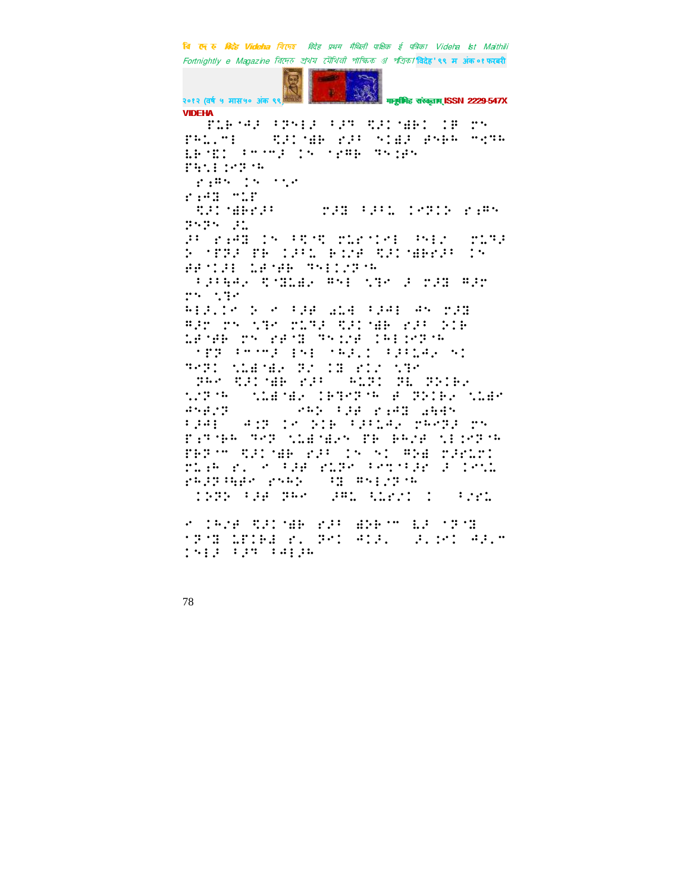VIDEHA

⠀⠀⠏⠇⠗⠊⠚ ⠋⠝⠑⠇⠚ ⠋⠚⠞ ⠋⠚⠉⠊⠃⠉ ⠉⠃ ⠉⠝
⠏⠓⠇⠂⠍⠑ ⠀⠀⠀⠋⠚⠉⠊⠃ ⠗⠚⠋ ⠝⠉⠙⠚ ⠛⠝⠗⠓ ⠍⠩⠞⠓
⠇⠗⠊⠑⠉ ⠋⠁⠁⠚ ⠉⠝ ⠌⠗⠛⠗ ⠞⠝⠱⠛⠝
⠏⠓⠩⠑⠱⠗⠞⠓

⠀⠗⠱⠛⠝ ⠉⠝ ⠁⠩⠁
⠗⠱⠓⠙ ⠍⠇⠏
⠀⠋⠚⠉⠊⠙⠗⠚⠋ ⠀⠀⠀⠀⠀⠍⠚⠙ ⠋⠚⠋⠇ ⠉⠁⠞⠉⠕ ⠗⠱⠛⠝
⠞⠝⠞⠝ ⠚⠇
⠚⠋ ⠗⠱⠓⠙ ⠉⠝ ⠋⠩⠁⠩ ⠍⠇⠗⠁⠉⠁⠑ ⠓⠝⠑⠁ ⠀⠍⠇⠞⠚
⠕ ⠌⠏⠞⠚ ⠏⠃ ⠉⠚⠋⠇ ⠃⠉⠚⠛ ⠋⠚⠉⠊⠃⠗⠚⠋ ⠉⠝
⠛⠋⠁⠉⠚⠑ ⠇⠋⠁⠛⠃ ⠞⠝⠑⠉⠁⠞⠁⠓

⠀⠋⠚⠋⠓⠚⠂ ⠩⠙⠇⠚⠂ ⠛⠝⠑ ⠩⠞⠁ ⠚ ⠍⠚⠙ ⠛⠚⠗
⠍⠝ ⠩⠞⠁
⠓⠑⠚⠂⠉⠁ ⠕ ⠁ ⠋⠚⠋ ⠚⠇⠓ ⠋⠚⠛⠑ ⠛⠝ ⠍⠚⠙
⠛⠚⠗ ⠍⠝ ⠩⠞⠁ ⠍⠇⠞⠚ ⠋⠚⠉⠊⠃ ⠗⠚⠋ ⠕⠉⠃
⠇⠋⠁⠛⠃ ⠍⠝ ⠗⠋⠁⠙ ⠞⠝⠉⠚ ⠉⠓⠑⠱⠗⠞⠓
⠀⠌⠏⠞ ⠋⠁⠁⠚ ⠑⠝⠑ ⠁⠓⠚⠂⠉ ⠋⠚⠋⠇⠓⠚⠂ ⠝⠉
⠞⠑⠞⠉ ⠩⠇⠙⠊⠙⠚ ⠞⠚ ⠉⠙ ⠗⠉⠚ ⠩⠞⠁
⠀⠞⠓⠁ ⠋⠚⠉⠊⠃ ⠗⠚⠋ ⠀⠓⠇⠞⠉ ⠞⠇ ⠞⠕⠉⠃⠚
⠩⠚⠞⠓ ⠀⠩⠇⠙⠊⠙⠚ ⠉⠃⠞⠑⠞⠓ ⠛ ⠞⠕⠉⠃⠚ ⠩⠇⠙⠁
⠛⠝⠛⠚⠞ ⠀⠀⠀⠀⠀⠀⠗⠓⠕ ⠋⠚⠛ ⠗⠱⠓⠙ ⠚⠓⠓⠝
⠋⠚⠛⠑ ⠀⠛⠱⠞ ⠉⠁ ⠕⠉⠃ ⠋⠚⠋⠇⠛⠚ ⠍⠓⠑⠞⠚ ⠍⠝
⠏⠱⠞⠊⠃⠓ ⠞⠑⠞ ⠩⠇⠙⠊⠙⠚⠝ ⠏⠃ ⠃⠓⠚⠛ ⠩⠑⠱⠗⠞⠓
⠏⠃⠗⠁⠍ ⠋⠚⠉⠊⠃ ⠗⠚⠋ ⠉⠝ ⠝⠉ ⠛⠕⠙ ⠍⠚⠛⠇⠍⠉
⠍⠇⠱⠓ ⠗⠂ ⠁ ⠋⠚⠛ ⠗⠇⠏⠑ ⠋⠑⠩⠌⠚⠛ ⠚ ⠉⠑⠩⠇
⠗⠓⠚⠞⠋⠓⠛⠑ ⠗⠝⠓⠕ ⠀⠋⠙ ⠛⠝⠑⠚⠞⠓
⠀⠉⠕⠞⠕ ⠋⠚⠛ ⠞⠓⠁ ⠀⠚⠍⠇ ⠩⠇⠗⠑⠉ ⠉ ⠀⠋⠚⠗⠇

⠁ ⠉⠓⠚⠛ ⠋⠚⠉⠊⠃ ⠗⠚⠋ ⠙⠕⠃⠍ ⠇⠚ ⠌⠞⠊⠙
⠌⠞⠊⠙ ⠇⠏⠉⠃⠙ ⠗⠂ ⠞⠑⠉ ⠛⠉⠚⠂ ⠀⠚⠂⠱⠉ ⠛⠚⠂⠍
⠉⠝⠑⠚ ⠋⠚⠞ ⠋⠛⠑⠚⠓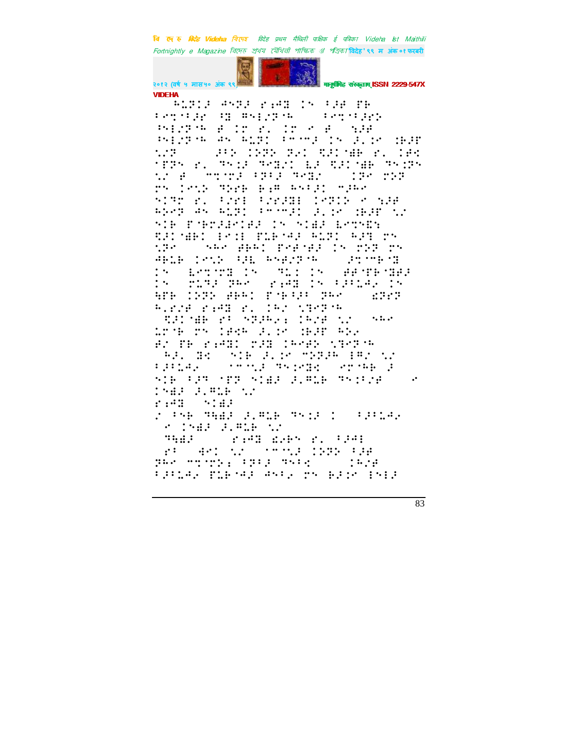VIDEHA

⠓⠇⠝⠊⠜ ⠙⠝⠝⠜ ⠗⠒⠙⠽ ⠊⠅ ⠈⠚⠋ ⠏⠗
⠃⠑⠍⠈⠃⠜⠗ ⠈⠽ ⠫⠎⠣⠌⠝⠓ ⠃⠑⠍⠈⠃⠜⠗⠕
⠳⠣⠌⠝⠓ ⠋ ⠊⠗ ⠗⠄ ⠊⠗ ⠊ ⠋ ⠎⠜⠋
⠳⠣⠌⠝⠓ ⠙⠅ ⠓⠇⠝⠊ ⠃⠉⠍⠜ ⠊⠅ ⠜⠄⠊⠊ ⠊⠃⠜⠋
⠎⠌⠝ ⠜⠃⠕ ⠊⠝⠝⠕ ⠝⠜⠊ ⠻⠜⠊⠫⠃ ⠗⠄ ⠊⠋⠪
⠈⠏⠝⠅ ⠗⠄ ⠹⠅⠒⠜ ⠹⠑⠽⠊ ⠇⠜ ⠻⠜⠊⠫⠃ ⠹⠅⠒⠝⠅
⠎⠌ ⠋ ⠍⠍⠌⠍⠜ ⠃⠏⠃⠜ ⠹⠑⠽⠌ ⠊⠝⠊ ⠍⠕⠝
⠍⠅ ⠊⠑⠒⠕ ⠹⠕⠗⠃ ⠃⠒⠋ ⠓⠅⠃⠜⠊ ⠍⠜⠓⠊
⠅⠊⠹⠍ ⠗⠄ ⠃⠌⠗⠇ ⠃⠌⠗⠜⠽⠇ ⠊⠑⠝⠊⠕ ⠊ ⠎⠜⠋
⠓⠕⠑⠝ ⠙⠅ ⠓⠇⠝⠊ ⠃⠉⠍⠜⠊ ⠜⠄⠊⠊ ⠊⠃⠜⠋ ⠎⠌
⠅⠊⠃ ⠏⠈⠃⠝⠜⠙⠊⠋⠜ ⠊⠅ ⠅⠊⠫⠜ ⠇⠑⠍⠑⠻
⠻⠜⠊⠫⠃⠊ ⠇⠑⠊⠇ ⠏⠇⠃⠉⠜ ⠓⠇⠝⠊ ⠓⠜⠹ ⠍⠅
⠎⠝⠊ ⠅⠓⠊ ⠋⠃⠓⠊ ⠏⠗⠋⠌⠋⠜ ⠊⠅ ⠍⠕⠝ ⠍⠅
⠙⠃⠇⠃ ⠊⠑⠒⠕ ⠃⠜⠇ ⠓⠅⠋⠌⠝⠓ ⠜⠍⠍⠃⠈⠽
⠊⠅ ⠇⠑⠍⠈⠍⠽ ⠊⠅ ⠹⠇⠄⠊⠊⠅ ⠋⠋⠈⠏⠃⠈⠽⠜
⠊⠅ ⠍⠇⠹⠜ ⠝⠓⠊ ⠗⠒⠙⠽ ⠊⠅ ⠃⠜⠃⠇⠙⠌ ⠊⠅
⠓⠏⠃ ⠊⠕⠝⠕ ⠋⠃⠓⠊ ⠏⠈⠃⠃⠜⠃ ⠝⠓⠊ ⠫⠕⠗⠕
⠓⠄⠗⠌⠋ ⠗⠒⠙⠽ ⠗⠄ ⠊⠓⠌ ⠎⠹⠑⠝⠓
⠻⠜⠊⠫⠃ ⠗⠃ ⠅⠝⠜⠓⠌⠆ ⠊⠓⠌⠋ ⠎⠌ ⠅⠓⠊
⠇⠍⠈⠃ ⠍⠅ ⠊⠋⠪⠓ ⠜⠄⠊⠊ ⠊⠃⠜⠋ ⠓⠕⠌
⠋⠌ ⠏⠃ ⠗⠒⠙⠽⠊ ⠍⠜⠽ ⠊⠓⠑⠋⠕ ⠎⠹⠑⠝⠓
⠓⠜⠄ ⠽⠪ ⠅⠊⠃ ⠜⠄⠊⠊ ⠍⠕⠝⠜⠓ ⠊⠹⠌ ⠎⠌
⠃⠜⠃⠇⠙⠌ ⠈⠍⠈⠎⠜ ⠹⠅⠊⠑⠽⠪ ⠑⠍⠈⠓⠃ ⠜
⠅⠊⠃ ⠃⠜⠹ ⠈⠏⠝ ⠅⠊⠫⠜ ⠜⠄⠹⠇⠃ ⠹⠅⠒⠃⠌⠋ ⠊
⠊⠅⠫⠜ ⠜⠄⠹⠇⠃ ⠎⠌
⠗⠒⠙⠽ ⠅⠊⠫⠜
⠌ ⠃⠅⠃ ⠹⠓⠫⠜ ⠜⠄⠹⠇⠃ ⠹⠅⠒⠜ ⠊ ⠃⠜⠃⠇⠙⠌
⠊ ⠊⠅⠫⠜ ⠜⠄⠹⠇⠃ ⠎⠌
⠹⠓⠫⠜ ⠗⠒⠙⠽ ⠫⠕⠃⠅ ⠗⠄ ⠃⠜⠙⠇
⠗⠃ ⠙⠑⠊ ⠎⠌ ⠈⠍⠈⠎⠜ ⠊⠝⠝⠕ ⠃⠜⠋
⠝⠓⠊ ⠍⠍⠌⠍⠕⠆ ⠃⠏⠃⠜ ⠹⠅⠃⠪ ⠊⠓⠌⠋
⠃⠜⠃⠇⠙⠌ ⠏⠇⠃⠉⠜ ⠙⠅⠃⠌ ⠍⠅ ⠓⠜⠊⠊ ⠊⠅⠣⠜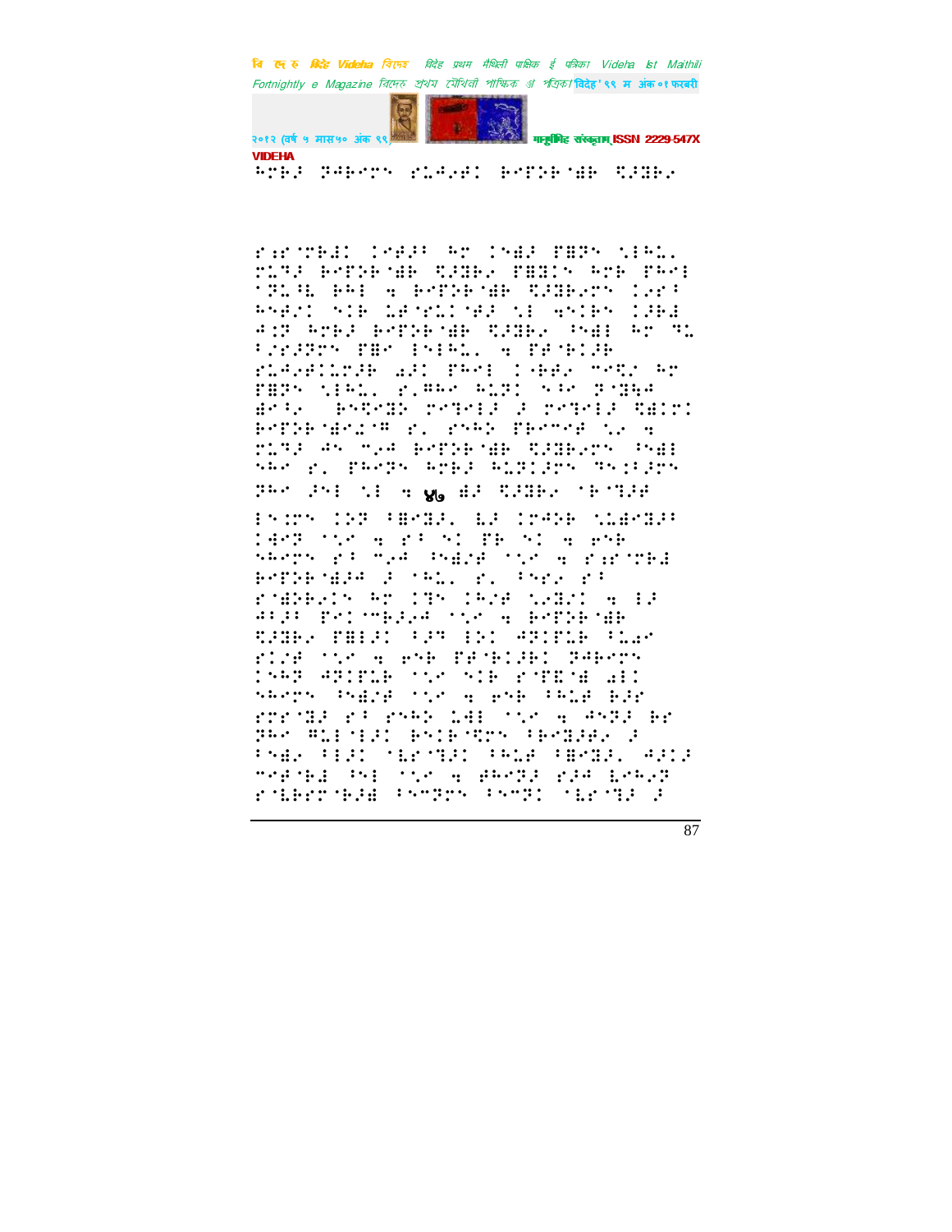VIDEHA

⠓⠗⠃⠚⠀⠝⠓⠃⠑⠗⠝⠀⠗⠇⠙⠚⠋⠅⠀⠃⠑⠟⠕⠃⠈⠱⠃⠀⠻⠚⠓⠃⠪

⠗⠜⠗⠈⠗⠃⠙⠅⠀⠅⠗⠋⠚⠄⠀⠓⠗⠀⠅⠝⠱⠚⠀⠏⠻⠝⠀⠎⠊⠓⠇⠂
⠗⠇⠹⠚⠀⠃⠑⠟⠕⠃⠈⠱⠃⠀⠻⠚⠓⠃⠪⠀⠏⠻⠅⠝⠀⠓⠗⠃⠀⠏⠓⠑⠇
⠈⠝⠇⠓⠀⠃⠓⠇⠀�œ⠀⠃⠑⠟⠕⠃⠈⠱⠃⠀⠻⠚⠓⠃⠪⠗⠝⠀⠅⠪⠗⠄
⠓⠝⠋⠵⠅⠀⠎⠊⠃⠀⠇⠋⠈⠗⠇⠅⠈⠋⠚⠀⠎⠇⠀⠜⠝⠊⠃⠝⠀⠅⠚⠃⠙
⠙⠅⠝⠀⠓⠗⠃⠚⠀⠃⠑⠟⠕⠃⠈⠱⠃⠀⠻⠚⠓⠃⠪⠀⠄⠝⠱⠇⠀⠓⠗⠀⠹⠇
⠄⠪⠗⠚⠝⠗⠀⠏⠻⠗⠀⠇⠝⠊⠓⠇⠂⠀⠜⠀⠏⠋⠈⠃⠅⠚⠃

⠗⠇⠙⠪⠋⠅⠇⠗⠚⠃⠀⠱⠚⠅⠀⠏⠓⠑⠇⠀⠅⠱⠃⠃⠪⠀⠍⠑⠻⠪⠀⠓⠗
⠏⠻⠝⠀⠎⠊⠓⠇⠂⠀⠗⠂⠯⠓⠑⠀⠓⠇⠝⠅⠀⠎⠄⠑⠀⠝⠈⠻⠓⠙
⠻⠗⠄⠪⠀⠀⠃⠎⠻⠑⠝⠀⠗⠑⠹⠑⠇⠚⠀⠚⠀⠗⠑⠹⠑⠇⠚⠀⠻⠱⠇⠅
⠃⠑⠟⠕⠃⠈⠻⠇⠈⠯⠀⠗⠂⠀⠗⠝⠓⠕⠀⠏⠃⠑⠍⠋⠀⠎⠪⠀⠜
⠗⠇⠹⠚⠀⠙⠝⠀⠍⠪⠙⠀⠃⠑⠟⠕⠃⠈⠱⠃⠀⠻⠚⠓⠃⠪⠗⠝⠀⠄⠝⠱⠇
⠎⠓⠑⠀⠗⠂⠀⠏⠓⠑⠝⠀⠓⠗⠃⠚⠀⠓⠇⠝⠅⠚⠗⠝⠀⠹⠝⠅⠄⠚⠗⠝
⠝⠓⠑⠀⠚⠝⠇⠀⠎⠇⠀⠜ ४७ ⠱⠚⠀⠻⠚⠓⠃⠪⠀⠈⠃⠈⠹⠚⠋

⠇⠝⠅⠗⠝⠀⠅⠕⠝⠀⠄⠻⠑⠹⠚⠂⠀⠇⠚⠀⠅⠗⠙⠕⠃⠀⠎⠇⠻⠑⠹⠚⠄
⠅⠙⠑⠝⠀⠈⠎⠑⠀⠜⠀⠗⠄⠀⠝⠅⠀⠏⠃⠀⠝⠅⠀⠜⠀⠑⠝⠃
⠎⠓⠑⠗⠝⠀⠗⠄⠀⠍⠪⠙⠀⠄⠝⠱⠵⠋⠀⠈⠎⠑⠀⠜⠀⠗⠜⠗⠈⠗⠃⠙
⠃⠑⠟⠕⠃⠈⠱⠚⠙⠀⠚⠀⠈⠓⠇⠂⠀⠗⠂⠀⠄⠝⠗⠪⠀⠗⠄
⠗⠈⠱⠕⠃⠪⠊⠝⠀⠓⠗⠀⠅⠹⠝⠀⠅⠓⠵⠋⠀⠎⠪⠻⠵⠅⠀⠜⠀⠇⠚
⠙⠄⠚⠄⠀⠏⠑⠅⠈⠍⠃⠚⠪⠙⠀⠈⠎⠑⠀⠜⠀⠃⠑⠟⠕⠃⠈⠱⠃
⠻⠚⠓⠃⠪⠀⠏⠻⠇⠚⠅⠀⠄⠚⠹⠀⠇⠕⠅⠀⠙⠹⠊⠏⠇⠃⠀⠄⠇⠪⠗
⠗⠊⠵⠋⠀⠈⠎⠑⠀⠜⠀⠑⠝⠃⠀⠏⠋⠈⠃⠊⠚⠃⠅⠀⠝⠓⠃⠑⠗⠝
⠅⠝⠓⠹⠀⠙⠹⠊⠏⠇⠃⠀⠈⠎⠑⠀⠎⠊⠃⠀⠗⠈⠏⠻⠈⠱⠀⠱⠇⠅
⠎⠓⠑⠗⠝⠀⠄⠝⠱⠵⠋⠀⠈⠎⠑⠀⠜⠀⠑⠝⠃⠀⠄⠓⠇⠵⠀⠃⠚⠗
⠗⠗⠗⠈⠹⠚⠀⠗⠄⠀⠗⠝⠓⠕⠀⠇⠱⠇⠀⠈⠎⠑⠀⠜⠀⠙⠝⠹⠚⠀⠃⠗
⠝⠓⠑⠀⠻⠇⠇⠈⠇⠚⠅⠀⠃⠝⠊⠃⠈⠻⠗⠝⠀⠄⠃⠑⠹⠚⠃⠪⠀⠚
⠄⠝⠱⠪⠀⠄⠇⠚⠅⠀⠈⠇⠗⠈⠹⠚⠅⠀⠄⠓⠇⠵⠀⠄⠻⠑⠹⠚⠂⠀⠙⠚⠅⠚
⠍⠑⠋⠈⠃⠙⠀⠄⠝⠇⠀⠈⠎⠑⠀⠜⠀⠯⠓⠑⠹⠚⠀⠗⠚⠙⠀⠇⠑⠓⠪⠹
⠗⠈⠇⠃⠗⠗⠈⠃⠚⠱⠀⠄⠝⠍⠹⠗⠝⠀⠄⠝⠍⠹⠅⠀⠈⠇⠗⠈⠹⠚⠀⠚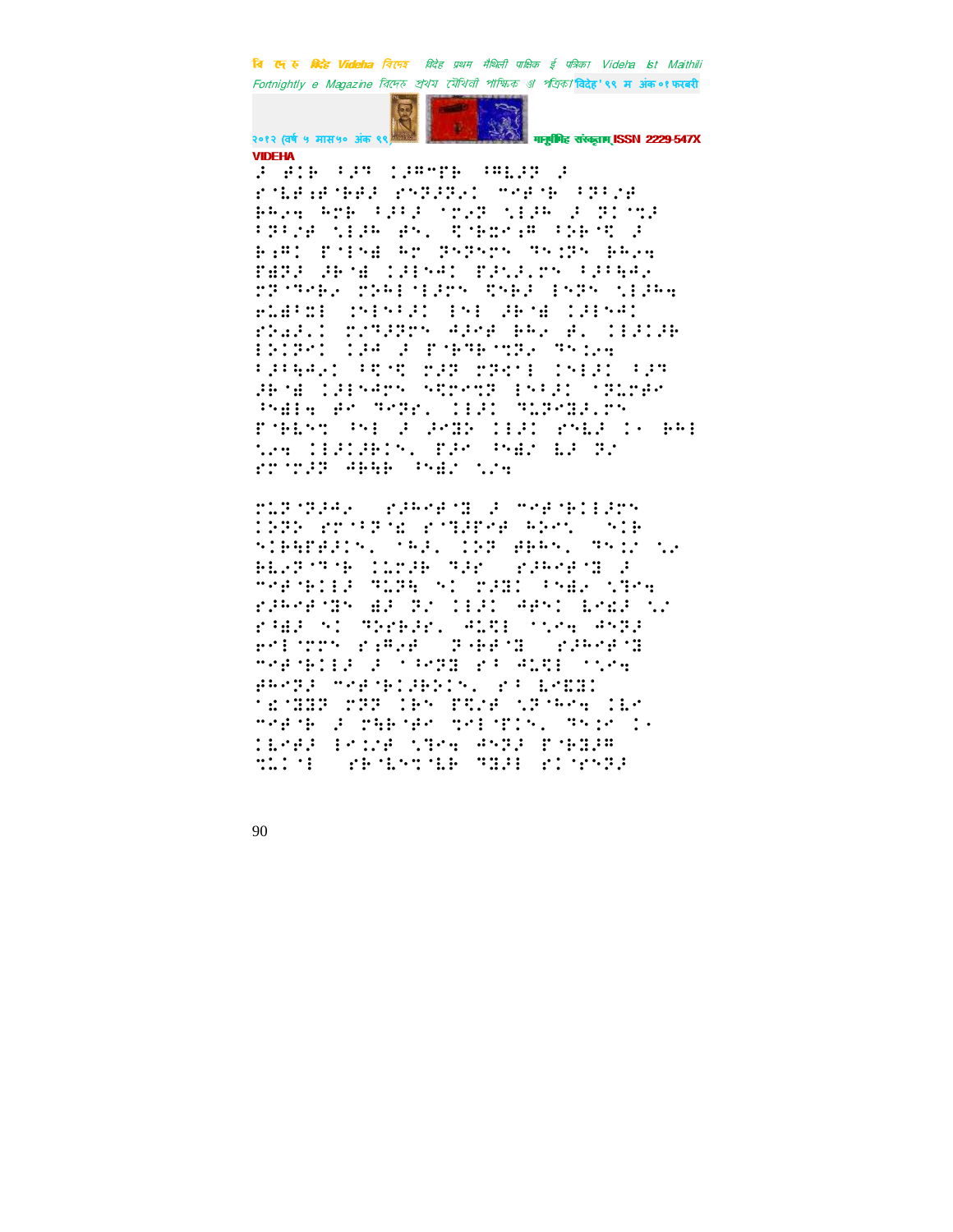VIDEHA

⠼⠁⠀⠚⠊⠃⠀⠋⠜⠙⠀⠉⠜⠍⠙⠗⠃⠀⠩⠍⠇⠜⠝⠀⠼⠁

⠗⠇⠑⠆⠑⠃⠑⠼⠀⠗⠝⠝⠼⠝⠂⠀⠍⠑⠋⠃⠀⠋⠝⠊⠌⠑
⠃⠓⠐⠣⠀⠓⠉⠃⠀⠋⠜⠋⠁⠀⠌⠐⠗⠝⠀⠎⠃⠜⠓⠀⠼⠀⠝⠂⠌⠝
⠋⠝⠊⠌⠑⠀⠎⠃⠜⠓⠀⠋⠝⠂⠀⠟⠃⠭⠗⠆⠍⠀⠋⠕⠃⠟⠀⠼
⠃⠆⠍⠂⠀⠋⠊⠢⠫⠀⠓⠗⠀⠝⠝⠗⠝⠀⠞⠝⠉⠝⠀⠃⠓⠐⠣
⠋⠻⠝⠜⠀⠚⠃⠫⠀⠉⠜⠢⠁⠂⠀⠋⠜⠎⠜⠇⠗⠝⠀⠋⠜⠋⠓⠁⠐
⠗⠝⠞⠑⠃⠐⠀⠗⠕⠓⠇⠊⠃⠜⠗⠝⠀⠟⠝⠃⠜⠀⠢⠝⠝⠀⠎⠃⠜⠓⠣

⠗⠇⠜⠌⠉⠂⠀⠉⠢⠋⠜⠂⠀⠢⠇⠀⠚⠃⠫⠀⠉⠜⠢⠁⠂⠀⠗⠕⠁⠜⠇

⠗⠕⠙⠝⠂⠀⠗⠌⠞⠜⠝⠗⠝⠀⠚⠜⠗⠑⠀⠃⠓⠐⠀⠑⠂⠀⠉⠃⠜⠉⠜⠃
⠢⠕⠉⠝⠂⠀⠉⠜⠁⠀⠼⠀⠋⠑⠃⠞⠃⠌⠝⠐⠀⠞⠝⠉⠐⠣
⠋⠜⠋⠓⠁⠐⠂⠀⠋⠟⠟⠀⠍⠜⠝⠀⠍⠝⠟⠁⠂⠀⠉⠢⠃⠜⠂⠀⠋⠜⠞
⠚⠃⠫⠀⠉⠜⠢⠁⠗⠝⠀⠎⠟⠗⠑⠞⠝⠀⠢⠝⠋⠜⠂⠀⠌⠝⠇⠍⠗⠑
⠩⠝⠫⠣⠀⠋⠑⠀⠞⠑⠝⠗⠂⠀⠉⠃⠜⠂⠀⠞⠇⠝⠑⠻⠜⠇⠗⠝
⠋⠑⠃⠇⠎⠞⠀⠩⠝⠇⠀⠼⠀⠚⠑⠻⠝⠀⠉⠃⠜⠂⠀⠗⠝⠇⠜⠀⠉⠤⠀⠃⠓⠇
⠎⠐⠣⠀⠉⠃⠜⠉⠜⠃⠉⠝⠂⠀⠋⠜⠑⠀⠩⠝⠫⠌⠀⠇⠜⠀⠝⠌
⠗⠗⠌⠗⠜⠝⠀⠚⠃⠓⠃⠀⠩⠝⠫⠌⠀⠎⠌⠣

⠗⠇⠝⠌⠝⠜⠚⠐⠀⠀⠗⠜⠓⠗⠑⠌⠻⠀⠼⠀⠍⠗⠑⠌⠃⠊⠉⠃⠜⠗⠝
⠉⠝⠝⠕⠀⠗⠗⠌⠋⠝⠌⠫⠀⠗⠌⠞⠜⠋⠗⠑⠀⠓⠕⠑⠝⠂⠀⠀⠎⠊⠃
⠎⠊⠃⠓⠋⠗⠜⠊⠉⠝⠂⠀⠌⠓⠜⠂⠀⠉⠝⠝⠀⠑⠃⠓⠝⠂⠀⠞⠝⠊⠌⠀⠎⠐
⠃⠇⠐⠝⠌⠞⠌⠃⠀⠉⠇⠍⠜⠃⠀⠞⠜⠗⠀⠀⠗⠜⠓⠗⠑⠌⠻⠀⠼
⠍⠗⠑⠌⠃⠊⠉⠃⠜⠀⠞⠇⠝⠓⠀⠝⠂⠀⠍⠜⠻⠂⠀⠋⠝⠫⠐⠀⠎⠞⠗⠣
⠗⠜⠓⠗⠑⠌⠻⠝⠀⠫⠜⠀⠝⠌⠀⠉⠃⠜⠂⠀⠚⠑⠝⠂⠀⠇⠗⠮⠜⠀⠎⠌
⠗⠋⠫⠜⠀⠝⠂⠀⠞⠕⠗⠃⠜⠗⠂⠀⠚⠇⠟⠇⠀⠌⠎⠐⠣⠀⠚⠝⠝⠜
⠗⠇⠃⠍⠗⠝⠀⠗⠆⠍⠐⠑⠀⠀⠝⠌⠑⠃⠌⠻⠀⠀⠗⠜⠓⠗⠑⠌⠻
⠍⠗⠑⠌⠃⠊⠉⠃⠜⠀⠼⠀⠌⠋⠗⠻⠻⠀⠗⠋⠀⠚⠇⠟⠇⠀⠌⠌⠎⠐⠣
⠑⠓⠗⠝⠜⠀⠍⠗⠑⠌⠃⠊⠉⠜⠃⠕⠉⠝⠂⠀⠗⠋⠀⠇⠗⠮⠻⠂
⠌⠫⠌⠻⠻⠝⠀⠍⠝⠝⠀⠉⠃⠝⠀⠋⠟⠌⠑⠀⠎⠝⠌⠓⠗⠣⠀⠉⠇⠗
⠍⠗⠑⠌⠃⠀⠼⠀⠍⠓⠃⠌⠑⠗⠀⠞⠗⠇⠌⠋⠊⠉⠝⠂⠀⠞⠝⠊⠗⠀⠉⠤
⠉⠇⠗⠑⠜⠀⠢⠗⠊⠌⠑⠀⠎⠞⠗⠣⠀⠚⠝⠝⠜⠀⠋⠌⠃⠻⠜⠍
⠞⠇⠉⠌⠇⠀⠀⠗⠃⠌⠇⠎⠞⠌⠇⠃⠀⠞⠻⠜⠇⠀⠗⠉⠌⠗⠝⠝⠜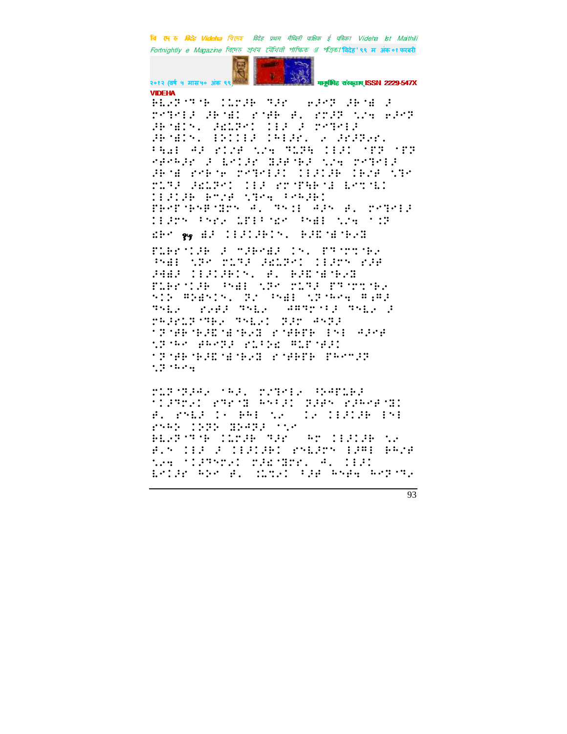VIDEHA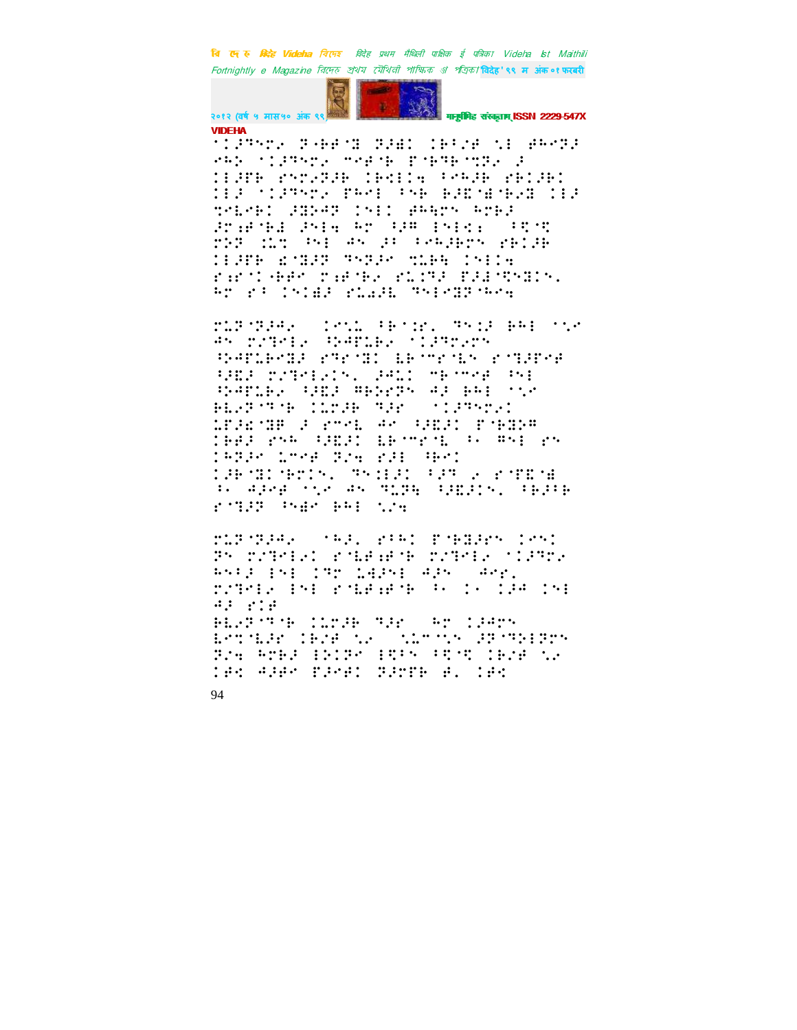'⠊�db⠁⠙⠕⠐⠞⠂⠓⠑⠁⠲⠜⠃⠈⠊⠀⠊⠓⠚⠏⠇⠑

⠋⠇⠛⠇⠏⠗⠓⠑⠁⠗⠁⠀⠀⠊⠉⠎⠁⠀⠓⠆⠁⠞⠊⠁⠀⠀⠙⠉⠞⠁⠀⠃⠓⠇⠀⠐⠎⠂
⠁⠉⠀⠏⠎⠙⠢⠇⠂⠀⠦⠙⠁⠋⠇⠃⠂⠀⠐⠊⠛⠁⠙⠂⠗⠉
⠦⠙⠁⠋⠇⠃⠑⠙⠚⠀⠗⠙⠑⠁⠙⠊⠀⠇⠃⠁⠑⠗⠁⠇⠉⠀⠗⠁⠙⠛⠋⠑⠋
⠦⠣⠚⠀⠏⠎⠙⠢⠇⠂⠊⠉⠲⠀⠚⠁⠇⠊⠀⠍⠃⠁⠑⠋⠀⠓⠎⠇
⠦⠙⠁⠋⠇⠃⠂⠀⠦⠣⠚⠀⠩⠃⠕⠗⠏⠉⠀⠁⠚⠀⠃⠓⠇⠀⠐⠎⠂
⠃⠇⠂⠏⠁⠙⠁⠃⠀⠊⠇⠍⠚⠃⠀⠙⠚⠑⠀⠀⠐⠊⠛⠙⠉⠢⠊
⠇⠋⠚⠣⠁⠛⠋⠀⠚⠀⠗⠍⠑⠇⠀⠁⠑⠀⠦⠣⠚⠊⠀⠏⠁⠃⠙⠚⠕⠩
⠊⠃⠋⠚⠀⠗⠎⠓⠀⠦⠣⠚⠊⠀⠇⠃⠁⠍⠗⠁⠇⠀⠆⠂⠀⠩⠎⠇⠀⠗⠉
⠊⠓⠙⠚⠑⠀⠇⠁⠍⠑⠋⠀⠙⠔⠌⠀⠗⠚⠇⠀⠓⠃⠑⠊
⠊⠚⠃⠁⠙⠊⠁⠃⠗⠊⠉⠲⠀⠙⠎⠒⠣⠚⠊⠀⠆⠚⠙⠀⠢⠀⠗⠁⠏⠣⠁⠱
⠆⠂⠀⠁⠚⠑⠋⠀⠐⠎⠂⠀⠁⠉⠀⠙⠥⠏⠻⠀⠦⠣⠚⠊⠉⠲⠀⠆⠃⠚⠆⠃
⠗⠁⠙⠚⠙⠀⠓⠱⠑⠀⠃⠓⠇⠀⠎⠔⠌

⠋⠇⠛⠇⠏⠗⠓⠑⠁⠗⠁⠀⠀⠐⠓⠚⠂⠀⠗⠆⠓⠊⠀⠏⠁⠃⠙⠚⠉⠀⠊⠑⠎⠊
⠙⠉⠀⠏⠎⠙⠢⠇⠂⠊⠀⠗⠁⠇⠋⠔⠋⠁⠃⠀⠏⠎⠙⠢⠇⠂⠀⠐⠊⠛⠙⠢⠂
⠓⠎⠆⠚⠀⠣⠎⠇⠀⠊⠙⠗⠀⠇⠁⠚⠎⠇⠀⠁⠚⠉⠀⠀⠁⠑⠗⠲
⠏⠎⠙⠢⠇⠂⠀⠣⠎⠇⠀⠗⠁⠇⠋⠔⠋⠁⠃⠀⠆⠂⠀⠊⠂⠀⠊⠚⠁⠀⠊⠎⠇
⠁⠚⠀⠗⠊⠋
⠃⠇⠂⠏⠁⠙⠁⠃⠀⠊⠇⠍⠚⠃⠀⠙⠚⠑⠀⠀⠓⠗⠀⠊⠚⠁⠗⠉
⠇⠉⠞⠁⠇⠚⠗⠀⠊⠃⠔⠋⠀⠎⠂⠀⠀⠎⠇⠍⠁⠎⠉⠀⠚⠏⠁⠙⠎⠇⠏⠗⠉
⠙⠔⠌⠀⠓⠍⠃⠚⠀⠣⠕⠊⠏⠑⠀⠣⠻⠉⠀⠆⠻⠻⠀⠊⠃⠔⠋⠀⠎⠂
⠊⠃⠩⠀⠁⠚⠃⠑⠀⠏⠚⠑⠋⠊⠀⠙⠚⠍⠋⠃⠀⠋⠲⠀⠊⠃⠩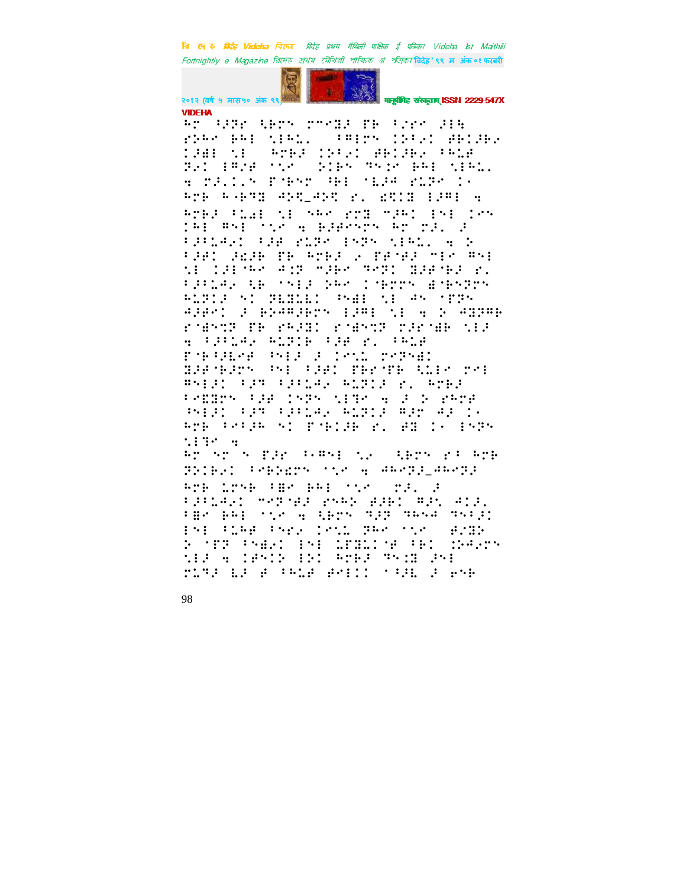**VIDEHA**

⠓⠗⠀⠳⠽⠗⠀⠫⠗⠝⠀⠗⠍⠊⠼⠀⠋⠗⠀⠳⠗⠑⠀⠚⠊⠓
⠗⠓⠁⠀⠃⠁⠇⠀⠎⠊⠁⠥⠄⠀⠀⠳⠛⠊⠗⠝⠀⠩⠳⠑⠩⠀⠛⠃⠩⠚⠃⠜
⠩⠚⠛⠇⠀⠎⠇⠀⠀⠁⠗⠃⠚⠀⠩⠵⠳⠑⠩⠀⠛⠃⠩⠚⠃⠜⠀⠳⠁⠥⠛
⠽⠑⠩⠀⠇⠻⠎⠛⠀⠈⠎⠑⠀⠀⠵⠩⠃⠝⠀⠹⠝⠩⠑⠀⠃⠁⠇⠀⠎⠊⠁⠥⠄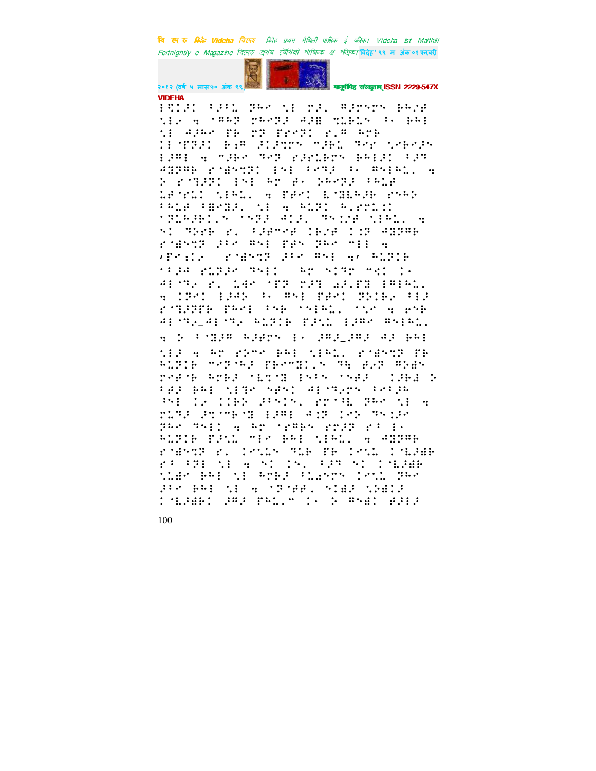VIDEHA

⠗⠩⠊⠜⠁ ⠋⠜⠁⠇ ⠽⠓⠉ ⠝�π ⠍⠜⠂ ⠛⠜⠗⠝⠉⠝ ⠃⠓⠌⠾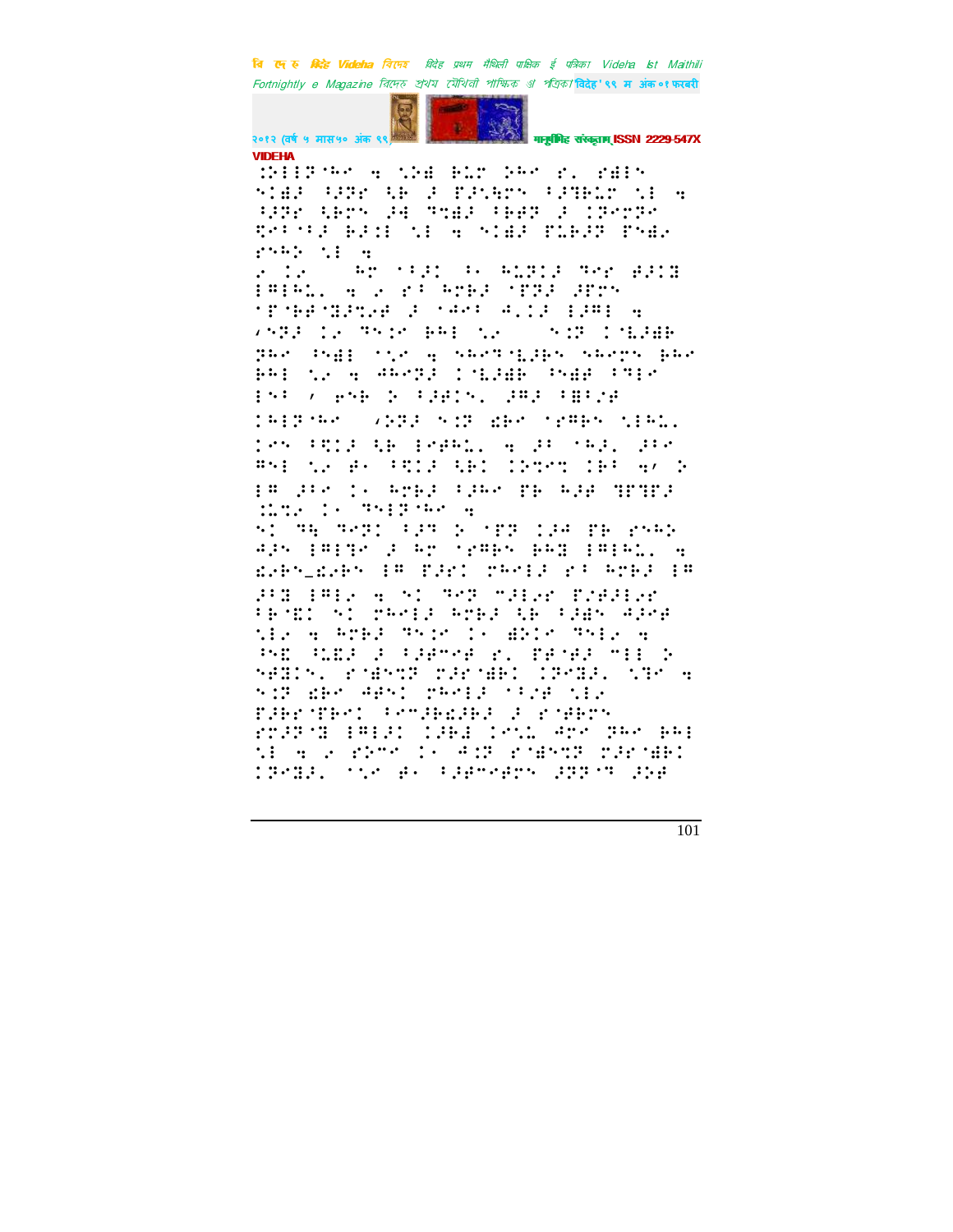VIDEHA

⠨⠕⠇⠇⠍⠈⠓⠉⠀⠪⠀⠹⠕⠾⠀⠃⠇⠉⠀⠕⠓⠉⠀⠗⠄⠀⠗⠾⠇⠝
⠝�Sorry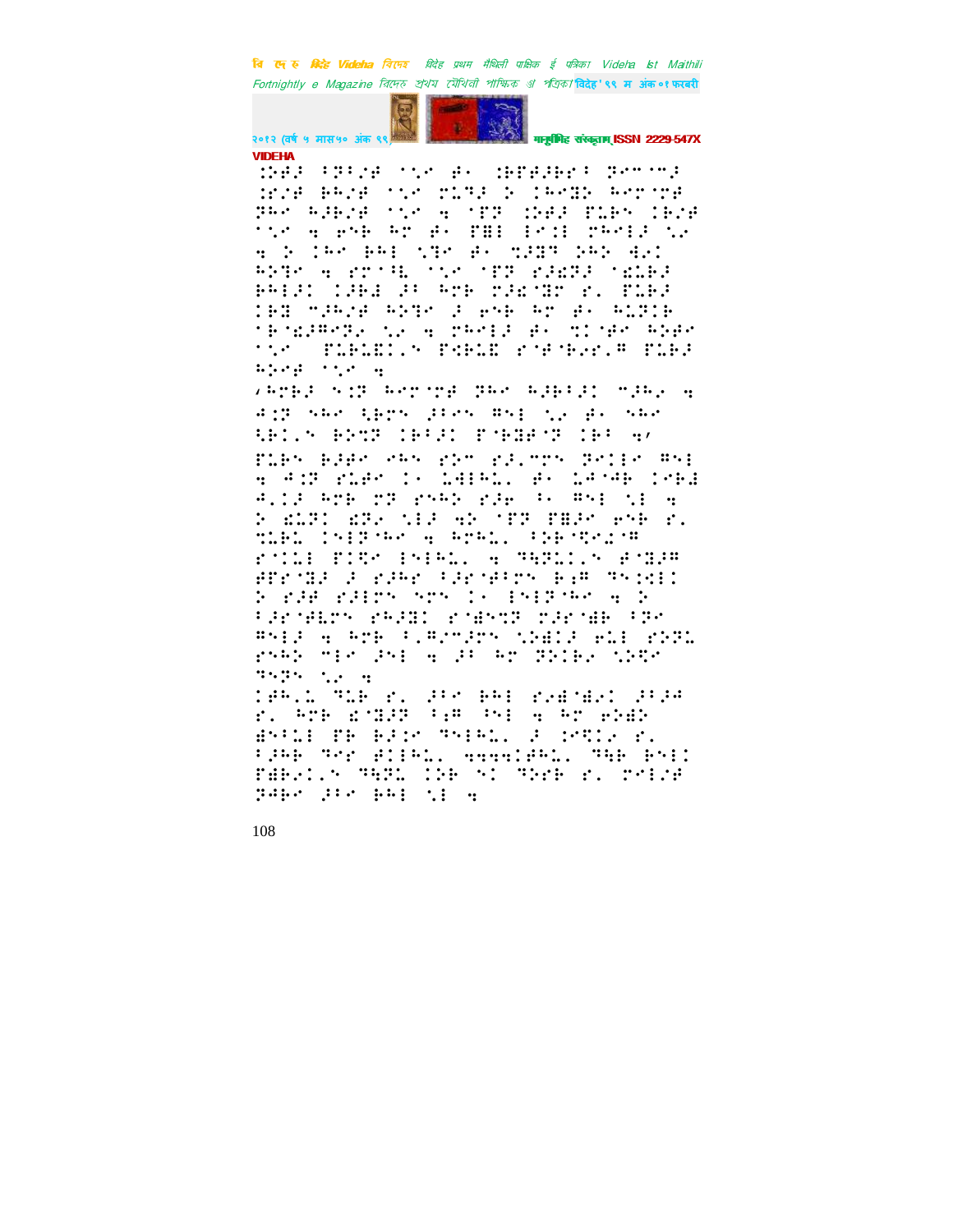VIDEHA

�impossible

**VIDEHA**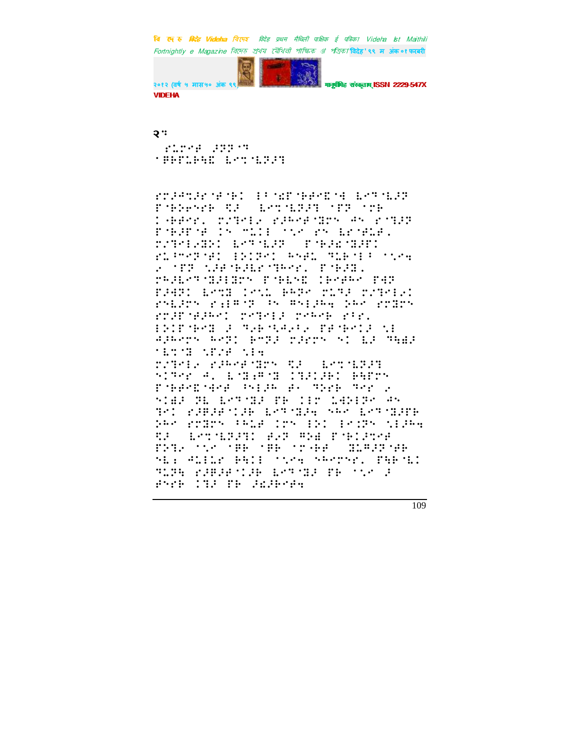२: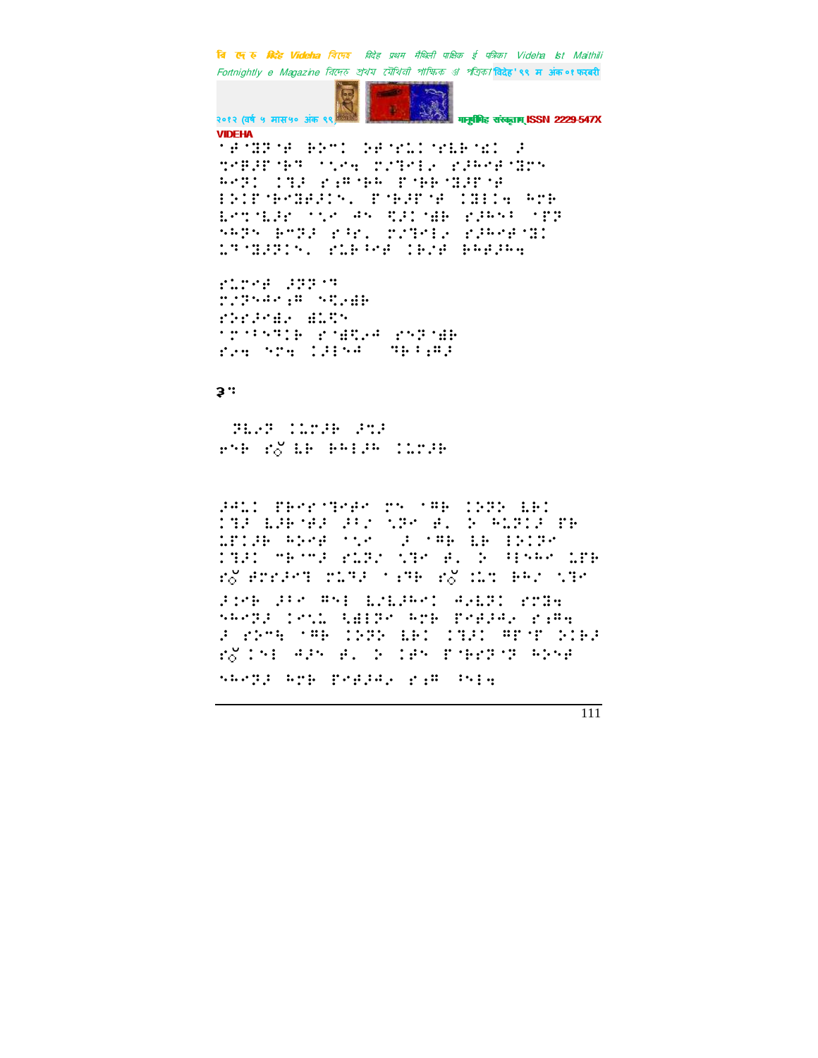३.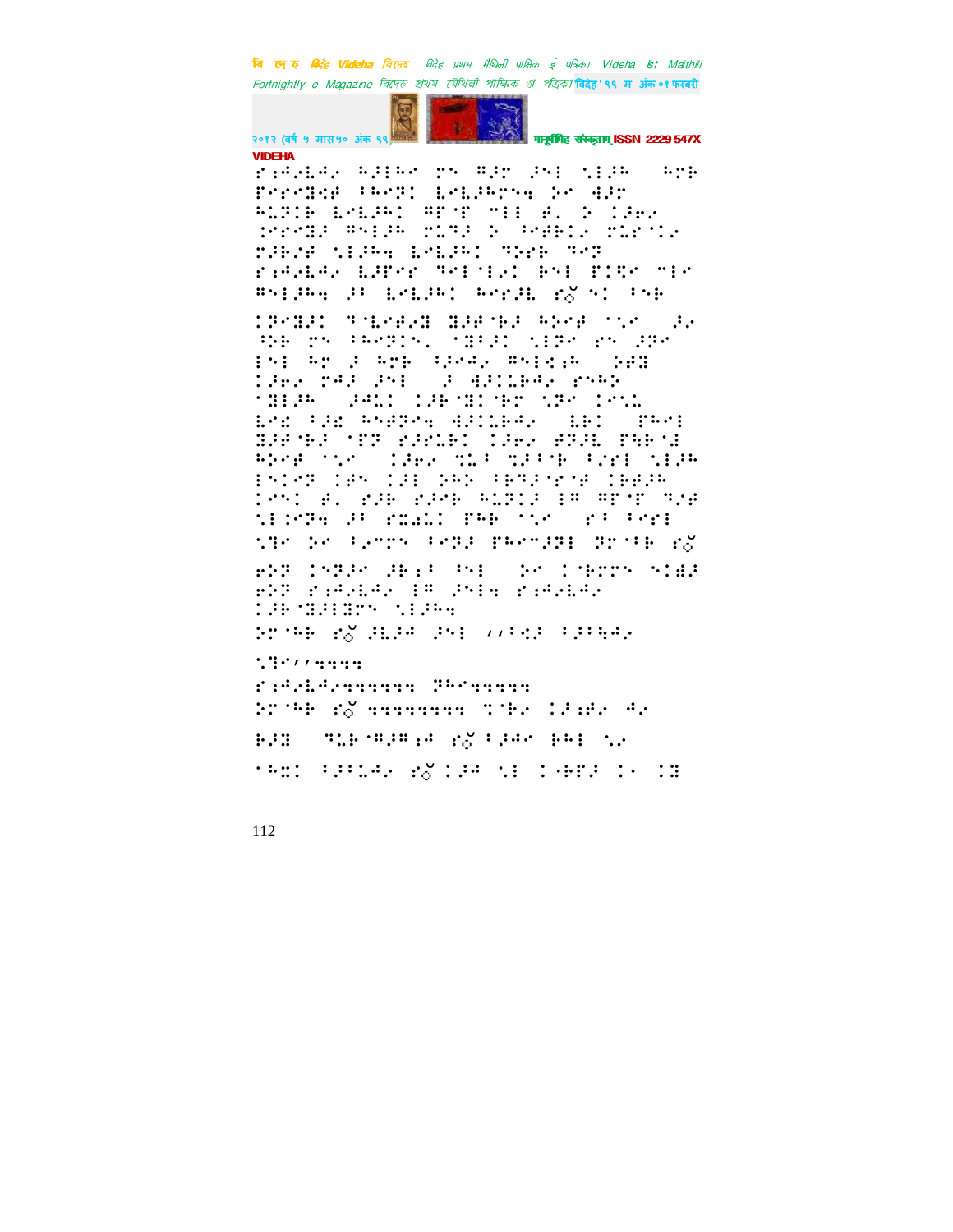VIDEHA

ƒ;⁄⁄⁄⁄ ⁄⁄⁄⁄ ⁄⁄ ⁄⁄⁄ ⁄⁄⁄ ⁄⁄⁄⁄ ⁄⁄⁄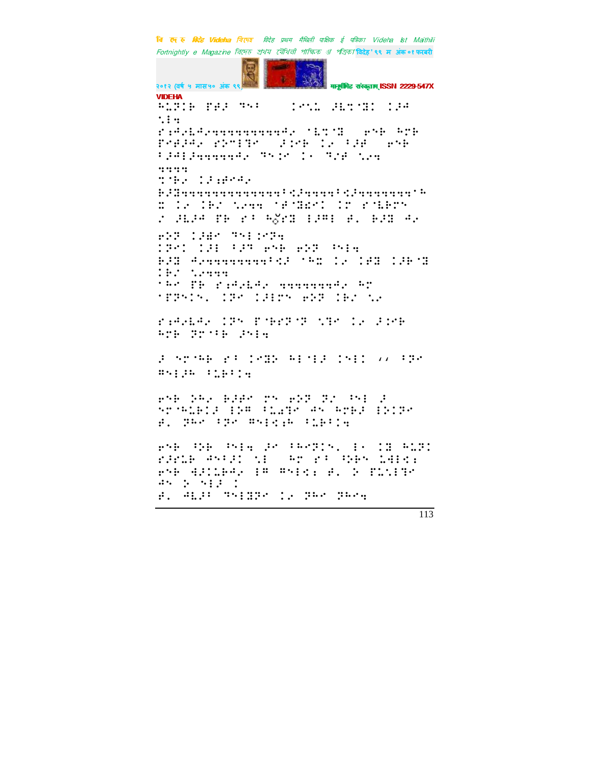VIDEHA

⠓⠥⠗⠊⠃⠀⠋⠋⠚⠀⠝⠑⠁⠀⠀⠀⠀⠀⠊⠉⠎⠥⠀⠚⠇⠹⠈⠙⠊⠀⠊⠚⠖
⠎⠇⠒

⠗⠱⠩⠂⠇⠩⠂⠒⠒⠒⠒⠒⠒⠒⠒⠒⠒⠒⠒⠩⠂⠀⠈⠇⠹⠈⠙⠀⠀⠑⠝⠃⠀⠓⠗⠃
⠋⠗⠋⠚⠩⠂⠀⠗⠕⠉⠇⠝⠉⠀⠀⠚⠊⠗⠃⠀⠊⠂⠀⠁⠚⠋⠀⠀⠑⠝⠃
⠁⠚⠩⠇⠚⠒⠒⠒⠒⠒⠒⠩⠂⠀⠝⠑⠊⠉⠀⠊⠄⠀⠝⠌⠋⠀⠎⠢⠒

⠒⠒⠒⠒

⠹⠈⠃⠂⠀⠊⠚⠱⠋⠉⠩⠂

⠃⠚⠙⠒⠒⠒⠒⠒⠒⠒⠒⠒⠒⠒⠒⠒⠒⠒⠁⠫⠚⠒⠒⠒⠒⠒⠁⠫⠚⠒⠒⠒⠒⠒⠒⠒⠒⠈⠓
⠭⠀⠊⠂⠀⠊⠃⠌⠀⠎⠢⠒⠒⠀⠈⠋⠈⠙⠻⠉⠊⠀⠊⠗⠀⠗⠈⠇⠃⠗⠝
⠌⠀⠚⠇⠚⠱⠀⠏⠃⠀⠗⠁⠀⠓⠕̐⠗⠙⠀⠇⠚⠍⠇⠀⠋⠄⠀⠃⠚⠙⠀⠩⠂

⠑⠕⠏⠀⠊⠚⠻⠉⠀⠝⠑⠇⠊⠉⠏⠒
⠊⠏⠉⠊⠀⠊⠚⠇⠀⠁⠚⠹⠀⠑⠝⠃⠀⠑⠕⠏⠀⠓⠑⠇⠒
⠃⠚⠙⠀⠩⠂⠒⠒⠒⠒⠒⠒⠒⠒⠒⠒⠁⠫⠚⠀⠈⠓⠭⠀⠊⠂⠀⠊⠋⠙⠀⠊⠚⠃⠈⠙
⠊⠃⠌⠀⠎⠢⠒⠒⠒

⠈⠓⠉⠀⠏⠃⠀⠗⠱⠩⠂⠇⠩⠂⠀⠒⠒⠒⠒⠒⠒⠒⠒⠩⠂⠀⠓⠗
⠈⠋⠏⠝⠊⠎⠄⠀⠊⠏⠉⠀⠊⠚⠇⠗⠝⠀⠑⠕⠏⠀⠊⠃⠌⠀⠎⠂

⠗⠱⠩⠂⠇⠩⠂⠀⠊⠏⠝⠀⠋⠈⠃⠗⠏⠈⠏⠀⠎⠹⠉⠀⠊⠂⠀⠚⠊⠉⠃
⠓⠗⠃⠀⠏⠗⠈⠁⠃⠀⠚⠝⠇⠒

⠚⠀⠝⠗⠈⠓⠃⠀⠗⠁⠀⠊⠉⠙⠕⠀⠓⠇⠈⠇⠚⠀⠊⠝⠇⠊⠀⠌⠌⠀⠁⠏⠉
⠛⠝⠇⠚⠓⠀⠁⠥⠃⠁⠊⠒

⠑⠝⠃⠀⠕⠓⠂⠀⠃⠚⠋⠉⠀⠗⠝⠀⠑⠕⠏⠀⠏⠌⠀⠓⠝⠇⠀⠚
⠝⠗⠈⠓⠥⠃⠊⠚⠀⠇⠕⠍⠀⠁⠥⠣⠹⠉⠀⠩⠝⠀⠓⠗⠃⠚⠀⠇⠕⠊⠏⠉
⠋⠄⠀⠏⠓⠉⠀⠁⠏⠉⠀⠛⠝⠇⠫⠱⠓⠀⠁⠥⠃⠁⠊⠒

⠑⠝⠃⠀⠓⠕⠃⠀⠓⠝⠇⠒⠀⠚⠉⠀⠁⠓⠉⠏⠊⠎⠄⠀⠇⠄⠀⠊⠙⠀⠓⠥⠏⠊
⠗⠚⠗⠥⠃⠀⠩⠝⠁⠚⠊⠀⠎⠇⠀⠀⠓⠗⠀⠗⠁⠀⠓⠕⠃⠝⠀⠥⠺⠇⠫⠱
⠑⠝⠃⠀⠹⠚⠊⠥⠃⠩⠂⠀⠇⠍⠀⠛⠝⠇⠫⠱⠀⠋⠄⠀⠕⠀⠋⠥⠎⠇⠹⠉
⠩⠝⠀⠕⠀⠝⠇⠚⠀⠊
⠋⠄⠀⠩⠇⠚⠁⠀⠝⠑⠇⠙⠏⠉⠀⠊⠂⠀⠏⠓⠉⠀⠏⠓⠉⠒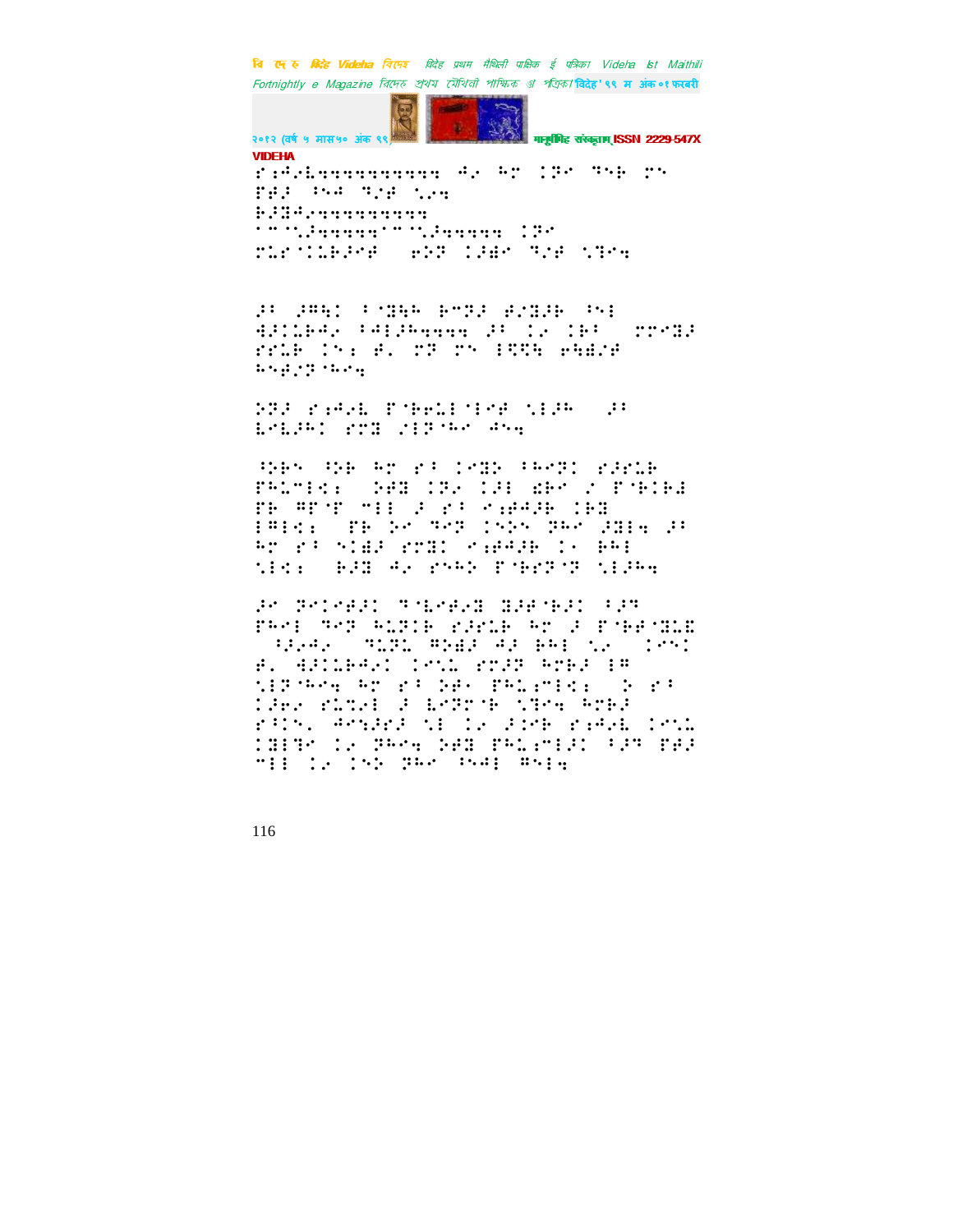VIDEHA

⠗⠒⠾⠦⠇⠒⠒⠒⠒⠒⠒⠒⠒⠒⠒⠒ ⠲⠦ ⠓⠉ ⠨⠝⠉ ⠹⠪⠗ ⠍⠎ ⠏⠗⠼ ⠳⠲ ⠹⠌⠋ ⠡⠦⠒ ⠗⠼⠻⠲⠦⠒⠒⠒⠒⠒⠒⠒⠒⠒⠒ ⠄⠉⠈⠡⠼⠒⠒⠒⠒⠒⠄⠉⠈⠡⠼⠒⠒⠒⠒⠒ ⠨⠝⠉ ⠍⠥⠗⠈⠨⠥⠗⠼⠉⠋ ⠀⠑⠕⠝ ⠨⠼⠿⠉ ⠹⠌⠋ ⠡⠻⠉⠒

⠼⠃ ⠼⠛⠱⠅ ⠃⠈⠻⠓⠗ ⠗⠉⠝⠼ ⠋⠌⠻⠼⠗ ⠳⠪⠆ ⠙⠼⠅⠥⠗⠲⠦ ⠃⠲⠆⠼⠓⠒⠒⠒⠒ ⠼⠃ ⠨⠦ ⠨⠗⠃ ⠀⠍⠗⠉⠻⠼ ⠗⠋⠥⠗ ⠨⠪⠆ ⠋⠄ ⠍⠝ ⠍⠎ ⠆⠩⠩⠱ ⠑⠱⠙⠌⠋ ⠓⠪⠋⠌⠝⠈⠓⠉⠒

⠕⠝⠼ ⠗⠒⠾⠦⠇ ⠏⠈⠗⠑⠥⠆⠈⠆⠉⠋ ⠡⠆⠼⠓ ⠀⠼⠃ ⠇⠑⠇⠼⠓⠅ ⠗⠍⠻ ⠌⠆⠝⠈⠓⠉ ⠲⠪⠒

⠹⠕⠗⠎ ⠹⠕⠗ ⠓⠉ ⠗⠃ ⠨⠑⠻⠕ ⠃⠓⠉⠝⠅ ⠗⠼⠗⠥⠗ ⠏⠓⠥⠉⠆⠩⠆ ⠀⠕⠋⠻ ⠨⠝⠦ ⠨⠼⠆ ⠱⠗⠉ ⠌ ⠏⠈⠗⠅⠗⠙ ⠏⠗ ⠛⠏⠈⠏ ⠉⠆⠆ ⠼ ⠗⠃ ⠑⠒⠋⠲⠼⠗ ⠨⠗⠻ ⠆⠛⠆⠩⠆ ⠀⠏⠗ ⠕⠉ ⠹⠉⠝ ⠨⠕⠕⠎ ⠝⠓⠉ ⠼⠻⠆⠒ ⠼⠃ ⠓⠉ ⠗⠃ ⠎⠅⠙⠼ ⠗⠍⠻⠅ ⠑⠒⠋⠲⠼⠗ ⠨⠄ ⠗⠓⠆ ⠡⠆⠩⠆ ⠀⠗⠼⠻ ⠲⠦ ⠗⠑⠓⠕ ⠏⠈⠗⠗⠝⠈⠝ ⠡⠆⠼⠓⠒

⠼⠉ ⠝⠉⠨⠑⠋⠼⠅ ⠹⠈⠇⠑⠋⠦⠻ ⠻⠼⠋⠈⠗⠼⠅ ⠃⠼⠝ ⠏⠓⠉⠆ ⠹⠉⠝ ⠓⠥⠝⠨⠗ ⠗⠼⠗⠥⠗ ⠓⠉ ⠼ ⠏⠈⠗⠋⠈⠻⠥⠻ ⠀⠳⠼⠑⠦ ⠀⠹⠥⠝⠥ ⠛⠕⠱⠼ ⠲⠼ ⠗⠓⠆ ⠡⠦ ⠀⠨⠑⠎⠅ ⠋⠄ ⠙⠼⠅⠥⠗⠲⠦⠅ ⠨⠑⠡⠥ ⠗⠍⠼⠝ ⠓⠉⠗⠼ ⠆⠛ ⠡⠆⠝⠈⠓⠉⠒ ⠓⠉ ⠗⠃ ⠕⠑⠄ ⠏⠓⠥⠒⠍⠆⠩⠆ ⠀⠕ ⠗⠃ ⠨⠼⠗⠦ ⠗⠥⠹⠑⠆ ⠼ ⠇⠑⠝⠗⠈⠗ ⠡⠻⠉⠒ ⠓⠉⠗⠼ ⠗⠳⠎⠄ ⠲⠎⠒⠼⠗⠼ ⠡⠆ ⠨⠦ ⠼⠨⠑⠗ ⠗⠒⠾⠦⠇ ⠨⠑⠡⠥ ⠨⠻⠆⠻⠉ ⠨⠦ ⠝⠓⠉⠒ ⠕⠋⠻ ⠏⠓⠥⠒⠍⠆⠼⠅ ⠃⠼⠝ ⠏⠋⠼ ⠍⠆⠆ ⠨⠦ ⠨⠕⠕ ⠝⠓⠉ ⠳⠪⠆ ⠛⠪⠆⠒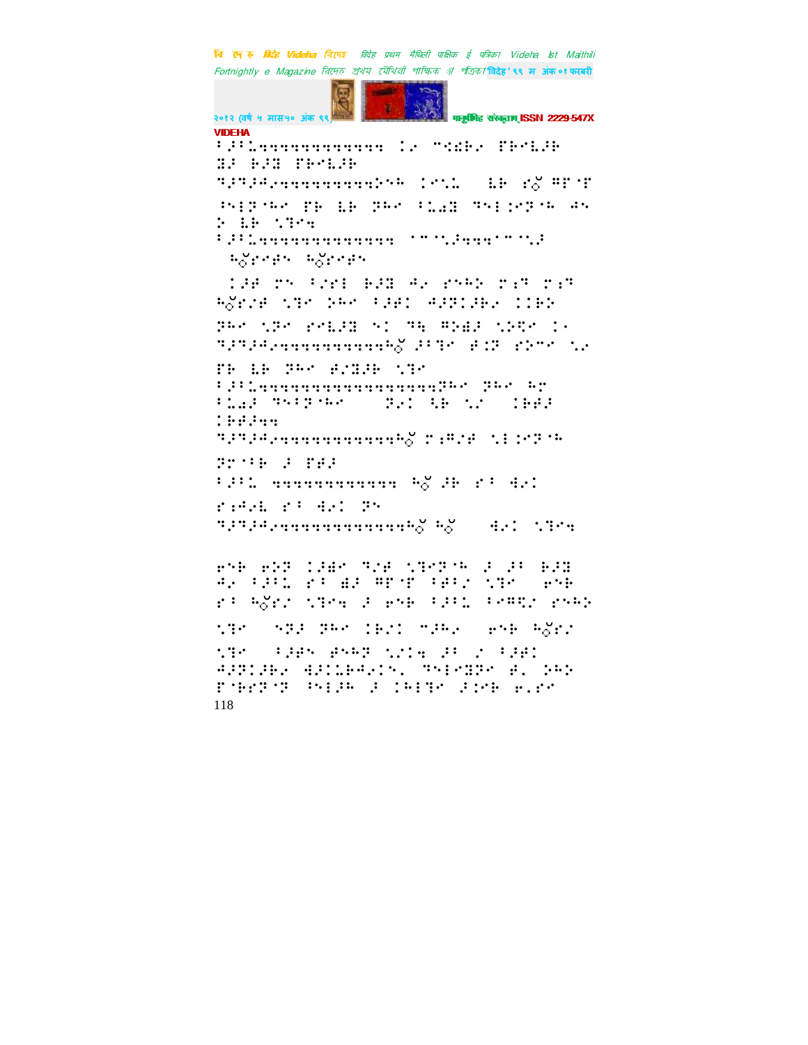VIDEHA

⠃⠜⠃⠅⠲⠲⠲⠲⠲⠲⠲⠲⠲⠲⠲⠲⠲ ⠅⠔ ⠉⠣⠫⠔ ⠋⠗⠉⠇⠜⠗ ⠒⠜ ⠗⠜⠒ ⠋⠗⠉⠇⠜⠗

⠙⠜⠙⠜⠙⠔⠲⠲⠲⠲⠲⠲⠲⠲⠲⠲⠲⠵⠑ ⠅⠑⠡⠤ ⠀⠇⠗ ⠎o̐ ⠛⠋⠊⠋ ⠓⠑⠇⠝⠊⠓⠉ ⠋⠗ ⠇⠗ ⠝⠓⠉ ⠃⠥⠫⠒ ⠙⠑⠇⠅⠑⠝⠊⠓ ⠙⠑ ⠕ ⠇⠗ ⠡⠙⠉⠲

⠃⠜⠃⠅⠲⠲⠲⠲⠲⠲⠲⠲⠲⠲⠲⠲⠲⠲ ⠈⠉⠡⠡⠜⠲⠲⠲⠈⠉⠡⠜ ⠓o̐⠎⠉⠢⠑ ⠓o̐⠎⠉⠢⠑

⠅⠜⠋ ⠗⠑ ⠃⠌⠎⠇ ⠗⠜⠒ ⠙⠔ ⠎⠑⠓⠕ ⠗⠱⠙ ⠗⠱⠙ ⠓o̐⠎⠌⠋ ⠡⠙⠉ ⠕⠓⠉ ⠃⠜⠋⠅ ⠙⠜⠝⠅⠜⠗⠔ ⠅⠅⠗⠕ ⠝⠓⠉ ⠡⠝⠉ ⠎⠉⠇⠜⠒ ⠑⠅ ⠙⠓ ⠛⠕⠫⠜ ⠡⠕⠩⠉ ⠅⠔ ⠙⠜⠙⠜⠙⠔⠲⠲⠲⠲⠲⠲⠲⠲⠲⠲⠲⠲⠲⠓o̐ ⠜⠃⠙⠉ ⠋⠅⠝ ⠎⠕⠉⠉ ⠡⠔ ⠋⠗ ⠇⠗ ⠝⠓⠉ ⠋⠌⠒⠜⠗ ⠡⠙⠉

⠃⠜⠃⠅⠲⠲⠲⠲⠲⠲⠲⠲⠲⠲⠲⠲⠲⠲⠲⠲⠲⠲⠝⠓⠉ ⠝⠓⠉ ⠓⠉ ⠃⠅⠫⠜ ⠙⠑⠃⠝⠊⠓⠉ ⠀⠝⠔⠅ ⠩⠗ ⠡⠌ ⠀⠅⠗⠋⠜ ⠅⠗⠋⠜⠲⠲

⠙⠜⠙⠜⠙⠔⠲⠲⠲⠲⠲⠲⠲⠲⠲⠲⠲⠲⠲⠲⠓o̐ ⠗⠱⠛⠌⠋ ⠡⠑⠅⠉⠝⠊⠓ ⠝⠉⠊⠗ ⠜ ⠋⠋⠜

⠃⠜⠃⠅ ⠲⠲⠲⠲⠲⠲⠲⠲⠲⠲⠲⠲ ⠓o̐ ⠜⠗ ⠎⠃ ⠙⠔⠅ ⠎⠱⠙⠔⠇ ⠎⠃ ⠙⠔⠅ ⠝⠑

⠙⠜⠙⠜⠙⠔⠲⠲⠲⠲⠲⠲⠲⠲⠲⠲⠲⠲⠲⠲⠲⠲⠓o̐ ⠓o̐ ⠀⠙⠔⠅ ⠡⠙⠉⠲

⠑⠝⠗ ⠑⠕⠝ ⠅⠜⠻⠉ ⠙⠌⠋ ⠡⠙⠉⠝⠊⠓ ⠜ ⠜⠃ ⠗⠜⠒ ⠙⠔ ⠃⠜⠃⠅ ⠎⠃ ⠻⠜ ⠛⠋⠊⠋ ⠃⠋⠃⠌ ⠡⠙⠉ ⠀⠑⠝⠗ ⠎⠃ ⠓o̐⠎⠌ ⠡⠙⠉⠲ ⠜ ⠑⠝⠗ ⠃⠜⠃⠅ ⠃⠉⠛⠩⠌ ⠎⠑⠓⠕ ⠡⠙⠉ ⠀⠝⠕⠜ ⠝⠓⠉ ⠅⠗⠌⠅ ⠉⠜⠓⠔ ⠀⠑⠝⠗ ⠓o̐⠎⠌ ⠡⠙⠉ ⠀⠃⠜⠋⠝ ⠋⠝⠓⠕ ⠡⠌⠅⠲ ⠜⠃ ⠌ ⠃⠜⠋⠅ ⠙⠜⠕⠅⠜⠗⠔ ⠙⠜⠅⠇⠗⠙⠔⠅⠝⠄ ⠙⠑⠇⠉⠒⠕⠉ ⠋⠄ ⠕⠓⠕ ⠋⠊⠗⠑⠕⠊⠕ ⠓⠑⠇⠜⠓ ⠜ ⠅⠓⠇⠙⠉ ⠜⠅⠉⠗ ⠑⠄⠎⠉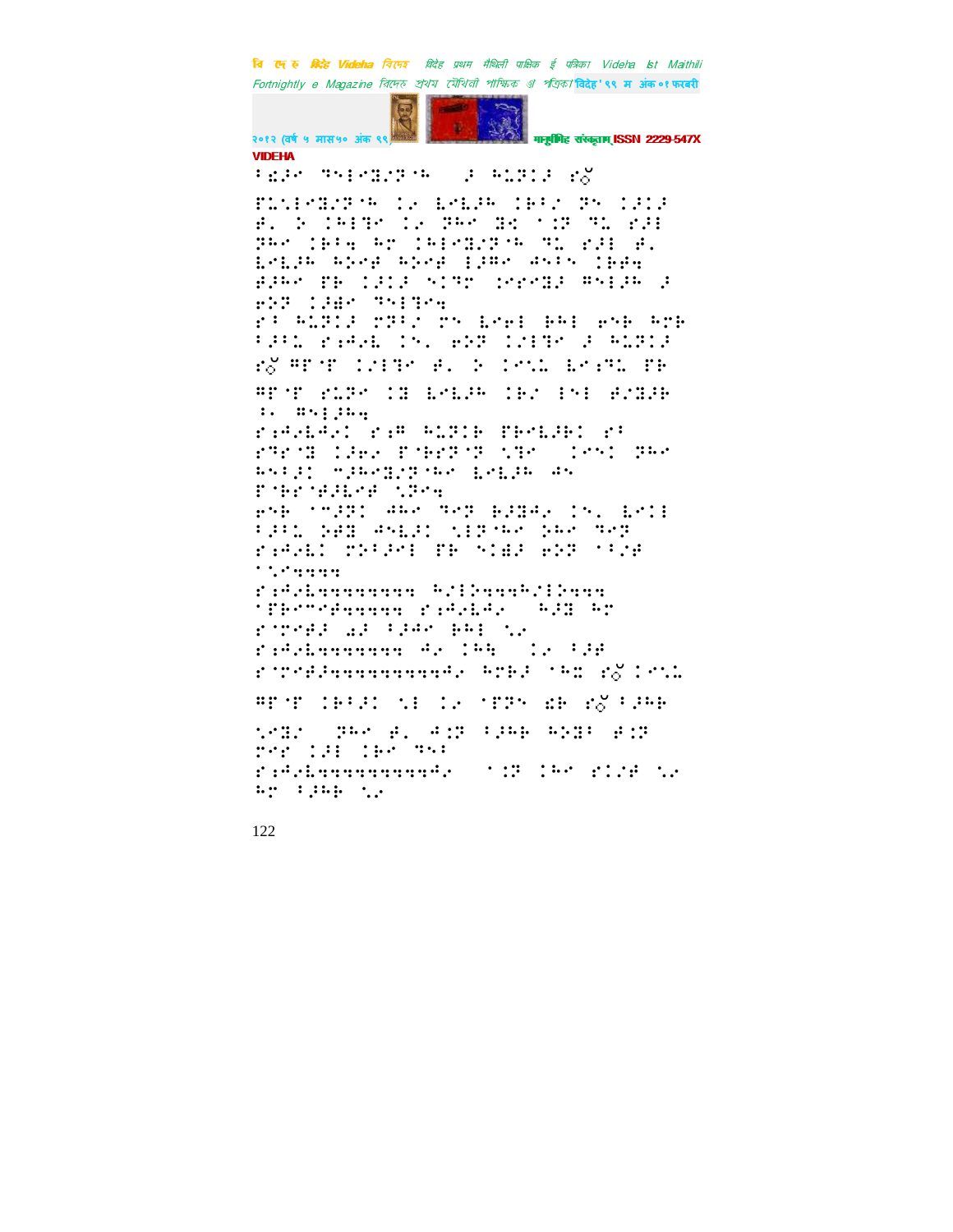VIDEHA

⠁⠎⠜⠊⠀⠝⠑⠇⠊⠹⠌⠝⠁⠓⠀⠀⠌⠀⠓⠥⠝⠊⠌⠀⠗ ̆

⠋⠥⠀⠇⠊⠹⠌⠝⠁⠓⠀⠊⠆⠀⠇⠑⠇⠜⠓⠀⠊⠃⠁⠌⠀⠝⠅⠀⠊⠌⠊⠌⠀⠋⠂⠀⠕⠀⠊⠓⠇⠹⠁⠀⠊⠆⠀⠝⠓⠁⠀⠹⠅⠀⠁⠒⠝⠀⠹⠥⠀⠗⠌⠇⠀⠝⠓⠁⠀⠊⠃⠁⠹⠀⠓⠗⠀⠊⠓⠇⠊⠹⠌⠝⠁⠓⠀⠹⠥⠀⠗⠌⠇⠀⠋⠂⠀⠇⠑⠇⠜⠓⠀⠓⠕⠑⠋⠀⠓⠕⠑⠋⠀⠇⠌⠱⠁⠀⠱⠎⠁⠎⠀⠊⠃⠋⠹⠀⠋⠜⠓⠁⠀⠏⠓⠀⠊⠌⠊⠌⠀⠎⠊⠹⠗⠀⠊⠑⠗⠑⠹⠌⠀⠻⠎⠇⠜⠓⠀⠌⠀⠑⠕⠝⠀⠊⠌⠱⠁⠀⠹⠎⠇⠹⠑⠹

⠗⠁⠀⠓⠥⠝⠊⠌⠀⠗⠝⠁⠌⠀⠗⠎⠀⠇⠑⠑⠇⠀⠃⠓⠇⠀⠑⠎⠃⠀⠓⠗⠃⠀⠁⠌⠁⠥⠀⠗⠒⠜⠑⠇⠀⠊⠎⠂⠀⠑⠕⠝⠀⠊⠌⠇⠹⠁⠀⠌⠀⠓⠥⠝⠊⠌⠀⠗ ̆ ⠻⠏⠑⠏⠀⠊⠌⠇⠹⠁⠀⠋⠂⠀⠕⠀⠊⠑⠎⠥⠀⠇⠑⠒⠹⠥⠀⠏⠓⠀⠻⠏⠑⠏⠀⠗⠥⠝⠁⠀⠊⠹⠀⠇⠑⠇⠜⠓⠀⠊⠃⠌⠀⠇⠎⠇⠀⠋⠌⠹⠜⠃⠀⠂⠂⠀⠻⠎⠇⠜⠓⠹

⠗⠒⠜⠑⠇⠱⠑⠊⠀⠗⠒⠻⠀⠓⠥⠝⠊⠃⠀⠏⠃⠑⠇⠜⠃⠊⠀⠗⠁⠀⠗⠝⠗⠑⠹⠀⠊⠜⠑⠆⠀⠏⠑⠃⠗⠝⠑⠝⠀⠎⠹⠗⠀⠀⠊⠑⠎⠊⠀⠝⠓⠁⠀⠓⠎⠁⠜⠊⠀⠉⠜⠓⠑⠹⠌⠝⠑⠓⠁⠀⠇⠑⠇⠜⠓⠀⠱⠎⠀⠏⠑⠃⠗⠑⠋⠜⠇⠑⠋⠀⠎⠝⠑⠹⠀⠑⠎⠃⠀⠑⠉⠜⠝⠊⠀⠱⠓⠁⠀⠹⠑⠝⠀⠃⠜⠹⠱⠆⠀⠊⠎⠂⠀⠇⠑⠊⠇⠀⠁⠜⠁⠥⠀⠕⠋⠹⠀⠱⠎⠇⠜⠊⠀⠎⠇⠝⠑⠓⠁⠀⠕⠓⠁⠀⠹⠑⠝⠀⠗⠒⠜⠑⠇⠊⠀⠝⠕⠁⠜⠑⠇⠀⠏⠓⠀⠎⠊⠻⠜⠀⠑⠕⠝⠀⠑⠁⠌⠋⠀⠑⠎⠑⠹⠹⠹⠹⠹

⠗⠒⠜⠑⠇⠹⠹⠹⠹⠹⠹⠹⠹⠹⠹⠀⠓⠌⠇⠕⠹⠹⠹⠓⠌⠇⠕⠹⠹⠹⠀⠑⠏⠃⠑⠉⠑⠋⠹⠹⠹⠹⠹⠹⠀⠗⠒⠜⠑⠇⠱⠆⠀⠀⠓⠜⠹⠀⠓⠗⠀⠗⠗⠑⠋⠜⠀⠪⠜⠀⠁⠜⠱⠑⠀⠃⠓⠇⠀⠎⠆⠀⠗⠒⠜⠑⠇⠹⠹⠹⠹⠹⠹⠹⠹⠹⠀⠱⠆⠀⠊⠓⠹⠀⠀⠊⠆⠀⠁⠜⠋⠀⠗⠗⠑⠋⠜⠹⠹⠹⠹⠹⠹⠹⠹⠹⠹⠹⠹⠹⠱⠆⠀⠓⠗⠃⠜⠀⠑⠓⠭⠀⠗ ̆ ⠊⠑⠎⠥

⠻⠏⠑⠏⠀⠊⠃⠁⠌⠊⠀⠎⠇⠀⠊⠆⠀⠑⠏⠝⠎⠀⠪⠃⠀⠗ ̆ ⠁⠜⠓⠃⠀⠎⠑⠹⠌⠀⠀⠝⠓⠁⠀⠋⠂⠀⠱⠒⠝⠀⠁⠜⠓⠃⠀⠓⠕⠹⠁⠀⠋⠒⠝⠀⠗⠑⠏⠀⠊⠜⠇⠀⠊⠃⠁⠀⠹⠎⠁⠀⠗⠒⠜⠑⠇⠹⠹⠹⠹⠹⠹⠹⠹⠹⠹⠹⠹⠹⠱⠆⠀⠀⠁⠒⠝⠀⠊⠓⠁⠀⠗⠊⠌⠋⠀⠎⠆⠀⠓⠗⠀⠁⠜⠓⠃⠀⠎⠆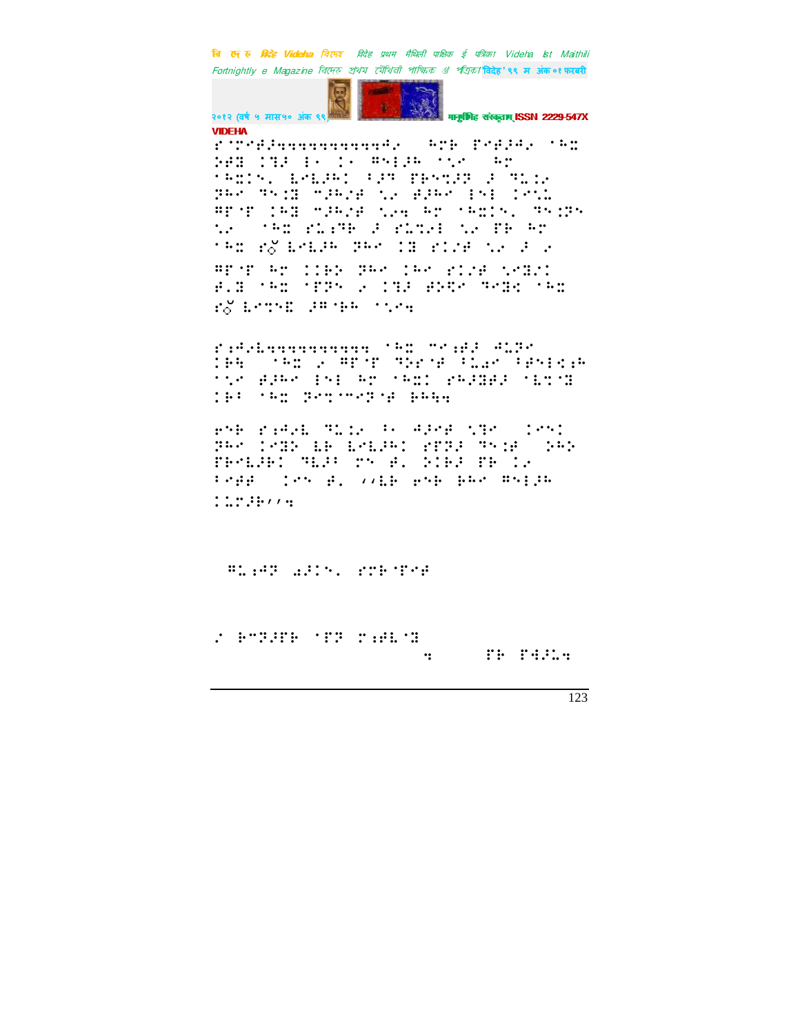VIDEHA

⠋⠘⠏⠊⠋⠒⠒⠒⠒⠒⠒⠒⠒⠒⠒⠒⠒⠒⠒⠐⠂ ⠓⠏⠗ ⠏⠊⠋⠚⠂⠂ ⠁⠓⠭ ⠵⠋⠿ ⠨⠻⠚ ⠆⠂ ⠨⠂ ⠻⠎⠆⠚⠓ ⠁⠣⠂ ⠓⠏ ⠁⠓⠭⠨⠝⠄ ⠣⠊⠣⠚⠓⠨ ⠖⠚⠹ ⠏⠗⠎⠹⠚⠹ ⠚ ⠹⠣⠨⠂ ⠽⠓⠊ ⠹⠎⠨⠿ ⠉⠚⠓⠌⠋ ⠣⠂ ⠋⠚⠓⠊ ⠆⠎⠆ ⠨⠊⠣⠣ ⠻⠏⠘⠏ ⠨⠓⠿ ⠉⠚⠓⠌⠋ ⠣⠂⠒ ⠓⠏ ⠁⠓⠭⠨⠝⠄ ⠹⠎⠨⠽⠎ ⠣⠂ ⠁⠓⠭ ⠋⠣⠆⠹⠓ ⠚ ⠋⠣⠹⠊⠆ ⠣⠂ ⠏⠓ ⠓⠏ ⠁⠓⠭ ⠋⠒⠣⠊⠣⠚⠓ ⠽⠓⠊ ⠨⠿ ⠋⠨⠌⠋ ⠣⠂ ⠚ ⠂

⠻⠏⠘⠏ ⠓⠏ ⠨⠨⠗⠕ ⠽⠓⠊ ⠨⠓⠊ ⠋⠨⠌⠋ ⠣⠊⠿⠨ ⠋⠄⠿ ⠁⠓⠭ ⠘⠏⠽⠎ ⠂ ⠨⠻⠚ ⠋⠕⠹⠊ ⠹⠊⠿⠹ ⠁⠓⠭ ⠋⠒⠣⠊⠹⠭ ⠚⠻⠘⠓⠓ ⠁⠣⠊⠒

⠋⠔⠙⠊⠣⠒⠒⠒⠒⠒⠒⠒⠒⠒⠒⠒⠒ ⠁⠓⠭ ⠉⠊⠔⠋⠚ ⠙⠣⠽⠊ ⠨⠓⠲ ⠁⠓⠭ ⠂ ⠻⠏⠘⠏ ⠹⠵⠊⠘⠋ ⠖⠣⠜⠊ ⠖⠋⠎⠆⠹⠔⠓ ⠁⠣⠊ ⠋⠚⠓⠊ ⠆⠎⠆ ⠓⠏ ⠁⠓⠭⠨ ⠋⠓⠚⠿⠋⠚ ⠁⠣⠹⠘⠿ ⠨⠓⠖ ⠁⠓⠭ ⠽⠊⠹⠘⠉⠊⠽⠘⠋ ⠓⠓⠲⠒

⠑⠎⠓ ⠋⠔⠙⠊⠣ ⠹⠣⠨⠂ ⠖⠂ ⠙⠚⠊⠋ ⠣⠿⠊ ⠨⠊⠎⠨ ⠽⠓⠊ ⠨⠊⠿⠕ ⠣⠓ ⠣⠊⠣⠚⠓⠨ ⠋⠏⠽⠚ ⠹⠎⠨⠋ ⠕⠓⠕ ⠏⠓⠊⠣⠚⠓⠨ ⠹⠣⠚⠖ ⠗⠎ ⠋⠄ ⠕⠨⠓⠚ ⠏⠓ ⠨⠂ ⠖⠊⠋⠋ ⠨⠊⠎ ⠋⠄ ⠌⠌⠣⠓ ⠑⠎⠓ ⠓⠓⠊ ⠻⠎⠆⠚⠓ ⠨⠨⠣⠏⠚⠓⠌⠌⠒

⠻⠣⠔⠙⠹ ⠡⠚⠨⠝⠄ ⠋⠏⠓⠘⠏⠊⠋

⠌ ⠓⠉⠹⠚⠏⠓ ⠘⠏⠹ ⠏⠔⠋⠣⠘⠿ ⠒ ⠏⠓ ⠏⠲⠚⠣⠒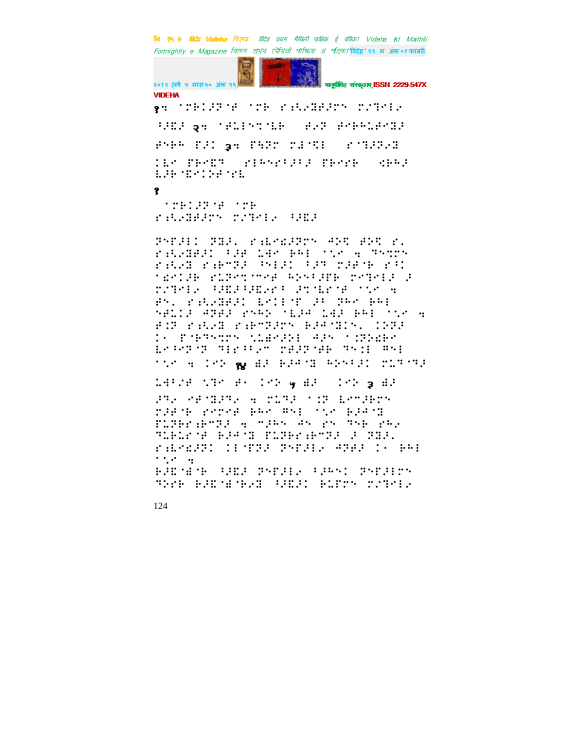१: ^/⢷⢽⢼⢽⢾ ^/⢷ ⢠⣃⢴⣝⢾⢼⢵ ⢴⢼⢹⢷⣇⢴ ⢸⢼⣏⢼ २: ^⢾⣅⢽⢹⢵⣇⢷ ⢾⢴⢽ ⢾⢵⢷⢳⣅⢾⣝⢼ ⢾⢽⢷⢳ ⢿⢼⢸ ३: ⢿⣓⢽⢵ ⢴⣜⣋⢽ ⢷⣝⢼⢽⢴⣝ ⢸⣇⢴ ⢿⢷⣏⢽ ⢷⢳⢵⢼⢸⢼ ⢿⢷⢵⢷ ⣊⢷⢳⢼ ⣇⢼⢷⣏⢸⢵⢾⢷⣇

१

^/⢷⢽⢼⢽⢾ ^/⢷ ⢠⣃⢴⣝⢾⢼⢵ ⢴⢼⢹⢷⣇⢴ ⢸⢼⣏⢼

⢽⢵⢿⢼⢽⢸ ⢽⣝⢼⣀ ⢠⣇⢵⣎⢼⢽⢵ ⢺⢵⣋ ⢾⢵⣋ ⢴⣀ ⢠⣃⢴⣝⢾⢼⢸ ⢸⢼⢾ ⣅⣚⢴ ⢷⢳⢸ ^⣁⢴ ⣒ ⢹⢵⣉⢵ ⢠⣃⢴⣝ ⢠⣟⢴⢽⢼ ⢸⢼⢸ ⢸⢼⢹ ⢴⢼⢾⢷ ⢠⢸⢸ ^⣎⢸⢼⢷ ⢠⣅⢽⢵⣉⢵⢾ ⢳⢵⢸⢼⢿⢷ ⢴⢹⢷⢽⢼ ⢼ ⢴⢼⢹⢷⣇⢴ ⢸⢼⣏⢼⢸⣏⢴⢸ ⢼⣉⣇⢷⢾ ^⣁⢴ ⣒ ⢾⢵⣀ ⢠⣃⢴⣝⢾⢼⢸ ⣇⢴⢸⢸⢿ ⢼⢸ ⢽⢳⢴ ⢷⢳⢸ ⢹⢾⣅⢸⢼ ⢺⢽⢾⢼ ⢴⢳⢵ ^⣇⢼⢺ ⣅⣚⢼ ⢷⢳⢸ ^⣁⢴ ⣒ ⢾⢸⢽ ⢠⣃⢴⣝ ⢠⣟⢴⢽⢼⢵ ⢷⢼⢺⣝⢸⢵⣀ ⢸⢵⢽⢼ ⢸⢴ ⢿⢷⢹⢵⣉⢵ ⣁⣅⣞⢼⢵⢸ ⢺⢼⢵ ^⢸⢽⢵⣎⢷⢴ ⣇⢴⢸⢽⢽ ⢹⢸⢷⢸⢸⢴ ⢵⢾⢼⢽⢾⢷ ⢹⢵⢸⢸ ⢻⢵⢸ ^⣁⢴ ⣒ ⢸⢵⢵ १४ ⣞⢼ ⢷⢼⢺⣝ ⢳⢵⢸⢼⢸ ⢴⣅⢹⢹⢼ ⣅⣚⢸⢴⢾ ⣁⢹⢴ ⢾⢴ ⢸⢵⢵ ५ ⣞⢼ ⢸⢵⢵ ३ ⣞⢼ ⢼⢹⢴ ⢶⢾⣝⢼⢹⢴ ⣒ ⢴⣅⢹⢼ ^⢸⢽ ⣇⢵⢼⢷⢵⢵ ⢴⢼⢾⢷ ⢶⢵⢶⢾ ⢷⢳⢴ ⢻⢵⢸ ^⣁⢴ ⢷⢼⢺⣝ ⢿⣅⢽⢷⢷⣟⢽⢼ ⣒ ⢴⢼⢳⢴ ⢺⢴ ⢶⢴ ⢹⢵⢷ ⢶⢳⢴ ⢹⣅⢷⣅⢷⢾ ⢷⢼⢺⣝ ⢿⣅⢽⢷⢷⣟⢽⢼ ⢼ ⢽⣝⢼⣀ ⢠⣇⢵⣎⢼⢽⢸ ⢸⢸⢿⢽⢼ ⢽⢵⢿⢼⢸⢴ ⢺⢽⢾⢼ ⢸⢴ ⢷⢳⢸ ^⣁⢴ ⣒ ⢷⢼⣏⣞⢷ ⢸⢼⣏⢼ ⢽⢵⢿⢼⢸⢴ ⢸⢼⢳⢵⢸ ⢽⢵⢿⢼⢸⢵⢵ ⢹⢵⢷⢷ ⢷⢼⣏⣞⢷⢴⣝ ⢸⢼⣏⢼⢸ ⢷⣅⢿⢵⢵ ⢴⢼⢹⢷⣇⢴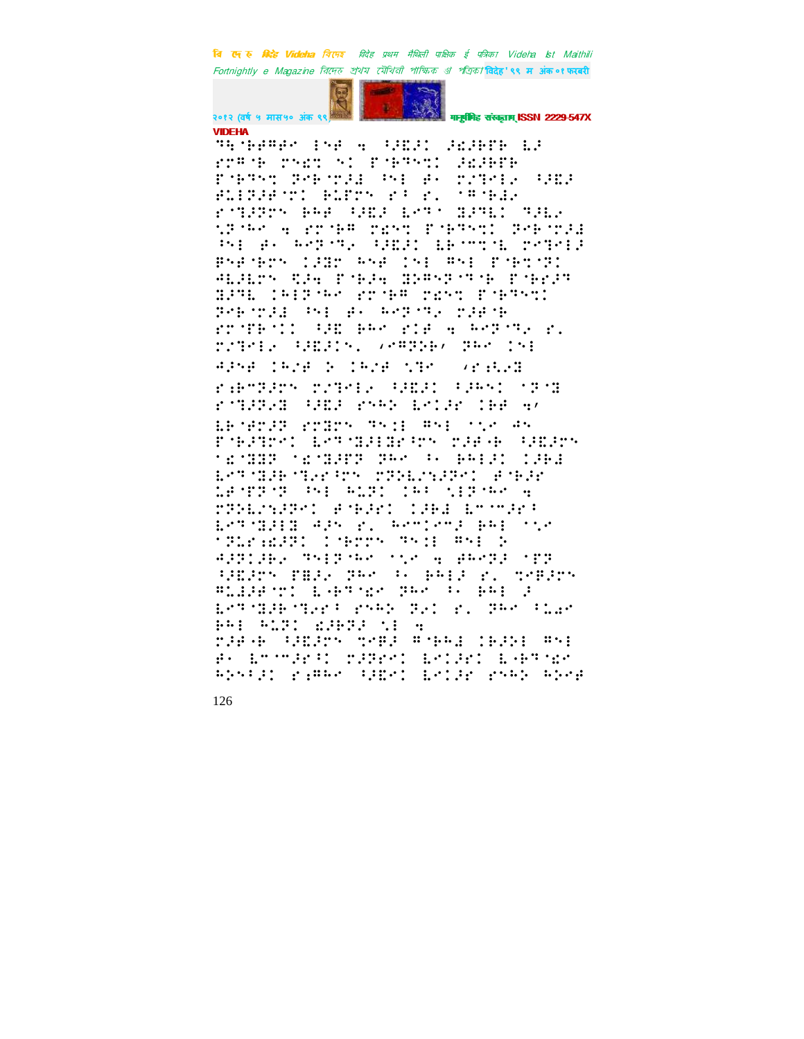VIDEHA

⠹⠓⠈⠃⠋⠻⠋⠉ ⠊⠝⠋ ⠒ ⠐⠇⠯⠇ ⠨⠕⠇⠗⠋⠗ ⠇⠇

⠗⠍⠻⠈⠗ ⠍⠎⠕⠞ ⠎⠁ ⠏⠈⠗⠹⠎⠞ ⠨⠕⠇⠗⠋⠗

⠏⠈⠗⠹⠎⠞ ⠝⠑⠗⠈⠍⠇⠮ ⠳⠑ ⠫⠂ ⠍⠌⠹⠑⠇⠐ ⠐⠇⠯⠇

⠋⠇⠇⠏⠇⠋⠈⠍⠁ ⠗⠇⠋⠍⠎ ⠗⠐ ⠗⠄ ⠈⠻⠈⠃⠇⠐

⠗⠈⠹⠇⠝⠍⠎ ⠃⠓⠋ ⠐⠇⠯⠇ ⠇⠑⠹⠁ ⠙⠇⠹⠇⠁ ⠹⠇⠇⠐

⠡⠝⠈⠓⠉ ⠒ ⠗⠍⠈⠗⠻ ⠍⠿⠎⠞ ⠏⠈⠗⠹⠎⠞ ⠝⠑⠗⠈⠍⠇⠮

⠳⠑ ⠫⠂ ⠓⠑⠝⠈⠹⠐ ⠐⠇⠯⠇ ⠇⠗⠈⠍⠞⠈⠇ ⠍⠌⠹⠑⠇⠐

⠻⠝⠫⠈⠗⠍⠎ ⠉⠇⠙⠍ ⠓⠎⠋ ⠊⠎⠑ ⠻⠎⠑ ⠏⠈⠗⠞⠈⠝⠁

⠨⠇⠇⠗⠍⠎ ⠽⠇⠒ ⠏⠈⠗⠇⠒ ⠙⠇⠻⠎⠝⠈⠹⠈⠗ ⠏⠈⠗⠗⠇⠹

⠙⠇⠹⠇ ⠉⠓⠑⠝⠈⠓⠉ ⠗⠍⠈⠗⠻ ⠍⠿⠎⠞ ⠏⠈⠗⠹⠎⠞

⠝⠑⠗⠈⠍⠇⠮ ⠳⠑ ⠫⠂ ⠓⠑⠝⠈⠹⠐ ⠍⠇⠋⠈⠗

⠗⠍⠈⠋⠗⠈⠁⠁ ⠐⠇⠿ ⠃⠓⠉ ⠗⠊⠋ ⠒ ⠓⠑⠝⠈⠹⠐ ⠗⠄

⠍⠌⠹⠑⠇⠐ ⠐⠇⠯⠇⠊⠎⠄ ⠌⠐⠻⠝⠇⠗⠌ ⠝⠓⠉ ⠊⠎⠑

⠨⠇⠎⠋ ⠊⠓⠌⠋ ⠕ ⠊⠓⠌⠋ ⠡⠹⠉ ⠌⠗⠡⠓⠇⠙

⠗⠡⠗⠍⠝⠇⠗⠎ ⠍⠌⠹⠑⠇⠐ ⠐⠇⠯⠇ ⠐⠇⠓⠎⠁ ⠈⠝⠈⠙

⠗⠈⠹⠇⠝⠇⠙ ⠐⠇⠯⠇ ⠗⠎⠓⠕ ⠇⠑⠊⠇⠗ ⠊⠃⠋ ⠒⠌

⠇⠗⠈⠙⠗⠇⠝ ⠗⠍⠙⠗⠎ ⠹⠎⠊⠇ ⠻⠎⠑ ⠁⠡⠑ ⠣⠎

⠏⠈⠗⠇⠹⠗⠑⠁ ⠇⠑⠹⠈⠙⠇⠊⠙⠗⠐⠗⠎ ⠍⠇⠋⠈⠗ ⠐⠇⠯⠇⠗⠎

⠁⠩⠈⠙⠙⠝ ⠁⠩⠈⠙⠇⠋⠝ ⠝⠓⠉ ⠐⠂ ⠃⠓⠊⠇⠁ ⠉⠇⠃⠇

⠇⠑⠹⠈⠙⠇⠗⠈⠹⠑⠗⠐⠗⠎ ⠍⠝⠗⠇⠍⠎⠇⠝⠑⠁ ⠋⠈⠗⠇⠗

⠇⠋⠈⠏⠝⠈⠝ ⠳⠑ ⠓⠇⠝⠁ ⠉⠓⠁ ⠡⠊⠝⠈⠓⠉ ⠒

⠍⠝⠗⠇⠍⠎⠇⠝⠑⠁ ⠋⠈⠗⠇⠑⠁ ⠉⠇⠗⠇ ⠇⠍⠈⠍⠇⠗⠐

⠇⠑⠹⠈⠙⠇⠊⠙ ⠨⠇⠎ ⠗⠄ ⠓⠑⠍⠉⠑⠍⠇ ⠃⠓⠊ ⠡⠌⠑

⠈⠝⠇⠗⠡⠩⠇⠝⠁ ⠉⠈⠃⠗⠍⠎ ⠹⠎⠊⠇ ⠻⠎⠑ ⠕

⠨⠝⠝⠉⠇⠃⠐ ⠹⠎⠊⠝⠈⠓⠉ ⠡⠌⠑ ⠒ ⠋⠓⠑⠝⠇ ⠈⠏⠝

⠐⠇⠯⠇⠗⠎ ⠏⠿⠇⠐ ⠝⠓⠉ ⠐⠂ ⠃⠓⠊⠇ ⠗⠄ ⠞⠑⠗⠇⠗⠎

⠻⠇⠇⠇⠋⠈⠍⠁ ⠇⠈⠃⠹⠈⠩⠉ ⠝⠓⠉ ⠐⠂ ⠃⠓⠊ ⠇

⠇⠑⠹⠈⠙⠇⠗⠈⠹⠑⠗⠐ ⠗⠎⠓⠕ ⠝⠇⠁ ⠗⠄ ⠝⠓⠉ ⠐⠇⠩⠉

⠃⠓⠊ ⠓⠇⠝⠁ ⠩⠇⠗⠝⠇ ⠡⠊ ⠒

⠍⠇⠋⠈⠗ ⠐⠇⠯⠇⠗⠎ ⠞⠑⠗⠇ ⠻⠈⠃⠓⠊ ⠉⠗⠇⠕⠊ ⠻⠎⠑

⠫⠂ ⠇⠍⠈⠍⠇⠗⠐⠁ ⠍⠇⠹⠗⠑⠁ ⠇⠑⠊⠇⠗⠁ ⠇⠈⠃⠹⠈⠩⠉

⠓⠕⠎⠐⠇⠁ ⠗⠡⠻⠓⠉ ⠐⠇⠯⠑⠁ ⠇⠑⠊⠇⠗ ⠗⠎⠓⠕ ⠓⠕⠑⠋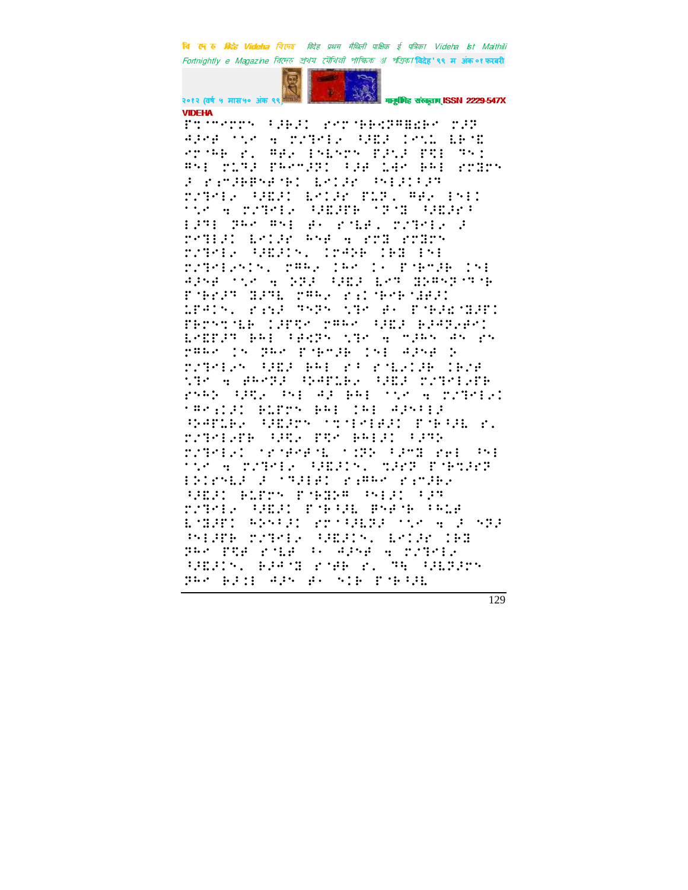VIDEHA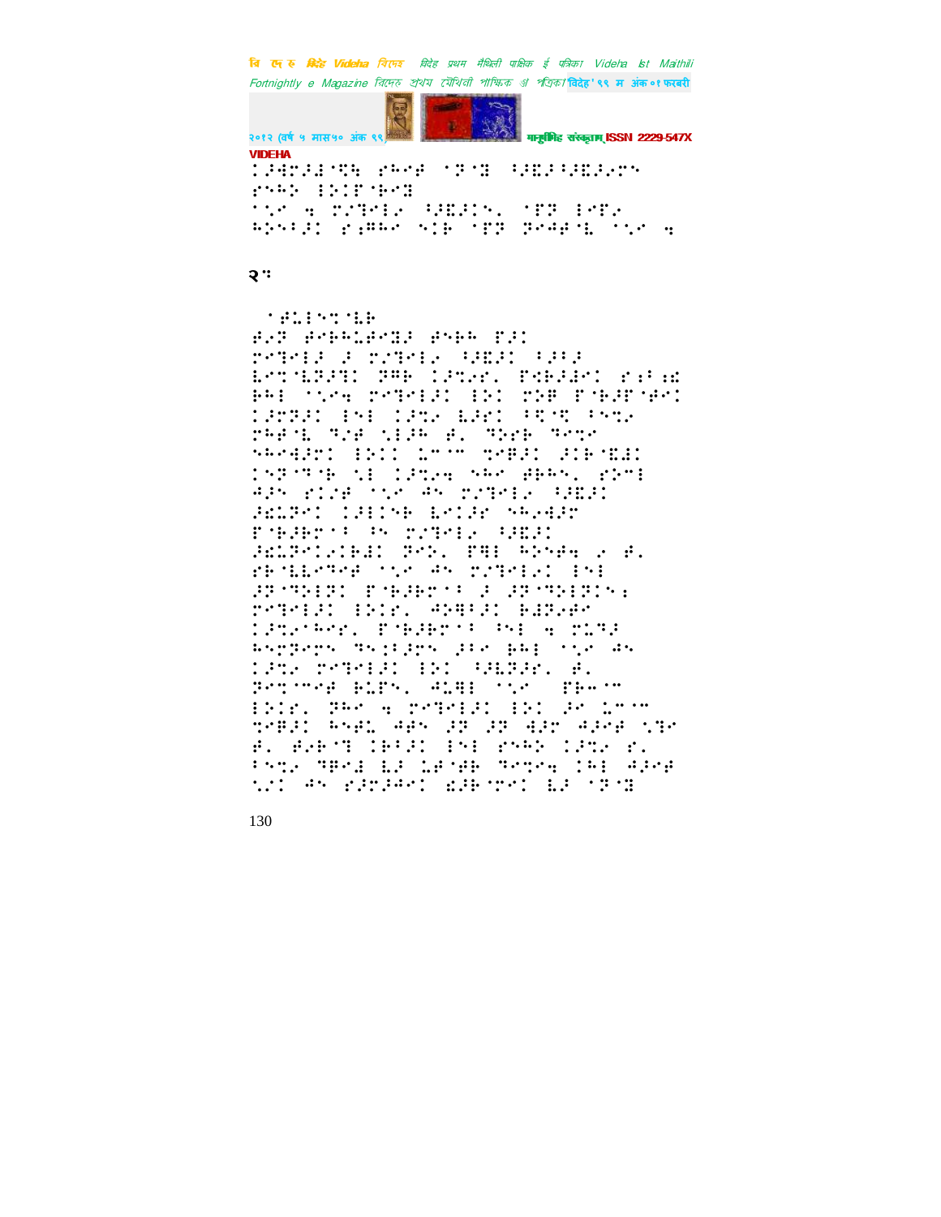२: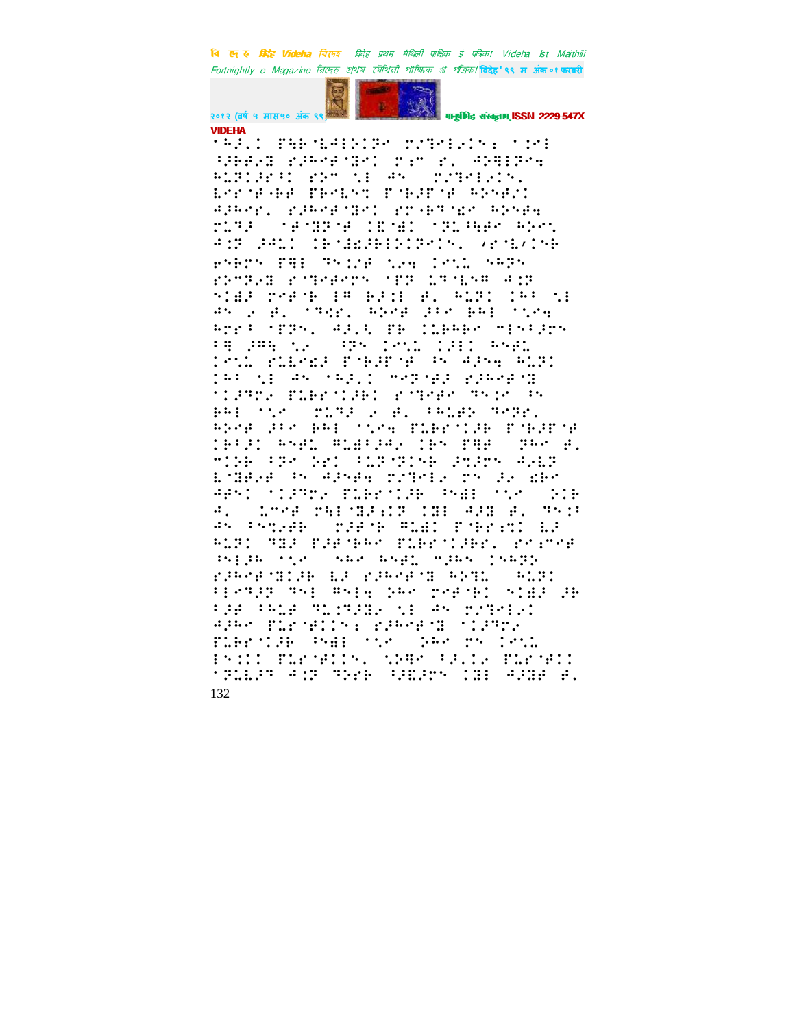'^G^/^1 ^P^H^B^:^L^@^1^5^1^P^E ^M^/^T^E^L^E^1^N^1 '^1^E^L

^<^P^B^B^E^D ^R^J^H^E^R^:^D^E^1 ^M^I^M ^R^. ^@^N^D^L^P^E^H

^H^:^P^1^J^E^<^1 ^R^5^M ^N^L ^@^N ^M^/^T^E^L^E^1^N^.

^L^E^R^:^R^B^B ^P^B^E^L^N^T ^P^:^B^J^P^:^R ^H^N^E^F^/

^@^J^H^E^R^. ^R^J^H^E^R^:^D^E^1 ^R^R^B^T^:^V^E ^H^N^E^F^H

^M^:^T^J ^:^R^:^D^P^:^R ^1^E^:^F^1 ^:^P^:^H^H^F^E ^H^N^E^N^.

^@^1^P ^J^@^:^1 ^1^B^:^F^F^J^B^E^N^1^P^E^1^N^. /^R^:^L/^1^N^B

^R^N^B^P^N ^P^H^L ^T^N^1^/^F ^N^/^E ^1^R^N^:^: ^N^H^P^N

^R^N^M^P^E^D ^R^:^T^E^F^E^R^N ^:^P^P ^:^T^:^L^N^H ^@^1^P

^N^1^F^J ^M^E^F^:^B ^1^H ^B^J^1^L ^F^. ^H^:^P^1 ^1^H^: ^N^L

^@^N ^E ^F^. ^:^T^E^R^. ^H^N^E^F ^J^1^E ^B^H^L ^:^N^E^H

^H^R^E^: ^:^P^P^N^. ^@^J^.^N ^P^B ^1^:^B^H^B^E ^M^L^N^:^J^R^N

^:^H ^J^H^H ^N^E ^<^P^N ^1^R^N^: ^1^J^L^1 ^H^N^E^:

^1^R^N^: ^R^:^L^E^R^J ^P^:^B^J^P^:^R ^:^N ^@^J^N^E^H ^H^:^P^1

^1^H^: ^N^L ^@^N ^:^H^J^.^1 ^M^E^P^:^E^J ^R^J^H^E^R^:^D

^:^1^J^T^R^E ^P^:^B^E^R^:^1^J^B^1 ^R^:^T^E^F^E ^T^N^1^E ^:^N

^B^H^L ^:^N^E ^M^:^T^J ^E ^F^. ^:^H^:^F^B ^T^E^P^R^.

^H^N^E^F ^J^1^E ^B^H^L ^:^N^E^H ^P^:^B^E^R^:^1^J^B ^P^:^B^J^P^:^R

^1^B^:^J^1 ^H^N^E^: ^H^:^B^:^J^E ^1^B^N ^P^H^B ^J^H^E ^F^.

^M^1^J^B ^:^P^N ^D^E^1 ^:^:^P^:^P^1^N^B ^J^T^J^R^N ^@^E^:^P

^L^:^D^E^E^F ^:^N ^@^J^N^E^H ^M^/^T^E^L^E ^M^N ^J^E ^W^B^E

^@^E^N^1 ^:^1^J^T^R^E ^P^:^B^E^R^:^1^J^B ^:^N^H^L ^:^N^E ^D^1^B

^@^. ^:^L^M^E^F ^M^H^L^:^D^J^:^1^P ^1^D^L ^@^J^D ^F^. ^T^N^1^:

^@^N ^:^N^T^.^E^B ^M^J^E^:^B ^H^:^H^1 ^P^:^B^E^:^T^1 ^:^L^J

^H^:^P^1 ^T^D^J ^P^J^E^:^B^H^E ^P^:^B^E^R^:^1^J^B^E^R^. ^R^E^:^M^E^F

^:^N^L^J^B ^:^N^E ^N^H^E ^H^N^E^:^L ^M^J^H^N ^1^N^H^P^D

^R^J^H^E^R^:^D^1^J^B ^L^J ^R^J^H^E^R^:^D ^H^N^T^:^L ^H^:^P^1

^:^L^E^T^J^P ^T^N^L ^H^N^L^H ^D^H^E ^M^E^F^:^B^1 ^N^1^F^J ^J^B

^:^J^F ^:^H^:^L^F ^T^:^1^T^J^D^E ^N^L ^@^N ^M^/^T^E^L^E^1

^@^J^H^E ^P^:^R^:^F^1^1^N^: ^R^J^H^E^R^:^D ^:^1^J^T^R^E

^P^:^B^E^R^:^1^J^B ^:^N^H^L ^:^N^E ^D^H^E ^M^N ^1^R^N^:

^:^N^:^1 ^P^:^R^:^F^1^1^N^. ^N^J^H^E ^:^J^.^1^E ^P^:^R^:^F^1^1

^:^P^:^L^J^P ^@^1^P ^T^N^E^B ^<^F^E^J^N ^1^D^L ^@^J^D^F ^F^.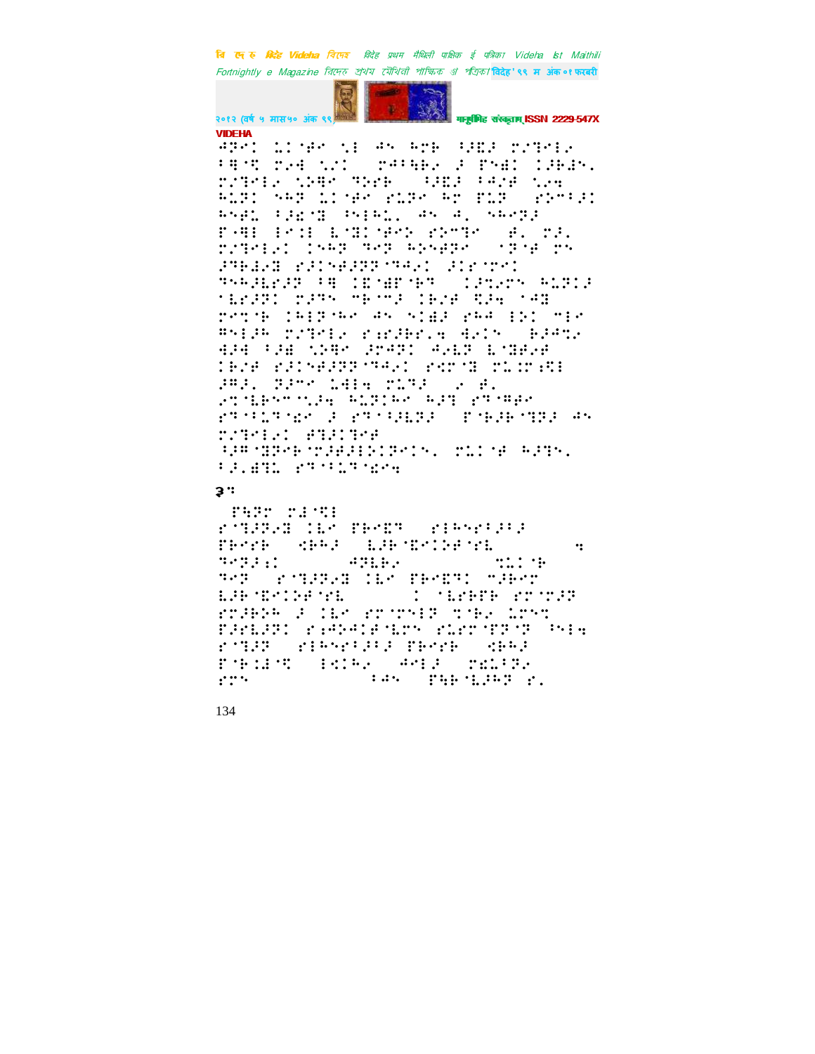**VIDEHA**

⠙⠽⠑⠁ ⠰⠇⠊⠞⠑ ⠎⠖ ⠙⠝ ⠓⠗⠃ ⠘⠼⠫⠼ ⠗⠼⠹⠑⠇⠐ ⠘⠻⠻⠒ ⠗⠐⠲ ⠎⠼⠁ ⠗⠙⠘⠓⠃⠐ ⠼ ⠏⠝⠫⠁ ⠇⠼⠃⠼⠝⠄ ⠗⠼⠹⠑⠇⠐ ⠎⠼⠻⠑ ⠹⠕⠗⠃ ⠘⠼⠫⠼ ⠘⠙⠼⠋ ⠎⠐⠲ ⠓⠥⠽⠁ ⠎⠓⠽ ⠰⠇⠊⠞⠑ ⠋⠥⠽⠑ ⠓⠗ ⠏⠥⠽ ⠋⠕⠑⠘⠼⠁ ⠓⠝⠏⠇ ⠘⠼⠫⠹ ⠪⠊⠃⠓⠇⠄ ⠙⠝ ⠙⠄ ⠝⠓⠑⠽⠼ ⠏⠐⠻⠇ ⠃⠑⠒⠇ ⠇⠊⠹⠁⠊⠑⠕ ⠋⠕⠑⠹⠑ ⠙⠄ ⠗⠼⠄ ⠗⠼⠹⠑⠇⠐⠁ ⠇⠝⠓⠽ ⠹⠑⠽ ⠓⠕⠝⠑⠃⠽⠑ ⠊⠽⠋ ⠗⠝ ⠼⠹⠃⠼⠐⠹ ⠋⠼⠁⠝⠋⠼⠽⠽⠊⠹⠙⠐⠁ ⠼⠇⠗⠊⠗⠁ ⠹⠝⠓⠼⠇⠗⠼⠽ ⠘⠻ ⠁⠫⠊⠷⠋⠊⠃⠹ ⠁⠼⠹⠐⠗⠝ ⠓⠥⠽⠊⠼ ⠊⠇⠗⠼⠽⠁ ⠗⠼⠹⠝ ⠑⠃⠊⠉⠼ ⠁⠃⠐⠋ ⠻⠼⠲ ⠊⠙⠹ ⠗⠑⠞⠊⠃ ⠁⠓⠑⠽⠊⠓⠑ ⠙⠝ ⠝⠁⠱⠼ ⠋⠓⠙ ⠑⠕⠁ ⠑⠇⠑ ⠻⠝⠑⠼⠓ ⠗⠼⠹⠑⠇⠐ ⠋⠪⠼⠓⠋⠗⠄⠲ ⠻⠐⠁⠝ ⠃⠼⠙⠹⠐ ⠻⠼⠙ ⠘⠼⠻ ⠎⠼⠻⠑ ⠼⠗⠙⠽⠁ ⠙⠐⠇⠽ ⠇⠼⠻⠐⠋ ⠁⠃⠐⠋ ⠋⠼⠁⠝⠋⠼⠽⠽⠊⠹⠙⠐⠁ ⠋⠑⠗⠊⠻ ⠗⠥⠁⠗⠪⠻⠇ ⠼⠻⠼⠄ ⠹⠼⠍⠑ ⠇⠻⠇⠲ ⠗⠥⠹⠼ ⠐ ⠙⠄ ⠐⠹⠊⠇⠃⠝⠍⠊⠎⠼⠲ ⠓⠥⠽⠁⠓⠑ ⠓⠼⠹ ⠋⠹⠊⠻⠃⠑ ⠋⠹⠊⠘⠥⠹⠊⠪⠑ ⠼ ⠋⠹⠊⠘⠼⠇⠽⠼ ⠏⠊⠃⠼⠃⠊⠹⠽⠼ ⠙⠝ ⠗⠼⠹⠑⠇⠐⠁ ⠻⠹⠼⠁⠹⠑⠋ ⠘⠼⠻⠊⠹⠽⠑⠃⠊⠗⠼⠻⠼⠇⠕⠁⠽⠑⠁⠝⠄ ⠗⠥⠁⠊⠋ ⠓⠼⠹⠝⠄ ⠘⠼⠄⠻⠹⠇ ⠋⠹⠊⠘⠥⠹⠊⠪⠲

३ः

⠏⠓⠽⠗ ⠗⠼⠊⠻⠇
⠗⠊⠹⠼⠽⠐⠹ ⠁⠇⠑ ⠏⠃⠑⠫⠹ ⠋⠇⠓⠝⠑⠘⠼⠘⠼ ⠏⠃⠑⠗⠃ ⠣⠃⠓⠼ ⠇⠼⠃⠊⠫⠑⠁⠼⠋⠊⠗⠇ ⠲ ⠹⠊⠽⠼⠡⠁ ⠙⠹⠇⠃⠐ ⠻⠥⠁⠊⠃ ⠹⠑⠽ ⠗⠊⠹⠼⠽⠐⠹ ⠁⠇⠑ ⠏⠃⠑⠫⠹⠁ ⠍⠼⠃⠑⠗ ⠇⠼⠃⠊⠫⠑⠁⠼⠋⠊⠗⠇ ⠁ ⠊⠇⠗⠃⠋⠋ ⠗⠗⠊⠗⠼⠽ ⠗⠗⠼⠃⠕⠓ ⠼ ⠁⠇⠑ ⠗⠗⠊⠗⠝⠑⠏ ⠹⠊⠃⠐ ⠇⠗⠝⠻ ⠏⠼⠗⠇⠼⠽⠁ ⠗⠡⠙⠕⠙⠁⠋⠊⠇⠗⠝ ⠗⠥⠗⠗⠊⠏⠽⠊⠽ ⠪⠝⠊⠲ ⠗⠊⠹⠼⠽ ⠗⠊⠓⠝⠑⠘⠼⠘⠼ ⠏⠃⠑⠗⠃ ⠣⠃⠓⠼ ⠏⠊⠃⠁⠊⠼⠊⠻ ⠊⠣⠁⠓⠐ ⠙⠑⠊⠼ ⠗⠫⠥⠘⠽⠐ ⠗⠗⠝ ⠘⠙⠝ ⠏⠓⠃⠊⠇⠼⠓⠽ ⠗⠄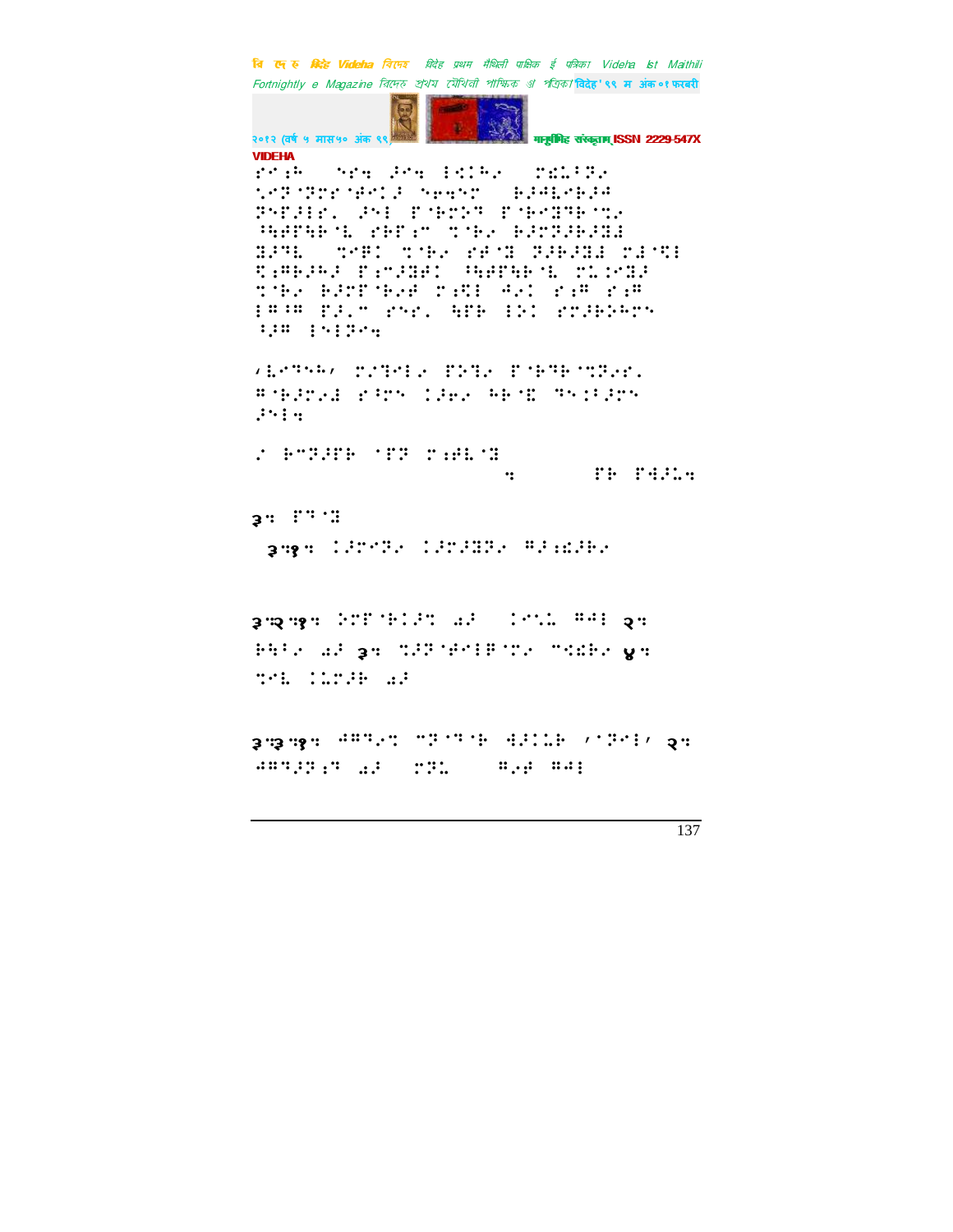⠗⠕⠒⠓⠀⠀⠝⠗⠒⠀⠕⠒⠀⠇⠊⠉⠓⠂⠀⠀⠍⠎⠇⠃⠝⠂⠀⠀
⠣⠕⠝⠈⠝⠍⠗⠈⠋⠕⠉⠕⠀⠝⠢⠒⠝⠀⠀⠗⠕⠓⠇⠕⠗⠕⠓⠀⠀
⠝⠕⠏⠕⠇⠗⠂⠀⠕⠕⠇⠀⠏⠈⠗⠍⠕⠙⠀⠏⠈⠗⠕⠝⠗⠈⠍⠂⠀
⠳⠓⠋⠏⠓⠗⠈⠇⠀⠗⠗⠋⠒⠉⠀⠍⠈⠗⠂⠀⠗⠕⠍⠝⠕⠗⠕⠝⠇⠀
⠝⠕⠙⠇⠀⠀⠍⠕⠏⠉⠀⠍⠈⠗⠂⠀⠗⠋⠈⠝⠀⠝⠕⠗⠕⠝⠇⠀⠍⠇⠈⠝⠇⠀
⠝⠒⠓⠗⠕⠓⠕⠀⠏⠒⠉⠕⠝⠋⠉⠀⠳⠓⠋⠏⠓⠗⠈⠇⠀⠍⠇⠒⠍⠝⠕⠀
⠍⠈⠗⠂⠀⠗⠕⠍⠏⠈⠗⠂⠋⠀⠍⠒⠝⠇⠀⠙⠂⠉⠀⠗⠒⠓⠀⠗⠒⠓⠀
⠇⠓⠈⠓⠀⠏⠕⠂⠉⠀⠗⠝⠗⠂⠀⠓⠏⠗⠀⠇⠕⠉⠀⠗⠍⠕⠗⠕⠓⠗⠝⠀
⠳⠕⠓⠀⠇⠕⠇⠝⠕⠒

⠠⠇⠕⠝⠝⠓⠠⠀⠍⠌⠝⠕⠇⠂⠀⠏⠕⠝⠂⠀⠏⠈⠗⠝⠗⠈⠍⠝⠂⠗⠂⠀
⠓⠈⠗⠕⠍⠂⠙⠀⠗⠳⠍⠝⠀⠉⠕⠗⠂⠀⠓⠗⠈⠭⠀⠝⠝⠉⠳⠕⠍⠝⠀
⠕⠕⠇⠒

⠌⠀⠗⠉⠝⠕⠏⠗⠀⠈⠏⠝⠀⠍⠒⠋⠇⠈⠝⠀
⠒⠀⠀⠀⠀⠀⠀⠏⠗⠀⠏⠙⠕⠇⠒

३⠒ ⠏⠝⠈⠝

३⠒१⠒ ⠉⠕⠍⠕⠝⠂⠀⠉⠕⠍⠕⠝⠝⠂⠀⠓⠕⠒⠎⠕⠗⠂

३⠒२⠒१⠒ ⠕⠍⠏⠈⠗⠉⠕⠝⠀⠡⠕⠀⠀⠉⠕⠝⠇⠀⠓⠙⠇⠀२⠒ ⠗⠓⠳⠂⠀⠡⠕⠀३⠒ ⠝⠕⠝⠈⠋⠕⠇⠏⠈⠍⠂⠀⠉⠎⠗⠂⠀४⠒ ⠝⠕⠇⠀⠉⠇⠍⠕⠗⠀⠡⠕

३⠒३⠒१⠒ ⠙⠓⠝⠂⠝⠀⠉⠝⠈⠝⠈⠗⠀⠙⠕⠉⠇⠗⠀⠠⠈⠝⠕⠇⠠⠀२⠒ ⠙⠓⠝⠕⠝⠒⠝⠀⠡⠕⠀⠀⠍⠝⠇⠀⠀⠀⠓⠂⠋⠀⠓⠙⠇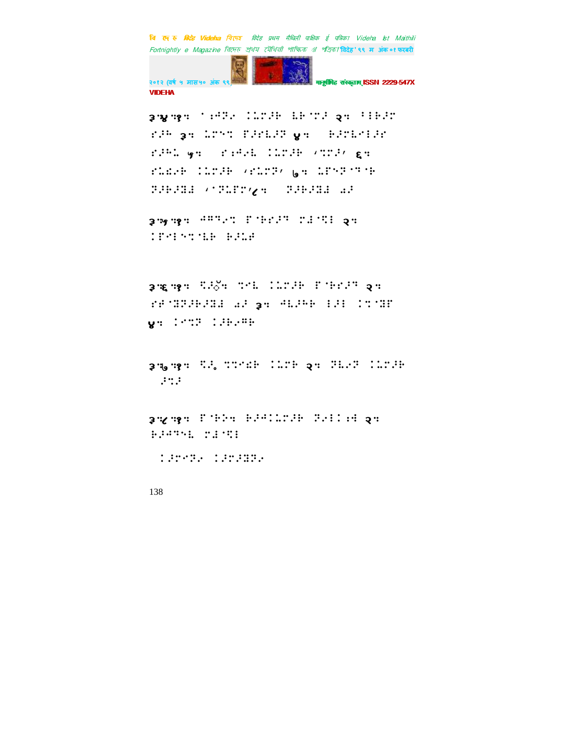३.४.१. ⠁⠱⠯⠎ ⠅⠥⠍�璥 ⠇⠗⠈⠍⠂ २. ⠁⠃⠗⠂⠍ ⠗⠂⠓ ३. ⠥⠍⠑⠝ ⠋⠂⠗⠇⠂⠽ ४. ⠗⠂⠍⠇⠊⠃⠂⠗ ⠗⠂⠓⠅ ५. ⠗⠱⠯⠎⠇ ⠅⠥⠍⠂⠗ ‘⠝⠍⠂’ ६. ⠗⠥⠩⠎⠗ ⠅⠥⠍⠂⠗ ‘⠗⠥⠍⠽’ ७. ⠥⠋⠑⠽⠈⠝⠈⠗ ⠽⠂⠗⠂⠻⠼ ‘⠈⠽⠥⠋⠍’८. ⠽⠂⠗⠂⠻⠼ ⠪⠂

३.५.१. ⠱⠹⠯⠎⠝ ⠋⠈⠗⠗⠂⠹ ⠍⠼⠈⠩⠃ २. ⠅⠋⠊⠃⠑⠝⠈⠇⠗ ⠗⠂⠥⠻

३.६.१. ⠩⠂ॅ. ⠝⠊⠇ ⠅⠥⠍⠂⠗ ⠋⠈⠗⠗⠂⠹ २. ⠗⠗⠈⠻⠽⠂⠗⠂⠻⠼ ⠪⠂ ३. ⠱⠇⠂⠓⠗ ⠃⠂⠃ ⠅⠝⠈⠻⠋ ४. ⠅⠊⠝⠽ ⠅⠂⠗⠎⠹⠗

३.७.१. ⠩⠂॰ ⠝⠝⠊⠩⠗ ⠅⠥⠍⠗ २. ⠽⠇⠎⠽ ⠅⠥⠍⠂⠗ ⠂⠝⠂

३.८.१. ⠋⠈⠗⠕. ⠗⠂⠱⠅⠥⠍⠂⠗ ⠽⠊⠃⠅⠱ २. ⠗⠂⠱⠹⠑⠇ ⠍⠼⠈⠩⠃

⠅⠂⠗⠊⠽⠎ ⠅⠂⠗⠂⠻⠽⠎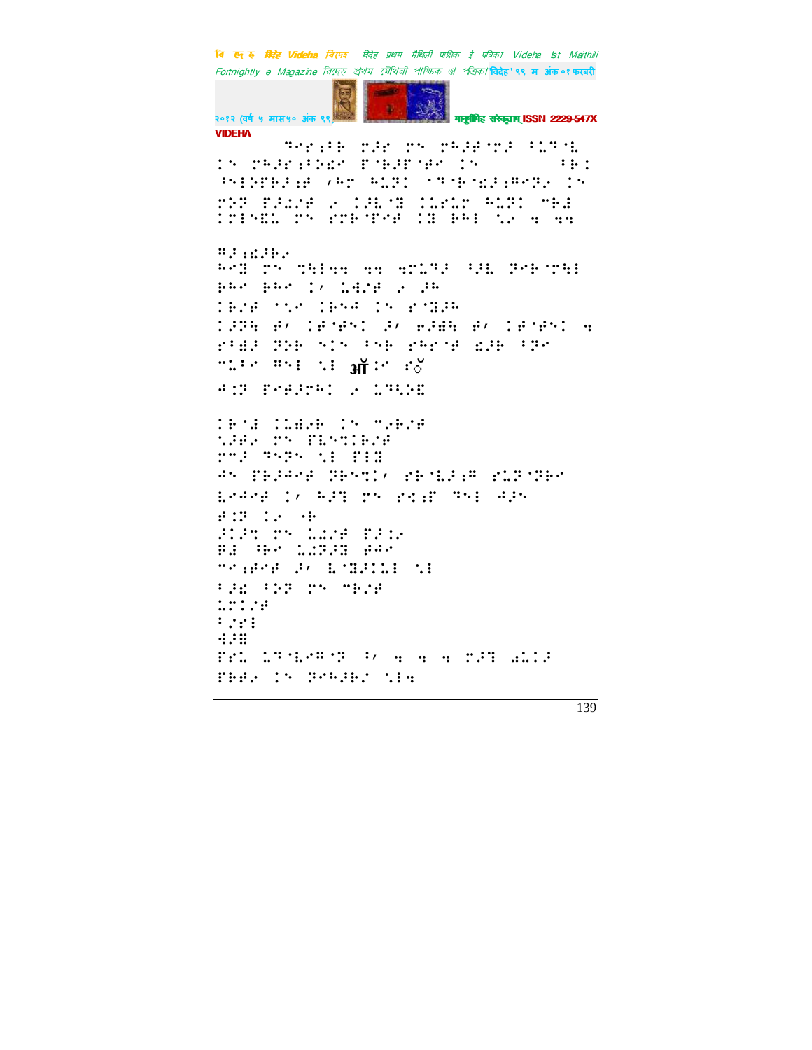⠛⠫⠗⠜⠃⠦⠀⠍⠙⠗⠀⠍⠝⠀⠍⠓⠙⠋⠈⠍⠙⠀⠂⠥⠹⠨
⠎⠝⠀⠍⠓⠙⠗⠜⠂⠕⠎⠉⠀⠏⠈⠗⠙⠏⠈⠋⠉⠀⠎⠝⠀⠀⠀⠀⠀⠀⠂⠗⠎
⠓⠑⠇⠏⠗⠙⠜⠋⠀⠌⠓⠉⠀⠓⠥⠝⠎⠀⠂⠹⠈⠗⠈⠎⠙⠜⠻⠉⠝⠆⠀⠎⠝
⠍⠕⠝⠀⠏⠙⠩⠌⠋⠀⠆⠀⠎⠙⠇⠈⠽⠀⠎⠥⠗⠥⠉⠀⠓⠥⠝⠎⠀⠉⠗⠙
⠎⠏⠑⠎⠥⠀⠍⠝⠀⠗⠍⠗⠈⠏⠉⠋⠀⠎⠽⠀⠗⠓⠇⠀⠡⠆⠀⠒⠀⠒⠒

⠻⠙⠜⠩⠙⠗⠆
⠓⠉⠽⠀⠍⠝⠀⠹⠓⠇⠒⠒⠀⠒⠒⠀⠒⠍⠥⠹⠙⠀⠂⠙⠇⠀⠝⠕⠗⠈⠍⠹⠇
⠗⠓⠉⠀⠗⠓⠉⠀⠎⠌⠀⠇⠙⠌⠋⠀⠆⠀⠙⠓
⠎⠗⠌⠋⠀⠈⠡⠉⠀⠎⠗⠪⠋⠀⠎⠝⠀⠗⠈⠽⠙⠓
⠎⠙⠝⠹⠀⠋⠌⠀⠎⠋⠈⠋⠝⠎⠀⠙⠌⠀⠑⠙⠿⠹⠀⠋⠌⠀⠎⠋⠈⠋⠝⠎⠀⠒
⠗⠂⠿⠙⠀⠝⠕⠗⠀⠪⠎⠝⠀⠂⠝⠗⠀⠗⠓⠗⠈⠋⠀⠩⠙⠗⠀⠂⠝⠉
⠉⠥⠂⠉⠀⠻⠑⠇⠀⠡⠇⠀ऑ⠎⠉⠀⠗ऍ
⠙⠎⠝⠀⠏⠉⠋⠙⠉⠓⠎⠀⠆⠀⠥⠹⠪⠕⠽

⠎⠗⠈⠙⠀⠎⠥⠿⠆⠗⠀⠎⠝⠀⠉⠆⠗⠌⠋
⠡⠙⠋⠆⠀⠍⠝⠀⠏⠇⠑⠹⠎⠗⠌⠋
⠍⠉⠙⠀⠹⠪⠝⠀⠡⠇⠀⠏⠇⠽
⠙⠝⠀⠏⠗⠙⠙⠉⠋⠀⠝⠗⠑⠹⠎⠌⠀⠗⠗⠈⠇⠙⠜⠻⠀⠗⠥⠝⠈⠝⠗⠉
⠇⠙⠉⠋⠀⠎⠌⠀⠓⠙⠹⠀⠍⠝⠀⠗⠎⠜⠗⠀⠹⠑⠇⠀⠙⠙⠝
⠋⠎⠝⠀⠎⠆⠀⠐⠗
⠙⠎⠙⠹⠀⠍⠝⠀⠥⠩⠌⠋⠀⠏⠙⠎⠆
⠿⠙⠀⠓⠗⠉⠀⠥⠩⠝⠙⠽⠀⠋⠙⠉
⠉⠎⠜⠋⠉⠋⠀⠙⠌⠀⠇⠈⠽⠙⠎⠥⠇⠀⠡⠇
⠂⠙⠩⠀⠂⠕⠝⠀⠍⠝⠀⠉⠗⠌⠋
⠥⠍⠎⠌⠋
⠂⠌⠗⠇
⠙⠙⠿
⠏⠗⠥⠀⠥⠹⠈⠇⠉⠻⠈⠝⠀⠂⠌⠀⠒⠀⠒⠀⠒⠀⠍⠙⠹⠀⠩⠥⠎⠙
⠏⠗⠋⠆⠀⠎⠝⠀⠝⠉⠓⠙⠗⠌⠀⠡⠇⠒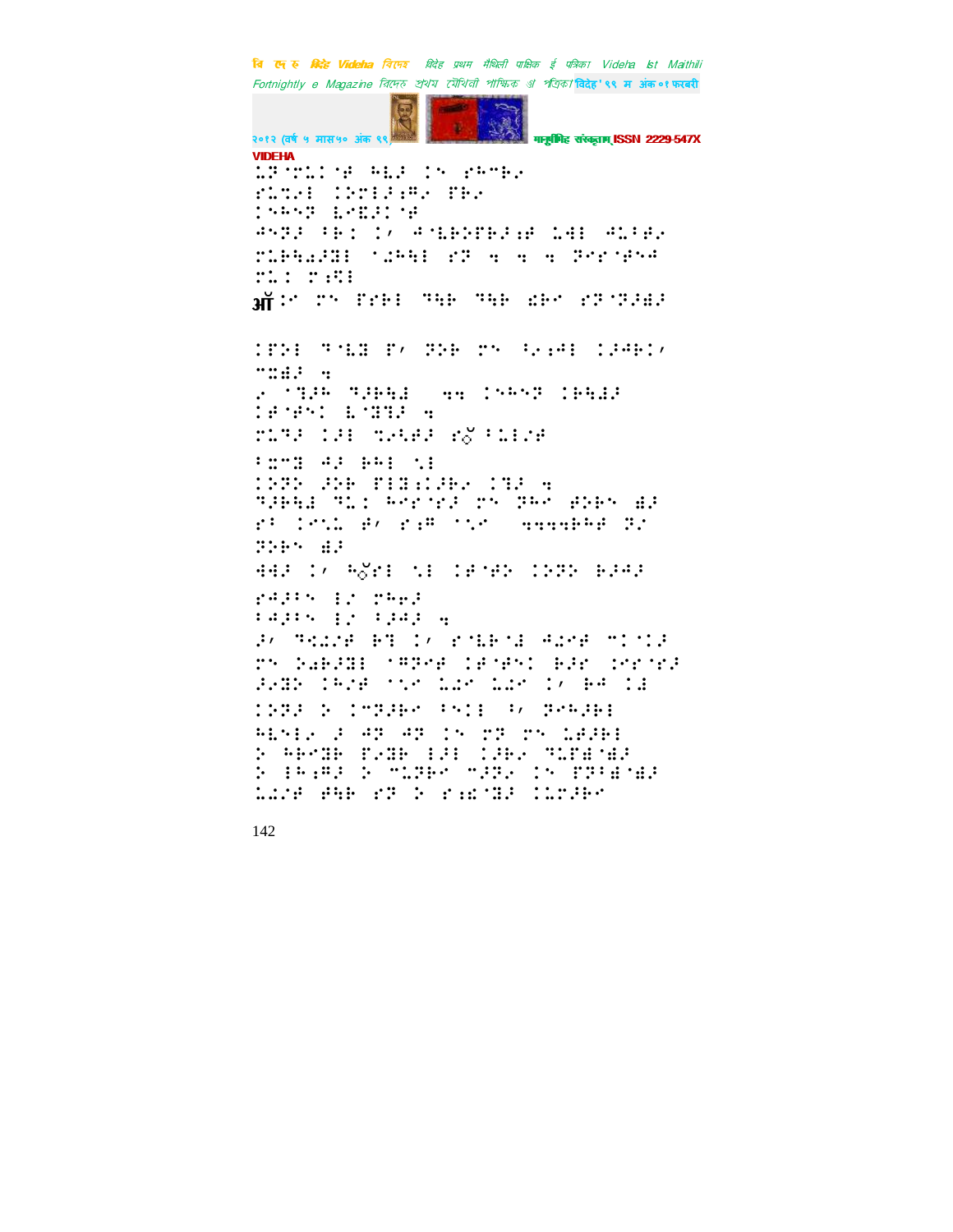VIDEHA

⠇⠐⠣⠐⠽⠇⠊⠈⠋ ⠓⠇⠼ ⠊⠝ ⠎⠓⠍⠗⠂

⠗⠇⠹⠂⠇ ⠊⠕⠍⠇⠼⠆⠻⠂ ⠟⠗⠂

⠊⠎⠓⠝⠩ ⠇⠢⠽⠼⠊⠈⠋

⠙⠝⠩⠼ ⠋⠗⠊ ⠊⠌ ⠙⠈⠇⠗⠕⠟⠗⠼⠆⠋ ⠇⠙⠇ ⠙⠇⠋⠋⠂

⠍⠇⠗⠓⠡⠼⠹⠇ ⠈⠡⠓⠓⠇ ⠎⠩ ⠹ ⠹ ⠹ ⠩⠗⠎⠈⠋⠝⠙

⠍⠇⠊ ⠍⠆⠫⠇

ॲ⠊⠎ ⠍⠝ ⠟⠗⠗⠇ ⠹⠓⠗ ⠹⠓⠗ ⠮⠗⠎ ⠎⠩⠈⠩⠼⠡⠼

⠊⠟⠕⠇ ⠹⠈⠇⠹ ⠟⠌ ⠩⠕⠗ ⠍⠝ ⠋⠂⠆⠙⠇ ⠊⠼⠙⠗⠊⠌

⠉⠹⠡⠼ ⠹

⠂ ⠈⠹⠼⠓ ⠹⠼⠗⠓⠡ ⠹⠹ ⠊⠝⠓⠝⠩ ⠊⠗⠓⠡⠼

⠊⠋⠈⠋⠝⠊ ⠇⠈⠹⠹⠼ ⠹

⠍⠇⠹⠼ ⠊⠼⠇ ⠹⠂⠇⠋⠼ ⠎⠕⠋⠇⠇⠊⠂⠈⠋

⠋⠭⠉⠹ ⠙⠼ ⠗⠙⠇ ⠡⠇

⠊⠩⠕ ⠼⠕⠗ ⠟⠊⠹⠆⠊⠼⠗⠂ ⠊⠹⠼ ⠹

⠹⠼⠗⠓⠡ ⠹⠇⠊ ⠓⠎⠗⠈⠗⠼ ⠍⠝ ⠩⠓⠎ ⠻⠕⠗⠝ ⠡⠼

⠎⠋ ⠊⠎⠡⠇ ⠋⠌ ⠎⠆⠍ ⠈⠡⠎ ⠹⠹⠹⠹⠗⠓⠋ ⠩⠂

⠩⠕⠗⠝ ⠡⠼

⠙⠙⠼ ⠊⠌ ⠓⠕⠗⠇ ⠡⠇ ⠊⠋⠈⠋⠕ ⠊⠕⠩⠕ ⠗⠼⠙⠼

⠎⠙⠼⠋⠝ ⠇⠂ ⠍⠓⠗⠼

⠋⠙⠼⠋⠝ ⠇⠂ ⠋⠼⠙⠼ ⠹

⠼⠌ ⠹⠹⠡⠂⠋ ⠗⠹ ⠊⠌ ⠎⠈⠇⠗⠈⠡ ⠙⠡⠎⠋ ⠉⠊⠈⠊⠼

⠍⠝ ⠕⠡⠗⠼⠹⠇ ⠈⠻⠩⠎⠋ ⠊⠋⠈⠋⠝⠊ ⠗⠼⠗ ⠊⠎⠗⠈⠗⠼

⠼⠹⠕ ⠊⠓⠂⠋ ⠈⠡⠎ ⠇⠡⠎ ⠇⠡⠎ ⠊⠌ ⠗⠙ ⠊⠡

⠊⠩⠼ ⠕ ⠊⠉⠩⠼⠗⠎ ⠋⠝⠊⠇ ⠋⠌ ⠩⠎⠓⠼⠗⠇

⠓⠇⠝⠇⠂ ⠼ ⠙⠩ ⠙⠩ ⠊⠝ ⠍⠩ ⠍⠝ ⠇⠋⠼⠗⠇

⠕ ⠓⠗⠎⠹⠗ ⠟⠂⠹⠗ ⠇⠼⠇ ⠊⠼⠗⠂ ⠹⠇⠟⠡⠈⠡⠼

⠕ ⠇⠓⠆⠻⠼ ⠕ ⠉⠇⠩⠗⠎ ⠉⠼⠩⠂ ⠊⠝ ⠟⠩⠋⠡⠈⠡⠼

⠇⠡⠂⠋ ⠻⠓⠗ ⠎⠩ ⠕ ⠎⠆⠡⠈⠹⠼ ⠊⠇⠍⠼⠗⠎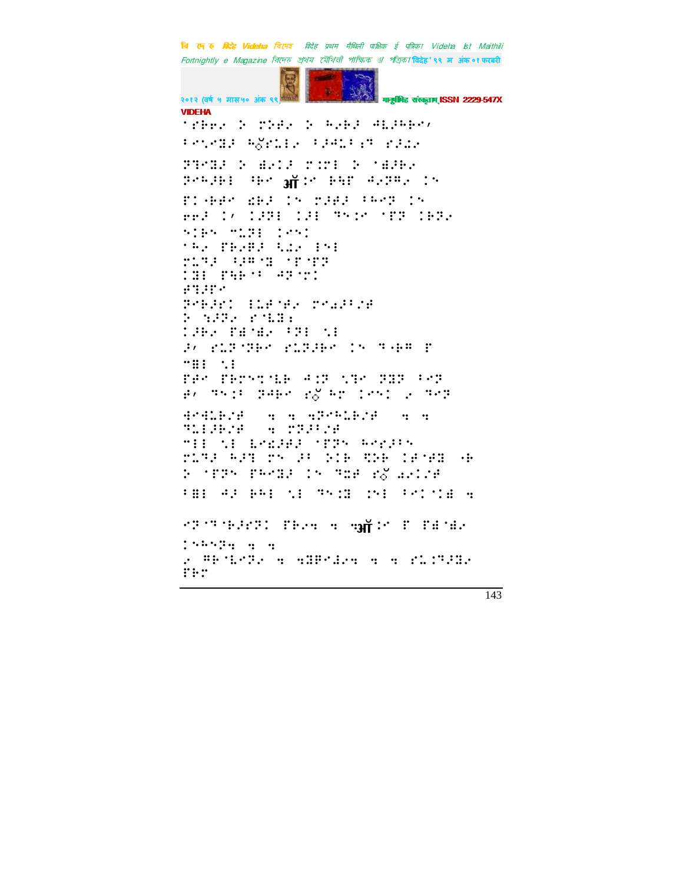⠈⠎⠗⠢⠐⠀⠕⠀⠍⠵⠋⠐⠀⠕⠀⠓⠐⠗⠆⠀⠲⠇⠆⠓⠗⠉⠂

⠃⠉⠑⠉⠿⠆⠀⠓⠫⠗⠥⠇⠐⠀⠃⠆⠲⠥⠃⠒⠻⠀⠎⠆⠔⠐

⠝⠻⠉⠿⠆⠀⠕⠀⠡⠐⠅⠆⠀⠍⠅⠍⠇⠀⠕⠀⠈⠡⠆⠗⠐

⠝⠉⠓⠆⠗⠇⠀⠫⠗⠉⠀ऑ⠅⠉⠀⠗⠹⠋⠀⠲⠐⠝⠛⠐⠀⠅⠑

⠋⠅⠐⠗⠋⠉⠀⠜⠗⠆⠀⠅⠑⠀⠍⠆⠋⠆⠀⠃⠓⠉⠝⠀⠅⠑

⠋⠗⠆⠀⠅⠂⠀⠅⠆⠝⠇⠀⠅⠆⠇⠀⠹⠑⠅⠉⠀⠈⠋⠝⠀⠅⠗⠝⠐

⠑⠅⠗⠑⠀⠉⠥⠝⠇⠀⠅⠉⠑⠅

⠈⠓⠐⠀⠋⠗⠐⠋⠆⠀⠩⠔⠐⠀⠇⠑⠇

⠍⠥⠹⠆⠀⠃⠆⠛⠈⠿⠀⠈⠋⠈⠋⠝

⠅⠿⠇⠀⠋⠹⠗⠈⠃⠀⠲⠝⠈⠍⠅

⠋⠹⠆⠋⠉

⠝⠉⠗⠆⠗⠅⠀⠇⠥⠋⠈⠋⠐⠀⠍⠉⠡⠆⠃⠌⠋

⠕⠀⠑⠆⠝⠐⠀⠎⠈⠥⠿⠆

⠅⠆⠗⠐⠀⠋⠫⠈⠡⠐⠀⠃⠝⠇⠀⠩⠇

⠆⠂⠀⠎⠥⠝⠈⠝⠗⠉⠀⠎⠥⠝⠆⠗⠉⠀⠅⠑⠀⠹⠐⠗⠛⠀⠋

⠉⠿⠇⠀⠩⠇

⠋⠗⠉⠀⠋⠗⠍⠑⠅⠈⠇⠗⠀⠲⠅⠝⠀⠩⠹⠉⠀⠝⠿⠝⠀⠃⠉⠝

⠋⠂⠀⠹⠑⠅⠃⠀⠝⠲⠗⠉⠀⠎⠫⠀⠓⠍⠀⠅⠉⠑⠅⠀⠐⠀⠹⠉⠝

⠙⠉⠙⠇⠗⠌⠋⠀⠀⠀⠀⠀⠩⠝⠉⠓⠇⠗⠌⠋⠀⠀⠀⠹⠇⠇⠆⠗⠌⠋⠀⠀⠀⠍⠝⠆⠃⠌⠋

⠉⠇⠇⠀⠩⠇⠀⠇⠉⠜⠆⠋⠆⠀⠈⠋⠝⠑⠀⠓⠉⠗⠆⠃⠑

⠍⠥⠹⠆⠀⠓⠆⠹⠀⠍⠑⠀⠆⠃⠀⠕⠅⠗⠀⠩⠕⠗⠀⠅⠋⠈⠋⠿⠀⠐⠗

⠕⠀⠈⠋⠝⠑⠀⠋⠓⠉⠿⠆⠀⠅⠑⠀⠹⠭⠋⠀⠎⠫⠀⠡⠐⠅⠌⠋

⠃⠿⠇⠀⠲⠆⠀⠗⠓⠇⠀⠩⠇⠀⠹⠑⠅⠿⠀⠅⠑⠇⠀⠃⠉⠅⠈⠡⠀⠩

⠉⠝⠈⠹⠈⠗⠆⠗⠝⠅⠀⠋⠗⠐⠩⠀⠩⠀⠩ऑ⠅⠉⠀⠋⠀⠋⠫⠈⠡⠐

⠅⠓⠑⠝⠩⠀⠩⠀⠩

⠐⠀⠛⠗⠈⠇⠉⠝⠐⠀⠩⠀⠩⠿⠛⠉⠡⠐⠩⠀⠩⠀⠩⠀⠎⠥⠅⠹⠆⠿⠐

⠋⠗⠍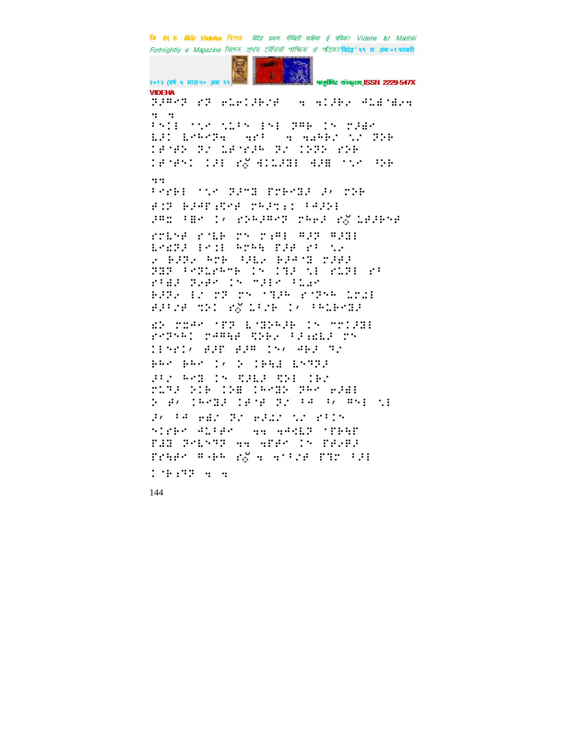⠝⠼⠛⠉⠝ ⠗⠝ ⠑⠇⠗⠊⠚⠃⠎⠋ ⠀⠒ ⠒⠊⠚⠃⠎ �W⠇⠬⠈⠬⠎⠒ ⠒⠀⠒

⠋⠕⠊⠇ ⠀⠣⠎ ⠣⠇⠋⠕ ⠇⠕⠇ ⠝⠛⠗ ⠊⠕ ⠍⠚⠬⠉ ⠇⠚⠊ ⠇⠁⠉⠝⠒ ⠀⠒⠗⠋ ⠀⠒ ⠒⠁⠁⠗⠎ ⠣⠎ ⠝⠕⠗ ⠊⠋⠈⠋⠕ ⠝⠎ ⠇⠋⠈⠗⠚⠁ ⠝⠎ ⠊⠕⠝⠕ ⠗⠕⠗ ⠊⠋⠈⠋⠕⠊ ⠊⠚⠇ ⠗⠒⠊⠇⠚⠝⠇ ⠒⠚⠿ ⠀⠣⠎ ⠓⠕⠗ ⠒⠒

⠋⠗⠗⠃⠇ ⠀⠣⠎ ⠝⠚⠉⠝ ⠏⠗⠃⠉⠝⠚ ⠚⠌ ⠍⠕⠗ ⠑⠊⠝ ⠃⠚⠋⠏⠪⠗⠋ ⠍⠁⠚⠞⠡⠊ ⠋⠁⠚⠕⠇ ⠚⠉⠭ ⠋⠿⠉ ⠊⠌ ⠗⠕⠁⠚⠉⠗⠝ ⠍⠁⠗⠚ ⠇⠋⠚⠃⠕⠋

⠗⠍⠇⠕⠋ ⠗⠈⠇⠃ ⠍⠕ ⠍⠡⠉⠇ ⠉⠚⠝ ⠉⠚⠝⠇ ⠇⠑⠩⠝⠚ ⠇⠕⠊⠇ ⠁⠗⠁⠓ ⠏⠚⠋ ⠗⠋ ⠣⠎ ⠎ ⠃⠚⠝⠎ ⠁⠗⠃ ⠓⠚⠇⠎ ⠃⠚⠁⠈⠝ ⠍⠚⠃⠚ ⠝⠝⠝ ⠋⠗⠝⠇⠗⠁⠉⠃ ⠊⠕ ⠊⠝⠚ ⠣⠇ ⠗⠇⠝⠇ ⠗⠋ ⠗⠋⠬⠚ ⠝⠎⠋⠁ ⠊⠕ ⠉⠚⠇⠁ ⠋⠇⠎⠁ ⠃⠚⠝⠎ ⠇⠌ ⠍⠝ ⠍⠕ ⠈⠝⠚⠁ ⠗⠈⠝⠕⠁ ⠇⠍⠩⠇ ⠑⠚⠋⠌⠋ ⠹⠕⠊ ⠗⠇⠋⠌⠃ ⠊⠌ ⠋⠁⠇⠃⠉⠝⠚

⠫⠕ ⠍⠭⠚⠁ ⠈⠏⠝ ⠇⠈⠝⠕⠁⠚⠃ ⠊⠕ ⠉⠍⠊⠚⠝⠇ ⠗⠉⠝⠕⠁⠊ ⠍⠚⠉⠓⠋ ⠹⠕⠃⠎ ⠋⠚⠡⠩⠇⠚ ⠍⠕ ⠊⠇⠕⠗⠊⠌ ⠑⠚⠏ ⠑⠚⠉ ⠊⠕⠌ ⠙⠃⠚ ⠝⠌ ⠃⠁⠁ ⠃⠁⠁ ⠊⠌ ⠕ ⠊⠃⠓⠇ ⠇⠕⠝⠝⠚ ⠚⠋⠌ ⠁⠉⠝ ⠊⠕ ⠹⠚⠇⠚ ⠹⠕⠇ ⠊⠃⠌ ⠍⠇⠝⠚ ⠕⠊⠃ ⠊⠕⠿ ⠊⠁⠉⠝⠕ ⠝⠁⠁ ⠑⠚⠬⠇ ⠕ ⠑⠌ ⠊⠁⠉⠝⠚ ⠊⠋⠈⠋ ⠝⠌ ⠋⠙ ⠋⠌ ⠉⠕⠇ ⠣⠇ ⠚⠌ ⠋⠙ ⠑⠬⠌ ⠝⠌ ⠑⠚⠩⠌ ⠣⠌ ⠗⠋⠊⠕ ⠎⠊⠗⠃⠁ ⠙⠇⠋⠑⠁ ⠀⠒⠒ ⠒⠙⠉⠇⠝ ⠈⠏⠃⠓⠏ ⠏⠚⠿ ⠝⠗⠇⠕⠝⠝ ⠒⠒ ⠒⠏⠑⠁ ⠊⠕ ⠏⠑⠎⠃⠚ ⠏⠗⠓⠑⠁ ⠉⠐⠃⠃ ⠗⠒ ⠒ ⠒⠋⠋⠌⠋ ⠏⠹⠍ ⠋⠚⠇

⠊⠈⠃⠡⠝⠝ ⠒ ⠒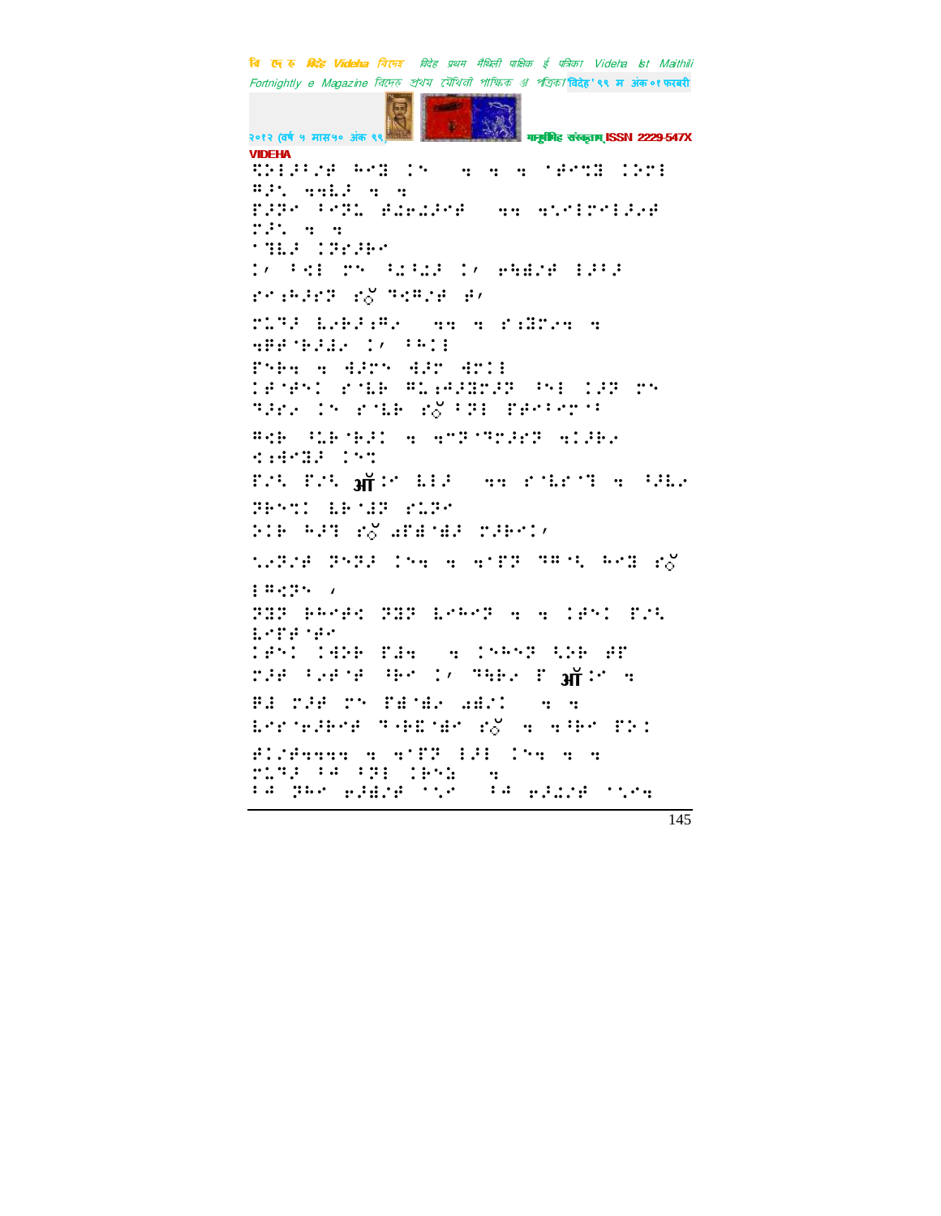⠻⠕⠇⠂⠃⠒⠋⠀⠓⠉⠿⠀⠅⠉⠀⠀⠀⠒⠀⠒⠀⠒⠀⠈⠋⠉⠹⠿⠀⠅⠕⠗⠇⠀
⠛⠂⠱⠀⠒⠒⠇⠂⠀⠒⠀⠒⠀
⠏⠂⠗⠉⠀⠃⠉⠗⠥⠀⠞⠔⠑⠔⠂⠉⠞⠀⠀⠒⠒⠀⠒⠱⠉⠇⠗⠉⠇⠂⠱⠞⠀
⠗⠂⠱⠀⠒⠀⠒⠀
⠈⠹⠇⠂⠀⠅⠋⠗⠂⠗⠉⠀
⠅⠌⠀⠃⠩⠇⠀⠗⠉⠀⠳⠔⠳⠔⠂⠀⠅⠌⠀⠑⠳⠻⠒⠋⠀⠇⠂⠃⠂⠀
⠗⠉⠆⠓⠂⠗⠝⠀⠗ऺ⠀⠹⠩⠛⠒⠋⠀⠋⠌⠀
⠗⠥⠹⠂⠀⠇⠢⠗⠂⠆⠛⠢⠀⠀⠒⠒⠀⠒⠀⠗⠆⠿⠗⠢⠒⠀⠒⠀
⠒⠗⠋⠈⠗⠂⠻⠢⠀⠅⠌⠀⠃⠓⠅⠇⠀
⠏⠉⠗⠒⠀⠒⠀⠻⠂⠗⠉⠀⠻⠂⠗⠀⠻⠉⠅⠇⠀
⠅⠋⠈⠋⠉⠅⠀⠗⠈⠇⠗⠀⠛⠥⠆⠔⠂⠿⠗⠂⠝⠀⠘⠉⠇⠀⠅⠂⠝⠀⠗⠉⠀
⠹⠂⠗⠢⠀⠅⠉⠀⠗⠈⠇⠗⠀⠗ऺ⠀⠃⠝⠇⠀⠏⠋⠉⠃⠉⠗⠈⠃⠀
⠛⠩⠗⠀⠳⠇⠗⠈⠗⠂⠅⠀⠒⠀⠒⠉⠝⠈⠹⠗⠂⠗⠝⠀⠒⠅⠂⠗⠢⠀
⠩⠆⠻⠉⠿⠂⠀⠅⠉⠹⠀
⠏⠌⠱⠀⠏⠌⠱⠀ऑ⠅⠉⠀⠇⠇⠂⠀⠀⠒⠒⠀⠗⠈⠇⠗⠈⠹⠀⠒⠀⠳⠂⠇⠢⠀
⠝⠗⠉⠹⠅⠀⠇⠗⠈⠻⠝⠀⠗⠥⠝⠉⠀
⠕⠅⠗⠀⠓⠂⠹⠀⠗ऺ⠀⠔⠋⠻⠈⠻⠂⠀⠗⠂⠗⠉⠅⠌⠀
⠱⠢⠝⠒⠋⠀⠝⠉⠝⠂⠀⠅⠉⠒⠀⠒⠀⠒⠈⠏⠝⠀⠹⠛⠈⠱⠀⠓⠉⠿⠀⠗ऺ⠀
⠇⠛⠩⠝⠉⠀⠌⠀
⠝⠝⠝⠀⠗⠓⠉⠋⠩⠀⠝⠝⠝⠀⠇⠉⠓⠉⠝⠀⠒⠀⠒⠀⠅⠋⠉⠅⠀⠏⠌⠱⠀
⠇⠉⠗⠋⠈⠋⠉⠀
⠅⠋⠉⠅⠀⠅⠻⠕⠗⠀⠏⠻⠒⠀⠀⠒⠀⠅⠉⠓⠉⠝⠀⠱⠕⠗⠀⠋⠏⠀
⠗⠂⠋⠀⠃⠢⠋⠈⠋⠀⠘⠗⠉⠀⠅⠌⠀⠹⠒⠗⠢⠀⠏⠀ऑ⠅⠉⠀⠒⠀
⠏⠻⠀⠗⠂⠋⠀⠗⠉⠀⠏⠻⠈⠻⠢⠀⠔⠻⠅⠀⠀⠒⠀⠒⠀
⠇⠉⠗⠈⠢⠂⠗⠉⠋⠀⠹⠈⠗⠿⠈⠻⠉⠀⠗ऺ⠀⠒⠀⠒⠘⠗⠉⠀⠏⠕⠅⠀
⠋⠅⠌⠋⠒⠒⠒⠒⠀⠒⠀⠒⠈⠏⠝⠀⠇⠂⠇⠀⠅⠉⠒⠀⠒⠀⠒⠀
⠗⠥⠹⠂⠀⠃⠁⠀⠃⠝⠇⠀⠅⠗⠉⠆⠀⠀⠒⠀
⠃⠁⠀⠝⠓⠉⠀⠢⠂⠻⠒⠋⠀⠈⠱⠉⠀⠀⠃⠁⠀⠢⠂⠔⠒⠋⠀⠈⠱⠉⠒⠀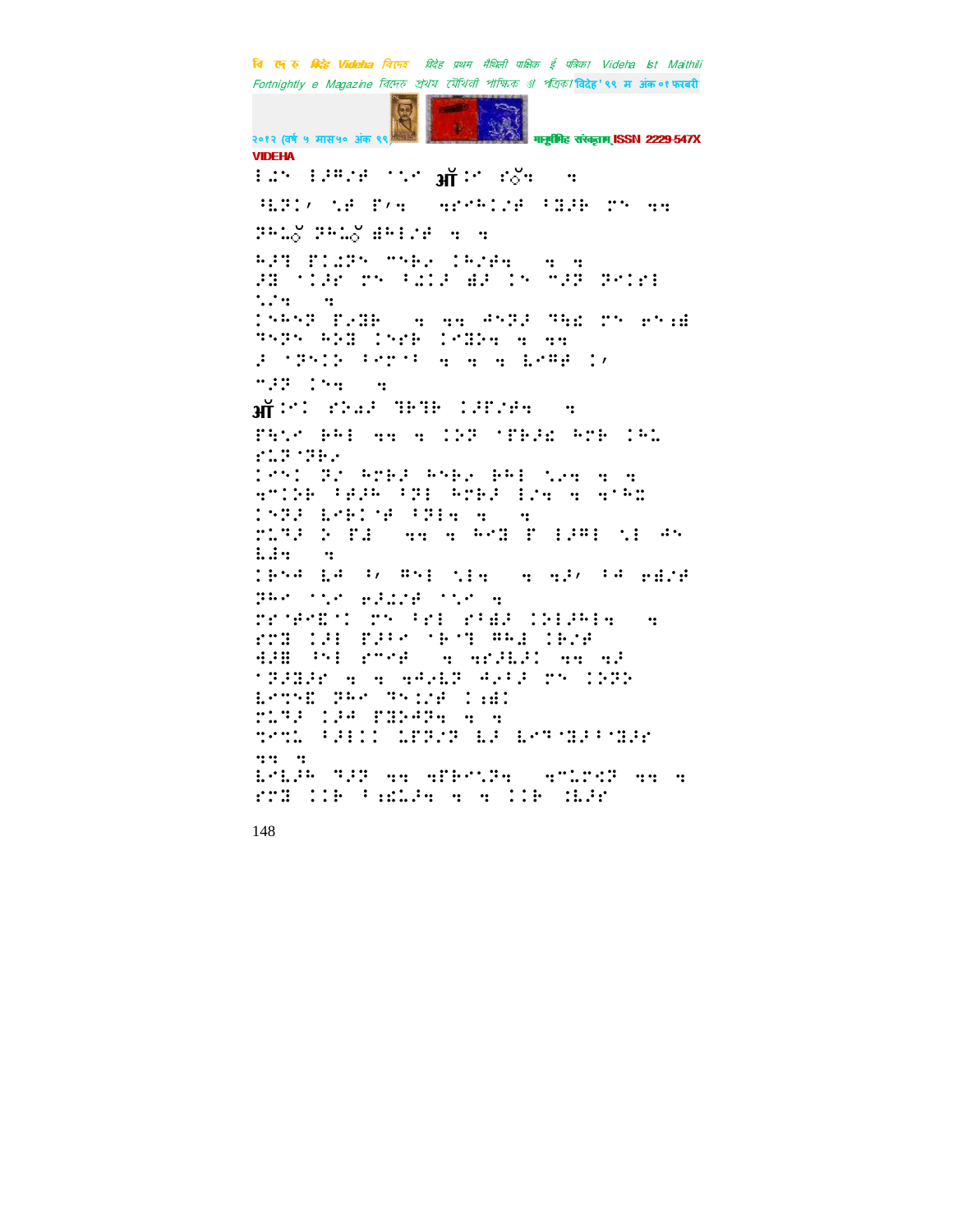VIDEHA

!⠩⠝ !⠼⠻⠴⠋ ⠂⠣⠸ ॲ⠣⠸ ⠎◌̆⠒ ⠒

⠻⠇⠝⠉⠂ ⠣⠋ ⠏⠂⠒ ⠒⠗⠢⠓⠉⠴⠋ ⠈⠽⠼⠃ ⠍⠝ ⠒⠒

⠝⠓⠥◌̆ ⠝⠓⠥◌̆ ⠫⠓⠇⠴⠋ ⠒ ⠒

⠓⠼⠹ ⠏⠉⠩⠝⠝ ⠍⠕⠃⠔ ⠉⠓⠴⠋⠒ ⠒ ⠒
⠼⠿ ⠂⠉⠼⠋ ⠍⠝ ⠈⠩⠉⠼ ⠫⠼ ⠉⠝ ⠉⠼⠝ ⠝⠑⠉⠗⠇
⠣⠴⠒ ⠒

⠉⠕⠓⠝⠝ ⠏⠔⠿⠃ ⠒ ⠒⠒ ⠁⠕⠝⠼ ⠹⠱⠣ ⠍⠝ ⠑⠝⠱⠫
⠹⠕⠝⠝ ⠓⠕⠿ ⠉⠝⠋⠃ ⠉⠢⠿⠝⠒ ⠒ ⠒⠒
⠼ ⠂⠝⠝⠉⠕ ⠈⠑⠗⠂⠈ ⠒ ⠒ ⠒ ⠇⠑⠍⠋ ⠉⠂
⠉⠼⠝ ⠉⠝⠒ ⠒

ॲ⠣⠉ ⠎⠕⠔⠼ ⠹⠗⠹⠃ ⠉⠼⠋⠴⠋⠒ ⠒

⠏⠓⠣⠑ ⠃⠓⠇ ⠒⠒ ⠒ ⠉⠕⠝ ⠂⠏⠃⠼⠱ ⠓⠍⠃ ⠉⠓⠥
⠎⠥⠝⠂⠝⠃⠔

⠉⠑⠝⠉ ⠝⠴ ⠓⠍⠃⠼ ⠓⠕⠃⠔ ⠃⠓⠇ ⠣⠔⠒ ⠒ ⠒
⠒⠉⠉⠃ ⠈⠋⠼⠓ ⠈⠝⠇ ⠓⠍⠃⠼ ⠇⠴⠒ ⠒ ⠒⠈⠓⠭
⠉⠕⠝⠼ ⠇⠑⠃⠉⠂⠋ ⠈⠝⠇⠒ ⠒ ⠒
⠍⠥⠹⠼ ⠕ ⠏⠼ ⠒⠒ ⠒ ⠓⠑⠿ ⠏ ⠇⠼⠍⠇ ⠣⠇ ⠁⠝
⠇⠼⠒ ⠒

⠉⠃⠕⠁ ⠇⠁ ⠈⠂ ⠍⠕⠇ ⠣⠇⠒ ⠒ ⠒⠼⠂ ⠈⠁ ⠑⠫⠴⠋
⠝⠓⠑ ⠂⠣⠑ ⠑⠼⠩⠴⠋ ⠂⠣⠑ ⠒

⠗⠋⠂⠋⠑⠭⠂⠉ ⠍⠝ ⠈⠑⠇ ⠎⠈⠫⠼ ⠉⠕⠇⠼⠓⠇⠒ ⠒
⠎⠍⠿ ⠉⠼⠇ ⠏⠼⠃⠑ ⠂⠃⠂⠹ ⠍⠓⠇ ⠉⠃⠴⠋
⠙⠼⠿ ⠓⠕⠇ ⠎⠍⠑⠋ ⠒ ⠒⠗⠼⠇⠼⠉ ⠒⠒ ⠒⠼
⠂⠝⠼⠿⠼⠗ ⠒ ⠒ ⠒⠁⠔⠇⠼ ⠁⠔⠈⠼ ⠍⠝ ⠉⠕⠝⠕
⠇⠑⠍⠕⠭ ⠝⠓⠑ ⠹⠕⠉⠴⠋ ⠉⠱⠉
⠍⠥⠹⠼ ⠉⠼⠁ ⠏⠿⠼⠁⠝⠒ ⠒ ⠒
⠹⠑⠍⠥ ⠈⠼⠇⠉⠉ ⠥⠏⠝⠴⠝ ⠇⠼ ⠇⠑⠹⠂⠿⠼⠈⠂⠿⠼⠗
⠒⠒ ⠒

⠇⠑⠇⠼⠓ ⠹⠼⠝ ⠒⠒ ⠒⠏⠃⠑⠣⠝⠒ ⠒⠍⠥⠗⠩⠝ ⠒⠒ ⠒
⠎⠍⠿ ⠉⠉⠃ ⠈⠱⠭⠥⠼⠒ ⠒ ⠒ ⠉⠉⠃ ⠱⠇⠼⠗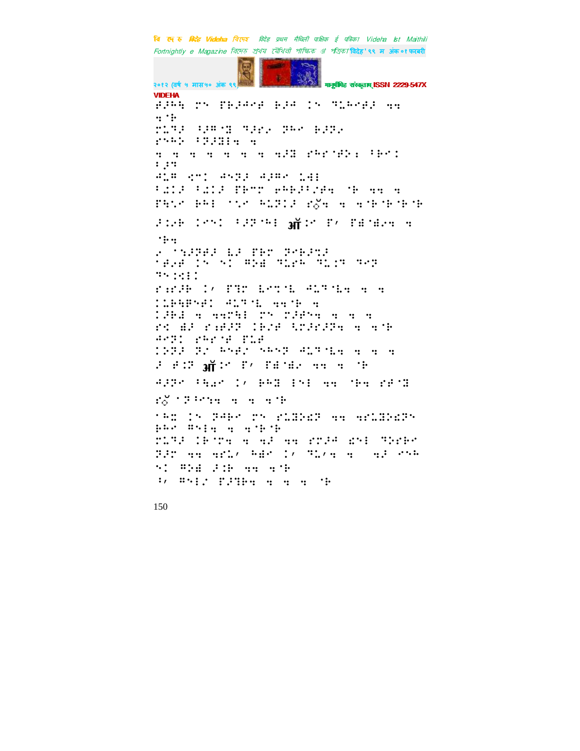VIDEHA

⠋⠼⠓⠓ ⠍⠝ ⠏⠗⠼⠚⠑⠋ ⠗⠼⠚ ⠅⠝ ⠹⠥⠓⠑⠋⠼ ⠒⠒
⠒⠈⠗
⠍⠥⠹⠼ ⠘⠼⠻⠈⠻ ⠹⠼⠗⠎ ⠽⠓⠑ ⠗⠼⠽⠎
⠗⠝⠓⠕ ⠘⠽⠼⠻⠇⠒ ⠒
⠒ ⠒ ⠒ ⠒ ⠒ ⠒ ⠒ ⠒⠼⠻ ⠗⠓⠗⠈⠋⠕⠆ ⠘⠗⠑⠅
⠆⠼⠒
⠙⠥⠻ ⠡⠍⠅ ⠙⠝⠽⠼ ⠙⠼⠻⠑ ⠅⠙⠇
⠘⠩⠅⠼ ⠘⠩⠅⠼ ⠏⠗⠉⠍ ⠑⠓⠗⠼⠘⠎⠋⠒ ⠈⠗ ⠒⠒ ⠒
⠏⠓⠡⠑ ⠗⠓⠇ ⠈⠡⠑ ⠓⠥⠽⠅⠼ ⠗⠕̆⠒ ⠒ ⠒⠈⠗⠈⠗⠈⠗⠈⠗
⠼⠅⠎⠗ ⠅⠑⠝⠅ ⠘⠼⠽⠈⠓⠇ ऑ⠅⠑ ⠏⠌ ⠏⠻⠈⠻⠎⠒ ⠒
⠈⠗⠒
⠎ ⠈⠁⠼⠽⠋⠼ ⠇⠼ ⠏⠗⠉ ⠽⠑⠗⠼⠹⠼
⠈⠋⠎⠋ ⠅⠝ ⠝⠅ ⠻⠕⠻ ⠹⠥⠎⠓ ⠹⠥⠅⠹ ⠹⠑⠽
⠹⠝⠅⠊⠇⠅
⠗⠆⠗⠼⠗ ⠅⠌ ⠏⠹⠉ ⠇⠑⠉⠈⠇ ⠙⠥⠹⠈⠇⠒ ⠒ ⠒
⠅⠥⠗⠓⠻⠝⠋⠅ ⠙⠥⠹⠈⠇ ⠒⠒⠈⠗ ⠒
⠅⠼⠗⠻ ⠒ ⠒⠒⠍⠓⠇ ⠍⠝ ⠍⠼⠋⠝⠒ ⠒ ⠒ ⠒
⠗⠅ ⠻⠼ ⠗⠆⠋⠼⠽ ⠅⠗⠎⠋ ⠡⠍⠼⠗⠼⠽⠒ ⠒ ⠒⠈⠗
⠙⠑⠽⠅ ⠗⠓⠗⠈⠋ ⠏⠥⠋
⠅⠽⠽⠼ ⠽⠎ ⠓⠝⠋⠎ ⠝⠓⠝⠽ ⠙⠥⠹⠈⠇⠒ ⠒ ⠒ ⠒
⠼ ⠋⠅⠽ ऑ⠅⠑ ⠏⠌ ⠏⠻⠈⠻⠎ ⠒⠒ ⠒ ⠈⠗
⠙⠼⠽⠑ ⠘⠓⠩⠑ ⠅⠌ ⠗⠓⠻ ⠃⠝⠇ ⠒⠒ ⠈⠗⠒ ⠗⠋⠈⠻
⠗⠕̆ ⠈⠽⠘⠑⠎⠒ ⠒ ⠒ ⠒⠈⠗
⠈⠓⠭ ⠅⠝ ⠽⠙⠗⠑ ⠍⠝ ⠗⠥⠻⠕⠩⠽ ⠒⠒ ⠒⠗⠥⠻⠕⠩⠽⠝
⠗⠓⠑ ⠻⠝⠇⠒ ⠒ ⠒⠈⠗⠈⠗
⠍⠥⠹⠼ ⠅⠗⠈⠍⠒ ⠒ ⠒⠼ ⠒⠒ ⠗⠍⠼⠙ ⠩⠝⠇ ⠹⠕⠗⠗⠑
⠽⠼⠍ ⠒⠒ ⠒⠗⠥⠌ ⠓⠻⠑ ⠅⠌ ⠹⠥⠌⠒ ⠒ ⠒⠼ ⠑⠝⠓
⠝⠅ ⠻⠕⠻ ⠼⠅⠗ ⠒⠒ ⠒⠈⠗
⠘⠌ ⠻⠝⠇⠎ ⠏⠼⠹⠗⠒ ⠒ ⠒ ⠒ ⠈⠗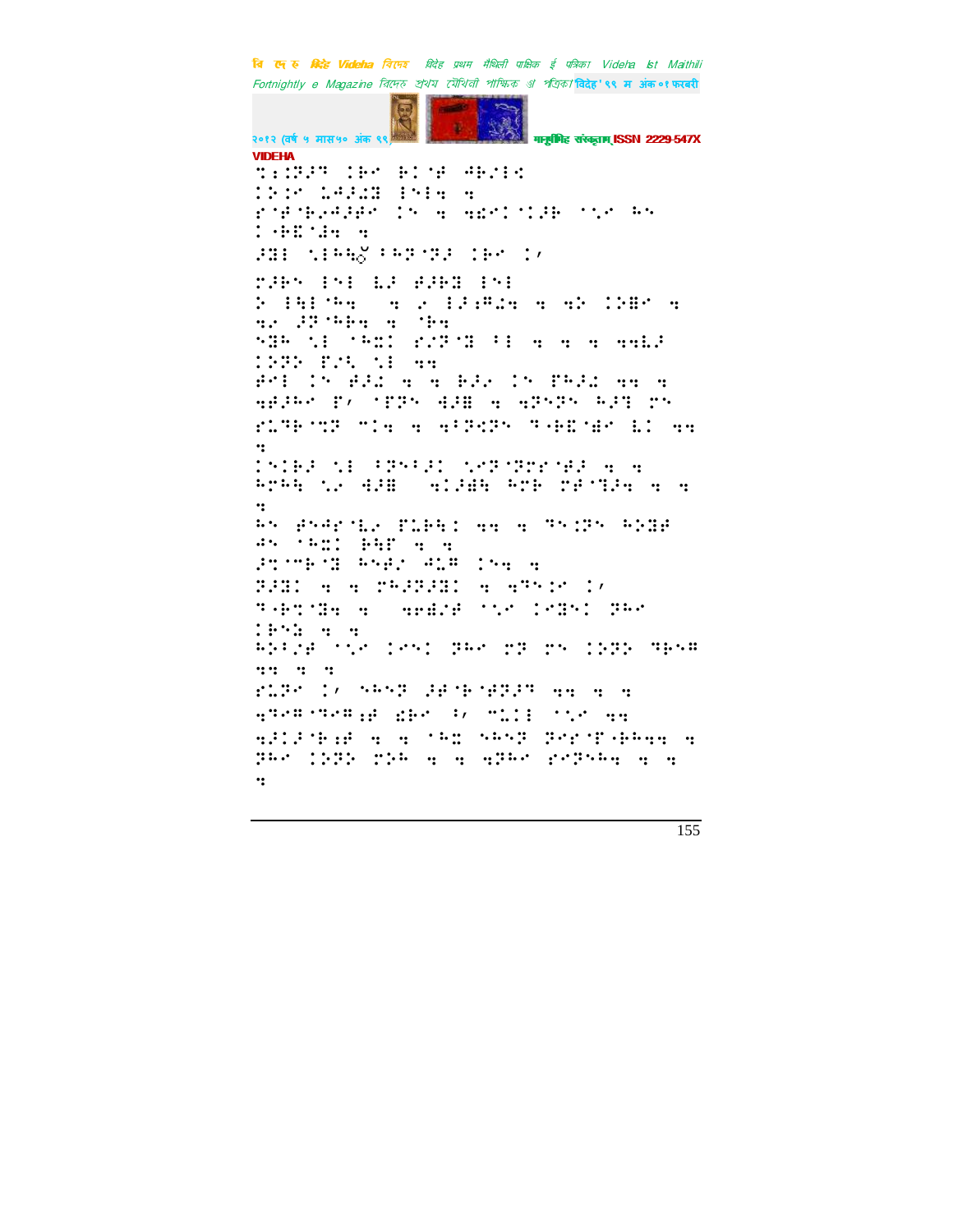VIDEHA

⠹⠱⠨⠝⠼⠙⠀⠨⠃⠉⠀⠃⠅⠈⠋⠀⠚⠃⠌⠑⠅

⠅⠕⠅⠉⠀⠥⠚⠼⠥⠝⠀⠣⠎⠣⠪⠀⠪

⠗⠈⠋⠈⠃⠜⠚⠼⠃⠉⠀⠅⠎⠀⠪⠀⠪⠯⠉⠅⠈⠅⠼⠓⠀⠈⠱⠉⠀⠓⠎

⠅⠐⠗⠿⠈⠼⠪⠀⠪

⠼⠝⠇⠀⠱⠣⠓⠪⠀⠓⠏⠈⠝⠼⠀⠅⠃⠉⠀⠅⠠

⠍⠼⠓⠎⠀⠣⠎⠣⠀⠇⠼⠀⠋⠼⠓⠝⠀⠣⠎⠣

⠕⠀⠣⠳⠇⠈⠓⠪⠀⠀⠪⠀⠢⠀⠇⠼⠱⠛⠥⠪⠀⠪⠀⠪⠕⠀⠅⠕⠻⠉⠀⠪

⠪⠜⠀⠼⠏⠈⠓⠃⠪⠀⠪⠀⠈⠃⠪

⠎⠝⠓⠀⠱⠇⠀⠈⠓⠭⠅⠀⠗⠜⠏⠈⠝⠀⠐⠇⠀⠪⠀⠪⠀⠪⠀⠪⠪⠇⠼

⠅⠕⠏⠕⠀⠏⠜⠳⠀⠱⠇⠀⠪⠪

⠋⠉⠇⠀⠅⠎⠀⠋⠼⠅⠀⠪⠀⠪⠀⠃⠼⠜⠀⠅⠎⠀⠏⠓⠼⠅⠀⠪⠪⠀⠪

⠪⠋⠼⠓⠉⠀⠏⠠⠀⠈⠏⠏⠎⠀⠹⠼⠻⠀⠪⠀⠪⠏⠎⠏⠎⠀⠓⠼⠞⠀⠍⠎

⠗⠥⠞⠃⠈⠭⠏⠀⠉⠅⠪⠀⠪⠀⠪⠐⠏⠹⠏⠎⠀⠞⠐⠃⠿⠈⠱⠉⠀⠇⠅⠀⠪⠪

⠪

⠅⠎⠅⠃⠼⠀⠱⠇⠀⠐⠏⠎⠐⠼⠅⠀⠱⠉⠏⠈⠏⠗⠗⠈⠋⠼⠀⠪⠀⠪

⠓⠗⠓⠪⠀⠱⠜⠀⠹⠼⠻⠀⠀⠪⠅⠼⠻⠪⠀⠓⠗⠃⠀⠍⠋⠈⠞⠼⠪⠀⠪⠀⠪

⠪

⠓⠎⠀⠋⠎⠚⠗⠈⠇⠜⠀⠏⠥⠃⠪⠅⠀⠪⠪⠀⠪⠀⠞⠎⠅⠏⠎⠀⠓⠕⠝⠋

⠚⠎⠀⠈⠓⠭⠅⠀⠃⠪⠋⠀⠪⠀⠪

⠼⠭⠈⠍⠃⠈⠝⠀⠓⠎⠋⠜⠀⠚⠥⠛⠀⠅⠎⠪⠀⠪

⠝⠼⠝⠅⠀⠪⠀⠪⠀⠍⠓⠼⠏⠼⠝⠅⠀⠪⠀⠪⠞⠎⠅⠉⠀⠅⠠

⠞⠐⠃⠭⠈⠝⠪⠀⠪⠀⠀⠪⠗⠋⠌⠋⠀⠈⠱⠉⠀⠅⠉⠝⠎⠅⠀⠝⠓⠉

⠅⠃⠎⠣⠀⠪⠀⠪

⠓⠕⠐⠅⠋⠀⠈⠱⠉⠀⠅⠉⠎⠅⠀⠝⠓⠉⠀⠍⠏⠀⠍⠎⠀⠅⠕⠏⠕⠀⠞⠃⠎⠛

⠪⠪⠀⠪⠀⠪

⠗⠥⠏⠉⠀⠅⠠⠀⠎⠓⠎⠏⠀⠼⠋⠈⠃⠈⠋⠼⠝⠀⠪⠪⠀⠪⠀⠪

⠪⠞⠉⠛⠈⠞⠉⠛⠱⠋⠀⠌⠃⠉⠀⠐⠠⠀⠉⠥⠅⠇⠀⠈⠱⠉⠀⠪⠪

⠪⠼⠅⠼⠈⠃⠱⠋⠀⠪⠀⠪⠀⠈⠓⠭⠀⠎⠓⠎⠏⠀⠝⠗⠗⠈⠏⠐⠃⠓⠪⠪⠀⠪

⠝⠓⠉⠀⠅⠕⠏⠕⠀⠍⠕⠓⠀⠪⠀⠪⠀⠪⠝⠓⠉⠀⠗⠉⠏⠎⠓⠪⠀⠪⠀⠪

⠪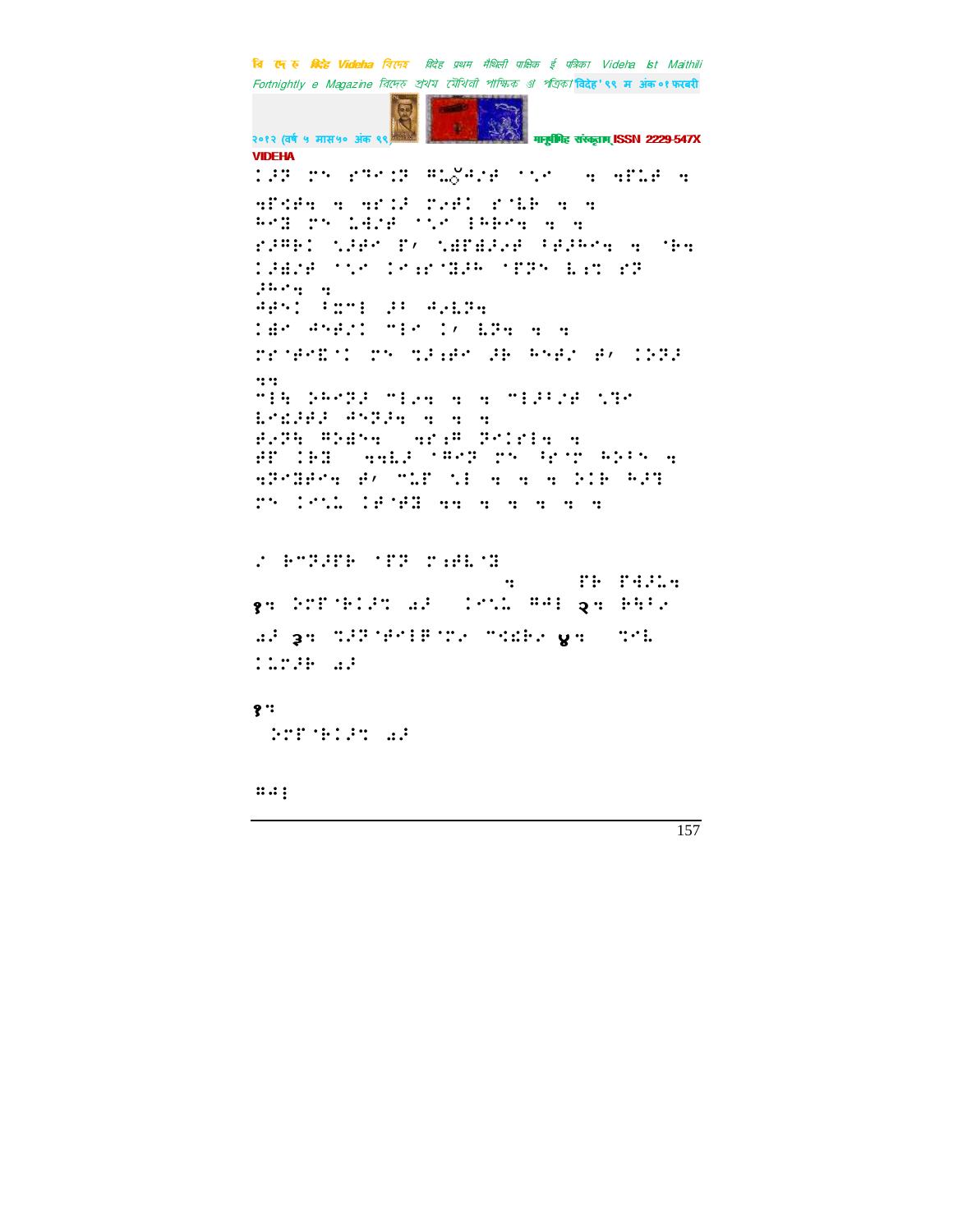⠽⠼⠏⠀⠗⠝⠀⠑⠹⠉⠱⠏⠀⠛⠇⠈⠇⠀⠁⠝⠉⠀⠀⠀⠀⠀⠀⠀⠀⠀⠀⠀⠀⠀⠀⠀⠀⠀⠀⠀⠀⠀⠀⠀⠀⠀⠀

⠀⠀⠀⠀⠀⠀⠀⠀⠀⠀⠀⠀⠀⠀⠀⠀⠀⠀⠀⠀⠀⠀⠀⠀⠀⠀⠀⠀⠀⠀⠀⠀⠀⠀⠀⠀

⠀⠀⠀⠀⠀⠀⠀⠀⠀⠀⠀⠀⠀⠀⠀⠀⠀⠀⠀⠀⠀⠀⠀⠀

१⠲ ⠀⠀⠀⠀⠀⠀⠀⠀⠀⠀ २⠲ ⠀⠀⠀ ३⠲ ⠀⠀⠀⠀⠀⠀⠀ ४⠲ ⠀⠀⠀⠀⠀⠀⠀

१⠲

⠀⠀⠀⠀⠀⠀⠀⠀⠀

⠀⠀⠀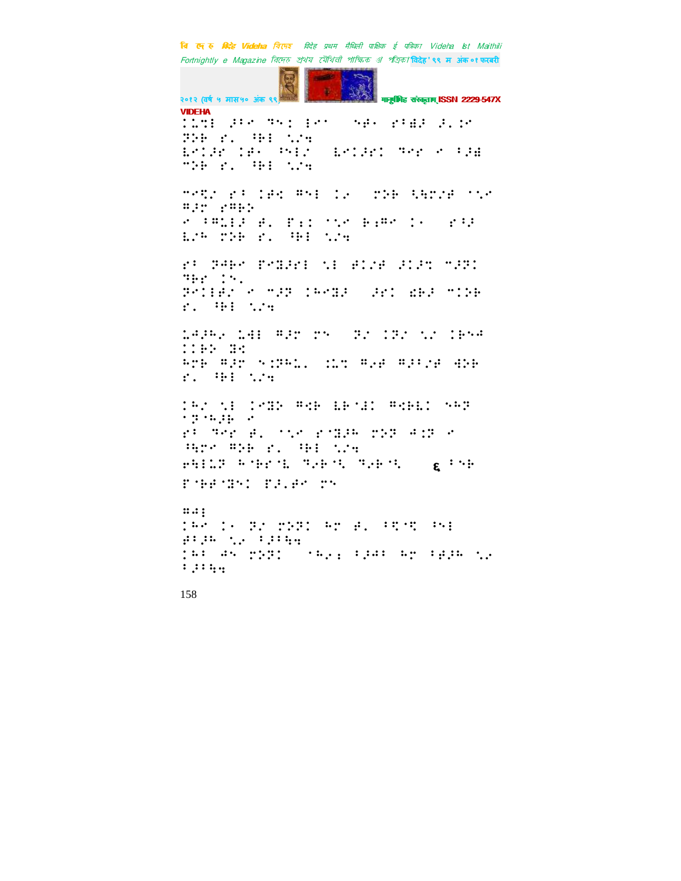⠠⠡⠩⠆⠀⠌⠈⠉⠀⠹⠉⠒⠀⠇⠉⠁⠀⠀⠀⠒⠋⠂⠀⠗⠈⠫⠌⠀⠌⠄⠅⠉
⠝⠕⠗⠀⠗⠄⠀⠓⠗⠇⠀⠡⠌⠹
⠑⠉⠅⠌⠗⠀⠅⠋⠂⠀⠘⠒⠇⠌⠀⠀⠑⠉⠅⠌⠗⠅⠀⠹⠉⠗⠀⠉⠀⠈⠌⠫
⠉⠕⠗⠀⠗⠄⠀⠓⠗⠇⠀⠡⠌⠹

⠉⠉⠻⠌⠀⠗⠈⠀⠅⠋⠩⠀⠛⠒⠇⠀⠅⠂⠀⠀⠀⠍⠕⠗⠀⠳⠹⠍⠌⠋⠀⠁⠡⠉
⠛⠌⠍⠀⠗⠛⠗⠕
⠉⠀⠈⠛⠡⠇⠌⠀⠋⠄⠀⠏⠆⠅⠀⠁⠡⠉⠀⠗⠆⠛⠉⠀⠅⠂⠀⠀⠀⠗⠈⠌
⠑⠌⠓⠀⠍⠕⠗⠀⠗⠄⠀⠓⠗⠇⠀⠡⠌⠹

⠗⠈⠀⠝⠋⠗⠉⠀⠏⠉⠫⠌⠗⠇⠀⠡⠇⠀⠋⠅⠌⠋⠀⠌⠅⠌⠹⠀⠉⠌⠝⠅
⠹⠗⠍⠀⠅⠒⠄
⠝⠉⠅⠇⠋⠌⠀⠉⠀⠉⠌⠝⠀⠅⠓⠉⠫⠌⠀⠀⠀⠌⠗⠅⠀⠫⠗⠌⠀⠉⠅⠕⠗
⠗⠄⠀⠓⠗⠇⠀⠡⠌⠹

⠡⠙⠌⠓⠂⠀⠡⠙⠇⠀⠛⠌⠍⠀⠍⠒⠀⠀⠀⠝⠌⠀⠅⠝⠌⠀⠡⠌⠀⠅⠗⠒⠙
⠅⠅⠗⠕⠀⠫⠩
⠓⠍⠗⠀⠛⠌⠍⠀⠒⠅⠝⠓⠡⠄⠀⠀⠡⠹⠀⠛⠂⠋⠀⠛⠌⠈⠌⠋⠀⠙⠕⠗
⠗⠄⠀⠓⠗⠇⠀⠡⠌⠹

⠅⠓⠌⠀⠡⠇⠀⠅⠉⠫⠕⠀⠛⠩⠗⠀⠑⠗⠈⠙⠅⠀⠛⠩⠗⠑⠅⠀⠒⠓⠝
⠈⠝⠈⠓⠌⠗⠀⠉
⠗⠈⠀⠹⠉⠗⠀⠋⠄⠀⠁⠡⠉⠀⠗⠈⠫⠌⠓⠀⠍⠕⠝⠀⠙⠅⠝⠀⠉
⠳⠍⠉⠀⠛⠕⠗⠀⠗⠄⠀⠓⠗⠇⠀⠡⠌⠹
⠗⠳⠇⠡⠝⠀⠓⠈⠗⠗⠈⠑⠀⠹⠂⠗⠈⠹⠀⠹⠂⠗⠈⠹⠀⠀⠀⠀⠀६⠀⠈⠒⠗
⠏⠈⠗⠋⠈⠫⠒⠅⠀⠏⠌⠄⠋⠉⠀⠍⠒

⠛⠙⠇
⠅⠓⠉⠀⠅⠂⠀⠝⠌⠀⠍⠕⠝⠅⠀⠓⠍⠀⠋⠄⠀⠈⠻⠈⠻⠀⠘⠒⠇
⠋⠈⠌⠓⠀⠡⠂⠀⠈⠌⠈⠳⠹
⠅⠓⠈⠀⠙⠒⠀⠍⠕⠝⠅⠀⠀⠀⠈⠓⠂⠆⠀⠈⠌⠙⠈⠀⠓⠍⠀⠈⠋⠌⠓⠀⠡⠂
⠈⠌⠈⠳⠹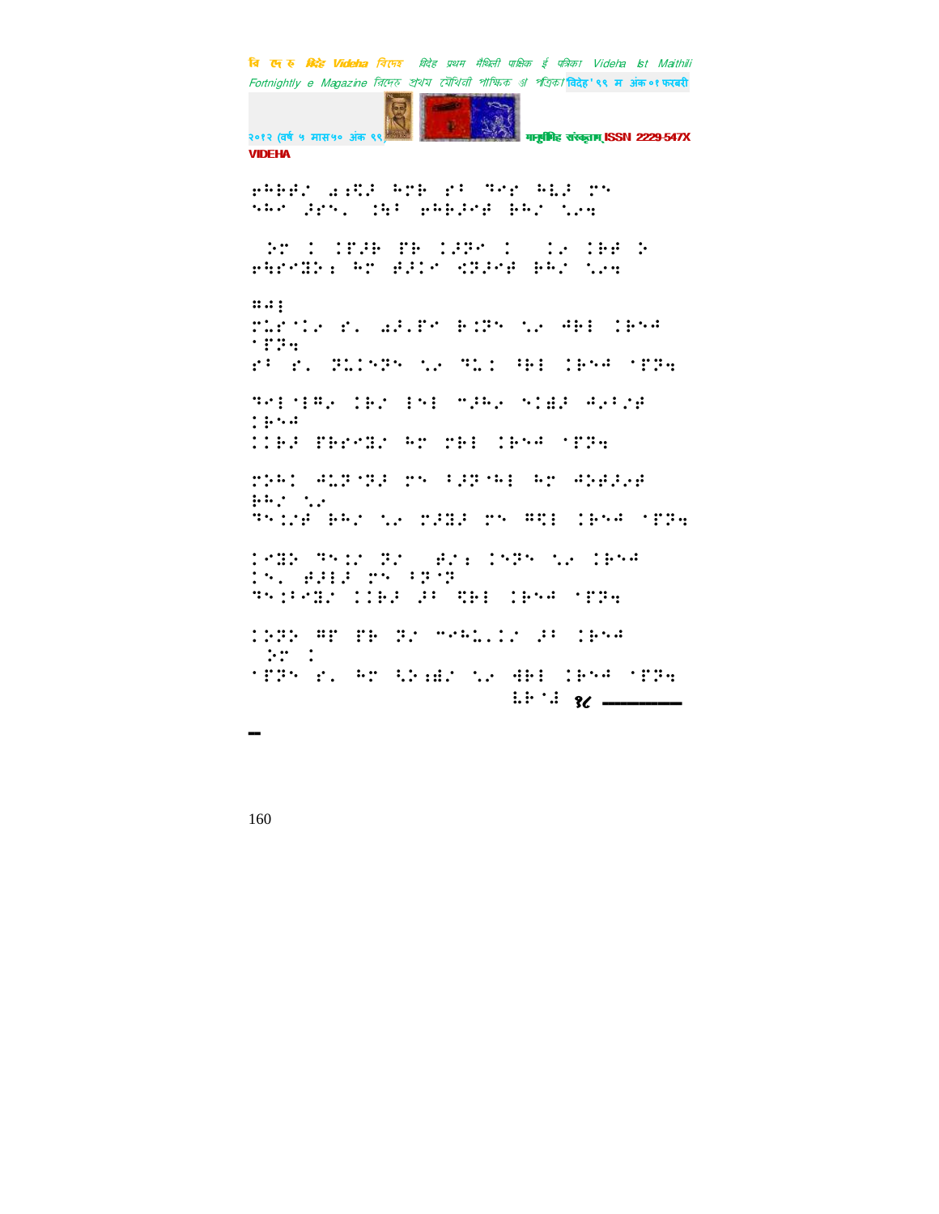⠗⠓⠃⠗⠜⠀⠁⠎⠻⠚⠀⠓⠉⠃⠀⠗⠣⠀⠹⠑⠗⠀⠓⠇⠚⠀⠍⠝
⠎⠓⠑⠀⠚⠗⠝⠂⠀⠨⠹⠣⠀⠗⠓⠃⠚⠑⠋⠀⠃⠓⠜⠀⠡⠔⠹

⠀⠕⠉⠀⠨⠀⠨⠏⠚⠃⠀⠏⠃⠀⠨⠚⠗⠑⠀⠨⠀⠀⠨⠔⠀⠨⠃⠋⠀⠕
⠗⠹⠗⠑⠻⠕⠆⠀⠓⠉⠀⠋⠚⠨⠑⠀⠻⠽⠚⠑⠋⠀⠃⠓⠜⠀⠡⠔⠹

⠶⠙⠆
⠍⠥⠗⠈⠨⠔⠀⠗⠂⠀⠁⠚⠂⠏⠑⠀⠃⠨⠗⠝⠀⠡⠔⠀⠙⠃⠆⠀⠨⠃⠝⠙
⠈⠏⠗⠹
⠗⠣⠀⠗⠂⠀⠗⠥⠨⠑⠗⠝⠀⠡⠔⠀⠹⠥⠨⠀⠳⠃⠆⠀⠨⠃⠝⠙⠀⠈⠏⠗⠹

⠹⠑⠆⠈⠆⠻⠔⠀⠨⠃⠜⠀⠆⠝⠆⠀⠉⠚⠓⠔⠀⠝⠨⠻⠚⠀⠙⠔⠣⠜⠋
⠨⠃⠝⠙
⠨⠨⠃⠚⠀⠏⠓⠗⠑⠻⠜⠀⠓⠉⠀⠍⠃⠆⠀⠨⠃⠝⠙⠀⠈⠏⠗⠹

⠍⠕⠓⠨⠀⠙⠥⠗⠈⠗⠚⠀⠍⠝⠀⠣⠚⠗⠈⠓⠆⠀⠓⠉⠀⠙⠕⠋⠚⠔⠋
⠃⠓⠜⠀⠡⠔
⠹⠝⠨⠜⠋⠀⠃⠓⠜⠀⠡⠔⠀⠍⠚⠻⠚⠀⠍⠝⠀⠶⠻⠆⠀⠨⠃⠝⠙⠀⠈⠏⠗⠹

⠨⠑⠻⠕⠀⠹⠝⠨⠜⠀⠗⠜⠀⠀⠋⠜⠆⠀⠨⠝⠗⠝⠀⠡⠔⠀⠨⠃⠝⠙
⠨⠝⠂⠀⠋⠚⠆⠚⠀⠍⠝⠀⠣⠗⠈⠗
⠹⠝⠨⠗⠑⠻⠜⠀⠨⠨⠃⠚⠀⠚⠣⠀⠻⠃⠆⠀⠨⠃⠝⠙⠀⠈⠏⠗⠹

⠨⠕⠗⠕⠀⠶⠏⠀⠏⠃⠀⠗⠜⠀⠉⠑⠓⠥⠂⠨⠜⠀⠚⠣⠀⠨⠃⠝⠙
⠀⠕⠉⠀⠨
⠈⠏⠗⠝⠀⠗⠂⠀⠓⠉⠀⠳⠕⠆⠻⠜⠀⠡⠔⠀⠙⠃⠆⠀⠨⠃⠝⠙⠀⠈⠏⠗⠹
⠇⠃⠈⠇ १८ ————

–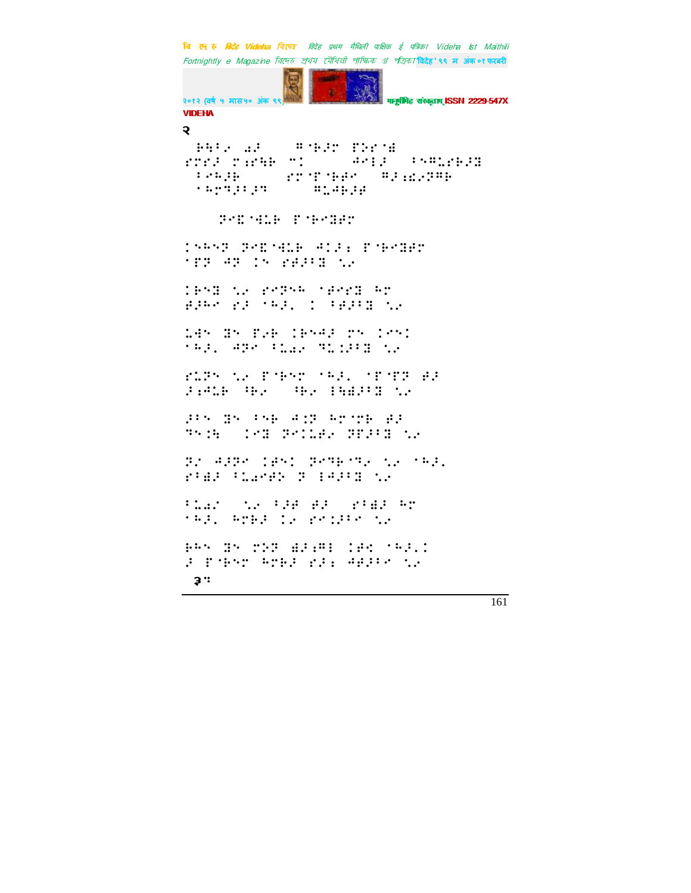२

⠗⠓⠁⠐⠂⠀⠁⠀⠀⠀⠀⠀⠀⠀⠀⠀

⠀⠀⠀⠀⠀⠀⠀⠀⠀⠀⠀⠀⠀⠀⠀

⠀⠀⠀⠀⠀⠀⠀⠀⠀⠀⠀

३⠀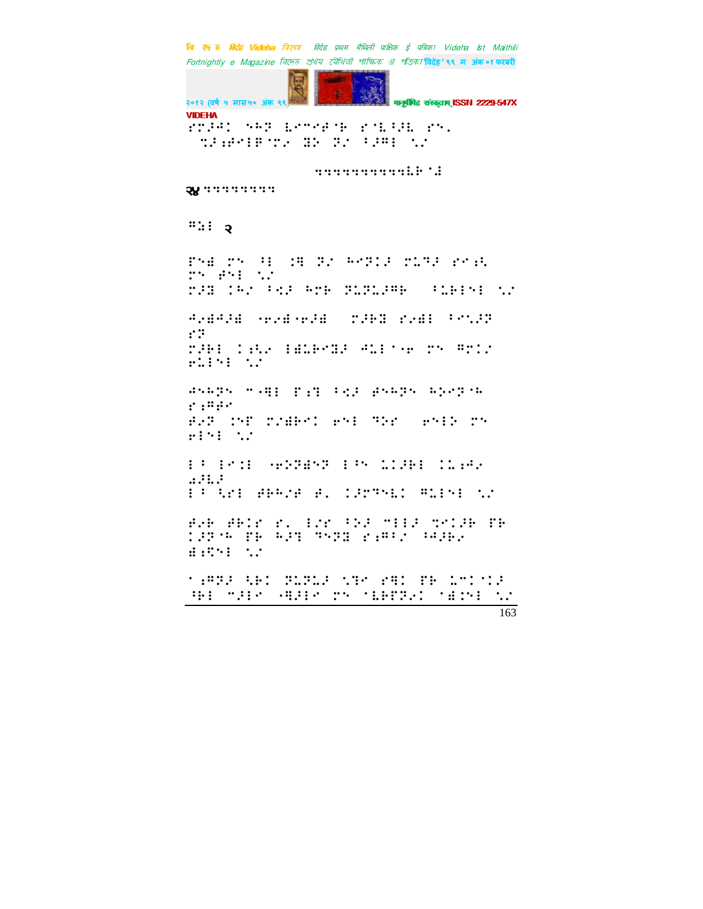२४

१

२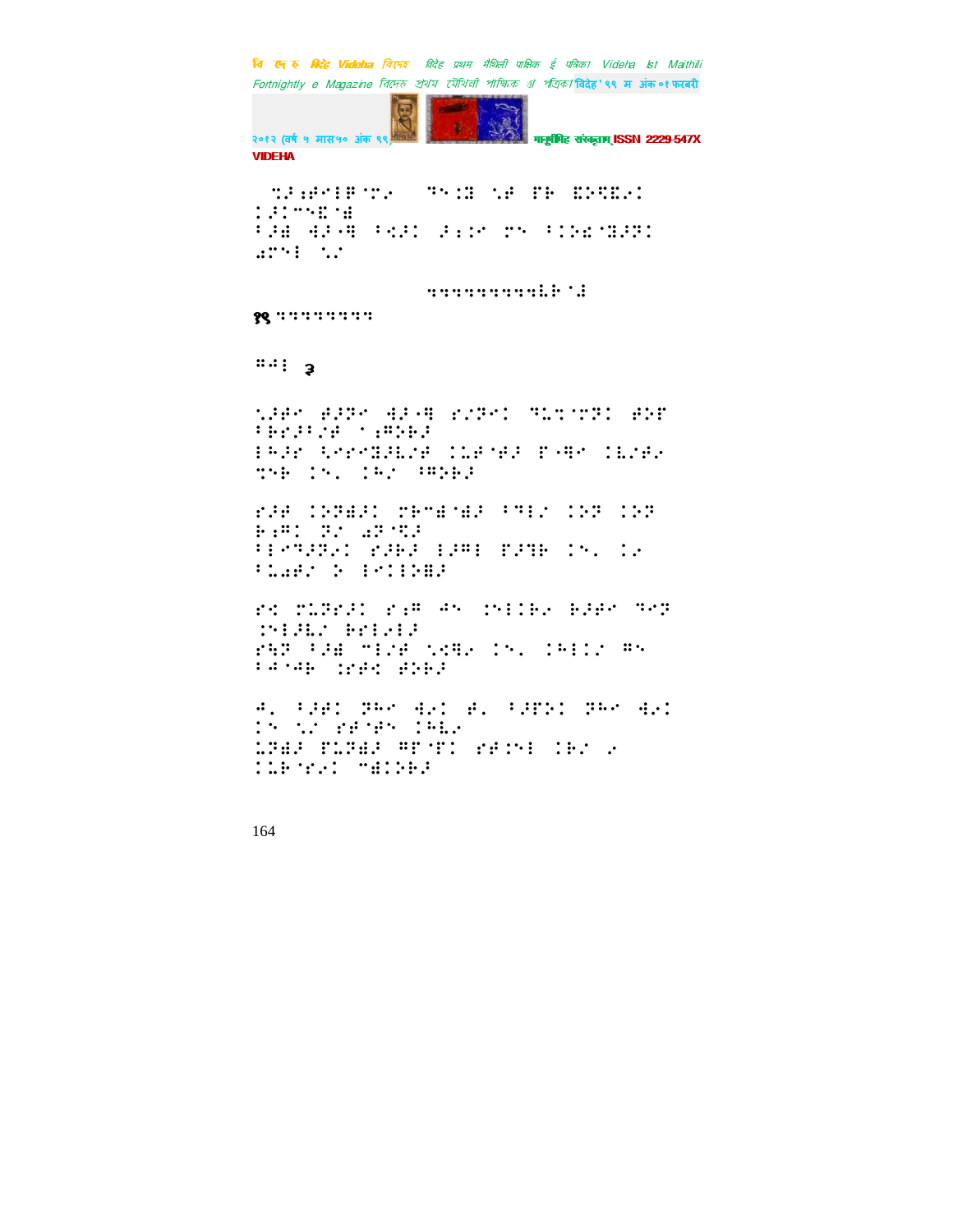⠀⠙⠼⠐⠣⠁⠑⠐⠋⠀⠛⠼⠀⠀⠛⠱⠐⠵⠀⠞⠐⠣⠀⠋⠗⠀⠵⠕⠹⠫⠢⠂
⠂⠼⠂⠉⠱⠫⠈⠌
⠃⠼⠌⠀⠹⠼⠩⠻⠀⠃⠪⠼⠂⠀⠼⠆⠐⠁⠀⠛⠱⠀⠃⠂⠕⠜⠈⠻⠼⠻⠂
⠔⠛⠱⠇⠀⠞⠌

⠀⠀⠀⠀⠀⠀⠀⠀⠀⠀⠀⠀⠀⠀⠀⠀⠀⠀⠀⠀⠀⠀⠀⠀⠀⠀⠀⠀⠹⠹⠹⠹⠹⠹⠹⠹⠹⠹⠧⠗⠈⠫

१९ ⠹⠹⠹⠹⠹⠹⠹⠹

⠿⠥⠇ ३

⠞⠼⠣⠁⠀⠋⠼⠻⠁⠀⠹⠼⠩⠻⠀⠎⠌⠻⠂⠀⠛⠬⠹⠈⠛⠻⠂⠀⠋⠕⠋
⠃⠗⠎⠼⠃⠌⠣⠀⠈⠆⠿⠕⠗⠼
⠇⠓⠼⠋⠀⠱⠑⠛⠻⠼⠧⠌⠣⠀⠂⠬⠣⠈⠋⠼⠀⠋⠩⠻⠁⠀⠂⠧⠌⠣⠢
⠹⠱⠗⠀⠂⠱⠄⠀⠂⠓⠌⠀⠘⠿⠕⠗⠼

⠎⠼⠋⠀⠂⠕⠻⠫⠼⠂⠀⠎⠗⠉⠫⠈⠫⠼⠀⠃⠛⠇⠌⠀⠂⠕⠻⠀⠂⠕⠻
⠗⠆⠿⠂⠀⠻⠌⠀⠔⠻⠈⠹⠼
⠃⠇⠑⠛⠼⠻⠢⠂⠀⠎⠼⠗⠼⠀⠇⠼⠿⠇⠀⠋⠼⠻⠗⠀⠂⠱⠄⠀⠂⠢
⠃⠬⠔⠋⠌⠀⠕⠀⠇⠑⠂⠇⠕⠻⠼

⠎⠪⠀⠍⠬⠻⠎⠼⠂⠀⠎⠆⠿⠀⠥⠱⠀⠐⠱⠇⠇⠗⠢⠀⠗⠼⠣⠁⠀⠛⠑⠻
⠐⠱⠇⠼⠧⠌⠀⠗⠎⠇⠢⠇⠼
⠎⠻⠻⠀⠃⠼⠌⠀⠉⠇⠌⠣⠀⠞⠪⠻⠢⠀⠂⠱⠄⠀⠂⠓⠇⠇⠌⠀⠿⠱
⠃⠥⠈⠥⠗⠀⠐⠎⠋⠪⠀⠋⠕⠗⠼

⠥⠄⠀⠃⠼⠋⠂⠀⠻⠓⠁⠀⠹⠢⠂⠀⠋⠄⠀⠃⠼⠋⠕⠂⠀⠻⠓⠁⠀⠹⠢⠂
⠂⠱⠀⠞⠌⠀⠎⠋⠈⠋⠱⠀⠂⠓⠧⠢
⠬⠻⠫⠼⠀⠋⠬⠻⠫⠼⠀⠿⠋⠈⠋⠂⠀⠎⠋⠂⠱⠇⠀⠂⠗⠌⠀⠢
⠂⠬⠗⠈⠎⠢⠂⠀⠉⠫⠂⠕⠗⠼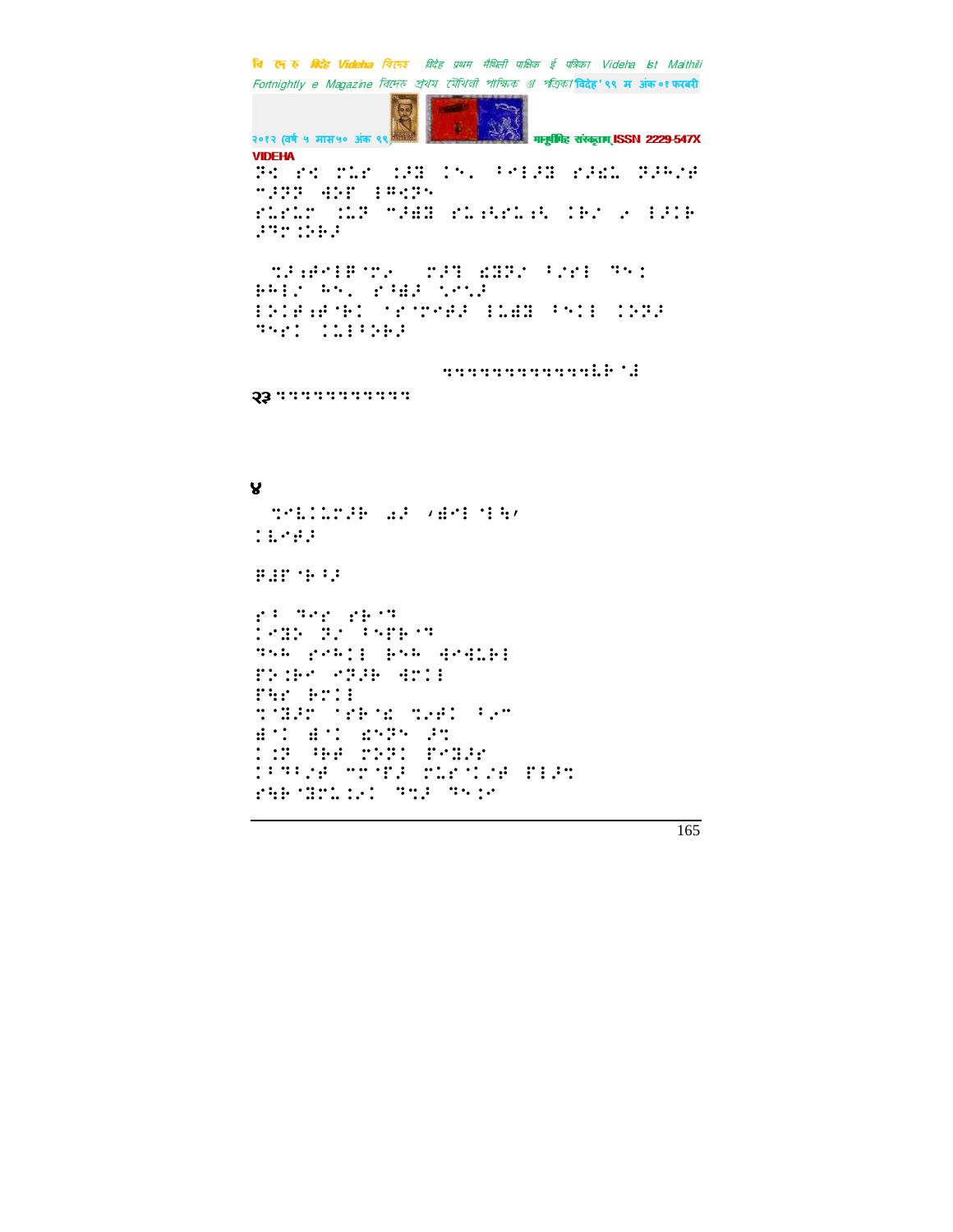२३

४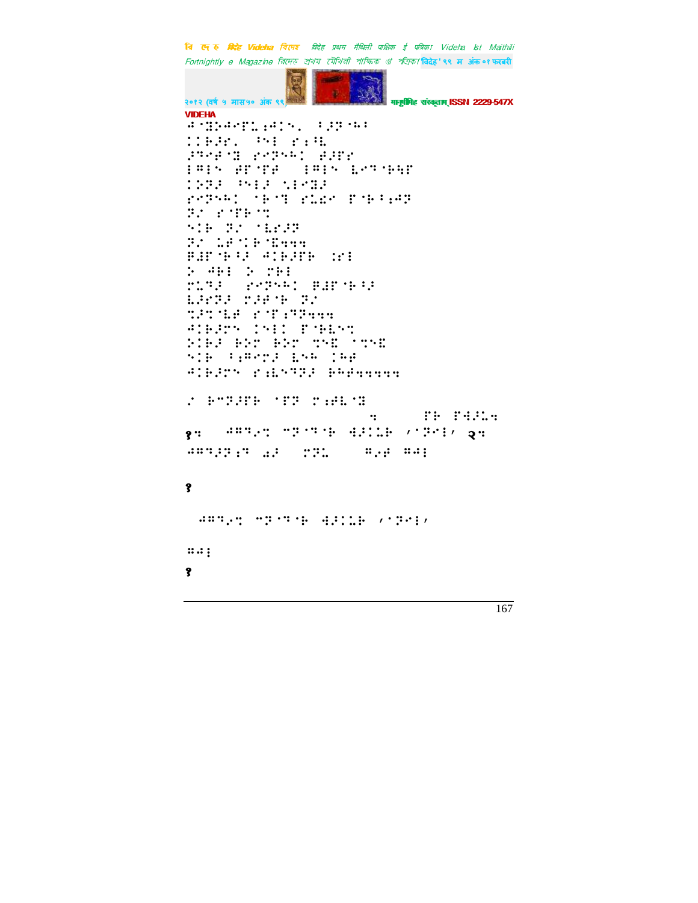VIDEHA

१

१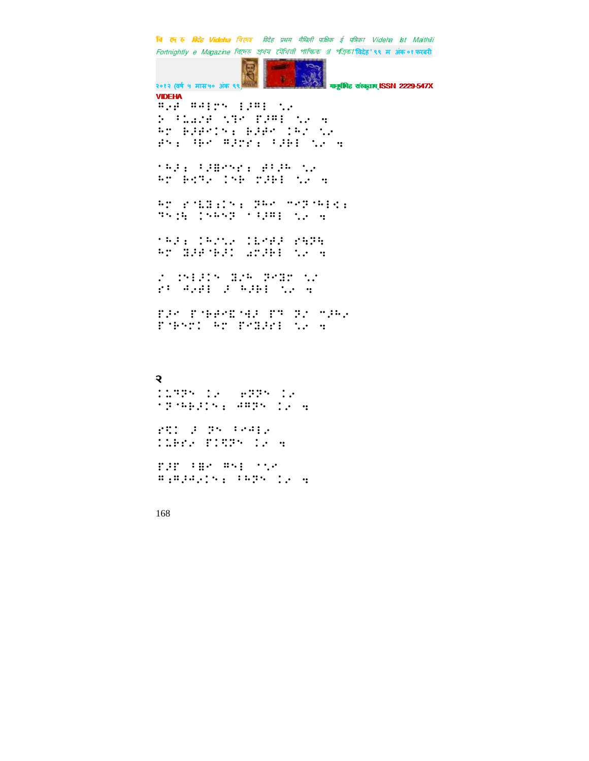⠛⠂⠻ ⠛⠙⠇⠗⠆ ⠇⠼⠛⠇ ⠣⠂
⠕ ⠠⠡⠩⠎⠻ ⠣⠒⠉ ⠏⠼⠛⠇ ⠣⠂ ⠹
⠓⠗ ⠗⠼⠻⠉⠅⠆ ⠗⠼⠻⠉ ⠅⠓⠎ ⠣⠂
⠻⠆⠆ ⠘⠓⠉ ⠛⠼⠗⠋⠆ ⠠⠼⠗⠇ ⠣⠂ ⠹

⠁⠓⠼⠆ ⠠⠼⠿⠉⠆⠋⠆ ⠻⠠⠼⠓ ⠣⠂
⠓⠗ ⠗⠩⠒⠂ ⠅⠆⠗ ⠎⠼⠗⠇ ⠣⠂ ⠹

⠓⠗ ⠋⠈⠧⠿⠆⠅⠆⠆ ⠝⠓⠉ ⠉⠉⠝⠈⠓⠇⠩⠆
⠙⠆⠆⠹ ⠅⠆⠓⠆⠝ ⠁⠠⠼⠛⠇ ⠣⠂ ⠹

⠁⠓⠼⠆ ⠅⠓⠎⠣⠂ ⠅⠧⠉⠻⠼ ⠋⠹⠝⠹
⠓⠗ ⠿⠼⠻⠈⠗⠼⠅ ⠩⠗⠼⠗⠇ ⠣⠂ ⠹

⠎ ⠅⠆⠇⠼⠅⠆ ⠿⠎⠓ ⠝⠉⠿⠗ ⠣⠎
⠋⠂ ⠙⠂⠻⠇ ⠼ ⠓⠼⠗⠇ ⠣⠂ ⠹

⠏⠼⠉ ⠏⠈⠗⠻⠉⠿⠈⠙⠼ ⠏⠙ ⠝⠎ ⠉⠼⠓⠂
⠏⠈⠗⠆⠗⠅ ⠓⠗ ⠏⠉⠿⠼⠻⠇ ⠣⠂ ⠹

२

⠅⠩⠙⠝⠆ ⠅⠂ ⠻⠝⠝⠆ ⠅⠂
⠁⠝⠈⠓⠗⠼⠅⠆⠆ ⠙⠛⠝⠆ ⠅⠂ ⠹

⠋⠹⠅ ⠼ ⠝⠆ ⠠⠉⠙⠇⠂
⠅⠩⠗⠋⠂ ⠏⠅⠹⠝⠆ ⠅⠂ ⠹

⠏⠼⠏ ⠠⠿⠉ ⠛⠆⠇ ⠁⠣⠉
⠛⠆⠛⠼⠙⠂⠅⠆⠆ ⠠⠓⠝⠆ ⠅⠂ ⠹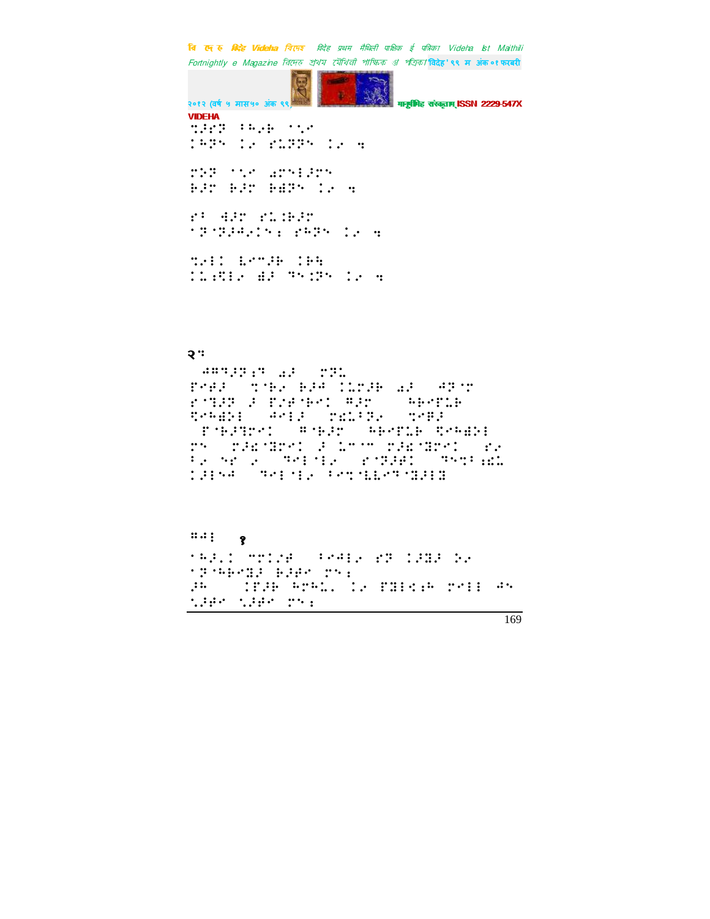VIDEHA

⠹⠼⠗⠝⠀⠓⠣⠔⠀⠁⠣⠉
⠅⠓⠝⠎⠀⠅⠔⠀⠗⠥⠝⠝⠎⠀⠅⠔⠀⠩

⠍⠕⠝⠀⠁⠣⠉⠀⠡⠍⠎⠇⠼⠍⠎
⠗⠼⠍⠀⠗⠼⠍⠀⠗⠫⠝⠎⠀⠅⠔⠀⠩

⠗⠂⠀⠫⠼⠍⠀⠗⠥⠅⠗⠼⠍
⠁⠝⠈⠝⠼⠫⠔⠅⠎⠆⠀⠗⠓⠝⠎⠀⠅⠔⠀⠩

⠹⠔⠇⠅⠀⠧⠉⠉⠼⠗⠀⠅⠗⠓
⠅⠥⠆⠻⠇⠔⠀⠫⠼⠀⠙⠎⠅⠝⠎⠀⠅⠔⠀⠩

२⠩

⠀⠫⠻⠙⠼⠝⠆⠩⠀⠡⠼⠀⠀⠍⠝⠥
⠏⠉⠫⠼⠀⠀⠹⠈⠗⠔⠀⠗⠼⠫⠀⠅⠥⠍⠼⠗⠀⠡⠼⠀⠀⠫⠝⠈⠍
⠗⠈⠙⠼⠝⠀⠼⠀⠏⠔⠫⠈⠗⠉⠅⠀⠻⠼⠍⠀⠀⠀⠓⠗⠉⠏⠥⠗
⠻⠉⠓⠫⠕⠇⠀⠀⠫⠉⠇⠼⠀⠀⠍⠜⠥⠂⠝⠔⠀⠀⠹⠉⠻⠼
⠀⠏⠈⠗⠼⠙⠍⠉⠅⠀⠀⠻⠈⠗⠼⠍⠀⠀⠓⠗⠉⠏⠥⠗⠀⠻⠉⠓⠫⠕⠇
⠍⠎⠀⠀⠍⠼⠜⠈⠙⠍⠉⠅⠀⠼⠀⠥⠉⠈⠉⠀⠍⠼⠜⠈⠙⠍⠉⠅⠀⠀⠗⠔
⠂⠔⠀⠎⠗⠀⠔⠀⠀⠙⠉⠇⠈⠇⠔⠀⠀⠗⠈⠝⠼⠫⠅⠀⠀⠙⠎⠹⠂⠆⠜⠥
⠅⠼⠇⠎⠫⠀⠀⠙⠉⠇⠈⠇⠔⠀⠂⠉⠹⠈⠧⠧⠉⠙⠈⠙⠼⠇⠙

⠻⠫⠇⠀⠀१
⠁⠓⠼⠄⠅⠀⠉⠍⠅⠔⠋⠀⠀⠂⠉⠫⠇⠔⠀⠗⠝⠀⠅⠼⠙⠼⠀⠕⠔
⠁⠝⠈⠓⠗⠉⠙⠼⠀⠗⠼⠋⠉⠀⠍⠎⠆
⠼⠓⠀⠀⠀⠅⠏⠼⠗⠀⠓⠍⠓⠥⠄⠀⠅⠔⠀⠏⠙⠇⠣⠆⠓⠀⠍⠉⠇⠇⠀⠫⠎
⠣⠼⠋⠉⠀⠣⠼⠋⠉⠀⠍⠎⠆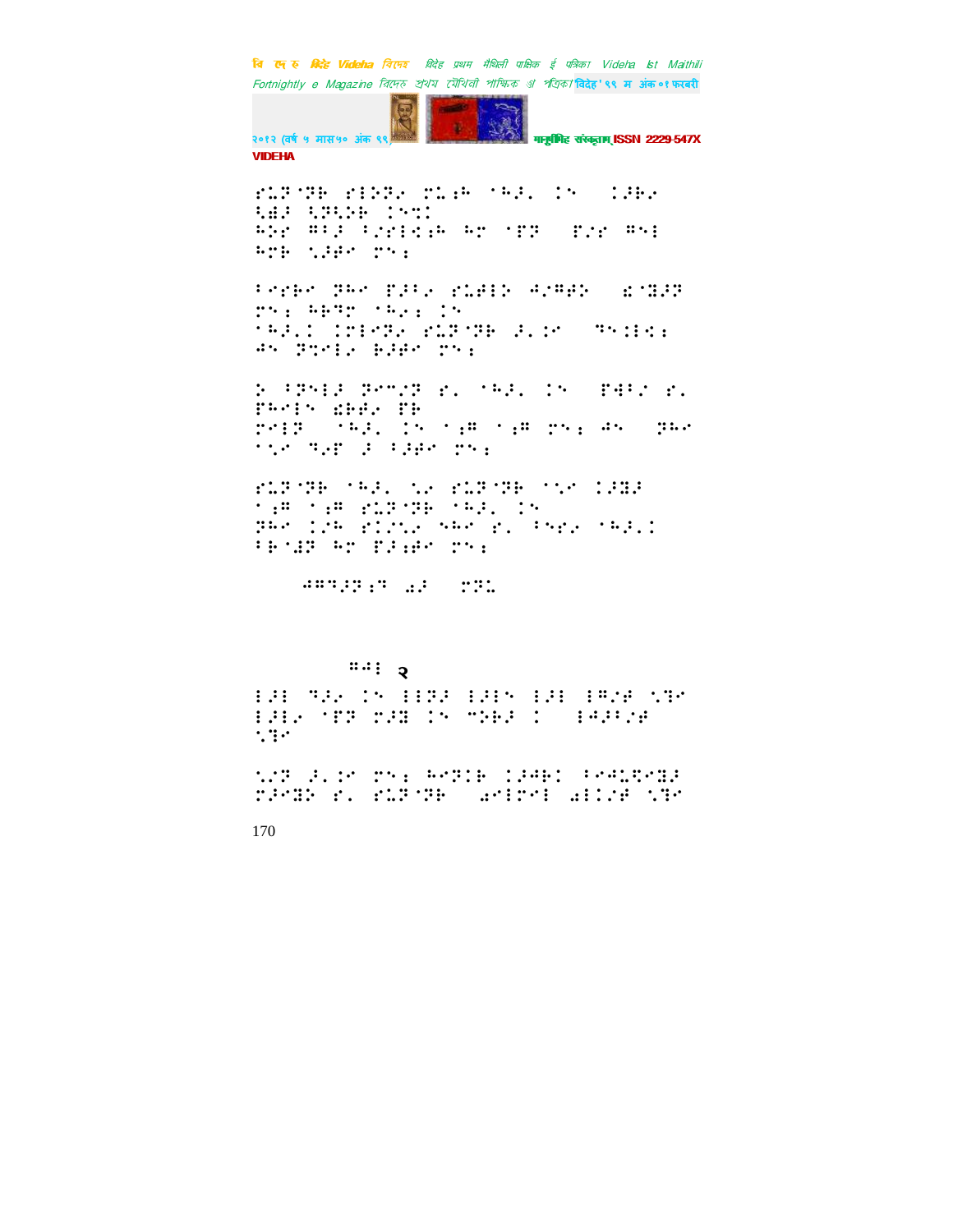⠗⠥⠽⠈⠝⠃ ⠗⠇⠕⠝⠖ ⠍⠥⠐⠁ ⠈⠓⠇⠄ ⠅⠑ ⠀⠅⠇⠃⠖
⠩⠻⠇ ⠩⠽⠩⠕⠃ ⠅⠑⠹⠅
⠓⠕⠗ ⠻⠃⠇ ⠃⠌⠗⠇⠣⠐⠁ ⠓⠉ ⠈⠏⠽ ⠀⠏⠌⠗ ⠻⠑⠇
⠓⠍⠃ ⠡⠇⠗⠉ ⠍⠑⠐

⠃⠉⠗⠃⠉ ⠝⠓⠉ ⠏⠇⠃⠖ ⠗⠥⠛⠇⠕ ⠙⠌⠻⠛⠕ ⠀⠮⠈⠻⠇⠽
⠍⠑⠐ ⠓⠃⠹⠍ ⠈⠓⠖⠐ ⠅⠑
⠈⠓⠇⠄⠅ ⠅⠍⠇⠉⠝⠖ ⠗⠥⠽⠈⠝⠃ ⠇⠄⠅⠉ ⠀⠹⠑⠅⠇⠣⠐
⠙⠑ ⠝⠹⠉⠇⠖ ⠃⠇⠃⠉ ⠍⠑⠐

⠕ ⠃⠝⠑⠇⠇ ⠝⠉⠉⠌⠽ ⠗⠄ ⠈⠓⠇⠄ ⠅⠑ ⠀⠏⠙⠃⠌ ⠗⠄
⠏⠓⠉⠇⠑ ⠮⠃⠃⠖ ⠏⠃
⠍⠑⠇⠽ ⠀⠈⠓⠇⠄ ⠅⠑ ⠈⠐⠻ ⠈⠐⠻ ⠍⠑⠐ ⠙⠑ ⠀⠝⠓⠉
⠈⠡⠉ ⠹⠖⠗ ⠇ ⠃⠇⠃⠉ ⠍⠑⠐

⠗⠥⠽⠈⠝⠃ ⠈⠓⠇⠄ ⠡⠖ ⠗⠥⠽⠈⠝⠃ ⠈⠡⠉ ⠅⠇⠻⠇
⠈⠐⠻ ⠈⠐⠻ ⠗⠥⠽⠈⠝⠃ ⠈⠓⠇⠄ ⠅⠑
⠝⠓⠉ ⠅⠌⠓ ⠗⠅⠌⠡⠖ ⠑⠓⠉ ⠗⠄ ⠃⠑⠗⠖ ⠈⠓⠇⠄⠅
⠃⠃⠈⠻⠽ ⠓⠉ ⠏⠇⠐⠃⠉ ⠍⠑⠐

⠀⠀⠀⠀⠙⠻⠹⠇⠽⠐⠹ ⠖⠇ ⠀⠍⠝⠄

⠻⠙⠇ २

⠇⠇⠇ ⠹⠇⠖ ⠅⠑ ⠇⠇⠽⠇ ⠇⠇⠇⠑ ⠇⠇⠇ ⠇⠻⠌⠃ ⠡⠹⠉
⠇⠇⠇⠖ ⠈⠏⠽ ⠍⠇⠻ ⠅⠑ ⠉⠕⠃⠇ ⠅ ⠀⠇⠙⠇⠃⠌⠃
⠡⠹⠉

⠡⠌⠽ ⠇⠄⠅⠉ ⠍⠑⠐ ⠓⠉⠝⠅⠃ ⠅⠇⠙⠃⠅ ⠃⠉⠙⠥⠩⠉⠻⠇
⠍⠇⠉⠻⠕ ⠗⠄ ⠗⠥⠽⠈⠝⠃ ⠀⠖⠉⠇⠍⠉⠇ ⠖⠇⠅⠌⠃ ⠡⠹⠉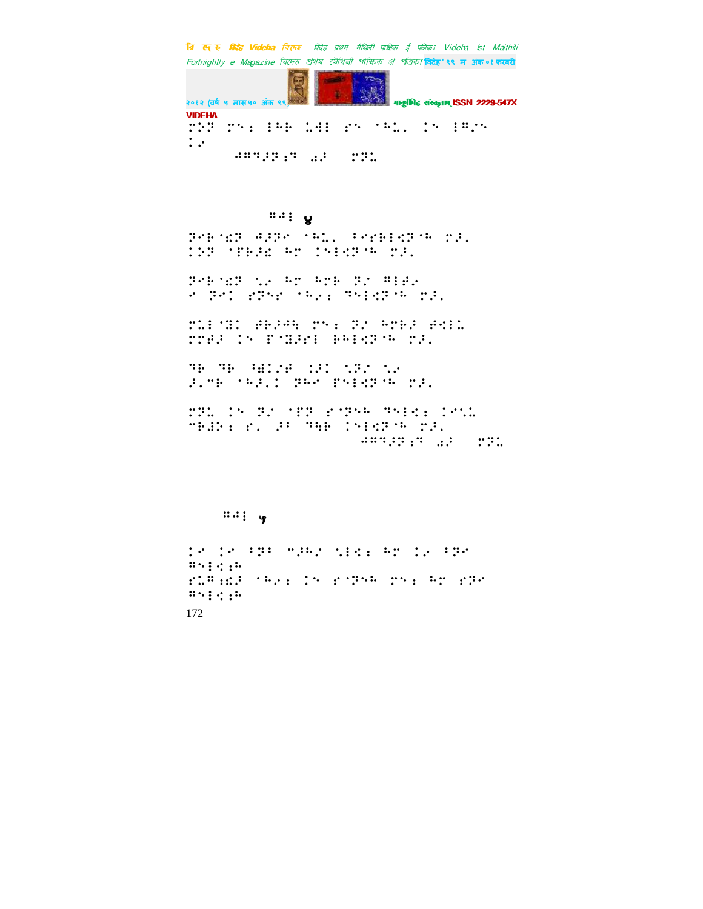⠗⠝⠏ ⠗⠑⠆ ⠃⠓⠗ ⠥⠻⠇ ⠎⠑ ⠈⠓⠥⠄ ⠅⠑ ⠃⠛⠊⠑
⠅⠊

⠀⠀⠀⠀⠀⠀⠠⠻⠹⠚⠝⠆⠹ ⠫⠚ ⠀⠗⠝⠥

⠀⠀⠀⠀⠀⠀⠀⠀⠀⠀⠀⠛⠚⠇ ४

⠝⠊⠗⠈⠣⠏ ⠙⠚⠝⠊ ⠈⠓⠥⠄ ⠃⠊⠎⠗⠇⠣⠝⠈⠓ ⠗⠚⠄
⠅⠕⠏ ⠈⠋⠗⠚⠣ ⠓⠕ ⠅⠑⠇⠣⠝⠈⠓ ⠗⠚⠄

⠝⠊⠗⠈⠣⠏ ⠌⠊ ⠓⠕ ⠓⠕⠗ ⠝⠊ ⠛⠇⠋⠊
⠊ ⠝⠊⠅ ⠎⠝⠊⠎ ⠈⠓⠊⠆ ⠹⠑⠇⠣⠝⠈⠓ ⠗⠚⠄

⠗⠥⠇⠈⠹⠅ ⠿⠗⠚⠹⠱ ⠗⠑⠆ ⠝⠊ ⠓⠕⠗⠚ ⠿⠣⠇⠥
⠗⠕⠿⠚ ⠅⠑ ⠋⠈⠹⠚⠊⠇ ⠗⠓⠇⠣⠝⠈⠓ ⠗⠚⠄

⠹⠗ ⠹⠗ ⠓⠻⠅⠊⠿ ⠅⠚⠅ ⠌⠝⠊ ⠌⠊
⠚⠄⠉⠗ ⠈⠓⠚⠄⠅ ⠝⠓⠊ ⠋⠑⠇⠣⠝⠈⠓ ⠗⠚⠄

⠗⠝⠥ ⠅⠑ ⠝⠊ ⠈⠋⠏ ⠎⠈⠝⠑⠓ ⠹⠑⠇⠣⠆ ⠅⠊⠌⠥
⠉⠗⠻⠕⠆ ⠎⠄ ⠚⠃ ⠹⠱⠗ ⠅⠑⠇⠣⠝⠈⠓ ⠗⠚⠄
⠀⠀⠀⠀⠀⠀⠀⠀⠀⠀⠀⠀⠀⠀⠀⠀⠀⠀⠀⠀⠠⠻⠹⠚⠝⠆⠹ ⠫⠚ ⠀⠗⠝⠥

⠀⠀⠀⠀⠛⠚⠇ ५

⠅⠊ ⠅⠊ ⠃⠝⠃ ⠉⠚⠓⠊ ⠌⠇⠣⠆ ⠓⠕ ⠅⠊ ⠃⠝⠊
⠛⠑⠇⠣⠆⠓
⠎⠥⠛⠆⠣⠚ ⠈⠓⠊⠆ ⠅⠑ ⠎⠈⠝⠑⠓ ⠗⠑⠆ ⠓⠕ ⠎⠝⠊
⠛⠑⠇⠣⠆⠓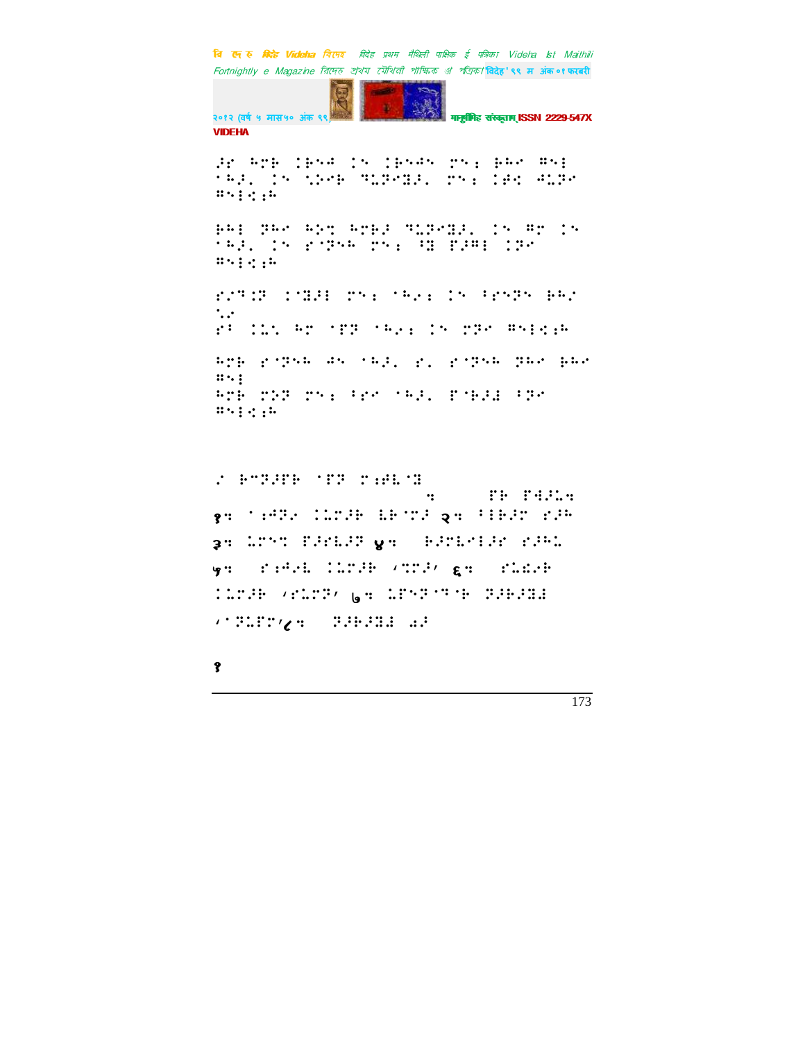⠠⠗ ⠓⠗⠃ ⠅⠃⠪⠚ ⠅⠪ ⠅⠃⠪⠚⠪ ⠛⠪⠒ ⠃⠓⠉ ⠻⠪⠇
⠁⠓⠚⠄ ⠅⠪ ⠩⠵⠗⠃ ⠝⠥⠏⠗⠭⠚⠄ ⠛⠪⠒ ⠅⠋⠪ ⠙⠥⠏⠉
⠻⠪⠇⠪⠒⠓

⠃⠓⠇ ⠏⠓⠉ ⠓⠵⠹ ⠓⠗⠃⠚ ⠝⠥⠏⠗⠭⠚⠄ ⠅⠪ ⠻⠗ ⠅⠪
⠁⠓⠚⠄ ⠅⠪ ⠎⠈⠏⠪⠓ ⠛⠪⠒ ⠈⠭ ⠋⠚⠻⠇ ⠅⠏⠉
⠻⠪⠇⠪⠒⠓

⠎⠚⠹⠪⠏ ⠅⠈⠭⠚⠇ ⠛⠪⠒ ⠁⠓⠢⠒ ⠅⠪ ⠈⠗⠪⠏⠪ ⠃⠓⠢
⠡⠄
⠎⠈ ⠅⠥⠡ ⠓⠗ ⠁⠋⠏ ⠁⠓⠢⠒ ⠅⠪ ⠛⠏⠉ ⠻⠪⠇⠪⠒⠓

⠓⠗⠃ ⠎⠈⠏⠪⠓ ⠙⠪ ⠁⠓⠚⠄ ⠎⠄ ⠎⠈⠏⠪⠓ ⠏⠓⠉ ⠃⠓⠉
⠻⠪⠇
⠓⠗⠃ ⠛⠵⠏ ⠛⠪⠒ ⠈⠗⠉ ⠁⠓⠚⠄ ⠋⠈⠃⠚⠇ ⠈⠏⠉
⠻⠪⠇⠪⠒⠓

⠠ ⠃⠉⠏⠚⠋⠃ ⠁⠋⠏ ⠗⠒⠙⠇⠈⠭ ⠒ ⠋⠃ ⠋⠙⠚⠥⠒
१⠒ ⠁⠒⠙⠏⠢ ⠅⠥⠗⠚⠃ ⠇⠃⠈⠗⠚ २⠒ ⠈⠇⠃⠚⠗ ⠎⠚⠓
३⠒ ⠥⠗⠪⠹ ⠋⠚⠗⠇⠚⠏ ४⠒ ⠃⠚⠗⠇⠢⠇⠚⠗ ⠎⠚⠓⠥
५⠒ ⠎⠒⠙⠢⠇ ⠅⠥⠗⠚⠃ ⠌⠹⠗⠚⠌ ६⠒ ⠎⠥⠪⠢⠃
⠅⠥⠗⠚⠃ ⠌⠎⠥⠗⠏⠌ ७⠒ ⠥⠋⠪⠏⠈⠹⠈⠃ ⠏⠚⠃⠚⠭⠇
⠌⠈⠏⠥⠋⠗⠌८⠒ ⠏⠚⠃⠚⠭⠇ ⠔⠚

१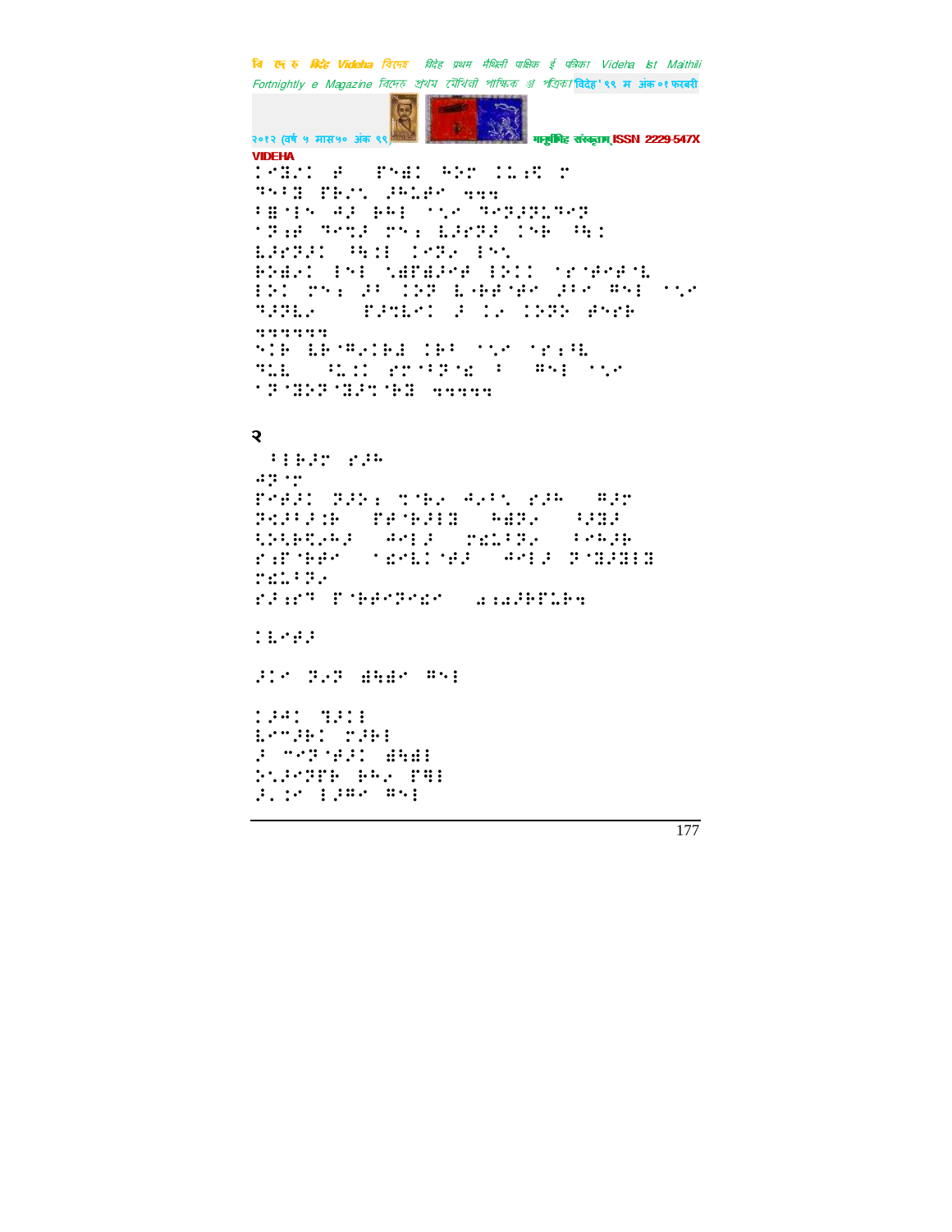२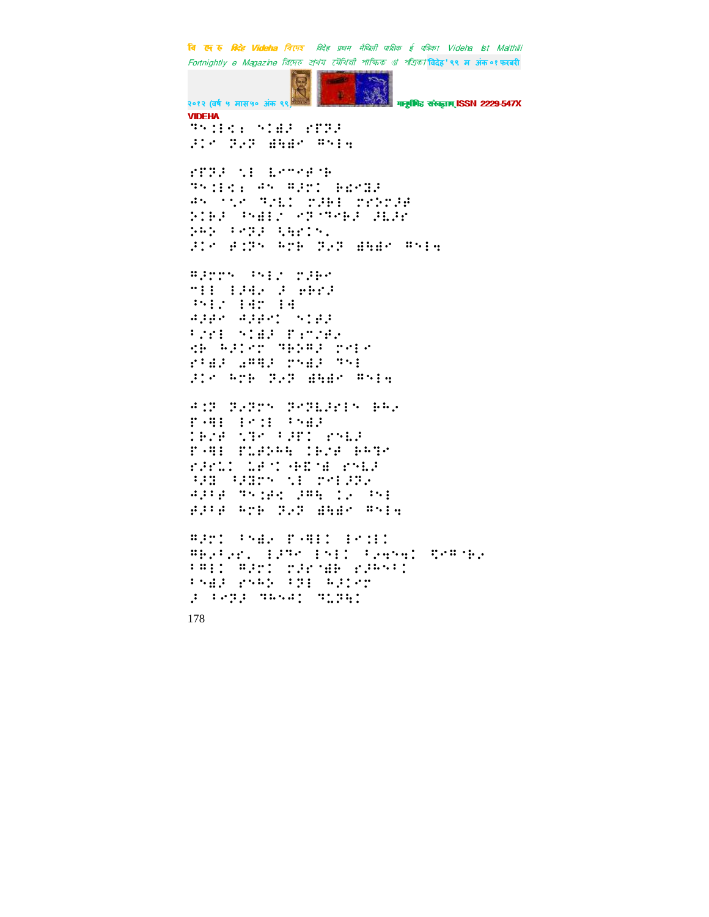VIDEHA

⠹⠝⠨⠇⠿⠆⠀⠝⠊⠫⠂⠀⠗⠏⠏⠂
⠆⠊⠉⠀⠝⠢⠝⠀⠫⠓⠫⠉⠀⠛⠝⠇⠒

⠗⠏⠏⠂⠀⠣⠇⠀⠑⠉⠉⠗⠂⠓
⠹⠝⠨⠇⠿⠆⠀⠙⠝⠀⠛⠆⠏⠁⠀⠓⠎⠉⠛⠆
⠙⠝⠀⠈⠣⠉⠀⠹⠌⠑⠁⠀⠍⠆⠓⠇⠀⠍⠗⠕⠍⠆⠋
⠕⠊⠓⠆⠀⠱⠫⠇⠌⠀⠉⠏⠈⠹⠓⠆⠀⠆⠑⠆⠗
⠕⠓⠕⠀⠖⠉⠏⠆⠀⠳⠓⠗⠊⠝⠄
⠆⠊⠉⠀⠋⠨⠝⠀⠓⠍⠓⠀⠝⠢⠝⠀⠫⠓⠫⠉⠀⠛⠝⠇⠒

⠛⠆⠍⠍⠝⠀⠱⠇⠌⠀⠍⠆⠓⠉
⠉⠇⠇⠀⠇⠆⠙⠢⠀⠆⠀⠑⠓⠗⠆
⠱⠇⠌⠀⠇⠙⠍⠀⠇⠙
⠙⠆⠋⠉⠀⠙⠆⠋⠉⠁⠀⠝⠊⠋⠆
⠖⠌⠗⠇⠀⠝⠊⠫⠆⠀⠏⠆⠉⠌⠋⠢
⠩⠓⠀⠓⠆⠊⠉⠍⠀⠹⠓⠕⠛⠆⠀⠍⠢⠇⠉
⠗⠖⠫⠆⠀⠡⠛⠻⠆⠀⠍⠝⠫⠆⠀⠹⠝⠇
⠆⠊⠉⠀⠓⠍⠓⠀⠝⠢⠝⠀⠫⠓⠫⠉⠀⠛⠝⠇⠒

⠙⠨⠏⠀⠝⠢⠝⠍⠝⠀⠝⠉⠝⠑⠆⠗⠇⠝⠀⠓⠓⠢
⠏⠤⠻⠇⠀⠇⠉⠨⠇⠀⠖⠝⠫⠆
⠨⠓⠌⠋⠀⠣⠹⠉⠀⠖⠆⠏⠁⠀⠗⠝⠑⠆
⠏⠤⠻⠇⠀⠏⠥⠋⠕⠓⠓⠀⠨⠓⠌⠋⠀⠓⠓⠹⠉
⠗⠆⠗⠥⠁⠀⠥⠋⠈⠁⠤⠓⠻⠈⠫⠀⠗⠝⠑⠆
⠖⠆⠿⠀⠖⠆⠿⠍⠝⠀⠣⠇⠀⠍⠉⠇⠆⠝⠢
⠙⠆⠖⠋⠀⠹⠝⠨⠋⠩⠀⠆⠛⠓⠀⠨⠢⠀⠱⠇
⠋⠆⠖⠋⠀⠓⠍⠓⠀⠝⠢⠝⠀⠫⠓⠫⠉⠀⠛⠝⠇⠒

⠛⠆⠍⠁⠀⠖⠝⠫⠢⠀⠏⠤⠻⠇⠁⠀⠇⠉⠨⠇⠁
⠛⠓⠢⠖⠢⠗⠄⠀⠇⠆⠹⠉⠀⠇⠝⠇⠁⠀⠖⠢⠒⠝⠒⠁⠀⠻⠉⠛⠈⠓⠢
⠖⠻⠇⠁⠀⠛⠆⠍⠁⠀⠍⠆⠗⠈⠫⠓⠀⠗⠆⠓⠝⠖⠁
⠖⠝⠫⠆⠀⠗⠝⠓⠕⠀⠖⠝⠇⠀⠓⠆⠊⠉⠍
⠆⠀⠖⠉⠝⠆⠀⠹⠓⠝⠙⠁⠀⠹⠥⠝⠓⠁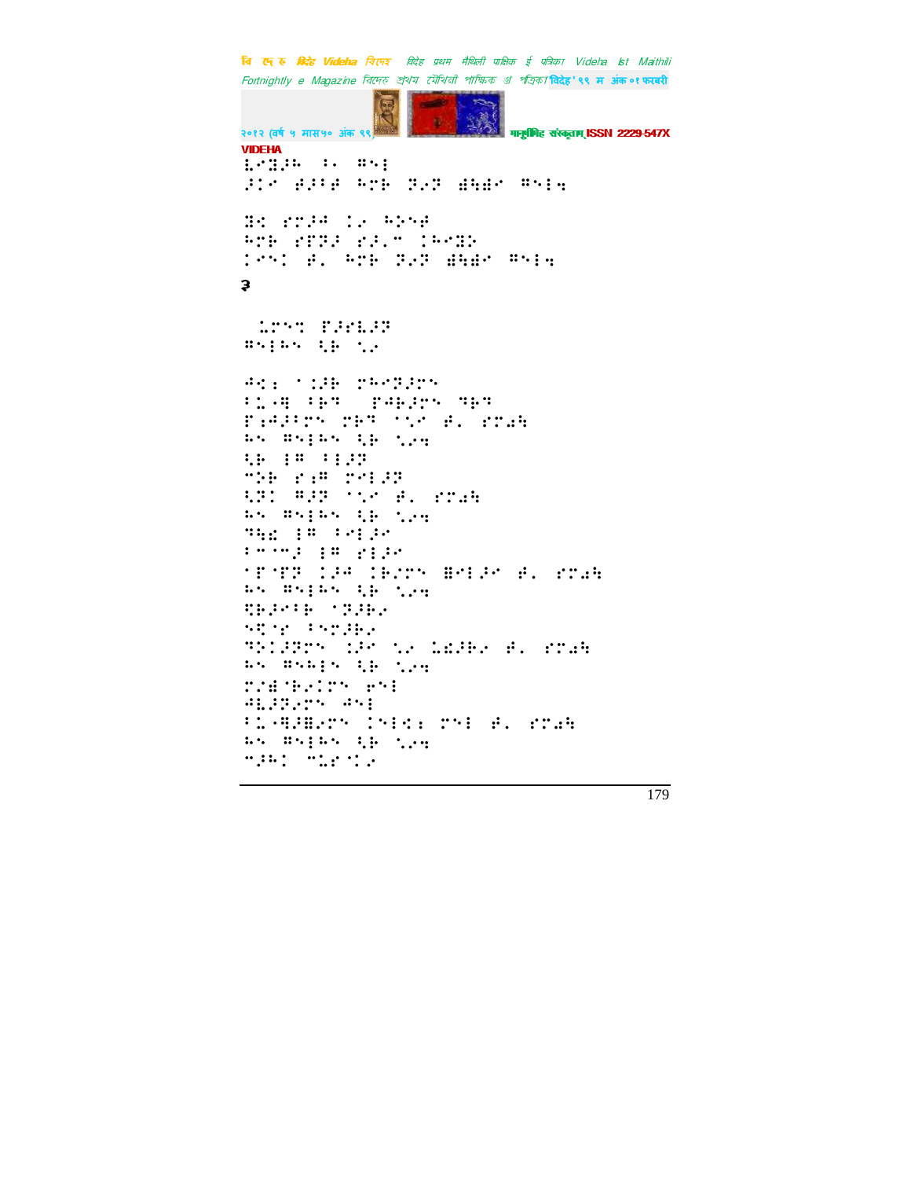VIDEHA

⠇⠊⠝⠚⠓ ⠁⠂ ⠽⠎⠇
⠚⠊⠊ ⠞⠚⠊⠞ ⠓⠍⠗ ⠝⠂⠝ ⠟⠻⠟⠊ ⠽⠎⠇⠹

⠝⠅ ⠗⠍⠚⠹ ⠉⠂ ⠓⠕⠊⠞
⠓⠍⠗ ⠗⠋⠝⠚ ⠗⠚⠂⠉ ⠉⠓⠊⠝⠕
⠉⠊⠎⠉ ⠞⠄ ⠓⠍⠗ ⠝⠂⠝ ⠟⠻⠟⠊ ⠽⠎⠇⠹

३

⠨⠍⠎⠞ ⠋⠚⠗⠇⠚⠝
⠽⠎⠇⠓⠎ ⠻⠗ ⠡⠂

⠹⠅⠆ ⠁⠉⠚⠗ ⠍⠓⠊⠝⠚⠍⠎
⠁⠡⠤⠻ ⠁⠗⠞ ⠋⠹⠗⠚⠍⠎ ⠝⠗⠞
⠋⠆⠹⠚⠁⠍⠎ ⠍⠗⠞ ⠁⠡⠊ ⠞⠄ ⠗⠍⠩⠻
⠓⠎ ⠽⠎⠇⠓⠎ ⠻⠗ ⠡⠂⠹
⠻⠗ ⠇⠽ ⠁⠇⠚⠝
⠉⠕⠗ ⠗⠆⠽ ⠍⠊⠇⠚⠝
⠻⠝⠉ ⠽⠚⠝ ⠁⠡⠊ ⠞⠄ ⠗⠍⠩⠻
⠓⠎ ⠽⠎⠇⠓⠎ ⠻⠗ ⠡⠂⠹
⠝⠻⠮ ⠇⠽ ⠁⠊⠇⠚⠊
⠁⠉⠁⠉⠚ ⠇⠽ ⠗⠇⠚⠊
⠁⠋⠁⠋⠝ ⠉⠚⠹ ⠉⠗⠂⠍⠎ ⠿⠊⠇⠚⠊ ⠞⠄ ⠗⠍⠩⠻
⠓⠎ ⠽⠎⠇⠓⠎ ⠻⠗ ⠡⠂⠹
⠻⠗⠚⠊⠁⠗ ⠁⠝⠚⠗⠂
⠎⠻⠁⠗ ⠁⠎⠍⠚⠗⠂
⠝⠕⠉⠚⠝⠍⠎ ⠉⠚⠊ ⠡⠂ ⠨⠮⠚⠗⠂ ⠞⠄ ⠗⠍⠩⠻
⠓⠎ ⠽⠎⠓⠇⠎ ⠻⠗ ⠡⠂⠹
⠍⠂⠿⠁⠗⠂⠉⠍⠎ ⠑⠎⠇
⠹⠇⠚⠝⠂⠍⠎ ⠹⠎⠇
⠁⠡⠤⠻⠚⠿⠂⠍⠎ ⠉⠎⠇⠅⠆ ⠍⠎⠇ ⠞⠄ ⠗⠍⠩⠻
⠓⠎ ⠽⠎⠇⠓⠎ ⠻⠗ ⠡⠂⠹
⠉⠚⠓⠉ ⠉⠨⠗⠁⠉⠂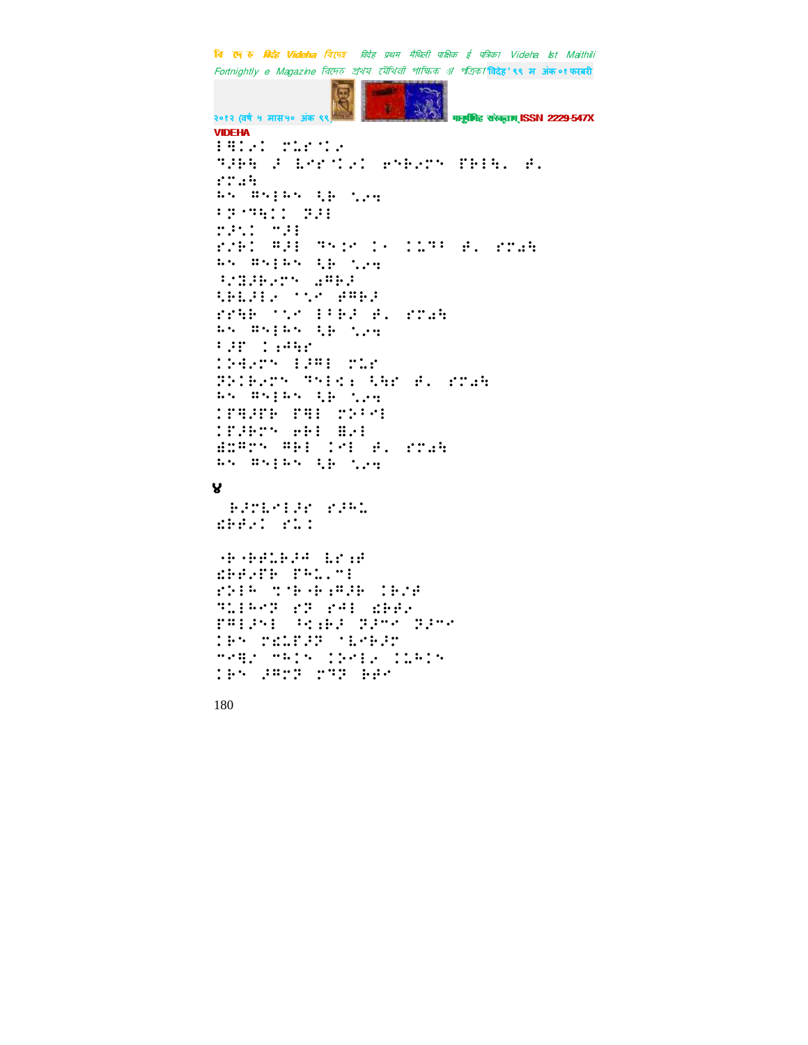VIDEHA

⠇⠻⠉⠊⠁⠀⠏⠥⠗⠁⠊⠁

⠹⠜⠆⠓⠀⠜⠀⠇⠑⠗⠁⠊⠁⠀⠑⠪⠃⠊⠏⠝⠀⠋⠃⠇⠓⠄⠀⠋⠄
⠎⠏⠩⠓

⠓⠝⠀⠻⠝⠇⠓⠝⠀⠳⠃⠀⠡⠊⠹

⠂⠗⠈⠹⠓⠉⠉⠀⠗⠜⠇

⠏⠜⠡⠉⠀⠉⠜⠇
⠎⠌⠃⠉⠀⠻⠜⠇⠀⠹⠝⠒⠗⠀⠉⠊⠀⠉⠉⠥⠹⠂⠀⠋⠄⠀⠎⠏⠩⠓
⠓⠝⠀⠻⠝⠇⠓⠝⠀⠳⠃⠀⠡⠊⠹

⠳⠌⠿⠜⠃⠊⠏⠝⠀⠩⠻⠃⠜
⠳⠃⠇⠜⠇⠊⠀⠈⠡⠊⠀⠋⠻⠃⠜
⠎⠏⠹⠃⠀⠈⠡⠊⠀⠇⠂⠃⠜⠀⠋⠄⠀⠎⠏⠩⠓
⠓⠝⠀⠻⠝⠇⠓⠝⠀⠳⠃⠀⠡⠊⠹

⠂⠜⠏⠀⠉⠒⠺⠗
⠉⠵⠹⠊⠏⠝⠀⠇⠜⠻⠇⠀⠏⠥⠗
⠗⠕⠉⠃⠊⠏⠝⠀⠹⠝⠇⠣⠒⠀⠳⠹⠗⠀⠋⠄⠀⠎⠏⠩⠓
⠓⠝⠀⠻⠝⠇⠓⠝⠀⠳⠃⠀⠡⠊⠹

⠉⠏⠹⠜⠏⠃⠀⠏⠹⠇⠀⠏⠕⠂⠊⠇
⠉⠏⠜⠃⠏⠝⠀⠑⠃⠇⠀⠣⠊⠇
⠣⠿⠻⠏⠝⠀⠻⠃⠇⠀⠉⠊⠇⠀⠋⠄⠀⠎⠏⠩⠓
⠓⠝⠀⠻⠝⠇⠓⠝⠀⠳⠃⠀⠡⠊⠹

४

⠃⠜⠗⠇⠑⠇⠜⠗⠀⠎⠜⠓⠡
⠱⠃⠋⠊⠉⠀⠎⠡⠉

⠐⠃⠐⠃⠋⠡⠃⠜⠺⠀⠇⠗⠒⠋
⠱⠃⠋⠊⠏⠃⠀⠏⠓⠡⠄⠉⠇
⠎⠕⠇⠓⠀⠭⠐⠃⠐⠃⠒⠻⠜⠃⠀⠉⠃⠌⠋
⠹⠡⠇⠓⠑⠗⠀⠎⠗⠀⠎⠺⠇⠀⠱⠃⠋⠊
⠏⠻⠇⠜⠝⠇⠀⠈⠣⠒⠃⠜⠀⠗⠜⠉⠑⠀⠗⠜⠉⠑
⠉⠃⠝⠀⠏⠩⠡⠏⠜⠗⠀⠈⠇⠑⠃⠜⠗
⠉⠑⠹⠊⠀⠉⠓⠉⠝⠀⠉⠕⠑⠇⠊⠀⠉⠡⠓⠉⠝
⠉⠃⠝⠀⠜⠻⠏⠗⠀⠏⠹⠗⠀⠃⠃⠑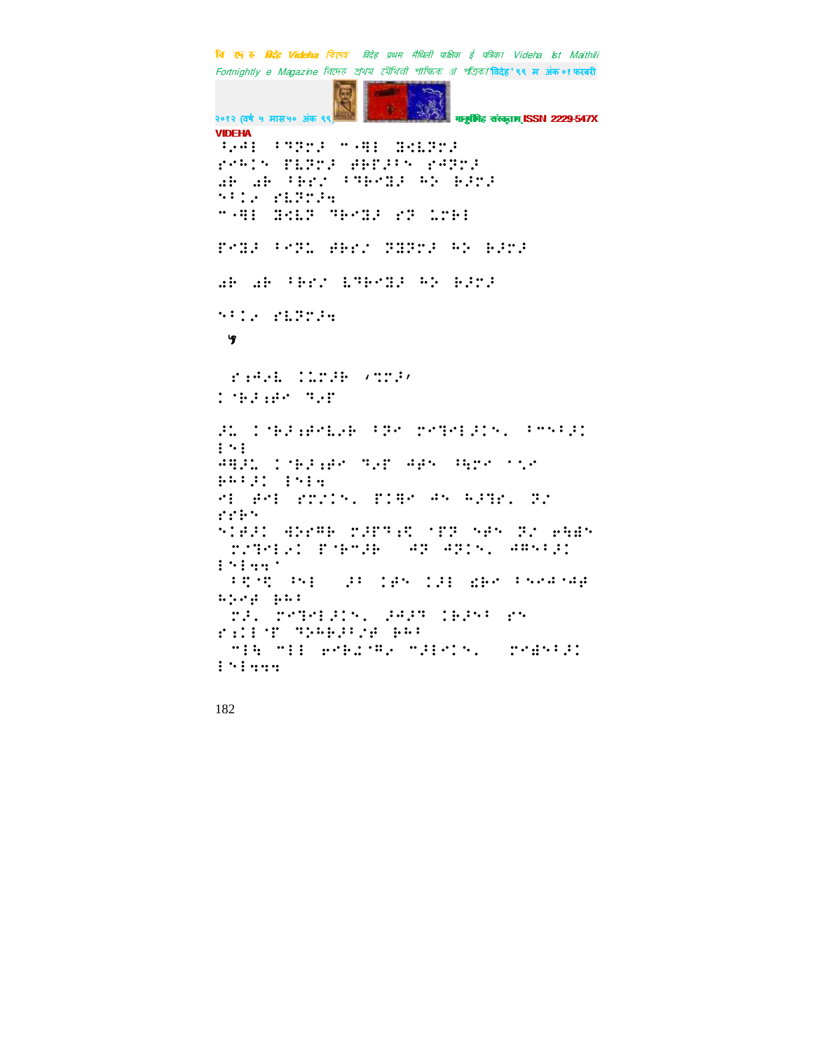५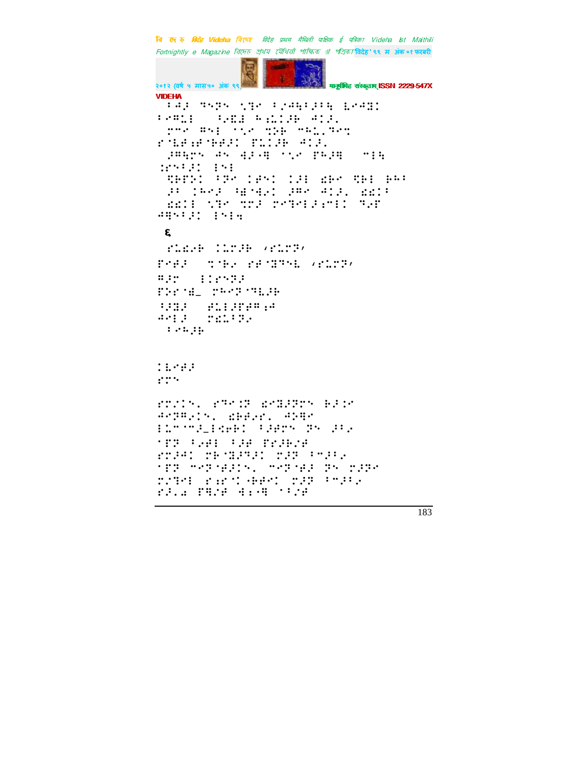६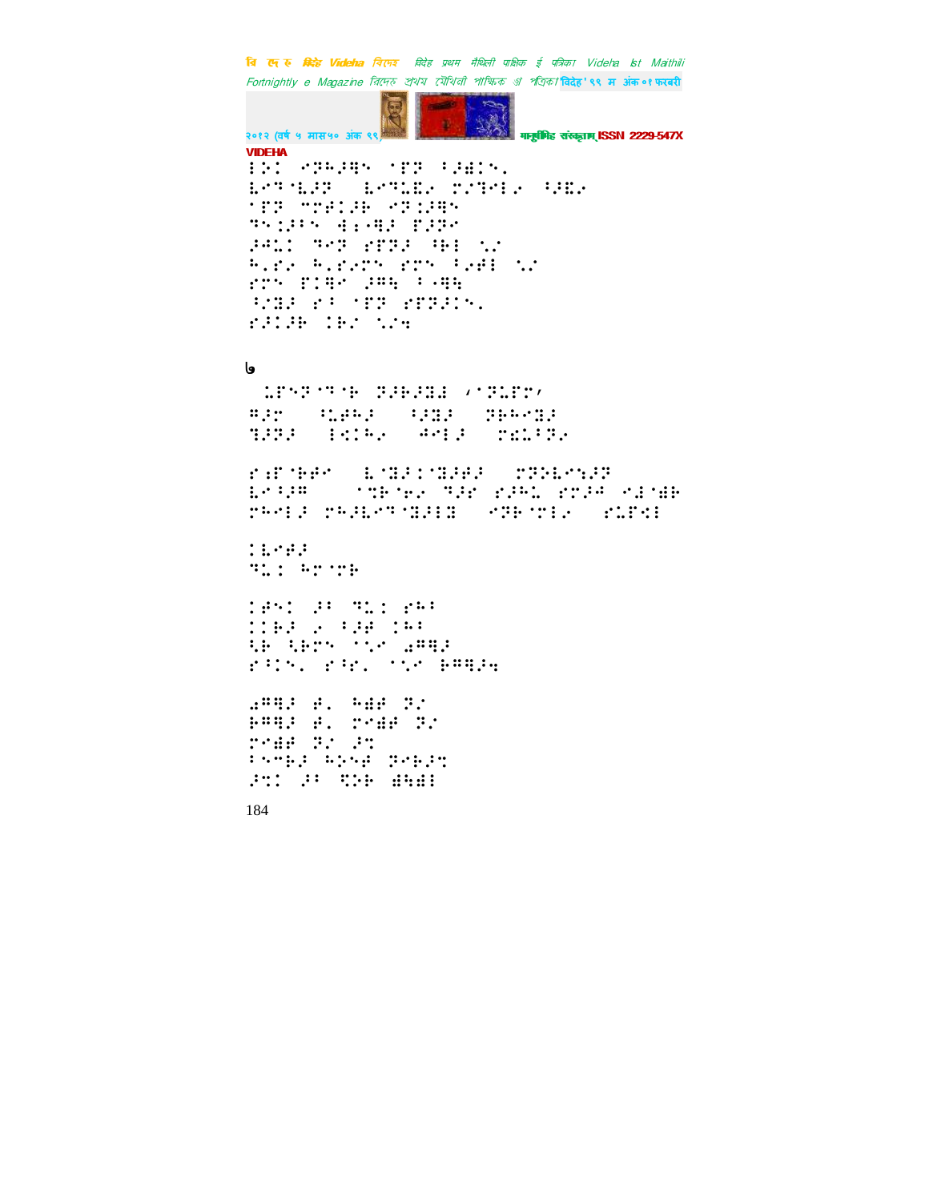VIDEHA

⠇⠕⠅ ⠩⠝⠓⠚⠻⠝ ⠈⠏⠝ ⠃⠚⠫⠅⠝⠄
⠇⠢⠙⠈⠇⠚⠝ ⠀⠇⠢⠙⠇⠣⠜ ⠍⠌⠙⠑⠇⠜ ⠳⠚⠣⠜
⠈⠏⠝ ⠉⠍⠞⠅⠚⠗ ⠩⠝⠅⠚⠻⠝
⠙⠑⠅⠚⠃⠑ ⠹⠆⠤⠻⠚ ⠏⠚⠝⠢
⠚⠲⠇⠅ ⠙⠢⠝ ⠎⠏⠝⠚ ⠳⠗⠇ ⠡⠌
⠓⠄⠎⠜ ⠓⠄⠎⠜⠍⠑ ⠎⠍⠑ ⠃⠌⠞⠇ ⠡⠌
⠎⠍⠑ ⠏⠅⠻⠢ ⠚⠻⠹ ⠃⠤⠻⠹
⠳⠌⠃⠚ ⠎⠃ ⠈⠏⠝ ⠎⠏⠝⠚⠅⠑⠄
⠎⠚⠅⠚⠗ ⠅⠗⠌ ⠡⠌⠹

७

⠀⠣⠏⠑⠝⠈⠙⠈⠗ ⠝⠚⠗⠚⠃⠇ ⠦⠈⠝⠣⠏⠍⠴
⠻⠚⠍ ⠀⠀⠳⠣⠋⠓⠚ ⠀⠀⠳⠚⠃⠚ ⠀⠀⠝⠗⠓⠢⠃⠚
⠙⠚⠝⠚ ⠀⠀⠇⠪⠅⠓⠜ ⠀⠀⠲⠑⠇⠚ ⠀⠀⠍⠞⠣⠃⠝⠜

⠎⠱⠏⠈⠗⠋⠢ ⠀⠀⠇⠈⠃⠚⠅⠈⠃⠚⠋⠚ ⠀⠀⠍⠝⠕⠇⠢⠒⠚⠝
⠇⠢⠃⠚⠻ ⠀⠀⠀⠀⠈⠞⠗⠈⠎⠜ ⠙⠚⠌ ⠎⠚⠓⠣ ⠎⠍⠚⠲ ⠩⠇⠈⠫⠗
⠍⠓⠑⠇⠚ ⠍⠓⠚⠇⠢⠙⠈⠃⠚⠇⠃ ⠀⠀⠩⠝⠗⠈⠍⠇⠜ ⠀⠀⠎⠣⠏⠪⠇

⠅⠇⠢⠋⠚
⠙⠣⠅ ⠓⠍⠈⠍⠗

⠅⠋⠑⠅ ⠚⠃ ⠙⠣⠅ ⠎⠓⠃
⠅⠅⠗⠚ ⠜ ⠃⠚⠋ ⠅⠓⠃
⠳⠗ ⠳⠗⠍⠑ ⠈⠡⠢ ⠡⠻⠹⠚
⠎⠃⠅⠑⠄ ⠎⠃⠎⠄ ⠈⠡⠢ ⠗⠻⠹⠚⠹

⠡⠻⠹⠚ ⠋⠄ ⠓⠫⠋ ⠝⠌
⠗⠻⠹⠚ ⠋⠄ ⠍⠢⠫⠋ ⠝⠌
⠍⠢⠫⠋ ⠝⠌ ⠚⠒
⠃⠑⠉⠗⠚ ⠓⠕⠑⠋ ⠝⠢⠗⠚⠒
⠚⠒⠅ ⠚⠃ ⠪⠕⠗ ⠫⠓⠫⠇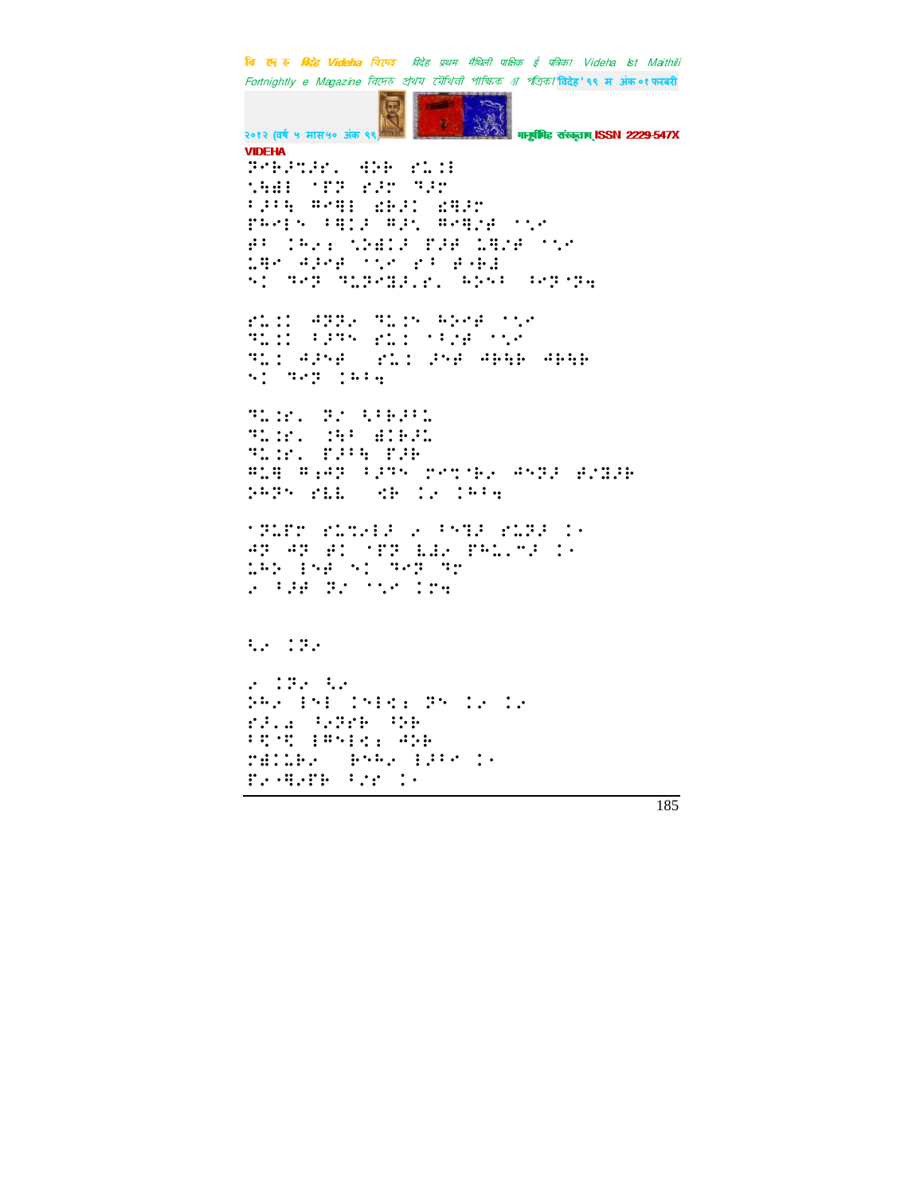VIDEHA

⠝⠊⠗⠼⠝⠕⠗⠄⠀⠻⠕⠗⠀⠗⠥⠅⠇
⠱⠓⠻⠇⠀⠈⠋⠝⠀⠗⠼⠗⠀⠙⠼⠗
⠂⠼⠂⠓⠀⠿⠊⠛⠇⠀⠫⠗⠼⠅⠀⠫⠛⠼⠗
⠏⠓⠊⠇⠑⠀⠂⠛⠅⠼⠀⠛⠼⠡⠀⠿⠊⠛⠌⠋⠀⠈⠡⠊
⠋⠂⠀⠅⠓⠢⠆⠀⠱⠕⠻⠅⠼⠀⠏⠼⠋⠀⠥⠛⠌⠋⠀⠈⠡⠊
⠥⠛⠊⠀⠚⠼⠊⠋⠀⠈⠡⠊⠀⠗⠂⠀⠋⠊⠗⠇
⠑⠅⠀⠙⠊⠝⠀⠙⠥⠝⠊⠛⠼⠄⠗⠄⠀⠓⠕⠑⠂⠀⠂⠊⠝⠈⠝⠲

⠗⠥⠅⠅⠀⠚⠝⠝⠢⠀⠙⠥⠅⠑⠀⠓⠕⠊⠋⠀⠈⠡⠊
⠙⠥⠅⠅⠀⠂⠼⠙⠑⠀⠗⠥⠅⠀⠈⠂⠌⠋⠀⠈⠡⠊
⠙⠥⠅⠀⠚⠼⠊⠋⠀⠀⠗⠥⠅⠀⠼⠊⠋⠀⠚⠗⠓⠗⠀⠚⠗⠓⠗
⠑⠅⠀⠙⠊⠝⠀⠅⠓⠂⠲

⠙⠥⠅⠗⠄⠀⠝⠌⠀⠳⠂⠗⠼⠂⠥
⠙⠥⠅⠗⠄⠀⠅⠓⠂⠀⠻⠅⠗⠼⠥
⠙⠥⠅⠗⠄⠀⠏⠼⠂⠓⠀⠏⠼⠗
⠿⠥⠛⠀⠿⠆⠚⠝⠀⠂⠼⠙⠑⠀⠍⠊⠝⠈⠗⠢⠀⠚⠑⠝⠼⠀⠋⠌⠛⠼⠗
⠕⠓⠝⠑⠀⠗⠇⠇⠀⠀⠩⠗⠀⠅⠢⠀⠅⠓⠂⠲

⠈⠝⠥⠋⠗⠀⠗⠥⠝⠊⠇⠼⠀⠢⠀⠂⠑⠛⠼⠀⠗⠥⠝⠼⠀⠅⠐
⠚⠝⠀⠚⠝⠀⠋⠅⠀⠈⠋⠝⠀⠇⠻⠢⠀⠏⠓⠥⠄⠉⠼⠀⠅⠐
⠥⠓⠕⠀⠇⠑⠋⠀⠑⠅⠀⠙⠊⠝⠀⠙⠗
⠢⠀⠂⠼⠋⠀⠝⠌⠀⠈⠡⠊⠀⠅⠝⠲

⠳⠢⠀⠅⠝⠢

⠢⠀⠅⠝⠢⠀⠳⠢
⠕⠓⠢⠀⠇⠑⠇⠀⠅⠑⠇⠩⠆⠀⠝⠑⠀⠅⠢⠀⠅⠢
⠗⠼⠄⠡⠀⠂⠌⠝⠗⠓⠀⠂⠕⠓
⠂⠩⠈⠩⠀⠇⠿⠑⠇⠩⠆⠀⠚⠕⠓
⠍⠻⠅⠥⠗⠢⠀⠀⠗⠑⠓⠢⠀⠇⠼⠂⠊⠀⠅⠐
⠏⠢⠐⠛⠢⠋⠓⠀⠂⠌⠗⠀⠅⠐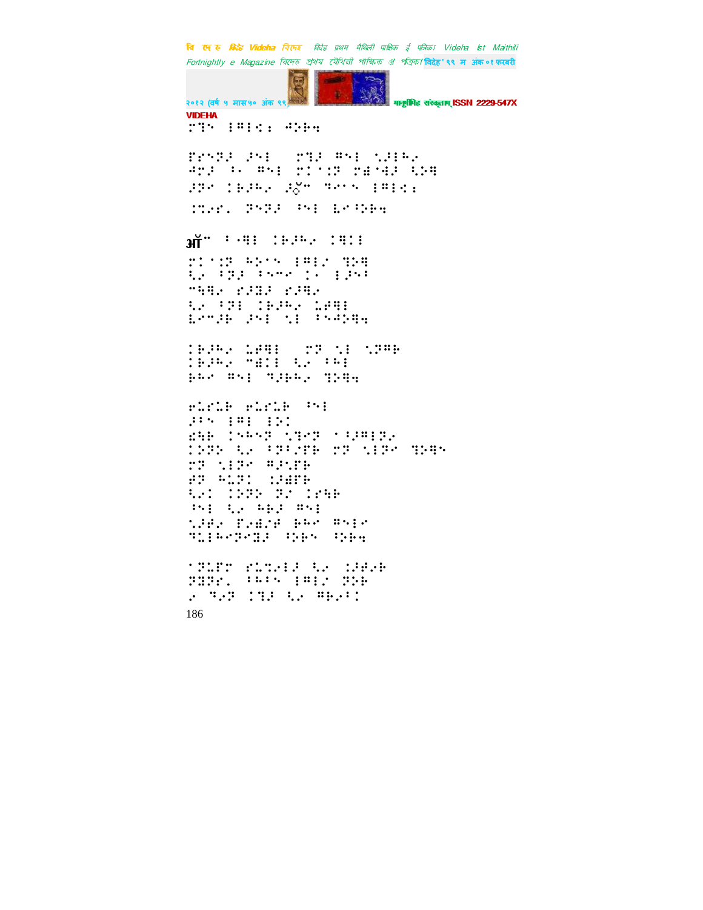VIDEHA

⠗⠹⠝⠀⠇⠻⠇⠬⠆⠀⠚⠕⠗⠒

⠋⠗⠝⠝⠐⠀⠔⠑⠇⠀⠀⠗⠹⠐⠀⠻⠑⠇⠀⠡⠔⠇⠓⠎

⠚⠗⠔⠀⠂⠂⠀⠻⠑⠇⠀⠗⠅⠁⠅⠝⠀⠗⠫⠈⠹⠐⠀⠣⠕⠻

⠔⠝⠊⠀⠅⠗⠔⠓⠎⠀⠔ॅ⠉⠀⠹⠊⠁⠝⠀⠇⠻⠇⠬⠆

⠅⠞⠎⠋⠂⠀⠝⠑⠝⠐⠀⠒⠑⠇⠀⠧⠊⠒⠕⠗⠒

ऑ⠉⠀⠃⠂⠻⠇⠀⠅⠗⠔⠓⠎⠀⠅⠻⠅⠇

⠗⠅⠁⠅⠝⠀⠓⠕⠁⠝⠀⠇⠻⠇⠎⠀⠹⠕⠻

⠣⠎⠀⠒⠝⠐⠀⠃⠝⠉⠊⠀⠅⠂⠀⠇⠔⠑⠃

⠉⠹⠻⠎⠀⠗⠔⠹⠐⠀⠗⠔⠻⠎

⠣⠎⠀⠒⠝⠇⠀⠅⠗⠔⠓⠎⠀⠧⠿⠻⠇

⠧⠊⠉⠔⠗⠀⠔⠑⠇⠀⠡⠇⠀⠃⠑⠚⠕⠻⠒

⠅⠗⠔⠓⠎⠀⠧⠿⠻⠇⠀⠀⠗⠝⠀⠡⠇⠀⠡⠝⠻⠗

⠅⠗⠔⠓⠎⠀⠉⠫⠅⠇⠀⠣⠎⠀⠃⠓⠇

⠗⠓⠊⠀⠻⠑⠇⠀⠹⠔⠗⠓⠎⠀⠹⠕⠻⠒

⠗⠧⠗⠧⠗⠀⠗⠧⠗⠧⠗⠀⠒⠑⠇

⠔⠃⠑⠀⠇⠻⠇⠀⠇⠕⠅

⠱⠳⠗⠀⠅⠑⠓⠑⠝⠀⠡⠹⠊⠝⠀⠁⠒⠔⠻⠇⠝⠎

⠅⠝⠝⠕⠀⠣⠎⠀⠃⠝⠃⠎⠋⠗⠀⠗⠝⠀⠡⠇⠝⠊⠀⠹⠕⠻⠑

⠗⠝⠀⠡⠇⠝⠊⠀⠻⠔⠡⠋⠗

⠿⠝⠀⠓⠧⠝⠅⠀⠅⠔⠻⠋⠗

⠣⠊⠅⠀⠅⠝⠝⠕⠀⠝⠎⠀⠅⠗⠹⠗

⠒⠑⠇⠀⠣⠎⠀⠓⠗⠔⠀⠻⠑⠇

⠡⠔⠿⠎⠀⠋⠎⠫⠎⠋⠀⠗⠓⠊⠀⠻⠑⠇⠊

⠹⠧⠇⠓⠊⠝⠊⠹⠐⠀⠒⠕⠗⠑⠀⠒⠕⠗⠒

⠁⠝⠧⠋⠗⠀⠗⠧⠞⠎⠇⠔⠀⠣⠎⠀⠅⠔⠿⠎⠗

⠝⠹⠝⠋⠂⠀⠃⠓⠃⠑⠀⠇⠻⠇⠎⠀⠝⠕⠗

⠎⠀⠹⠎⠝⠀⠅⠹⠐⠀⠣⠎⠀⠻⠗⠎⠃⠅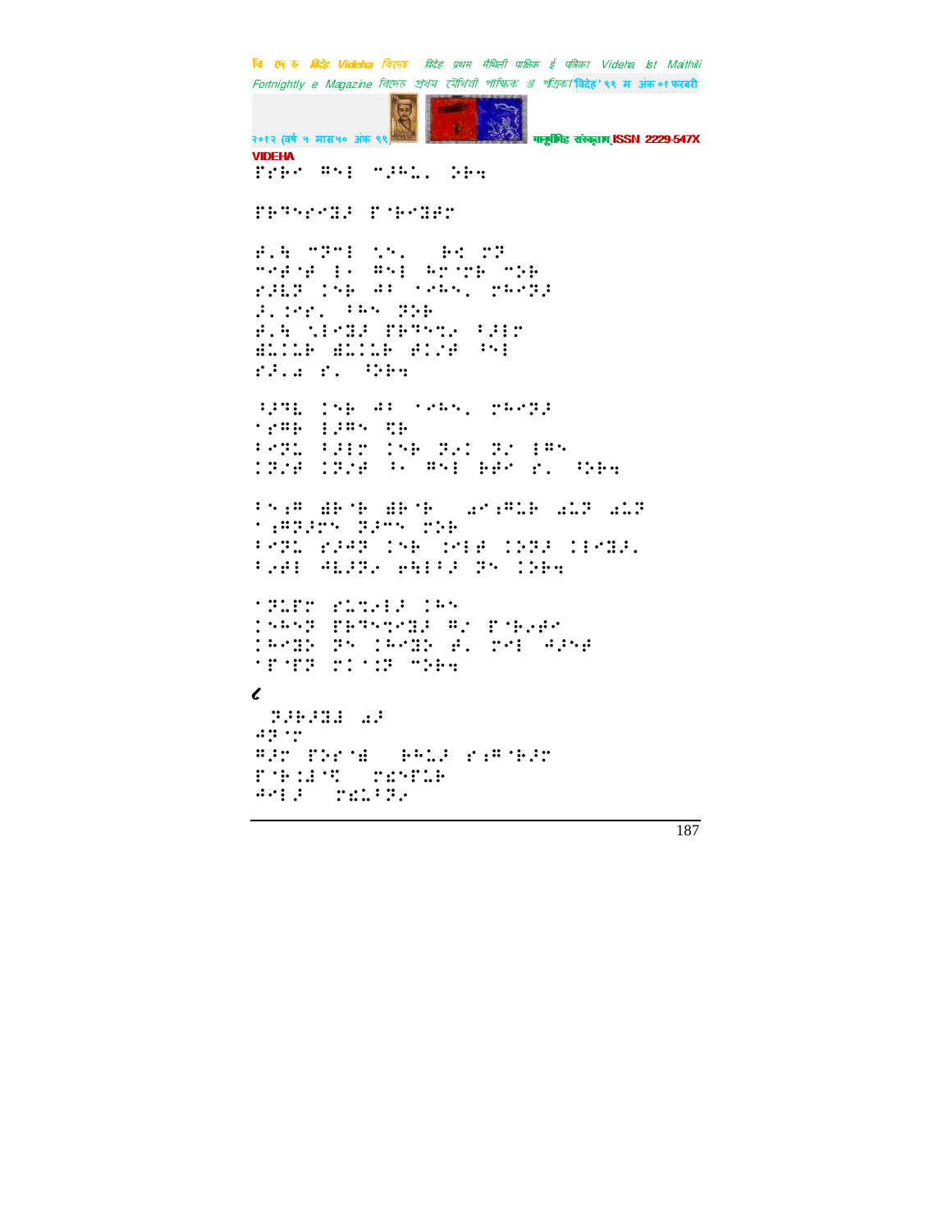⠋⠗⠃⠊ ⠛⠑⠇ ⠉⠚⠓⠇⠂ ⠕⠃⠹

⠋⠃⠙⠑⠗⠊⠝⠚ ⠋⠈⠃⠊⠝⠚⠗

⠚⠂⠓ ⠉⠝⠉⠇ ⠱⠑⠂ ⠀⠃⠅ ⠗⠝
⠉⠊⠚⠈⠚ ⠇⠂ ⠛⠑⠇ ⠓⠗⠈⠗⠃ ⠉⠕⠃
⠗⠚⠇⠝ ⠅⠑⠃ ⠌⠁ ⠈⠊⠓⠑⠂ ⠗⠓⠊⠝⠚
⠚⠂⠅⠊⠗⠂ ⠁⠓⠑ ⠝⠕⠃
⠚⠂⠓ ⠱⠇⠊⠝⠚ ⠋⠃⠙⠑⠞⠆ ⠁⠚⠇⠗
⠻⠇⠅⠇⠃ ⠻⠇⠅⠇⠃ ⠚⠅⠌⠚ ⠁⠑⠇
⠗⠚⠂⠜ ⠗⠂ ⠁⠕⠃⠹

⠁⠚⠙⠇ ⠅⠑⠃ ⠌⠁ ⠈⠊⠓⠑⠂ ⠗⠓⠊⠝⠚
⠈⠗⠛⠃ ⠇⠚⠛⠑ ⠩⠃
⠁⠊⠝⠇ ⠁⠚⠇⠗ ⠅⠑⠃ ⠝⠆⠅ ⠝⠌ ⠇⠛⠑
⠅⠝⠌⠚ ⠅⠝⠌⠚ ⠁⠂ ⠛⠑⠇ ⠃⠚⠊ ⠗⠂ ⠁⠕⠃⠹

⠁⠑⠆⠛ ⠻⠃⠈⠃ ⠻⠃⠈⠃ ⠀⠜⠊⠆⠛⠇⠃ ⠜⠇⠝ ⠜⠇⠝
⠈⠆⠛⠝⠚⠗⠑ ⠝⠚⠉⠑ ⠗⠕⠃
⠁⠊⠝⠇ ⠗⠚⠋⠝ ⠅⠑⠃ ⠅⠊⠇⠚ ⠅⠕⠝⠚ ⠅⠇⠊⠝⠚⠂
⠁⠆⠚⠇ ⠙⠇⠚⠝⠆ ⠑⠓⠇⠁⠚ ⠝⠑ ⠅⠕⠃⠹

⠈⠝⠇⠋⠗ ⠗⠇⠞⠆⠇⠚ ⠅⠓⠑
⠅⠓⠑⠝ ⠋⠃⠙⠑⠞⠊⠝⠚ ⠛⠌ ⠋⠈⠃⠆⠚⠊
⠅⠓⠊⠝⠕ ⠝⠑ ⠅⠓⠊⠝⠕ ⠚⠂ ⠗⠊⠇ ⠙⠚⠑⠚
⠈⠋⠈⠋⠝ ⠗⠅⠈⠅⠝ ⠉⠕⠃⠹

ℓ

⠀⠝⠚⠃⠚⠝⠻ ⠜⠚
⠙⠝⠈⠗
⠛⠚⠗ ⠋⠕⠗⠈⠻ ⠀⠃⠓⠇⠚ ⠗⠆⠛⠈⠃⠚⠗
⠋⠈⠃⠅⠻⠈⠩ ⠀⠗⠩⠑⠋⠇⠃
⠙⠊⠇⠚ ⠀⠗⠩⠇⠁⠝⠆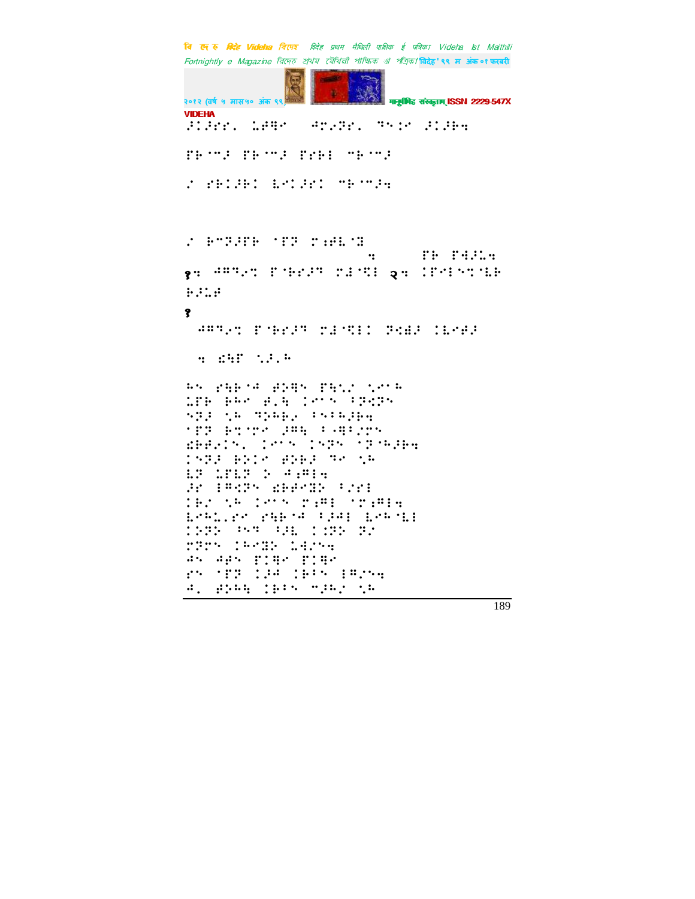⠏⠅⠏⠗⠊⠄ ⠨⠋⠻⠉ ⠙⠗⠆⠝⠗⠄ ⠹⠑⠅⠉ ⠏⠅⠏⠗⠹

⠏⠗⠈⠉⠏ ⠏⠗⠈⠉⠏ ⠏⠗⠗⠇ ⠉⠗⠈⠉⠏

⠌ ⠗⠗⠅⠏⠗⠅ ⠇⠉⠅⠏⠗⠅ ⠉⠗⠈⠉⠏⠹

⠌ ⠗⠉⠹⠏⠋⠗ ⠈⠏⠹ ⠍⠆⠋⠇⠈⠹

⠹ ⠏⠗ ⠏⠙⠏⠨⠹

१⠹ ⠙⠛⠹⠆⠹ ⠏⠈⠗⠗⠏⠹ ⠍⠙⠈⠻⠇ २⠹ ⠅⠏⠉⠇⠝⠹⠈⠇⠗

⠗⠏⠨⠋

१

⠙⠛⠹⠆⠹ ⠏⠈⠗⠗⠏⠹ ⠍⠙⠈⠻⠇⠅ ⠏⠫⠙⠏ ⠅⠇⠉⠋⠏

⠹ ⠫⠻⠏ ⠡⠏⠄⠓

⠓⠝ ⠗⠻⠗⠈⠙ ⠋⠕⠻⠝ ⠏⠻⠡⠌ ⠡⠉⠝⠓
⠨⠏⠗ ⠗⠓⠉ ⠋⠄⠻ ⠅⠉⠝⠝ ⠃⠏⠫⠏⠝
⠝⠹⠏ ⠡⠓ ⠹⠕⠓⠗⠆ ⠃⠝⠃⠓⠏⠗⠹
⠈⠏⠹ ⠗⠹⠈⠍⠉ ⠏⠛⠻ ⠃⠤⠻⠃⠌⠝
⠫⠗⠋⠆⠅⠝⠄ ⠅⠉⠈⠝ ⠅⠝⠹⠝ ⠈⠹⠈⠓⠏⠗⠹
⠅⠝⠹⠏ ⠗⠕⠅⠉ ⠋⠕⠗⠏ ⠹⠉ ⠡⠓
⠇⠹ ⠨⠏⠇⠹ ⠕ ⠙⠆⠛⠇⠹
⠏⠗ ⠇⠛⠫⠹⠝ ⠫⠗⠗⠉⠻⠕ ⠃⠌⠗⠇
⠅⠗⠌ ⠡⠓ ⠅⠉⠈⠝ ⠍⠆⠛⠇ ⠈⠍⠆⠛⠇⠹
⠇⠉⠓⠨⠄⠗⠉ ⠗⠻⠗⠈⠙ ⠃⠏⠙⠇ ⠇⠉⠓⠈⠇⠇
⠅⠕⠹⠕ ⠡⠝⠹ ⠃⠏⠇ ⠅⠅⠹⠕ ⠹⠌
⠍⠹⠍⠝ ⠅⠓⠉⠻⠕ ⠨⠙⠌⠝⠹
⠙⠝ ⠙⠋⠝ ⠏⠅⠻⠉ ⠏⠅⠻⠉
⠗⠝ ⠈⠏⠹ ⠅⠏⠙ ⠅⠗⠃⠝ ⠇⠛⠌⠝⠹
⠙⠄ ⠋⠕⠓⠻ ⠅⠗⠃⠝ ⠉⠏⠓⠌ ⠡⠓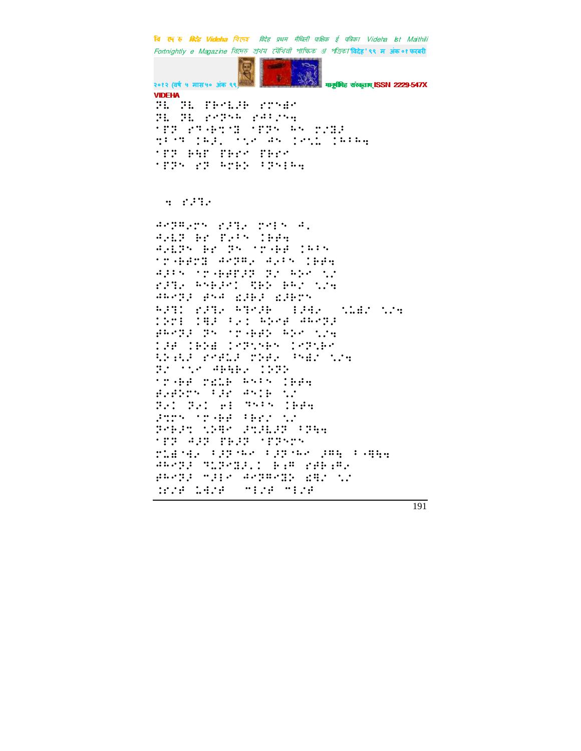VIDEHA

⠝⠇⠀⠝⠇⠀⠏⠓⠉⠇⠼⠃⠀⠗⠍⠉⠱⠉
⠝⠇⠀⠝⠇⠀⠗⠉⠝⠉⠓⠀⠗⠙⠂⠌⠉⠹
⠁⠏⠝⠀⠗⠝⠤⠓⠍⠁⠒⠀⠁⠏⠝⠉⠀⠓⠉⠀⠍⠌⠒⠼
⠹⠂⠁⠝⠀⠅⠓⠼⠂⠀⠁⠡⠉⠀⠙⠉⠀⠅⠉⠡⠤⠀⠅⠓⠂⠓⠹
⠁⠏⠝⠀⠃⠓⠛⠀⠏⠃⠗⠉⠀⠏⠃⠗⠉
⠁⠏⠝⠉⠀⠗⠝⠀⠓⠉⠃⠕⠀⠂⠝⠉⠅⠓⠹

⠹⠀⠗⠼⠒⠂

⠙⠉⠝⠍⠂⠗⠉⠀⠗⠼⠒⠂⠀⠍⠉⠅⠉⠀⠙⠄
⠙⠂⠇⠝⠀⠃⠗⠀⠋⠂⠂⠉⠀⠅⠃⠋⠹
⠙⠂⠇⠝⠉⠀⠃⠗⠀⠝⠉⠀⠁⠗⠤⠃⠋⠀⠅⠓⠂⠉
⠁⠗⠤⠃⠋⠍⠒⠀⠙⠉⠝⠍⠂⠀⠙⠂⠂⠉⠀⠅⠃⠋⠹
⠙⠼⠂⠉⠀⠁⠗⠤⠃⠋⠋⠼⠝⠀⠝⠌⠀⠓⠕⠉⠀⠡⠌
⠗⠼⠒⠂⠀⠓⠉⠃⠼⠉⠅⠀⠩⠃⠕⠀⠃⠓⠌⠀⠡⠌⠹
⠙⠓⠉⠝⠼⠀⠋⠉⠙⠀⠫⠼⠃⠼⠀⠫⠼⠃⠗⠉
⠓⠼⠒⠅⠀⠗⠼⠒⠂⠀⠓⠒⠉⠼⠃⠀⠀⠅⠼⠙⠂⠀⠀⠡⠤⠱⠌⠀⠡⠌⠹
⠅⠕⠍⠅⠀⠅⠻⠼⠀⠂⠂⠅⠀⠓⠕⠉⠋⠀⠙⠓⠉⠝⠼
⠋⠓⠉⠝⠼⠀⠝⠉⠀⠁⠗⠤⠃⠋⠕⠀⠓⠕⠉⠀⠡⠌⠹
⠅⠼⠋⠀⠅⠃⠕⠱⠀⠅⠉⠝⠡⠉⠃⠉⠀⠅⠉⠝⠡⠃⠉
⠡⠕⠪⠡⠼⠀⠗⠉⠋⠇⠼⠀⠍⠕⠋⠂⠀⠘⠉⠱⠌⠀⠡⠌⠹
⠝⠌⠀⠁⠡⠉⠀⠙⠃⠓⠃⠂⠀⠅⠕⠝⠕
⠁⠗⠤⠃⠋⠀⠍⠫⠇⠃⠀⠓⠉⠂⠉⠀⠅⠃⠋⠹
⠋⠂⠋⠕⠗⠉⠀⠂⠼⠗⠀⠙⠉⠅⠃⠀⠡⠌
⠝⠂⠅⠀⠝⠂⠅⠀⠢⠅⠀⠹⠉⠂⠉⠀⠅⠃⠋⠹
⠼⠍⠗⠉⠀⠁⠗⠤⠃⠋⠀⠂⠃⠗⠌⠀⠡⠌
⠝⠉⠃⠼⠹⠀⠡⠕⠓⠉⠀⠼⠹⠼⠇⠼⠝⠀⠂⠝⠓⠹
⠁⠏⠝⠀⠙⠼⠝⠀⠏⠃⠼⠝⠀⠁⠏⠝⠉⠗⠉
⠍⠇⠱⠁⠙⠂⠀⠂⠼⠝⠁⠓⠉⠀⠂⠼⠝⠁⠓⠉⠀⠼⠍⠓⠀⠂⠤⠻⠓⠹
⠙⠓⠉⠝⠼⠀⠹⠇⠝⠉⠒⠼⠂⠅⠀⠃⠔⠍⠀⠗⠋⠃⠔⠍⠂
⠋⠓⠉⠝⠼⠀⠉⠼⠅⠉⠀⠙⠉⠝⠍⠉⠒⠕⠀⠫⠻⠌⠀⠡⠌
⠩⠌⠋⠀⠡⠙⠌⠋⠀⠀⠉⠅⠌⠋⠀⠉⠅⠌⠋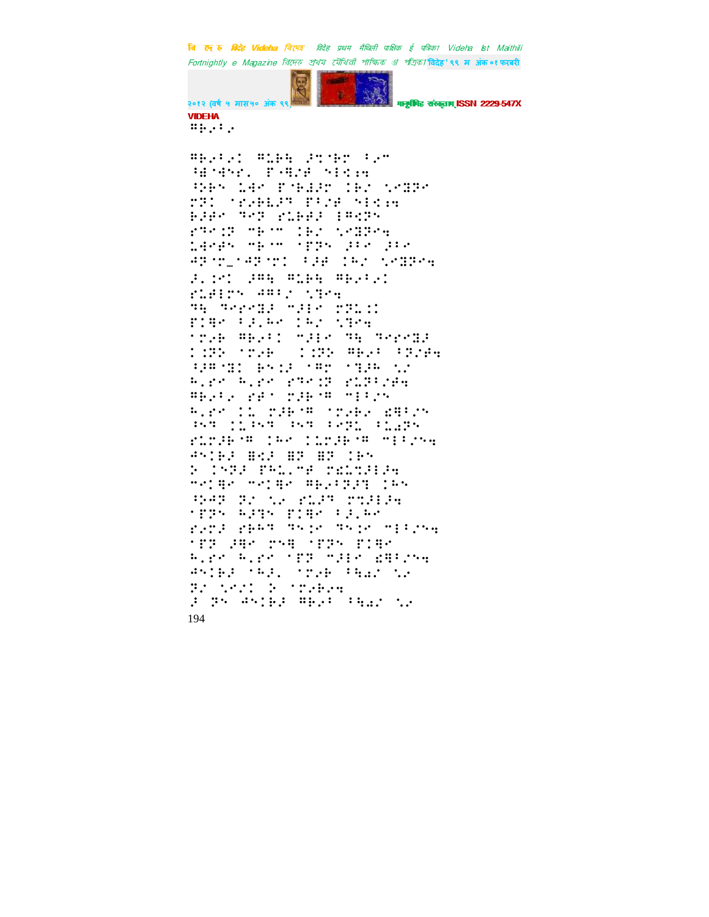VIDEHA

⠻⠃⠢⠇⠢

⠻⠃⠢⠇⠢⠅ ⠻⠥⠗⠹ ⠔⠹⠊⠃⠍ ⠇⠢⠉
⠓⠿⠈⠹⠝⠗⠄ ⠏⠤⠻⠌⠋ ⠝⠇⠣⠔⠹
⠳⠗⠃⠝ ⠥⠹⠢ ⠏⠊⠗⠃⠼⠍ ⠅⠗⠌ ⠡⠢⠿⠕⠢
⠗⠕⠅ ⠈⠋⠢⠗⠃⠥⠼⠙ ⠏⠇⠌⠋ ⠝⠇⠣⠔⠹
⠗⠼⠋⠢ ⠙⠢⠕ ⠗⠥⠗⠃⠋⠼ ⠇⠻⠣⠕⠝
⠗⠙⠢⠅⠕ ⠉⠗⠈⠉ ⠅⠗⠌ ⠡⠢⠿⠕⠢⠹
⠥⠹⠢⠋⠝ ⠉⠗⠈⠉ ⠈⠏⠕⠝ ⠼⠇⠢ ⠼⠇⠢
⠙⠕⠊⠍⠤⠈⠙⠕⠊⠍⠅ ⠇⠼⠋ ⠅⠓⠌ ⠡⠢⠿⠕⠢⠹
⠼⠄⠅⠢⠅ ⠼⠻⠹ ⠻⠥⠗⠹ ⠻⠃⠢⠇⠢⠅
⠗⠥⠋⠇⠗⠝ ⠙⠻⠇⠌ ⠡⠹⠢⠹
⠙⠹ ⠙⠢⠗⠗⠿⠼ ⠉⠼⠇⠢ ⠗⠕⠥⠅⠅
⠏⠅⠻⠢ ⠇⠼⠄⠓⠢ ⠅⠓⠌ ⠡⠹⠢⠹
⠈⠗⠢⠃ ⠻⠃⠢⠇⠅ ⠉⠼⠇⠢ ⠙⠹ ⠙⠢⠗⠗⠿⠼
⠅⠅⠕⠕ ⠈⠗⠢⠃ ⠅⠅⠕⠕ ⠻⠃⠢⠇ ⠇⠕⠌⠋⠹
⠳⠼⠻⠈⠿⠅ ⠃⠝⠅⠼ ⠈⠻⠍ ⠈⠹⠼⠃ ⠡⠢
⠓⠄⠗⠢ ⠓⠄⠗⠢ ⠗⠙⠢⠅⠕ ⠗⠥⠕⠇⠌⠋⠹
⠻⠃⠢⠇⠢ ⠗⠋⠈ ⠗⠼⠃⠈⠻ ⠉⠇⠇⠌⠝
⠓⠄⠗⠢ ⠅⠥ ⠗⠼⠃⠈⠻ ⠈⠗⠢⠃⠢ ⠜⠻⠇⠌⠝
⠳⠝⠙ ⠅⠥⠳⠝⠙ ⠳⠝⠙ ⠇⠢⠕⠥ ⠇⠥⠣⠕⠝
⠗⠥⠗⠼⠃⠈⠻ ⠅⠓⠢ ⠅⠥⠗⠼⠃⠈⠻ ⠉⠇⠇⠌⠝⠹
⠙⠝⠅⠃⠼ ⠿⠣⠼ ⠿⠕ ⠿⠕ ⠅⠃⠝
⠕ ⠅⠝⠕⠼ ⠏⠻⠥⠄⠉⠋ ⠗⠿⠥⠹⠼⠇⠼⠹
⠉⠢⠅⠻⠢ ⠉⠢⠅⠻⠢ ⠻⠃⠢⠇⠕⠼⠙ ⠅⠓⠝
⠳⠢⠙⠕ ⠕⠌ ⠡⠢ ⠗⠥⠼⠙ ⠗⠹⠼⠇⠼⠹
⠈⠏⠕⠝ ⠓⠼⠙⠝ ⠏⠅⠻⠢ ⠇⠼⠄⠓⠢
⠗⠢⠗⠼ ⠗⠃⠓⠙ ⠙⠝⠅⠢ ⠙⠝⠅⠢ ⠉⠇⠇⠌⠝⠹
⠈⠏⠕ ⠼⠻⠢ ⠗⠝⠻ ⠈⠏⠕⠝ ⠏⠅⠻⠢
⠓⠄⠗⠢ ⠓⠄⠗⠢ ⠈⠏⠕ ⠉⠼⠇⠢ ⠜⠻⠇⠌⠝⠹
⠙⠝⠅⠃⠼ ⠈⠓⠼⠄ ⠈⠗⠢⠃ ⠇⠹⠣⠌ ⠡⠢
⠕⠌ ⠡⠢⠅⠅ ⠕ ⠈⠗⠢⠃⠢⠹
⠼ ⠕⠝ ⠙⠝⠅⠃⠼ ⠻⠃⠢⠇ ⠇⠹⠣⠌ ⠡⠢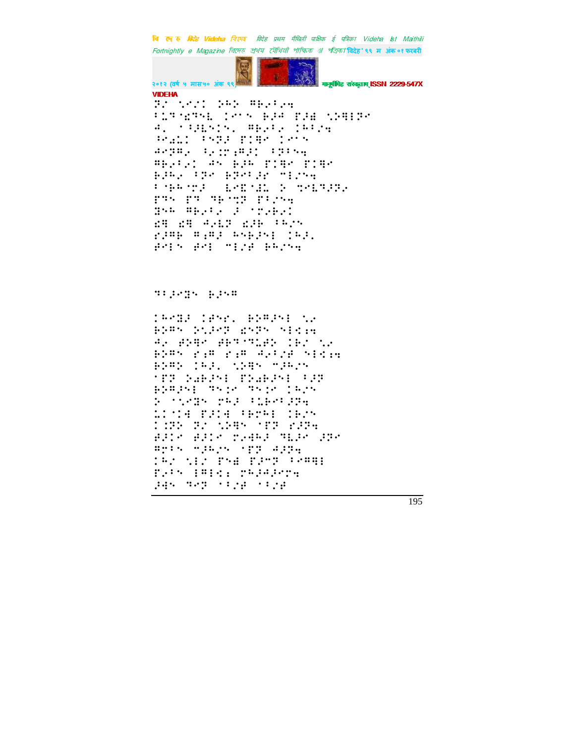VIDEHA

⠝⠊ ⠅⠑⠊⠅ ⠵⠓⠕ ⠛⠗⠊⠋⠊⠩
⠋⠥⠝⠈⠣⠝⠑⠇ ⠅⠑⠉⠑ ⠗⠚⠙ ⠏⠚⠫ ⠅⠕⠻⠇⠝⠊
⠙⠂ ⠁⠋⠚⠇⠑⠅⠑ ⠛⠗⠊⠋⠊ ⠅⠓⠋⠊⠩
⠘⠊⠜⠉⠅ ⠋⠑⠝⠚ ⠏⠅⠻⠊ ⠅⠑⠉⠑
⠙⠊⠝⠛⠊ ⠓⠊⠅⠍⠜⠛⠚⠅ ⠋⠝⠋⠑⠩
⠛⠗⠊⠋⠊⠅ ⠙⠑ ⠗⠚⠓ ⠏⠅⠻⠊ ⠏⠅⠻⠊
⠗⠚⠓⠊ ⠋⠝⠊ ⠗⠝⠊⠋⠚⠗ ⠒⠇⠊⠑⠩
⠋⠈⠗⠓⠈⠍⠚ ⠇⠗⠿⠈⠜⠇ ⠕ ⠹⠑⠇⠝⠚⠝⠊
⠏⠹⠑ ⠏⠹ ⠹⠗⠈⠹⠝ ⠏⠋⠊⠑⠩
⠻⠑⠓ ⠛⠗⠊⠋⠊ ⠚ ⠈⠍⠊⠗⠊⠅
⠣⠻ ⠣⠻ ⠙⠊⠇⠝ ⠣⠚⠗ ⠋⠓⠊⠑
⠗⠚⠛⠗ ⠛⠜⠛⠚ ⠓⠑⠗⠚⠑⠇ ⠅⠓⠚⠂
⠯⠊⠇⠑ ⠯⠊⠇ ⠒⠇⠊⠫ ⠗⠓⠊⠑⠩

⠹⠋⠚⠊⠻⠑ ⠗⠚⠑⠛

⠅⠓⠊⠻⠚ ⠅⠯⠑⠗⠂ ⠗⠕⠛⠚⠑⠇ ⠅⠊
⠗⠕⠛⠑ ⠕⠅⠚⠊⠝ ⠣⠑⠝⠑ ⠑⠇⠣⠜⠩
⠙⠊ ⠯⠕⠻⠊ ⠯⠗⠹⠈⠹⠇⠯⠕ ⠅⠗⠊ ⠅⠊
⠗⠕⠛⠑ ⠗⠜⠛ ⠗⠜⠛ ⠙⠊⠋⠊⠫ ⠑⠇⠣⠜⠩
⠗⠕⠛⠕ ⠅⠓⠚⠂ ⠅⠕⠻⠑ ⠒⠚⠓⠊⠑
⠈⠏⠝ ⠕⠜⠗⠚⠑⠇ ⠏⠕⠜⠗⠚⠑⠇ ⠋⠚⠝
⠗⠕⠛⠚⠑⠇ ⠹⠑⠅⠊ ⠹⠑⠅⠊ ⠅⠓⠊⠑
⠕ ⠁⠅⠊⠻⠑ ⠗⠓⠚ ⠋⠇⠗⠊⠋⠚⠝⠩
⠇⠅⠈⠅⠙ ⠏⠚⠅⠙ ⠋⠗⠍⠓⠇ ⠅⠗⠊⠑
⠅⠚⠝⠕ ⠝⠊ ⠅⠕⠻⠑ ⠈⠏⠝ ⠗⠚⠝⠩
⠯⠚⠅⠊ ⠯⠚⠅⠊ ⠗⠊⠙⠓⠚ ⠹⠇⠚⠊ ⠚⠝⠊
⠛⠗⠋⠑ ⠒⠚⠓⠊⠑ ⠈⠏⠝ ⠙⠚⠝⠩
⠅⠓⠊ ⠑⠇⠊ ⠏⠑⠫ ⠏⠚⠒⠝ ⠋⠊⠛⠻⠇
⠏⠊⠋⠑ ⠇⠛⠇⠣⠜ ⠗⠓⠚⠙⠚⠊⠗⠩
⠚⠙⠑ ⠹⠊⠝ ⠈⠋⠊⠫ ⠈⠋⠊⠫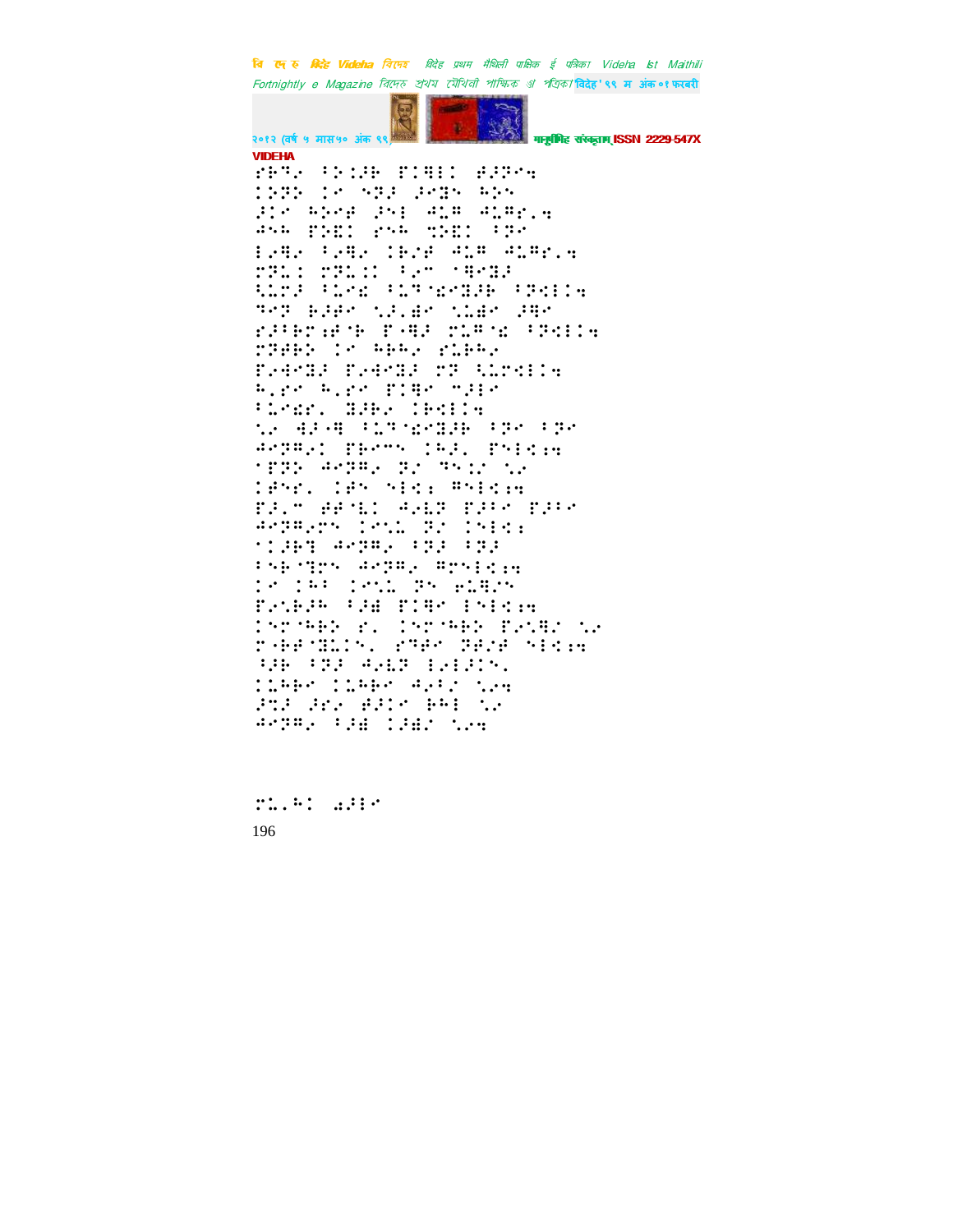VIDEHA

⠗⠗⠓⠝⠂ ⠋⠕⠨⠗⠗ ⠏⠨⠓⠇⠨ ⠞⠗⠗⠗⠑⠹
⠨⠕⠝⠕ ⠨⠑ ⠝⠗⠗ ⠗⠑⠻⠝ ⠓⠕⠝
⠗⠨⠑ ⠓⠕⠑⠞ ⠗⠝⠇ ⠙⠥⠍ ⠙⠥⠍⠗⠄⠹
⠙⠝⠓ ⠏⠕⠪⠨ ⠗⠝⠓ ⠹⠕⠪⠨ ⠋⠗⠑
⠇⠂⠓⠂ ⠋⠂⠓⠂ ⠨⠗⠌⠞ ⠙⠥⠍ ⠙⠥⠍⠗⠄⠹
⠗⠻⠥⠨ ⠗⠻⠥⠨⠨ ⠋⠂⠍ ⠈⠓⠑⠻⠗
⠹⠥⠗⠗ ⠋⠥⠑⠪ ⠋⠥⠻⠈⠪⠑⠻⠗⠗ ⠋⠗⠙⠇⠨⠹
⠻⠑⠗ ⠗⠗⠞⠑ ⠹⠗⠄⠱⠑ ⠹⠥⠱⠑ ⠗⠓⠑
⠗⠗⠋⠗⠗⠜⠞⠈⠗ ⠏⠂⠓⠗ ⠗⠥⠍⠈⠪ ⠋⠗⠙⠇⠨⠹
⠗⠗⠞⠓⠕ ⠨⠑ ⠓⠗⠓⠂ ⠗⠥⠗⠓⠂
⠏⠂⠙⠑⠻⠗ ⠏⠂⠙⠑⠻⠗ ⠗⠗ ⠹⠥⠗⠙⠇⠨⠹
⠓⠄⠗⠑ ⠓⠄⠗⠑ ⠏⠨⠓⠑ ⠍⠗⠇⠑
⠋⠥⠑⠪⠗⠄ ⠻⠗⠗⠂ ⠨⠗⠙⠇⠨⠹
⠹⠂ ⠙⠗⠈⠓ ⠋⠥⠻⠈⠪⠑⠻⠗⠗ ⠋⠗⠑ ⠋⠗⠑
⠙⠑⠗⠍⠂⠨ ⠏⠗⠑⠍⠝ ⠨⠓⠗⠄ ⠏⠝⠇⠙⠜⠹
⠈⠏⠗⠕ ⠙⠑⠗⠍⠂ ⠗⠂ ⠻⠝⠨⠌ ⠹⠂
⠨⠋⠝⠗⠄ ⠨⠋⠝ ⠝⠇⠙⠜ ⠍⠝⠇⠙⠜⠹
⠏⠗⠄⠍ ⠞⠋⠈⠣⠨ ⠙⠂⠣⠗ ⠏⠗⠋⠑ ⠏⠗⠋⠑
⠙⠑⠗⠍⠂⠗⠝ ⠨⠑⠹⠥ ⠗⠂ ⠨⠝⠇⠙⠜
⠈⠨⠗⠓⠻ ⠙⠑⠗⠍⠂ ⠋⠗⠗ ⠋⠗⠗
⠋⠝⠓⠈⠻⠗⠝ ⠙⠑⠗⠍⠂ ⠍⠗⠝⠇⠙⠜⠹
⠨⠑ ⠨⠓⠋ ⠨⠑⠹⠥ ⠗⠝ ⠢⠥⠓⠌⠝
⠏⠂⠹⠓⠗⠓ ⠋⠗⠱ ⠏⠨⠓⠑ ⠇⠝⠇⠙⠜⠹
⠨⠝⠗⠈⠓⠓⠕ ⠗⠄ ⠨⠝⠗⠈⠓⠓⠕ ⠏⠂⠹⠓⠌ ⠹⠂
⠗⠈⠓⠋⠈⠻⠥⠨⠝⠄ ⠗⠻⠋⠑ ⠻⠋⠌⠞ ⠝⠇⠙⠜⠹
⠓⠗⠓ ⠋⠻⠗ ⠙⠂⠣⠗ ⠇⠂⠇⠗⠨⠝⠄
⠨⠥⠓⠓⠑ ⠨⠥⠓⠓⠑ ⠙⠂⠋⠌ ⠹⠂⠹
⠗⠹⠗ ⠗⠗⠂ ⠞⠗⠨⠑ ⠓⠓⠇ ⠹⠂
⠙⠑⠗⠍⠂ ⠋⠗⠱ ⠨⠗⠱⠌ ⠹⠂⠹

⠗⠥⠄⠓⠨ ⠪⠗⠇⠑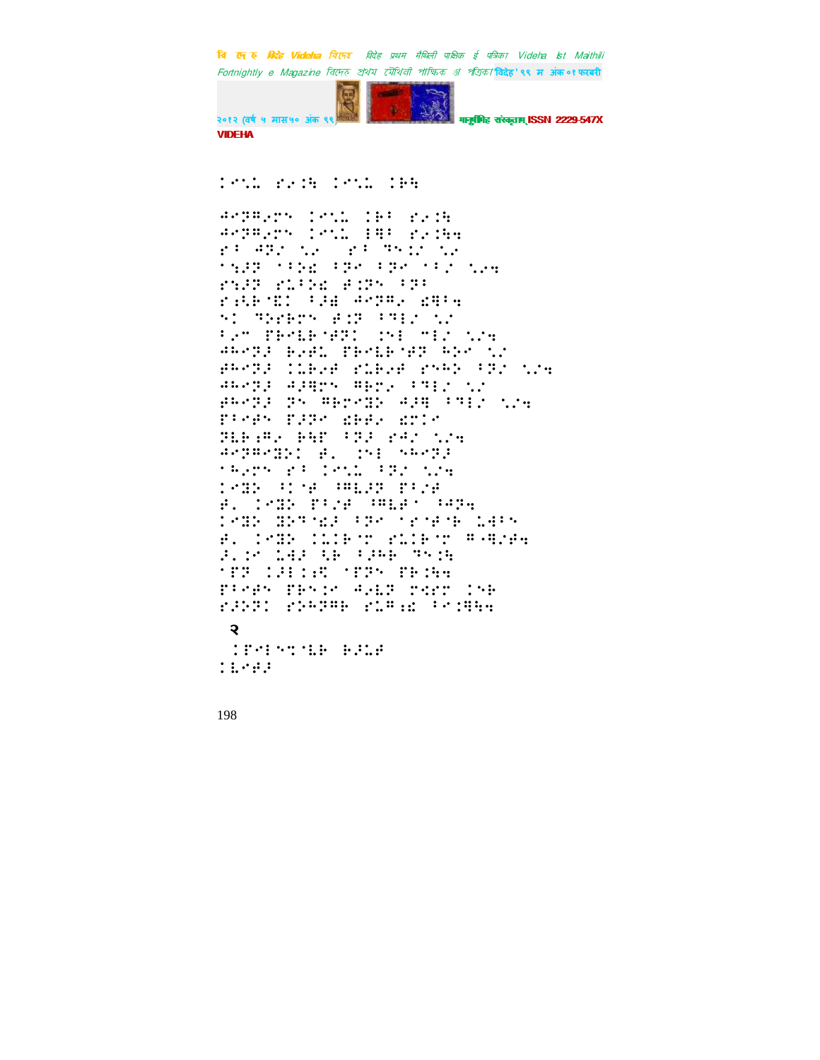⠅⠉⠣⠇ ⠋⠔⠱ ⠅⠉⠣⠇ ⠅⠗⠹

⠺⠉⠝⠍⠔⠝ ⠅⠉⠣⠇ ⠅⠗⠁ ⠋⠔⠱
⠺⠉⠝⠍⠔⠝ ⠅⠉⠣⠇ ⠨⠻⠁ ⠋⠔⠱⠹
⠋⠁ ⠺⠝⠌ ⠣⠔ ⠋⠁ ⠙⠉⠌ ⠣⠔
⠂⠹⠼⠏ ⠂⠃⠵⠩ ⠃⠝⠉ ⠃⠝⠉ ⠂⠃⠌ ⠣⠔⠹
⠋⠹⠼⠏ ⠋⠇⠃⠵⠩ ⠿⠱⠝⠉ ⠃⠝⠁
⠋⠱⠗⠈⠩⠅ ⠃⠼⠫ ⠺⠉⠝⠍⠔ ⠩⠻⠁⠹
⠉⠅ ⠙⠵⠗⠏⠝ ⠿⠱⠏ ⠃⠙⠣⠌ ⠣⠔
⠃⠔⠉ ⠏⠗⠉⠇⠗⠈⠋⠝⠅ ⠡⠉⠇ ⠉⠣⠌ ⠣⠔⠹
⠺⠓⠉⠝⠼ ⠗⠔⠿⠇ ⠏⠗⠉⠇⠗⠈⠋⠝ ⠓⠵⠉ ⠣⠔
⠿⠓⠉⠝⠼ ⠅⠇⠗⠔⠋ ⠋⠇⠗⠔⠋ ⠋⠝⠓⠕ ⠃⠝⠌ ⠣⠔⠹
⠺⠓⠉⠝⠼ ⠺⠼⠻⠗⠝ ⠻⠗⠍⠔ ⠃⠙⠣⠌ ⠣⠔
⠿⠓⠉⠝⠼ ⠝⠝ ⠻⠗⠍⠉⠻⠕ ⠺⠼⠻ ⠃⠙⠣⠌ ⠣⠔⠹
⠏⠁⠉⠋⠝ ⠏⠼⠝⠉ ⠩⠗⠿⠔ ⠩⠍⠅⠉
⠝⠇⠗⠰⠻⠔ ⠗⠹⠏ ⠃⠝⠼ ⠋⠺⠌ ⠣⠔⠹
⠺⠉⠝⠻⠉⠻⠕⠅ ⠿⠄ ⠡⠉⠇ ⠎⠓⠉⠝⠼
⠂⠓⠔⠗⠝ ⠋⠁ ⠅⠉⠣⠇ ⠃⠝⠌ ⠣⠔⠹
⠅⠉⠻⠕ ⠘⠅⠈⠋ ⠘⠻⠇⠼⠏ ⠏⠁⠌⠋
⠿⠄ ⠅⠉⠻⠕ ⠏⠁⠌⠋ ⠘⠻⠇⠋⠁ ⠘⠺⠝⠹
⠅⠉⠻⠕ ⠻⠕⠙⠈⠩⠼ ⠃⠝⠉ ⠂⠗⠈⠋⠈⠗ ⠇⠺⠁⠝
⠿⠄ ⠅⠉⠻⠕ ⠅⠇⠅⠗⠈⠞ ⠋⠇⠅⠗⠈⠞ ⠻⠤⠻⠌⠋⠹
⠼⠄⠅⠉ ⠇⠺⠼ ⠱⠗ ⠃⠼⠓⠗ ⠙⠉⠱
⠂⠏⠝ ⠅⠼⠃⠅⠰⠩ ⠂⠏⠝⠝ ⠏⠗⠱⠹
⠏⠁⠉⠋⠝ ⠏⠗⠝⠅⠉ ⠺⠔⠇⠝ ⠗⠱⠏⠗ ⠅⠝⠗
⠋⠼⠝⠝⠅ ⠋⠵⠓⠝⠻⠗ ⠋⠇⠻⠰⠩ ⠃⠉⠅⠻⠹⠹

२

⠅⠏⠉⠃⠝⠒⠈⠇⠗ ⠗⠼⠇⠋
⠅⠇⠉⠋⠼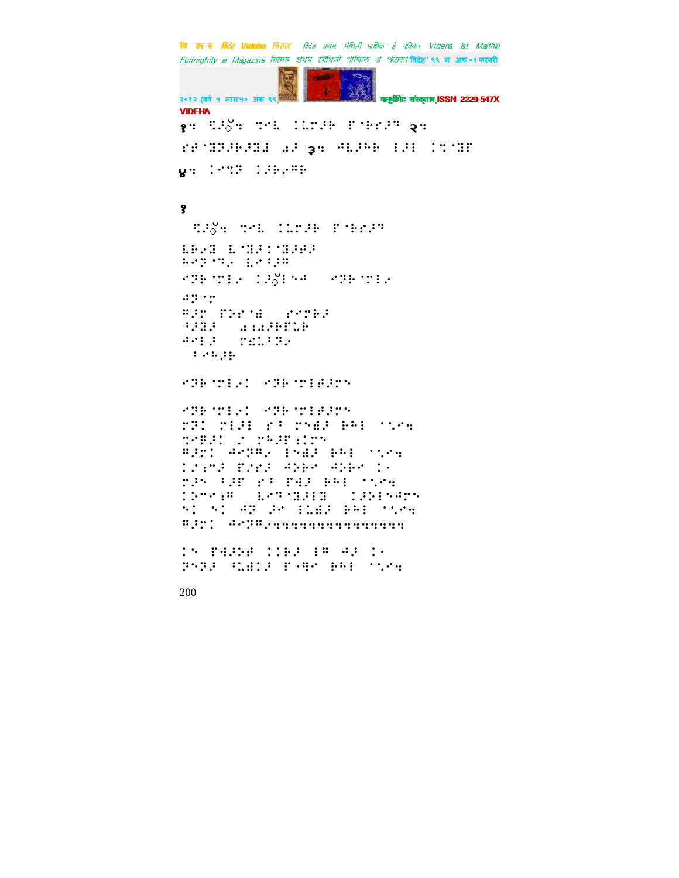१: ⠹⠸⠽ ⠝⠊⠇ ⠅⠇⠍⠸⠗ ⠋⠈⠗⠚⠸⠹ २:

⠎⠋⠈⠝⠽⠸⠗⠸⠝⠼ �style⠸ ३: ⠙⠇⠸⠓⠗ ⠇⠸⠇ ⠅⠒⠈⠝⠋

४: ⠅⠊⠒⠽ ⠅⠸⠗⠐⠛⠗

१

⠹⠸⠽ ⠝⠊⠇ ⠅⠇⠍⠸⠗ ⠋⠈⠗⠚⠸⠹

⠇⠗⠐⠝ ⠇⠈⠝⠸⠅⠈⠝⠸⠋⠸
⠓⠊⠽⠈⠹⠐ ⠇⠊⠃⠸⠛
⠊⠽⠗⠈⠍⠇⠐ ⠅⠸⠽⠇⠑⠙ ⠊⠽⠗⠈⠍⠇⠐

⠙⠽⠈⠍
⠛⠸⠍ ⠋⠕⠗⠈⠱ ⠎⠊⠍⠗⠸
⠸⠽⠝⠸ ⠼⠼⠼⠸⠗⠋⠇⠗
⠙⠊⠇⠸ ⠍⠎⠇⠃⠽⠐
⠃⠊⠓⠸⠗

⠊⠽⠗⠈⠍⠇⠐⠅ ⠊⠽⠗⠈⠍⠇⠋⠸⠍⠑

⠊⠽⠗⠈⠍⠇⠐⠅ ⠊⠽⠗⠈⠍⠇⠋⠸⠍⠑
⠍⠽⠅ ⠍⠇⠸⠇ ⠎⠃ ⠍⠑⠱⠸ ⠗⠓⠇ ⠈⠌⠊⠒
⠝⠊⠛⠸⠅ ⠐ ⠍⠓⠸⠋⠖⠍⠑
⠛⠸⠍⠅ ⠙⠊⠽⠛⠐ ⠇⠑⠱⠸ ⠗⠓⠇ ⠈⠌⠊⠒
⠅⠖⠍⠸ ⠋⠐⠎⠸ ⠙⠕⠗⠊ ⠙⠕⠗⠊ ⠅⠐
⠍⠸⠑ ⠃⠸⠋ ⠎⠃ ⠋⠙⠸ ⠗⠓⠇ ⠈⠌⠊⠒
⠅⠕⠊⠖⠛ ⠇⠊⠹⠈⠝⠸⠇⠝ ⠅⠸⠕⠇⠑⠙⠍⠑
⠑⠅ ⠑⠅ ⠙⠽ ⠸⠊ ⠇⠇⠱⠸ ⠗⠓⠇ ⠈⠌⠊⠒
⠛⠸⠍⠅ ⠙⠊⠽⠛⠐⠒⠒⠒⠒⠒⠒⠒⠒⠒⠒⠒⠒⠒⠒⠒⠒

⠅⠑ ⠋⠙⠸⠕⠋ ⠅⠅⠗⠸ ⠇⠛ ⠙⠸ ⠅⠐
⠽⠑⠽⠸ ⠸⠇⠱⠅⠸ ⠋⠐⠻⠊ ⠗⠓⠇ ⠈⠌⠊⠒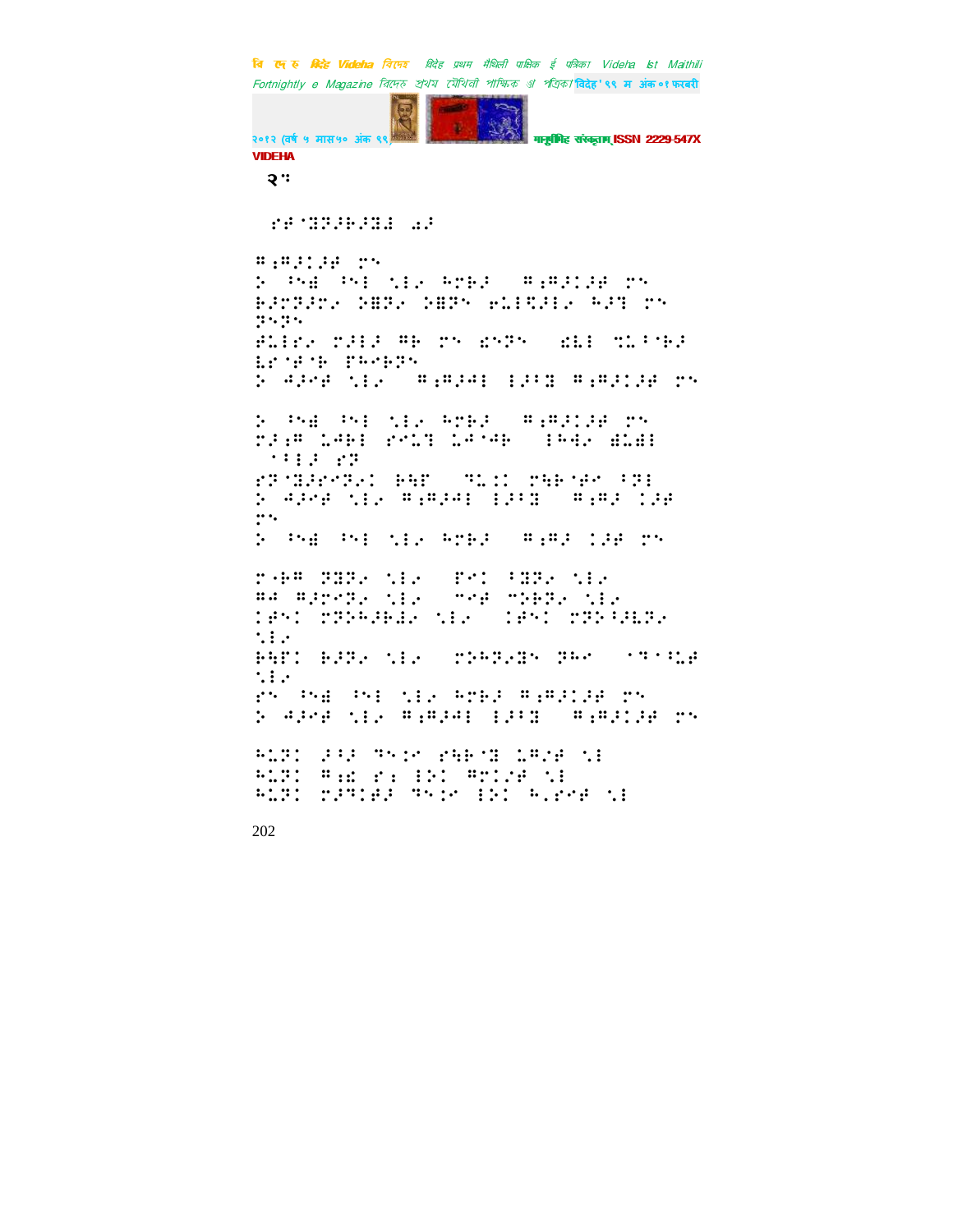२ः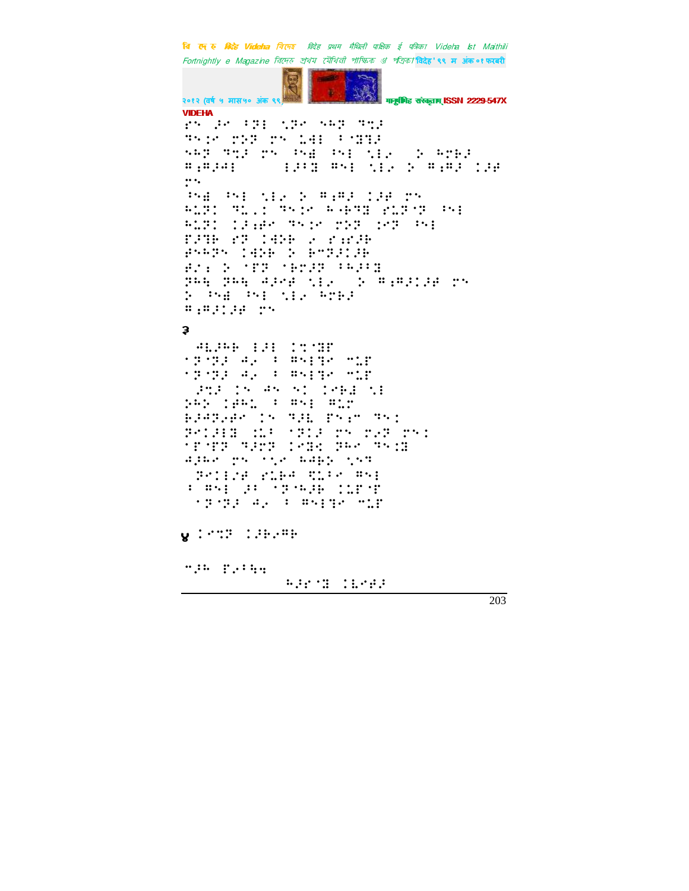⠗⠉ ⠼⠊ ⠘⠝⠇ ⠣⠝⠊ ⠪⠓⠝ ⠹⠍⠼
⠹⠅⠴⠊ ⠗⠕⠝ ⠗⠉ ⠨⠚⠇ ⠘⠈⠻⠹⠼
⠪⠓⠝ ⠹⠍⠼ ⠗⠉ ⠘⠪⠫ ⠘⠎⠇ ⠣⠇⠢ ⠕ ⠓⠕⠃⠼
⠻⠆⠻⠼⠛⠇ ⠇⠼⠘⠻ ⠻⠎⠇ ⠣⠇⠢ ⠕ ⠻⠆⠻⠼ ⠨⠼⠋
⠗⠉

⠘⠪⠫ ⠘⠎⠇ ⠣⠇⠢ ⠕ ⠻⠆⠻⠼ ⠨⠼⠋ ⠗⠉
⠓⠥⠝⠅ ⠹⠥⠄⠅ ⠹⠅⠴⠊ ⠓⠤⠃⠹⠻ ⠗⠥⠝⠈⠝ ⠘⠎⠇
⠓⠥⠝⠅ ⠨⠼⠆⠋⠊ ⠹⠅⠴⠊ ⠗⠕⠝ ⠨⠗⠝ ⠘⠎⠇
⠏⠼⠹⠃ ⠗⠝ ⠨⠙⠕⠃ ⠢ ⠗⠆⠗⠼⠃
⠋⠪⠓⠝⠉ ⠨⠙⠕⠃ ⠕ ⠃⠍⠝⠼⠨⠼⠃
⠋⠔⠆ ⠕ ⠈⠏⠝ ⠈⠃⠗⠼⠝ ⠘⠓⠼⠘⠻
⠝⠓⠹ ⠝⠓⠹ ⠙⠼⠗⠋ ⠣⠇⠢ ⠕ ⠻⠆⠻⠼⠨⠼⠋ ⠗⠉
⠕ ⠘⠪⠫ ⠘⠎⠇ ⠣⠇⠢ ⠓⠕⠃⠼
⠻⠆⠻⠼⠨⠼⠋ ⠗⠉

३

⠙⠇⠼⠓⠃ ⠇⠼⠇ ⠨⠹⠈⠻⠏
⠈⠝⠈⠝⠼ ⠙⠢ ⠘ ⠻⠎⠇⠹⠊ ⠍⠥⠏
⠈⠝⠈⠝⠼ ⠙⠢ ⠘ ⠻⠎⠇⠹⠊ ⠍⠥⠏
⠼⠹⠼ ⠨⠉ ⠙⠉ ⠎⠅ ⠨⠊⠃⠫ ⠣⠇
⠕⠓⠕ ⠨⠋⠓⠥ ⠘ ⠻⠎⠇ ⠻⠥⠗
⠃⠼⠙⠝⠢⠋⠊ ⠨⠉ ⠹⠼⠇ ⠏⠉⠆⠍ ⠹⠎⠅
⠝⠊⠨⠼⠇⠻ ⠨⠥⠘ ⠈⠝⠅⠼ ⠗⠉ ⠗⠢⠝ ⠗⠉⠅
⠈⠏⠈⠏⠝ ⠹⠼⠗⠝ ⠨⠊⠻⠪ ⠝⠓⠊ ⠹⠎⠨⠻
⠙⠼⠓⠊ ⠗⠉ ⠈⠣⠊ ⠓⠙⠃⠕ ⠣⠉⠝
⠝⠊⠨⠇⠨⠋ ⠗⠥⠃⠙ ⠻⠥⠘⠊ ⠻⠎⠇
⠘ ⠻⠎⠇ ⠼⠘ ⠈⠝⠈⠓⠼⠃ ⠨⠥⠏⠈⠏
⠈⠝⠈⠝⠼ ⠙⠢ ⠘ ⠻⠎⠇⠹⠊ ⠍⠥⠏

४ ⠨⠊⠹⠝ ⠨⠼⠃⠢⠻⠃

⠍⠼⠓ ⠏⠢⠘⠹⠹
⠓⠼⠗⠈⠻ ⠨⠇⠊⠋⠼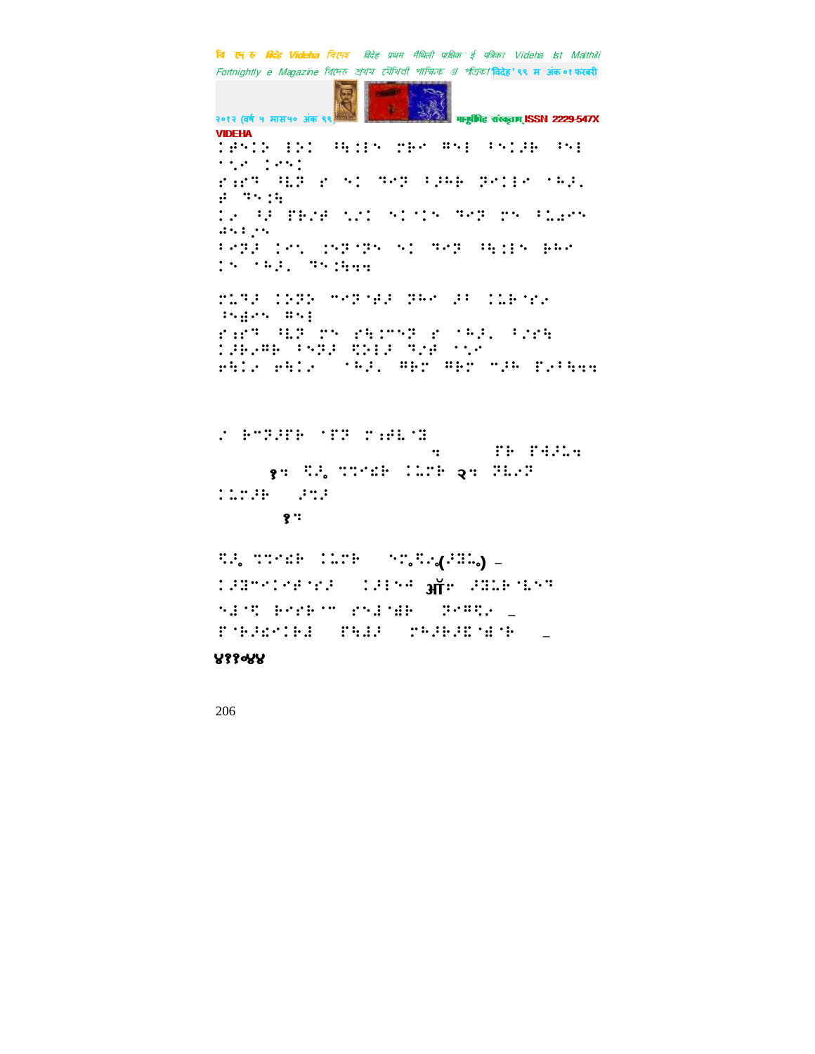⠇⠋⠅⠇⠕⠀⠇⠕⠅⠀⠓⠹⠇⠇⠅⠀⠍⠗⠊⠀⠻⠅⠇⠀⠅⠅⠇⠚⠗⠀⠅⠅⠇
⠁⠣⠊⠀⠇⠊⠅⠇

⠗⠒⠗⠙⠀⠳⠯⠙⠀⠗⠀⠅⠇⠀⠙⠊⠙⠀⠅⠚⠓⠗⠀⠝⠊⠇⠇⠊⠀⠁⠓⠚⠄
⠋⠀⠙⠅⠇⠹

⠇⠂⠀⠅⠚⠀⠏⠗⠌⠋⠀⠣⠌⠇⠀⠅⠇⠁⠇⠅⠀⠙⠊⠙⠀⠍⠅⠀⠅⠩⠋⠊⠅
⠙⠅⠇⠂⠅

⠅⠊⠝⠚⠀⠇⠊⠣⠀⠇⠅⠝⠁⠝⠅⠀⠅⠇⠀⠙⠊⠙⠀⠳⠹⠇⠇⠅⠀⠗⠓⠊
⠇⠅⠀⠁⠓⠚⠄⠀⠙⠅⠇⠹⠹⠹

⠍⠩⠙⠚⠀⠇⠕⠝⠕⠀⠉⠊⠝⠁⠋⠚⠀⠝⠓⠊⠀⠚⠅⠀⠇⠩⠗⠁⠗⠂
⠅⠅⠻⠊⠅⠀⠻⠅⠇

⠗⠒⠗⠙⠀⠳⠯⠙⠀⠍⠅⠀⠗⠹⠇⠉⠊⠙⠀⠗⠀⠁⠓⠚⠄⠀⠅⠌⠗⠹
⠇⠚⠗⠔⠻⠗⠀⠅⠊⠝⠚⠀⠫⠕⠇⠚⠀⠙⠌⠋⠀⠁⠣⠊
⠗⠹⠇⠂⠀⠗⠹⠇⠂⠀⠀⠁⠓⠚⠄⠀⠻⠗⠍⠀⠻⠗⠍⠀⠉⠚⠓⠀⠏⠂⠅⠹⠹⠹

⠌⠀⠗⠉⠝⠚⠏⠗⠀⠁⠏⠝⠀⠍⠒⠋⠩⠁⠝

⠹⠀⠀⠀⠀⠀⠀⠏⠗⠀⠏⠹⠚⠩⠹

१⠹⠀⠙⠚⠄⠀⠙⠙⠊⠫⠗⠀⠇⠩⠍⠗⠀२⠹⠀⠝⠩⠔⠝

⠇⠩⠍⠚⠗⠀⠀⠚⠙⠚

१⠹

⠙⠚⠄⠀⠙⠙⠊⠫⠗⠀⠇⠩⠍⠗⠀⠀⠅⠙⠄⠙⠚⠔(⠌⠝⠩⠄) –
⠇⠚⠝⠉⠊⠇⠊⠋⠁⠗⠚⠀⠀⠇⠚⠇⠅⠊ ऑ⠊⠀⠚⠝⠩⠗⠁⠩⠅⠙
⠅⠱⠁⠙⠀⠗⠊⠗⠗⠁⠉⠀⠗⠅⠱⠁⠻⠗⠀⠀⠝⠊⠻⠙⠂⠀–
⠏⠁⠗⠚⠫⠊⠇⠗⠱⠀⠀⠏⠹⠱⠚⠀⠀⠍⠓⠚⠗⠚⠭⠁⠻⠁⠗⠀⠀–

४११०४४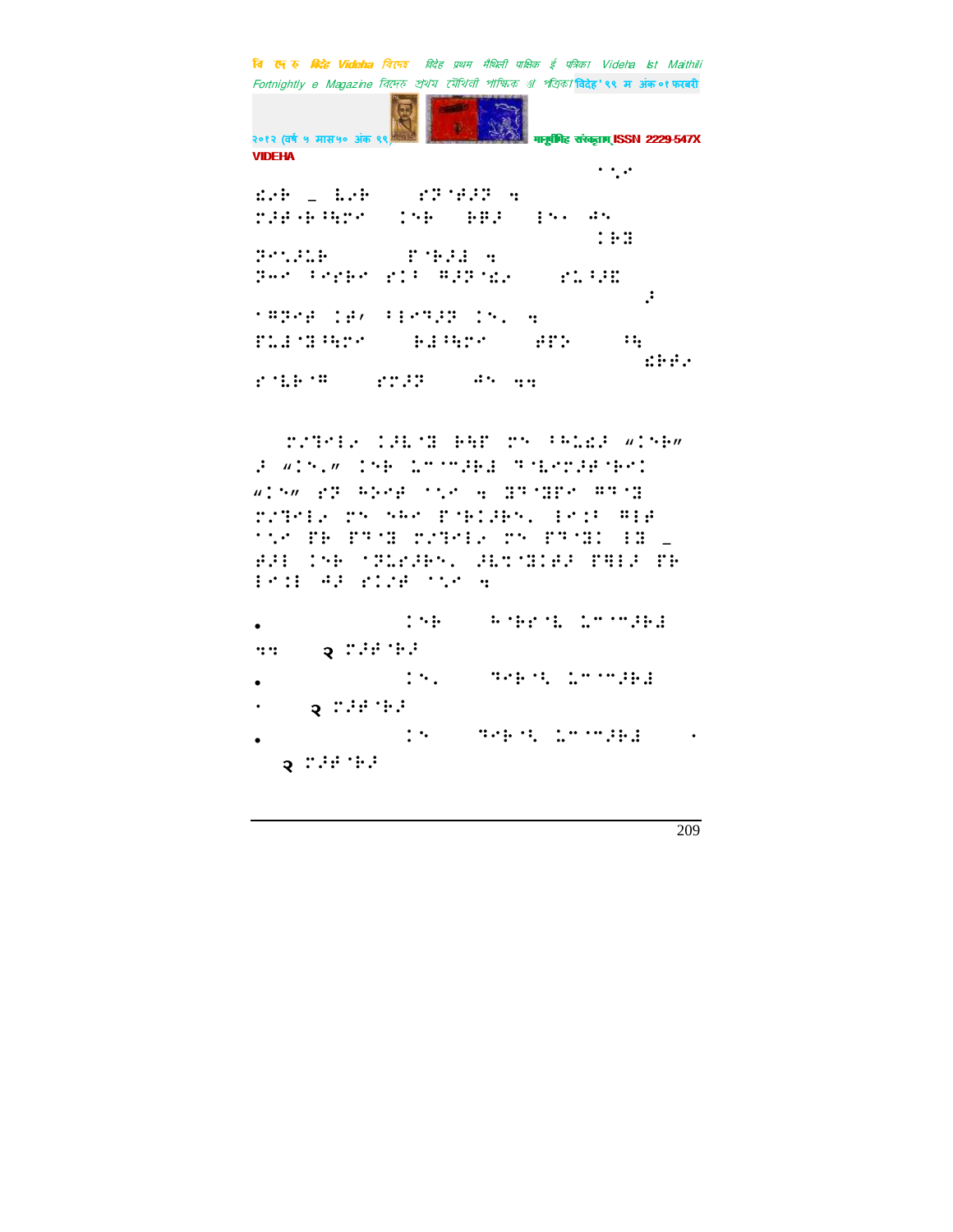⠁⠊⠇

⠎⠇⠗ ⠢ ⠇⠇⠗ ⠀⠀⠀⠗⠻⠈⠾⠝⠻ ⠒

⠍⠗⠾⠐⠗⠓⠹⠍⠌ ⠀⠀⠀⠗ ⠀⠀⠃⠿⠗ ⠀⠀⠂⠑⠂ ⠚⠑

⠁⠃⠽

⠻⠊⠒⠝⠥⠗ ⠀⠀⠀⠀⠀⠋⠈⠃⠝⠇ ⠒

⠻⠐⠊ ⠂⠊⠗⠃⠊ ⠗⠁⠂ ⠻⠝⠻⠈⠎⠊ ⠀⠀⠀⠀⠗⠥⠂⠝⠽

⠆

⠈⠻⠊⠾ ⠁⠾⠂ ⠂⠇⠊⠹⠝⠻ ⠁⠑⠂ ⠒

⠋⠥⠇⠈⠽⠂⠹⠍⠌ ⠀⠀⠀⠀⠃⠇⠂⠹⠍⠌ ⠀⠀⠀⠀⠾⠋⠕ ⠀⠀⠀⠀⠂⠓

⠎⠗⠾⠊

⠗⠈⠇⠃⠈⠻ ⠀⠀⠀⠀⠗⠍⠝⠻ ⠀⠀⠀⠀⠚⠑ ⠒⠒

⠍⠊⠹⠊⠇⠊ ⠁⠝⠇⠈⠽ ⠗⠓⠋ ⠍⠑ ⠂⠓⠥⠎⠝ “⠁⠑⠃”
⠝ “⠁⠑⠂” ⠁⠑⠃ ⠥⠉⠈⠉⠝⠃⠇ ⠹⠈⠇⠊⠍⠝⠾⠈⠃⠊⠁
“⠁⠑” ⠗⠻ ⠓⠕⠊⠾ ⠈⠌⠊ ⠒ ⠽⠹⠈⠽⠋⠊ ⠻⠹⠈⠽
⠍⠊⠹⠊⠇⠊ ⠍⠑ ⠑⠓⠊ ⠋⠈⠃⠁⠝⠃⠑⠂ ⠇⠊⠁⠂ ⠻⠇⠾
⠈⠌⠊ ⠋⠃ ⠋⠹⠈⠽ ⠍⠊⠹⠊⠇⠊ ⠍⠑ ⠋⠹⠈⠽⠁ ⠇⠽ ⠢
⠾⠝⠇ ⠁⠑⠃ ⠈⠻⠥⠗⠝⠃⠑⠂ ⠝⠇⠉⠈⠽⠁⠾⠝ ⠋⠻⠇⠝ ⠋⠃
⠇⠊⠁⠇ ⠚⠝ ⠗⠁⠝⠾ ⠈⠌⠊ ⠒

- ⠁⠑⠃ ⠀⠀⠀⠓⠈⠃⠗⠈⠇ ⠥⠉⠈⠉⠝⠃⠇ ⠒⠒ ⠀⠀⠀⠀२ ⠍⠝⠾⠈⠃⠝
- ⠁⠑⠂ ⠀⠀⠀⠹⠊⠃⠈⠂ ⠥⠉⠈⠉⠝⠃⠇ ⠂ ⠀⠀⠀⠀२ ⠍⠝⠾⠈⠃⠝
- ⠁⠑ ⠀⠀⠀⠹⠊⠃⠈⠂ ⠥⠉⠈⠉⠝⠃⠇ ⠀⠀⠂ २ ⠍⠝⠾⠈⠃⠝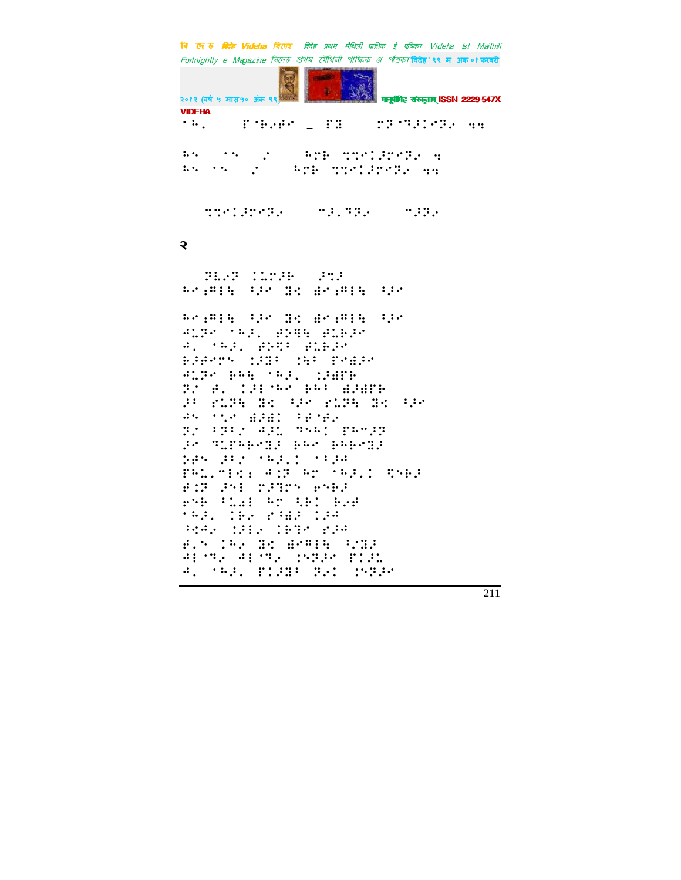२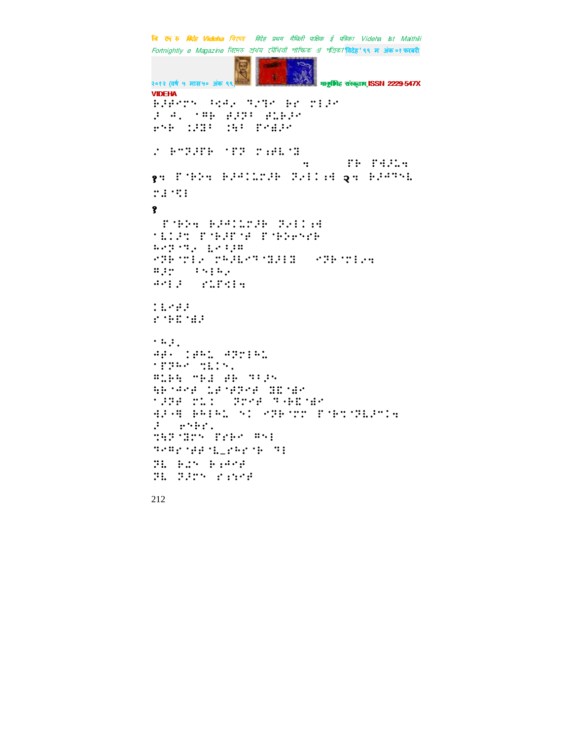VIDEHA

⠗⠠⠗⠋⠉⠍⠝ ⠁⠩⠲⠢ ⠝⠎⠝⠉ ⠗⠗ ⠍⠇⠠⠉
⠠ ⠲⠄ ⠈⠛⠗ ⠋⠠⠝⠁ ⠋⠥⠗⠠⠉
⠓⠑⠗ ⠩⠠⠓⠁ ⠩⠓⠁ ⠏⠉⠫⠠⠉

⠰ ⠗⠉⠝⠠⠋⠗ ⠈⠏⠝ ⠍⠱⠋⠇⠈⠓

⠹ ⠏⠗ ⠏⠙⠠⠥⠹

१⠹ ⠏⠈⠗⠕⠹ ⠗⠠⠲⠩⠥⠍⠠⠗ ⠝⠢⠇⠩⠱⠙ २⠹ ⠗⠠⠙⠝⠑⠇
⠍⠫⠈⠩⠇

१

⠏⠈⠗⠕⠹ ⠗⠠⠲⠩⠥⠍⠠⠗ ⠝⠢⠇⠩⠱⠙
⠈⠇⠩⠠⠹ ⠏⠈⠗⠠⠏⠈⠋ ⠏⠈⠗⠕⠑⠎⠗
⠓⠉⠝⠈⠝⠢ ⠇⠉⠩⠠⠛
⠑⠝⠗⠈⠍⠇⠢ ⠍⠓⠠⠇⠉⠝⠈⠫⠠⠇⠫ ⠑⠝⠗⠈⠍⠇⠢⠹
⠛⠠⠍ ⠁⠑⠇⠓⠢
⠙⠉⠇⠠ ⠎⠥⠏⠩⠇⠹

⠩⠇⠉⠋⠠
⠎⠈⠗⠿⠈⠫⠠

⠁⠓⠠⠄
⠙⠋⠂ ⠩⠋⠓⠥ ⠙⠝⠍⠇⠓⠥
⠈⠏⠝⠓⠉ ⠹⠇⠩⠑⠄
⠛⠥⠗⠹ ⠉⠗⠫ ⠋⠗ ⠝⠁⠠⠑
⠹⠗⠈⠙⠉⠋ ⠥⠋⠈⠋⠝⠉⠋ ⠫⠿⠈⠫⠉
⠈⠠⠝⠋ ⠍⠥⠩ ⠝⠍⠉⠋ ⠝⠐⠗⠿⠈⠫⠉
⠙⠠⠐⠛ ⠗⠓⠇⠓⠥ ⠑⠩ ⠑⠝⠗⠈⠍⠍ ⠏⠈⠗⠹⠈⠝⠇⠠⠉⠩⠹
⠠ ⠗⠑⠗⠗⠄
⠹⠓⠝⠈⠫⠍⠑ ⠏⠎⠗⠉ ⠛⠑⠇
⠝⠉⠛⠎⠈⠋⠋⠈⠇_⠎⠓⠎⠈⠗ ⠝⠇
⠝⠇ ⠗⠥⠑ ⠗⠱⠙⠉⠋
⠝⠇ ⠝⠠⠍⠑ ⠎⠱⠹⠉⠋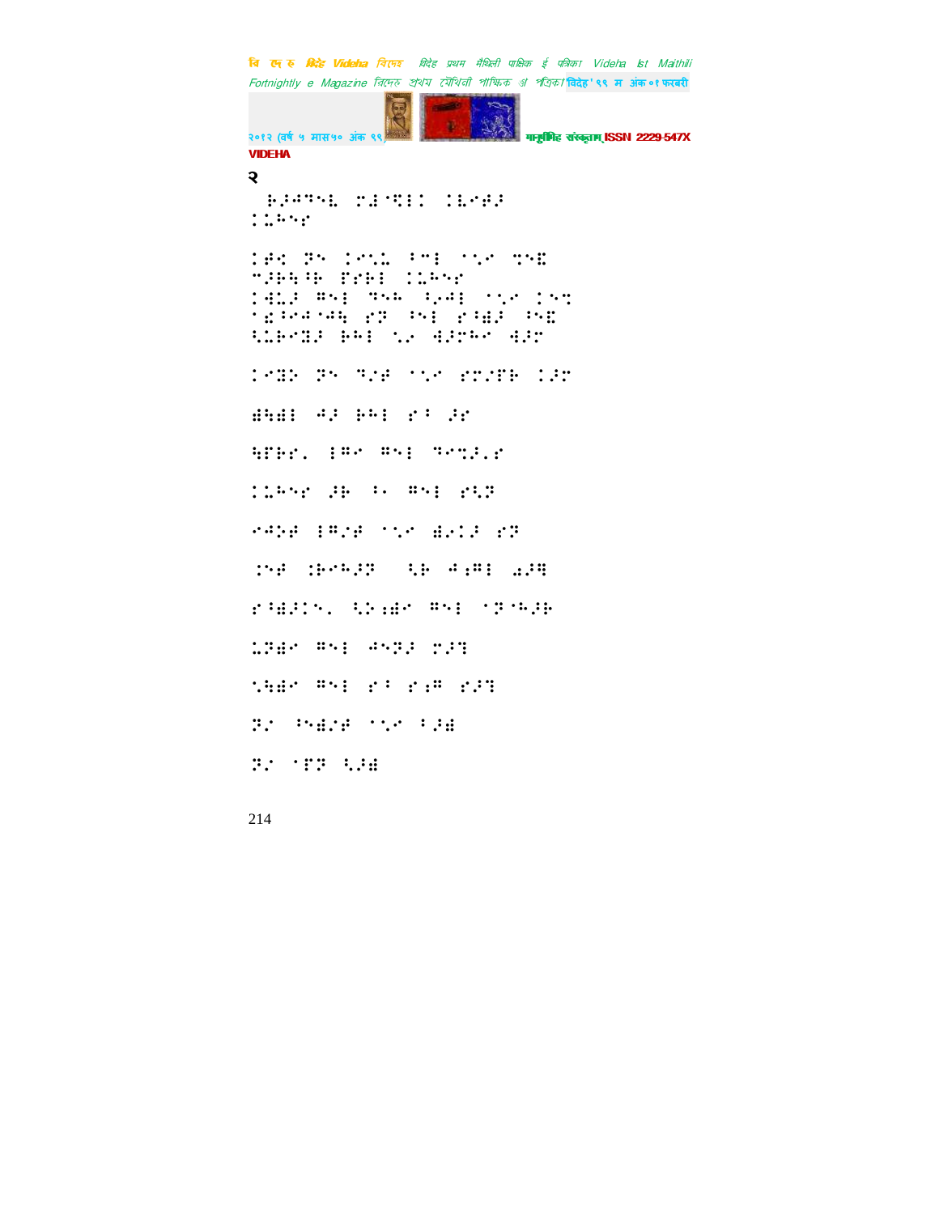२

⠀⠗⠕⠛⠙⠑⠇⠀⠍⠇⠈⠻⠇⠉⠀⠉⠇⠊⠣⠕⠀⠉⠩⠓⠑⠗

⠉⠗⠪⠀⠝⠑⠀⠉⠊⠌⠩⠀⠐⠉⠇⠀⠁⠌⠊⠀⠝⠑⠻
⠉⠕⠗⠹⠐⠗⠀⠋⠗⠗⠇⠀⠉⠩⠓⠑⠗
⠉⠻⠩⠕⠀⠣⠑⠇⠀⠙⠑⠓⠀⠪⠢⠛⠇⠀⠁⠌⠊⠀⠉⠑⠹
⠈⠩⠐⠊⠛⠈⠛⠹⠀⠗⠝⠀⠐⠑⠇⠀⠗⠐⠫⠕⠀⠐⠑⠻
⠪⠩⠗⠊⠫⠕⠀⠗⠓⠇⠀⠌⠢⠀⠻⠕⠗⠓⠊⠀⠻⠕⠗

⠉⠊⠫⠕⠀⠝⠑⠀⠙⠌⠣⠀⠁⠌⠊⠀⠗⠍⠌⠋⠗⠀⠉⠕⠗

⠫⠹⠫⠇⠀⠛⠕⠀⠗⠓⠇⠀⠗⠐⠀⠕⠗

⠹⠋⠗⠗⠄⠀⠇⠣⠊⠀⠣⠑⠇⠀⠙⠊⠹⠕⠄⠗

⠉⠩⠓⠑⠗⠀⠕⠗⠀⠐⠄⠀⠣⠑⠇⠀⠗⠪⠝

⠊⠛⠕⠣⠀⠇⠣⠌⠣⠀⠁⠌⠊⠀⠫⠢⠉⠕⠀⠗⠝

⠹⠑⠣⠀⠹⠗⠊⠓⠕⠝⠀⠀⠪⠗⠀⠛⠆⠣⠇⠀⠴⠕⠹

⠗⠐⠫⠕⠉⠑⠄⠀⠪⠕⠆⠫⠊⠀⠣⠑⠇⠀⠈⠝⠈⠓⠕⠗

⠩⠝⠫⠊⠀⠣⠑⠇⠀⠛⠑⠝⠕⠀⠍⠕⠹

⠌⠹⠫⠊⠀⠣⠑⠇⠀⠗⠐⠀⠗⠆⠣⠀⠗⠕⠹

⠝⠌⠀⠐⠑⠫⠌⠣⠀⠁⠌⠊⠀⠐⠕⠫

⠝⠌⠀⠈⠋⠝⠀⠪⠕⠫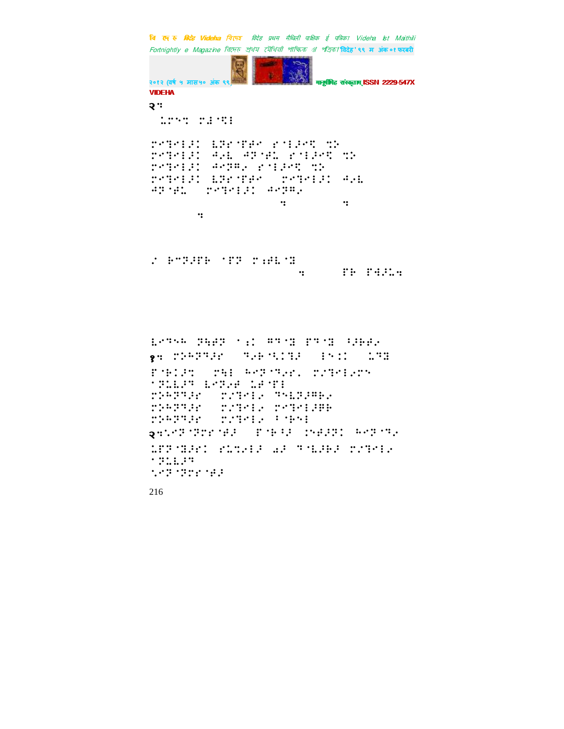VIDEHA

२⠒

⠀⠅⠗⠑⠝⠀⠗⠎⠈⠩⠇

⠗⠑⠙⠑⠇⠜⠁⠀⠧⠝⠗⠈⠏⠋⠑⠀⠗⠈⠇⠜⠑⠩⠀⠹⠕
⠗⠑⠙⠑⠇⠜⠁⠀⠲⠖⠧⠀⠲⠝⠈⠋⠅⠀⠗⠈⠇⠜⠑⠩⠀⠹⠕
⠗⠑⠙⠑⠇⠜⠁⠀⠲⠑⠝⠛⠖⠀⠗⠈⠇⠜⠑⠩⠀⠹⠕
⠗⠑⠙⠑⠇⠜⠁⠀⠧⠝⠗⠈⠏⠋⠑⠀⠀⠗⠑⠙⠑⠇⠜⠁⠀⠲⠖⠧
⠲⠝⠈⠋⠅⠀⠀⠗⠑⠙⠑⠇⠜⠁⠀⠲⠑⠝⠛⠖

⠒⠀⠀⠀⠀⠀⠀⠒

⠒

⠠⠀⠃⠉⠝⠜⠋⠃⠀⠈⠋⠝⠀⠗⠔⠋⠧⠈⠝

⠒⠀⠀⠀⠀⠋⠃⠀⠋⠳⠜⠅⠒

⠧⠑⠙⠓⠀⠝⠳⠋⠝⠀⠁⠔⠁⠀⠛⠙⠈⠝⠀⠋⠙⠈⠝⠀⠪⠜⠃⠋⠖

१⠒⠀⠗⠕⠓⠝⠙⠜⠗⠀⠀⠙⠖⠃⠈⠡⠁⠙⠜⠀⠀⠇⠒⠁⠀⠀⠅⠙⠝

⠋⠈⠃⠁⠜⠙⠀⠀⠗⠓⠇⠀⠓⠑⠝⠈⠙⠖⠗⠂⠀⠗⠌⠙⠑⠇⠖⠗⠓
⠈⠝⠅⠧⠜⠙⠀⠧⠑⠝⠖⠋⠀⠅⠋⠈⠋⠇
⠗⠕⠓⠝⠙⠜⠗⠀⠀⠗⠌⠙⠑⠇⠖⠀⠙⠡⠧⠝⠜⠛⠃⠖
⠗⠕⠓⠝⠙⠜⠗⠀⠀⠗⠌⠙⠑⠇⠖⠀⠗⠑⠙⠑⠇⠜⠛⠃
⠗⠕⠓⠝⠙⠜⠗⠀⠀⠗⠌⠙⠑⠇⠖⠀⠄⠈⠃⠱⠇

२⠒⠡⠑⠝⠈⠝⠕⠗⠈⠋⠜⠀⠀⠋⠈⠃⠪⠜⠀⠒⠋⠜⠝⠁⠀⠓⠑⠝⠈⠙⠖

⠅⠋⠝⠈⠝⠜⠗⠁⠀⠗⠅⠹⠖⠇⠜⠀⠱⠜⠀⠙⠈⠧⠜⠃⠜⠀⠗⠌⠙⠑⠇⠖
⠈⠝⠅⠧⠜⠙
⠡⠑⠝⠈⠝⠕⠗⠈⠋⠜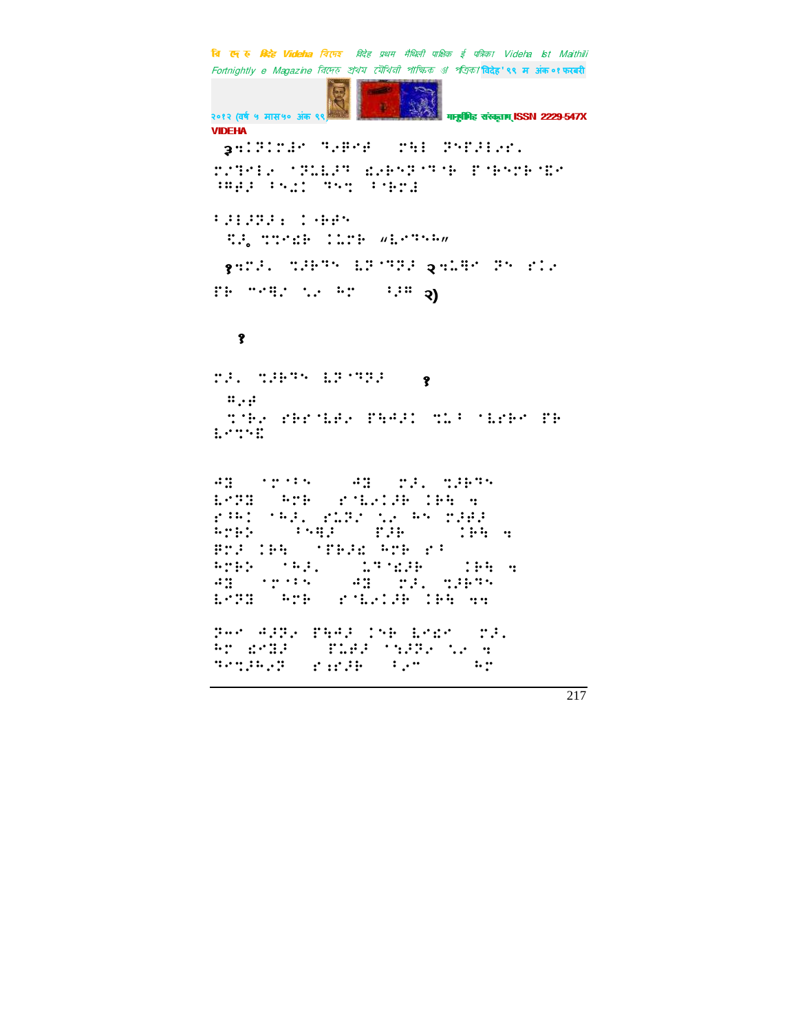३�።⠖⠣⠅⠊⠖⠜⠊⠀⠺⠂⠋⠊⠚⠀⠀⠉⠓⠇⠀⠕⠑⠋⠼⠇⠊⠗⠄⠀
⠍⠐⠺⠊⠇⠂⠀⠈⠕⠥⠧⠼⠺⠀⠪⠂⠓⠑⠕⠈⠺⠈⠓⠀⠋⠈⠓⠑⠍⠓⠈⠻⠊⠀
⠁⠛⠋⠼⠀⠁⠑⠲⠅⠀⠺⠑⠉⠀⠁⠈⠓⠍⠪

⠁⠼⠇⠼⠕⠼⠆⠀⠅⠈⠓⠋⠑⠀
⠀⠹⠼⠂⠀⠉⠉⠊⠪⠓⠀⠅⠥⠍⠓⠀⠦⠧⠊⠺⠑⠓⠴

१⠒⠍⠼⠄⠀⠹⠼⠓⠺⠑⠀⠧⠕⠈⠺⠕⠼⠀२⠒⠥⠻⠊⠀⠕⠑⠀⠗⠅⠂⠀
⠋⠓⠀⠉⠊⠻⠎⠀⠡⠂⠀⠓⠍⠀⠀⠀⠁⠼⠛⠀२)

१

⠍⠼⠄⠀⠹⠼⠓⠺⠑⠀⠧⠕⠈⠺⠕⠼⠀⠀⠀१
⠀⠛⠂⠋
⠀⠹⠈⠓⠂⠀⠗⠓⠗⠈⠧⠋⠂⠀⠋⠳⠩⠼⠅⠀⠹⠥⠁⠀⠈⠧⠗⠓⠊⠀⠋⠓⠀
⠧⠊⠹⠑⠿

⠩⠿⠀⠀⠈⠍⠈⠁⠑⠀⠀⠀⠩⠿⠀⠀⠍⠼⠄⠀⠹⠼⠓⠺⠑⠀
⠧⠊⠕⠿⠀⠀⠓⠍⠓⠀⠀⠗⠈⠧⠂⠅⠼⠓⠀⠅⠓⠳⠀⠒
⠗⠁⠓⠅⠀⠈⠓⠼⠄⠀⠗⠥⠕⠎⠀⠡⠂⠀⠓⠑⠀⠍⠼⠋⠼⠀
⠓⠍⠓⠕⠀⠀⠀⠁⠑⠻⠼⠀⠀⠀⠋⠼⠓⠀⠀⠀⠀⠀⠅⠓⠳⠀⠒
⠛⠍⠼⠀⠅⠓⠳⠀⠀⠈⠋⠓⠼⠪⠀⠓⠍⠓⠀⠗⠁
⠓⠍⠓⠕⠀⠀⠈⠓⠼⠄⠀⠀⠀⠀⠥⠺⠈⠪⠼⠓⠀⠀⠀⠀⠅⠓⠳⠀⠒
⠩⠿⠀⠀⠈⠍⠈⠁⠑⠀⠀⠀⠩⠿⠀⠀⠍⠼⠄⠀⠹⠼⠓⠺⠑⠀
⠧⠊⠕⠿⠀⠀⠓⠍⠓⠀⠀⠗⠈⠧⠂⠅⠼⠓⠀⠅⠓⠳⠀⠒⠒

⠕⠤⠊⠀⠩⠼⠕⠂⠀⠋⠳⠩⠼⠀⠅⠑⠓⠀⠧⠊⠪⠊⠀⠀⠍⠼⠄⠀
⠓⠍⠀⠪⠊⠿⠼⠀⠀⠀⠋⠥⠋⠼⠀⠈⠎⠼⠕⠂⠀⠡⠂⠀⠒
⠺⠊⠹⠼⠓⠂⠕⠀⠀⠗⠆⠗⠼⠓⠀⠀⠁⠂⠉⠀⠀⠀⠀⠀⠓⠍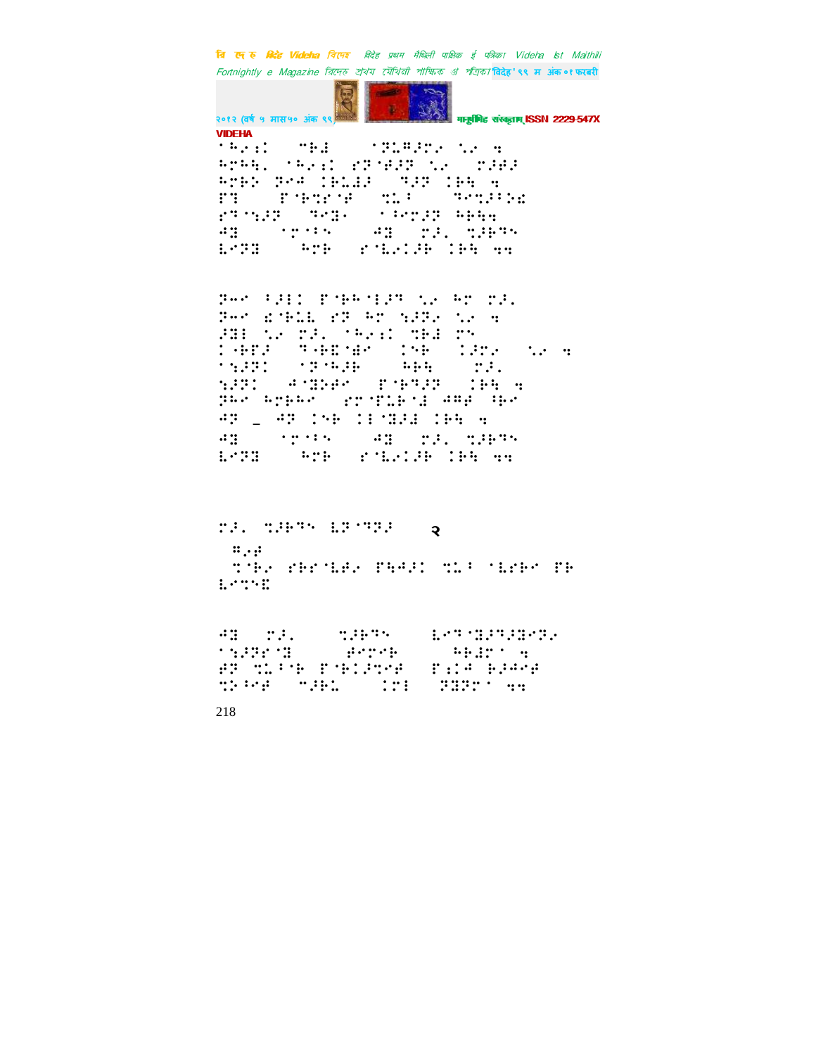२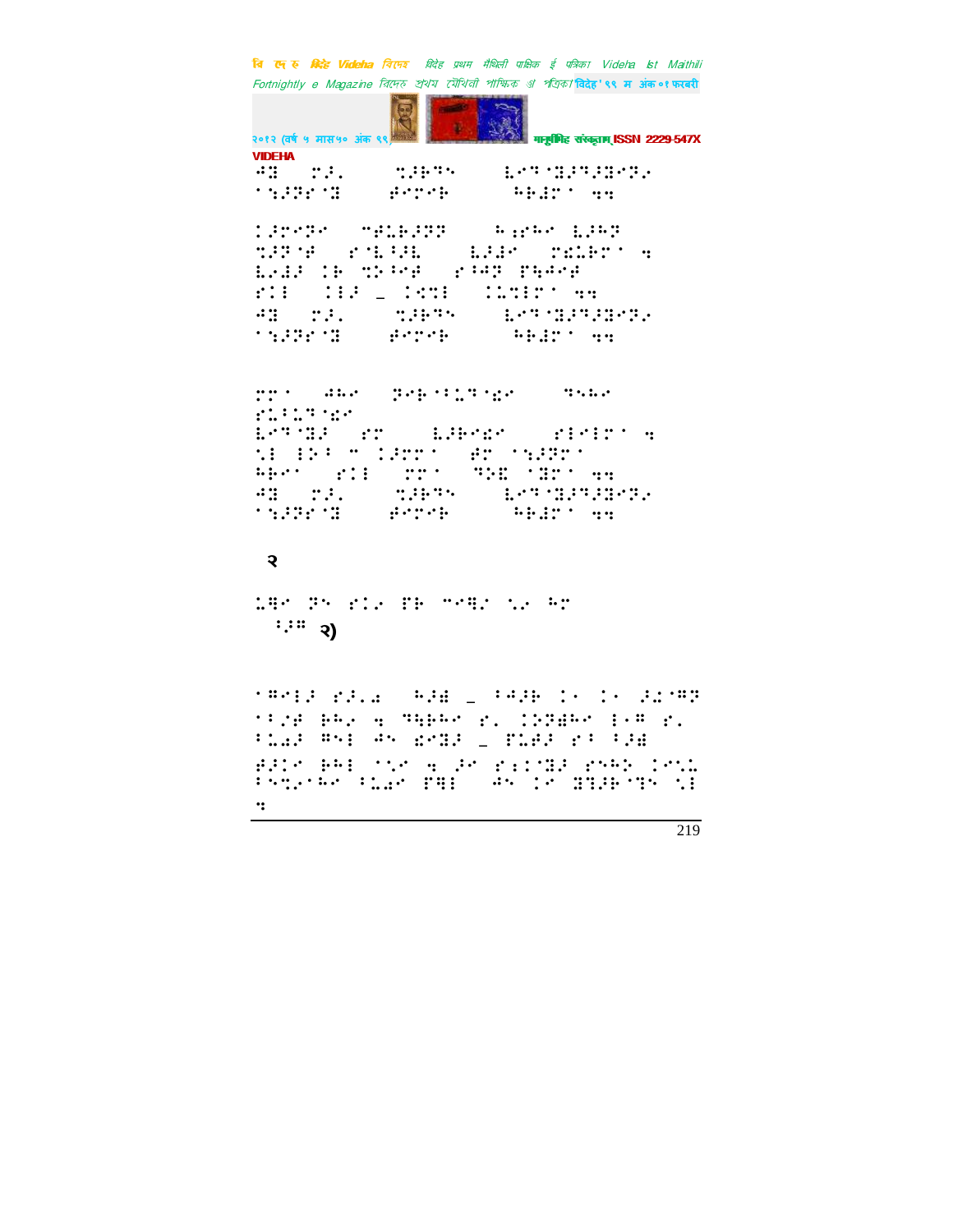२

२)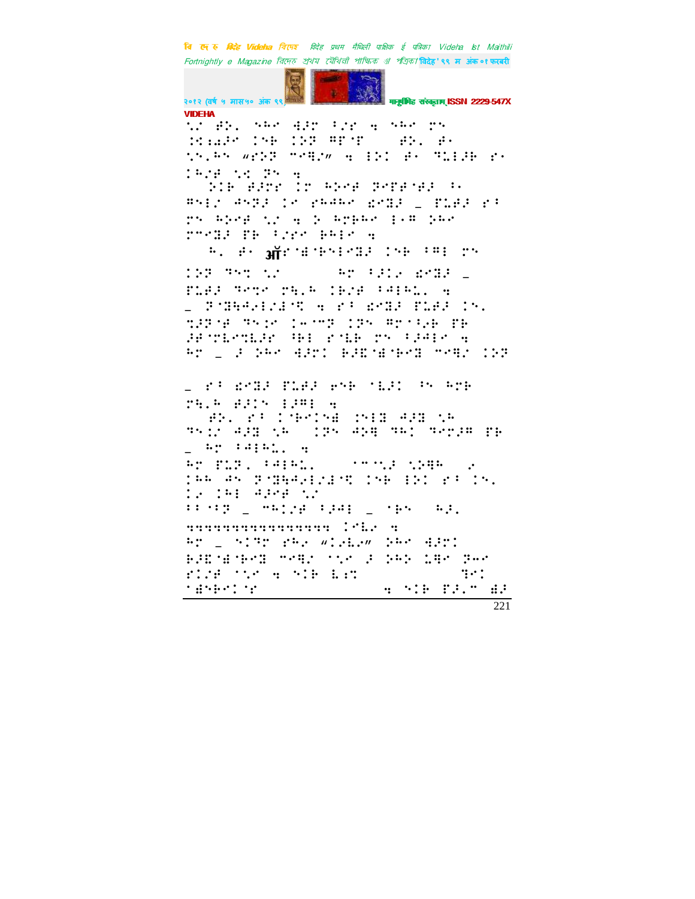VIDEHA

⠉⠌ ⠛⠵⠄ ⠝⠓⠉ ⠙⠼⠗ ⠃⠌⠎ ⠒ ⠝⠓⠉ ⠗⠝ ⠐⠊⠔⠜⠁ ⠇⠝⠃ ⠇⠵⠝ ⠻⠋⠊⠋ ⠛⠵⠄ ⠛⠂ ⠣⠝⠄⠓⠝ ⠶⠋⠵⠝ ⠉⠑⠻⠌⠶ ⠒ ⠂⠵⠇ ⠛⠂ ⠹⠥⠂⠼⠃ ⠎⠂ ⠇⠓⠌⠛ ⠣⠊ ⠝⠒

⠵⠇⠃ ⠛⠼⠗⠗ ⠇⠗ ⠓⠵⠉⠛ ⠝⠉⠋⠛⠊⠛⠼ ⠃⠂ ⠻⠝⠂⠌ ⠙⠝⠝⠼ ⠇⠉ ⠗⠓⠙⠓⠉ ⠫⠉⠹⠼ ⠤ ⠋⠥⠛⠼ ⠎⠃ ⠗⠝ ⠓⠵⠉⠛ ⠣⠌ ⠒ ⠕ ⠓⠗⠃⠓⠉ ⠂⠂⠻ ⠵⠓⠉ ⠗⠉⠑⠼ ⠋⠃ ⠃⠌⠗⠉ ⠃⠓⠂⠉ ⠒

⠓⠄ ⠛⠂ ऑ ⠑⠊⠱⠊⠃⠝⠂⠉⠹⠼ ⠇⠝⠃ ⠃⠻⠂ ⠗⠝ ⠇⠵⠝ ⠹⠝⠭ ⠣⠌ ⠓⠗ ⠃⠼⠇⠂ ⠫⠉⠹⠼ ⠤ ⠋⠥⠛⠼ ⠹⠉⠭⠉ ⠗⠹⠄⠓ ⠇⠓⠌⠛ ⠃⠙⠂⠓⠥⠄ ⠒ ⠤ ⠝⠊⠹⠓⠙⠂⠂⠌⠱⠊⠻ ⠒ ⠎⠃ ⠫⠉⠹⠼ ⠋⠥⠛⠼ ⠇⠝⠄ ⠹⠼⠝⠊⠛ ⠹⠝⠊⠉ ⠇⠤⠉⠝ ⠇⠵⠝ ⠻⠗⠊⠃⠌⠃ ⠋⠃ ⠼⠛⠊⠗⠇⠉⠹⠇⠼⠗ ⠻⠃⠂ ⠎⠊⠇⠃ ⠗⠝ ⠃⠼⠙⠂⠉ ⠒ ⠓⠗ ⠤ ⠼ ⠵⠓⠉ ⠙⠼⠗⠇ ⠃⠼⠫⠊⠱⠊⠃⠉⠹ ⠉⠑⠻⠌ ⠇⠵⠝

⠤ ⠎⠃ ⠫⠉⠹⠼ ⠋⠥⠛⠼ ⠑⠝⠃ ⠊⠇⠼⠇ ⠃⠝ ⠓⠗⠃ ⠗⠹⠄⠓ ⠛⠼⠇⠝ ⠂⠼⠻⠂ ⠒

⠛⠵⠄ ⠎⠃ ⠇⠊⠃⠉⠇⠝⠱ ⠵⠝⠂⠹ ⠙⠼⠹ ⠣⠓ ⠹⠝⠇⠌ ⠙⠼⠹ ⠣⠓ ⠇⠵⠝ ⠙⠵⠻ ⠹⠓⠇ ⠹⠉⠗⠼⠻ ⠋⠃ ⠤ ⠓⠗ ⠃⠙⠂⠓⠥⠄ ⠒

⠓⠗ ⠋⠥⠵⠄ ⠃⠙⠂⠓⠥⠄ ⠊⠉⠝⠣⠼ ⠣⠵⠻⠓ ⠔ ⠇⠓⠓ ⠙⠝ ⠝⠊⠹⠓⠙⠂⠂⠌⠱⠊⠻ ⠇⠝⠃ ⠂⠵⠇ ⠎⠃ ⠇⠝⠄ ⠇⠔ ⠇⠓⠂ ⠙⠼⠉⠛ ⠣⠌

⠃⠃⠊⠃⠵ ⠤ ⠉⠓⠇⠌⠛ ⠃⠼⠙⠂ ⠤ ⠊⠃⠝ ⠓⠼⠄ ⠒⠒⠒⠒⠒⠒⠒⠒⠒⠒⠒⠒⠒⠒⠒⠒ ⠇⠑⠥⠔ ⠒

⠓⠗ ⠤ ⠝⠇⠹⠗ ⠎⠓⠔ ⠶⠇⠔⠥⠔⠶ ⠵⠓⠉ ⠙⠼⠗⠇ ⠃⠼⠫⠊⠱⠊⠃⠉⠹ ⠉⠑⠻⠌ ⠊⠣⠉ ⠼ ⠵⠓⠵ ⠇⠻⠉ ⠵⠓⠉ ⠋⠇⠌⠛ ⠊⠣⠉ ⠒ ⠝⠇⠃ ⠥⠔⠹ ⠹⠉⠇ ⠊⠱⠝⠃⠉⠇⠗ ⠒ ⠝⠇⠃ ⠋⠼⠄⠉ ⠱⠼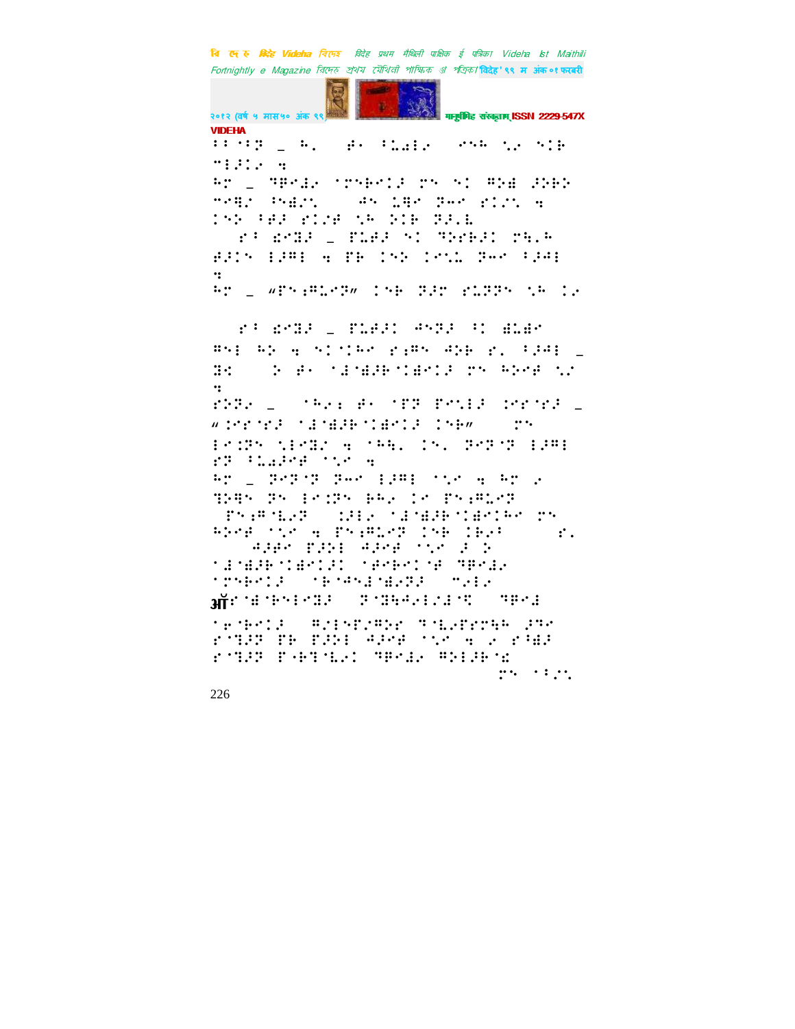VIDEHA

⠇⠇⠈⠇⠝ ⠤ ⠓⠂ ⠋⠁ ⠘⠥⠜⠇⠌ ⠊⠝⠓ ⠞⠌ ⠝⠊⠗

⠉⠇⠗⠊⠌ ⠹

⠓⠗ ⠤ ⠙⠏⠊⠜⠌ ⠈⠗⠝⠗⠑⠊⠗ ⠗⠝ ⠝⠊ ⠏⠕⠜ ⠗⠕⠗⠕

⠉⠊⠻⠌ ⠘⠝⠜⠌⠝ ⠣⠝ ⠥⠻⠊ ⠝⠪⠊ ⠋⠊⠌⠝ ⠹

⠇⠝⠕ ⠃⠋⠗ ⠋⠊⠌⠋ ⠞⠓ ⠕⠊⠗ ⠝⠗⠄⠆

⠋⠃ ⠜⠊⠝⠗ ⠤ ⠋⠥⠋⠗ ⠝⠊ ⠙⠕⠗⠗⠗⠊ ⠗⠩⠓

⠋⠗⠊⠝ ⠇⠗⠏⠇ ⠹ ⠏⠗ ⠇⠝⠕ ⠇⠊⠝⠥ ⠝⠪⠊ ⠃⠗⠏⠇

⠹

⠓⠗ ⠤ ⠦⠋⠝⠦⠏⠥⠊⠝⠴ ⠇⠝⠗ ⠝⠗⠗ ⠋⠥⠝⠝⠝ ⠞⠓ ⠇⠌

⠋⠃ ⠜⠊⠝⠗ ⠤ ⠋⠥⠋⠗⠊ ⠣⠝⠝⠗ ⠃⠊ ⠜⠥⠜⠊

⠏⠝⠇ ⠓⠕ ⠹ ⠝⠊⠈⠇⠓⠊ ⠋⠦⠏⠝ ⠣⠕⠗ ⠋⠂ ⠃⠗⠏⠇ ⠤

⠝⠊ ⠕ ⠋⠁ ⠈⠜⠈⠜⠗⠗⠈⠜⠊⠊⠗ ⠗⠝ ⠓⠕⠊⠋ ⠞⠌

⠹

⠋⠕⠝⠌ ⠤ ⠈⠓⠌⠆ ⠋⠁ ⠈⠋⠝ ⠋⠊⠥⠇⠗ ⠇⠗⠋⠈⠋⠗ ⠤

⠦⠇⠗⠋⠈⠋⠗ ⠈⠜⠈⠜⠗⠗⠈⠜⠊⠊⠗ ⠇⠝⠗⠴ ⠗⠝

⠇⠊⠇⠝⠝ ⠞⠇⠊⠝⠌ ⠹ ⠈⠓⠩⠂ ⠇⠝⠂ ⠝⠊⠝⠈⠝ ⠇⠗⠏⠇

⠋⠝ ⠘⠥⠜⠗⠋ ⠈⠞⠊ ⠹

⠓⠗ ⠤ ⠝⠊⠝⠈⠝ ⠝⠪⠊ ⠇⠗⠏⠇ ⠈⠞⠊ ⠹ ⠓⠗ ⠌

⠝⠕⠻⠝ ⠝⠝ ⠇⠊⠇⠝⠝ ⠗⠓⠌ ⠇⠊ ⠋⠝⠆⠏⠥⠊⠝

⠋⠝⠆⠏⠈⠥⠌⠝ ⠇⠗⠇⠌ ⠈⠜⠈⠜⠗⠗⠈⠜⠊⠊⠓⠊ ⠗⠝

⠓⠕⠊⠋ ⠈⠞⠊ ⠹ ⠋⠝⠆⠏⠥⠊⠝ ⠇⠝⠗ ⠇⠗⠌⠃ ⠋⠂

⠣⠗⠋⠊ ⠋⠗⠕⠇ ⠣⠗⠊⠋ ⠈⠞⠊ ⠗ ⠕

⠈⠜⠈⠜⠗⠗⠈⠜⠊⠗⠗ ⠈⠋⠊⠗⠊⠈⠋ ⠙⠏⠊⠜⠌

⠈⠗⠝⠗⠑⠊⠗ ⠈⠗⠈⠣⠝⠜⠈⠜⠌⠝⠗ ⠉⠌⠇⠌

आॅ⠊⠈⠜⠈⠗⠝⠇⠊⠝⠗ ⠝⠈⠝⠓⠣⠌⠇⠌⠜⠈⠩ ⠙⠏⠊⠜

⠈⠗⠈⠗⠊⠗ ⠏⠌⠇⠝⠋⠌⠏⠕⠗ ⠝⠈⠥⠌⠋⠗⠗⠩⠓ ⠗⠏⠊

⠗⠈⠝⠗⠝ ⠋⠗ ⠋⠗⠕⠇ ⠣⠗⠊⠋ ⠈⠞⠊ ⠹ ⠌ ⠗⠃⠜⠗

⠗⠈⠝⠗⠝ ⠋⠤⠗⠝⠈⠥⠌⠊ ⠙⠏⠊⠜⠌ ⠏⠕⠇⠗⠗⠈⠜

⠗⠝ ⠈⠃⠌⠝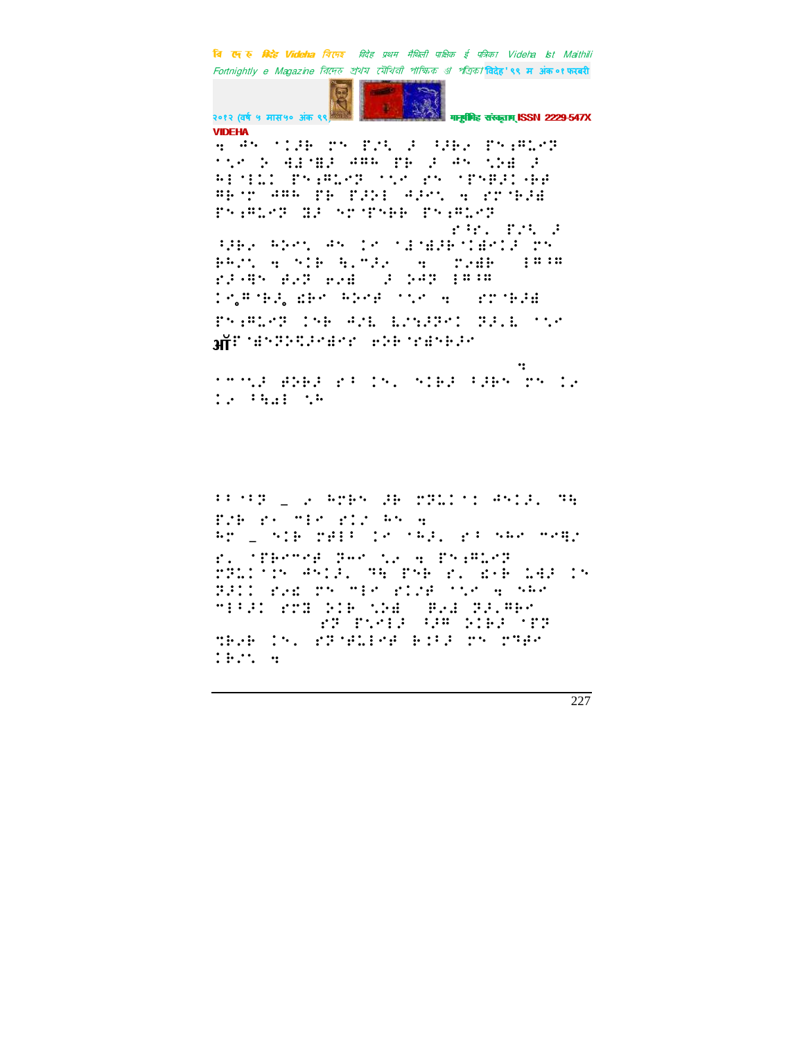VIDEHA

ऑ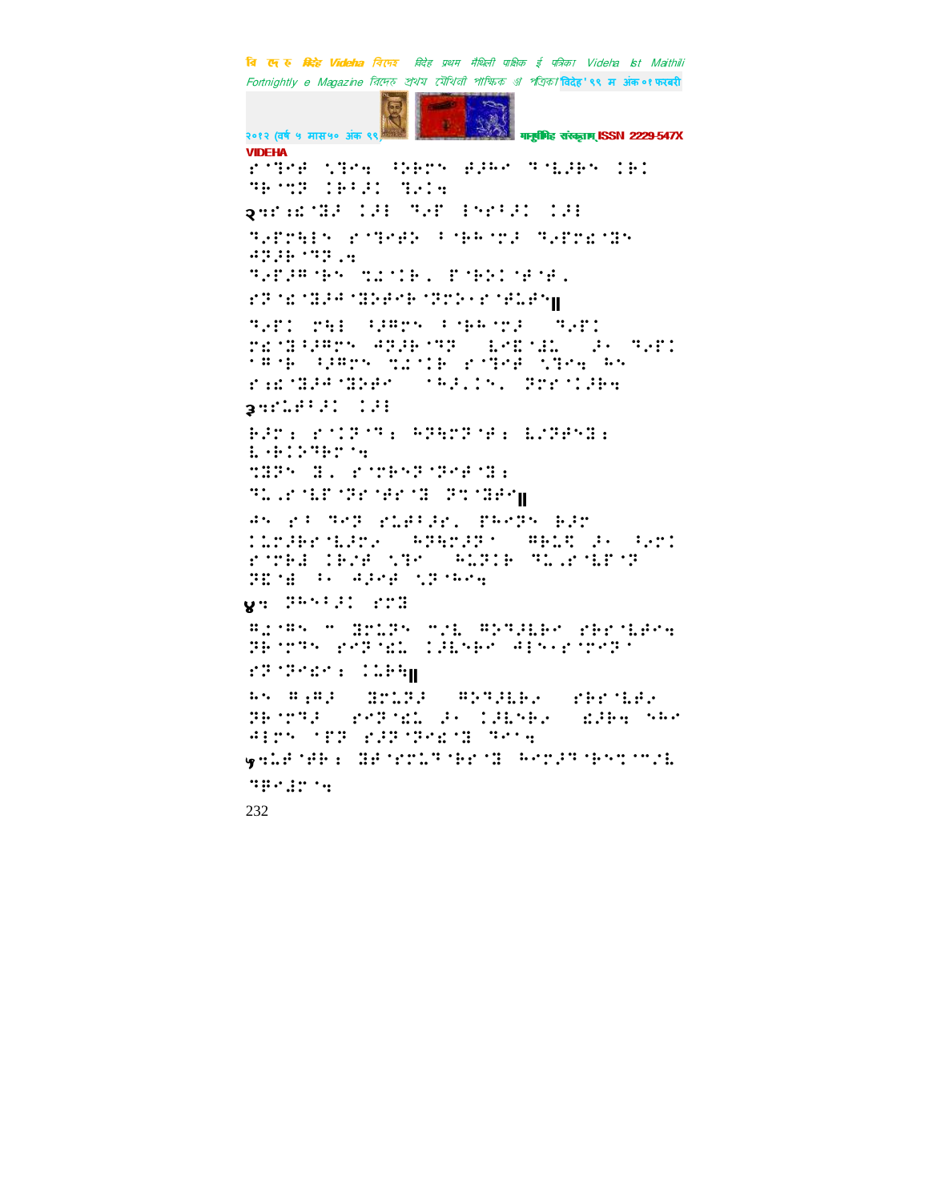VIDEHA

⠗⠀⠈⠝⠑⠋⠀⠨⠝⠑⠲⠀⠸⠕⠃⠗⠝⠀⠣⠚⠓⠑⠀⠝⠈⠇⠚⠃⠝⠀⠔⠃⠂
⠝⠃⠈⠝⠏⠀⠔⠃⠂⠚⠂⠀⠝⠢⠔⠲

२⠲⠗⠱⠈⠹⠚⠀⠔⠚⠇⠀⠝⠢⠋⠀⠑⠝⠗⠂⠚⠂⠀⠔⠚⠇

⠝⠢⠋⠗⠹⠇⠝⠀⠗⠀⠈⠝⠑⠋⠕⠀⠂⠈⠃⠓⠈⠗⠚⠀⠝⠢⠋⠗⠱⠈⠹⠝⠀⠛⠏⠚⠃⠈⠝⠏⠠⠲

⠝⠢⠋⠚⠍⠈⠃⠝⠀⠹⠡⠈⠊⠃⠠⠀⠋⠈⠃⠕⠂⠈⠋⠈⠋⠠

⠗⠏⠈⠱⠈⠹⠚⠛⠈⠹⠕⠋⠑⠃⠈⠏⠗⠕⠐⠗⠈⠋⠇⠋⠝‖

⠝⠢⠋⠂⠀⠗⠹⠇⠀⠂⠚⠍⠗⠝⠀⠂⠈⠃⠓⠈⠗⠚⠀⠀⠝⠢⠋⠂
⠗⠱⠈⠹⠂⠚⠍⠗⠝⠀⠛⠏⠚⠃⠈⠝⠏⠀⠀⠇⠑⠻⠈⠙⠡⠀⠀⠚⠐⠀⠝⠢⠋⠂
⠂⠍⠈⠃⠀⠂⠚⠍⠗⠝⠀⠹⠡⠈⠊⠃⠀⠗⠈⠝⠑⠋⠀⠨⠝⠑⠲⠀⠓⠝
⠗⠱⠈⠹⠚⠛⠈⠹⠕⠋⠀⠀⠈⠓⠚⠠⠊⠝⠠⠀⠏⠗⠗⠈⠊⠚⠃⠲

३⠲⠗⠇⠋⠂⠚⠂⠀⠔⠚⠇

⠃⠚⠗⠱⠀⠗⠈⠊⠏⠈⠝⠱⠀⠓⠏⠹⠗⠏⠈⠋⠱⠀⠇⠌⠏⠋⠝⠹⠱
⠇⠈⠃⠊⠕⠝⠃⠗⠈⠲
⠹⠹⠏⠝⠀⠹⠠⠀⠗⠈⠗⠃⠝⠏⠈⠏⠑⠋⠈⠹⠱
⠝⠇⠠⠗⠈⠇⠋⠈⠏⠗⠈⠋⠗⠈⠹⠀⠏⠹⠈⠹⠋⠑‖

⠛⠝⠀⠗⠂⠀⠝⠑⠏⠀⠗⠇⠋⠂⠚⠗⠠⠀⠋⠓⠑⠏⠝⠀⠃⠚⠗
⠊⠇⠗⠚⠃⠗⠈⠇⠚⠗⠐⠀⠀⠓⠏⠹⠗⠚⠏⠂⠀⠀⠍⠃⠇⠻⠀⠚⠐⠀⠂⠢⠗⠂
⠗⠈⠗⠃⠙⠀⠔⠃⠌⠋⠀⠨⠝⠑⠀⠀⠓⠇⠏⠊⠃⠀⠝⠇⠠⠗⠈⠇⠋⠈⠏
⠏⠻⠈⠙⠀⠂⠐⠀⠛⠚⠑⠋⠀⠨⠏⠈⠓⠑⠲

४⠲⠀⠏⠓⠝⠂⠚⠂⠀⠗⠗⠹

⠍⠡⠈⠍⠝⠀⠉⠀⠹⠗⠇⠏⠝⠀⠉⠌⠇⠀⠍⠕⠝⠚⠇⠃⠑⠀⠗⠃⠗⠈⠇⠋⠑⠲
⠏⠃⠈⠗⠝⠝⠀⠗⠑⠏⠈⠱⠇⠀⠊⠚⠇⠝⠃⠑⠀⠛⠇⠝⠐⠗⠈⠗⠑⠏⠂
⠗⠏⠈⠏⠑⠱⠑⠱⠀⠊⠇⠃⠹‖

⠓⠝⠀⠍⠱⠍⠚⠀⠀⠹⠗⠇⠏⠚⠀⠀⠍⠕⠝⠚⠇⠃⠢⠀⠀⠗⠃⠗⠈⠇⠋⠢
⠏⠃⠈⠗⠝⠚⠀⠀⠗⠑⠏⠈⠱⠇⠀⠚⠐⠀⠊⠚⠇⠝⠃⠢⠀⠀⠱⠚⠃⠲⠀⠝⠓⠑
⠛⠇⠗⠝⠀⠈⠏⠏⠀⠗⠚⠏⠈⠏⠑⠱⠈⠹⠀⠝⠑⠲

५⠲⠇⠋⠈⠋⠃⠱⠀⠹⠋⠈⠗⠗⠇⠝⠈⠃⠗⠈⠹⠀⠓⠑⠗⠚⠝⠈⠃⠝⠹⠈⠉⠌⠇
⠝⠃⠑⠙⠗⠈⠲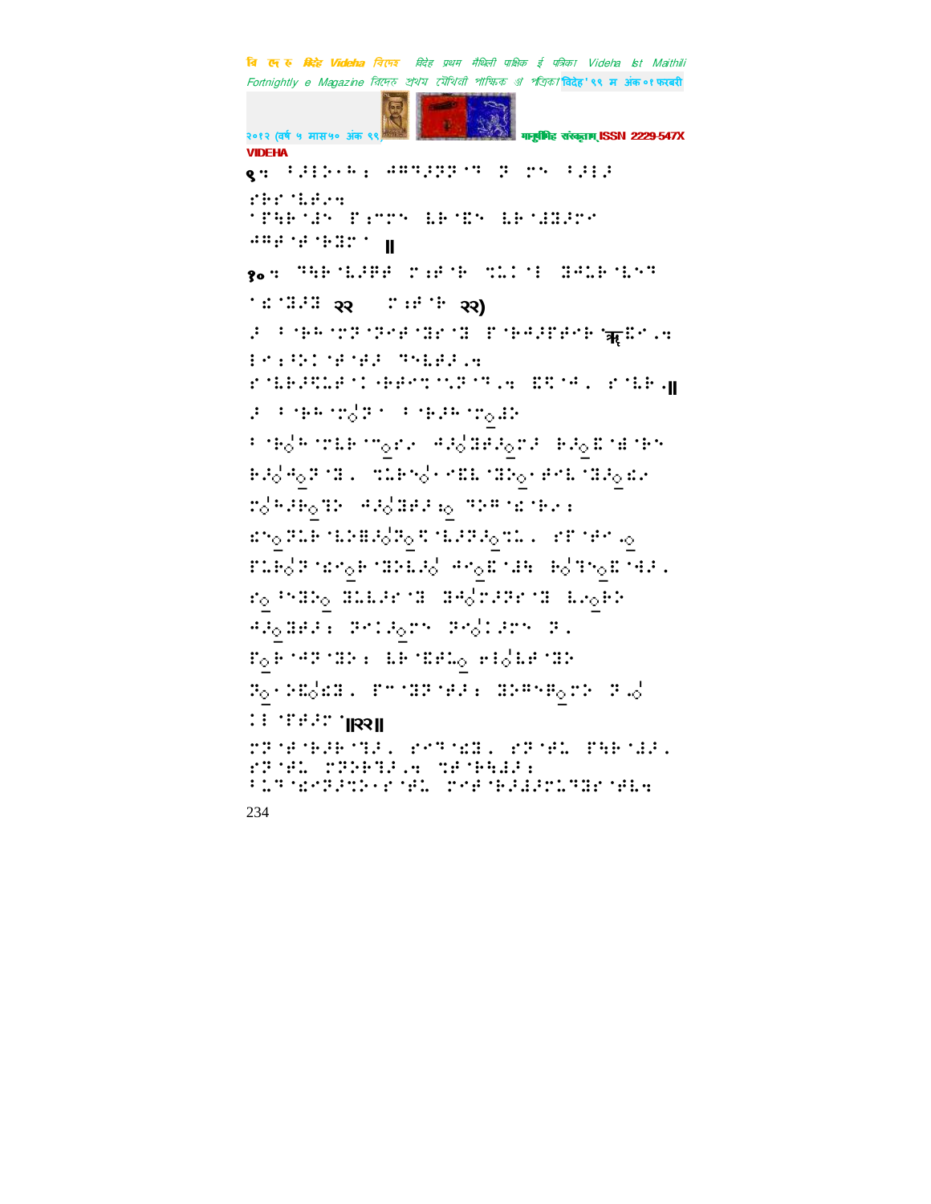९: ⠃⠗⠇⠑⠋⠓⠆ ⠚⠛⠙⠗⠝⠝⠁⠙ ⠝ ⠍⠉ ⠃⠗⠇⠗
⠗⠓⠗⠈⠇⠋⠎⠒
⠁⠏⠻⠓⠈⠚⠉ ⠏⠆⠍⠍⠉ ⠇⠓⠈⠟⠉ ⠇⠓⠈⠙⠝⠗⠍⠁
⠚⠛⠋⠈⠋⠈⠓⠝⠍⠁ ॥

१०: ⠙⠻⠓⠈⠇⠗⠋⠋ ⠍⠆⠋⠈⠓ ⠹⠥⠊⠈⠑ ⠝⠚⠥⠓⠈⠇⠑⠙
⠁⠮⠈⠝⠗⠝ २२ ⠍⠆⠋⠈⠓ २२)

⠗ ⠃⠈⠓⠓⠈⠍⠝⠈⠝⠊⠋⠈⠝⠗⠈⠝ ⠏⠈⠓⠚⠗⠏⠋⠊⠓⠈ऋ⠟⠗⠄⠒
⠑⠊⠆⠫⠊⠈⠋⠈⠋⠗ ⠙⠑⠇⠋⠗⠄⠒
⠗⠈⠇⠓⠗⠹⠥⠋⠈⠊⠈⠓⠋⠋⠹⠈⠹⠝⠈⠙⠄⠒ ⠯⠹⠈⠚⠄ ⠗⠈⠇⠓⠄॥

⠗ ⠃⠈⠓⠓⠈⠍⠝⠗⠁ ⠃⠈⠓⠗⠓⠈⠍⠚⠕

⠃⠈⠓⠓⠈⠍⠇⠓⠈⠍⠗⠗ ⠚⠗⠝⠋⠗⠍⠗ ⠓⠗⠯⠈⠾⠈⠓⠉
⠓⠗⠚⠝⠈⠝⠄ ⠹⠥⠓⠑⠊⠗⠯⠇⠈⠝⠕⠋⠊⠇⠈⠝⠗⠮⠗
⠍⠓⠗⠓⠝⠕ ⠚⠗⠝⠋⠗⠆ ⠙⠕⠛⠈⠮⠈⠓⠗⠆
⠮⠑⠝⠥⠓⠈⠇⠕⠿⠗⠝⠹⠈⠇⠗⠝⠗⠹⠥⠄ ⠗⠏⠈⠋⠊⠄
⠏⠥⠓⠝⠈⠮⠑⠓⠈⠝⠕⠇⠗ ⠚⠑⠯⠈⠾⠻ ⠓⠝⠑⠯⠈⠚⠗⠄
⠗⠘⠝⠕ ⠝⠇⠇⠗⠗⠈⠝ ⠝⠚⠍⠗⠗⠈⠝ ⠇⠗⠓⠕
⠚⠗⠝⠋⠗⠆ ⠝⠊⠗⠍⠉ ⠝⠑⠊⠗⠉ ⠝⠄
⠏⠓⠈⠚⠝⠈⠝⠕⠆ ⠇⠓⠈⠯⠋⠥ ⠗⠊⠇⠋⠈⠝⠕
⠝⠊⠯⠮⠝⠄ ⠏⠉⠈⠝⠝⠈⠋⠗⠆ ⠝⠕⠛⠑⠓⠍⠕ ⠝⠄
⠊⠑⠈⠏⠋⠗⠍⠁॥२२॥

⠍⠝⠈⠋⠈⠓⠗⠓⠈⠹⠗⠄ ⠗⠊⠙⠈⠮⠝⠄ ⠗⠝⠈⠋⠥ ⠏⠻⠓⠈⠚⠗⠄
⠗⠝⠈⠋⠥ ⠍⠝⠕⠓⠹⠗⠄⠒ ⠹⠋⠈⠓⠻⠚⠗⠆
⠃⠥⠙⠈⠮⠊⠝⠗⠹⠕⠗⠈⠋⠥ ⠍⠊⠋⠈⠓⠗⠚⠗⠍⠥⠙⠝⠗⠈⠋⠇⠒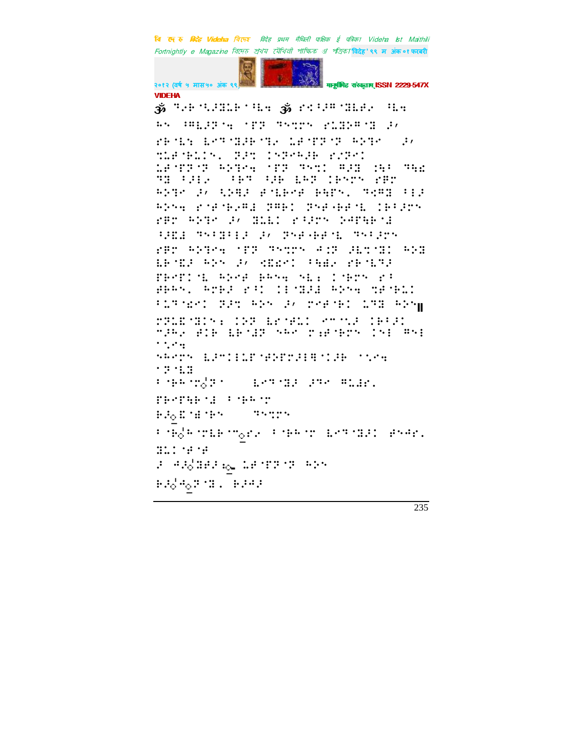ॐ

ॐ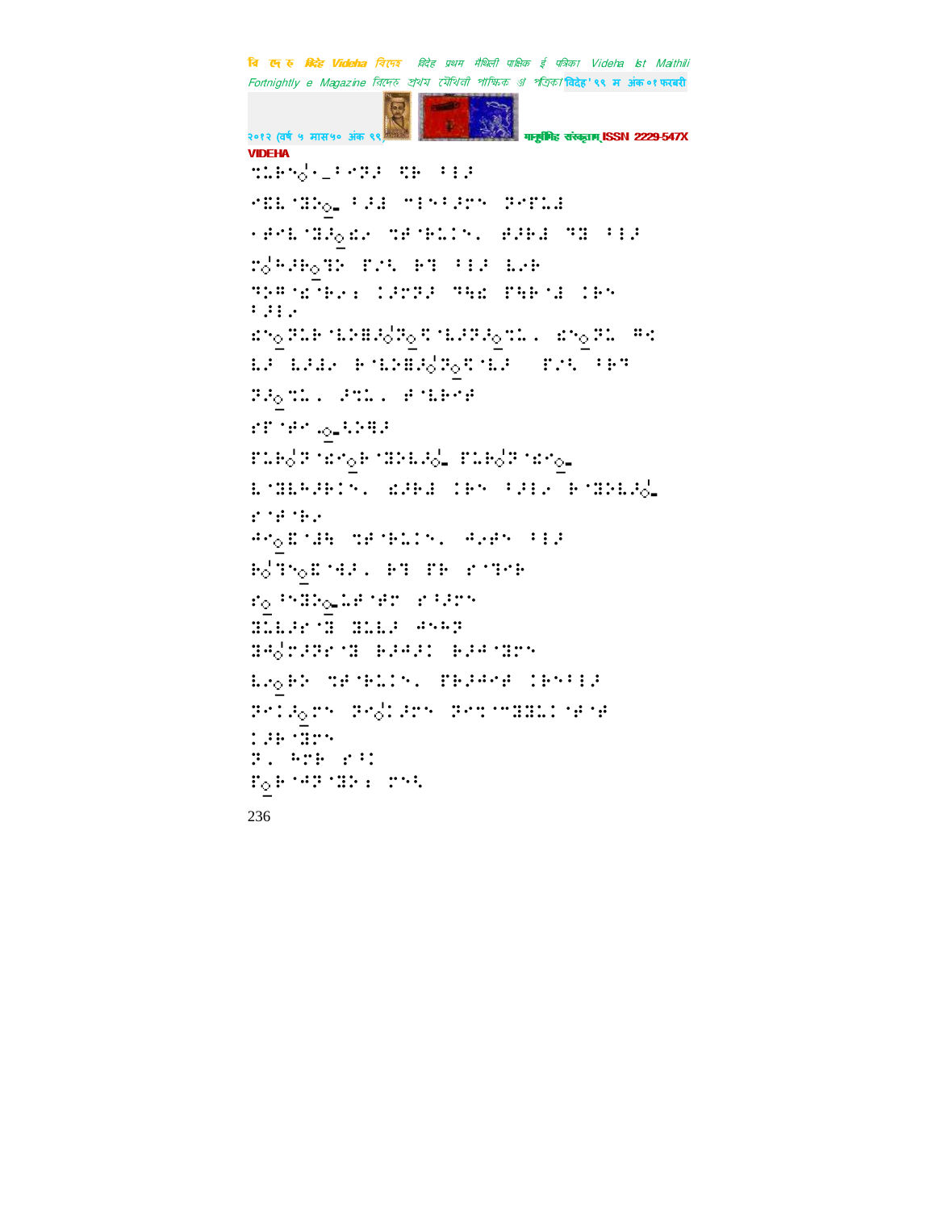VIDEHA

⠹⠇⠗⠢⠡⠤⠀⠅⠊⠝⠚⠀⠻⠗⠀⠁⠇⠚

⠊⠻⠇⠈⠻⠕⠤⠀⠁⠚⠇⠀⠉⠑⠢⠁⠚⠗⠢⠀⠝⠊⠋⠇⠇

⠂⠋⠊⠇⠈⠻⠚⠤⠫⠌⠀⠹⠋⠈⠗⠇⠊⠢⠂⠀⠋⠚⠗⠇⠀⠝⠻⠀⠁⠇⠚

⠉⠡⠓⠚⠗⠤⠹⠕⠀⠋⠌⠅⠀⠗⠹⠀⠁⠇⠚⠀⠇⠌⠗

⠝⠕⠛⠈⠫⠈⠗⠌⠆⠀⠉⠚⠍⠝⠚⠀⠝⠓⠫⠀⠋⠓⠗⠈⠇⠀⠉⠗⠢⠀⠁⠚⠇⠌

⠫⠢⠤⠝⠇⠗⠈⠇⠕⠿⠚⠡⠝⠤⠻⠈⠇⠚⠝⠚⠤⠹⠇⠂⠀⠫⠢⠤⠝⠇⠀⠛⠪

⠇⠚⠀⠇⠚⠇⠌⠀⠗⠈⠇⠕⠿⠚⠡⠝⠤⠻⠈⠇⠚⠀⠀⠋⠌⠅⠀⠁⠗⠹

⠝⠚⠤⠹⠇⠂⠀⠚⠹⠇⠂⠀⠋⠈⠇⠗⠊⠋

⠊⠋⠈⠋⠊⠀⠤⠤⠅⠕⠓⠚

⠋⠇⠗⠡⠝⠈⠫⠊⠤⠗⠈⠻⠕⠇⠚⠡⠤⠀⠋⠇⠗⠡⠝⠈⠫⠊⠤⠤

⠇⠈⠻⠇⠓⠚⠗⠉⠢⠂⠀⠫⠚⠗⠇⠀⠉⠗⠢⠀⠁⠚⠇⠌⠀⠗⠈⠻⠕⠇⠚⠡⠤

⠊⠈⠋⠈⠗⠌

⠛⠊⠤⠿⠈⠚⠓⠀⠹⠋⠈⠗⠇⠊⠢⠂⠀⠛⠌⠋⠢⠀⠁⠇⠚

⠗⠡⠹⠢⠤⠿⠈⠓⠚⠂⠀⠗⠹⠀⠋⠗⠀⠊⠈⠹⠊⠗

⠊⠤⠀⠁⠢⠻⠕⠤⠇⠋⠈⠋⠊⠀⠊⠁⠚⠊⠢

⠻⠇⠇⠚⠊⠈⠻⠀⠻⠇⠇⠚⠀⠛⠢⠓⠝

⠻⠛⠡⠍⠚⠝⠊⠈⠻⠀⠗⠚⠛⠚⠉⠀⠗⠚⠛⠈⠻⠊⠢

⠇⠌⠤⠗⠕⠀⠹⠋⠈⠗⠇⠊⠢⠂⠀⠋⠗⠚⠛⠊⠋⠀⠉⠗⠢⠁⠇⠚

⠝⠊⠉⠚⠤⠊⠢⠀⠝⠊⠡⠉⠚⠊⠢⠀⠝⠊⠹⠈⠉⠻⠻⠇⠉⠈⠋⠈⠋

⠉⠚⠗⠈⠻⠊⠢

⠝⠂⠀⠓⠊⠗⠀⠊⠁⠉

⠋⠤⠗⠈⠛⠝⠈⠻⠕⠆⠀⠍⠢⠅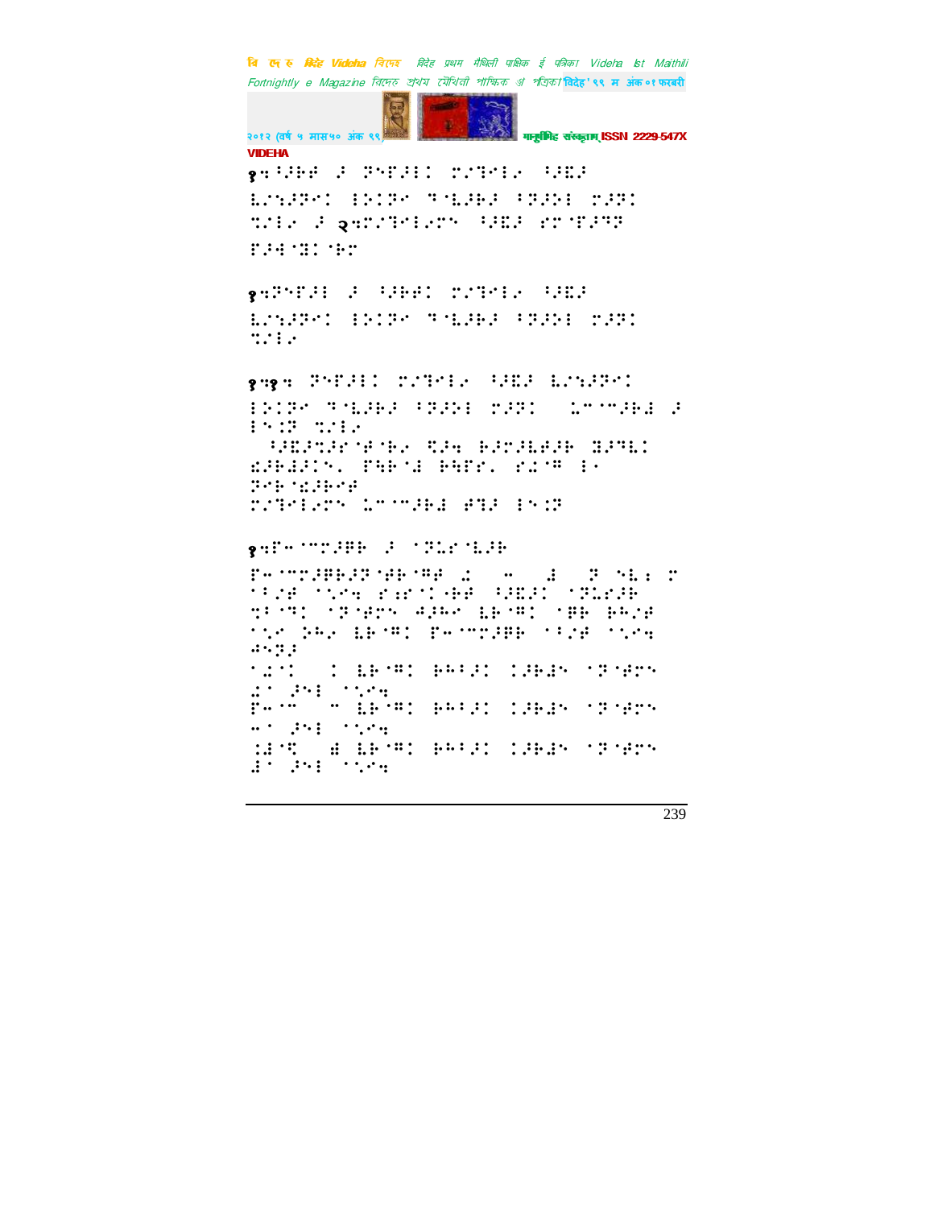१०⠳⠙⠃⠋⠀⠼⠀⠽⠑⠋⠼⠇⠅⠀⠍⠌⠙⠑⠇⠐⠀⠳⠙⠪⠼

⠇⠌⠎⠼⠽⠑⠅⠀⠇⠕⠅⠽⠉⠀⠻⠈⠇⠼⠃⠼⠀⠳⠽⠼⠕⠇⠀⠍⠼⠽⠅

⠹⠌⠇⠐⠀⠼⠀२०⠍⠌⠙⠑⠇⠐⠍⠝⠀⠳⠙⠪⠼⠀⠎⠍⠈⠋⠼⠻⠽

⠋⠼⠓⠈⠭⠅⠈⠃⠍

१०⠽⠑⠋⠼⠇⠀⠼⠀⠳⠼⠃⠋⠅⠀⠍⠌⠙⠑⠇⠐⠀⠳⠙⠪⠼

⠇⠌⠎⠼⠽⠑⠅⠀⠇⠕⠅⠽⠉⠀⠻⠈⠇⠼⠃⠼⠀⠳⠽⠼⠕⠇⠀⠍⠼⠽⠅

⠹⠌⠇⠐

१०१० ⠽⠑⠋⠼⠇⠅⠀⠍⠌⠙⠑⠇⠐⠀⠳⠙⠪⠼⠀⠇⠌⠎⠼⠽⠑⠅

⠇⠕⠅⠽⠉⠀⠻⠈⠇⠼⠃⠼⠀⠳⠽⠼⠕⠇⠀⠍⠼⠽⠅⠀⠀⠥⠉⠈⠉⠼⠃⠱⠀⠼

⠇⠑⠅⠽⠀⠹⠌⠇⠐

⠀⠳⠙⠪⠹⠼⠗⠈⠋⠈⠃⠐⠀⠪⠼⠓⠀⠃⠼⠍⠼⠇⠋⠼⠃⠀⠭⠼⠽⠇⠅

⠫⠼⠃⠱⠼⠅⠑⠂⠀⠋⠓⠃⠈⠱⠀⠃⠓⠋⠗⠂⠀⠎⠥⠈⠛⠀⠇⠐

⠽⠑⠃⠈⠫⠼⠃⠉⠋

⠍⠌⠙⠑⠇⠐⠍⠝⠀⠥⠉⠈⠉⠼⠃⠱⠀⠋⠹⠼⠀⠇⠑⠅⠽

१०⠋⠒⠈⠉⠍⠼⠃⠃⠀⠼⠀⠈⠽⠥⠗⠈⠇⠼⠃

⠋⠒⠈⠉⠍⠼⠃⠃⠼⠽⠈⠋⠃⠈⠛⠋⠀⠡⠀⠀⠒⠀⠀⠱⠀⠀⠽⠀⠑⠇⠆⠀⠍

⠈⠳⠌⠋⠀⠈⠡⠉⠓⠀⠎⠆⠗⠈⠅⠈⠃⠋⠀⠳⠙⠪⠼⠅⠀⠈⠽⠥⠗⠼⠃

⠹⠳⠈⠹⠅⠀⠈⠽⠈⠋⠍⠝⠀⠙⠼⠓⠉⠀⠇⠃⠈⠛⠅⠀⠈⠋⠃⠀⠃⠓⠌⠋

⠈⠡⠉⠀⠕⠓⠐⠀⠇⠃⠈⠛⠅⠀⠋⠒⠈⠉⠍⠼⠃⠃⠀⠈⠳⠌⠋⠀⠈⠡⠉⠓

⠙⠑⠽⠼

⠈⠡⠅⠀⠀⠅⠀⠇⠃⠈⠛⠅⠀⠃⠓⠳⠼⠅⠀⠅⠼⠃⠱⠝⠀⠈⠽⠈⠋⠍⠝

⠡⠈⠀⠼⠑⠇⠀⠈⠡⠉⠓

⠋⠒⠈⠉⠀⠀⠒⠀⠇⠃⠈⠛⠅⠀⠃⠓⠳⠼⠅⠀⠅⠼⠃⠱⠝⠀⠈⠽⠈⠋⠍⠝

⠒⠈⠀⠼⠑⠇⠀⠈⠡⠉⠓

⠅⠱⠈⠪⠀⠀⠱⠀⠇⠃⠈⠛⠅⠀⠃⠓⠳⠼⠅⠀⠅⠼⠃⠱⠝⠀⠈⠽⠈⠋⠍⠝

⠱⠈⠀⠼⠑⠇⠀⠈⠡⠉⠓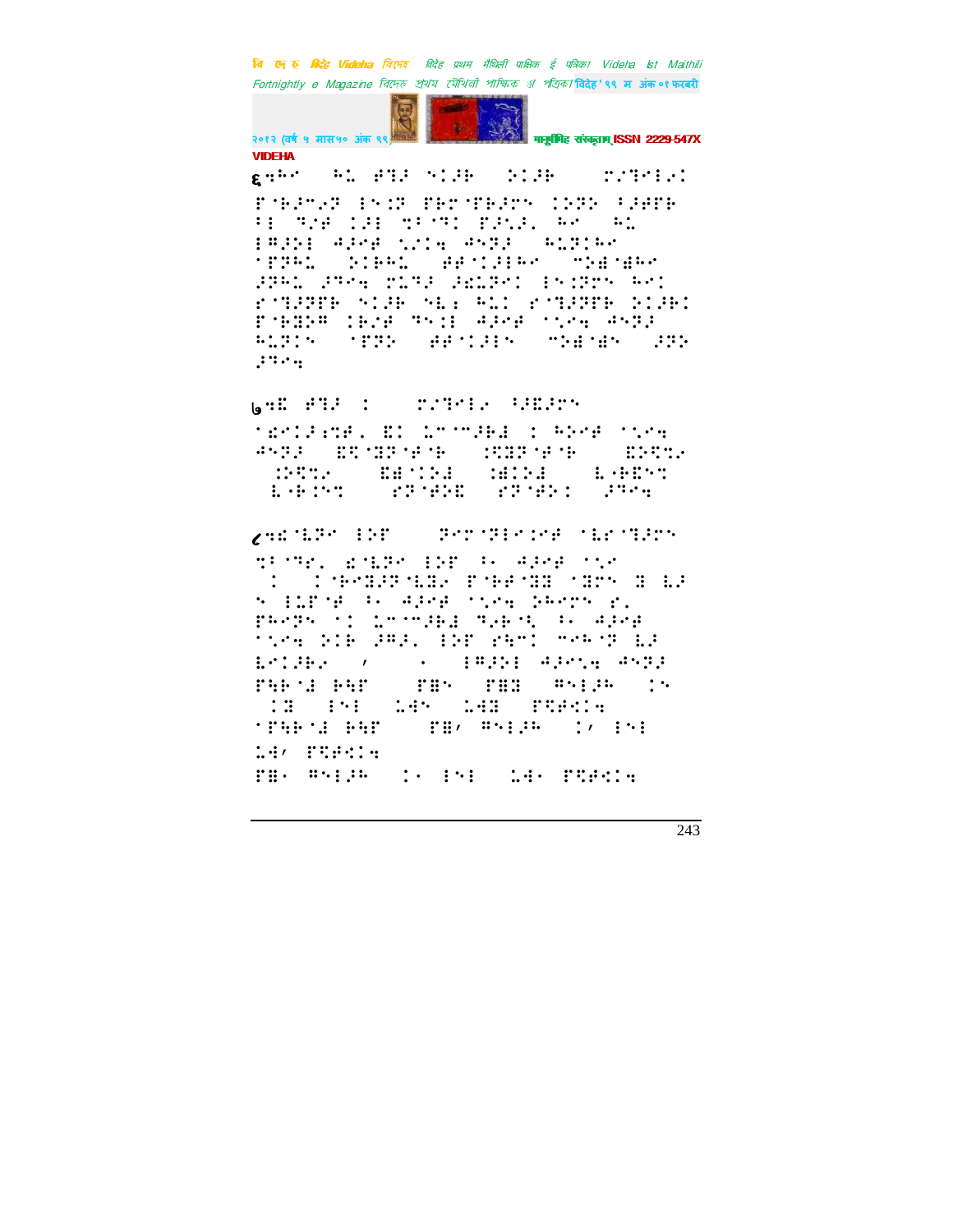६ ⠩⠓⠉ ⠓⠡ ⠗⠇⠜ ⠝⠅⠗ ⠕⠅⠗ ⠍⠎⠇⠑⠇⠎⠅

⠏⠺⠗⠍⠎⠋ ⠇⠝⠨⠏ ⠏⠗⠉⠺⠗⠜⠉⠝ ⠅⠕⠝⠕ ⠃⠜⠻⠗ ⠃⠇ ⠹⠎⠻ ⠅⠜⠇ ⠾⠃⠹⠅ ⠏⠜⠩⠜⠂ ⠓⠉ ⠓⠡ ⠇⠻⠜⠕⠇ ⠫⠜⠻ ⠩⠎⠅⠹ ⠩⠝⠹⠜ ⠓⠩⠝⠅⠓⠉ ⠈⠏⠝⠓⠡ ⠕⠅⠗⠓⠡ ⠻⠻⠈⠅⠜⠇⠓⠉ ⠍⠕⠮⠈⠮⠓⠉ ⠜⠝⠓⠡ ⠜⠹⠉⠹ ⠍⠩⠹⠜ ⠜⠮⠩⠝⠉⠅ ⠇⠝⠨⠏⠉⠝ ⠓⠉⠅ ⠗⠈⠹⠜⠝⠏⠗ ⠝⠅⠜⠗ ⠝⠣⠂ ⠓⠡⠅ ⠗⠈⠹⠜⠝⠏⠗ ⠕⠅⠜⠗⠅ ⠏⠺⠗⠝⠏⠍ ⠅⠗⠎⠻ ⠹⠝⠅⠇ ⠫⠜⠻ ⠈⠎⠩⠹ ⠩⠝⠹⠜ ⠓⠩⠝⠅⠝ ⠈⠏⠝⠕ ⠻⠻⠈⠅⠜⠇⠝ ⠍⠕⠮⠈⠮⠝ ⠜⠝⠕ ⠜⠹⠉⠹

७ ⠩⠮ ⠗⠇⠜ ⠅ ⠍⠎⠹⠉⠇⠎ ⠃⠜⠮⠜⠉⠝

⠈⠮⠉⠅⠜⠹⠻⠂ ⠮⠅ ⠡⠉⠈⠍⠜⠓⠮ ⠅ ⠓⠕⠉⠻ ⠈⠎⠩⠹ ⠩⠝⠹⠜ ⠮⠩⠈⠹⠜⠈⠻⠈⠗ ⠅⠩⠹⠜⠈⠻⠈⠗ ⠮⠕⠩⠞⠎ ⠅⠕⠩⠞⠎ ⠮⠮⠈⠅⠕⠮ ⠅⠮⠅⠕⠮ ⠡⠈⠗⠮⠝⠞ ⠡⠈⠗⠅⠝⠞ ⠗⠹⠈⠻⠕⠮ ⠗⠹⠈⠻⠕⠅ ⠜⠹⠉⠹

८ ⠩⠮⠈⠡⠹⠉ ⠇⠕⠏ ⠹⠉⠗⠈⠹⠇⠉⠅⠉⠻ ⠈⠡⠗⠈⠹⠜⠉⠝

⠹⠃⠈⠹⠉⠂ ⠮⠈⠡⠹⠉ ⠇⠕⠏ ⠃⠂ ⠫⠜⠉⠻ ⠈⠎⠉ ⠅ ⠅⠈⠗⠉⠹⠜⠹⠈⠡⠹⠎ ⠏⠈⠗⠻⠈⠹⠹ ⠈⠹⠗⠝ ⠹ ⠡⠜ ⠝ ⠇⠡⠏⠈⠻ ⠃⠂ ⠫⠜⠉⠻ ⠈⠎⠉⠹ ⠕⠓⠉⠗⠝ ⠗⠂ ⠏⠓⠉⠗⠝ ⠈⠅ ⠡⠉⠈⠍⠜⠓⠮ ⠹⠎⠗⠈⠣ ⠃⠂ ⠫⠜⠉⠻ ⠈⠎⠉⠹ ⠕⠅⠗ ⠜⠻⠜⠂ ⠇⠕⠏ ⠗⠓⠉⠅ ⠍⠉⠓⠈⠹ ⠡⠜ ⠡⠉⠅⠜⠗⠎ ⠄ ⠂ ⠇⠻⠜⠕⠇ ⠫⠜⠉⠎⠹ ⠩⠝⠹⠜ ⠏⠹⠗⠈⠮ ⠗⠹⠏ ⠏⠻⠝ ⠏⠻⠹ ⠻⠝⠇⠜⠓ ⠅⠝ ⠅⠹ ⠇⠝⠇ ⠡⠩⠝ ⠡⠩⠹ ⠏⠩⠻⠅⠹ ⠈⠏⠹⠗⠈⠮ ⠗⠹⠏ ⠏⠻⠄ ⠻⠝⠇⠜⠓ ⠅⠄ ⠇⠝⠇ ⠡⠩⠄ ⠏⠩⠻⠅⠹ ⠏⠻⠂ ⠻⠝⠇⠜⠓ ⠅⠂ ⠇⠝⠇ ⠡⠩⠂ ⠏⠩⠻⠅⠹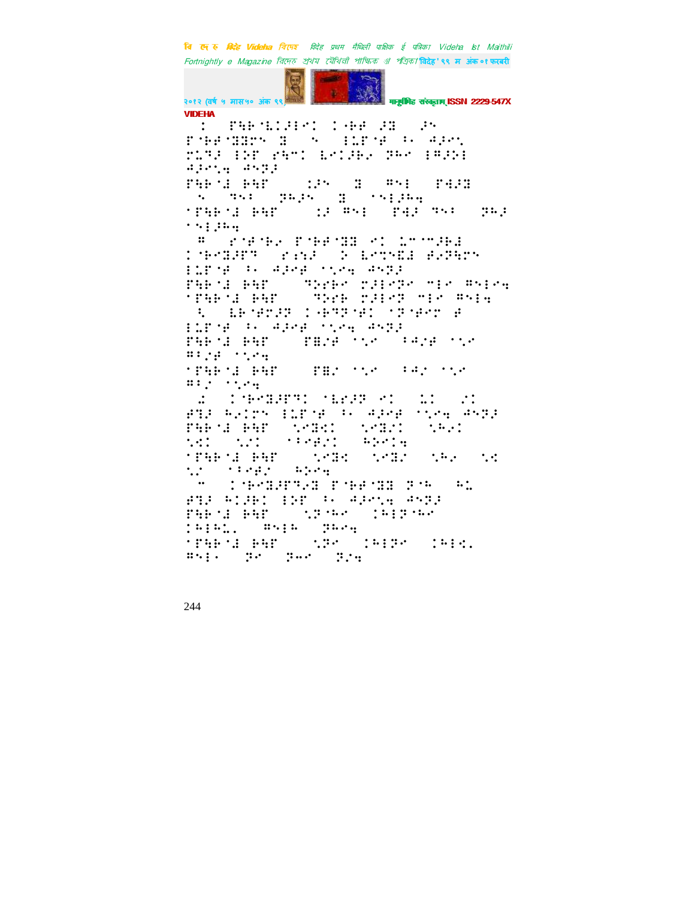VIDEHA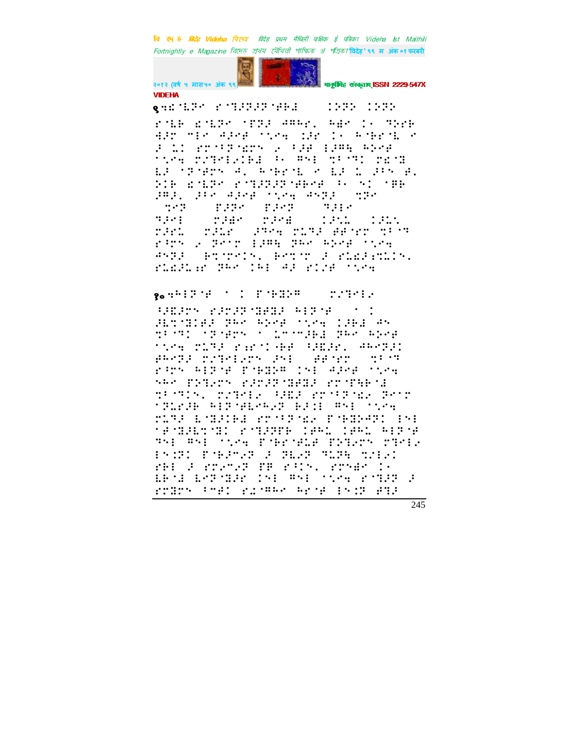९ ⠩⠎⠅⠾⠓⠀⠗⠁⠍⠞⠇⠁⠇⠀⠅⠁⠏⠂⠀⠀⠀⠁⠀⠀⠀

⠗⠀⠀⠀⠀⠀⠀⠀⠀⠀⠀⠀⠀⠀⠀⠀⠀

१० ⠩⠓⠀⠀⠀⠀⠀⠀⠀⠀⠀⠀⠀⠀⠀⠀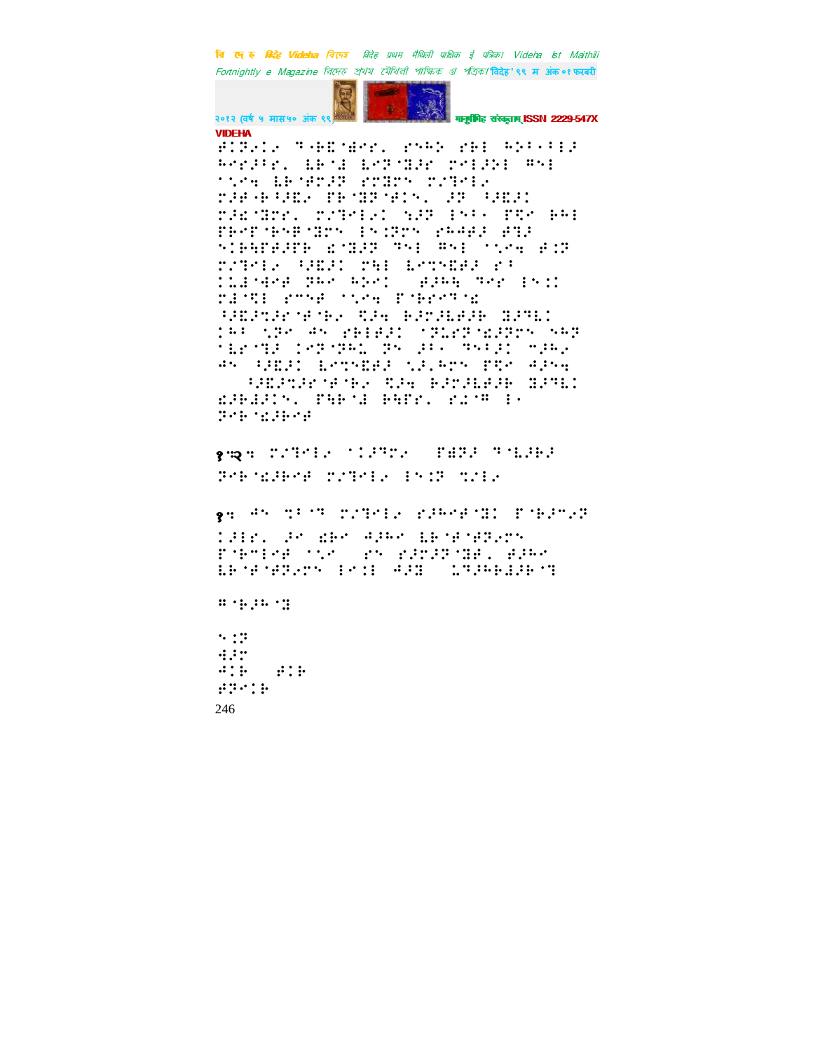⠋⠊⠝⠑⠊⠑ ⠙⠐⠗⠑⠈⠱⠑⠗⠂ ⠗⠝⠓⠕ ⠗⠓⠇ ⠓⠕⠁⠐⠁⠇⠚ ⠓⠑⠗⠚⠁⠗⠂ ⠇⠃⠈⠙ ⠇⠑⠏⠈⠻⠚⠗ ⠍⠑⠇⠚⠕⠇ ⠻⠝⠇ ⠁⠹⠑⠪ ⠇⠃⠈⠋⠗⠚⠏ ⠗⠗⠻⠗⠝ ⠍⠌⠹⠑⠇⠑ ⠍⠚⠋⠐⠃⠁⠨⠑ ⠋⠃⠈⠻⠏⠈⠋⠊⠝⠂ ⠚⠏ ⠁⠨⠑⠚⠊ ⠍⠚⠨⠈⠻⠗⠂ ⠍⠌⠹⠑⠇⠑⠊ ⠹⠚⠏ ⠔⠝⠁⠐ ⠋⠻⠑ ⠃⠓⠇ ⠋⠃⠑⠋⠈⠃⠝⠋⠈⠻⠗⠝ ⠔⠝⠊⠏⠗⠝ ⠗⠓⠙⠙⠚ ⠋⠹⠚ ⠑⠊⠃⠹⠋⠋⠚⠋⠃ ⠨⠈⠻⠚⠏ ⠹⠝⠇ ⠻⠝⠇ ⠁⠹⠑⠪ ⠋⠊⠏ ⠍⠌⠹⠑⠇⠑ ⠁⠨⠑⠚⠊ ⠍⠓⠇ ⠇⠑⠍⠝⠨⠑⠚ ⠗⠁ ⠊⠇⠚⠈⠙⠑⠋ ⠏⠓⠑ ⠓⠕⠑⠊ ⠋⠚⠓⠹ ⠹⠑⠗ ⠔⠝⠊⠊ ⠍⠚⠈⠻⠇ ⠗⠍⠝⠋ ⠁⠹⠑⠪ ⠋⠈⠃⠑⠗⠑⠹⠈⠨ ⠁⠨⠑⠚⠍⠚⠗⠈⠋⠈⠃⠑ ⠻⠚⠪ ⠃⠚⠗⠚⠇⠑⠚⠃ ⠻⠚⠹⠇⠊ ⠊⠓⠁ ⠹⠏⠑ ⠙⠝ ⠗⠃⠇⠑⠚⠊ ⠁⠏⠇⠗⠏⠈⠨⠚⠏⠗⠝ ⠝⠓⠏ ⠁⠇⠗⠈⠹⠚ ⠊⠑⠏⠈⠏⠓⠇ ⠏⠝ ⠚⠁⠐ ⠹⠝⠁⠚⠊ ⠍⠚⠓⠑ ⠙⠝ ⠁⠨⠑⠚⠊ ⠇⠑⠍⠝⠨⠑⠚ ⠹⠚⠂⠓⠗⠝ ⠋⠻⠑ ⠙⠚⠝⠪ ⠁⠨⠑⠚⠍⠚⠗⠈⠋⠈⠃⠑ ⠻⠚⠪ ⠃⠚⠗⠚⠇⠑⠚⠃ ⠻⠚⠹⠇⠊ ⠨⠚⠃⠙⠚⠊⠝⠂ ⠋⠹⠃⠈⠙ ⠃⠹⠋⠗⠂ ⠗⠨⠈⠻ ⠔⠐ ⠏⠑⠃⠈⠨⠚⠃⠑⠋

१⠒२⠒ ⠍⠌⠹⠑⠇⠑ ⠁⠊⠚⠹⠗⠑ ⠋⠻⠏⠚ ⠹⠈⠇⠚⠃⠚ ⠏⠑⠃⠈⠨⠚⠃⠑⠋ ⠍⠌⠹⠑⠇⠑ ⠔⠝⠊⠏ ⠹⠌⠇⠑

१⠒ ⠙⠝ ⠹⠁⠈⠹ ⠍⠌⠹⠑⠇⠑ ⠗⠚⠓⠑⠋⠈⠻⠊ ⠋⠈⠃⠚⠍⠌⠏ ⠊⠚⠇⠗⠂ ⠚⠑ ⠨⠃⠑ ⠙⠚⠓⠑ ⠇⠃⠈⠋⠈⠋⠏⠌⠗⠝ ⠋⠈⠃⠍⠇⠑⠋ ⠁⠹⠑ ⠗⠝ ⠗⠚⠗⠚⠏⠈⠻⠋⠂ ⠋⠚⠓⠑ ⠇⠃⠈⠋⠈⠋⠏⠌⠗⠝ ⠔⠑⠊⠇ ⠙⠚⠻ ⠊⠹⠚⠓⠃⠙⠚⠃⠈⠹

⠻⠐⠃⠚⠓⠈⠻

⠑⠊⠏
⠙⠚⠗
⠙⠊⠃ ⠋⠊⠃
⠋⠏⠑⠊⠃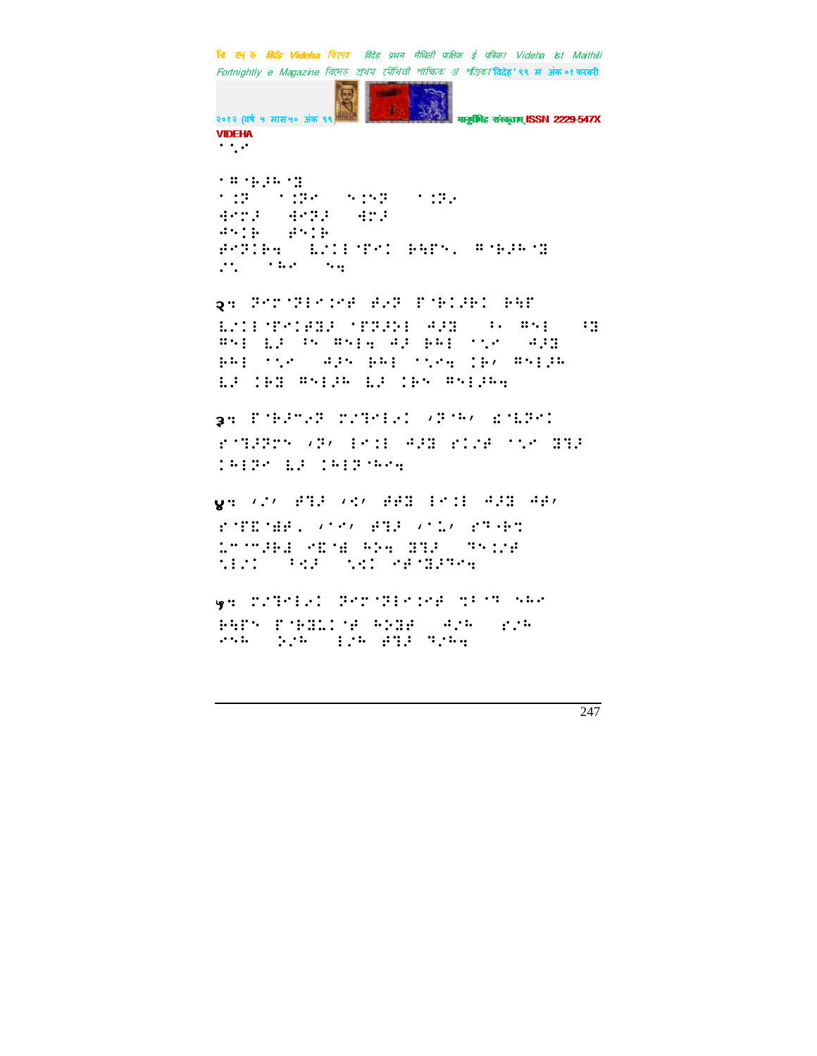⠁⠂⠄

⠁⠿⠊⠗⠂⠓⠊⠹
⠁⠩⠗ ⠁⠩⠗⠄ ⠑⠩⠝⠗ ⠁⠩⠗⠔
⠻⠉⠍⠂ ⠻⠉⠗⠂ ⠻⠍⠂
⠙⠑⠩⠗ ⠋⠑⠩⠗
⠋⠉⠗⠩⠗⠆ ⠧⠎⠇⠇⠊⠋⠉⠩ ⠗⠻⠋⠑⠄ ⠿⠊⠗⠂⠓⠊⠹
⠎⠂ ⠁⠓⠄ ⠑⠆

२⠆ ⠝⠉⠍⠊⠝⠇⠉⠩⠋ ⠙⠔⠝ ⠋⠊⠗⠩⠂⠗⠩ ⠗⠻⠋
⠧⠎⠇⠇⠊⠋⠉⠩⠻⠂ ⠊⠋⠝⠂⠕⠇ ⠙⠂⠹ ⠂⠄ ⠿⠑⠇ ⠃⠹
⠿⠑⠇ ⠧⠂ ⠂⠑ ⠿⠑⠇⠆ ⠙⠂ ⠗⠙⠇ ⠁⠂⠄ ⠙⠂⠹
⠗⠙⠇ ⠁⠂⠄ ⠙⠂⠑ ⠗⠙⠇ ⠁⠂⠄⠆ ⠩⠗⠌ ⠿⠑⠇⠂⠓
⠧⠂ ⠩⠗⠹ ⠿⠑⠇⠂⠓ ⠧⠂ ⠩⠗⠑ ⠿⠑⠇⠂⠓⠆

३⠆ ⠋⠊⠗⠂⠉⠔⠝ ⠍⠎⠝⠉⠇⠔⠩ ⠌⠝⠊⠓⠌ ⠮⠊⠧⠝⠉⠩
⠋⠊⠝⠂⠝⠉⠑ ⠌⠝⠌ ⠇⠉⠩⠇ ⠙⠂⠹ ⠋⠩⠎⠋ ⠁⠂⠄ ⠹⠝⠂
⠩⠓⠇⠗⠄ ⠧⠂ ⠩⠓⠇⠗⠊⠓⠉⠆

४⠆ ⠌⠎⠌ ⠋⠝⠂ ⠌⠩⠌ ⠋⠋⠹ ⠇⠉⠩⠇ ⠙⠂⠹ ⠙⠋⠌
⠋⠊⠋⠿⠊⠻⠋⠄ ⠌⠁⠉⠌ ⠋⠝⠂ ⠌⠁⠧⠌ ⠋⠝⠊⠗⠝
⠧⠉⠉⠂⠗⠇ ⠉⠿⠊⠻ ⠓⠕⠆ ⠹⠝⠂ ⠝⠑⠩⠎⠋
⠑⠇⠎⠩ ⠂⠩⠂ ⠑⠩⠩ ⠉⠋⠊⠹⠂⠝⠉⠆

५⠆ ⠍⠎⠝⠉⠇⠔⠩ ⠝⠉⠍⠊⠝⠇⠉⠩⠋ ⠹⠂⠊⠝ ⠑⠓⠄
⠗⠻⠋⠑ ⠋⠊⠗⠹⠧⠩⠊⠋ ⠓⠕⠹⠋ ⠙⠎⠓ ⠋⠎⠓
⠉⠑⠓ ⠕⠎⠓ ⠇⠎⠓ ⠋⠝⠂ ⠝⠎⠓⠆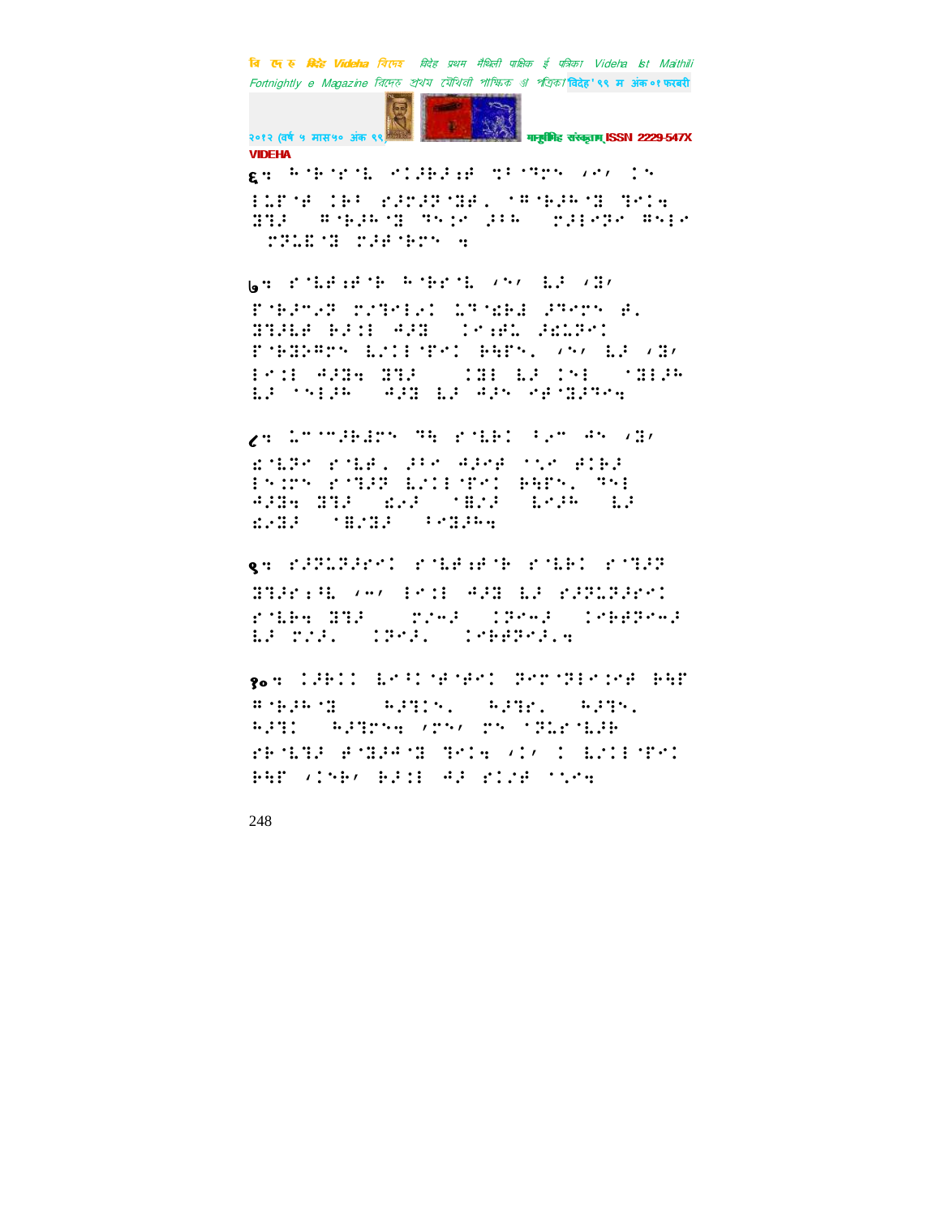६: ⠓⠀⠐⠃⠀⠎⠀⠇⠀⠊⠀⠈⠀⠃⠀⠐⠀⠋⠀⠞⠀⠐⠀⠝⠀⠀⠀⠀⠀⠀⠀⠀⠀⠀⠀⠀⠀⠀⠀⠀⠀⠀⠀

७: ⠎⠀⠇⠀⠋⠀⠐⠀⠓⠀⠀⠀⠀⠀⠀⠀⠀⠀⠀⠀⠀⠀⠀⠀⠀⠀⠀⠀⠀⠀⠀⠀⠀⠀

८: ⠀⠀⠀⠀⠀⠀⠀⠀⠀⠀⠀⠀⠀⠀⠀⠀⠀⠀⠀⠀⠀⠀⠀⠀⠀⠀⠀⠀⠀⠀⠀⠀

९: ⠀⠀⠀⠀⠀⠀⠀⠀⠀⠀⠀⠀⠀⠀⠀⠀⠀⠀⠀⠀⠀⠀⠀⠀⠀⠀⠀⠀⠀⠀⠀⠀

१०: ⠀⠀⠀⠀⠀⠀⠀⠀⠀⠀⠀⠀⠀⠀⠀⠀⠀⠀⠀⠀⠀⠀⠀⠀⠀⠀⠀⠀⠀⠀⠀⠀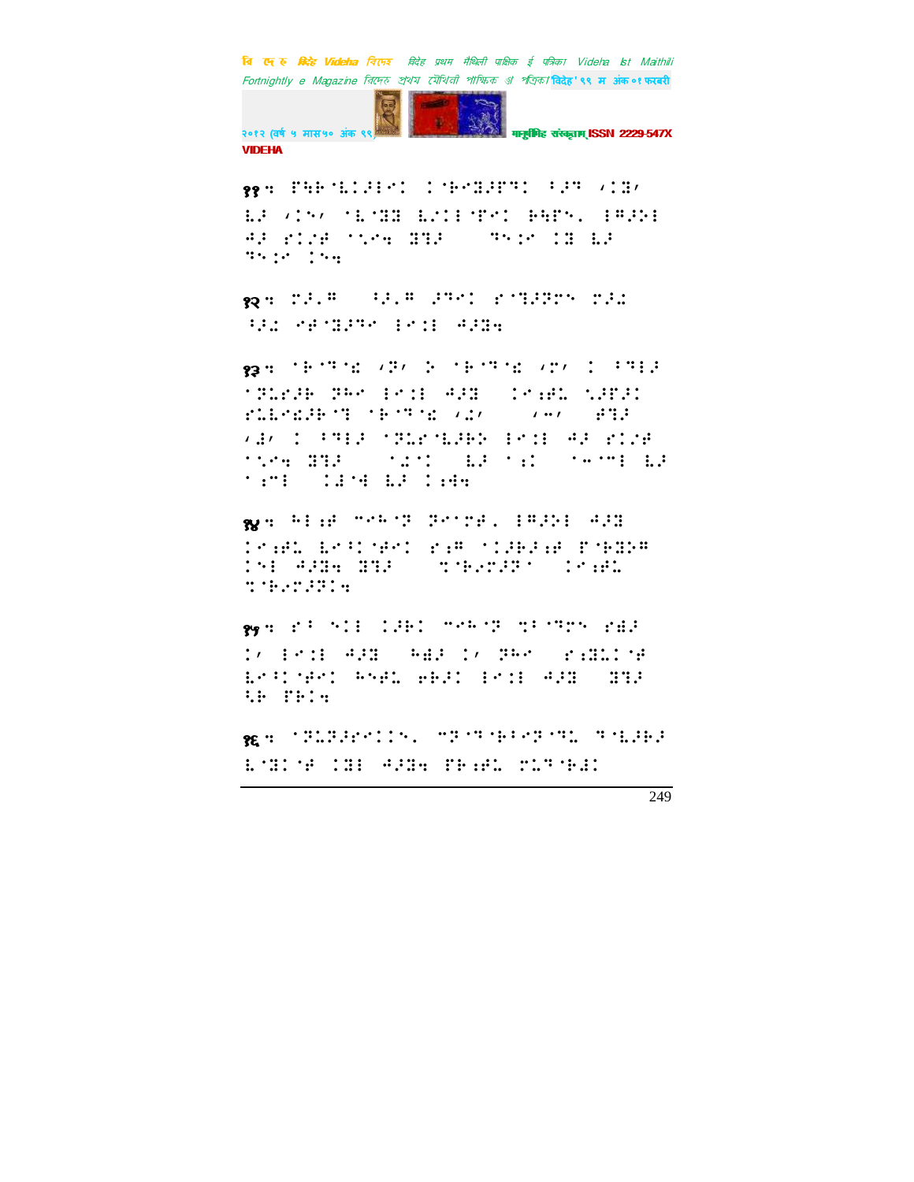११

१२

१३

१४

१५

१६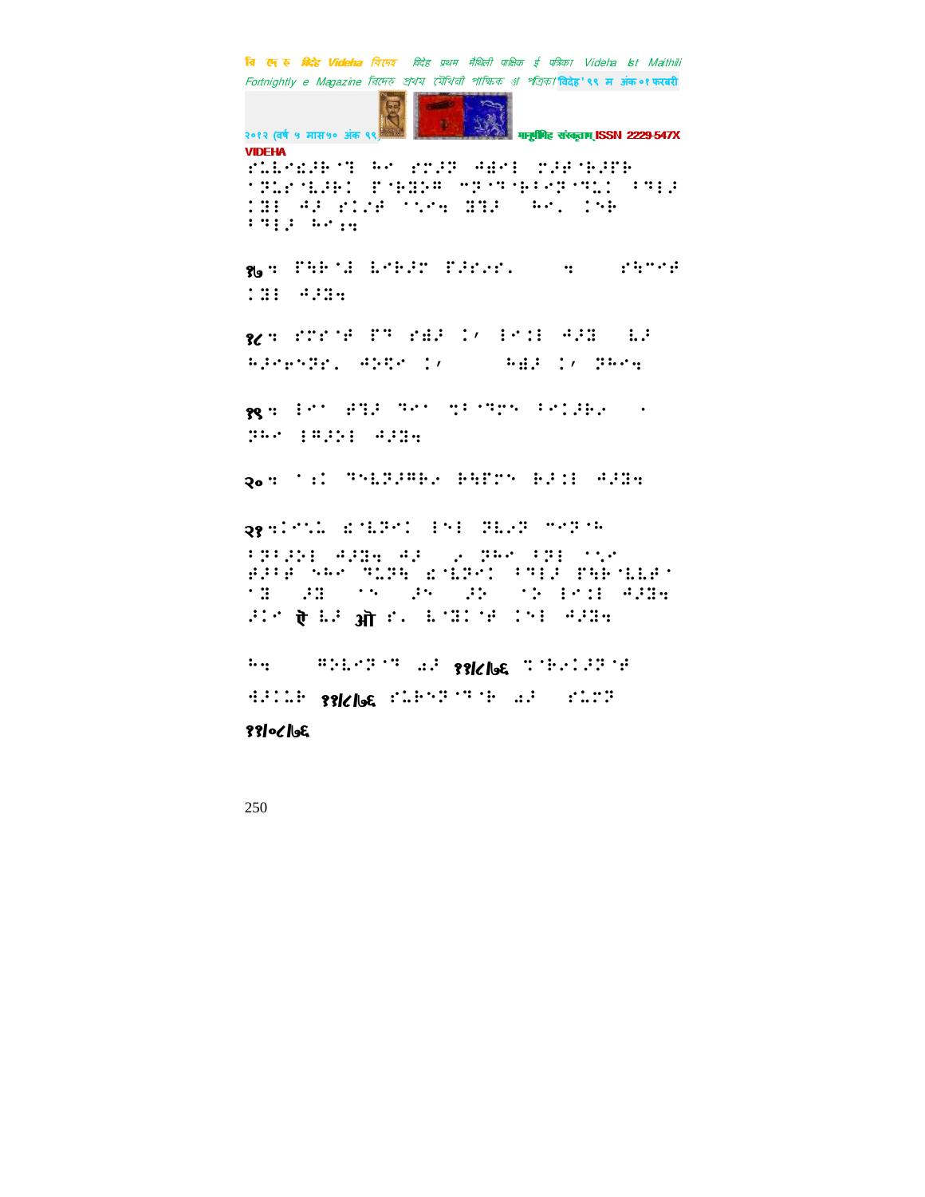⠗⠥⠇⠲⠫⠚⠗⠈⠙ ⠓⠲ ⠗⠍⠚⠝ ⠲⠻⠲⠇ ⠍⠚⠋⠈⠗⠚⠋⠗
⠈⠝⠥⠗⠈⠇⠚⠗⠅ ⠋⠈⠗⠻⠕⠛ ⠉⠝⠈⠙⠈⠗⠖⠲⠝⠈⠙⠥⠅ ⠖⠙⠇⠚
⠅⠻⠇ ⠲⠚ ⠗⠅⠌⠋ ⠈⠢⠲⠹ ⠻⠙⠚ ⠓⠲⠂ ⠅⠢⠗
⠖⠙⠇⠚ ⠓⠲⠆⠹

१७ ⠹ ⠋⠹⠗⠈⠙ ⠇⠲⠗⠚⠝ ⠋⠚⠗⠌⠗⠂ ⠹ ⠗⠹⠉⠲⠋
⠅⠻⠇ ⠲⠚⠻⠹

१८ ⠹ ⠗⠍⠗⠈⠋ ⠋⠙ ⠗⠻⠚ ⠅⠌ ⠇⠲⠅⠇ ⠲⠚⠻ ⠇⠚
⠓⠚⠲⠢⠝⠝⠗⠂ ⠲⠕⠹⠲ ⠅⠌ ⠓⠻⠚ ⠅⠌ ⠝⠓⠲⠹

१९ ⠹ ⠇⠲⠁ ⠋⠙⠇⠚ ⠙⠲⠁ ⠹⠖⠈⠙⠕⠢ ⠖⠲⠅⠚⠗⠌ ⠄
⠝⠓⠲ ⠇⠛⠚⠕⠇ ⠲⠚⠻⠹

२० ⠹ ⠈⠆⠅ ⠙⠢⠇⠝⠚⠛⠗⠌ ⠗⠹⠋⠍⠢ ⠗⠚⠅⠇ ⠲⠚⠻⠹

२१ ⠹⠅⠲⠡⠄ ⠫⠈⠇⠝⠲⠅ ⠇⠢⠇ ⠝⠇⠌⠝ ⠉⠲⠝⠈⠓
⠖⠝⠖⠚⠕⠇ ⠲⠚⠻⠹ ⠲⠚ ⠌ ⠝⠓⠲ ⠖⠝⠇ ⠈⠡⠲
⠋⠚⠖⠋ ⠢⠓⠲ ⠙⠥⠝⠹ ⠫⠈⠇⠝⠲⠅ ⠖⠙⠇⠚ ⠋⠹⠗⠈⠇⠇⠋⠁
⠈⠻ ⠚⠻ ⠈⠢ ⠚⠢ ⠚⠕ ⠈⠕ ⠇⠲⠅⠇ ⠲⠚⠻⠹
⠚⠅⠲ ऐ ⠇⠚ ऑ ⠗⠂ ⠇⠈⠻⠅⠈⠋ ⠅⠢⠇ ⠲⠚⠻⠹

⠓⠹ ⠛⠕⠇⠲⠝⠈⠙ ⠩⠚ ११/८/७६ ⠹⠈⠗⠌⠅⠚⠝⠈⠋
⠻⠚⠅⠥⠗ ११/८/७६ ⠗⠥⠗⠢⠝⠈⠙⠈⠗ ⠩⠚ ⠗⠥⠍⠝

११/०८/७६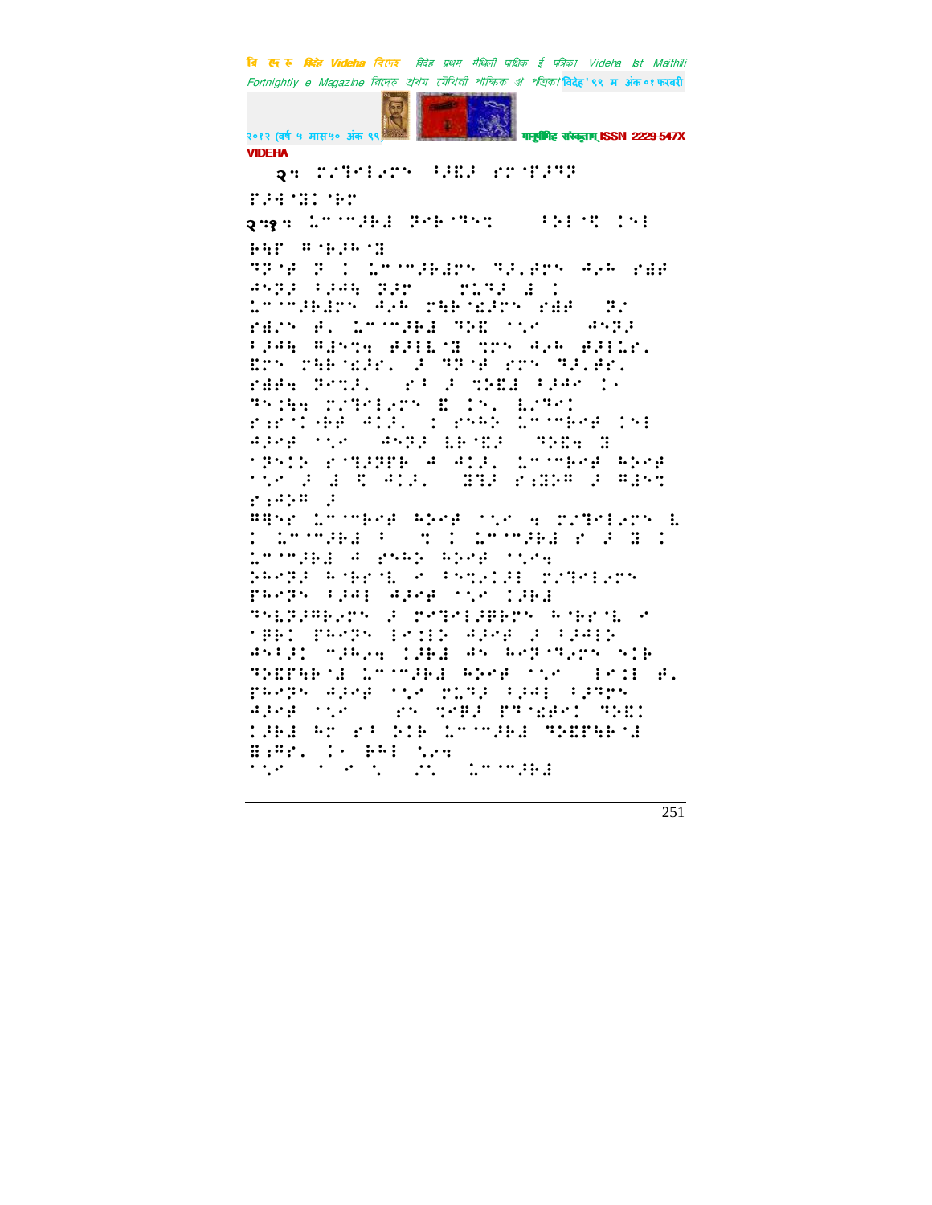२. ⠍�master...

२. 

२.१.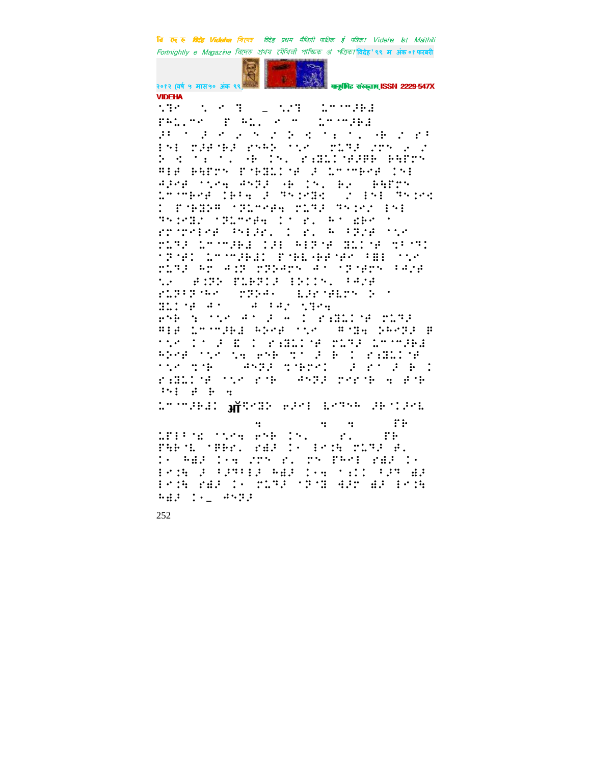VIDEHA

⠑⠝⠊⠀⠀⠑⠀⠊⠀⠝⠀⠀⠤⠀⠑⠌⠝⠀⠀⠇⠉⠈⠉⠚⠃⠂

ॐ

252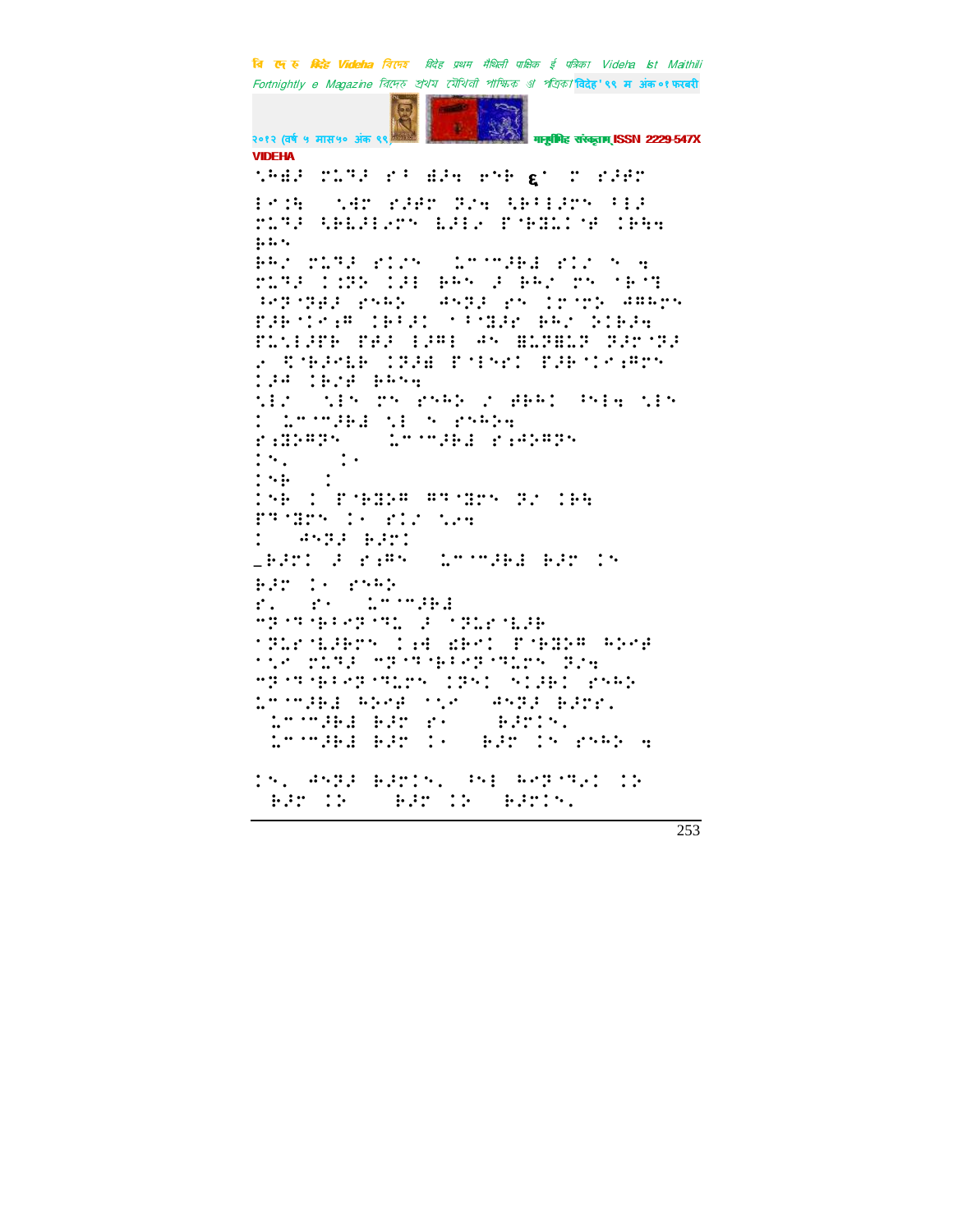VIDEHA

⠱⠓⠂⠆⠀⠉⠇⠹⠆⠀⠗⠁⠀⠙⠆⠲⠀⠑⠓⠃⠀ε⠁⠀⠁⠀⠗⠆⠋⠁

⠇⠐⠅⠓⠀⠀⠱⠙⠁⠀⠗⠆⠋⠁⠀⠗⠌⠲⠀⠱⠃⠁⠇⠆⠉⠝⠀⠁⠇⠆
⠉⠇⠹⠆⠀⠱⠃⠇⠆⠇⠢⠉⠝⠀⠇⠆⠇⠢⠀⠏⠈⠃⠝⠇⠅⠈⠋⠀⠅⠃⠓⠲
⠃⠓⠝

⠃⠓⠌⠀⠉⠇⠹⠆⠀⠗⠅⠌⠝⠀⠀⠇⠉⠈⠉⠆⠃⠂⠀⠗⠅⠌⠀⠝⠀⠲
⠉⠇⠹⠆⠀⠅⠆⠝⠀⠅⠆⠇⠀⠃⠓⠝⠀⠆⠀⠃⠓⠌⠀⠉⠝⠀⠈⠃⠈⠹
⠘⠏⠈⠝⠋⠆⠀⠗⠝⠓⠕⠀⠀⠙⠝⠝⠆⠀⠗⠝⠀⠅⠗⠈⠝⠕⠀⠙⠛⠓⠉⠝
⠏⠆⠃⠈⠅⠢⠛⠀⠅⠃⠁⠆⠅⠀⠈⠁⠈⠙⠆⠗⠀⠃⠓⠌⠀⠕⠅⠃⠆⠲
⠏⠇⠱⠇⠆⠋⠃⠀⠏⠋⠆⠀⠇⠆⠛⠇⠀⠙⠝⠀⠿⠇⠝⠿⠇⠝⠀⠝⠆⠗⠈⠝⠆
⠢⠀⠩⠈⠃⠆⠢⠇⠃⠀⠅⠝⠆⠿⠀⠏⠈⠇⠝⠢⠅⠀⠏⠆⠃⠈⠅⠢⠛⠉⠝
⠅⠆⠙⠀⠅⠃⠌⠋⠀⠃⠓⠝⠲

⠱⠇⠌⠀⠀⠱⠇⠝⠀⠉⠝⠀⠗⠝⠓⠕⠀⠌⠀⠋⠃⠓⠅⠀⠘⠝⠇⠲⠀⠱⠇⠝
⠅⠀⠇⠉⠈⠉⠆⠃⠂⠀⠱⠇⠀⠝⠀⠗⠝⠓⠕⠲

⠗⠐⠙⠕⠛⠝⠝⠀⠀⠀⠇⠉⠈⠉⠆⠃⠂⠀⠗⠐⠙⠕⠛⠝⠝

⠅⠝⠄⠀⠀⠀⠀⠅⠂
⠅⠝⠃⠀⠀⠅
⠅⠝⠃⠀⠅⠀⠏⠈⠃⠙⠕⠛⠀⠛⠹⠈⠙⠉⠝⠀⠝⠌⠀⠅⠃⠓
⠏⠹⠈⠙⠉⠝⠀⠅⠂⠀⠗⠅⠌⠀⠱⠢⠲
⠅⠀⠀⠙⠝⠝⠆⠀⠃⠆⠗⠅

_⠃⠆⠗⠅⠀⠆⠀⠗⠐⠛⠝⠀⠀⠇⠉⠈⠉⠆⠃⠂⠀⠃⠆⠗⠀⠅⠝
⠃⠆⠗⠀⠅⠂⠀⠗⠝⠓⠕
⠗⠄⠀⠀⠗⠂⠀⠀⠇⠉⠈⠉⠆⠃⠂
⠉⠝⠈⠹⠈⠃⠁⠢⠝⠈⠹⠇⠀⠆⠀⠈⠝⠇⠗⠈⠇⠆⠃
⠈⠝⠇⠗⠈⠇⠆⠃⠉⠝⠀⠅⠐⠙⠀⠫⠃⠅⠀⠏⠈⠃⠙⠕⠛⠀⠓⠕⠢⠋
⠁⠱⠢⠀⠉⠇⠹⠆⠀⠉⠝⠈⠹⠈⠃⠁⠢⠝⠈⠹⠇⠉⠝⠀⠝⠌⠲
⠉⠝⠈⠹⠈⠃⠁⠢⠝⠈⠹⠇⠉⠝⠀⠅⠝⠅⠀⠝⠅⠆⠃⠅⠀⠗⠝⠓⠕
⠇⠉⠈⠉⠆⠃⠂⠀⠓⠕⠢⠋⠀⠁⠱⠢⠀⠀⠙⠝⠝⠆⠀⠃⠆⠗⠗⠄
⠀⠇⠉⠈⠉⠆⠃⠂⠀⠃⠆⠗⠀⠗⠂⠀⠀⠀⠃⠆⠗⠅⠝⠄
⠀⠇⠉⠈⠉⠆⠃⠂⠀⠃⠆⠗⠀⠅⠂⠀⠀⠃⠆⠗⠀⠅⠝⠀⠗⠝⠓⠕⠀⠲

⠅⠝⠄⠀⠙⠝⠝⠆⠀⠃⠆⠗⠅⠝⠄⠀⠘⠝⠇⠀⠓⠢⠝⠈⠹⠢⠅⠀⠅⠕
⠀⠃⠆⠗⠀⠅⠕⠀⠀⠀⠃⠆⠗⠀⠅⠕⠀⠀⠃⠆⠗⠅⠝⠄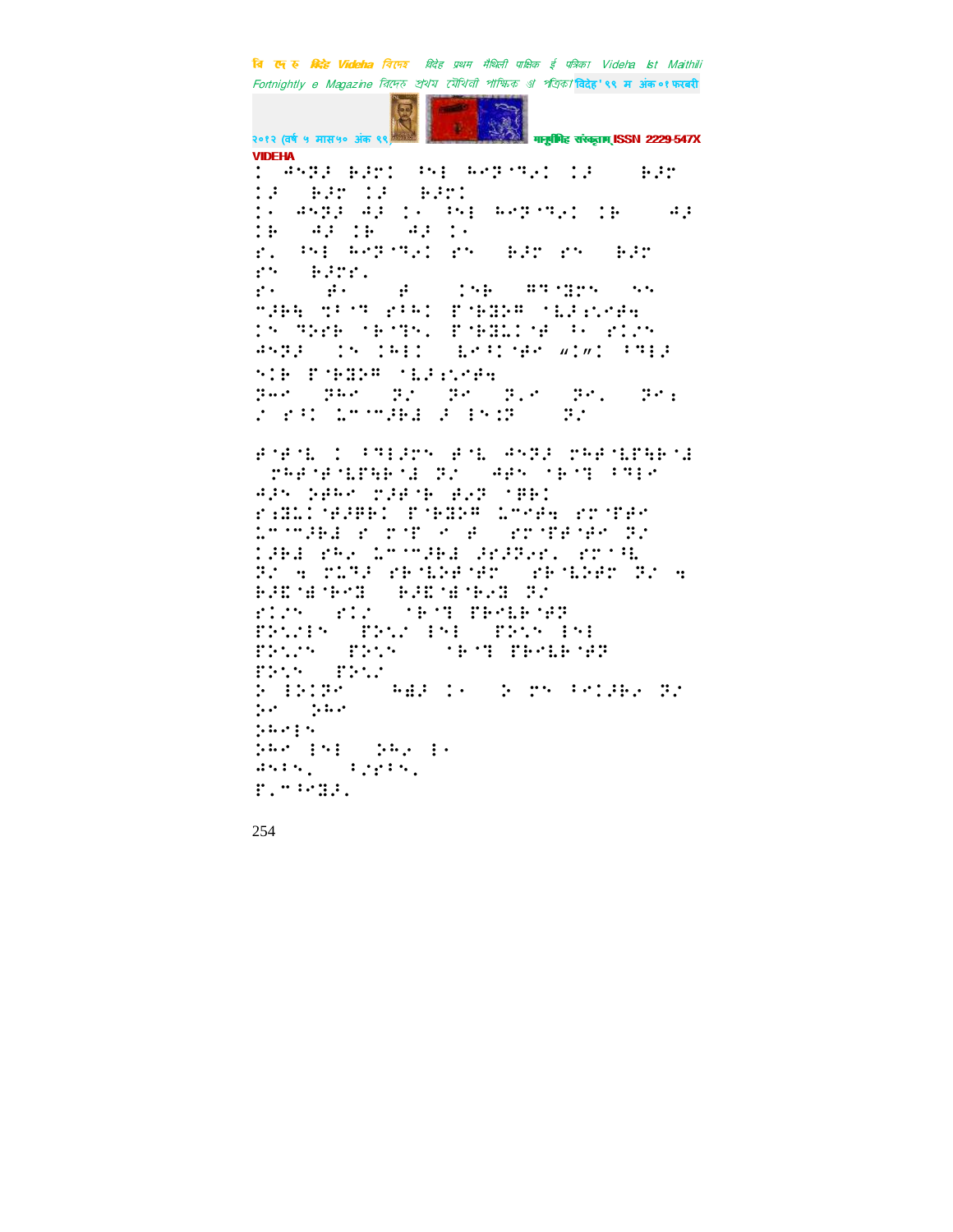VIDEHA

⠇⠀⠙⠝⠗⠼⠀⠃⠼⠗⠇⠀⠳⠑⠇⠀⠓⠑⠗⠈⠹⠦⠇⠀⠇⠼⠀⠀⠀⠃⠼⠗
⠇⠼⠀⠀⠃⠼⠗⠀⠇⠼⠀⠀⠃⠼⠗⠇

⠇⠂⠀⠙⠝⠗⠼⠀⠙⠼⠀⠇⠂⠀⠳⠑⠇⠀⠓⠑⠗⠈⠹⠦⠇⠀⠇⠃⠀⠀⠀⠙⠼
⠇⠃⠀⠀⠙⠼⠀⠇⠃⠀⠀⠙⠼⠀⠇⠂

⠗⠄⠀⠳⠑⠇⠀⠓⠑⠗⠈⠹⠦⠇⠀⠗⠢⠀⠀⠃⠼⠗⠀⠗⠢⠀⠀⠃⠼⠗
⠗⠢⠀⠀⠃⠼⠗⠗⠄

⠗⠂⠀⠀⠀⠋⠂⠀⠀⠀⠋⠀⠀⠀⠇⠢⠃⠀⠀⠛⠹⠈⠻⠗⠢⠀⠀⠢⠢
⠉⠼⠋⠓⠀⠹⠋⠈⠹⠀⠗⠯⠓⠇⠀⠏⠈⠃⠻⠏⠛⠀⠈⠇⠼⠪⠑⠋⠓
⠇⠢⠀⠹⠕⠗⠃⠀⠈⠃⠈⠹⠢⠄⠀⠏⠈⠃⠻⠇⠈⠋⠀⠳⠂⠀⠗⠇⠜⠢
⠙⠝⠗⠼⠀⠀⠇⠢⠀⠇⠓⠇⠇⠀⠀⠇⠑⠯⠇⠈⠋⠑⠀⠺⠇⠌⠇⠀⠯⠹⠇⠼
⠢⠇⠃⠀⠏⠈⠃⠻⠏⠛⠀⠈⠇⠼⠪⠑⠋⠓

⠗⠓⠑⠀⠀⠗⠓⠑⠀⠀⠗⠌⠀⠀⠗⠑⠀⠀⠗⠄⠑⠀⠀⠗⠑⠄⠀⠀⠗⠑⠆
⠌⠀⠗⠯⠇⠀⠇⠉⠈⠉⠼⠃⠻⠀⠼⠀⠯⠢⠇⠗⠀⠀⠀⠗⠌

⠋⠈⠋⠈⠇⠀⠇⠀⠯⠹⠇⠼⠗⠢⠀⠋⠑⠇⠀⠙⠝⠗⠼⠀⠍⠓⠋⠈⠇⠏⠓⠃⠈⠻
⠀⠍⠓⠋⠈⠋⠈⠇⠏⠓⠃⠈⠻⠀⠗⠌⠀⠀⠙⠋⠢⠀⠈⠃⠈⠹⠀⠯⠹⠇⠑
⠙⠼⠢⠀⠕⠋⠓⠑⠀⠍⠼⠋⠈⠃⠀⠋⠑⠗⠀⠈⠛⠃⠇
⠗⠆⠻⠇⠇⠈⠋⠼⠛⠃⠇⠀⠏⠈⠃⠻⠏⠛⠀⠇⠉⠑⠋⠓⠀⠗⠍⠈⠏⠋⠑
⠇⠉⠈⠉⠼⠃⠻⠀⠗⠀⠍⠈⠏⠀⠑⠀⠋⠀⠀⠗⠍⠈⠏⠋⠈⠋⠑⠀⠗⠌
⠇⠼⠃⠻⠀⠗⠓⠑⠀⠇⠉⠈⠉⠼⠃⠻⠀⠼⠗⠼⠗⠑⠗⠄⠀⠗⠍⠈⠳⠇
⠗⠌⠀⠓⠀⠍⠇⠹⠼⠀⠗⠃⠈⠇⠕⠋⠈⠋⠗⠀⠀⠗⠃⠈⠇⠕⠋⠗⠀⠗⠌⠀⠓
⠃⠼⠻⠈⠫⠈⠃⠑⠻⠀⠀⠃⠼⠻⠈⠫⠈⠃⠑⠻⠀⠗⠌
⠗⠇⠜⠢⠀⠀⠗⠇⠌⠀⠀⠈⠃⠈⠹⠀⠏⠃⠑⠇⠃⠈⠋⠗
⠏⠕⠢⠌⠯⠢⠀⠀⠏⠕⠢⠌⠀⠯⠢⠇⠀⠀⠏⠕⠢⠢⠀⠯⠢⠇
⠏⠕⠢⠌⠢⠀⠀⠏⠕⠢⠢⠀⠀⠀⠀⠈⠃⠈⠹⠀⠏⠃⠑⠇⠃⠈⠋⠗
⠏⠕⠢⠢⠀⠀⠏⠕⠢⠌

⠕⠀⠯⠕⠇⠗⠑⠀⠀⠀⠀⠓⠻⠼⠀⠇⠂⠀⠀⠀⠕⠀⠗⠢⠀⠯⠑⠇⠼⠃⠑⠀⠗⠌
⠕⠑⠀⠀⠕⠓⠑
⠕⠓⠑⠯⠢
⠕⠓⠑⠀⠯⠢⠇⠀⠀⠕⠓⠑⠀⠯⠂
⠙⠢⠯⠢⠄⠀⠀⠯⠌⠗⠯⠢⠄
⠏⠄⠉⠯⠑⠻⠼⠄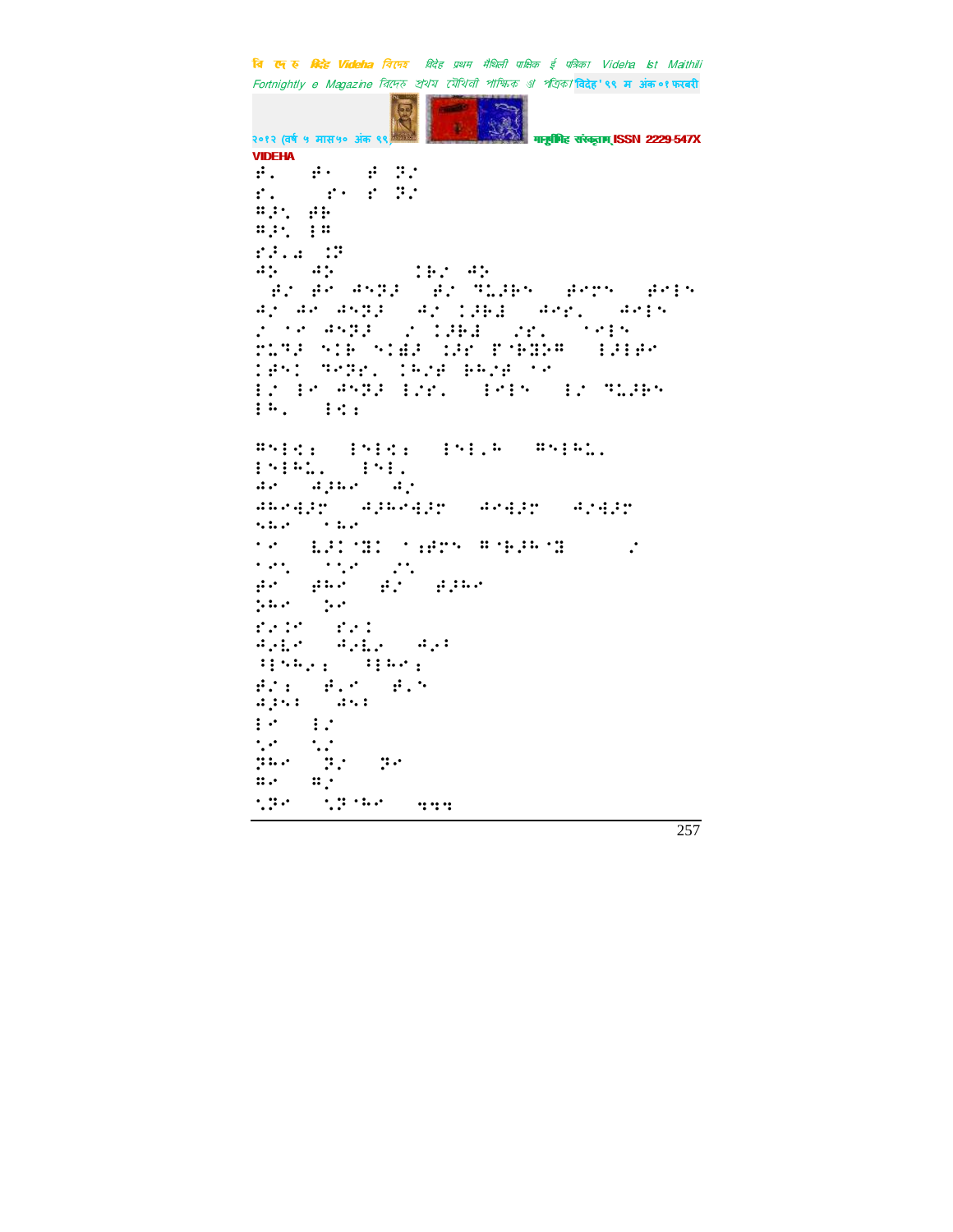VIDEHA

⠋⠄⠀⠀⠋⠂⠀⠀⠋⠀⠝⠌
⠗⠄⠀⠀⠀⠗⠂⠀⠗⠀⠝⠌
⠛⠜⠝⠀⠋⠓
⠛⠜⠝⠀⠇⠛
⠗⠜⠄⠩⠀⠨⠝
⠙⠕⠀⠀⠙⠕⠀⠀⠀⠀⠀⠀⠨⠗⠌⠀⠙⠕
⠀⠋⠌⠀⠋⠉⠀⠙⠝⠝⠜⠀⠀⠋⠌⠀⠹⠥⠜⠗⠝⠀⠀⠋⠉⠍⠝⠀⠀⠋⠉⠇⠝
⠙⠌⠀⠙⠉⠀⠙⠝⠝⠜⠀⠀⠙⠌⠀⠨⠜⠗⠩⠀⠀⠙⠉⠗⠄⠀⠀⠙⠉⠇⠝
⠌⠀⠁⠉⠀⠙⠝⠝⠜⠀⠀⠌⠀⠨⠜⠗⠩⠀⠀⠌⠗⠄⠀⠀⠁⠉⠇⠝
⠗⠥⠝⠜⠀⠝⠨⠗⠀⠝⠨⠻⠜⠀⠨⠜⠉⠀⠗⠁⠗⠻⠕⠛⠀⠀⠇⠜⠇⠋⠉
⠨⠋⠝⠨⠀⠹⠉⠝⠗⠄⠀⠨⠓⠌⠋⠀⠗⠓⠌⠋⠀⠁⠉
⠇⠌⠀⠇⠉⠀⠙⠝⠝⠜⠀⠇⠌⠗⠄⠀⠀⠇⠉⠇⠝⠀⠀⠇⠌⠀⠹⠥⠜⠗⠝
⠇⠓⠄⠀⠀⠇⠩⠆

⠛⠝⠇⠩⠆⠀⠀⠇⠝⠇⠩⠆⠀⠀⠇⠝⠇⠄⠓⠀⠀⠛⠝⠇⠓⠥⠄
⠇⠝⠇⠓⠥⠄⠀⠀⠇⠝⠇⠄
⠙⠉⠀⠀⠙⠜⠓⠉⠀⠀⠙⠌
⠙⠓⠉⠹⠜⠍⠀⠀⠙⠜⠓⠉⠹⠜⠍⠀⠀⠙⠉⠹⠜⠍⠀⠀⠙⠌⠹⠜⠍
⠝⠓⠉⠀⠀⠁⠓⠉
⠁⠉⠀⠀⠣⠜⠨⠁⠻⠨⠀⠁⠆⠋⠍⠝⠀⠛⠁⠗⠜⠓⠁⠻⠀⠀⠀⠀⠀⠀⠌
⠁⠉⠝⠀⠀⠁⠝⠉⠀⠀⠌⠝
⠋⠉⠀⠀⠋⠓⠉⠀⠀⠋⠌⠀⠀⠋⠜⠓⠉
⠵⠓⠉⠀⠀⠵⠉
⠗⠉⠨⠉⠀⠀⠗⠉⠨
⠙⠌⠣⠉⠀⠀⠙⠌⠣⠌⠀⠀⠙⠌⠃
⠒⠇⠝⠓⠌⠆⠀⠀⠒⠇⠓⠉⠆
⠋⠌⠆⠀⠀⠋⠄⠉⠀⠀⠋⠄⠝
⠙⠜⠝⠃⠀⠀⠙⠝⠃
⠇⠉⠀⠀⠇⠌
⠁⠉⠀⠀⠁⠌
⠝⠓⠉⠀⠀⠝⠌⠀⠀⠝⠉
⠛⠉⠀⠀⠛⠌
⠁⠝⠉⠀⠀⠁⠝⠁⠓⠉⠀⠀⠒⠒⠒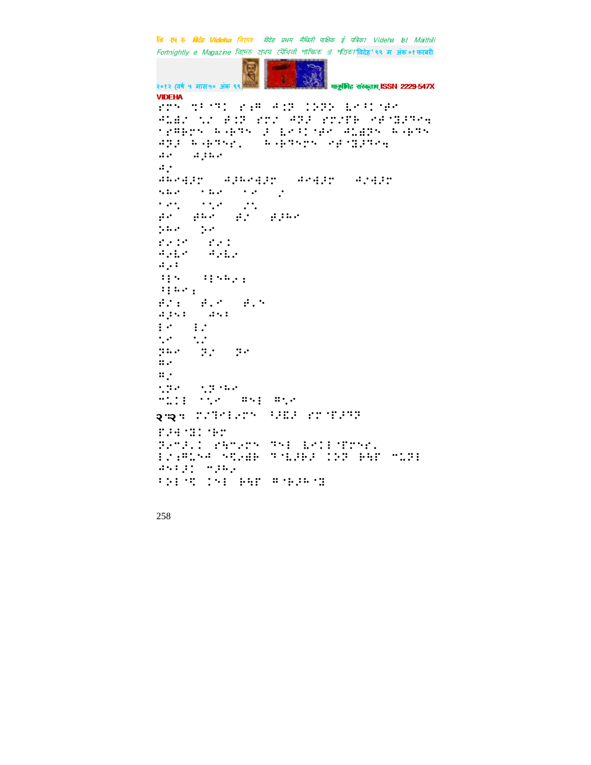⠗⠍⠝⠀⠎⠄⠉⠙⠀⠗⠢⠛⠀⠚⠩⠏⠀⠯⠕⠝⠀⠇⠑⠄⠯⠈⠞⠑

⠚⠥⠣⠊⠀⠌⠊⠀⠞⠩⠏⠀⠗⠍⠊⠀⠚⠝⠺⠀⠗⠍⠊⠋⠗⠀⠪⠞⠈⠝⠺⠙⠑⠆

⠈⠗⠛⠗⠉⠝⠀⠓⠐⠗⠙⠝⠀⠼⠀⠇⠑⠄⠯⠈⠞⠑⠀⠚⠥⠩⠝⠀⠓⠐⠗⠙⠝

⠚⠝⠺⠀⠓⠐⠗⠙⠎⠂⠀⠀⠓⠐⠗⠙⠎⠍⠝⠀⠪⠞⠈⠝⠺⠙⠑⠆

⠐⠑⠀⠀⠐⠼⠓⠑

⠐⠊

⠚⠓⠑⠙⠇⠍⠀⠀⠚⠼⠓⠑⠙⠇⠍⠀⠀⠚⠑⠙⠇⠍⠀⠀⠚⠊⠙⠇⠍

⠒⠓⠑⠀⠀⠈⠓⠑⠀⠀⠈⠑⠀⠀⠐

⠈⠑⠝⠀⠀⠈⠌⠑⠀⠀⠔⠝

⠞⠑⠀⠀⠞⠓⠑⠀⠀⠞⠊⠀⠀⠞⠼⠓⠑

⠜⠓⠑⠀⠀⠜⠑

⠗⠑⠯⠍⠀⠀⠗⠑⠯

⠚⠑⠇⠑⠀⠀⠚⠑⠇⠑

⠐⠢⠄

⠄⠇⠝⠀⠀⠄⠇⠝⠓⠢⠆

⠄⠇⠓⠑⠆

⠞⠊⠆⠀⠀⠞⠂⠑⠀⠀⠞⠂⠝

⠐⠼⠝⠄⠀⠀⠐⠝⠄

⠇⠑⠀⠀⠇⠊

⠌⠑⠀⠀⠌⠊

⠝⠓⠑⠀⠀⠝⠊⠀⠀⠝⠑

⠿⠑

⠿⠊

⠌⠝⠑⠀⠀⠌⠝⠈⠓⠑

⠉⠥⠯⠇⠀⠈⠌⠑⠀⠀⠿⠝⠇⠀⠿⠌⠑

२⠒२⠒ ⠍⠊⠙⠑⠇⠢⠍⠝⠀⠄⠺⠩⠼⠀⠗⠍⠈⠋⠼⠙⠝

⠋⠼⠙⠈⠝⠯⠈⠗⠍

⠝⠢⠉⠼⠂⠯⠀⠗⠓⠉⠢⠍⠝⠀⠙⠝⠇⠀⠇⠑⠯⠇⠈⠋⠍⠎⠂

⠇⠊⠆⠛⠥⠒⠙⠀⠪⠩⠢⠺⠗⠀⠙⠈⠇⠼⠗⠼⠀⠯⠕⠝⠀⠗⠓⠋⠀⠉⠥⠝⠇

⠚⠝⠄⠼⠯⠀⠉⠼⠓⠂

⠄⠕⠇⠈⠩⠀⠯⠝⠇⠀⠗⠓⠋⠀⠿⠈⠗⠼⠓⠈⠝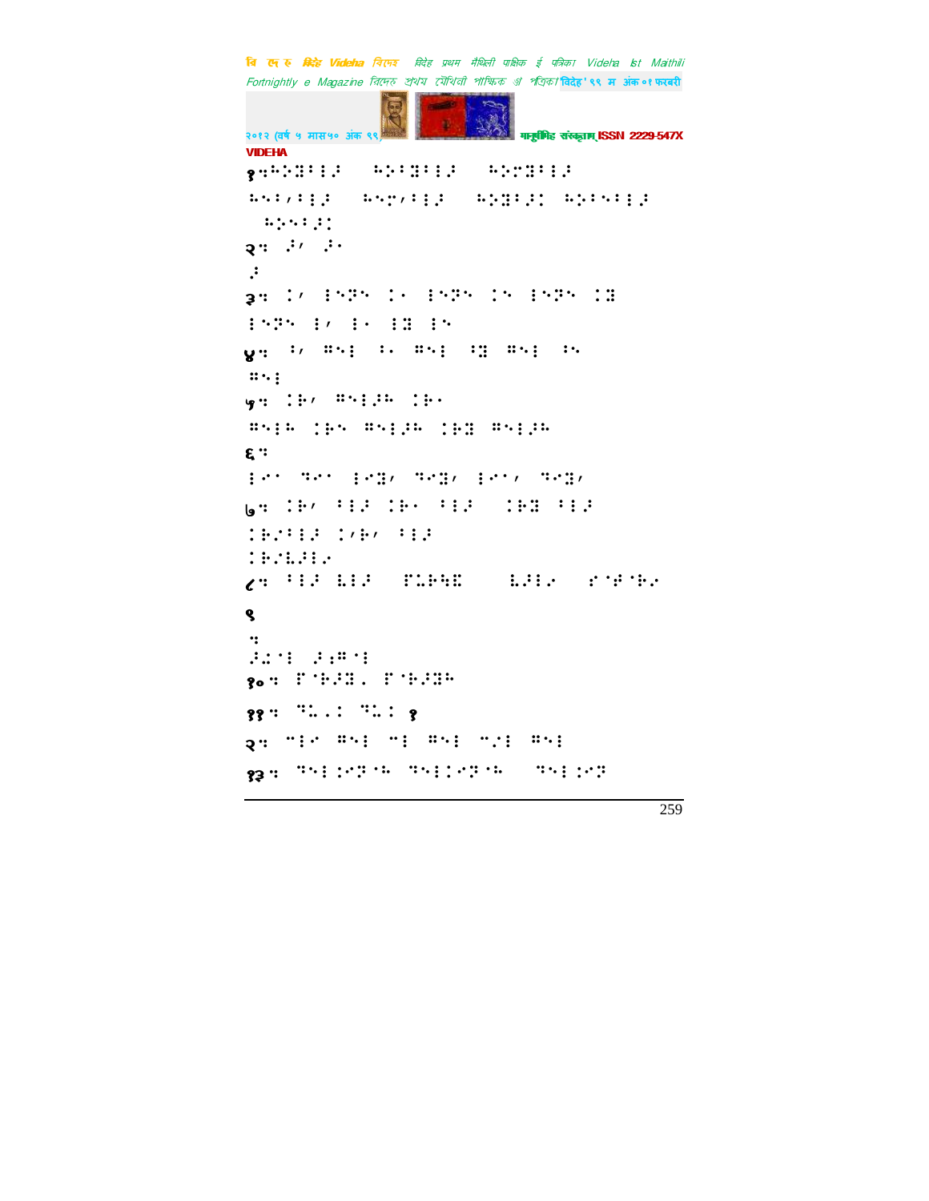१ः⠓⠕⠝⠻⠅⠇⠁ ⠓⠕⠅⠻⠅⠇⠁ ⠓⠕⠗⠻⠅⠇⠁ ⠓⠑⠇⠌⠅⠇⠁ ⠓⠑⠗⠌⠅⠇⠁ ⠓⠕⠻⠅⠁⠇ ⠓⠕⠅⠑⠅⠇⠁ ⠓⠕⠑⠅⠁⠇

२ः ⠁⠌ ⠁⠂
⠁

३ः ⠇⠌ ⠇⠑⠝⠑ ⠇⠂ ⠇⠑⠝⠑ ⠇⠑ ⠇⠑⠝⠑ ⠇⠻ ⠇⠑⠝⠑ ⠇⠌ ⠇⠂ ⠇⠻ ⠇⠑

४ः ⠅⠌ ⠍⠑⠇ ⠅⠂ ⠍⠑⠇ ⠅⠻ ⠍⠑⠇ ⠅⠑ ⠍⠑⠇

५ः ⠇⠗⠌ ⠍⠑⠇⠁⠓ ⠇⠗⠂ ⠍⠑⠇⠓ ⠇⠗⠑ ⠍⠑⠇⠁⠓ ⠇⠗⠻ ⠍⠑⠇⠁⠓

६ः
⠇⠊⠂ ⠙⠊⠂ ⠇⠊⠻⠌ ⠙⠊⠻⠌ ⠇⠊⠂⠌ ⠙⠊⠻⠌

७ः ⠇⠗⠌ ⠅⠇⠁ ⠇⠗⠂ ⠅⠇⠁ ⠇⠗⠻ ⠅⠇⠁ ⠇⠗⠌⠅⠇⠁ ⠇⠌⠗⠌ ⠅⠇⠁ ⠇⠗⠌⠇⠁⠇⠊

८ः ⠅⠇⠁ ⠇⠇⠁ ⠏⠇⠗⠓⠻ ⠇⠁⠇⠊ ⠎⠈⠋⠈⠗⠊

९
ः
⠁⠇⠈⠇ ⠁⠇⠍⠈⠇

१०ः ⠏⠈⠗⠁⠻⠄ ⠏⠈⠗⠁⠻⠓

११ः ⠙⠇⠄⠇ ⠙⠇⠇ १

२ः ⠉⠇⠊ ⠍⠑⠇ ⠉⠇ ⠍⠑⠇ ⠉⠌⠇ ⠍⠑⠇

१३ः ⠙⠑⠇⠇⠊⠝⠈⠓ ⠙⠑⠇⠇⠊⠝⠈⠓ ⠙⠑⠇⠇⠊⠝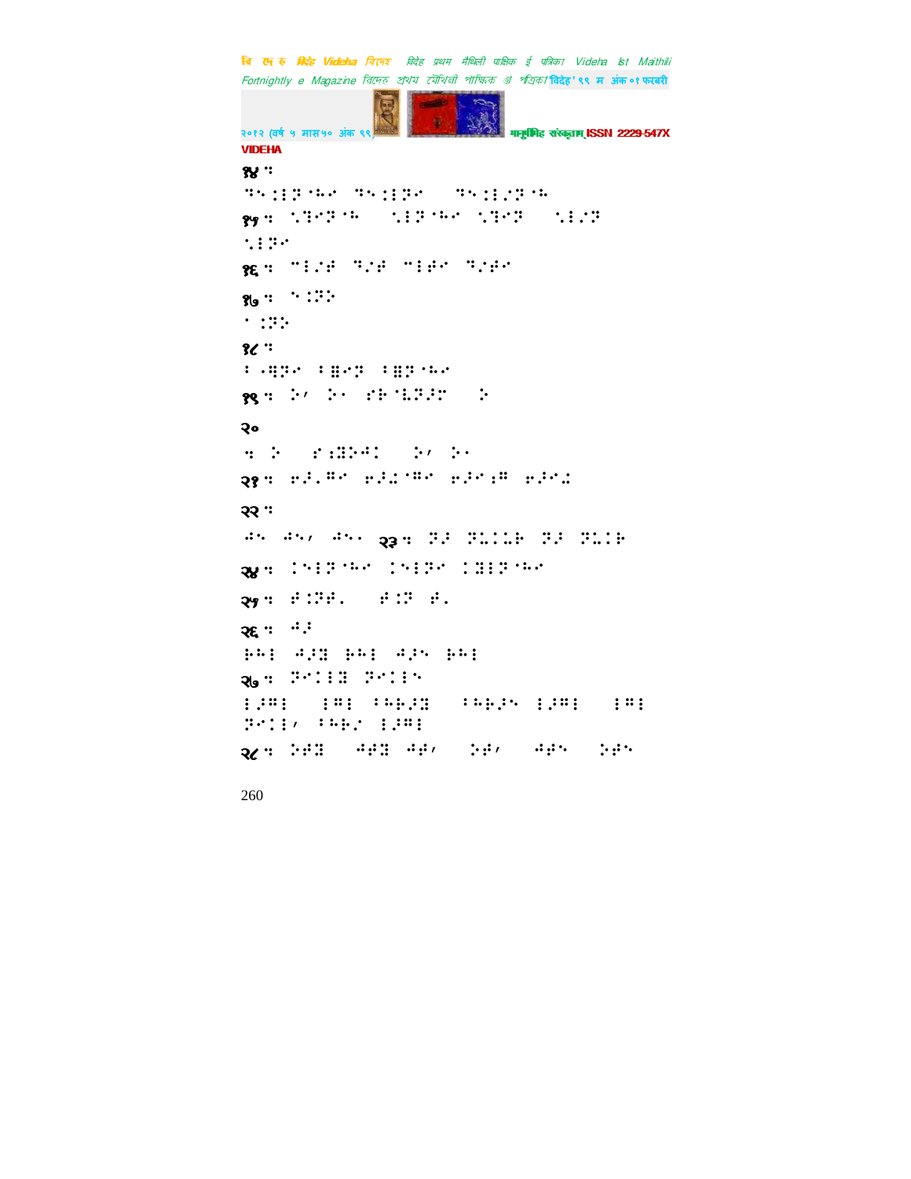१४ ः

⠻�god⠝⠣⠝⠙⠗⠀⠻⠝⠇⠝⠙⠗⠀⠀⠻⠝⠇⠏⠝⠣

१५ ः ⠪⠻⠗⠝⠣⠀⠀⠪⠇⠝⠣⠗⠀⠪⠻⠗⠝⠀⠀⠪⠇⠏⠝

⠪⠇⠝⠗

१६ ः ⠍⠇⠏⠋⠀⠻⠏⠋⠀⠍⠇⠋⠗⠀⠻⠏⠋⠗

१७ ः ⠕⠨⠝⠕

⠁⠨⠝⠕

१८ ः

⠃⠠⠻⠝⠗⠀⠃⠿⠗⠝⠀⠃⠿⠝⠣⠗

१९ ः ⠕⠂⠀⠕⠁⠀⠋⠗⠑⠝⠗⠀⠀⠕

२०

ः ⠕⠀⠀⠋⠨⠕⠉⠀⠀⠕⠂⠀⠕⠁

२१ ः ⠗⠗⠄⠻⠗⠀⠗⠗⠨⠻⠗⠀⠗⠗⠗⠨⠻⠀⠗⠗⠗⠨

२२ ः

⠙⠝⠀⠙⠝⠂⠀⠙⠝⠁ २३ ः ⠝⠗⠀⠝⠨⠇⠗⠀⠝⠗⠀⠝⠨⠗

२४ ः ⠨⠝⠇⠝⠣⠗⠀⠨⠝⠇⠝⠗⠀⠨⠿⠇⠝⠣⠗

२५ ः ⠋⠨⠝⠋⠄⠀⠀⠋⠨⠝⠀⠋⠄

२६ ः ⠙⠗

⠗⠗⠇⠀⠙⠗⠿⠀⠗⠗⠇⠀⠙⠗⠝⠀⠗⠗⠇

२७ ः ⠝⠗⠇⠿⠀⠝⠗⠇⠝

⠇⠗⠻⠇⠀⠀⠇⠻⠇⠀⠃⠗⠗⠗⠿⠀⠀⠃⠗⠗⠗⠝⠀⠇⠗⠻⠇⠀⠀⠇⠻⠇

⠝⠗⠇⠂⠀⠃⠗⠗⠏⠀⠇⠗⠻⠇

२८ ः ⠕⠋⠿⠀⠀⠙⠋⠿⠀⠙⠋⠂⠀⠀⠕⠋⠂⠀⠀⠙⠋⠝⠀⠀⠕⠋⠝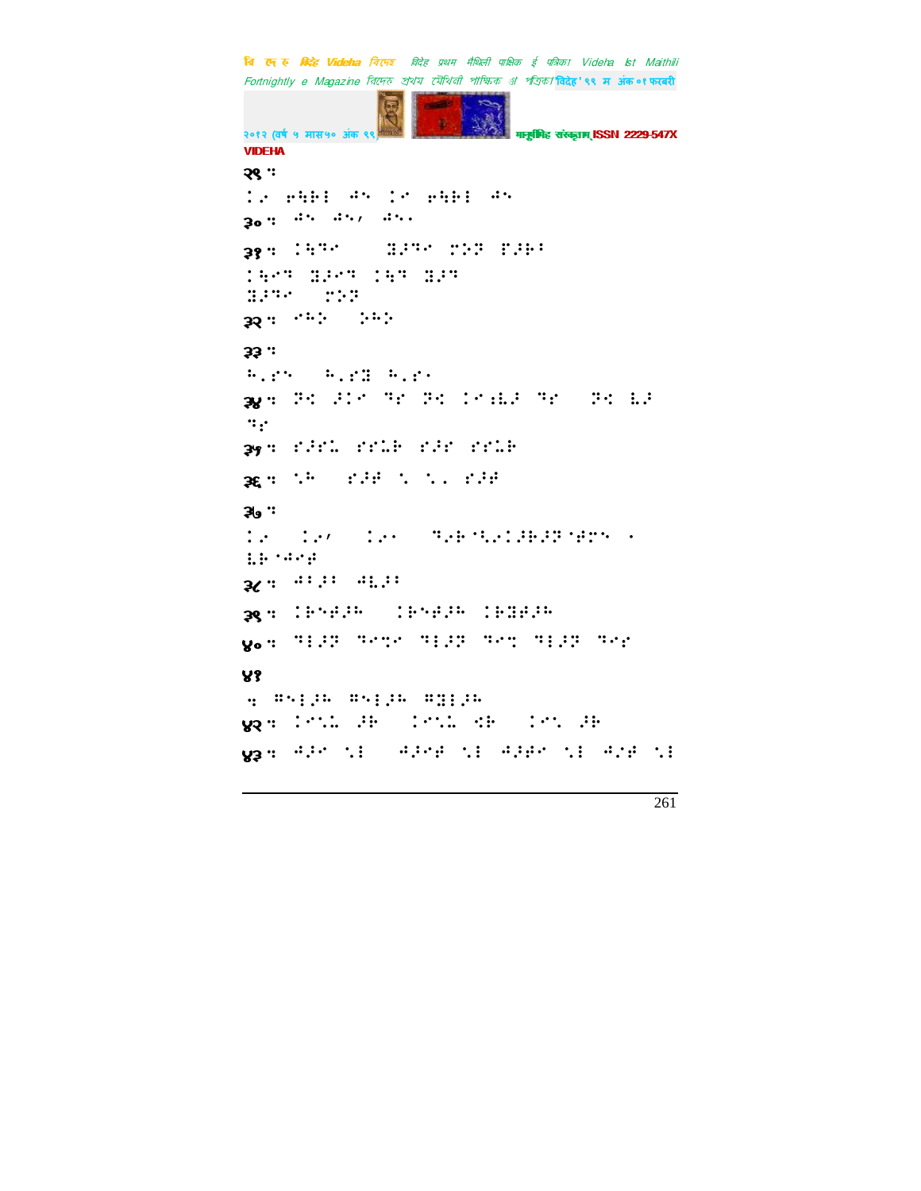२९ ः

⠅⠊⠀⠗⠓⠃⠇⠀⠚⠝⠀⠅⠊⠀⠗⠓⠃⠇⠀⠚⠝

३० ः ⠚⠝⠀⠚⠝⠠⠀⠚⠝⠄

३१ ः ⠅⠓⠙⠊⠀⠀⠀⠀⠛⠜⠙⠊⠀⠍⠕⠏⠀⠋⠜⠗⠃

⠅⠓⠊⠙⠀⠛⠜⠊⠙⠀⠅⠓⠙⠀⠛⠜⠙

⠛⠜⠙⠊⠀⠀⠍⠕⠏

३२ ः ⠊⠓⠕⠀⠀⠕⠓⠕

३३ ः

⠓⠂⠗⠝⠀⠀⠓⠂⠗⠛⠀⠓⠂⠗⠄

३४ ः ⠏⠅⠀⠜⠅⠊⠀⠙⠗⠀⠏⠅⠀⠅⠊⠆⠇⠜⠀⠙⠗⠀⠀⠏⠅⠀⠇⠜

⠙⠗

३५ ः ⠎⠜⠗⠇⠀⠎⠗⠇⠃⠀⠎⠜⠗⠀⠎⠗⠇⠃

३६ ः ⠑⠓⠀⠀⠎⠜⠋⠀⠑⠀⠑⠄⠀⠎⠜⠋

३७ ः

⠅⠊⠀⠀⠅⠊⠠⠀⠀⠅⠊⠄⠀⠀⠙⠊⠃⠈⠓⠊⠅⠜⠃⠜⠏⠈⠋⠍⠝⠀⠄

⠇⠃⠈⠚⠊⠋

३८ ः ⠚⠁⠜⠁⠀⠚⠇⠜⠁

३९ ः ⠅⠃⠝⠋⠜⠓⠀⠀⠅⠃⠝⠋⠜⠓⠀⠅⠃⠛⠋⠜⠓

४० ः ⠙⠇⠜⠏⠀⠙⠊⠍⠊⠀⠙⠇⠜⠏⠀⠙⠊⠍⠀⠙⠇⠜⠏⠀⠙⠊⠗

४१

ः ⠓⠝⠇⠜⠓⠀⠓⠝⠇⠜⠓⠀⠓⠛⠇⠜⠓

४२ ः ⠅⠊⠑⠇⠀⠜⠃⠀⠀⠅⠊⠑⠇⠀⠩⠃⠀⠀⠅⠊⠑⠀⠜⠃

४३ ः ⠚⠜⠊⠀⠑⠇⠀⠀⠚⠜⠊⠋⠀⠑⠇⠀⠚⠜⠋⠊⠀⠑⠇⠀⠚⠌⠋⠀⠑⠇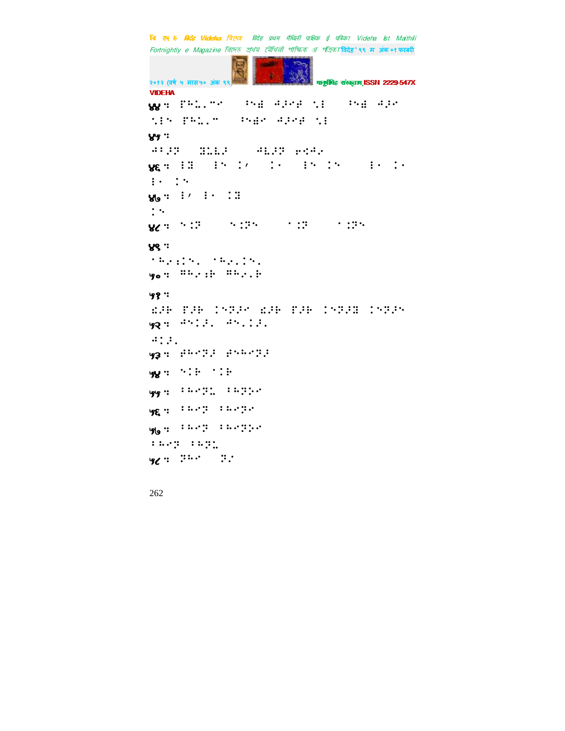४४ : ⠏⠓⠥⠄⠉⠊ ⠀⠀⠁⠪⠫ ⠘⠔⠊⠫ ⠾⠇ ⠀⠀⠁⠪⠫ ⠘⠔⠊
⠾⠇⠪ ⠏⠓⠥⠄⠉ ⠀⠀⠁⠪⠫⠊ ⠘⠔⠊⠫ ⠾⠇

४५ :
⠘⠃⠔⠝ ⠀⠀⠻⠥⠣⠔ ⠀⠀⠀⠘⠣⠔⠝ ⠗⠹⠘⠊

४६ : ⠇⠿ ⠀⠀⠇⠪ ⠅⠴ ⠀⠀⠅⠂ ⠀⠀⠇⠪ ⠅⠪ ⠀⠀⠀⠀⠇⠂ ⠅⠂
⠇⠂ ⠅⠪

४७ : ⠇⠴ ⠇⠂ ⠅⠿
⠅⠪

४८ : ⠪⠅⠝ ⠀⠀⠀⠀⠪⠅⠝⠪ ⠀⠀⠀⠀⠀⠂⠅⠝ ⠀⠀⠀⠀⠀⠂⠅⠝⠪

४९ :
⠁⠓⠊⠅⠇⠪⠄ ⠁⠓⠊⠄⠅⠪⠄

५० : ⠛⠓⠊⠅⠗ ⠛⠓⠊⠄⠗

५१ :
⠫⠔⠗ ⠏⠔⠗ ⠅⠪⠝⠔⠊ ⠫⠔⠗ ⠏⠔⠗ ⠅⠪⠝⠔⠿ ⠅⠪⠝⠔⠪

५२ : ⠘⠪⠅⠔⠄ ⠘⠪⠄⠅⠔⠄
⠘⠅⠔⠄

५३ : ⠋⠓⠊⠝⠔ ⠋⠪⠓⠊⠝⠔

५४ : ⠪⠅⠗ ⠁⠅⠗

५५ : ⠁⠓⠊⠝⠥ ⠁⠓⠝⠕⠊

५६ : ⠁⠓⠊⠝ ⠁⠓⠊⠝⠊

५७ : ⠁⠓⠊⠝ ⠁⠓⠊⠝⠕⠊
⠁⠓⠊⠝ ⠁⠓⠝⠥

५८ : ⠝⠓⠊ ⠀⠀⠝⠊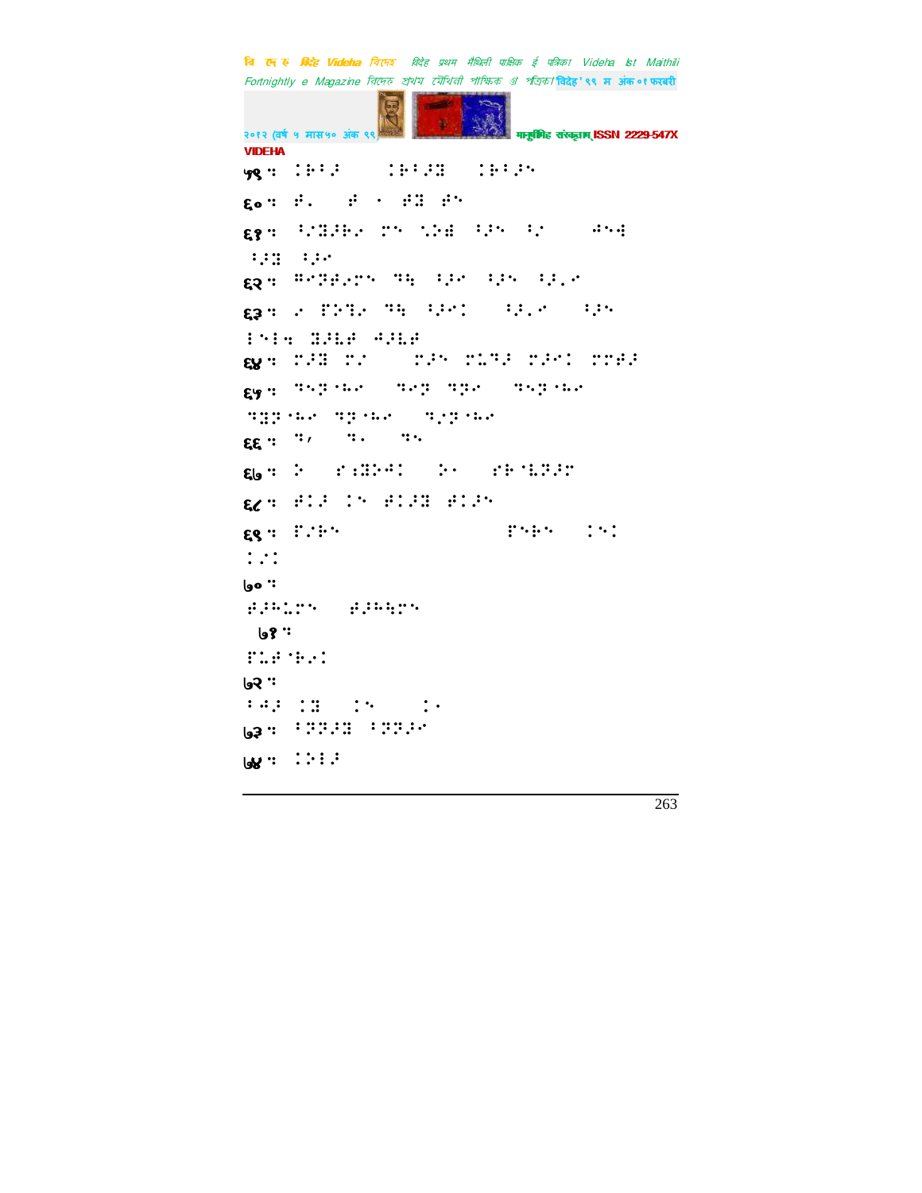५९ः ⠅⠗⠋⠔ ⠅⠗⠋⠔⠿ ⠅⠗⠋⠔⠝

६०ः ⠞⠄ ⠞ ⠂ ⠞⠿ ⠞⠝

६१ः ⠋⠌⠿⠕⠗⠢ ⠍⠝ ⠨⠕⠻ ⠋⠔⠝ ⠋⠌ ⠺⠝⠻ ⠋⠔⠿ ⠋⠔⠊

६२ः ⠻⠊⠝⠞⠢⠍⠝ ⠙⠓ ⠋⠔⠊ ⠋⠔⠝ ⠋⠔⠄⠊

६३ः ⠊ ⠏⠕⠙⠢ ⠙⠓ ⠋⠔⠊⠅ ⠋⠔⠄⠊ ⠋⠔⠝ ⠇⠝⠇⠹ ⠿⠔⠣⠞ ⠺⠔⠣⠞

६४ः ⠍⠔⠿ ⠍⠌ ⠍⠔⠝ ⠍⠨⠙⠔ ⠍⠔⠊⠅ ⠍⠍⠞⠔

६५ः ⠙⠝⠝⠈⠓⠊ ⠙⠊⠝ ⠙⠝⠊ ⠙⠝⠝⠈⠓⠊ ⠙⠿⠝⠈⠓⠊ ⠙⠝⠈⠓⠊ ⠙⠌⠝⠈⠓⠊

६६ः ⠙⠂ ⠙⠄ ⠙⠝

६७ः ⠕ ⠎⠆⠿⠕⠺⠅ ⠕⠂ ⠎⠗⠈⠣⠝⠔⠍

६८ः ⠞⠅⠔ ⠅⠝ ⠞⠅⠔⠿ ⠞⠅⠔⠝

६९ः ⠏⠌⠗⠝ ⠏⠝⠗⠝ ⠅⠝⠅ ⠅⠌⠅

७०ः ⠞⠔⠓⠨⠍⠝ ⠞⠔⠓⠳⠍⠝

७१ः ⠏⠨⠞⠈⠗⠢⠅

७२ः ⠃⠺⠔ ⠅⠿ ⠅⠝ ⠅⠂

७३ः ⠋⠝⠝⠔⠿ ⠋⠝⠝⠔⠊

७४ः ⠅⠕⠇⠔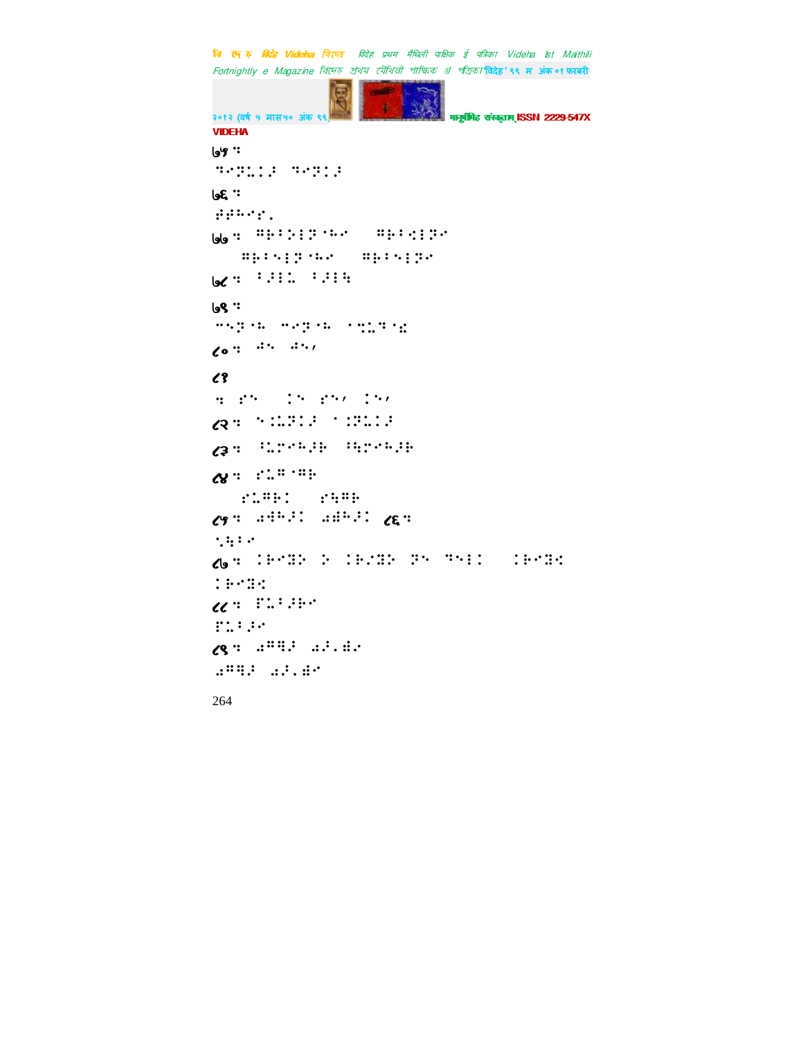७५ ⠒

⠙⠊⠝⠥⠃⠗ ⠙⠊⠝⠃⠗

७६ ⠒

⠗⠗⠓⠊⠎⠄

७७ ⠒ ⠛⠗⠁⠕⠇⠝⠈⠓⠊ ⠛⠗⠁⠊⠇⠝⠊

⠛⠗⠁⠑⠇⠝⠈⠓⠊ ⠛⠗⠁⠑⠇⠝⠊

७८ ⠒ ⠁⠗⠇⠥ ⠁⠗⠇⠹

७९ ⠒

⠉⠑⠝⠈⠓ ⠉⠊⠝⠈⠓ ⠈⠝⠥⠙⠈⠎

८० ⠒ ⠚⠑ ⠚⠑⠂

८१

⠒ ⠎⠑ ⠇⠑ ⠎⠑⠂ ⠇⠑⠂

८२ ⠒ ⠑⠇⠥⠝⠃⠗ ⠁⠇⠝⠥⠃⠗

८३ ⠒ ⠁⠥⠏⠊⠓⠗⠗ ⠁⠹⠏⠊⠓⠗⠗

८४ ⠒ ⠎⠥⠛⠈⠛⠗

⠎⠥⠛⠗⠇ ⠎⠹⠛⠗

८५ ⠒ ⠚⠚⠓⠗⠇ ⠚⠫⠓⠗⠇ ८६ ⠒

⠑⠹⠁⠊

८७ ⠒ ⠇⠗⠊⠻⠕ ⠕ ⠇⠗⠊⠻⠕ ⠝⠑ ⠙⠑⠇⠇ ⠇⠗⠊⠻⠪

⠇⠗⠊⠻⠪

८८ ⠒ ⠏⠥⠁⠗⠗⠊

⠏⠥⠁⠗⠊

८९ ⠒ ⠚⠛⠻⠗ ⠚⠗⠄⠫⠊

⠚⠛⠻⠗ ⠚⠗⠄⠫⠊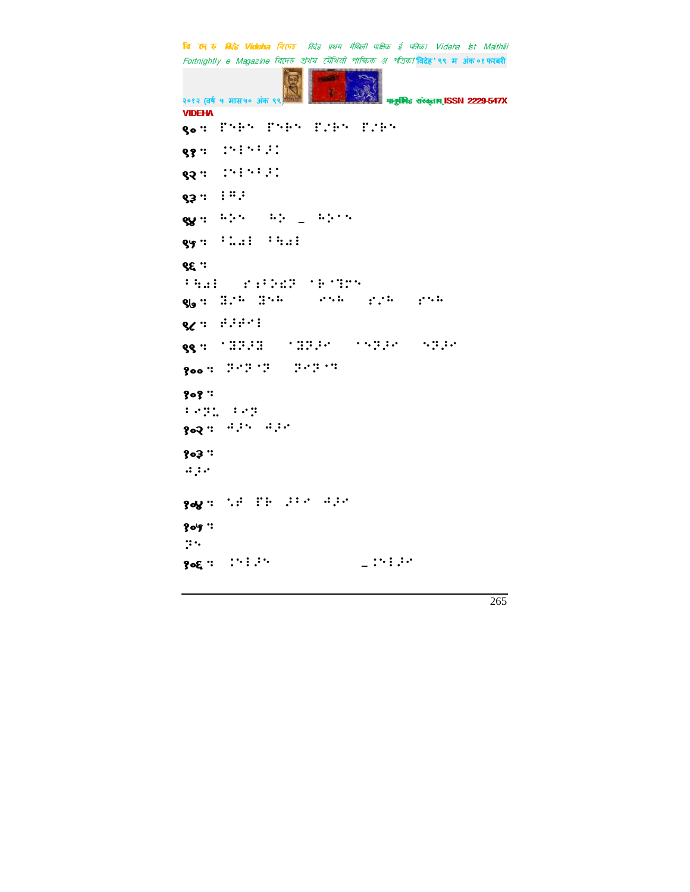९० ः ⠋⠑⠗⠑ ⠋⠑⠗⠑ ⠋⠌⠗⠑ ⠋⠌⠗⠑

९१ ः ⠱⠑⠇⠑⠁⠖⠅

९२ ः ⠱⠑⠇⠑⠁⠖⠅

९३ ः ⠇⠛⠖

९४ ः ⠓⠕⠑ ⠓⠕ _ ⠓⠕⠁⠑

९५ ः ⠁⠥⠫⠇ ⠁⠧⠫⠇

९६ ः

⠁⠧⠫⠇ ⠎⠅⠁⠕⠬⠝ ⠁⠗⠁⠻⠍⠑

९७ ः ⠿⠌⠓ ⠿⠑⠓ ⠔⠑⠓ ⠎⠌⠓ ⠎⠑⠓

९८ ः ⠙⠖⠙⠁⠇

९९ ः ⠁⠿⠝⠖⠿ ⠁⠿⠝⠖⠔ ⠁⠑⠝⠖⠔ ⠑⠝⠖⠔

१०० ः ⠝⠔⠝⠁⠝ ⠝⠔⠝⠁⠹

१०१ ः

⠅⠔⠝⠥ ⠅⠔⠝

१०२ ः ⠪⠖⠑ ⠪⠖⠔

१०३ ः

⠪⠖⠔

१०४ ः ⠈⠙ ⠋⠗ ⠖⠁⠔ ⠪⠖⠔

१०५ ः

⠝⠑

१०६ ः ⠱⠑⠇⠖⠑ _⠱⠑⠇⠖⠔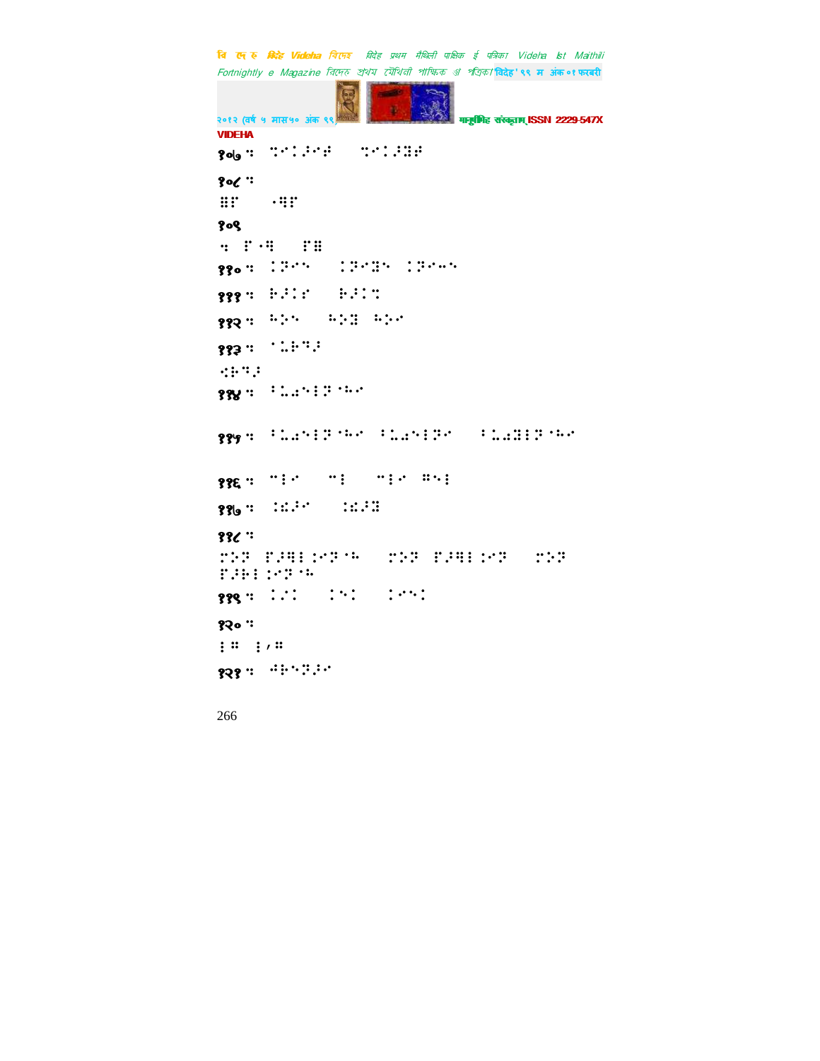१०७ः ⠙⠊⠅⠼⠊⠋ ⠀⠙⠊⠅⠼⠿⠋

१०८ः

⠿⠋ ⠀⠐⠻⠋

१०९

⠒ ⠋⠐⠻ ⠀⠋⠿

११०ः ⠅⠝⠊⠑ ⠀⠅⠝⠊⠿⠑ ⠅⠝⠊⠤⠑

१११ः ⠓⠼⠅⠊ ⠀⠓⠼⠅⠒

११२ः ⠓⠕⠑ ⠀⠓⠕⠿ ⠓⠕⠊

११३ः ⠁⠥⠓⠙⠼

⠪⠓⠙⠼

११४ः ⠃⠥⠩⠑⠇⠝⠐⠓⠊

११५ः ⠃⠥⠩⠑⠇⠝⠐⠓⠊ ⠃⠥⠩⠑⠇⠝⠊ ⠀⠃⠥⠩⠿⠇⠝⠐⠓⠊

११६ः ⠈⠇⠊ ⠀⠈⠇ ⠀⠈⠇⠊ ⠛⠑⠇

११७ः ⠅⠫⠼⠊ ⠀⠅⠫⠼⠿

११८ः

⠍⠕⠝ ⠋⠼⠻⠇⠅⠊⠝⠐⠓ ⠀⠍⠕⠝ ⠋⠼⠻⠇⠅⠊⠝ ⠀⠍⠕⠝ ⠋⠼⠗⠇⠅⠊⠝⠐⠓

११९ः ⠅⠔⠅ ⠀⠅⠑⠅ ⠀⠅⠊⠑⠅

१२०ः

⠇⠛ ⠇⠌⠛

१२१ः ⠲⠓⠑⠝⠼⠊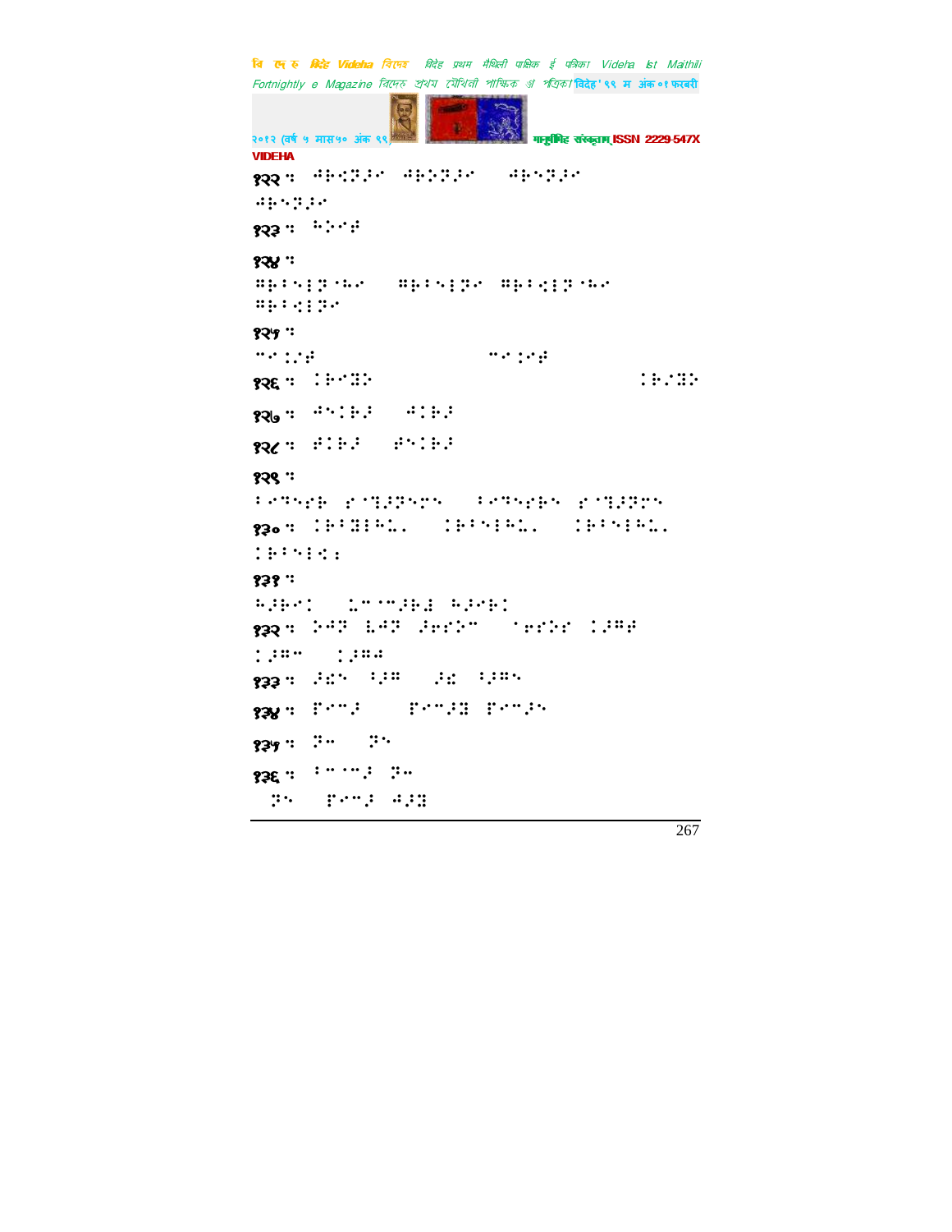१२२ : ⠚⠗⠩⠝⠒⠊ ⠚⠗⠕⠝⠒⠊ ⠚⠗⠱⠝⠒⠊ ⠚⠗⠱⠝⠒⠊

१२३ : ⠓⠕⠊⠋

१२४ :

⠛⠗⠃⠱⠇⠝⠈⠓⠊ ⠛⠗⠃⠱⠇⠝⠊ ⠛⠗⠃⠩⠇⠝⠈⠓⠊ ⠛⠗⠃⠩⠇⠝⠊

१२५ :

⠉⠊⠅⠌⠋ ⠉⠊⠅⠊⠋

१२६ : ⠅⠗⠊⠛⠕ ⠅⠗⠌⠛⠕

१२७ : ⠚⠱⠅⠗⠚ ⠚⠅⠗⠚

१२८ : ⠋⠅⠗⠚ ⠋⠱⠅⠗⠚

१२९ :

⠃⠊⠝⠱⠋⠗ ⠋⠈⠝⠒⠝⠱⠊⠱ ⠃⠊⠝⠱⠋⠗⠱ ⠋⠈⠝⠒⠝⠊⠱

१३० : ⠅⠗⠃⠛⠇⠓⠤⠄ ⠅⠗⠃⠱⠇⠓⠤⠄ ⠅⠗⠃⠱⠇⠓⠤⠄ ⠅⠗⠃⠱⠇⠩⠆

१३१ :

⠓⠒⠗⠊⠅ ⠤⠉⠈⠉⠒⠗⠇ ⠓⠒⠊⠗⠅

१३२ : ⠕⠚⠝ ⠇⠚⠝ ⠒⠊⠋⠕⠉ ⠈⠊⠋⠕⠋ ⠅⠒⠛⠋ ⠅⠒⠛⠉ ⠅⠒⠛⠩

१३३ : ⠒⠩⠱ ⠃⠒⠛ ⠒⠩ ⠃⠒⠛⠱

१३४ : ⠏⠊⠉⠒ ⠏⠊⠉⠒⠛ ⠏⠊⠉⠒⠱

१३५ : ⠝⠤ ⠝⠱

१३६ : ⠃⠉⠈⠉⠒ ⠝⠤ ⠝⠱ ⠏⠊⠉⠒ ⠚⠒⠛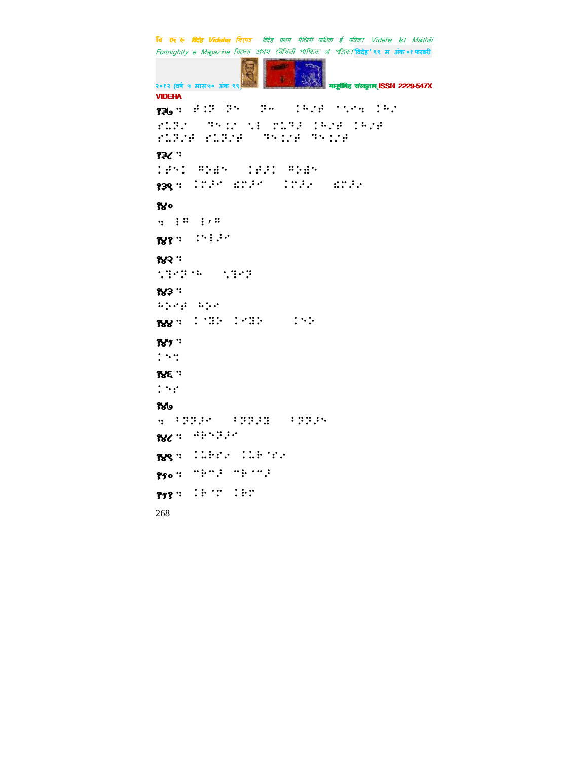१३७ ः ⠛⠅⠝ ⠝⠑ ⠝⠤ ⠅⠓⠌⠛ ⠁⠡⠊⠒ ⠅⠓⠌
⠎⠩⠝⠌ ⠙⠑⠅⠌ ⠡⠇ ⠎⠩⠙⠚ ⠅⠓⠌⠛ ⠅⠓⠌⠛
⠎⠩⠝⠌⠛ ⠎⠩⠝⠌⠛ ⠙⠑⠅⠌⠛ ⠙⠑⠅⠌⠛

१३८ ः
⠅⠛⠑⠅ ⠣⠕⠻⠑ ⠅⠛⠚⠅ ⠣⠕⠻⠑

१३९ ः ⠅⠍⠚⠊ ⠫⠍⠚⠊ ⠅⠍⠚⠌ ⠫⠍⠚⠌

१४०
ः ⠇⠣ ⠇⠰⠣

१४१ ः ⠅⠑⠇⠚⠊

१४२ ः
⠡⠙⠊⠝⠁⠓ ⠡⠙⠊⠝

१४३ ः
⠓⠕⠊⠛ ⠓⠕⠊

१४४ ः ⠅⠈⠻⠕ ⠅⠊⠻⠕ ⠅⠑⠕

१४५ ः
⠅⠑⠒

१४६ ः
⠅⠑⠎

१४७
ः ⠅⠝⠝⠚⠊ ⠅⠝⠝⠚⠻ ⠅⠝⠝⠚⠑

१४८ ः ⠨⠗⠑⠝⠚⠊

१४९ ः ⠅⠩⠗⠎⠌ ⠅⠩⠗⠈⠎⠌

१५० ः ⠉⠗⠉⠚ ⠉⠗⠈⠉⠚

१५१ ः ⠅⠗⠈⠍ ⠅⠗⠍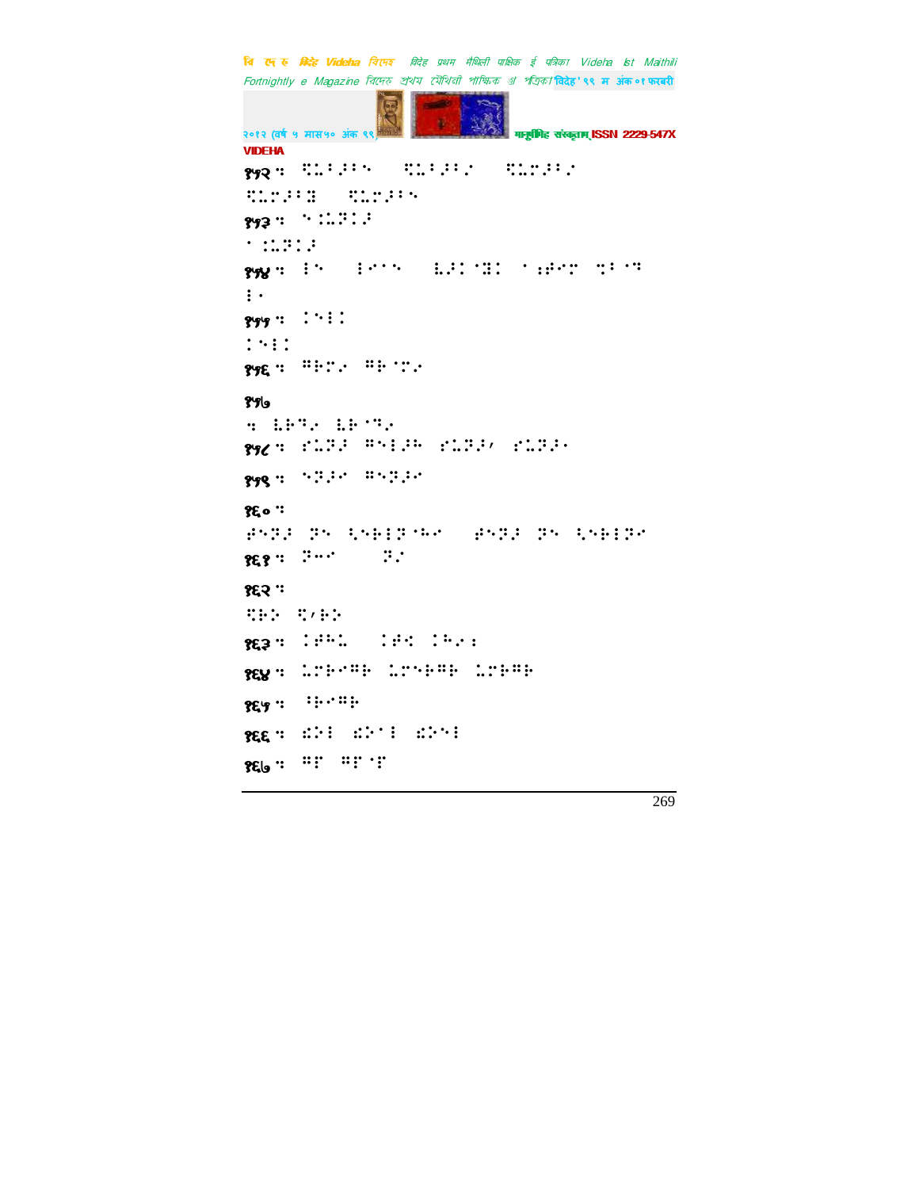१५२ ः ⠻⠥⠃⠜⠃⠑ ⠻⠥⠃⠜⠃⠎ ⠻⠥⠗⠜⠃⠎
⠻⠥⠗⠜⠃⠿ ⠻⠥⠗⠜⠃⠑

१५३ ः ⠑⠘⠥⠝⠅⠜
⠁⠘⠥⠝⠅⠜

१५४ ः ⠃⠑ ⠃⠊⠁⠑ ⠧⠜⠅⠈⠿⠅ ⠁⠆⠯⠊⠗ ⠹⠃⠈⠛
⠃⠁

१५५ ः ⠅⠑⠃⠅
⠅⠑⠃⠅

१५६ ः ⠛⠗⠍⠎ ⠛⠗⠈⠍⠎

१५७
ः ⠧⠗⠛⠎ ⠧⠗⠈⠛⠎

१५८ ः ⠯⠥⠝⠜ ⠛⠑⠃⠜⠓ ⠯⠥⠝⠜⠂ ⠯⠥⠝⠜⠁

१५९ ः ⠑⠝⠜⠊ ⠛⠑⠝⠜⠊

१६० ः
⠯⠑⠝⠜ ⠝⠑ ⠳⠑⠗⠃⠝⠈⠓⠊ ⠯⠑⠝⠜ ⠝⠑ ⠳⠑⠗⠃⠝⠊

१६१ ः ⠝⠒⠒⠊ ⠝⠌

१६२ ः
⠻⠗⠕ ⠻⠂⠗⠕

१६३ ः ⠅⠯⠓⠥ ⠅⠯⠅ ⠅⠓⠎⠆

१६४ ः ⠥⠗⠗⠊⠛⠗ ⠥⠗⠑⠗⠛⠗ ⠥⠗⠗⠛⠗

१६५ ः ⠸⠗⠊⠛⠗

१६६ ः ⠫⠕⠃ ⠫⠕⠈⠃ ⠫⠕⠑⠃

१६७ ः ⠛⠏ ⠛⠏⠈⠏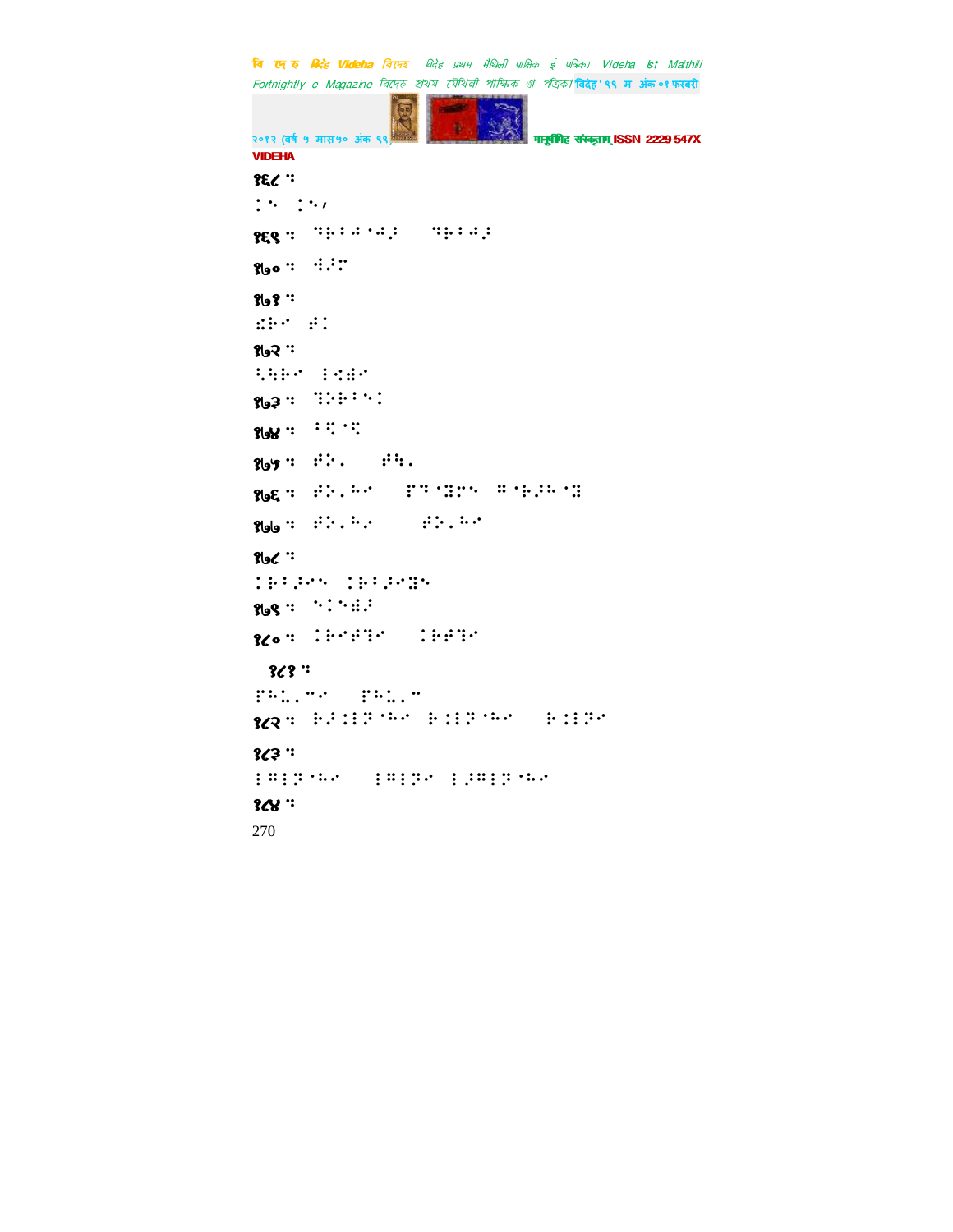१६८ :

१६९ :

१७० :

१७१ :

१७२ :

१७३ :

१७४ :

१७५ :

१७६ :

१७७ :

१७८ :

१७९ :

१८० :

१८१ :

१८२ :

१८३ :

१८४ :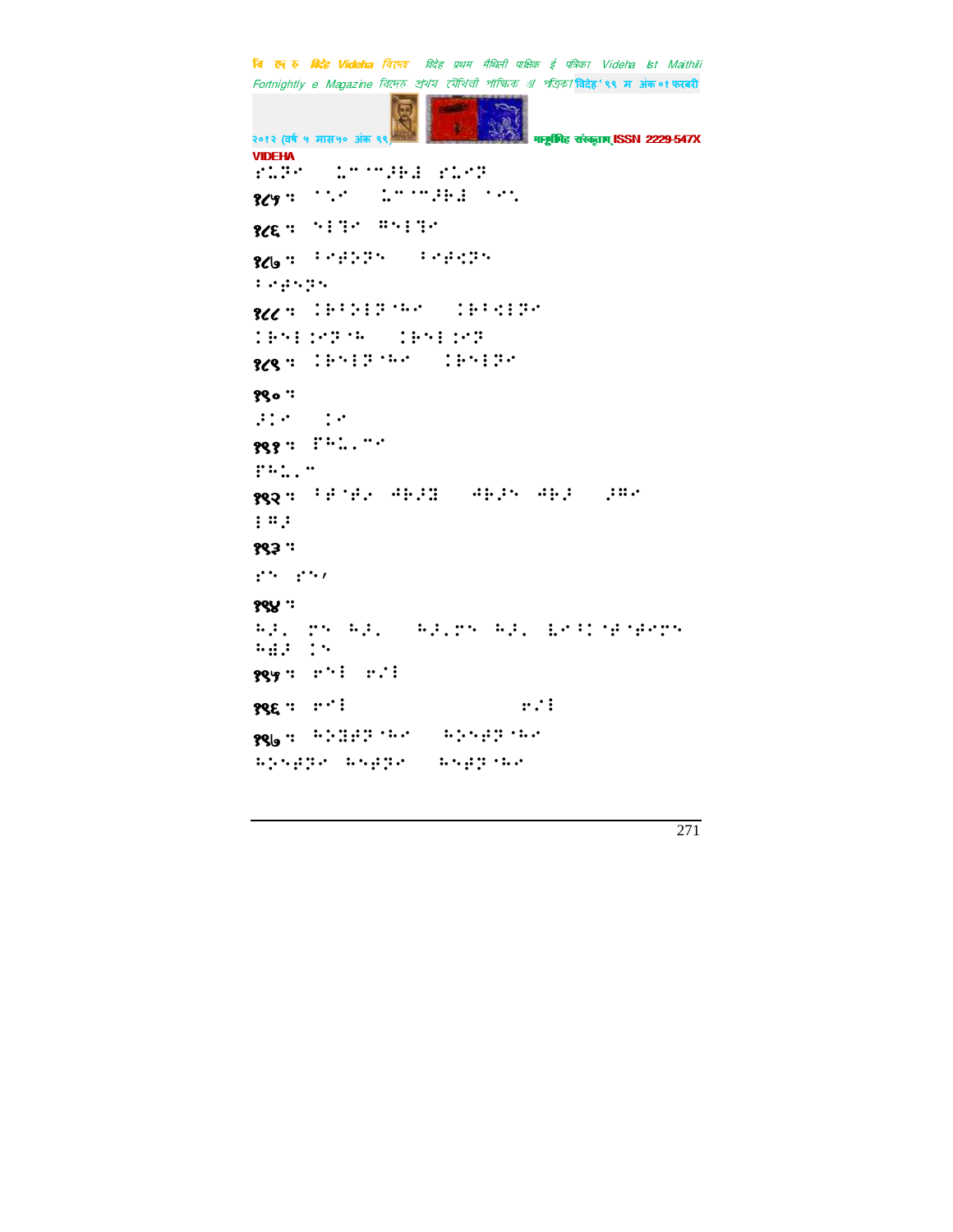VIDEHA

१८५ :

१८६ :

१८७ :

१८८ :

१८९ :

१९० :

१९१ :

१९२ :

१९३ :

१९४ :

१९५ :

१९६ :

१९७ :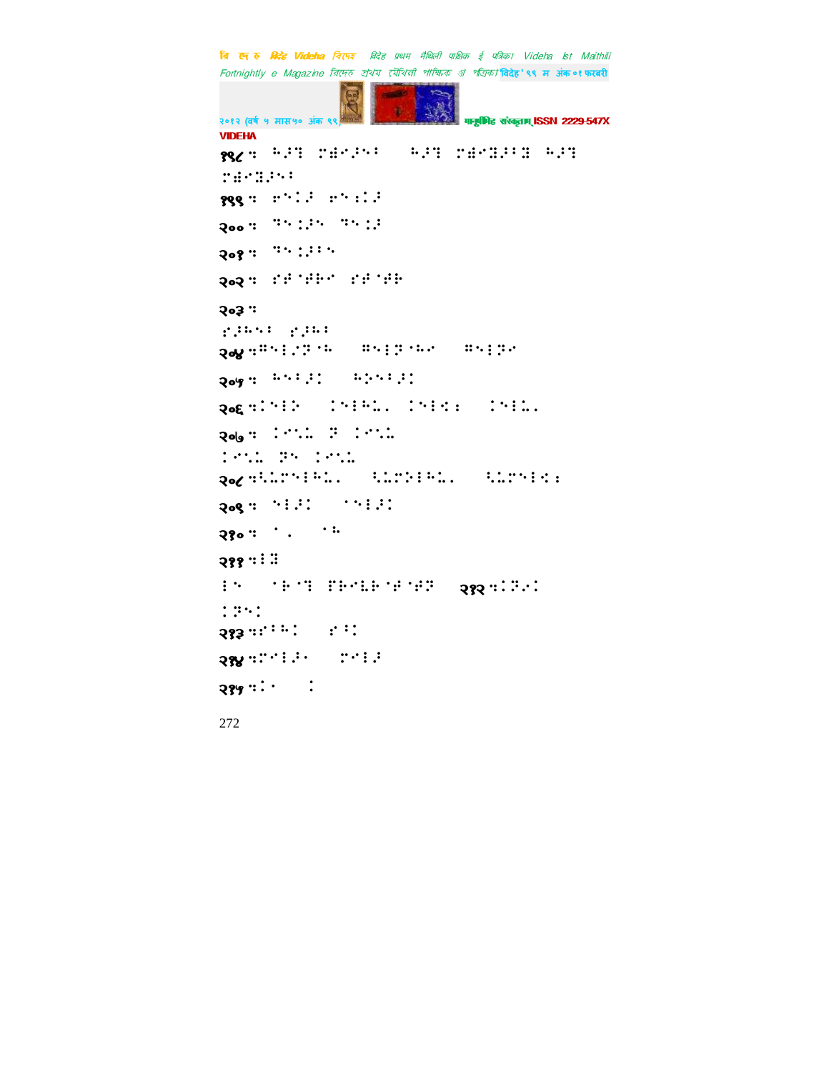**१९८**ः ⠓⠼⠹ ⠒⠻⠊⠼⠃ ⠀⠓⠼⠹ ⠒⠻⠊⠿⠼⠃⠿ ⠓⠼⠹ ⠒⠻⠊⠿⠼⠢⠃

**१९९**ः ⠗⠢⠅⠼ ⠗⠢⠅⠅⠼

**२००**ः ⠙⠢⠅⠼⠢ ⠙⠢⠅⠅⠼

**२०१**ः ⠙⠢⠅⠼⠃⠢

**२०२**ः ⠎⠋⠈⠋⠃⠊ ⠎⠋⠈⠋⠃

**२०३**ः

⠎⠼⠓⠢⠃ ⠎⠼⠓⠃

**२०४**ः⠻⠢⠇⠔⠝⠈⠓ ⠀⠻⠢⠇⠝⠈⠓⠊ ⠀⠻⠢⠇⠝⠊

**२०५**ः ⠓⠢⠃⠼⠅ ⠀⠓⠕⠢⠃⠼⠅

**२०६**ः⠅⠢⠇⠕ ⠀⠅⠢⠇⠓⠩⠄ ⠅⠢⠇⠪⠆ ⠀⠅⠢⠇⠩⠄

**२०७**ः ⠅⠊⠡⠩ ⠝ ⠅⠊⠡⠩

⠅⠊⠡⠩ ⠝⠢ ⠅⠊⠡⠩

**२०८**ः⠳⠩⠗⠢⠇⠓⠩⠄ ⠀⠳⠩⠗⠕⠇⠓⠩⠄ ⠀⠳⠩⠗⠢⠇⠪⠆

**२०९**ः ⠢⠇⠼⠅ ⠀⠈⠢⠇⠼⠅

**२१०**ः ⠈⠄ ⠀⠈⠓

**२११**ः⠇⠿

⠇⠢ ⠀⠈⠃⠈⠹ ⠋⠓⠊⠣⠃⠈⠋⠈⠋⠝ ⠀**२१२**ः⠅⠝⠔⠅

⠅⠝⠢⠅

**२१३**ः⠎⠃⠓⠅ ⠀⠎⠃⠅

**२१४**ः⠗⠊⠇⠼⠄ ⠀⠗⠊⠇⠼

**२१५**ः⠅⠄ ⠀⠅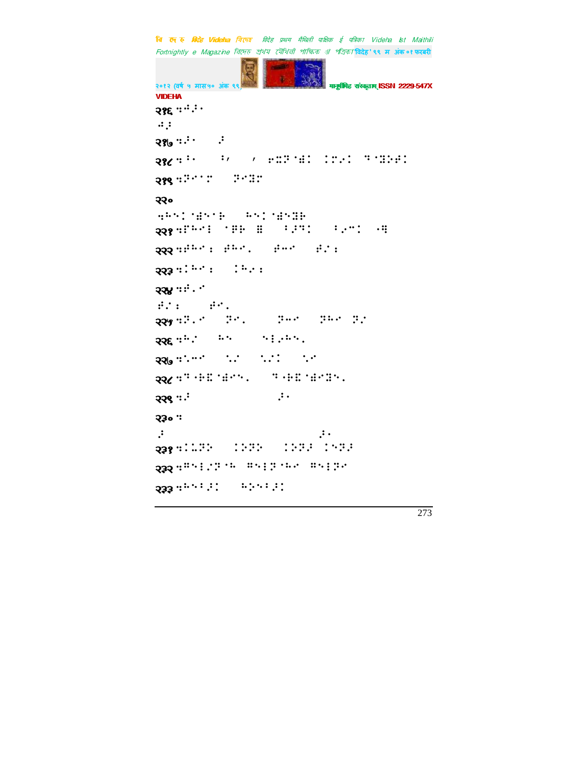२१६ ⠣⠚⠽

⠒⠜

२१७ ⠣⠽ ⠜

२१८ ⠣⠃ ⠃⠂ ⠂ ⠗⠭⠝⠈⠻⠅ ⠅⠍⠊⠅ ⠹⠈⠻⠕⠋⠅

२१९ ⠣⠝⠉⠍ ⠝⠈⠻⠍

२२०

⠣⠓⠑⠅⠈⠻⠑⠈⠗ ⠓⠑⠅⠈⠻⠑⠻⠗

२२१ ⠣⠟⠓⠉⠇ ⠈⠏⠗ ⠿ ⠃⠜⠹⠅ ⠃⠊⠉⠅ ⠐⠻

२२२ ⠣⠋⠓⠉⠆ ⠋⠓⠉⠄ ⠋⠒⠉ ⠋⠌⠆

२२३ ⠣⠅⠓⠉⠆ ⠅⠓⠊⠆

२२४ ⠣⠋⠄⠉

⠋⠌⠆ ⠋⠉⠄

२२५ ⠣⠝⠄⠉ ⠝⠉⠄ ⠝⠒⠉ ⠝⠓⠉ ⠝⠌

२२६ ⠣⠓⠌ ⠓⠑ ⠑⠇⠊⠓⠑⠄

२२७ ⠣⠡⠒⠉ ⠡⠌ ⠡⠌⠅ ⠡⠉

२२८ ⠣⠹⠐⠗⠭⠈⠻⠉⠑⠄ ⠹⠐⠗⠭⠈⠻⠉⠻⠑⠄

२२९ ⠣⠜ ⠜⠂

२३० ⠣

⠜ ⠜⠂

२३१ ⠣⠅⠡⠝⠕ ⠅⠕⠝⠕ ⠅⠕⠝⠜ ⠅⠑⠝⠜

२३२ ⠣⠿⠑⠇⠌⠝⠈⠓ ⠿⠑⠇⠝⠈⠓⠉ ⠿⠑⠇⠝⠉

२३३ ⠣⠓⠑⠃⠜⠅ ⠓⠕⠑⠃⠜⠅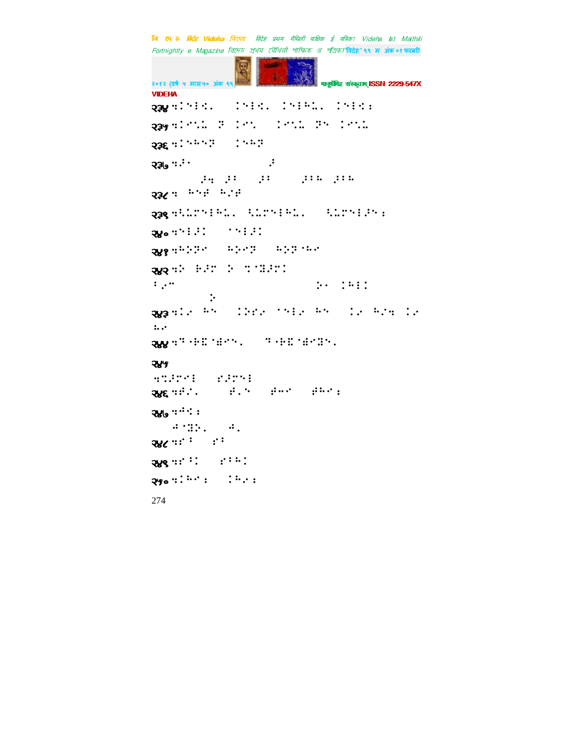२३४ ॰ ⠐⠅⠇⠊⠂ ⠐⠅⠇⠊⠂ ⠐⠅⠇⠓⠂⠂ ⠐⠅⠇⠊⠆

२३५ ॰ ⠐⠊⠅⠂ ⠝ ⠐⠊⠅ ⠐⠊⠅⠂ ⠝⠅ ⠐⠊⠅⠂

२३६ ॰ ⠐⠅⠓⠅⠝ ⠐⠅⠓⠝

२३७ ॰ ⠴⠄ ⠴

⠴⠂ ⠴⠆ ⠴⠆ ⠴⠆⠓ ⠴⠆⠓

२३८ ॰ ⠓⠅⠋ ⠓⠌⠋

२३९ ॰ ⠣⠂⠍⠅⠇⠓⠂⠂ ⠣⠂⠍⠅⠇⠓⠂⠂ ⠣⠂⠍⠅⠇⠴⠅⠆

२४० ॰ ⠅⠇⠴⠐ ⠁⠅⠇⠴⠐

२४१ ॰ ⠓⠕⠝⠁ ⠓⠕⠊⠝ ⠓⠕⠝⠁⠓⠁

२४२ ॰ ⠕ ⠗⠴⠍ ⠕ ⠅⠈⠝⠴⠍⠐

⠆⠂⠉ ⠕⠄ ⠐⠓⠇⠐

⠕

२४३ ॰ ⠐⠂ ⠓⠅ ⠐⠕⠎⠂ ⠁⠅⠇⠂ ⠓⠅ ⠐⠂ ⠓⠌⠅ ⠐⠂

⠓⠂

२४४ ॰ ⠝⠂⠗⠭⠈⠻⠊⠅⠂ ⠝⠂⠗⠭⠈⠻⠊⠝⠅⠂

२४५

⠅⠍⠴⠍⠁⠇ ⠎⠴⠍⠅⠇

२४६ ॰ ⠋⠌⠂ ⠋⠂⠅ ⠋⠉⠁ ⠋⠓⠁⠆

२४७ ॰ ⠙⠊⠆

⠙⠈⠝⠕⠂ ⠙⠂

२४८ ॰ ⠎⠆ ⠎⠆

२४९ ॰ ⠎⠆⠐ ⠎⠆⠓⠐

२५० ॰ ⠐⠓⠁⠆ ⠐⠓⠂⠆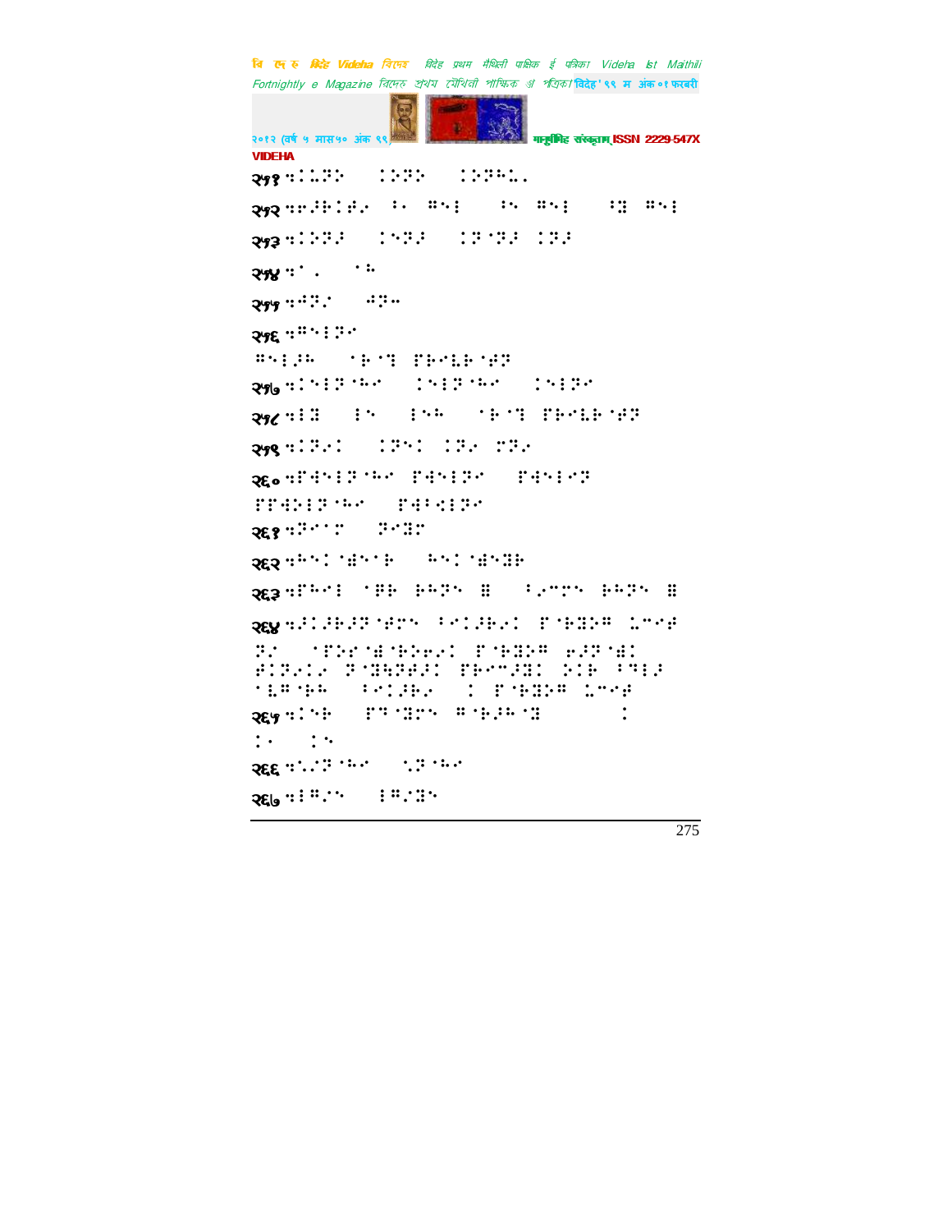२५१ ⠦⠅⠇⠝⠕ ⠅⠕⠝⠕ ⠅⠕⠝⠓⠇⠄

२५२ ⠦⠗⠼⠗⠅⠗⠢ ⠃⠂ ⠛⠉⠇ ⠃⠉ ⠛⠉⠇ ⠃⠿ ⠛⠉⠇

२५३ ⠦⠅⠕⠝⠼ ⠅⠉⠝⠼ ⠅⠝⠈⠝⠼ ⠅⠝⠼

२५४ ⠦⠁⠄ ⠁⠓

२५५ ⠦⠙⠝⠌ ⠙⠝⠤

२५६ ⠦⠛⠉⠇⠝⠊

⠛⠉⠇⠼⠓ ⠁⠗⠊⠹ ⠋⠗⠊⠇⠗⠈⠋⠝

२५७ ⠦⠅⠉⠇⠝⠈⠓⠊ ⠅⠉⠇⠝⠈⠓⠊ ⠅⠉⠇⠝⠊

२५८ ⠦⠇⠿ ⠇⠉ ⠇⠉⠓ ⠁⠗⠊⠹ ⠋⠗⠊⠇⠗⠈⠋⠝

२५९ ⠦⠅⠝⠢⠅ ⠅⠝⠉⠅ ⠅⠝⠢ ⠉⠝⠢

२६० ⠦⠋⠙⠉⠇⠝⠈⠓⠊ ⠋⠙⠉⠇⠝⠊ ⠋⠙⠉⠇⠊⠝

⠋⠋⠙⠕⠇⠝⠈⠓⠊ ⠋⠙⠃⠣⠇⠝⠊

२६१ ⠦⠝⠊⠁⠉ ⠝⠊⠿⠉

२६२ ⠦⠓⠉⠅⠈⠱⠉⠁⠗ ⠓⠉⠅⠈⠱⠉⠿⠗

२६३ ⠦⠋⠓⠊⠇ ⠁⠋⠗ ⠗⠓⠝⠉ ⠿ ⠃⠢⠉⠉⠉ ⠗⠓⠝⠉ ⠿

२६४ ⠦⠼⠅⠼⠗⠼⠝⠈⠋⠉⠉ ⠃⠊⠅⠼⠗⠢⠅ ⠋⠈⠗⠿⠕⠛ ⠇⠉⠊⠋ ⠝⠌ ⠁⠋⠕⠊⠈⠱⠈⠗⠕⠗⠢⠅ ⠋⠈⠗⠿⠕⠛ ⠗⠼⠝⠈⠱⠅ ⠗⠅⠝⠢⠅⠢ ⠝⠈⠿⠹⠝⠗⠼⠅ ⠋⠗⠊⠉⠼⠿⠅ ⠕⠅⠗ ⠃⠹⠇⠼ ⠁⠇⠛⠈⠗⠓ ⠃⠊⠅⠼⠗⠢ ⠅ ⠋⠈⠗⠿⠕⠛ ⠇⠉⠊⠋

२६५ ⠦⠅⠉⠗ ⠋⠹⠈⠿⠉⠉ ⠛⠈⠗⠼⠓⠈⠿ ⠅ ⠅⠂ ⠅⠉

२६६ ⠦⠡⠌⠝⠈⠓⠊ ⠡⠝⠈⠓⠊

२६७ ⠦⠇⠛⠌⠉ ⠇⠛⠌⠿⠉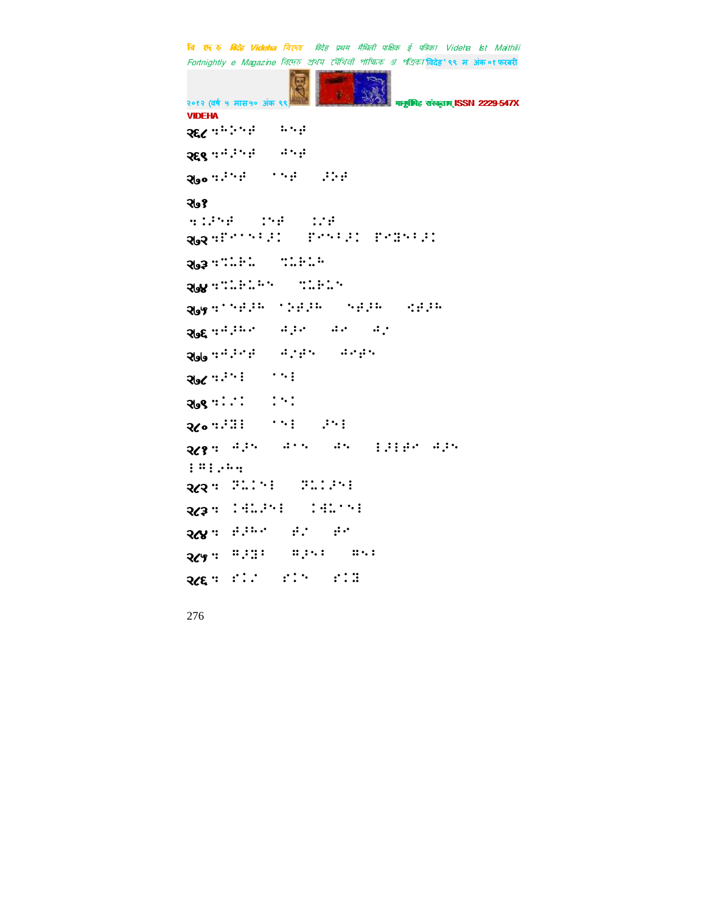२६८ ⠒⠓⠕⠪⠋ ⠓⠪⠋

२६९ ⠒⠙⠜⠪⠋ ⠙⠪⠋

२७० ⠒⠜⠪⠋ ⠁⠪⠋ ⠜⠕⠋

२७१

⠒⠅⠜⠪⠋ ⠅⠪⠋ ⠅⠌⠋

२७२ ⠒⠏⠊⠁⠪⠃⠜⠅ ⠏⠊⠪⠃⠜⠅ ⠏⠊⠻⠪⠃⠜⠅

२७३ ⠒⠉⠥⠗⠥ ⠉⠥⠗⠥⠓

२७४ ⠒⠉⠥⠗⠥⠓⠪ ⠉⠥⠗⠥⠪

२७५ ⠒⠁⠪⠋⠜⠓ ⠁⠕⠋⠜⠓ ⠪⠋⠜⠓ ⠊⠋⠜⠓

२७६ ⠒⠙⠜⠓⠊ ⠙⠜⠊ ⠙⠊ ⠙⠌

२७७ ⠒⠙⠜⠊⠋ ⠙⠌⠋⠪ ⠙⠊⠋⠪

२७८ ⠒⠜⠪⠇ ⠁⠪⠇

२७९ ⠒⠅⠌⠅ ⠅⠪⠅

२८० ⠒⠜⠻⠇ ⠁⠪⠇ ⠜⠪⠇

२८१ ⠒ ⠙⠜⠪ ⠙⠁⠪ ⠙⠪ ⠇⠜⠇⠋⠊ ⠙⠜⠪ ⠇⠛⠇⠌⠓⠒

२८२ ⠒ ⠝⠥⠅⠪⠇ ⠝⠥⠅⠜⠪⠇

२८३ ⠒ ⠅⠙⠥⠜⠪⠇ ⠅⠙⠥⠁⠪⠇

२८४ ⠒ ⠋⠜⠓⠊ ⠋⠌ ⠋⠊

२८५ ⠒ ⠛⠜⠻⠇ ⠛⠜⠪⠇ ⠛⠪⠇

२८६ ⠒ ⠋⠅⠌ ⠋⠅⠪ ⠋⠅⠻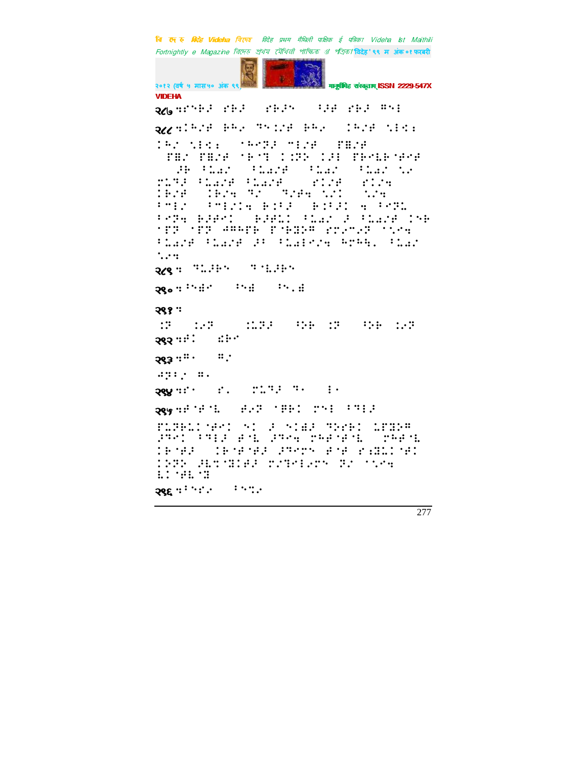२८७

२८८

२८९

२९०

२९१

२९२

२९३

२९४

२९५

२९६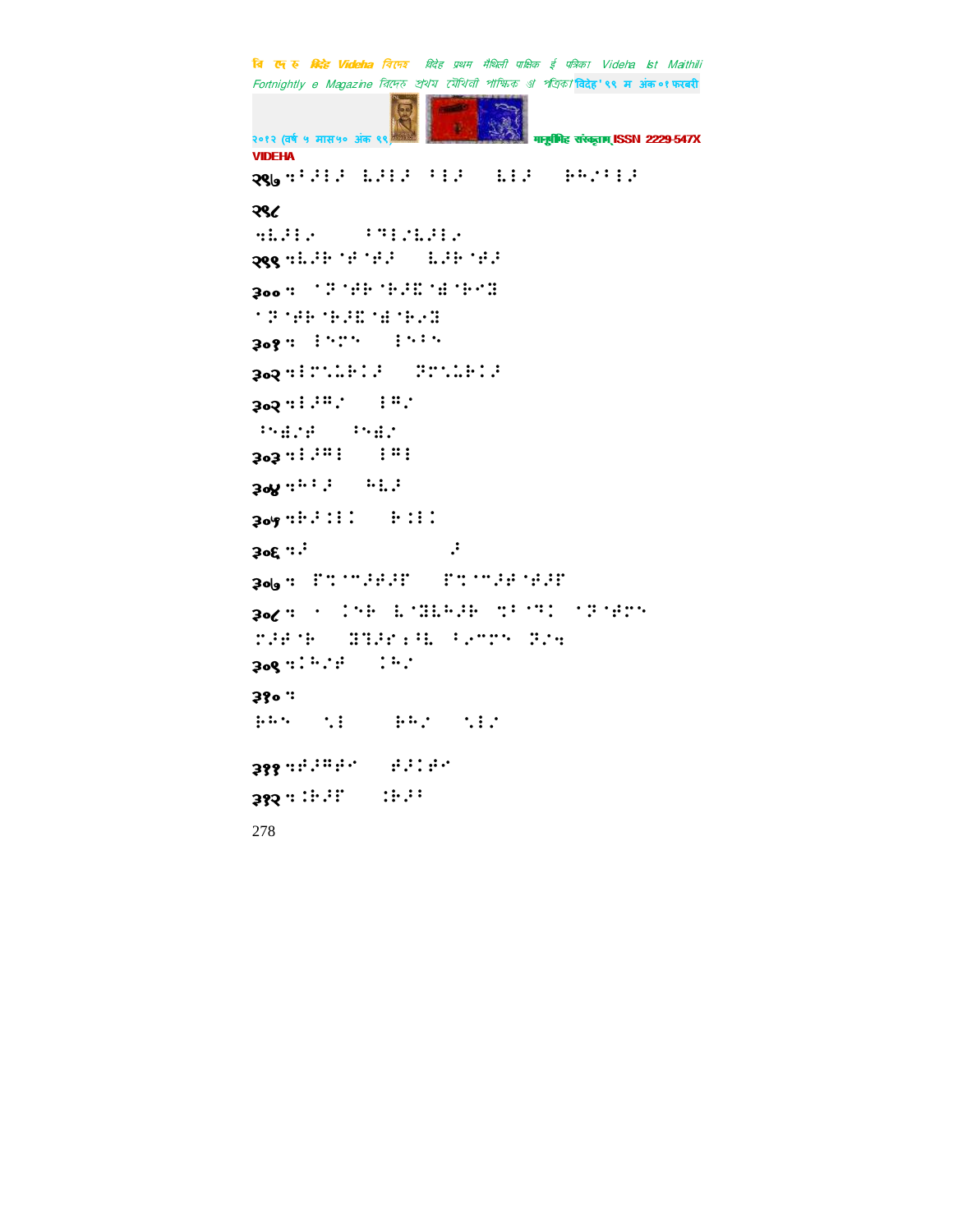२९७ ःॏॖेॖ ॅॖेॖ ॏेॖ ॅेॖ ॆॎॕॏेॖ

२९८

ःॅॖेॕ ॏ॑ेॕॅॖेॕ

२९९ ःॅॖॆॊॉॊॉॖ ॅॖॆॊॉॖ

३०० ः ॊॗॊॉॆॊॆॖॣॊॄॊॆॕ॓

ॊॗॊॉॆॊॆॖॣॊॄॊॆॕ॓

३०१ः ेॎॕॎ ेॎॏॎ

३०२ ःेॕॎॊॆेॖ ॗॕॎॊॆेॖ

३०२ ःेॖॗॕ ेॗॕ

ॏॎॄॕॉ ॏॎॄॕ

३०३ ःेॖॗे ेॗे

३०४ःॎॏेॖ ॎॅॖ

३०५ःॆॖेेे ॆेेे

३०६ःॖ ॖ

३०७ः ॕ॑ॊॕॖॉॖॕ ॕ॑ॊॕॖॉॊॉॖॕ

३०८ः ॊ ेॎॆ ॅॊ॓ॅॎॖॆ ॏॊ॑े ॊॗॊॉॕॎ ॕॖॉॊॆ ॓॑ॖॕॊॏॅ ॏॕॕॎ ॗॕः

३०९ःेॎॕॉ ेॎॕ

३१०ः

ॆॎॎ ॎे ॆॎॕ ॎेॕ

३११ःॉॖॗॉॕ ॉॖेॉॕ

३१२ःेॆॖॕ ेॆॖॏ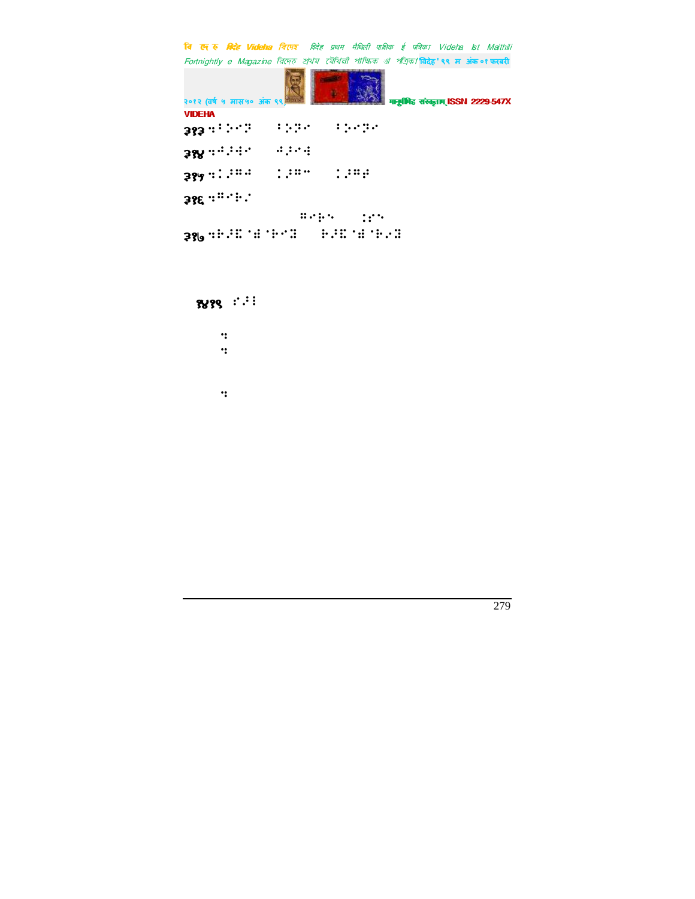३१३ ⠒⠇⠕⠊⠝ ⠇⠕⠝⠊ ⠇⠕⠊⠝⠊

३१४ ⠒⠡⠗⠱⠊ ⠡⠗⠊⠱

३१५ ⠒⠨⠷⠭⠩ ⠨⠷⠭⠉ ⠨⠷⠭⠯

३१६ ⠒⠭⠊⠗⠠

⠭⠊⠗⠕ ⠨⠕⠊

३१७ ⠒⠗⠷⠹⠈⠻⠈⠗⠊⠹ ⠗⠷⠹⠈⠻⠈⠗⠊⠹

१४१९ ⠎⠷⠇

⠒

⠒

⠒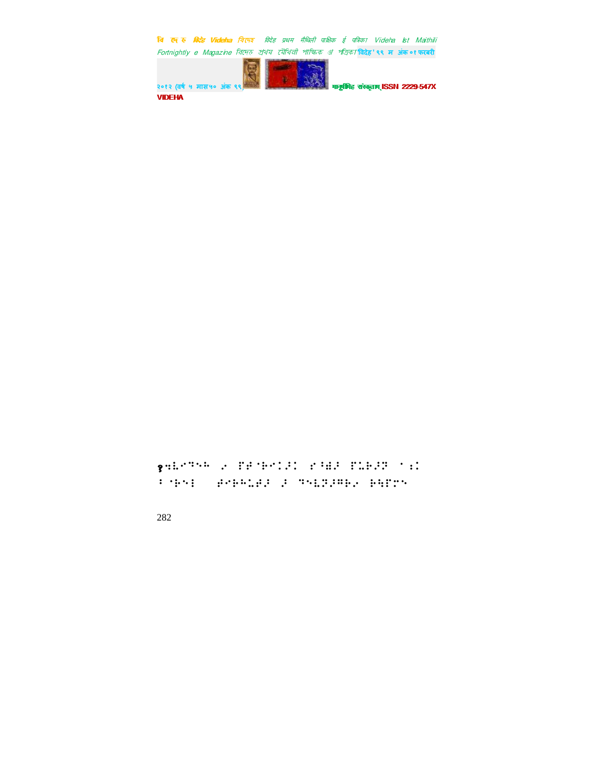१⠢⠷⠊⠉⠑⠓ ⠠⠂ ⠏⠗⠑⠓⠊⠁⠵⠅ ⠎⠘⠣⠜ ⠏⠥⠓⠜⠝ ⠁⠌⠅
⠃⠑⠓⠑⠇ ⠛⠊⠓⠓⠥⠛⠜ ⠜ ⠙⠑⠧⠝⠜⠛⠓⠂ ⠓⠻⠏⠉⠑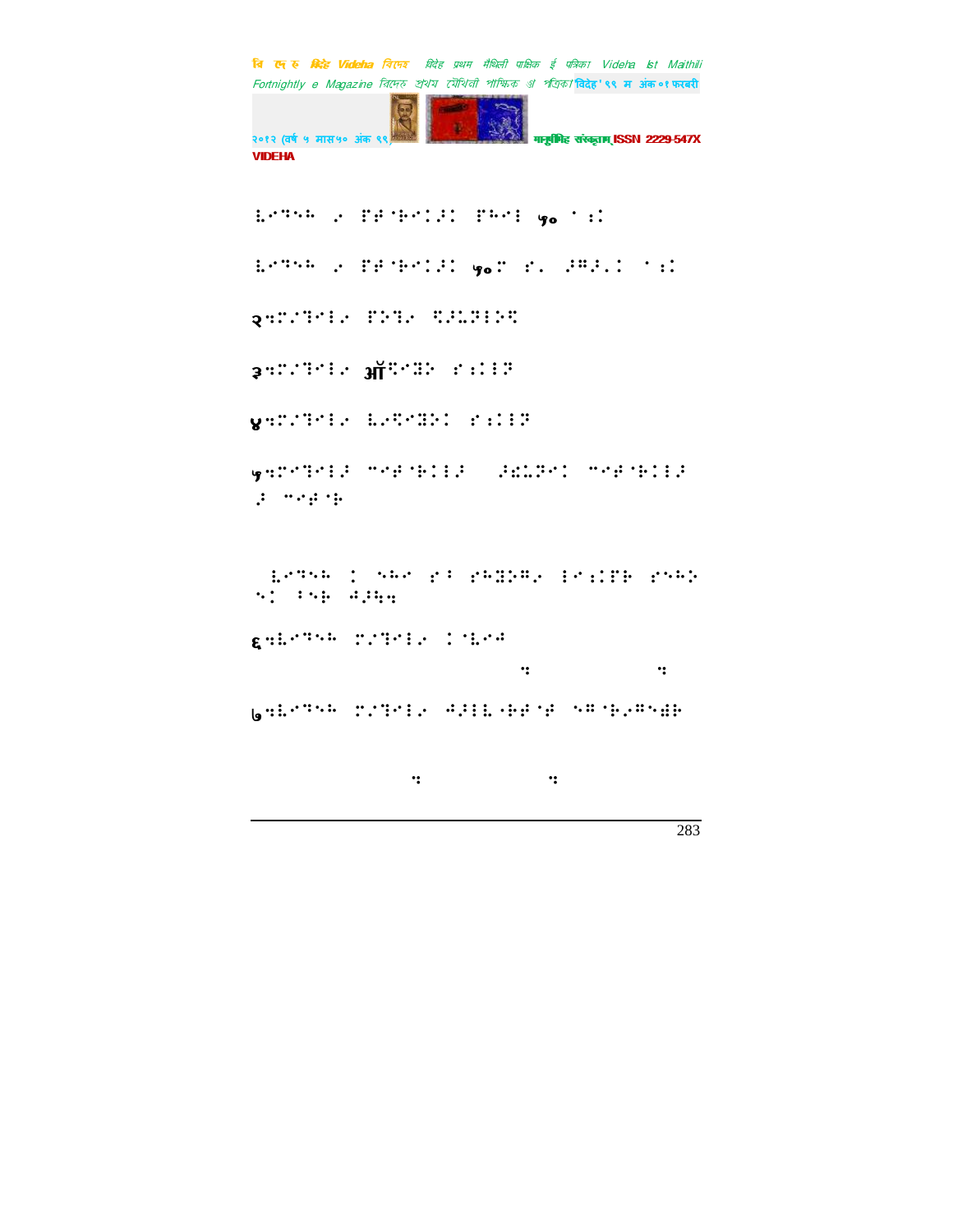⠇⠊⠛⠓⠓ ⠤ ⠗⠱⠈⠗⠊⠅�J⠅ ⠗⠓⠊⠇ ५० ⠁⠡⠅

⠇⠊⠛⠓⠓ ⠤ ⠗⠱⠈⠗⠊⠅�J⠅ ५०⠍ ⠎⠄ ⠼⠍⠼⠄⠅ ⠁⠡⠅

२⠒⠍⠌⠛⠊⠇⠤ ⠗⠕⠛⠤ ⠩⠼⠥⠝⠇⠕⠩

३⠒⠍⠌⠛⠊⠇⠤ ऑ⠩⠊⠿⠕ ⠎⠡⠅⠇⠝

४⠒⠍⠌⠛⠊⠇⠤ ⠇⠤⠩⠊⠿⠕⠅ ⠎⠡⠅⠇⠝

५⠒⠍⠊⠛⠊⠇⠼ ⠉⠊⠱⠈⠗⠅⠇⠼ ⠼⠩⠥⠝⠊⠅ ⠉⠊⠱⠈⠗⠅⠇⠼ ⠼ ⠉⠊⠱⠈⠗

⠇⠊⠛⠓⠓ ⠅ ⠓⠓⠊ ⠎⠁ ⠎⠓⠿⠕⠍⠤ ⠇⠊⠡⠅⠗⠗ ⠎⠓⠓⠕ ⠓⠅ ⠁⠓⠗ ⠙⠼⠹⠒

६⠒⠇⠊⠛⠓⠓ ⠍⠌⠛⠊⠇⠤ ⠅⠈⠇⠊⠙

⠒ ⠒

७⠒⠇⠊⠛⠓⠓ ⠍⠌⠛⠊⠇⠤ ⠙⠼⠇⠇⠈⠗⠱⠈⠱ ⠓⠍⠈⠗⠤⠍⠓⠻⠗

⠒ ⠒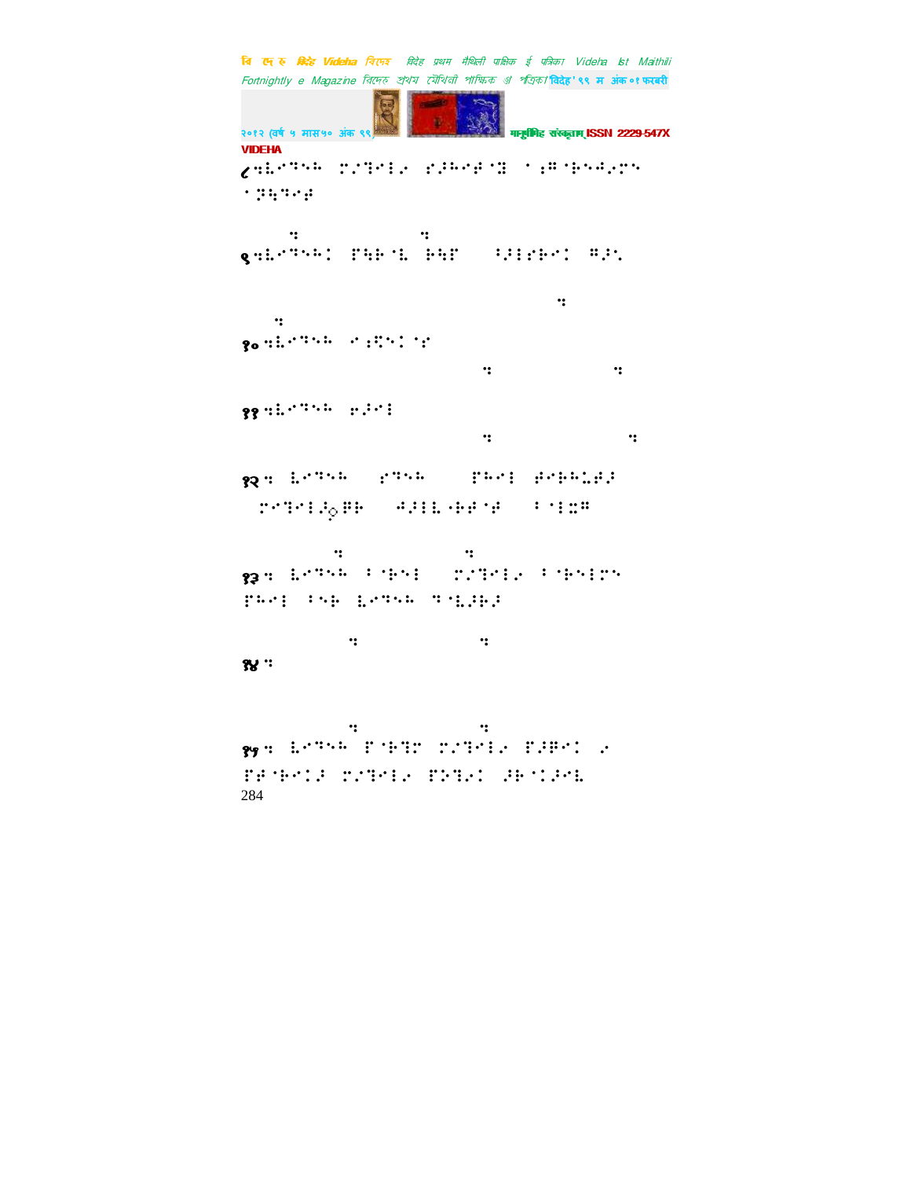८⠶⠇⠊⠙⠑⠓ ⠍⠌⠙⠊⠇⠎ ⠎⠼⠓⠊⠷⠈⠽ ⠁⠔⠻⠈⠗⠑⠚⠎⠍⠑ ⠁⠽⠓⠙⠊�vv

⠶ ⠶

९⠶⠇⠊⠙⠑⠓⠅ ⠏⠓⠗⠈⠇ ⠗⠓⠏ ⠳⠼⠇⠎⠗⠊⠅ ⠻⠼⠡

⠶

⠶

१०⠶⠇⠊⠙⠑⠓ ⠊⠔⠹⠑⠅⠈⠎

⠶ ⠶

११⠶⠇⠊⠙⠑⠓ ⠗⠼⠊⠇

⠶ ⠶

१२⠶ ⠇⠊⠙⠑⠓ ⠎⠙⠑⠓ ⠏⠓⠊⠇ ⠷⠊⠗⠓⠥⠷⠼ ⠍⠊⠙⠊⠇⠼⠧⠿⠗ ⠚⠼⠇⠇⠈⠗⠷⠈⠷ ⠃⠈⠇⠭⠻

⠶ ⠶

१३⠶ ⠇⠊⠙⠑⠓ ⠃⠈⠗⠑⠇ ⠍⠌⠙⠊⠇⠎ ⠃⠈⠗⠑⠇⠍⠑ ⠏⠓⠊⠇ ⠃⠑⠗ ⠇⠊⠙⠑⠓ ⠙⠈⠇⠼⠗⠼

⠶ ⠶

१४⠶

⠶ ⠶

१५⠶ ⠇⠊⠙⠑⠓ ⠏⠈⠗⠙⠍ ⠍⠌⠙⠊⠇⠎ ⠏⠼⠿⠊⠅ ⠎ ⠏⠷⠈⠗⠊⠅⠼ ⠍⠌⠙⠊⠇⠎ ⠏⠕⠙⠎⠅ ⠼⠗⠈⠅⠼⠊⠇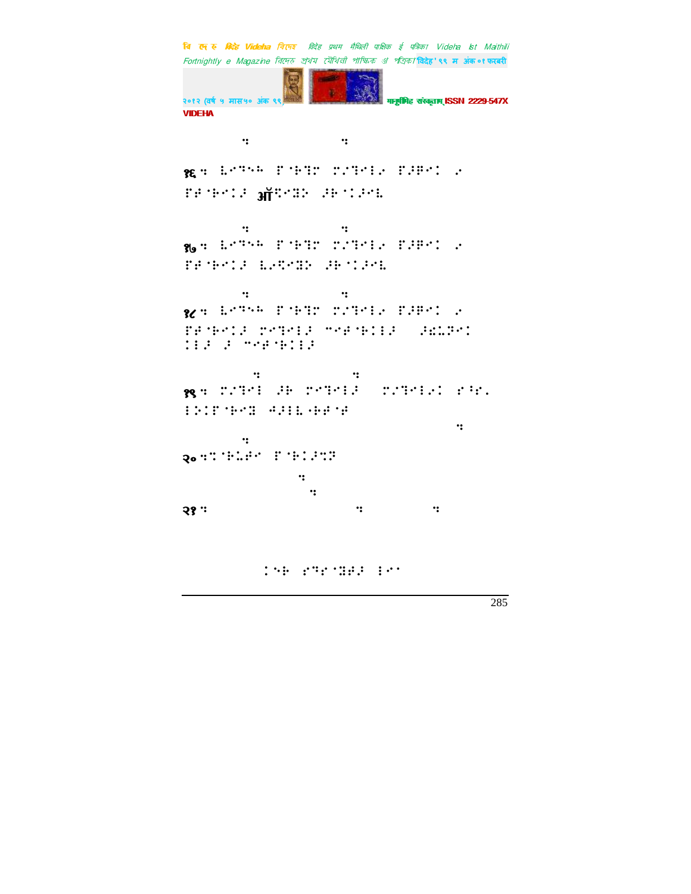१६ ⠒ ⠇⠋⠙⠒⠓ ⠏⠈⠗⠙⠃ ⠍⠴⠙⠋⠇⠢ ⠏⠚⠻⠋⠅ ⠢ ⠏⠞⠈⠗⠋⠅⠜ ऑ⠩⠋⠝⠕ ⠜⠗⠈⠅⠜⠋⠇

१७ ⠒ ⠇⠋⠙⠒⠓ ⠏⠈⠗⠙⠃ ⠍⠴⠙⠋⠇⠢ ⠏⠚⠻⠋⠅ ⠢ ⠏⠞⠈⠗⠋⠅⠜ ⠇⠢⠩⠋⠝⠕ ⠜⠗⠈⠅⠜⠋⠇

१८ ⠒ ⠇⠋⠙⠒⠓ ⠏⠈⠗⠙⠃ ⠍⠴⠙⠋⠇⠢ ⠏⠚⠻⠋⠅ ⠢ ⠏⠞⠈⠗⠋⠅⠜ ⠍⠋⠙⠋⠇⠜ ⠉⠋⠞⠈⠗⠅⠇⠜ ⠜⠫⠡⠜⠋⠅ ⠅⠇⠜ ⠜ ⠉⠋⠞⠈⠗⠅⠇⠜

१९ ⠒ ⠍⠴⠙⠋⠇ ⠜⠗ ⠍⠋⠙⠋⠇⠜ ⠍⠴⠙⠋⠇⠢⠅ ⠎⠳⠎⠄ ⠇⠕⠅⠏⠈⠗⠋⠝ ⠚⠜⠇⠇⠐⠗⠞⠈⠞

२० ⠒⠍⠈⠗⠡⠞⠋ ⠏⠈⠗⠅⠜⠩⠗

२१ ⠒

⠅⠋⠗ ⠎⠙⠎⠈⠝⠞⠜ ⠇⠋⠁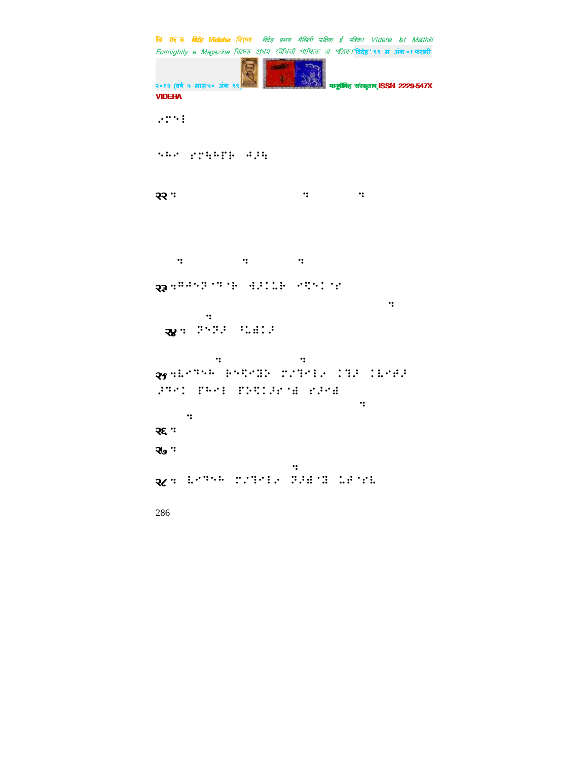⠢⠝⠑⠇

⠑⠓⠊ ⠎⠝⠳⠓⠏⠗ ⠲⠆⠳

२२ ⠅ ⠅ ⠅

⠅ ⠅ ⠅

२३ ⠅⠛⠲⠑⠕⠈⠙⠈⠗ ⠺⠆⠨⠥⠗ ⠊⠻⠑⠨⠈⠎

⠅

⠅

२४ ⠅ ⠕⠑⠕⠆ ⠈⠥⠿⠨⠆

⠅ ⠅

२५ ⠅⠧⠊⠙⠑⠓ ⠗⠑⠻⠊⠿⠕ ⠝⠡⠙⠊⠇⠡ ⠨⠙⠆ ⠨⠧⠊⠲⠆ ⠆⠙⠊⠨ ⠏⠓⠊⠇ ⠏⠕⠻⠨⠆⠎⠈⠿ ⠎⠆⠊⠿

⠅

⠅

२६ ⠅

२७ ⠅

⠅

२८ ⠅ ⠧⠊⠙⠑⠓ ⠝⠡⠙⠊⠇⠡ ⠕⠆⠿⠈⠿ ⠥⠲⠈⠎⠧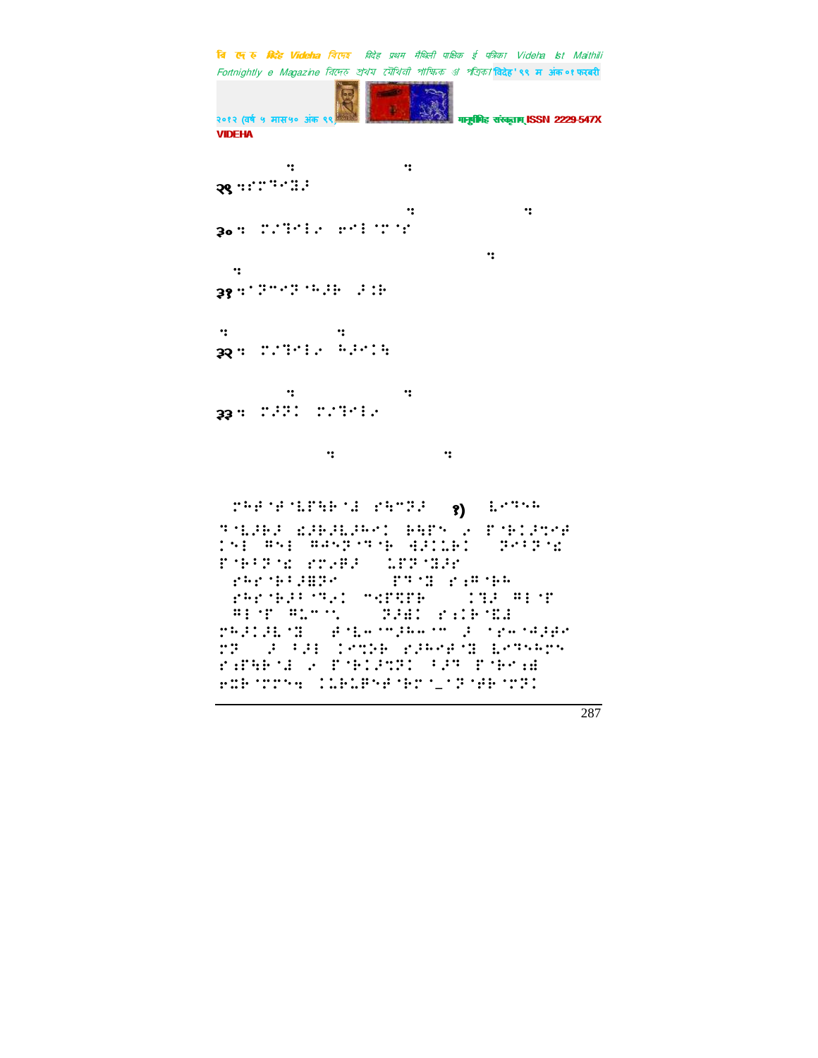२९ ⠉⠋⠍⠙⠊⠽⠼

३० ⠉ ⠍⠎⠙⠊⠇⠊ ⠐⠊⠇⠈⠍⠈⠋

३१ ⠉⠁⠝⠉⠊⠝⠈⠓⠼⠗ ⠼⠱⠗

३२ ⠉ ⠍⠎⠙⠊⠇⠊ ⠓⠼⠊⠱⠹

३३ ⠉ ⠍⠼⠝⠱ ⠍⠎⠙⠊⠇⠊

⠍⠓⠋⠈⠋⠈⠇⠛⠹⠗⠈⠼ ⠋⠹⠉⠝⠼ १) ⠇⠊⠙⠓⠓ ⠙⠈⠇⠼⠗⠼ ⠩⠼⠗⠼⠇⠼⠓⠊⠱ ⠗⠹⠛⠓ ⠊ ⠏⠈⠗⠱⠼⠹⠊⠿ ⠱⠓⠇ ⠉⠓⠇ ⠉⠼⠓⠝⠈⠙⠈⠗ ⠹⠼⠱⠇⠗⠱ ⠝⠊⠁⠝⠈⠩ ⠏⠈⠗⠁⠝⠈⠩ ⠋⠍⠊⠗⠼ ⠇⠏⠝⠈⠙⠼⠋ ⠋⠓⠋⠈⠗⠁⠼⠿⠝⠊ ⠏⠙⠈⠙ ⠋⠡⠉⠈⠗⠓ ⠋⠓⠋⠈⠗⠼⠁⠙⠊⠱ ⠉⠹⠏⠻⠏⠗ ⠱⠙⠼ ⠉⠇⠈⠋ ⠉⠇⠈⠋ ⠉⠇⠉⠉⠊ ⠝⠼⠫⠱ ⠋⠡⠗⠈⠩⠼ ⠍⠓⠼⠱⠼⠇⠈⠙ ⠿⠈⠇⠊⠈⠉⠼⠓⠊⠈⠉ ⠼ ⠈⠋⠊⠈⠹⠼⠿⠊ ⠍⠝ ⠼ ⠁⠼⠇ ⠱⠊⠻⠗ ⠋⠼⠓⠊⠿⠈⠙ ⠇⠊⠙⠓⠓⠍⠊ ⠋⠡⠏⠹⠗⠈⠼ ⠊ ⠏⠈⠗⠱⠼⠹⠝⠱ ⠁⠼⠙ ⠏⠈⠗⠊⠡⠫ ⠗⠩⠗⠈⠍⠍⠊⠉ ⠱⠇⠗⠇⠏⠊⠿⠈⠗⠍⠈_⠁⠝⠈⠿⠗⠈⠍⠝⠱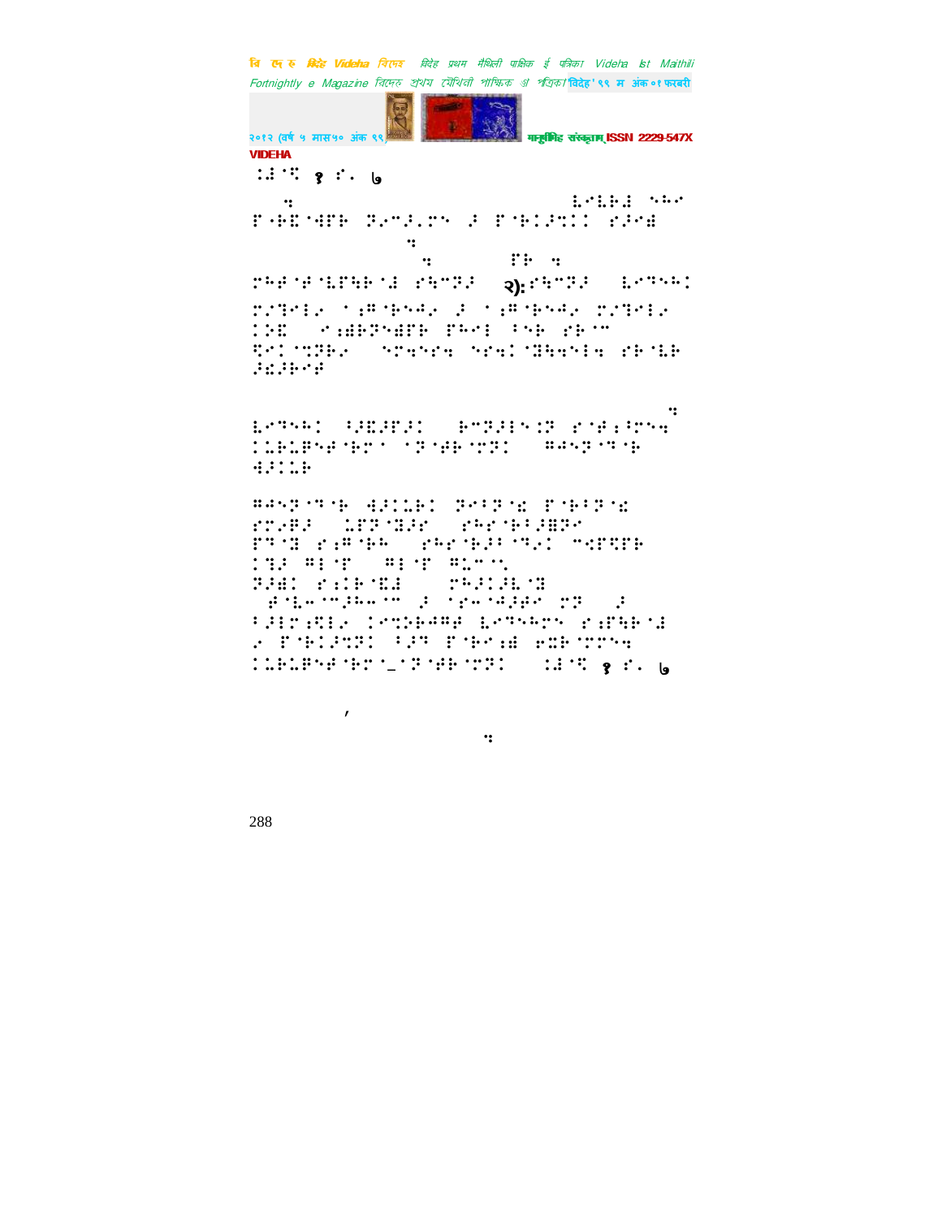⠨⠸⠈⠹ १ ⠋⠄ ७

२)

⠨⠸⠈⠹ १ ⠋⠄ ७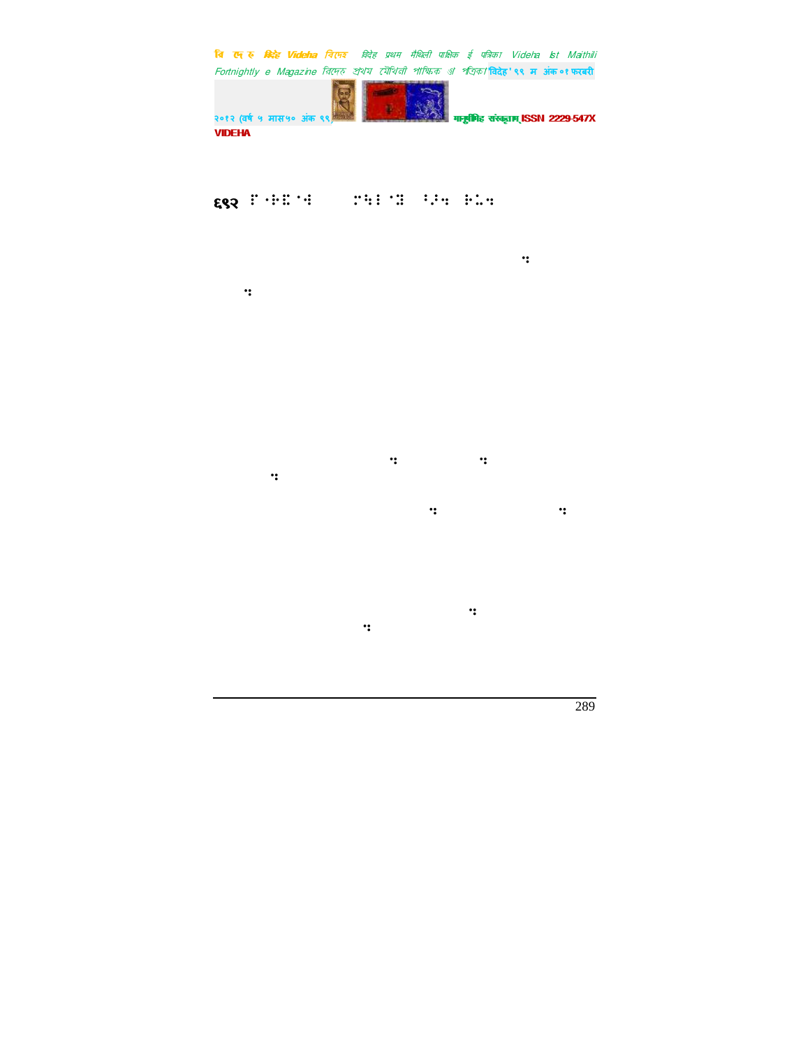६९२ ⠏⠔⠷⠐⠾ ⠨⠳⠇⠐⠻ ⠊⠢⠱ ⠗⠨⠱

⠒

⠒

⠒ ⠒

⠒

⠒ ⠒

⠒

⠒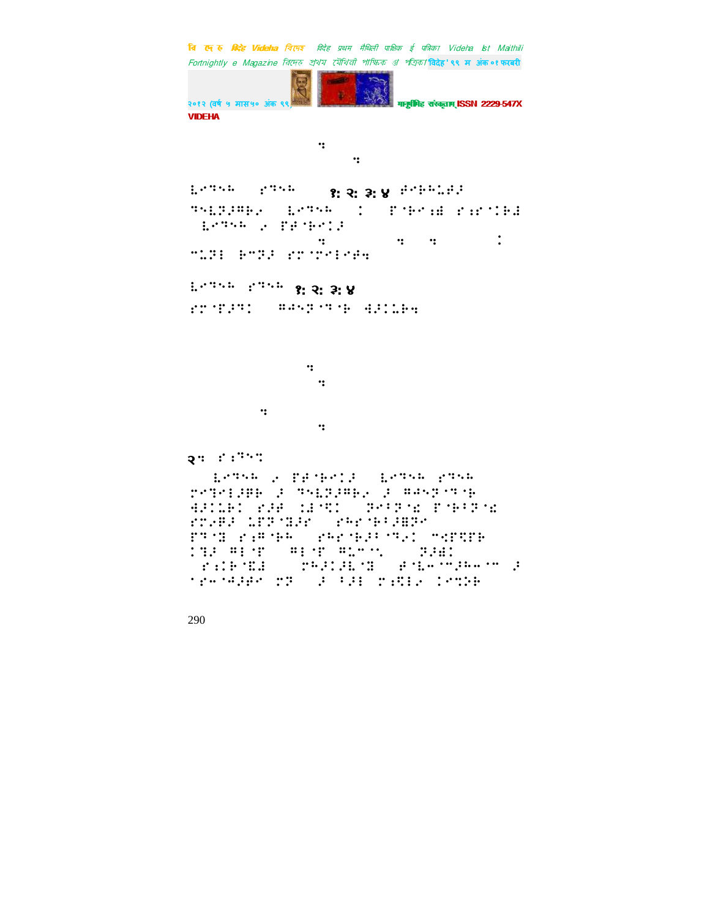⠒

⠒

⠇⠉⠙⠉⠓ ⠎⠙⠉⠓ १: २: ३: ४ �得

⠙⠉⠇⠝⠚⠋⠗⠐ ⠇⠉⠙⠉⠓ ⠆ ⠏⠈⠗⠉⠪⠄ ⠎⠔⠎⠊⠗⠄

⠇⠉⠙⠉⠓ ⠐ ⠏⠋⠈⠗⠉⠊⠚

⠒ ⠒ ⠒ ⠆

⠉⠥⠝⠇ ⠗⠉⠝⠚ ⠎⠍⠈⠍⠉⠇⠉⠋⠒

⠇⠉⠙⠉⠓ ⠎⠙⠉⠓ १: २: ३: ४

⠎⠍⠈⠏⠚⠙⠊ ⠋⠚⠉⠝⠈⠙⠈⠗ ⠫⠚⠊⠥⠗⠒

⠒

⠒

⠒

⠒

२⠒ ⠎⠔⠙⠉⠩

⠇⠉⠙⠉⠓ ⠐ ⠏⠋⠈⠗⠉⠊⠚ ⠇⠉⠙⠉⠓ ⠎⠙⠉⠓ ⠍⠉⠙⠉⠇⠚⠋⠗ ⠚ ⠙⠉⠇⠝⠚⠋⠗⠐ ⠚ ⠋⠚⠉⠝⠈⠙⠈⠗ ⠫⠚⠊⠥⠗⠊ ⠎⠚⠋ ⠊⠚⠈⠩⠊ ⠝⠉⠃⠝⠈⠎ ⠏⠈⠗⠃⠝⠈⠎ ⠎⠍⠐⠋⠚ ⠥⠏⠝⠈⠛⠚⠉ ⠎⠓⠉⠈⠗⠃⠚⠋⠝⠉ ⠏⠙⠈⠛ ⠎⠔⠋⠈⠗⠓ ⠎⠓⠉⠈⠗⠚⠃⠈⠙⠐⠊ ⠉⠩⠏⠩⠏⠗ ⠊⠙⠚ ⠋⠇⠈⠏ ⠋⠇⠈⠏ ⠋⠥⠉⠈⠡ ⠝⠚⠫⠊ ⠎⠔⠊⠗⠈⠎⠚ ⠍⠓⠚⠊⠚⠇⠈⠛ ⠋⠈⠇⠤⠈⠉⠚⠓⠤⠈⠉ ⠚ ⠈⠎⠤⠈⠫⠚⠋⠉ ⠍⠝ ⠚ ⠃⠚⠇ ⠍⠔⠩⠇⠐ ⠊⠉⠩⠝⠗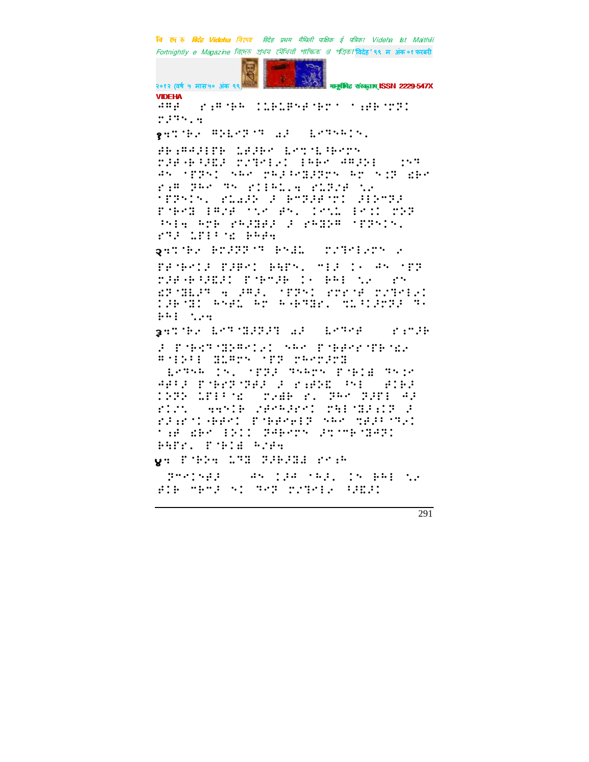VIDEHA

⠙⠛⠋ ⠀⠗⠒⠛⠈⠓⠓ ⠨⠇⠃⠇⠛⠎⠋⠈⠃⠗⠁ ⠁⠒⠋⠓⠈⠝⠝⠨ ⠝⠼⠉⠎⠲⠡

१⠡⠉⠈⠓⠔ ⠛⠕⠇⠢⠝⠈⠉ ⠔⠌ ⠀⠇⠢⠉⠎⠓⠊⠎⠂

⠋⠓⠒⠛⠙⠼⠊⠋⠓ ⠨⠋⠼⠓⠢ ⠇⠢⠉⠈⠇⠘⠓⠢⠗⠎ ⠝⠼⠋⠐⠓⠘⠜⠼ ⠝⠴⠉⠊⠇⠔⠨ ⠊⠓⠓⠢ ⠙⠛⠼⠕⠊ ⠀⠨⠎⠉ ⠙⠎ ⠈⠏⠝⠎⠨ ⠎⠓⠢ ⠗⠓⠼⠢⠛⠼⠼⠗⠎ ⠓⠗ ⠎⠨⠝ ⠫⠓⠢ ⠗⠒⠛ ⠝⠓⠢ ⠉⠎ ⠗⠨⠊⠓⠇⠂⠡ ⠗⠇⠝⠴⠋ ⠎⠔ ⠈⠏⠝⠎⠊⠎⠂ ⠗⠇⠔⠼⠕ ⠼ ⠃⠢⠝⠼⠋⠈⠗⠨ ⠼⠊⠕⠢⠝⠼ ⠏⠈⠃⠢⠝ ⠊⠛⠴⠋ ⠁⠎⠢ ⠋⠎⠂ ⠨⠢⠎⠇ ⠊⠢⠨⠨ ⠝⠕⠝ ⠘⠎⠊⠡ ⠓⠗⠃ ⠗⠓⠼⠛⠋⠼ ⠼ ⠗⠓⠛⠕⠛ ⠈⠏⠝⠎⠊⠎⠂ ⠗⠉⠼ ⠇⠋⠊⠐⠈⠫ ⠃⠓⠋⠡

२⠡⠉⠈⠓⠔ ⠃⠗⠼⠝⠝⠈⠉ ⠃⠎⠼⠇ ⠀⠝⠴⠉⠊⠇⠔⠗⠎ ⠔

⠏⠋⠈⠃⠢⠊⠼ ⠏⠼⠛⠢⠨ ⠃⠓⠋⠎⠂ ⠍⠊⠼ ⠨⠐ ⠙⠎ ⠈⠏⠝ ⠝⠼⠋⠐⠓⠘⠜⠼⠨ ⠏⠈⠃⠢⠼⠓ ⠨⠐ ⠃⠓⠊ ⠎⠔ ⠀⠗⠎ ⠫⠝⠈⠛⠇⠼⠉ ⠡ ⠼⠛⠼⠂ ⠈⠏⠝⠨ ⠗⠗⠢⠋ ⠝⠴⠉⠊⠇⠔⠨ ⠨⠼⠓⠈⠛⠨ ⠓⠎⠋⠇ ⠓⠗ ⠓⠐⠃⠉⠛⠑⠂ ⠹⠇⠐⠨⠼⠢⠝⠼ ⠉⠐ ⠃⠓⠊ ⠎⠔⠡

३⠡⠉⠈⠓⠔ ⠇⠢⠉⠈⠛⠼⠝⠼⠉ ⠔⠌ ⠀⠇⠢⠉⠢⠋ ⠀⠀⠗⠒⠢⠼⠓

⠼ ⠏⠈⠃⠎⠉⠈⠛⠕⠛⠢⠊⠔⠨ ⠎⠓⠢ ⠏⠈⠃⠋⠢⠗⠈⠏⠓⠈⠫⠔ ⠛⠈⠊⠕⠐⠊ ⠛⠇⠛⠗⠎ ⠈⠏⠝ ⠗⠓⠢⠗⠼⠗⠛

⠀⠇⠢⠉⠎⠓ ⠨⠎⠂ ⠈⠏⠝⠼ ⠉⠎⠓⠗⠎ ⠏⠈⠃⠊⠫ ⠉⠎⠨⠢ ⠙⠋⠐⠼ ⠏⠈⠃⠢⠝⠈⠝⠋⠼ ⠼ ⠗⠒⠋⠕⠫ ⠘⠎⠊ ⠀⠋⠊⠃⠼ ⠨⠝⠝⠕ ⠇⠋⠊⠐⠈⠫ ⠀⠝⠔⠓⠃ ⠗⠂ ⠝⠓⠢ ⠝⠼⠋⠊ ⠙⠼ ⠗⠊⠴⠎ ⠀⠡⠡⠎⠊⠃ ⠴⠋⠢⠓⠼⠢⠨ ⠝⠓⠊⠈⠛⠼⠒⠊⠝ ⠼ ⠗⠼⠒⠗⠈⠊⠐⠃⠋⠢⠨ ⠏⠈⠃⠋⠢⠗⠊⠝ ⠎⠓⠢ ⠹⠋⠼⠐⠈⠉⠔⠨ ⠈⠒⠋ ⠫⠓⠢ ⠊⠨⠨⠨ ⠝⠼⠓⠢⠗⠎ ⠼⠉⠈⠍⠓⠈⠛⠼⠛⠨ ⠃⠓⠋⠗⠂ ⠏⠈⠃⠊⠫ ⠓⠴⠼⠡

४⠡ ⠏⠈⠃⠕⠡ ⠇⠉⠛ ⠝⠼⠓⠼⠛⠼ ⠗⠢⠒⠓

⠀⠝⠢⠢⠊⠎⠋⠼ ⠀⠀⠀⠙⠎ ⠨⠼⠼ ⠈⠓⠼⠂ ⠨⠎ ⠃⠓⠊ ⠎⠔ ⠋⠊⠃ ⠍⠃⠢⠼ ⠎⠨ ⠉⠢⠝ ⠝⠴⠉⠊⠇⠔ ⠐⠼⠫⠼⠨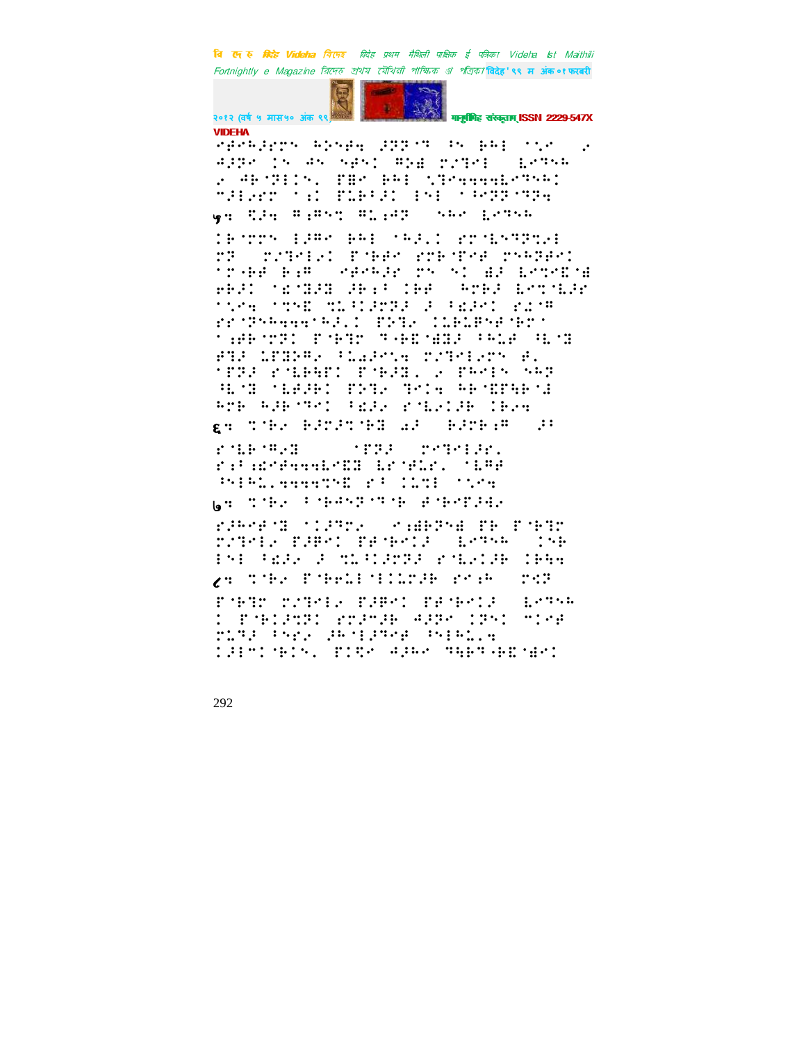⠊⠛⠉⠓⠃⠛⠉⠝⠀⠓⠃⠝⠛⠆⠀⠃⠝⠝⠊⠀⠄⠓⠑⠀⠁⠊⠀⠂⠑⠀⠂⠀⠲⠃⠝⠉⠀⠄⠁⠀⠲⠝⠀⠝⠛⠝⠄⠀⠭⠃⠫⠀⠗⠎⠹⠊⠀⠀⠇⠉⠹⠓⠀⠂⠀⠲⠃⠈⠝⠇⠄⠁⠂⠀⠏⠻⠉⠀⠃⠓⠇⠀⠡⠹⠉⠙⠙⠙⠇⠉⠹⠓⠄⠀⠉⠃⠇⠆⠗⠀⠁⠆⠀⠏⠥⠃⠋⠃⠄⠀⠇⠝⠇⠀⠁⠋⠝⠝⠈⠹⠙

५⠒⠀⠻⠃⠙⠀⠭⠆⠭⠝⠉⠀⠭⠥⠆⠲⠝⠀⠀⠝⠓⠉⠀⠇⠉⠹⠓

⠄⠃⠈⠗⠗⠝⠀⠇⠃⠭⠉⠀⠃⠓⠇⠀⠁⠓⠃⠂⠄⠀⠗⠗⠈⠇⠝⠹⠝⠡⠆⠇⠀⠗⠝⠀⠀⠗⠎⠹⠊⠇⠆⠄⠀⠏⠈⠃⠋⠉⠀⠗⠗⠃⠈⠏⠋⠀⠗⠝⠓⠝⠋⠉⠄⠀⠁⠗⠐⠃⠋⠀⠃⠆⠭⠀⠀⠊⠋⠉⠓⠃⠗⠀⠗⠝⠀⠝⠄⠀⠫⠃⠀⠇⠉⠹⠉⠻⠈⠫⠀⠋⠓⠃⠄⠀⠁⠎⠈⠹⠃⠹⠀⠃⠓⠆⠁⠀⠄⠃⠋⠀⠀⠓⠗⠓⠃⠀⠇⠉⠹⠈⠇⠃⠗⠀⠁⠡⠉⠙⠀⠁⠹⠝⠻⠀⠹⠥⠁⠄⠃⠗⠹⠃⠀⠃⠀⠁⠎⠃⠉⠄⠀⠗⠎⠈⠭⠀⠗⠗⠈⠝⠝⠓⠙⠙⠙⠁⠓⠃⠂⠄⠀⠏⠝⠹⠆⠀⠄⠇⠃⠥⠏⠝⠋⠈⠃⠗⠁⠀⠁⠆⠋⠃⠈⠗⠹⠄⠀⠏⠈⠃⠹⠗⠀⠹⠐⠃⠻⠈⠫⠃⠃⠀⠁⠓⠥⠋⠀⠓⠇⠈⠹⠀⠋⠹⠃⠀⠇⠏⠹⠃⠭⠆⠀⠁⠥⠫⠃⠉⠝⠙⠀⠗⠎⠹⠊⠇⠗⠝⠀⠋⠂⠀⠁⠏⠹⠃⠀⠗⠈⠇⠃⠓⠋⠄⠀⠏⠈⠃⠃⠹⠂⠀⠆⠀⠏⠓⠉⠇⠝⠀⠝⠓⠹⠀⠓⠇⠈⠹⠀⠁⠇⠋⠃⠃⠄⠀⠏⠝⠹⠆⠀⠹⠉⠇⠙⠀⠓⠃⠈⠻⠏⠓⠃⠈⠫⠀⠓⠗⠃⠀⠓⠃⠃⠈⠹⠉⠄⠀⠁⠎⠃⠆⠀⠗⠈⠇⠆⠄⠃⠃⠀⠄⠃⠆⠙

६⠒⠀⠹⠈⠃⠆⠀⠃⠃⠗⠃⠹⠈⠃⠹⠀⠡⠃⠀⠀⠃⠃⠗⠃⠆⠭⠀⠀⠃⠁

⠗⠈⠇⠃⠈⠭⠆⠹⠀⠀⠀⠀⠀⠁⠏⠹⠃⠀⠀⠗⠎⠹⠊⠇⠃⠗⠂⠀⠗⠆⠁⠆⠫⠉⠋⠙⠙⠙⠇⠉⠻⠹⠀⠇⠗⠈⠋⠥⠗⠂⠀⠁⠇⠭⠋⠀⠓⠝⠇⠓⠥⠂⠙⠙⠙⠙⠹⠝⠻⠀⠗⠁⠀⠄⠥⠹⠇⠀⠁⠡⠉⠙

७⠒⠀⠹⠈⠃⠆⠀⠁⠈⠃⠋⠝⠃⠈⠹⠈⠃⠀⠋⠈⠃⠉⠏⠃⠙⠆

⠗⠃⠓⠉⠋⠈⠹⠀⠁⠄⠃⠹⠗⠆⠀⠀⠊⠆⠫⠃⠹⠝⠫⠀⠏⠃⠀⠏⠈⠃⠹⠗⠀⠗⠎⠹⠊⠇⠆⠀⠏⠃⠭⠉⠄⠀⠏⠋⠈⠃⠉⠄⠃⠀⠀⠇⠉⠹⠓⠀⠀⠄⠝⠃⠀⠇⠝⠇⠀⠁⠎⠃⠆⠀⠃⠀⠹⠥⠁⠄⠃⠗⠹⠃⠀⠗⠈⠇⠆⠄⠃⠃⠀⠄⠃⠙⠙

८⠒⠀⠹⠈⠃⠆⠀⠏⠈⠃⠓⠥⠇⠈⠇⠄⠇⠥⠗⠃⠃⠀⠗⠉⠆⠓⠀⠀⠗⠩⠹

⠏⠈⠃⠹⠗⠀⠗⠎⠹⠊⠇⠆⠀⠏⠃⠭⠉⠄⠀⠏⠋⠈⠃⠉⠄⠃⠀⠀⠇⠉⠹⠓⠀⠄⠀⠏⠈⠃⠇⠃⠹⠹⠄⠀⠗⠗⠃⠉⠃⠃⠀⠲⠃⠹⠉⠀⠄⠃⠝⠄⠀⠉⠊⠉⠋⠀⠗⠥⠹⠃⠀⠁⠝⠗⠆⠀⠃⠓⠈⠇⠃⠹⠉⠋⠀⠁⠝⠇⠓⠥⠂⠙⠀⠄⠃⠇⠉⠄⠈⠃⠇⠝⠂⠀⠏⠊⠻⠉⠀⠲⠃⠓⠉⠀⠹⠙⠃⠹⠐⠃⠫⠈⠫⠉⠄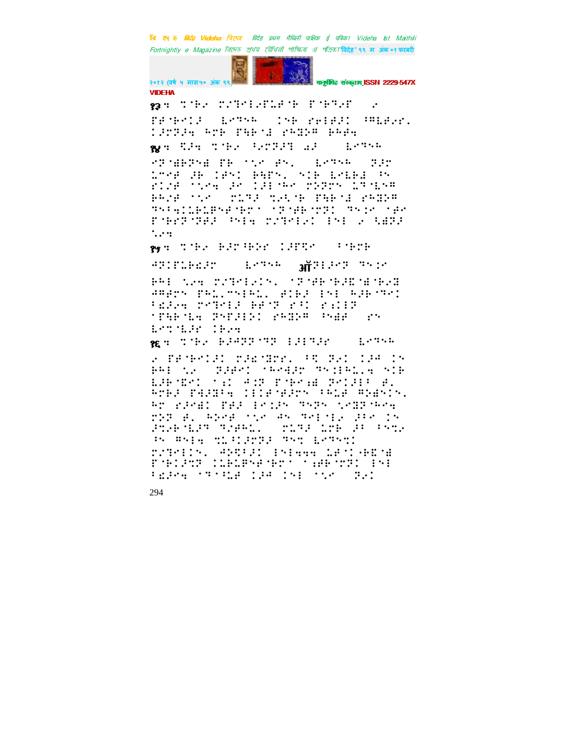१३ ः ⠀⠀⠀⠀⠀⠀⠀⠀⠀⠀⠀⠀⠀⠀⠀⠀⠀⠀

१४ ः ⠀⠀⠀⠀⠀⠀⠀⠀⠀⠀⠀⠀⠀⠀⠀⠀⠀⠀

१५ ः ⠀⠀⠀⠀⠀⠀⠀⠀⠀⠀⠀⠀⠀⠀⠀⠀⠀⠀ ऑ

१६ ः ⠀⠀⠀⠀⠀⠀⠀⠀⠀⠀⠀⠀⠀⠀⠀⠀⠀⠀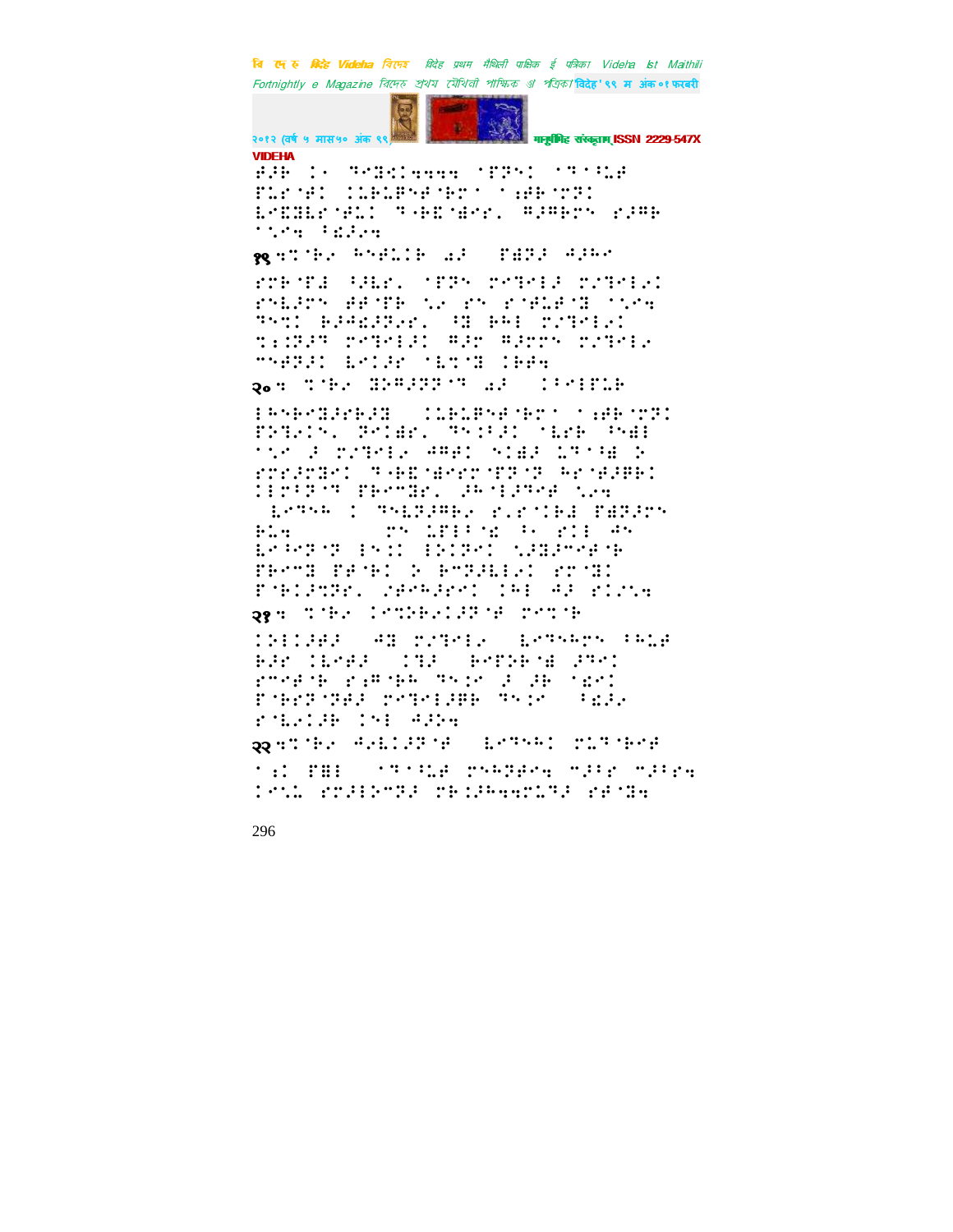⠋⠜⠗ ⠅⠂ ⠙⠐⠛⠅⠅⠒⠒⠒⠒ ⠁⠏⠝⠅ ⠁⠙⠁⠉⠥⠋ ⠏⠥⠗⠁⠋⠅ ⠅⠥⠗⠥⠏⠝⠋⠁⠗⠗⠁ ⠁⠪⠗⠁⠝⠝⠅ ⠇⠐⠫⠫⠇⠗⠁⠋⠥⠅ ⠙⠐⠗⠫⠁⠺⠗⠗⠂ ⠻⠜⠻⠗⠝ ⠗⠜⠻⠗ ⠁⠐⠉⠒ ⠈⠫⠜⠒

१९ ⠒⠅⠁⠗⠐ ⠓⠝⠋⠥⠅⠗ ⠩⠜ ⠏⠻⠝⠜ ⠻⠜⠓⠉

⠗⠍⠗⠁⠏⠻ ⠈⠓⠇⠗⠂ ⠁⠏⠝⠅ ⠍⠉⠙⠉⠇⠜ ⠍⠌⠙⠉⠇⠐⠅ ⠗⠝⠇⠜⠍⠝ ⠻⠋⠁⠏⠗ ⠌⠐ ⠗⠝ ⠗⠁⠋⠥⠋⠁⠛ ⠁⠌⠉⠒ ⠙⠝⠅⠅ ⠗⠜⠻⠫⠜⠜⠗⠂ ⠈⠛ ⠗⠓⠇ ⠍⠌⠙⠉⠇⠐⠅ ⠅⠪⠝⠜⠙ ⠍⠉⠙⠉⠇⠜⠅ ⠻⠜⠗ ⠻⠜⠍⠍⠝ ⠍⠌⠙⠉⠇⠐ ⠉⠝⠋⠏⠜⠅ ⠇⠉⠅⠜⠗ ⠁⠇⠅⠁⠛ ⠅⠗⠻⠒

२० ⠒ ⠅⠁⠗⠐ ⠛⠌⠻⠜⠝⠝⠁⠙ ⠩⠜ ⠅⠈⠉⠇⠏⠥⠗

⠇⠓⠝⠗⠉⠛⠜⠗⠗⠜⠛ ⠅⠥⠗⠥⠏⠝⠋⠁⠗⠗⠁ ⠁⠪⠗⠁⠝⠝⠅ ⠏⠝⠙⠐⠅⠝⠂ ⠙⠉⠅⠻⠗⠂ ⠙⠝⠅⠈⠜⠅ ⠁⠇⠗⠗ ⠈⠝⠻⠇ ⠁⠌⠉ ⠜ ⠍⠌⠙⠉⠇⠐ ⠻⠻⠅ ⠝⠅⠻⠜ ⠥⠙⠁⠈⠻ ⠕ ⠗⠗⠜⠗⠛⠉⠅ ⠙⠐⠗⠫⠁⠺⠗⠗⠁⠏⠝⠁⠝ ⠓⠗⠁⠋⠜⠻⠗⠅ ⠅⠇⠗⠈⠝⠁⠙ ⠏⠗⠉⠉⠛⠗⠂ ⠜⠓⠁⠇⠜⠙⠉⠋ ⠌⠐⠒
⠇⠉⠙⠝⠓ ⠅ ⠙⠝⠇⠝⠜⠻⠗⠐ ⠗⠂⠗⠁⠅⠗⠻ ⠏⠻⠝⠜⠗⠝ ⠗⠥⠒ ⠍⠝ ⠥⠏⠇⠈⠁⠫ ⠈⠂ ⠗⠅⠇ ⠻⠝ ⠇⠉⠈⠉⠝⠁⠝ ⠇⠝⠅⠅ ⠇⠝⠅⠝⠉⠅ ⠌⠜⠛⠜⠉⠉⠋⠁⠗ ⠏⠗⠉⠉⠛ ⠏⠋⠁⠗⠅ ⠕ ⠗⠉⠝⠜⠇⠇⠐⠅ ⠗⠉⠁⠛⠅ ⠏⠁⠗⠅⠜⠅⠝⠗⠂ ⠜⠋⠉⠗⠜⠗⠉⠅ ⠅⠓⠇ ⠻⠜ ⠗⠅⠌⠒

२१ ⠒ ⠅⠁⠗⠐ ⠅⠉⠅⠝⠗⠐⠅⠜⠝⠁⠋ ⠍⠉⠅⠁⠗

⠅⠝⠇⠅⠜⠻⠜ ⠻⠛ ⠍⠌⠙⠉⠇⠐ ⠇⠉⠙⠝⠓⠉⠝ ⠈⠓⠥⠋ ⠗⠜⠗ ⠅⠇⠉⠋⠜ ⠅⠙⠜ ⠗⠉⠏⠝⠗⠁⠻ ⠜⠙⠉⠅ ⠗⠉⠉⠋⠁⠗ ⠗⠪⠻⠁⠗⠓ ⠙⠝⠅⠉ ⠜ ⠜⠗ ⠁⠫⠗⠅ ⠏⠁⠗⠉⠙⠁⠙⠜ ⠍⠉⠙⠉⠇⠜⠻⠗ ⠙⠝⠅⠉ ⠈⠫⠜⠐ ⠗⠁⠇⠐⠅⠜⠗ ⠅⠝⠇ ⠻⠜⠝⠒

२२ ⠒⠅⠁⠗⠐ ⠻⠐⠇⠅⠜⠙⠁⠋ ⠇⠉⠙⠝⠓⠅ ⠍⠥⠙⠁⠗⠉⠋ ⠁⠪⠅ ⠏⠻⠇ ⠁⠙⠁⠉⠥⠋ ⠍⠝⠓⠙⠋⠉⠒ ⠉⠜⠈⠗ ⠉⠜⠈⠗⠒ ⠅⠉⠌⠥ ⠗⠍⠜⠇⠝⠉⠙⠜ ⠍⠗⠅⠜⠓⠒⠒⠍⠥⠙⠜ ⠗⠋⠁⠛⠒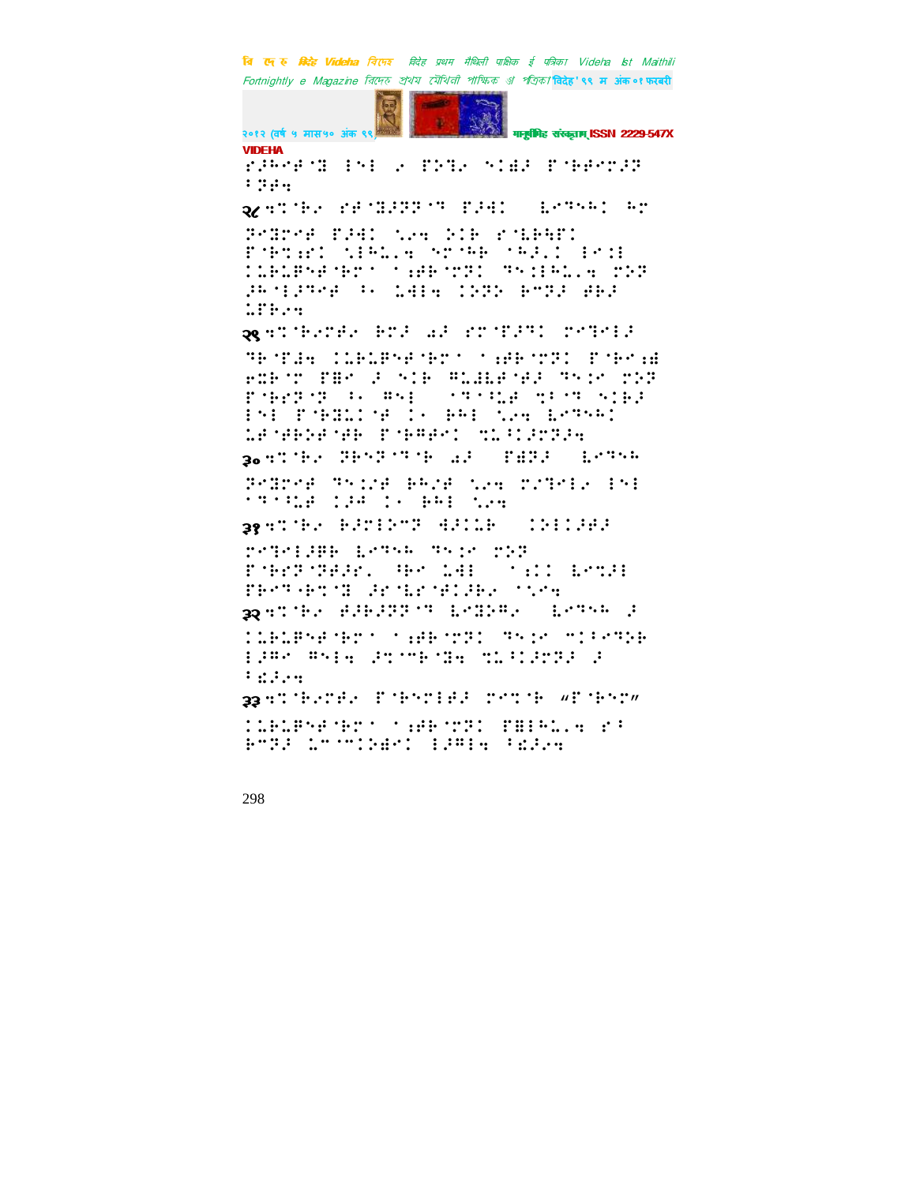२८

२९

३०

३१

३२

३३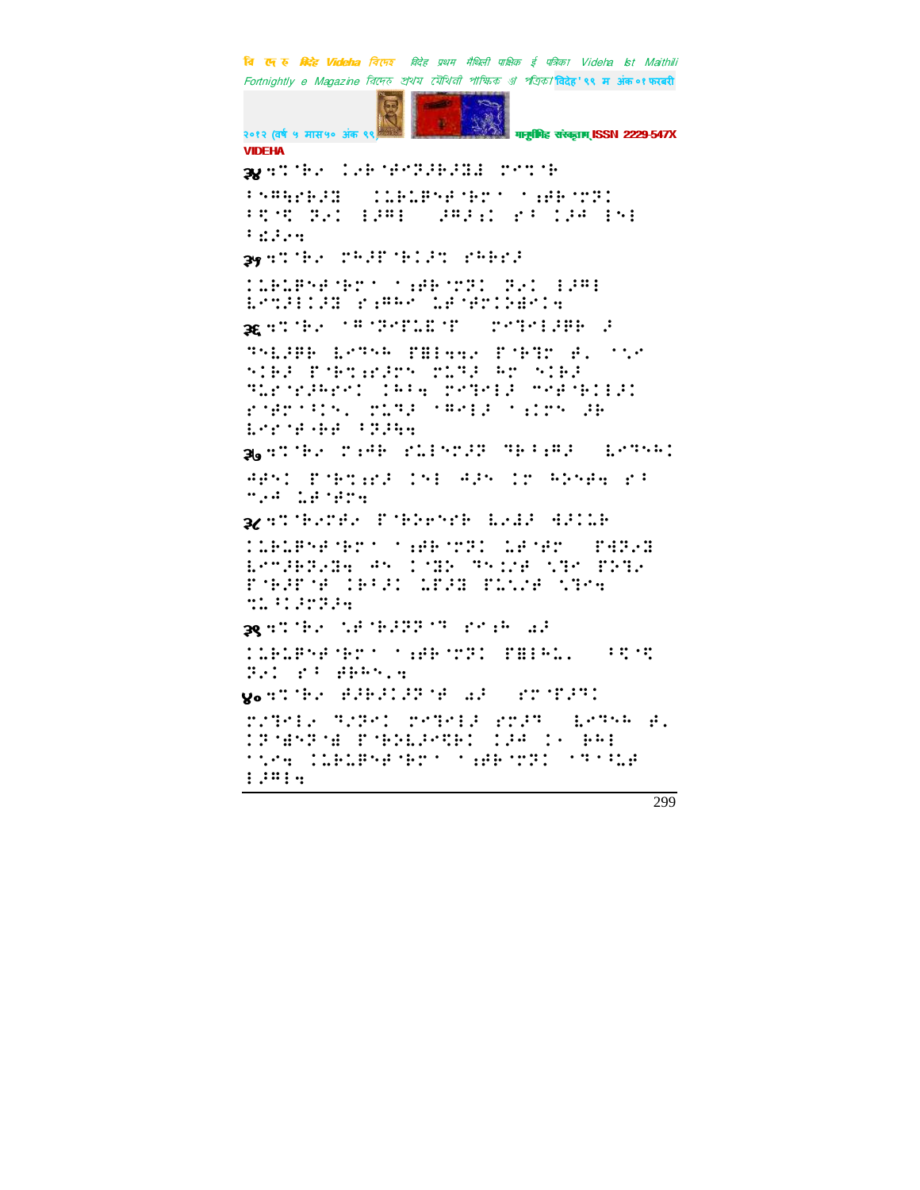३४

३५

३६

३७

३८

३९

४०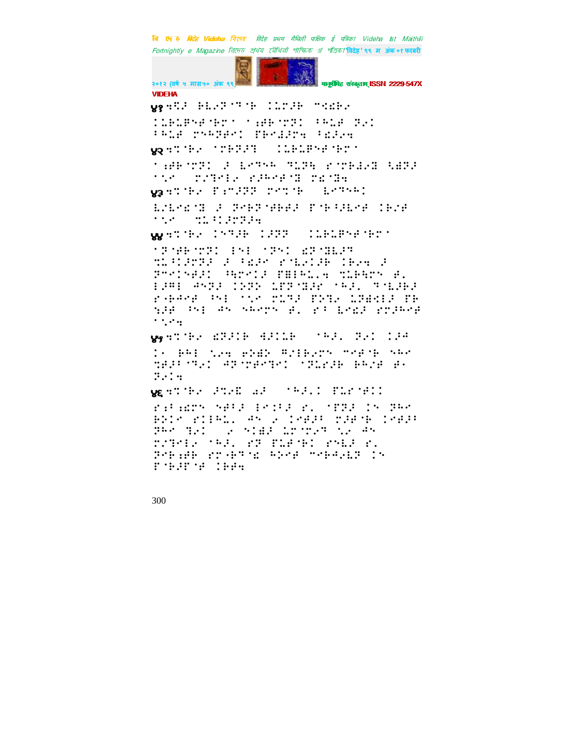४१

४२

४३

४४

४५

४६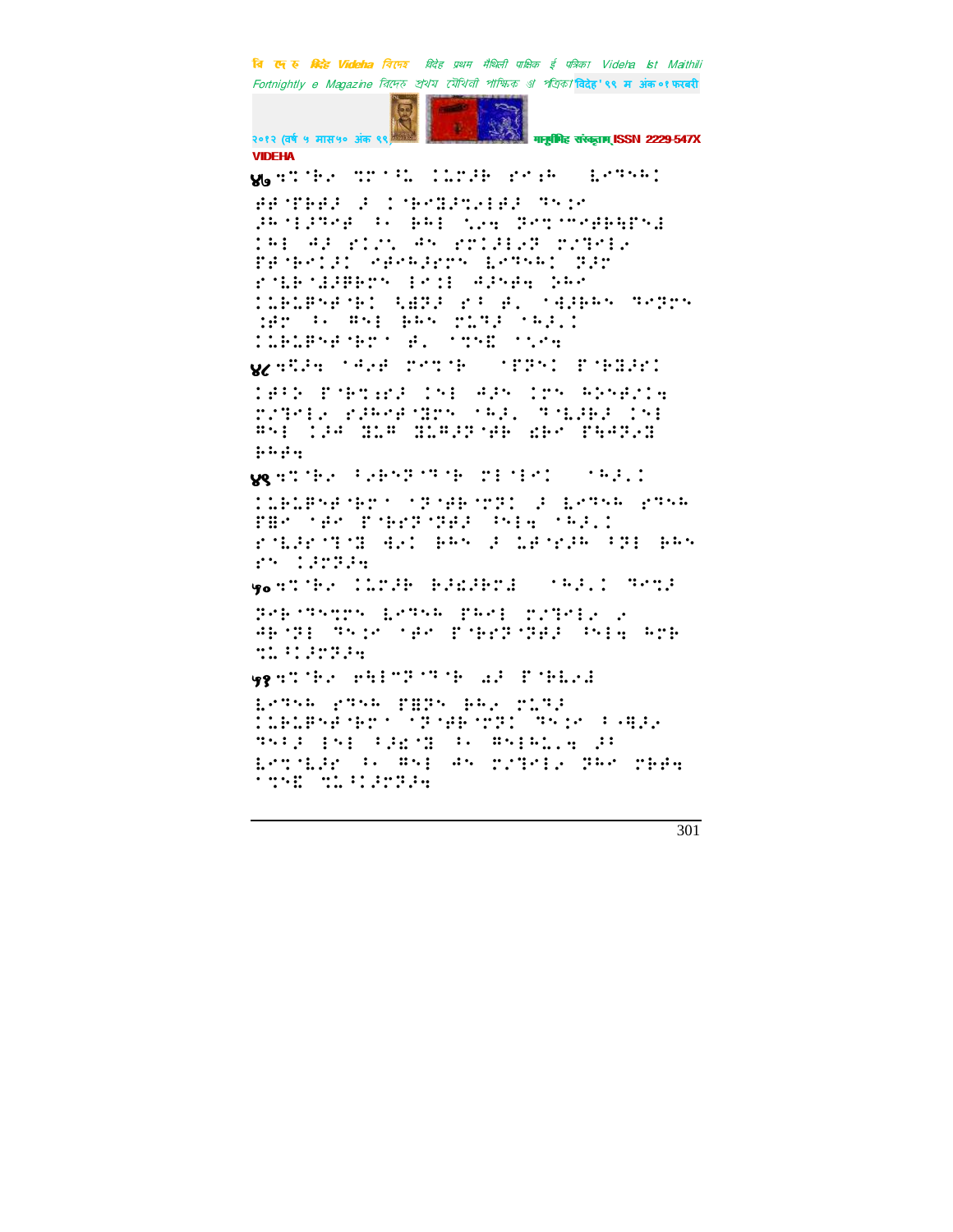४७ ⠹⠉⠨⠗⠑ ⠙⠍⠁⠳⠇ ⠿⠇⠍⠚⠓ ⠗⠎⠡⠓ ⠀⠇⠑⠉⠝⠓⠿

⠛⠋⠨⠋⠓⠛⠚ ⠚ ⠿⠨⠓⠎⠝⠚⠍⠞⠊⠓⠚ ⠙⠎⠜⠎ ⠚⠓⠁⠊⠚⠙⠑⠋ ⠁⠂ ⠓⠓⠊ ⠣⠔⠱ ⠝⠑⠍⠁⠑⠋⠓⠓⠋⠝⠊ ⠿⠓⠊ ⠚⠚ ⠗⠿⠌⠣ ⠚⠝ ⠗⠍⠿⠚⠊⠞⠏ ⠍⠌⠙⠑⠊⠞ ⠏⠋⠨⠓⠎⠿⠚⠿ ⠎⠋⠑⠓⠚⠗⠍⠝ ⠇⠑⠙⠝⠓⠿ ⠝⠚⠗ ⠗⠨⠇⠓⠨⠚⠋⠓⠗⠝ ⠊⠎⠿⠊ ⠚⠚⠝⠋⠱ ⠐⠓⠑ ⠿⠇⠓⠇⠋⠝⠋⠨⠓⠿ ⠓⠛⠝⠚ ⠗⠁⠀⠋⠂ ⠁⠱⠚⠓⠓⠝ ⠙⠑⠝⠚⠗⠝ ⠨⠋⠗⠀⠂⠂ ⠛⠝⠊ ⠓⠓⠝ ⠍⠇⠙⠚⠀⠁⠓⠚⠂⠿ ⠿⠇⠓⠇⠋⠝⠋⠨⠓⠗⠁ ⠋⠂ ⠁⠉⠝⠣ ⠁⠌⠎⠱

४८ ⠹⠩⠚⠱ ⠁⠚⠑⠋ ⠍⠑⠉⠨⠓ ⠀⠁⠋⠝⠝⠿ ⠏⠨⠓⠱⠚⠚⠿

⠿⠋⠁⠕ ⠏⠨⠓⠉⠜⠑⠚ ⠿⠝⠊ ⠚⠚⠝ ⠿⠗⠝ ⠓⠕⠝⠑⠋⠌⠱ ⠍⠌⠙⠑⠊⠞ ⠗⠚⠓⠑⠋⠨⠝⠗⠝ ⠁⠓⠚⠂ ⠙⠨⠇⠚⠓⠚ ⠿⠝⠊ ⠛⠝⠊ ⠿⠚⠚ ⠱⠇⠛ ⠱⠇⠛⠚⠗⠨⠋⠓ ⠪⠓⠑ ⠏⠓⠚⠙⠞⠱ ⠓⠓⠋⠱

४९ ⠹⠉⠨⠗⠑ ⠁⠞⠓⠎⠝⠨⠙⠨⠓ ⠍⠊⠨⠊⠎⠿ ⠀⠁⠓⠚⠂⠿

⠿⠇⠓⠇⠋⠝⠋⠨⠓⠗⠁ ⠁⠝⠨⠋⠓⠨⠍⠝⠿ ⠚ ⠇⠑⠙⠝⠓ ⠗⠙⠝⠓ ⠏⠛⠑ ⠁⠋⠑ ⠏⠨⠓⠑⠝⠨⠝⠋⠚ ⠁⠝⠊⠱ ⠁⠓⠚⠂⠿ ⠗⠨⠇⠚⠗⠨⠙⠨⠹ ⠹⠑⠿ ⠓⠓⠝ ⠚ ⠇⠋⠨⠗⠚⠓ ⠁⠝⠊ ⠓⠓⠝ ⠗⠝ ⠿⠚⠗⠝⠚⠱

५० ⠹⠉⠨⠗⠑ ⠿⠇⠍⠚⠓ ⠓⠚⠜⠚⠓⠍⠊ ⠀⠁⠓⠚⠂⠿ ⠙⠑⠉⠚

⠝⠑⠓⠨⠙⠎⠉⠗⠝ ⠇⠑⠙⠝⠓ ⠏⠓⠑⠊ ⠍⠌⠙⠑⠊⠑ ⠑ ⠚⠓⠨⠝⠊ ⠙⠎⠜⠎ ⠁⠋⠑ ⠏⠨⠓⠑⠝⠨⠝⠋⠚ ⠁⠝⠊⠱ ⠓⠗⠓ ⠉⠇⠁⠿⠚⠗⠝⠚⠱

५१ ⠹⠉⠨⠗⠑ ⠑⠓⠊⠍⠝⠨⠙⠨⠓ ⠔⠚ ⠏⠨⠓⠇⠑⠱

⠇⠑⠙⠝⠓ ⠗⠙⠝⠓ ⠏⠛⠝⠝ ⠓⠓⠑ ⠍⠇⠙⠚ ⠿⠇⠓⠇⠋⠝⠋⠨⠓⠗⠁ ⠁⠝⠨⠋⠓⠨⠍⠝⠿ ⠙⠎⠜⠎ ⠁⠂⠛⠚⠑ ⠙⠎⠁⠚ ⠊⠝⠊ ⠁⠚⠜⠨⠹ ⠁⠂ ⠛⠝⠊⠓⠇⠂⠱ ⠚⠁ ⠇⠑⠉⠨⠇⠚⠗ ⠁⠂ ⠛⠝⠊ ⠚⠝ ⠍⠌⠙⠑⠊⠑ ⠝⠓⠑ ⠍⠓⠋⠱ ⠁⠉⠝⠣ ⠉⠇⠁⠿⠚⠗⠝⠚⠱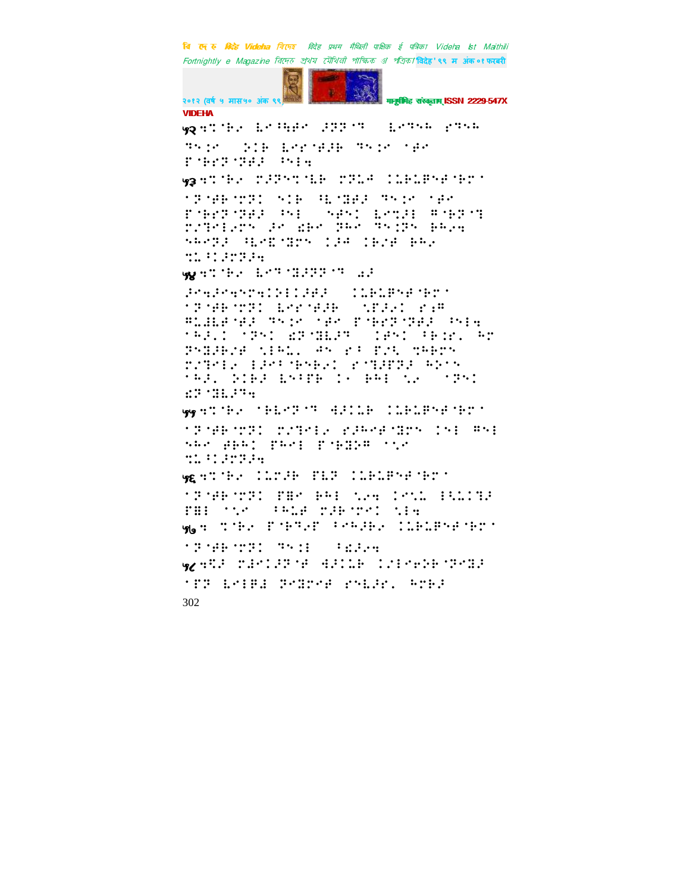५२

५३

५४

५५

५६

५७

५८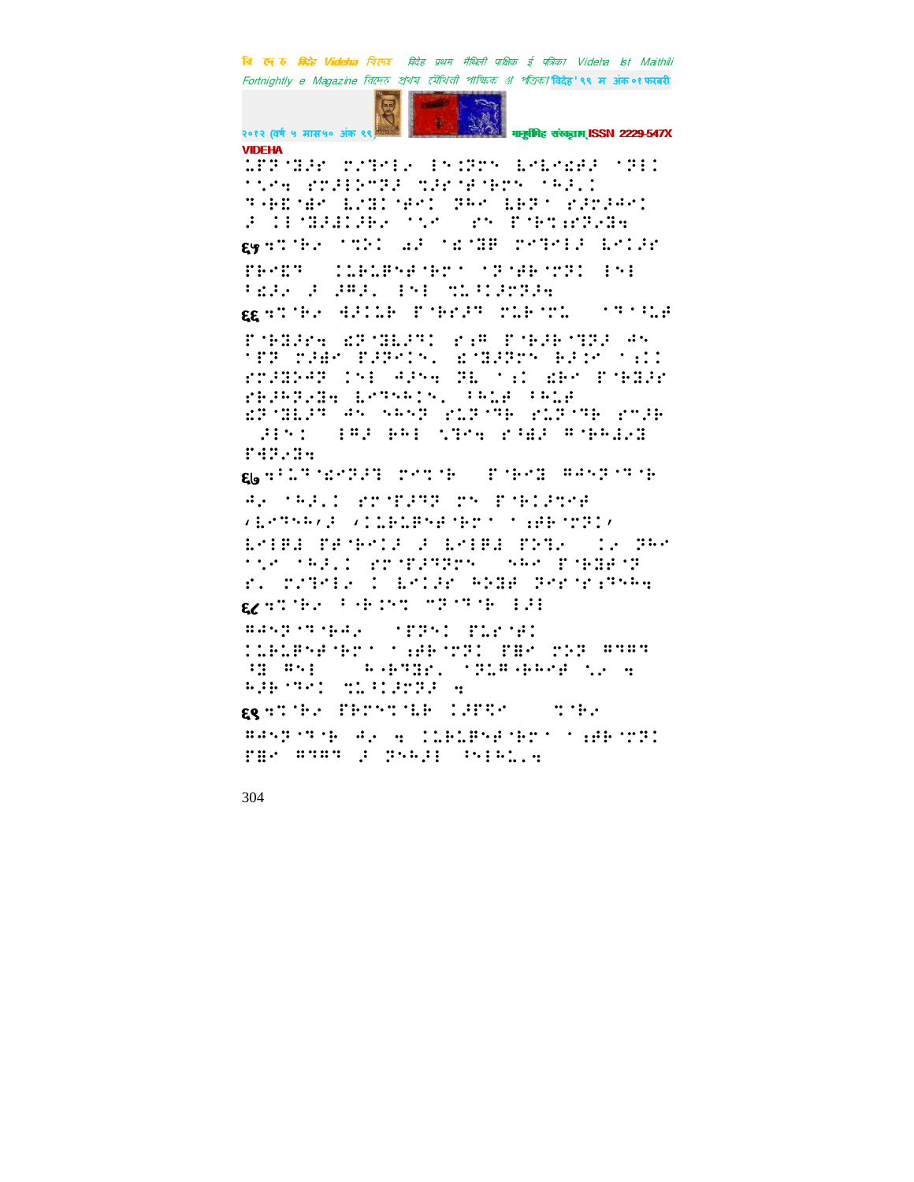⠅⠏⠗⠈⠝⠼⠗ ⠗⠌⠙⠑⠇⠊ ⠃⠝⠨⠗⠍ ⠇⠑⠇⠑⠫⠋⠼ ⠈⠙⠃⠨
⠈⠣⠑⠛ ⠗⠍⠼⠃⠝⠉⠏⠼ ⠹⠼⠗⠈⠋⠈⠗⠍ ⠈⠓⠼⠅⠨
⠙⠖⠗⠫⠈⠻ ⠇⠌⠝⠨⠈⠋⠑⠨ ⠝⠓⠑ ⠇⠗⠏⠁ ⠗⠼⠍⠼⠱⠨
⠼ ⠨⠃⠈⠝⠼⠙⠨⠼⠗⠊ ⠈⠣⠑ ⠀⠗⠝ ⠏⠈⠗⠞⠷⠗⠏⠊⠝⠛

६५ ⠙⠉⠈⠗⠊ ⠈⠹⠝⠨ ⠩⠼ ⠈⠫⠈⠝⠋ ⠗⠌⠙⠑⠇⠼ ⠇⠑⠨⠼⠗

⠏⠗⠑⠫⠙ ⠀⠨⠇⠗⠇⠏⠝⠋⠈⠗⠍⠁ ⠈⠏⠈⠋⠗⠈⠹⠏⠨ ⠃⠝⠃
⠠⠫⠼⠊ ⠼ ⠼⠣⠼⠂ ⠃⠝⠃ ⠹⠇⠠⠨⠼⠍⠏⠼⠛

६६ ⠙⠉⠈⠗⠊ ⠙⠼⠨⠇⠗ ⠏⠈⠗⠗⠼⠙ ⠗⠇⠗⠈⠍⠇ ⠀⠈⠙⠈⠠⠇⠋

⠏⠈⠗⠝⠼⠗⠛ ⠫⠏⠈⠝⠇⠼⠙⠨ ⠗⠱⠣ ⠏⠈⠗⠼⠗⠈⠹⠏⠼ ⠙⠝
⠈⠋⠏ ⠍⠼⠫⠑ ⠏⠼⠏⠑⠨⠝⠂ ⠫⠈⠝⠼⠏⠍⠝ ⠗⠼⠨⠑ ⠈⠱⠨⠨
⠗⠍⠼⠝⠑⠼⠏ ⠨⠝⠃ ⠙⠼⠝⠛ ⠝⠇ ⠈⠱⠨ ⠫⠗⠑ ⠏⠈⠗⠝⠼⠗
⠗⠗⠼⠗⠗⠊⠝⠛ ⠇⠑⠙⠝⠓⠨⠝⠂ ⠠⠓⠇⠋ ⠠⠓⠇⠋
⠫⠏⠈⠝⠇⠼⠙ ⠙⠝ ⠝⠓⠝⠏ ⠗⠇⠏⠈⠙⠗ ⠗⠇⠏⠈⠙⠗ ⠗⠍⠼⠗
⠀⠼⠃⠝⠨ ⠀⠃⠣⠼ ⠗⠓⠃ ⠹⠙⠑⠛ ⠗⠠⠫⠼ ⠣⠈⠗⠓⠼⠊⠝
⠏⠙⠏⠊⠝⠛

६७ ⠙⠠⠇⠙⠈⠫⠑⠏⠼⠙ ⠗⠑⠉⠈⠗ ⠀⠏⠈⠗⠑⠝ ⠣⠙⠝⠏⠈⠙⠈⠗

⠙⠊ ⠈⠓⠼⠅⠨ ⠗⠍⠈⠏⠼⠙⠏ ⠍⠝ ⠏⠈⠗⠨⠼⠹⠑⠋
⠌⠇⠑⠙⠝⠓⠌⠼ ⠌⠨⠇⠗⠇⠏⠝⠋⠈⠗⠍⠁ ⠈⠱⠋⠗⠈⠹⠏⠨⠌
⠇⠑⠃⠏⠼ ⠏⠋⠈⠗⠑⠨⠼ ⠼ ⠇⠑⠃⠏⠼ ⠏⠝⠙⠊ ⠀⠨⠊ ⠝⠓⠑
⠈⠣⠑ ⠈⠓⠼⠅⠨ ⠗⠍⠈⠏⠼⠙⠏⠗⠍ ⠀⠝⠓⠑ ⠏⠈⠗⠝⠋⠈⠏
⠗⠂ ⠗⠌⠙⠑⠇⠊ ⠨ ⠇⠑⠨⠼⠗ ⠓⠝⠃⠋ ⠝⠑⠗⠈⠗⠱⠙⠝⠓⠛

६८ ⠙⠉⠈⠗⠊ ⠠⠐⠗⠨⠝⠉ ⠐⠏⠈⠙⠈⠗ ⠃⠼⠃

⠣⠙⠝⠏⠈⠙⠈⠗⠙⠊ ⠀⠈⠋⠏⠝⠨ ⠏⠇⠗⠈⠋⠨
⠨⠇⠗⠇⠏⠝⠋⠈⠗⠍⠁ ⠈⠱⠋⠗⠈⠹⠏⠨ ⠏⠣⠑ ⠍⠝⠏ ⠣⠙⠣⠙
⠠⠹ ⠣⠝⠃ ⠀⠀⠓⠐⠗⠙⠹⠗⠂ ⠈⠏⠇⠣⠐⠗⠓⠑⠋ ⠣⠊ ⠛
⠓⠼⠗⠈⠙⠑⠨ ⠹⠇⠠⠨⠼⠍⠏⠼ ⠛

६९ ⠙⠉⠈⠗⠊ ⠏⠗⠍⠝⠉⠈⠇⠗ ⠨⠼⠏⠻⠑ ⠀⠀⠹⠈⠗⠊

⠣⠙⠝⠏⠈⠙⠈⠗ ⠙⠊ ⠛ ⠨⠇⠗⠇⠏⠝⠋⠈⠗⠍⠁ ⠈⠱⠋⠗⠈⠹⠏⠨
⠏⠣⠑ ⠣⠙⠣⠙ ⠼ ⠝⠓⠼⠃ ⠠⠝⠃⠓⠇⠂⠛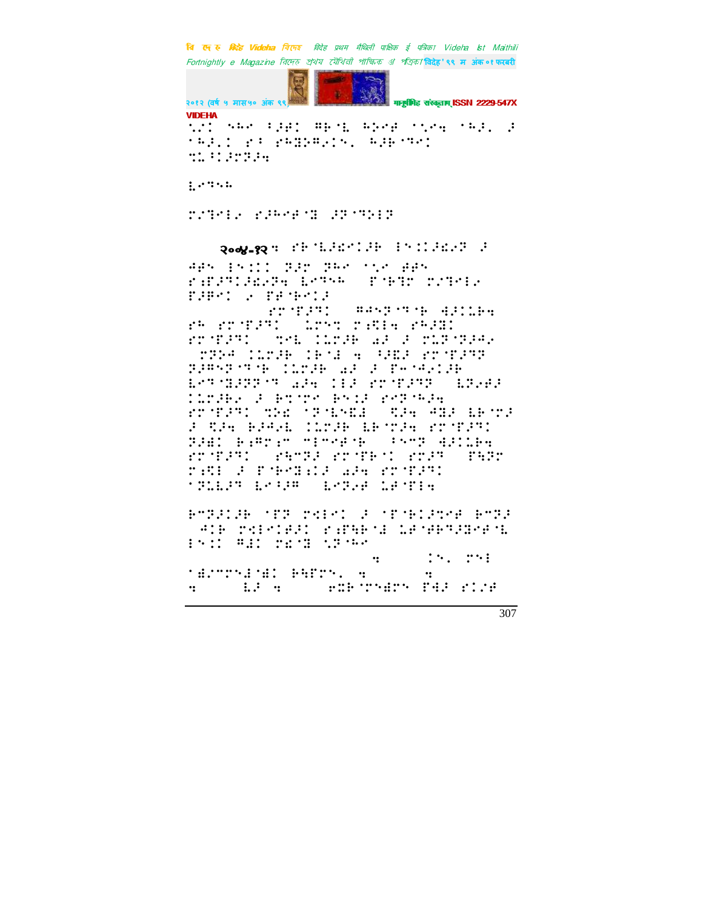VIDEHA

⠑⠌⠉⠀⠎⠓⠉⠀⠋⠚⠛⠉⠀⠻⠃⠈⠇⠀⠓⠕⠊⠋⠀⠁⠑⠊⠹⠀⠁⠓⠚⠂⠀⠚
⠁⠓⠚⠂⠉⠀⠗⠋⠀⠗⠓⠝⠃⠻⠂⠉⠎⠂⠀⠓⠚⠃⠁⠹⠉
⠹⠡⠋⠉⠚⠊⠗⠚⠹

⠇⠢⠹⠎⠓

⠍⠌⠹⠑⠇⠔⠀⠗⠚⠓⠊⠋⠈⠝⠀⠚⠗⠈⠹⠕⠇⠗

२००४-१२⠹⠀⠗⠃⠈⠇⠚⠫⠑⠉⠚⠃⠀⠑⠎⠉⠉⠚⠫⠔⠗⠀⠚
⠙⠛⠎⠀⠑⠎⠉⠉⠀⠝⠚⠗⠀⠝⠓⠑⠀⠁⠑⠢⠀⠛⠛⠎
⠗⠱⠋⠚⠹⠉⠚⠫⠔⠗⠹⠀⠇⠢⠹⠎⠓⠀⠀⠋⠈⠃⠹⠗⠀⠍⠌⠹⠑⠇⠔
⠋⠚⠻⠑⠉⠀⠔⠀⠋⠛⠈⠃⠑⠉⠚

⠗⠗⠈⠋⠚⠹⠉⠀⠀⠻⠙⠎⠗⠈⠹⠈⠃⠀⠙⠚⠉⠡⠃⠹
⠗⠓⠀⠗⠗⠈⠋⠚⠹⠉⠀⠀⠡⠗⠎⠹⠀⠍⠱⠪⠹⠀⠗⠓⠚⠫⠉
⠗⠗⠈⠋⠚⠹⠉⠀⠀⠹⠑⠇⠀⠉⠡⠗⠚⠃⠀⠜⠚⠀⠚⠀⠍⠡⠗⠈⠗⠚⠙⠔
⠀⠗⠝⠔⠙⠀⠉⠡⠗⠚⠃⠀⠉⠃⠈⠫⠀⠹⠀⠋⠚⠫⠚⠀⠗⠗⠈⠋⠚⠹⠗
⠝⠚⠻⠎⠗⠈⠹⠈⠃⠀⠉⠡⠗⠚⠃⠀⠜⠚⠀⠚⠀⠋⠤⠈⠙⠔⠉⠚⠃
⠇⠢⠹⠈⠝⠚⠗⠗⠈⠹⠀⠜⠚⠹⠀⠉⠉⠚⠀⠗⠗⠈⠋⠚⠹⠗⠀⠀⠇⠝⠔⠛⠚
⠉⠡⠗⠚⠃⠔⠀⠚⠀⠃⠹⠈⠗⠑⠀⠃⠎⠡⠚⠀⠗⠢⠗⠈⠓⠚⠹
⠗⠗⠈⠋⠚⠹⠉⠀⠹⠕⠫⠀⠈⠗⠈⠇⠎⠫⠇⠀⠀⠪⠚⠹⠀⠙⠝⠚⠀⠇⠃⠈⠗⠚
⠚⠀⠪⠚⠹⠀⠃⠚⠙⠔⠇⠀⠉⠡⠗⠚⠃⠀⠇⠃⠈⠗⠚⠹⠀⠗⠗⠈⠋⠚⠹⠉
⠝⠚⠫⠉⠀⠃⠱⠻⠗⠱⠑⠀⠹⠑⠗⠑⠋⠈⠃⠀⠀⠋⠎⠗⠝⠀⠙⠚⠉⠡⠃⠹
⠗⠗⠈⠋⠚⠹⠉⠀⠀⠗⠓⠗⠝⠚⠀⠗⠗⠈⠋⠃⠈⠉⠀⠗⠗⠚⠹⠀⠀⠋⠓⠝⠗
⠍⠱⠪⠇⠀⠚⠀⠋⠈⠃⠗⠝⠱⠉⠚⠀⠜⠚⠹⠀⠗⠗⠈⠋⠚⠹⠉
⠈⠝⠡⠇⠚⠹⠀⠇⠢⠋⠚⠻⠀⠀⠇⠗⠝⠔⠋⠀⠡⠋⠈⠋⠇⠹

⠃⠗⠝⠚⠉⠚⠃⠀⠈⠋⠝⠀⠍⠫⠇⠑⠉⠀⠚⠀⠈⠋⠈⠃⠉⠚⠹⠑⠋⠀⠃⠗⠝⠚
⠀⠙⠉⠃⠀⠍⠫⠇⠑⠉⠛⠚⠉⠀⠗⠱⠋⠓⠃⠈⠫⠀⠡⠋⠈⠛⠃⠹⠚⠝⠑⠋⠈⠇
⠑⠎⠉⠉⠀⠻⠫⠉⠀⠍⠫⠈⠝⠀⠑⠝⠈⠓⠑
⠹⠀⠀⠀⠀⠉⠎⠂⠀⠗⠎⠇
⠈⠫⠌⠗⠗⠎⠫⠈⠫⠉⠀⠃⠓⠋⠗⠎⠂⠀⠹⠀⠀⠀⠀⠹
⠹⠀⠀⠀⠀⠇⠚⠀⠹⠀⠀⠀⠀⠔⠭⠃⠈⠗⠎⠫⠗⠎⠀⠋⠙⠚⠀⠗⠉⠌⠋